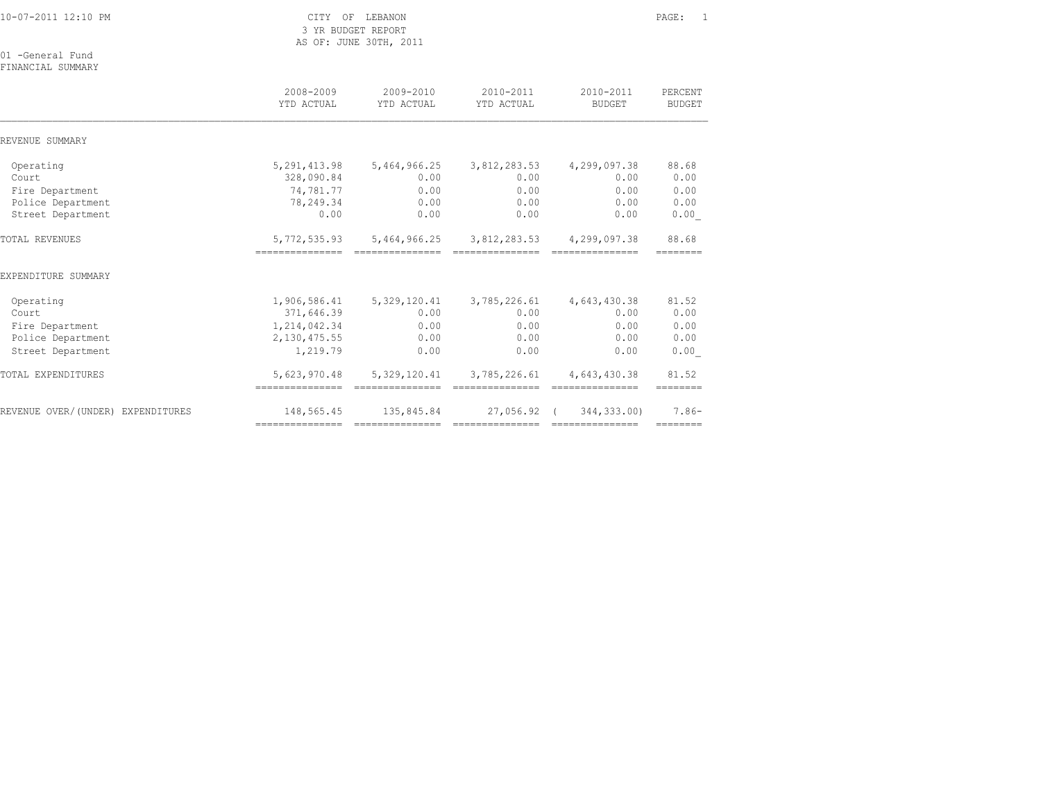CITY OF LEBANON
3 YR BUDGET REPORT
AS OF: JUNE 30TH, 2011

01 -General Fund
FINANCIAL SUMMARY

| | 2008-2009 YTD ACTUAL | 2009-2010 YTD ACTUAL | 2010-2011 YTD ACTUAL | 2010-2011 BUDGET | PERCENT BUDGET |
|---|---|---|---|---|---|
| REVENUE SUMMARY | | | | | |
| Operating | 5,291,413.98 | 5,464,966.25 | 3,812,283.53 | 4,299,097.38 | 88.68 |
| Court | 328,090.84 | 0.00 | 0.00 | 0.00 | 0.00 |
| Fire Department | 74,781.77 | 0.00 | 0.00 | 0.00 | 0.00 |
| Police Department | 78,249.34 | 0.00 | 0.00 | 0.00 | 0.00 |
| Street Department | 0.00 | 0.00 | 0.00 | 0.00 | 0.00 |
| TOTAL REVENUES | 5,772,535.93 | 5,464,966.25 | 3,812,283.53 | 4,299,097.38 | 88.68 |
| EXPENDITURE SUMMARY | | | | | |
| Operating | 1,906,586.41 | 5,329,120.41 | 3,785,226.61 | 4,643,430.38 | 81.52 |
| Court | 371,646.39 | 0.00 | 0.00 | 0.00 | 0.00 |
| Fire Department | 1,214,042.34 | 0.00 | 0.00 | 0.00 | 0.00 |
| Police Department | 2,130,475.55 | 0.00 | 0.00 | 0.00 | 0.00 |
| Street Department | 1,219.79 | 0.00 | 0.00 | 0.00 | 0.00 |
| TOTAL EXPENDITURES | 5,623,970.48 | 5,329,120.41 | 3,785,226.61 | 4,643,430.38 | 81.52 |
| REVENUE OVER/(UNDER) EXPENDITURES | 148,565.45 | 135,845.84 | 27,056.92 | ( 344,333.00) | 7.86- |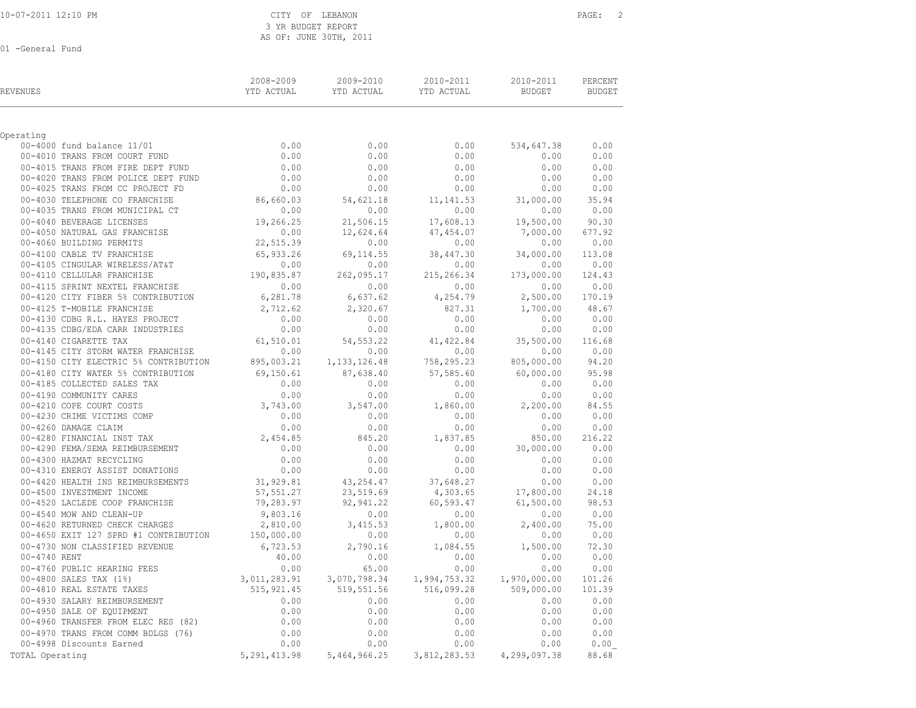CITY OF LEBANON
3 YR BUDGET REPORT
AS OF: JUNE 30TH, 2011

01 -General Fund

| REVENUES | 2008-2009 YTD ACTUAL | 2009-2010 YTD ACTUAL | 2010-2011 YTD ACTUAL | 2010-2011 BUDGET | PERCENT BUDGET |
|---|---|---|---|---|---|
| Operating | | | | | |
| 00-4000 fund balance 11/01 | 0.00 | 0.00 | 0.00 | 534,647.38 | 0.00 |
| 00-4010 TRANS FROM COURT FUND | 0.00 | 0.00 | 0.00 | 0.00 | 0.00 |
| 00-4015 TRANS FROM FIRE DEPT FUND | 0.00 | 0.00 | 0.00 | 0.00 | 0.00 |
| 00-4020 TRANS FROM POLICE DEPT FUND | 0.00 | 0.00 | 0.00 | 0.00 | 0.00 |
| 00-4025 TRANS FROM CC PROJECT FD | 0.00 | 0.00 | 0.00 | 0.00 | 0.00 |
| 00-4030 TELEPHONE CO FRANCHISE | 86,660.03 | 54,621.18 | 11,141.53 | 31,000.00 | 35.94 |
| 00-4035 TRANS FROM MUNICIPAL CT | 0.00 | 0.00 | 0.00 | 0.00 | 0.00 |
| 00-4040 BEVERAGE LICENSES | 19,266.25 | 21,506.15 | 17,608.13 | 19,500.00 | 90.30 |
| 00-4050 NATURAL GAS FRANCHISE | 0.00 | 12,624.64 | 47,454.07 | 7,000.00 | 677.92 |
| 00-4060 BUILDING PERMITS | 22,515.39 | 0.00 | 0.00 | 0.00 | 0.00 |
| 00-4100 CABLE TV FRANCHISE | 65,933.26 | 69,114.55 | 38,447.30 | 34,000.00 | 113.08 |
| 00-4105 CINGULAR WIRELESS/AT&T | 0.00 | 0.00 | 0.00 | 0.00 | 0.00 |
| 00-4110 CELLULAR FRANCHISE | 190,835.87 | 262,095.17 | 215,266.34 | 173,000.00 | 124.43 |
| 00-4115 SPRINT NEXTEL FRANCHISE | 0.00 | 0.00 | 0.00 | 0.00 | 0.00 |
| 00-4120 CITY FIBER 5% CONTRIBUTION | 6,281.78 | 6,637.62 | 4,254.79 | 2,500.00 | 170.19 |
| 00-4125 T-MOBILE FRANCHISE | 2,712.62 | 2,320.67 | 827.31 | 1,700.00 | 48.67 |
| 00-4130 CDBG R.L. HAYES PROJECT | 0.00 | 0.00 | 0.00 | 0.00 | 0.00 |
| 00-4135 CDBG/EDA CARR INDUSTRIES | 0.00 | 0.00 | 0.00 | 0.00 | 0.00 |
| 00-4140 CIGARETTE TAX | 61,510.01 | 54,553.22 | 41,422.84 | 35,500.00 | 116.68 |
| 00-4145 CITY STORM WATER FRANCHISE | 0.00 | 0.00 | 0.00 | 0.00 | 0.00 |
| 00-4150 CITY ELECTRIC 5% CONTRIBUTION | 895,003.21 | 1,133,126.48 | 758,295.23 | 805,000.00 | 94.20 |
| 00-4180 CITY WATER 5% CONTRIBUTION | 69,150.61 | 87,638.40 | 57,585.60 | 60,000.00 | 95.98 |
| 00-4185 COLLECTED SALES TAX | 0.00 | 0.00 | 0.00 | 0.00 | 0.00 |
| 00-4190 COMMUNITY CARES | 0.00 | 0.00 | 0.00 | 0.00 | 0.00 |
| 00-4210 COPE COURT COSTS | 3,743.00 | 3,547.00 | 1,860.00 | 2,200.00 | 84.55 |
| 00-4230 CRIME VICTIMS COMP | 0.00 | 0.00 | 0.00 | 0.00 | 0.00 |
| 00-4260 DAMAGE CLAIM | 0.00 | 0.00 | 0.00 | 0.00 | 0.00 |
| 00-4280 FINANCIAL INST TAX | 2,454.85 | 845.20 | 1,837.85 | 850.00 | 216.22 |
| 00-4290 FEMA/SEMA REIMBURSEMENT | 0.00 | 0.00 | 0.00 | 30,000.00 | 0.00 |
| 00-4300 HAZMAT RECYCLING | 0.00 | 0.00 | 0.00 | 0.00 | 0.00 |
| 00-4310 ENERGY ASSIST DONATIONS | 0.00 | 0.00 | 0.00 | 0.00 | 0.00 |
| 00-4420 HEALTH INS REIMBURSEMENTS | 31,929.81 | 43,254.47 | 37,648.27 | 0.00 | 0.00 |
| 00-4500 INVESTMENT INCOME | 57,551.27 | 23,519.69 | 4,303.65 | 17,800.00 | 24.18 |
| 00-4520 LACLEDE COOP FRANCHISE | 79,283.97 | 92,941.22 | 60,593.47 | 61,500.00 | 98.53 |
| 00-4540 MOW AND CLEAN-UP | 9,803.16 | 0.00 | 0.00 | 0.00 | 0.00 |
| 00-4620 RETURNED CHECK CHARGES | 2,810.00 | 3,415.53 | 1,800.00 | 2,400.00 | 75.00 |
| 00-4650 EXIT 127 SPRD #1 CONTRIBUTION | 150,000.00 | 0.00 | 0.00 | 0.00 | 0.00 |
| 00-4730 NON CLASSIFIED REVENUE | 6,723.53 | 2,790.16 | 1,084.55 | 1,500.00 | 72.30 |
| 00-4740 RENT | 40.00 | 0.00 | 0.00 | 0.00 | 0.00 |
| 00-4760 PUBLIC HEARING FEES | 0.00 | 65.00 | 0.00 | 0.00 | 0.00 |
| 00-4800 SALES TAX (1%) | 3,011,283.91 | 3,070,798.34 | 1,994,753.32 | 1,970,000.00 | 101.26 |
| 00-4810 REAL ESTATE TAXES | 515,921.45 | 519,551.56 | 516,099.28 | 509,000.00 | 101.39 |
| 00-4930 SALARY REIMBURSEMENT | 0.00 | 0.00 | 0.00 | 0.00 | 0.00 |
| 00-4950 SALE OF EQUIPMENT | 0.00 | 0.00 | 0.00 | 0.00 | 0.00 |
| 00-4960 TRANSFER FROM ELEC RES (82) | 0.00 | 0.00 | 0.00 | 0.00 | 0.00 |
| 00-4970 TRANS FROM COMM BDLGS (76) | 0.00 | 0.00 | 0.00 | 0.00 | 0.00 |
| 00-4998 Discounts Earned | 0.00 | 0.00 | 0.00 | 0.00 | 0.00 |
| TOTAL Operating | 5,291,413.98 | 5,464,966.25 | 3,812,283.53 | 4,299,097.38 | 88.68 |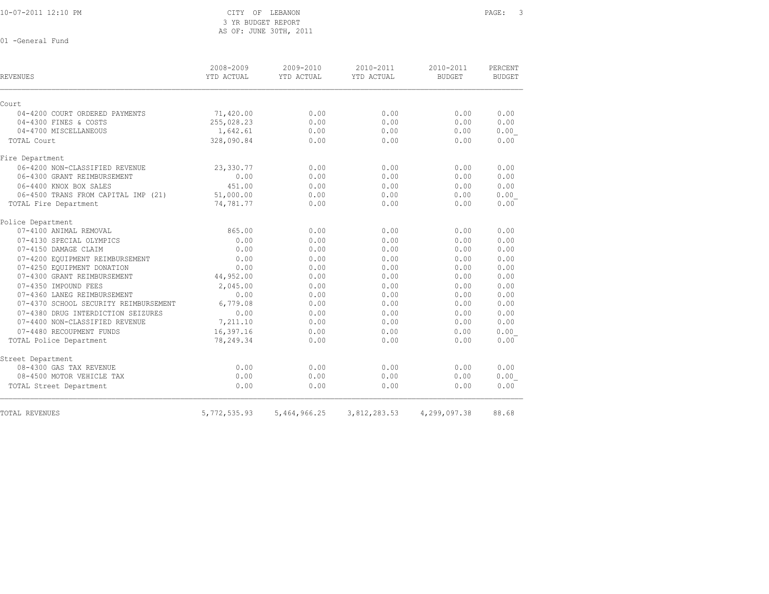CITY OF LEBANON
3 YR BUDGET REPORT
AS OF: JUNE 30TH, 2011

01 -General Fund

| REVENUES | 2008-2009 YTD ACTUAL | 2009-2010 YTD ACTUAL | 2010-2011 YTD ACTUAL | 2010-2011 BUDGET | PERCENT BUDGET |
|---|---|---|---|---|---|
| Court | | | | | |
| 04-4200 COURT ORDERED PAYMENTS | 71,420.00 | 0.00 | 0.00 | 0.00 | 0.00 |
| 04-4300 FINES & COSTS | 255,028.23 | 0.00 | 0.00 | 0.00 | 0.00 |
| 04-4700 MISCELLANEOUS | 1,642.61 | 0.00 | 0.00 | 0.00 | 0.00 |
| TOTAL Court | 328,090.84 | 0.00 | 0.00 | 0.00 | 0.00 |
| Fire Department | | | | | |
| 06-4200 NON-CLASSIFIED REVENUE | 23,330.77 | 0.00 | 0.00 | 0.00 | 0.00 |
| 06-4300 GRANT REIMBURSEMENT | 0.00 | 0.00 | 0.00 | 0.00 | 0.00 |
| 06-4400 KNOX BOX SALES | 451.00 | 0.00 | 0.00 | 0.00 | 0.00 |
| 06-4500 TRANS FROM CAPITAL IMP (21) | 51,000.00 | 0.00 | 0.00 | 0.00 | 0.00 |
| TOTAL Fire Department | 74,781.77 | 0.00 | 0.00 | 0.00 | 0.00 |
| Police Department | | | | | |
| 07-4100 ANIMAL REMOVAL | 865.00 | 0.00 | 0.00 | 0.00 | 0.00 |
| 07-4130 SPECIAL OLYMPICS | 0.00 | 0.00 | 0.00 | 0.00 | 0.00 |
| 07-4150 DAMAGE CLAIM | 0.00 | 0.00 | 0.00 | 0.00 | 0.00 |
| 07-4200 EQUIPMENT REIMBURSEMENT | 0.00 | 0.00 | 0.00 | 0.00 | 0.00 |
| 07-4250 EQUIPMENT DONATION | 0.00 | 0.00 | 0.00 | 0.00 | 0.00 |
| 07-4300 GRANT REIMBURSEMENT | 44,952.00 | 0.00 | 0.00 | 0.00 | 0.00 |
| 07-4350 IMPOUND FEES | 2,045.00 | 0.00 | 0.00 | 0.00 | 0.00 |
| 07-4360 LANEG REIMBURSEMENT | 0.00 | 0.00 | 0.00 | 0.00 | 0.00 |
| 07-4370 SCHOOL SECURITY REIMBURSEMENT | 6,779.08 | 0.00 | 0.00 | 0.00 | 0.00 |
| 07-4380 DRUG INTERDICTION SEIZURES | 0.00 | 0.00 | 0.00 | 0.00 | 0.00 |
| 07-4400 NON-CLASSIFIED REVENUE | 7,211.10 | 0.00 | 0.00 | 0.00 | 0.00 |
| 07-4480 RECOUPMENT FUNDS | 16,397.16 | 0.00 | 0.00 | 0.00 | 0.00 |
| TOTAL Police Department | 78,249.34 | 0.00 | 0.00 | 0.00 | 0.00 |
| Street Department | | | | | |
| 08-4300 GAS TAX REVENUE | 0.00 | 0.00 | 0.00 | 0.00 | 0.00 |
| 08-4500 MOTOR VEHICLE TAX | 0.00 | 0.00 | 0.00 | 0.00 | 0.00 |
| TOTAL Street Department | 0.00 | 0.00 | 0.00 | 0.00 | 0.00 |
| TOTAL REVENUES | 5,772,535.93 | 5,464,966.25 | 3,812,283.53 | 4,299,097.38 | 88.68 |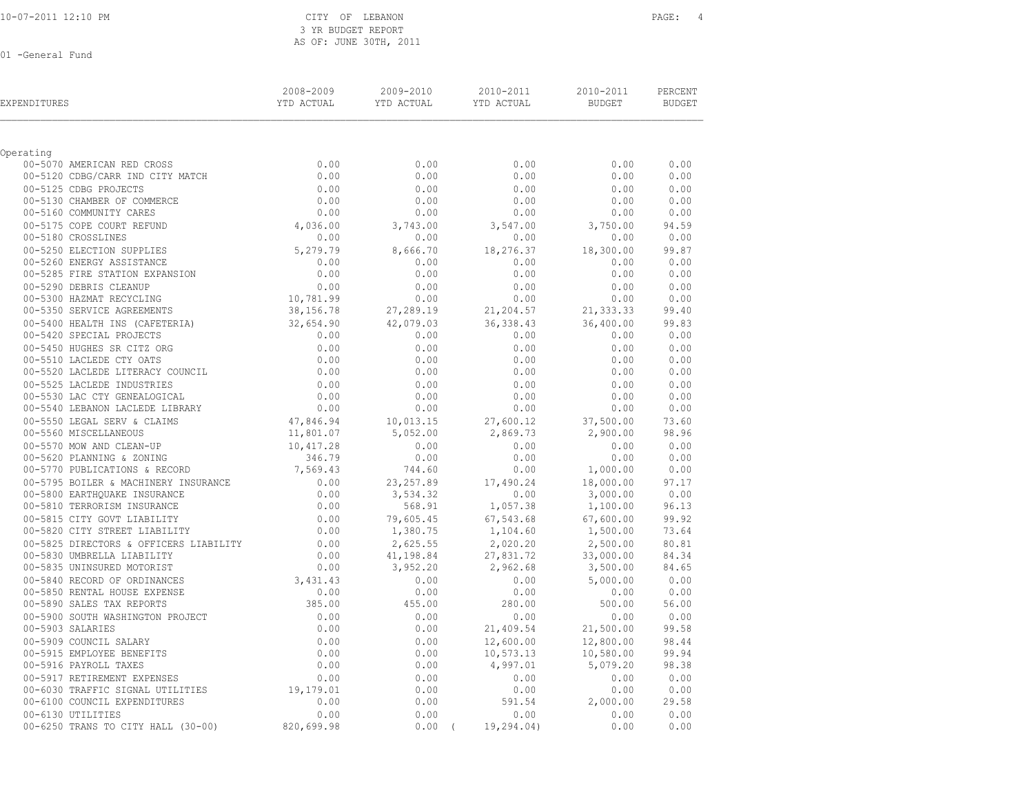CITY OF LEBANON
3 YR BUDGET REPORT
AS OF: JUNE 30TH, 2011

01 -General Fund

| EXPENDITURES | 2008-2009 YTD ACTUAL | 2009-2010 YTD ACTUAL | 2010-2011 YTD ACTUAL | 2010-2011 BUDGET | PERCENT BUDGET |
|---|---|---|---|---|---|
| **Operating** | | | | | |
| 00-5070 AMERICAN RED CROSS | 0.00 | 0.00 | 0.00 | 0.00 | 0.00 |
| 00-5120 CDBG/CARR IND CITY MATCH | 0.00 | 0.00 | 0.00 | 0.00 | 0.00 |
| 00-5125 CDBG PROJECTS | 0.00 | 0.00 | 0.00 | 0.00 | 0.00 |
| 00-5130 CHAMBER OF COMMERCE | 0.00 | 0.00 | 0.00 | 0.00 | 0.00 |
| 00-5160 COMMUNITY CARES | 0.00 | 0.00 | 0.00 | 0.00 | 0.00 |
| 00-5175 COPE COURT REFUND | 4,036.00 | 3,743.00 | 3,547.00 | 3,750.00 | 94.59 |
| 00-5180 CROSSLINES | 0.00 | 0.00 | 0.00 | 0.00 | 0.00 |
| 00-5250 ELECTION SUPPLIES | 5,279.79 | 8,666.70 | 18,276.37 | 18,300.00 | 99.87 |
| 00-5260 ENERGY ASSISTANCE | 0.00 | 0.00 | 0.00 | 0.00 | 0.00 |
| 00-5285 FIRE STATION EXPANSION | 0.00 | 0.00 | 0.00 | 0.00 | 0.00 |
| 00-5290 DEBRIS CLEANUP | 0.00 | 0.00 | 0.00 | 0.00 | 0.00 |
| 00-5300 HAZMAT RECYCLING | 10,781.99 | 0.00 | 0.00 | 0.00 | 0.00 |
| 00-5350 SERVICE AGREEMENTS | 38,156.78 | 27,289.19 | 21,204.57 | 21,333.33 | 99.40 |
| 00-5400 HEALTH INS (CAFETERIA) | 32,654.90 | 42,079.03 | 36,338.43 | 36,400.00 | 99.83 |
| 00-5420 SPECIAL PROJECTS | 0.00 | 0.00 | 0.00 | 0.00 | 0.00 |
| 00-5450 HUGHES SR CITZ ORG | 0.00 | 0.00 | 0.00 | 0.00 | 0.00 |
| 00-5510 LACLEDE CTY OATS | 0.00 | 0.00 | 0.00 | 0.00 | 0.00 |
| 00-5520 LACLEDE LITERACY COUNCIL | 0.00 | 0.00 | 0.00 | 0.00 | 0.00 |
| 00-5525 LACLEDE INDUSTRIES | 0.00 | 0.00 | 0.00 | 0.00 | 0.00 |
| 00-5530 LAC CTY GENEALOGICAL | 0.00 | 0.00 | 0.00 | 0.00 | 0.00 |
| 00-5540 LEBANON LACLEDE LIBRARY | 0.00 | 0.00 | 0.00 | 0.00 | 0.00 |
| 00-5550 LEGAL SERV & CLAIMS | 47,846.94 | 10,013.15 | 27,600.12 | 37,500.00 | 73.60 |
| 00-5560 MISCELLANEOUS | 11,801.07 | 5,052.00 | 2,869.73 | 2,900.00 | 98.96 |
| 00-5570 MOW AND CLEAN-UP | 10,417.28 | 0.00 | 0.00 | 0.00 | 0.00 |
| 00-5620 PLANNING & ZONING | 346.79 | 0.00 | 0.00 | 0.00 | 0.00 |
| 00-5770 PUBLICATIONS & RECORD | 7,569.43 | 744.60 | 0.00 | 1,000.00 | 0.00 |
| 00-5795 BOILER & MACHINERY INSURANCE | 0.00 | 23,257.89 | 17,490.24 | 18,000.00 | 97.17 |
| 00-5800 EARTHQUAKE INSURANCE | 0.00 | 3,534.32 | 0.00 | 3,000.00 | 0.00 |
| 00-5810 TERRORISM INSURANCE | 0.00 | 568.91 | 1,057.38 | 1,100.00 | 96.13 |
| 00-5815 CITY GOVT LIABILITY | 0.00 | 79,605.45 | 67,543.68 | 67,600.00 | 99.92 |
| 00-5820 CITY STREET LIABILITY | 0.00 | 1,380.75 | 1,104.60 | 1,500.00 | 73.64 |
| 00-5825 DIRECTORS & OFFICERS LIABILITY | 0.00 | 2,625.55 | 2,020.20 | 2,500.00 | 80.81 |
| 00-5830 UMBRELLA LIABILITY | 0.00 | 41,198.84 | 27,831.72 | 33,000.00 | 84.34 |
| 00-5835 UNINSURED MOTORIST | 0.00 | 3,952.20 | 2,962.68 | 3,500.00 | 84.65 |
| 00-5840 RECORD OF ORDINANCES | 3,431.43 | 0.00 | 0.00 | 5,000.00 | 0.00 |
| 00-5850 RENTAL HOUSE EXPENSE | 0.00 | 0.00 | 0.00 | 0.00 | 0.00 |
| 00-5890 SALES TAX REPORTS | 385.00 | 455.00 | 280.00 | 500.00 | 56.00 |
| 00-5900 SOUTH WASHINGTON PROJECT | 0.00 | 0.00 | 0.00 | 0.00 | 0.00 |
| 00-5903 SALARIES | 0.00 | 0.00 | 21,409.54 | 21,500.00 | 99.58 |
| 00-5909 COUNCIL SALARY | 0.00 | 0.00 | 12,600.00 | 12,800.00 | 98.44 |
| 00-5915 EMPLOYEE BENEFITS | 0.00 | 0.00 | 10,573.13 | 10,580.00 | 99.94 |
| 00-5916 PAYROLL TAXES | 0.00 | 0.00 | 4,997.01 | 5,079.20 | 98.38 |
| 00-5917 RETIREMENT EXPENSES | 0.00 | 0.00 | 0.00 | 0.00 | 0.00 |
| 00-6030 TRAFFIC SIGNAL UTILITIES | 19,179.01 | 0.00 | 0.00 | 0.00 | 0.00 |
| 00-6100 COUNCIL EXPENDITURES | 0.00 | 0.00 | 591.54 | 2,000.00 | 29.58 |
| 00-6130 UTILITIES | 0.00 | 0.00 | 0.00 | 0.00 | 0.00 |
| 00-6250 TRANS TO CITY HALL (30-00) | 820,699.98 | 0.00 | ( 19,294.04) | 0.00 | 0.00 |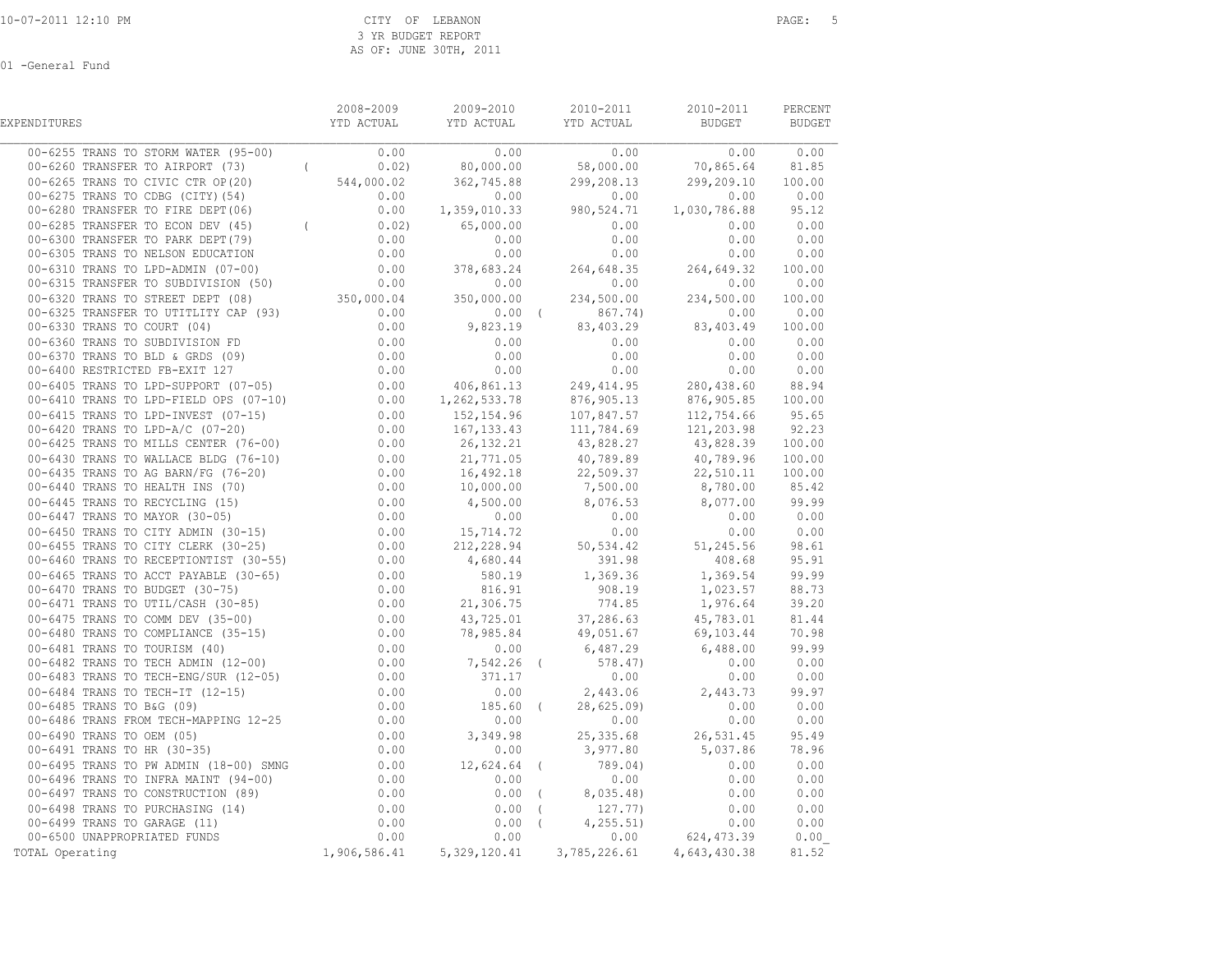CITY OF LEBANON
3 YR BUDGET REPORT
AS OF: JUNE 30TH, 2011

01 -General Fund

| EXPENDITURES | 2008-2009 YTD ACTUAL | 2009-2010 YTD ACTUAL | 2010-2011 YTD ACTUAL | 2010-2011 BUDGET | PERCENT BUDGET |
|---|---|---|---|---|---|
| 00-6255 TRANS TO STORM WATER (95-00) | 0.00 | 0.00 | 0.00 | 0.00 | 0.00 |
| 00-6260 TRANSFER TO AIRPORT (73) | ( 0.02) | 80,000.00 | 58,000.00 | 70,865.64 | 81.85 |
| 00-6265 TRANS TO CIVIC CTR OP(20) | 544,000.02 | 362,745.88 | 299,208.13 | 299,209.10 | 100.00 |
| 00-6275 TRANS TO CDBG (CITY)(54) | 0.00 | 0.00 | 0.00 | 0.00 | 0.00 |
| 00-6280 TRANSFER TO FIRE DEPT(06) | 0.00 | 1,359,010.33 | 980,524.71 | 1,030,786.88 | 95.12 |
| 00-6285 TRANSFER TO ECON DEV (45) | ( 0.02) | 65,000.00 | 0.00 | 0.00 | 0.00 |
| 00-6300 TRANSFER TO PARK DEPT(79) | 0.00 | 0.00 | 0.00 | 0.00 | 0.00 |
| 00-6305 TRANS TO NELSON EDUCATION | 0.00 | 0.00 | 0.00 | 0.00 | 0.00 |
| 00-6310 TRANS TO LPD-ADMIN (07-00) | 0.00 | 378,683.24 | 264,648.35 | 264,649.32 | 100.00 |
| 00-6315 TRANSFER TO SUBDIVISION (50) | 0.00 | 0.00 | 0.00 | 0.00 | 0.00 |
| 00-6320 TRANS TO STREET DEPT (08) | 350,000.04 | 350,000.00 | 234,500.00 | 234,500.00 | 100.00 |
| 00-6325 TRANSFER TO UTITLITY CAP (93) | 0.00 | 0.00 | ( 867.74) | 0.00 | 0.00 |
| 00-6330 TRANS TO COURT (04) | 0.00 | 9,823.19 | 83,403.29 | 83,403.49 | 100.00 |
| 00-6360 TRANS TO SUBDIVISION FD | 0.00 | 0.00 | 0.00 | 0.00 | 0.00 |
| 00-6370 TRANS TO BLD & GRDS (09) | 0.00 | 0.00 | 0.00 | 0.00 | 0.00 |
| 00-6400 RESTRICTED FB-EXIT 127 | 0.00 | 0.00 | 0.00 | 0.00 | 0.00 |
| 00-6405 TRANS TO LPD-SUPPORT (07-05) | 0.00 | 406,861.13 | 249,414.95 | 280,438.60 | 88.94 |
| 00-6410 TRANS TO LPD-FIELD OPS (07-10) | 0.00 | 1,262,533.78 | 876,905.13 | 876,905.85 | 100.00 |
| 00-6415 TRANS TO LPD-INVEST (07-15) | 0.00 | 152,154.96 | 107,847.57 | 112,754.66 | 95.65 |
| 00-6420 TRANS TO LPD-A/C (07-20) | 0.00 | 167,133.43 | 111,784.69 | 121,203.98 | 92.23 |
| 00-6425 TRANS TO MILLS CENTER (76-00) | 0.00 | 26,132.21 | 43,828.27 | 43,828.39 | 100.00 |
| 00-6430 TRANS TO WALLACE BLDG (76-10) | 0.00 | 21,771.05 | 40,789.89 | 40,789.96 | 100.00 |
| 00-6435 TRANS TO AG BARN/FG (76-20) | 0.00 | 16,492.18 | 22,509.37 | 22,510.11 | 100.00 |
| 00-6440 TRANS TO HEALTH INS (70) | 0.00 | 10,000.00 | 7,500.00 | 8,780.00 | 85.42 |
| 00-6445 TRANS TO RECYCLING (15) | 0.00 | 4,500.00 | 8,076.53 | 8,077.00 | 99.99 |
| 00-6447 TRANS TO MAYOR (30-05) | 0.00 | 0.00 | 0.00 | 0.00 | 0.00 |
| 00-6450 TRANS TO CITY ADMIN (30-15) | 0.00 | 15,714.72 | 0.00 | 0.00 | 0.00 |
| 00-6455 TRANS TO CITY CLERK (30-25) | 0.00 | 212,228.94 | 50,534.42 | 51,245.56 | 98.61 |
| 00-6460 TRANS TO RECEPTIONTIST (30-55) | 0.00 | 4,680.44 | 391.98 | 408.68 | 95.91 |
| 00-6465 TRANS TO ACCT PAYABLE (30-65) | 0.00 | 580.19 | 1,369.36 | 1,369.54 | 99.99 |
| 00-6470 TRANS TO BUDGET (30-75) | 0.00 | 816.91 | 908.19 | 1,023.57 | 88.73 |
| 00-6471 TRANS TO UTIL/CASH (30-85) | 0.00 | 21,306.75 | 774.85 | 1,976.64 | 39.20 |
| 00-6475 TRANS TO COMM DEV (35-00) | 0.00 | 43,725.01 | 37,286.63 | 45,783.01 | 81.44 |
| 00-6480 TRANS TO COMPLIANCE (35-15) | 0.00 | 78,985.84 | 49,051.67 | 69,103.44 | 70.98 |
| 00-6481 TRANS TO TOURISM (40) | 0.00 | 0.00 | 6,487.29 | 6,488.00 | 99.99 |
| 00-6482 TRANS TO TECH ADMIN (12-00) | 0.00 | 7,542.26 | ( 578.47) | 0.00 | 0.00 |
| 00-6483 TRANS TO TECH-ENG/SUR (12-05) | 0.00 | 371.17 | 0.00 | 0.00 | 0.00 |
| 00-6484 TRANS TO TECH-IT (12-15) | 0.00 | 0.00 | 2,443.06 | 2,443.73 | 99.97 |
| 00-6485 TRANS TO B&G (09) | 0.00 | 185.60 | ( 28,625.09) | 0.00 | 0.00 |
| 00-6486 TRANS FROM TECH-MAPPING 12-25 | 0.00 | 0.00 | 0.00 | 0.00 | 0.00 |
| 00-6490 TRANS TO OEM (05) | 0.00 | 3,349.98 | 25,335.68 | 26,531.45 | 95.49 |
| 00-6491 TRANS TO HR (30-35) | 0.00 | 0.00 | 3,977.80 | 5,037.86 | 78.96 |
| 00-6495 TRANS TO PW ADMIN (18-00) SMNG | 0.00 | 12,624.64 | ( 789.04) | 0.00 | 0.00 |
| 00-6496 TRANS TO INFRA MAINT (94-00) | 0.00 | 0.00 | 0.00 | 0.00 | 0.00 |
| 00-6497 TRANS TO CONSTRUCTION (89) | 0.00 | 0.00 | ( 8,035.48) | 0.00 | 0.00 |
| 00-6498 TRANS TO PURCHASING (14) | 0.00 | 0.00 | ( 127.77) | 0.00 | 0.00 |
| 00-6499 TRANS TO GARAGE (11) | 0.00 | 0.00 | ( 4,255.51) | 0.00 | 0.00 |
| 00-6500 UNAPPROPRIATED FUNDS | 0.00 | 0.00 | 0.00 | 624,473.39 | 0.00 |
| TOTAL Operating | 1,906,586.41 | 5,329,120.41 | 3,785,226.61 | 4,643,430.38 | 81.52 |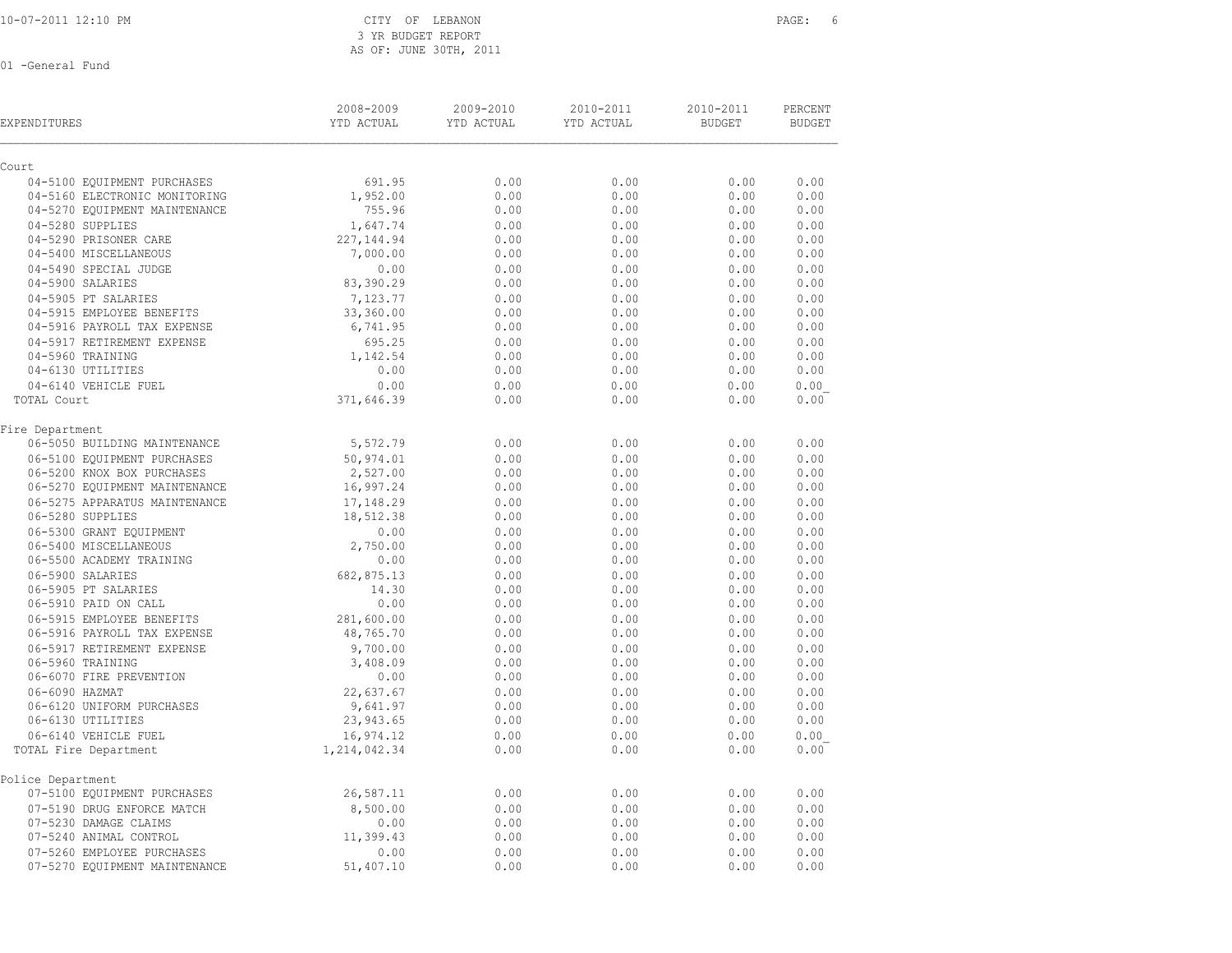CITY OF LEBANON
3 YR BUDGET REPORT
AS OF: JUNE 30TH, 2011

01 -General Fund

| EXPENDITURES | 2008-2009 YTD ACTUAL | 2009-2010 YTD ACTUAL | 2010-2011 YTD ACTUAL | 2010-2011 BUDGET | PERCENT BUDGET |
|---|---|---|---|---|---|
| **Court** | | | | | |
| 04-5100 EQUIPMENT PURCHASES | 691.95 | 0.00 | 0.00 | 0.00 | 0.00 |
| 04-5160 ELECTRONIC MONITORING | 1,952.00 | 0.00 | 0.00 | 0.00 | 0.00 |
| 04-5270 EQUIPMENT MAINTENANCE | 755.96 | 0.00 | 0.00 | 0.00 | 0.00 |
| 04-5280 SUPPLIES | 1,647.74 | 0.00 | 0.00 | 0.00 | 0.00 |
| 04-5290 PRISONER CARE | 227,144.94 | 0.00 | 0.00 | 0.00 | 0.00 |
| 04-5400 MISCELLANEOUS | 7,000.00 | 0.00 | 0.00 | 0.00 | 0.00 |
| 04-5490 SPECIAL JUDGE | 0.00 | 0.00 | 0.00 | 0.00 | 0.00 |
| 04-5900 SALARIES | 83,390.29 | 0.00 | 0.00 | 0.00 | 0.00 |
| 04-5905 PT SALARIES | 7,123.77 | 0.00 | 0.00 | 0.00 | 0.00 |
| 04-5915 EMPLOYEE BENEFITS | 33,360.00 | 0.00 | 0.00 | 0.00 | 0.00 |
| 04-5916 PAYROLL TAX EXPENSE | 6,741.95 | 0.00 | 0.00 | 0.00 | 0.00 |
| 04-5917 RETIREMENT EXPENSE | 695.25 | 0.00 | 0.00 | 0.00 | 0.00 |
| 04-5960 TRAINING | 1,142.54 | 0.00 | 0.00 | 0.00 | 0.00 |
| 04-6130 UTILITIES | 0.00 | 0.00 | 0.00 | 0.00 | 0.00 |
| 04-6140 VEHICLE FUEL | 0.00 | 0.00 | 0.00 | 0.00 | 0.00 |
| TOTAL Court | 371,646.39 | 0.00 | 0.00 | 0.00 | 0.00 |
| **Fire Department** | | | | | |
| 06-5050 BUILDING MAINTENANCE | 5,572.79 | 0.00 | 0.00 | 0.00 | 0.00 |
| 06-5100 EQUIPMENT PURCHASES | 50,974.01 | 0.00 | 0.00 | 0.00 | 0.00 |
| 06-5200 KNOX BOX PURCHASES | 2,527.00 | 0.00 | 0.00 | 0.00 | 0.00 |
| 06-5270 EQUIPMENT MAINTENANCE | 16,997.24 | 0.00 | 0.00 | 0.00 | 0.00 |
| 06-5275 APPARATUS MAINTENANCE | 17,148.29 | 0.00 | 0.00 | 0.00 | 0.00 |
| 06-5280 SUPPLIES | 18,512.38 | 0.00 | 0.00 | 0.00 | 0.00 |
| 06-5300 GRANT EQUIPMENT | 0.00 | 0.00 | 0.00 | 0.00 | 0.00 |
| 06-5400 MISCELLANEOUS | 2,750.00 | 0.00 | 0.00 | 0.00 | 0.00 |
| 06-5500 ACADEMY TRAINING | 0.00 | 0.00 | 0.00 | 0.00 | 0.00 |
| 06-5900 SALARIES | 682,875.13 | 0.00 | 0.00 | 0.00 | 0.00 |
| 06-5905 PT SALARIES | 14.30 | 0.00 | 0.00 | 0.00 | 0.00 |
| 06-5910 PAID ON CALL | 0.00 | 0.00 | 0.00 | 0.00 | 0.00 |
| 06-5915 EMPLOYEE BENEFITS | 281,600.00 | 0.00 | 0.00 | 0.00 | 0.00 |
| 06-5916 PAYROLL TAX EXPENSE | 48,765.70 | 0.00 | 0.00 | 0.00 | 0.00 |
| 06-5917 RETIREMENT EXPENSE | 9,700.00 | 0.00 | 0.00 | 0.00 | 0.00 |
| 06-5960 TRAINING | 3,408.09 | 0.00 | 0.00 | 0.00 | 0.00 |
| 06-6070 FIRE PREVENTION | 0.00 | 0.00 | 0.00 | 0.00 | 0.00 |
| 06-6090 HAZMAT | 22,637.67 | 0.00 | 0.00 | 0.00 | 0.00 |
| 06-6120 UNIFORM PURCHASES | 9,641.97 | 0.00 | 0.00 | 0.00 | 0.00 |
| 06-6130 UTILITIES | 23,943.65 | 0.00 | 0.00 | 0.00 | 0.00 |
| 06-6140 VEHICLE FUEL | 16,974.12 | 0.00 | 0.00 | 0.00 | 0.00 |
| TOTAL Fire Department | 1,214,042.34 | 0.00 | 0.00 | 0.00 | 0.00 |
| **Police Department** | | | | | |
| 07-5100 EQUIPMENT PURCHASES | 26,587.11 | 0.00 | 0.00 | 0.00 | 0.00 |
| 07-5190 DRUG ENFORCE MATCH | 8,500.00 | 0.00 | 0.00 | 0.00 | 0.00 |
| 07-5230 DAMAGE CLAIMS | 0.00 | 0.00 | 0.00 | 0.00 | 0.00 |
| 07-5240 ANIMAL CONTROL | 11,399.43 | 0.00 | 0.00 | 0.00 | 0.00 |
| 07-5260 EMPLOYEE PURCHASES | 0.00 | 0.00 | 0.00 | 0.00 | 0.00 |
| 07-5270 EQUIPMENT MAINTENANCE | 51,407.10 | 0.00 | 0.00 | 0.00 | 0.00 |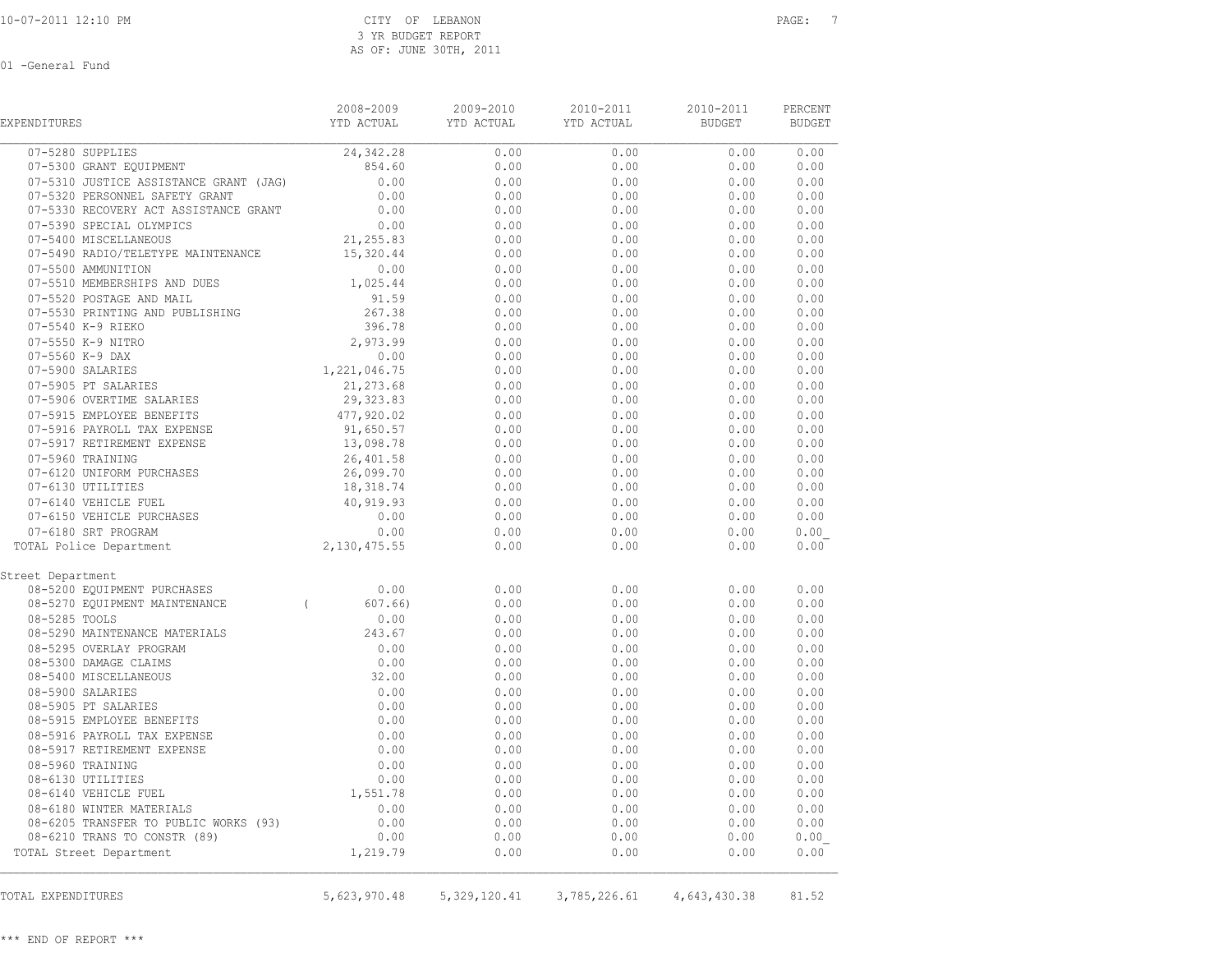CITY OF LEBANON
3 YR BUDGET REPORT
AS OF: JUNE 30TH, 2011

01 -General Fund

| EXPENDITURES | 2008-2009 YTD ACTUAL | 2009-2010 YTD ACTUAL | 2010-2011 YTD ACTUAL | 2010-2011 BUDGET | PERCENT BUDGET |
|---|---|---|---|---|---|
| 07-5280 SUPPLIES | 24,342.28 | 0.00 | 0.00 | 0.00 | 0.00 |
| 07-5300 GRANT EQUIPMENT | 854.60 | 0.00 | 0.00 | 0.00 | 0.00 |
| 07-5310 JUSTICE ASSISTANCE GRANT (JAG) | 0.00 | 0.00 | 0.00 | 0.00 | 0.00 |
| 07-5320 PERSONNEL SAFETY GRANT | 0.00 | 0.00 | 0.00 | 0.00 | 0.00 |
| 07-5330 RECOVERY ACT ASSISTANCE GRANT | 0.00 | 0.00 | 0.00 | 0.00 | 0.00 |
| 07-5390 SPECIAL OLYMPICS | 0.00 | 0.00 | 0.00 | 0.00 | 0.00 |
| 07-5400 MISCELLANEOUS | 21,255.83 | 0.00 | 0.00 | 0.00 | 0.00 |
| 07-5490 RADIO/TELETYPE MAINTENANCE | 15,320.44 | 0.00 | 0.00 | 0.00 | 0.00 |
| 07-5500 AMMUNITION | 0.00 | 0.00 | 0.00 | 0.00 | 0.00 |
| 07-5510 MEMBERSHIPS AND DUES | 1,025.44 | 0.00 | 0.00 | 0.00 | 0.00 |
| 07-5520 POSTAGE AND MAIL | 91.59 | 0.00 | 0.00 | 0.00 | 0.00 |
| 07-5530 PRINTING AND PUBLISHING | 267.38 | 0.00 | 0.00 | 0.00 | 0.00 |
| 07-5540 K-9 RIEKO | 396.78 | 0.00 | 0.00 | 0.00 | 0.00 |
| 07-5550 K-9 NITRO | 2,973.99 | 0.00 | 0.00 | 0.00 | 0.00 |
| 07-5560 K-9 DAX | 0.00 | 0.00 | 0.00 | 0.00 | 0.00 |
| 07-5900 SALARIES | 1,221,046.75 | 0.00 | 0.00 | 0.00 | 0.00 |
| 07-5905 PT SALARIES | 21,273.68 | 0.00 | 0.00 | 0.00 | 0.00 |
| 07-5906 OVERTIME SALARIES | 29,323.83 | 0.00 | 0.00 | 0.00 | 0.00 |
| 07-5915 EMPLOYEE BENEFITS | 477,920.02 | 0.00 | 0.00 | 0.00 | 0.00 |
| 07-5916 PAYROLL TAX EXPENSE | 91,650.57 | 0.00 | 0.00 | 0.00 | 0.00 |
| 07-5917 RETIREMENT EXPENSE | 13,098.78 | 0.00 | 0.00 | 0.00 | 0.00 |
| 07-5960 TRAINING | 26,401.58 | 0.00 | 0.00 | 0.00 | 0.00 |
| 07-6120 UNIFORM PURCHASES | 26,099.70 | 0.00 | 0.00 | 0.00 | 0.00 |
| 07-6130 UTILITIES | 18,318.74 | 0.00 | 0.00 | 0.00 | 0.00 |
| 07-6140 VEHICLE FUEL | 40,919.93 | 0.00 | 0.00 | 0.00 | 0.00 |
| 07-6150 VEHICLE PURCHASES | 0.00 | 0.00 | 0.00 | 0.00 | 0.00 |
| 07-6180 SRT PROGRAM | 0.00 | 0.00 | 0.00 | 0.00 | 0.00 |
| TOTAL Police Department | 2,130,475.55 | 0.00 | 0.00 | 0.00 | 0.00 |
| **Street Department** | | | | | |
| 08-5200 EQUIPMENT PURCHASES | 0.00 | 0.00 | 0.00 | 0.00 | 0.00 |
| 08-5270 EQUIPMENT MAINTENANCE | ( 607.66) | 0.00 | 0.00 | 0.00 | 0.00 |
| 08-5285 TOOLS | 0.00 | 0.00 | 0.00 | 0.00 | 0.00 |
| 08-5290 MAINTENANCE MATERIALS | 243.67 | 0.00 | 0.00 | 0.00 | 0.00 |
| 08-5295 OVERLAY PROGRAM | 0.00 | 0.00 | 0.00 | 0.00 | 0.00 |
| 08-5300 DAMAGE CLAIMS | 0.00 | 0.00 | 0.00 | 0.00 | 0.00 |
| 08-5400 MISCELLANEOUS | 32.00 | 0.00 | 0.00 | 0.00 | 0.00 |
| 08-5900 SALARIES | 0.00 | 0.00 | 0.00 | 0.00 | 0.00 |
| 08-5905 PT SALARIES | 0.00 | 0.00 | 0.00 | 0.00 | 0.00 |
| 08-5915 EMPLOYEE BENEFITS | 0.00 | 0.00 | 0.00 | 0.00 | 0.00 |
| 08-5916 PAYROLL TAX EXPENSE | 0.00 | 0.00 | 0.00 | 0.00 | 0.00 |
| 08-5917 RETIREMENT EXPENSE | 0.00 | 0.00 | 0.00 | 0.00 | 0.00 |
| 08-5960 TRAINING | 0.00 | 0.00 | 0.00 | 0.00 | 0.00 |
| 08-6130 UTILITIES | 0.00 | 0.00 | 0.00 | 0.00 | 0.00 |
| 08-6140 VEHICLE FUEL | 1,551.78 | 0.00 | 0.00 | 0.00 | 0.00 |
| 08-6180 WINTER MATERIALS | 0.00 | 0.00 | 0.00 | 0.00 | 0.00 |
| 08-6205 TRANSFER TO PUBLIC WORKS (93) | 0.00 | 0.00 | 0.00 | 0.00 | 0.00 |
| 08-6210 TRANS TO CONSTR (89) | 0.00 | 0.00 | 0.00 | 0.00 | 0.00 |
| TOTAL Street Department | 1,219.79 | 0.00 | 0.00 | 0.00 | 0.00 |
| TOTAL EXPENDITURES | 5,623,970.48 | 5,329,120.41 | 3,785,226.61 | 4,643,430.38 | 81.52 |

*** END OF REPORT ***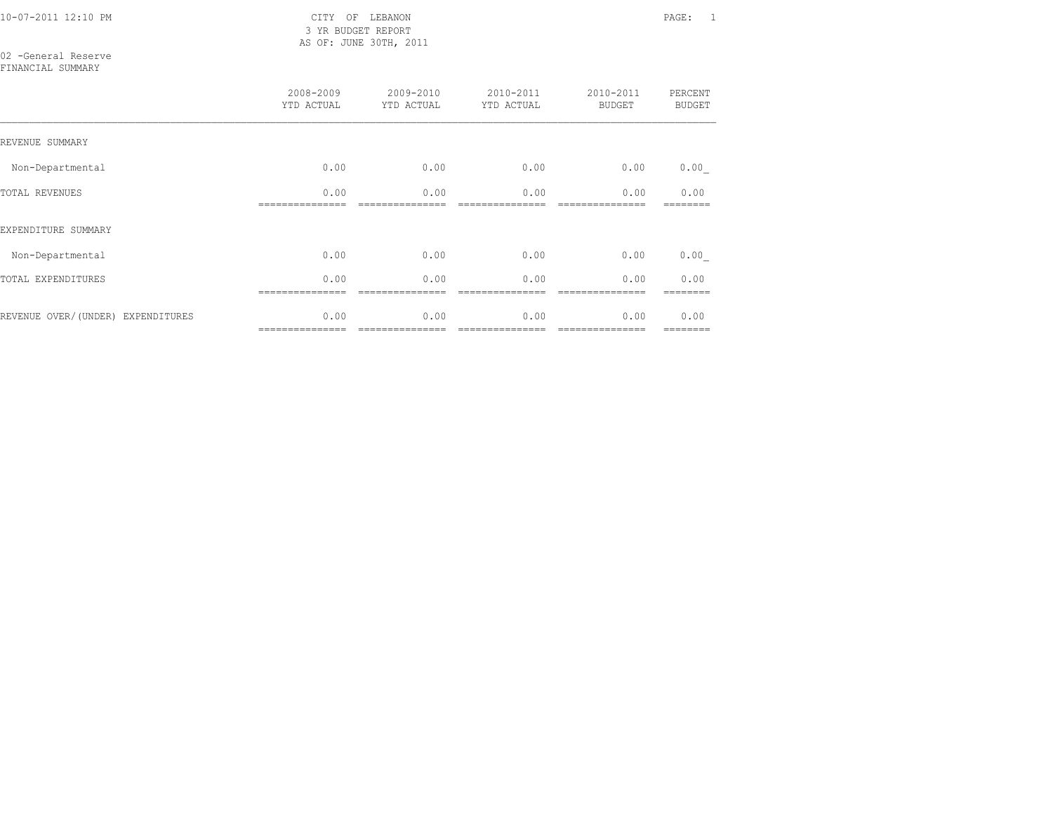CITY OF LEBANON
3 YR BUDGET REPORT
AS OF: JUNE 30TH, 2011

02 -General Reserve
FINANCIAL SUMMARY

| | 2008-2009 YTD ACTUAL | 2009-2010 YTD ACTUAL | 2010-2011 YTD ACTUAL | 2010-2011 BUDGET | PERCENT BUDGET |
|---|---|---|---|---|---|
| REVENUE SUMMARY | | | | | |
| Non-Departmental | 0.00 | 0.00 | 0.00 | 0.00 | 0.00 |
| TOTAL REVENUES | 0.00 | 0.00 | 0.00 | 0.00 | 0.00 |
| EXPENDITURE SUMMARY | | | | | |
| Non-Departmental | 0.00 | 0.00 | 0.00 | 0.00 | 0.00 |
| TOTAL EXPENDITURES | 0.00 | 0.00 | 0.00 | 0.00 | 0.00 |
| REVENUE OVER/(UNDER) EXPENDITURES | 0.00 | 0.00 | 0.00 | 0.00 | 0.00 |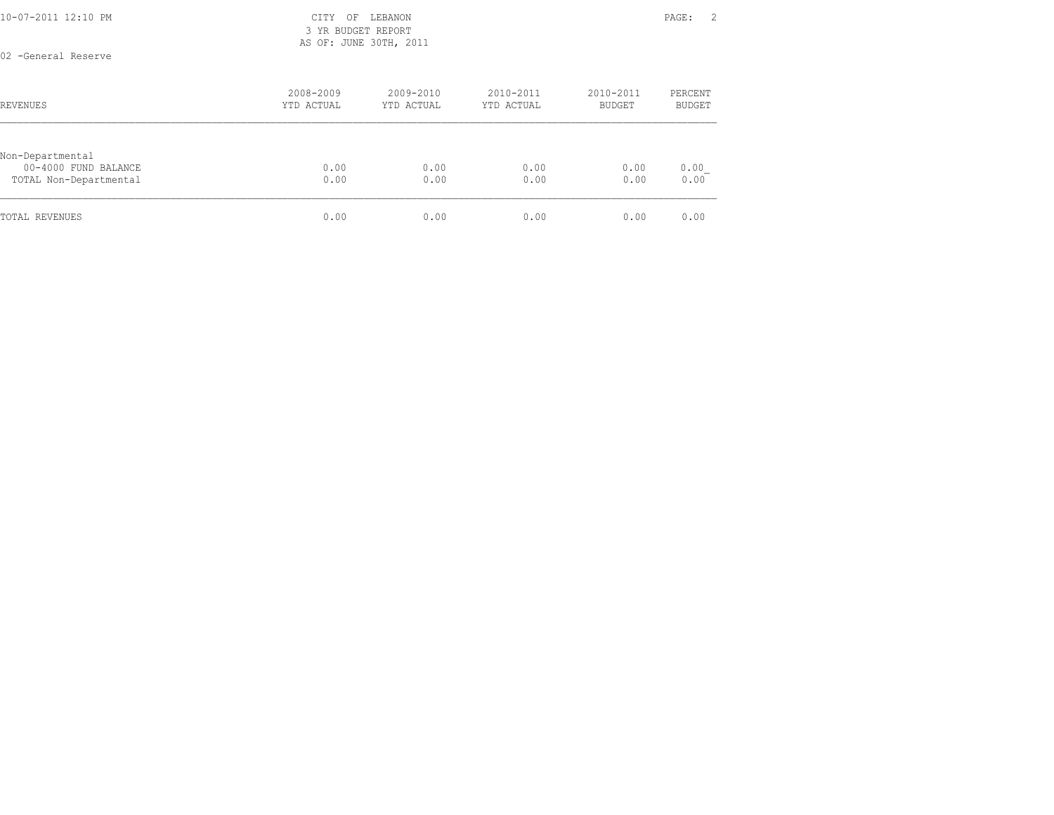CITY OF LEBANON
3 YR BUDGET REPORT
AS OF: JUNE 30TH, 2011

02 -General Reserve

| REVENUES | 2008-2009 YTD ACTUAL | 2009-2010 YTD ACTUAL | 2010-2011 YTD ACTUAL | 2010-2011 BUDGET | PERCENT BUDGET |
|---|---|---|---|---|---|
| Non-Departmental | | | | | |
| 00-4000 FUND BALANCE | 0.00 | 0.00 | 0.00 | 0.00 | 0.00 |
| TOTAL Non-Departmental | 0.00 | 0.00 | 0.00 | 0.00 | 0.00 |
| TOTAL REVENUES | 0.00 | 0.00 | 0.00 | 0.00 | 0.00 |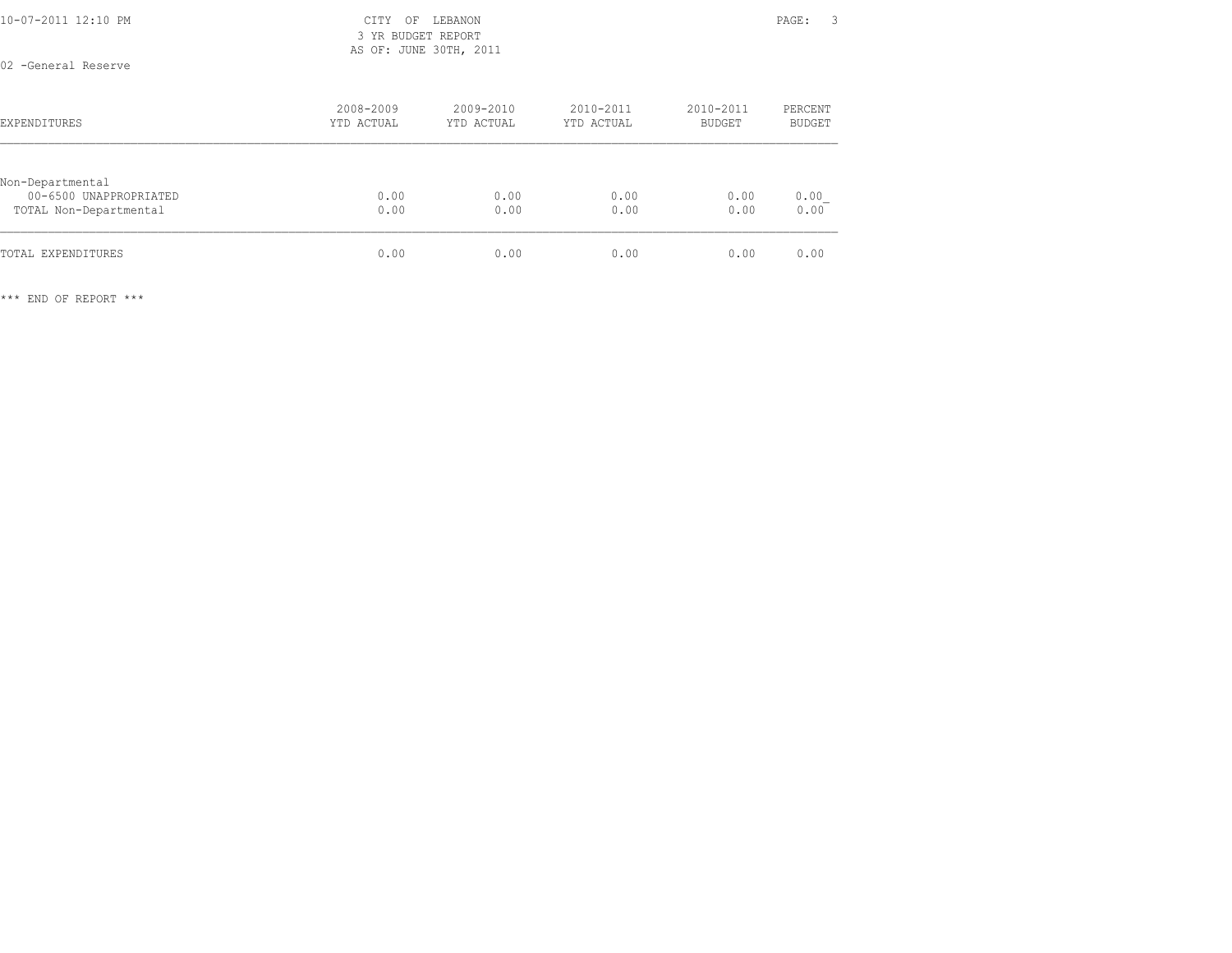CITY OF LEBANON
3 YR BUDGET REPORT
AS OF: JUNE 30TH, 2011

02 -General Reserve

| EXPENDITURES | 2008-2009 YTD ACTUAL | 2009-2010 YTD ACTUAL | 2010-2011 YTD ACTUAL | 2010-2011 BUDGET | PERCENT BUDGET |
|---|---|---|---|---|---|
| Non-Departmental | | | | | |
| 00-6500 UNAPPROPRIATED | 0.00 | 0.00 | 0.00 | 0.00 | 0.00 |
| TOTAL Non-Departmental | 0.00 | 0.00 | 0.00 | 0.00 | 0.00 |
| TOTAL EXPENDITURES | 0.00 | 0.00 | 0.00 | 0.00 | 0.00 |

*** END OF REPORT ***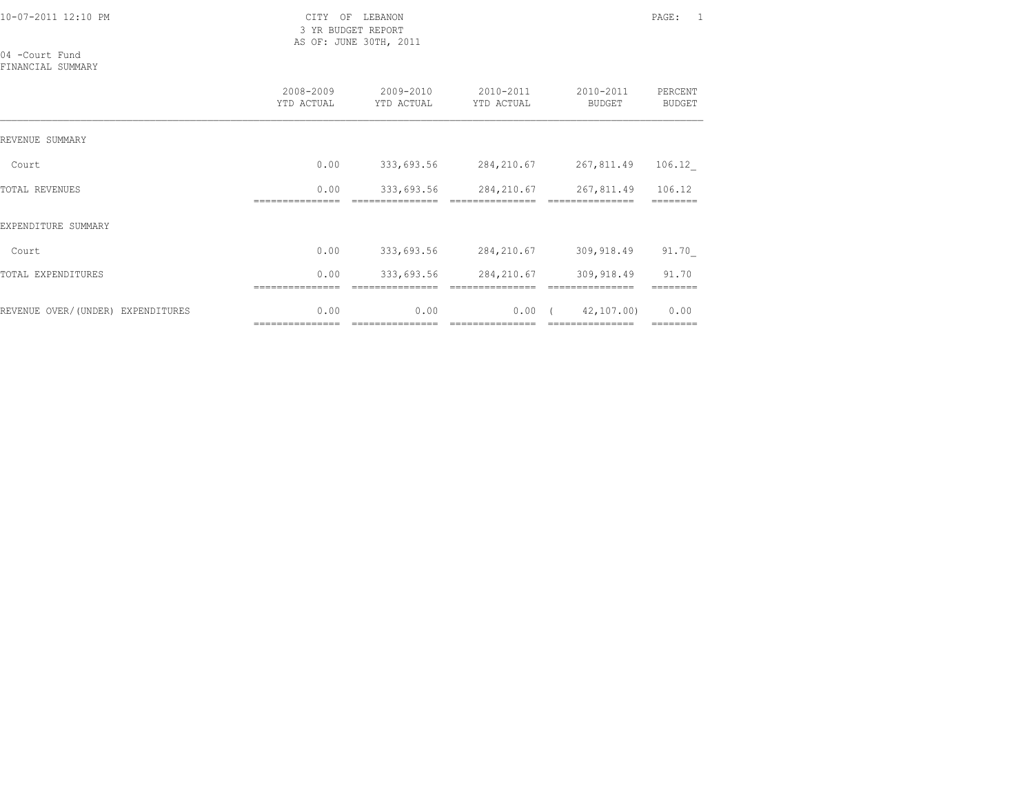CITY OF LEBANON
3 YR BUDGET REPORT
AS OF: JUNE 30TH, 2011

04 -Court Fund
FINANCIAL SUMMARY

| | 2008-2009 YTD ACTUAL | 2009-2010 YTD ACTUAL | 2010-2011 YTD ACTUAL | 2010-2011 BUDGET | PERCENT BUDGET |
|---|---|---|---|---|---|
| REVENUE SUMMARY | | | | | |
| Court | 0.00 | 333,693.56 | 284,210.67 | 267,811.49 | 106.12_ |
| TOTAL REVENUES | 0.00 | 333,693.56 | 284,210.67 | 267,811.49 | 106.12 |
| EXPENDITURE SUMMARY | | | | | |
| Court | 0.00 | 333,693.56 | 284,210.67 | 309,918.49 | 91.70_ |
| TOTAL EXPENDITURES | 0.00 | 333,693.56 | 284,210.67 | 309,918.49 | 91.70 |
| REVENUE OVER/(UNDER) EXPENDITURES | 0.00 | 0.00 | 0.00 | ( 42,107.00) | 0.00 |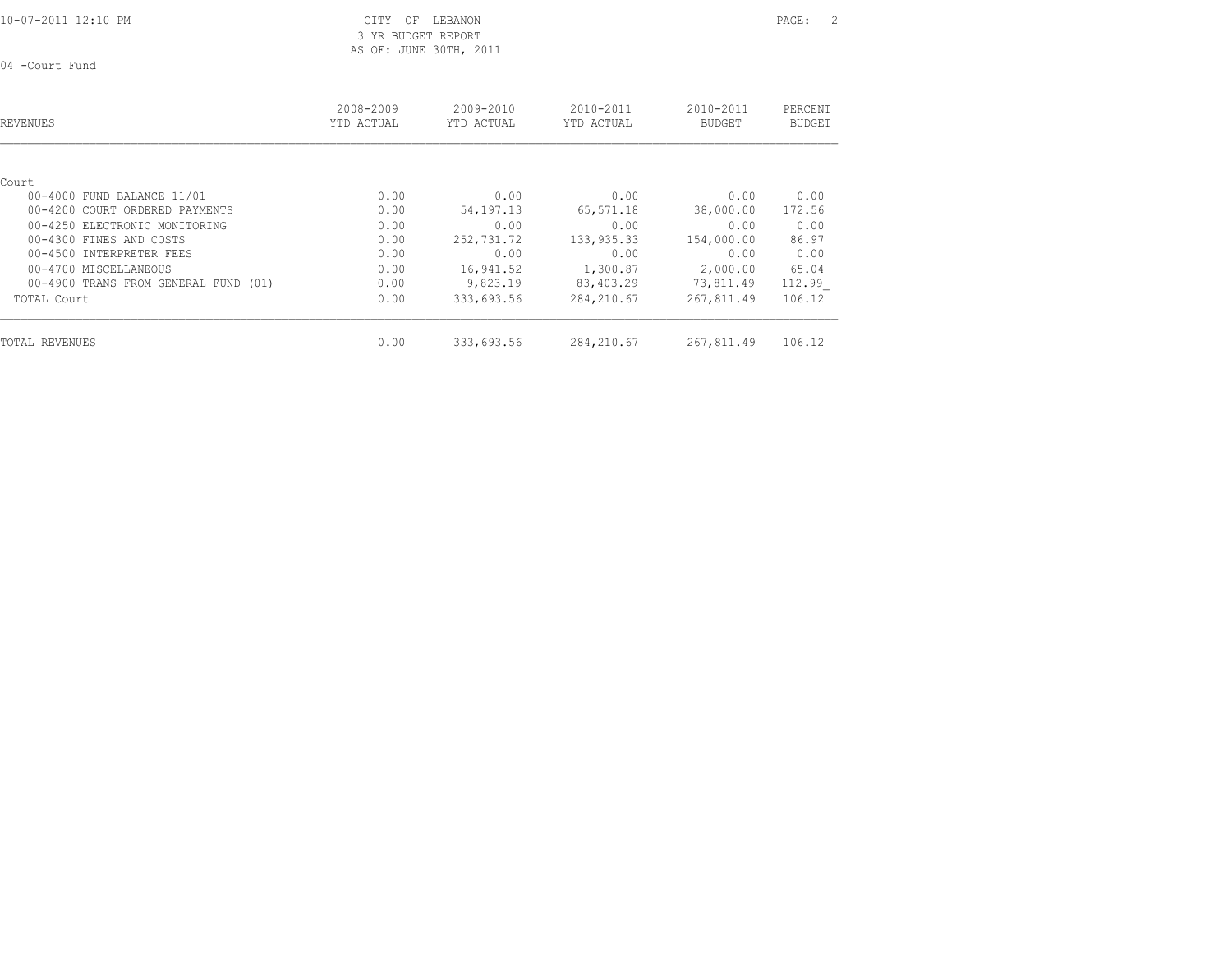CITY OF LEBANON
3 YR BUDGET REPORT
AS OF: JUNE 30TH, 2011

04 -Court Fund

| REVENUES | 2008-2009 YTD ACTUAL | 2009-2010 YTD ACTUAL | 2010-2011 YTD ACTUAL | 2010-2011 BUDGET | PERCENT BUDGET |
|---|---|---|---|---|---|
| Court | | | | | |
| 00-4000 FUND BALANCE 11/01 | 0.00 | 0.00 | 0.00 | 0.00 | 0.00 |
| 00-4200 COURT ORDERED PAYMENTS | 0.00 | 54,197.13 | 65,571.18 | 38,000.00 | 172.56 |
| 00-4250 ELECTRONIC MONITORING | 0.00 | 0.00 | 0.00 | 0.00 | 0.00 |
| 00-4300 FINES AND COSTS | 0.00 | 252,731.72 | 133,935.33 | 154,000.00 | 86.97 |
| 00-4500 INTERPRETER FEES | 0.00 | 0.00 | 0.00 | 0.00 | 0.00 |
| 00-4700 MISCELLANEOUS | 0.00 | 16,941.52 | 1,300.87 | 2,000.00 | 65.04 |
| 00-4900 TRANS FROM GENERAL FUND (01) | 0.00 | 9,823.19 | 83,403.29 | 73,811.49 | 112.99 |
| TOTAL Court | 0.00 | 333,693.56 | 284,210.67 | 267,811.49 | 106.12 |
| TOTAL REVENUES | 0.00 | 333,693.56 | 284,210.67 | 267,811.49 | 106.12 |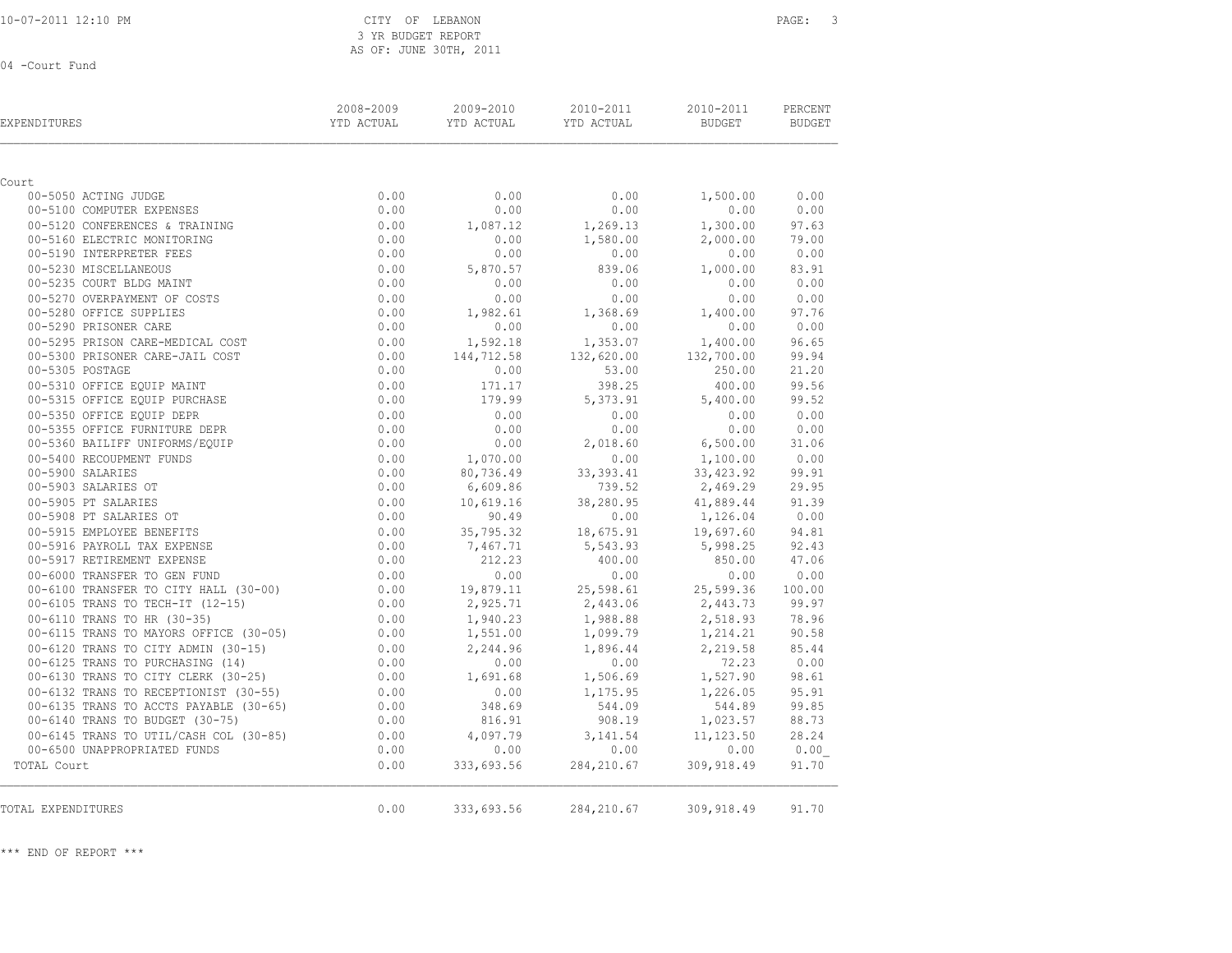10-07-2011 12:10 PM

# CITY OF LEBANON
## 3 YR BUDGET REPORT
AS OF: JUNE 30TH, 2011

04 -Court Fund

| EXPENDITURES | 2008-2009 YTD ACTUAL | 2009-2010 YTD ACTUAL | 2010-2011 YTD ACTUAL | 2010-2011 BUDGET | PERCENT BUDGET |
|---|---|---|---|---|---|
| Court | | | | | |
| 00-5050 ACTING JUDGE | 0.00 | 0.00 | 0.00 | 1,500.00 | 0.00 |
| 00-5100 COMPUTER EXPENSES | 0.00 | 0.00 | 0.00 | 0.00 | 0.00 |
| 00-5120 CONFERENCES & TRAINING | 0.00 | 1,087.12 | 1,269.13 | 1,300.00 | 97.63 |
| 00-5160 ELECTRIC MONITORING | 0.00 | 0.00 | 1,580.00 | 2,000.00 | 79.00 |
| 00-5190 INTERPRETER FEES | 0.00 | 0.00 | 0.00 | 0.00 | 0.00 |
| 00-5230 MISCELLANEOUS | 0.00 | 5,870.57 | 839.06 | 1,000.00 | 83.91 |
| 00-5235 COURT BLDG MAINT | 0.00 | 0.00 | 0.00 | 0.00 | 0.00 |
| 00-5270 OVERPAYMENT OF COSTS | 0.00 | 0.00 | 0.00 | 0.00 | 0.00 |
| 00-5280 OFFICE SUPPLIES | 0.00 | 1,982.61 | 1,368.69 | 1,400.00 | 97.76 |
| 00-5290 PRISONER CARE | 0.00 | 0.00 | 0.00 | 0.00 | 0.00 |
| 00-5295 PRISON CARE-MEDICAL COST | 0.00 | 1,592.18 | 1,353.07 | 1,400.00 | 96.65 |
| 00-5300 PRISONER CARE-JAIL COST | 0.00 | 144,712.58 | 132,620.00 | 132,700.00 | 99.94 |
| 00-5305 POSTAGE | 0.00 | 0.00 | 53.00 | 250.00 | 21.20 |
| 00-5310 OFFICE EQUIP MAINT | 0.00 | 171.17 | 398.25 | 400.00 | 99.56 |
| 00-5315 OFFICE EQUIP PURCHASE | 0.00 | 179.99 | 5,373.91 | 5,400.00 | 99.52 |
| 00-5350 OFFICE EQUIP DEPR | 0.00 | 0.00 | 0.00 | 0.00 | 0.00 |
| 00-5355 OFFICE FURNITURE DEPR | 0.00 | 0.00 | 0.00 | 0.00 | 0.00 |
| 00-5360 BAILIFF UNIFORMS/EQUIP | 0.00 | 0.00 | 2,018.60 | 6,500.00 | 31.06 |
| 00-5400 RECOUPMENT FUNDS | 0.00 | 1,070.00 | 0.00 | 1,100.00 | 0.00 |
| 00-5900 SALARIES | 0.00 | 80,736.49 | 33,393.41 | 33,423.92 | 99.91 |
| 00-5903 SALARIES OT | 0.00 | 6,609.86 | 739.52 | 2,469.29 | 29.95 |
| 00-5905 PT SALARIES | 0.00 | 10,619.16 | 38,280.95 | 41,889.44 | 91.39 |
| 00-5908 PT SALARIES OT | 0.00 | 90.49 | 0.00 | 1,126.04 | 0.00 |
| 00-5915 EMPLOYEE BENEFITS | 0.00 | 35,795.32 | 18,675.91 | 19,697.60 | 94.81 |
| 00-5916 PAYROLL TAX EXPENSE | 0.00 | 7,467.71 | 5,543.93 | 5,998.25 | 92.43 |
| 00-5917 RETIREMENT EXPENSE | 0.00 | 212.23 | 400.00 | 850.00 | 47.06 |
| 00-6000 TRANSFER TO GEN FUND | 0.00 | 0.00 | 0.00 | 0.00 | 0.00 |
| 00-6100 TRANSFER TO CITY HALL (30-00) | 0.00 | 19,879.11 | 25,598.61 | 25,599.36 | 100.00 |
| 00-6105 TRANS TO TECH-IT (12-15) | 0.00 | 2,925.71 | 2,443.06 | 2,443.73 | 99.97 |
| 00-6110 TRANS TO HR (30-35) | 0.00 | 1,940.23 | 1,988.88 | 2,518.93 | 78.96 |
| 00-6115 TRANS TO MAYORS OFFICE (30-05) | 0.00 | 1,551.00 | 1,099.79 | 1,214.21 | 90.58 |
| 00-6120 TRANS TO CITY ADMIN (30-15) | 0.00 | 2,244.96 | 1,896.44 | 2,219.58 | 85.44 |
| 00-6125 TRANS TO PURCHASING (14) | 0.00 | 0.00 | 0.00 | 72.23 | 0.00 |
| 00-6130 TRANS TO CITY CLERK (30-25) | 0.00 | 1,691.68 | 1,506.69 | 1,527.90 | 98.61 |
| 00-6132 TRANS TO RECEPTIONIST (30-55) | 0.00 | 0.00 | 1,175.95 | 1,226.05 | 95.91 |
| 00-6135 TRANS TO ACCTS PAYABLE (30-65) | 0.00 | 348.69 | 544.09 | 544.89 | 99.85 |
| 00-6140 TRANS TO BUDGET (30-75) | 0.00 | 816.91 | 908.19 | 1,023.57 | 88.73 |
| 00-6145 TRANS TO UTIL/CASH COL (30-85) | 0.00 | 4,097.79 | 3,141.54 | 11,123.50 | 28.24 |
| 00-6500 UNAPPROPRIATED FUNDS | 0.00 | 0.00 | 0.00 | 0.00 | 0.00 |
| TOTAL Court | 0.00 | 333,693.56 | 284,210.67 | 309,918.49 | 91.70 |
| TOTAL EXPENDITURES | 0.00 | 333,693.56 | 284,210.67 | 309,918.49 | 91.70 |

*** END OF REPORT ***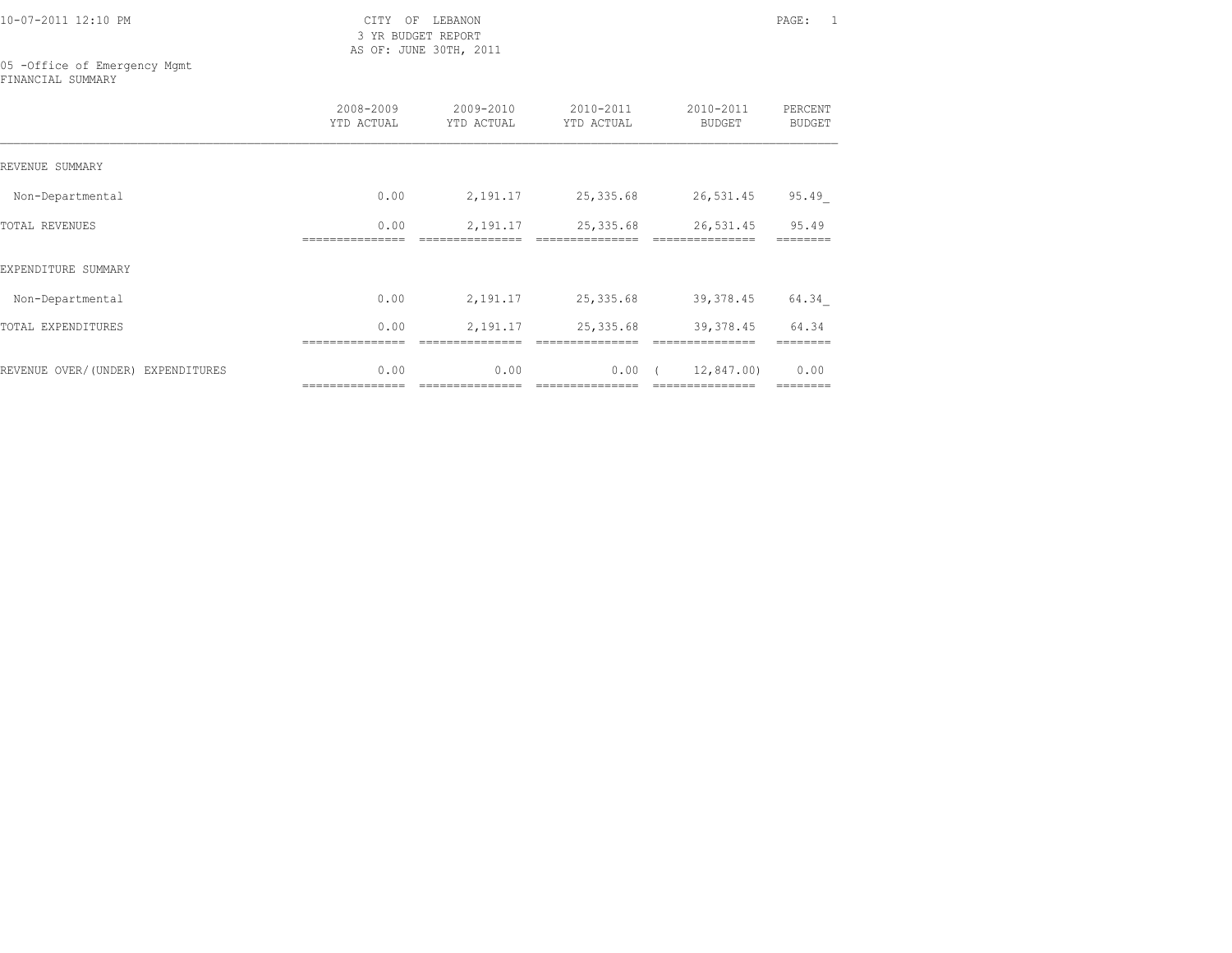CITY OF LEBANON
3 YR BUDGET REPORT
AS OF: JUNE 30TH, 2011

05 -Office of Emergency Mgmt
FINANCIAL SUMMARY

| | 2008-2009 YTD ACTUAL | 2009-2010 YTD ACTUAL | 2010-2011 YTD ACTUAL | 2010-2011 BUDGET | PERCENT BUDGET |
|---|---|---|---|---|---|
| REVENUE SUMMARY | | | | | |
| Non-Departmental | 0.00 | 2,191.17 | 25,335.68 | 26,531.45 | 95.49 |
| TOTAL REVENUES | 0.00 | 2,191.17 | 25,335.68 | 26,531.45 | 95.49 |
| EXPENDITURE SUMMARY | | | | | |
| Non-Departmental | 0.00 | 2,191.17 | 25,335.68 | 39,378.45 | 64.34 |
| TOTAL EXPENDITURES | 0.00 | 2,191.17 | 25,335.68 | 39,378.45 | 64.34 |
| REVENUE OVER/(UNDER) EXPENDITURES | 0.00 | 0.00 | 0.00 | ( 12,847.00) | 0.00 |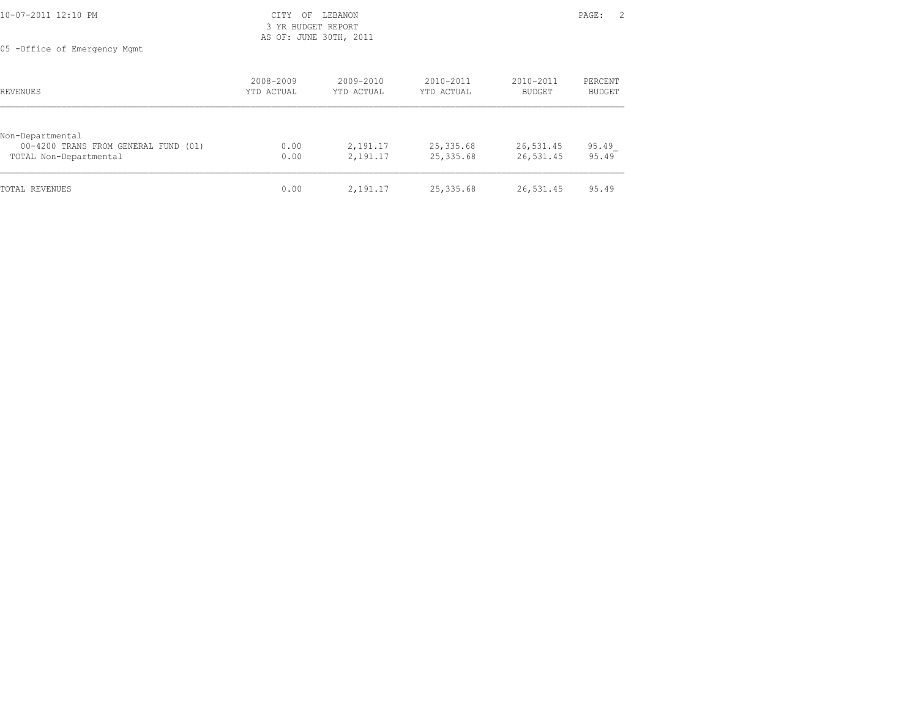CITY OF LEBANON
3 YR BUDGET REPORT
AS OF: JUNE 30TH, 2011

05 -Office of Emergency Mgmt

| REVENUES | 2008-2009 YTD ACTUAL | 2009-2010 YTD ACTUAL | 2010-2011 YTD ACTUAL | 2010-2011 BUDGET | PERCENT BUDGET |
|---|---|---|---|---|---|
| Non-Departmental | | | | | |
| 00-4200 TRANS FROM GENERAL FUND (01) | 0.00 | 2,191.17 | 25,335.68 | 26,531.45 | 95.49 |
| TOTAL Non-Departmental | 0.00 | 2,191.17 | 25,335.68 | 26,531.45 | 95.49 |
| TOTAL REVENUES | 0.00 | 2,191.17 | 25,335.68 | 26,531.45 | 95.49 |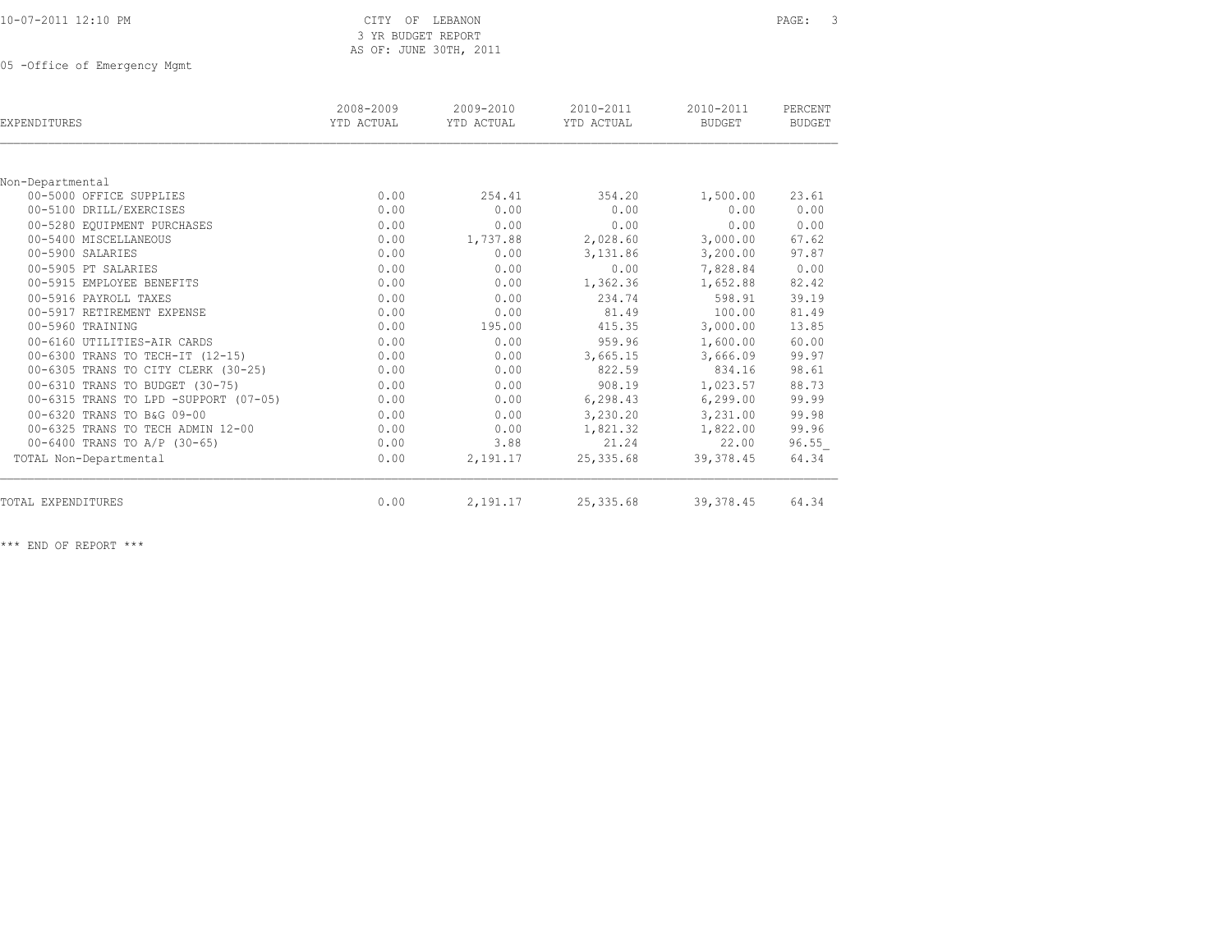CITY OF LEBANON
3 YR BUDGET REPORT
AS OF: JUNE 30TH, 2011

05 -Office of Emergency Mgmt

| EXPENDITURES | 2008-2009 YTD ACTUAL | 2009-2010 YTD ACTUAL | 2010-2011 YTD ACTUAL | 2010-2011 BUDGET | PERCENT BUDGET |
|---|---|---|---|---|---|
| Non-Departmental | | | | | |
| 00-5000 OFFICE SUPPLIES | 0.00 | 254.41 | 354.20 | 1,500.00 | 23.61 |
| 00-5100 DRILL/EXERCISES | 0.00 | 0.00 | 0.00 | 0.00 | 0.00 |
| 00-5280 EQUIPMENT PURCHASES | 0.00 | 0.00 | 0.00 | 0.00 | 0.00 |
| 00-5400 MISCELLANEOUS | 0.00 | 1,737.88 | 2,028.60 | 3,000.00 | 67.62 |
| 00-5900 SALARIES | 0.00 | 0.00 | 3,131.86 | 3,200.00 | 97.87 |
| 00-5905 PT SALARIES | 0.00 | 0.00 | 0.00 | 7,828.84 | 0.00 |
| 00-5915 EMPLOYEE BENEFITS | 0.00 | 0.00 | 1,362.36 | 1,652.88 | 82.42 |
| 00-5916 PAYROLL TAXES | 0.00 | 0.00 | 234.74 | 598.91 | 39.19 |
| 00-5917 RETIREMENT EXPENSE | 0.00 | 0.00 | 81.49 | 100.00 | 81.49 |
| 00-5960 TRAINING | 0.00 | 195.00 | 415.35 | 3,000.00 | 13.85 |
| 00-6160 UTILITIES-AIR CARDS | 0.00 | 0.00 | 959.96 | 1,600.00 | 60.00 |
| 00-6300 TRANS TO TECH-IT (12-15) | 0.00 | 0.00 | 3,665.15 | 3,666.09 | 99.97 |
| 00-6305 TRANS TO CITY CLERK (30-25) | 0.00 | 0.00 | 822.59 | 834.16 | 98.61 |
| 00-6310 TRANS TO BUDGET (30-75) | 0.00 | 0.00 | 908.19 | 1,023.57 | 88.73 |
| 00-6315 TRANS TO LPD -SUPPORT (07-05) | 0.00 | 0.00 | 6,298.43 | 6,299.00 | 99.99 |
| 00-6320 TRANS TO B&G 09-00 | 0.00 | 0.00 | 3,230.20 | 3,231.00 | 99.98 |
| 00-6325 TRANS TO TECH ADMIN 12-00 | 0.00 | 0.00 | 1,821.32 | 1,822.00 | 99.96 |
| 00-6400 TRANS TO A/P (30-65) | 0.00 | 3.88 | 21.24 | 22.00 | 96.55 |
| TOTAL Non-Departmental | 0.00 | 2,191.17 | 25,335.68 | 39,378.45 | 64.34 |
| TOTAL EXPENDITURES | 0.00 | 2,191.17 | 25,335.68 | 39,378.45 | 64.34 |

*** END OF REPORT ***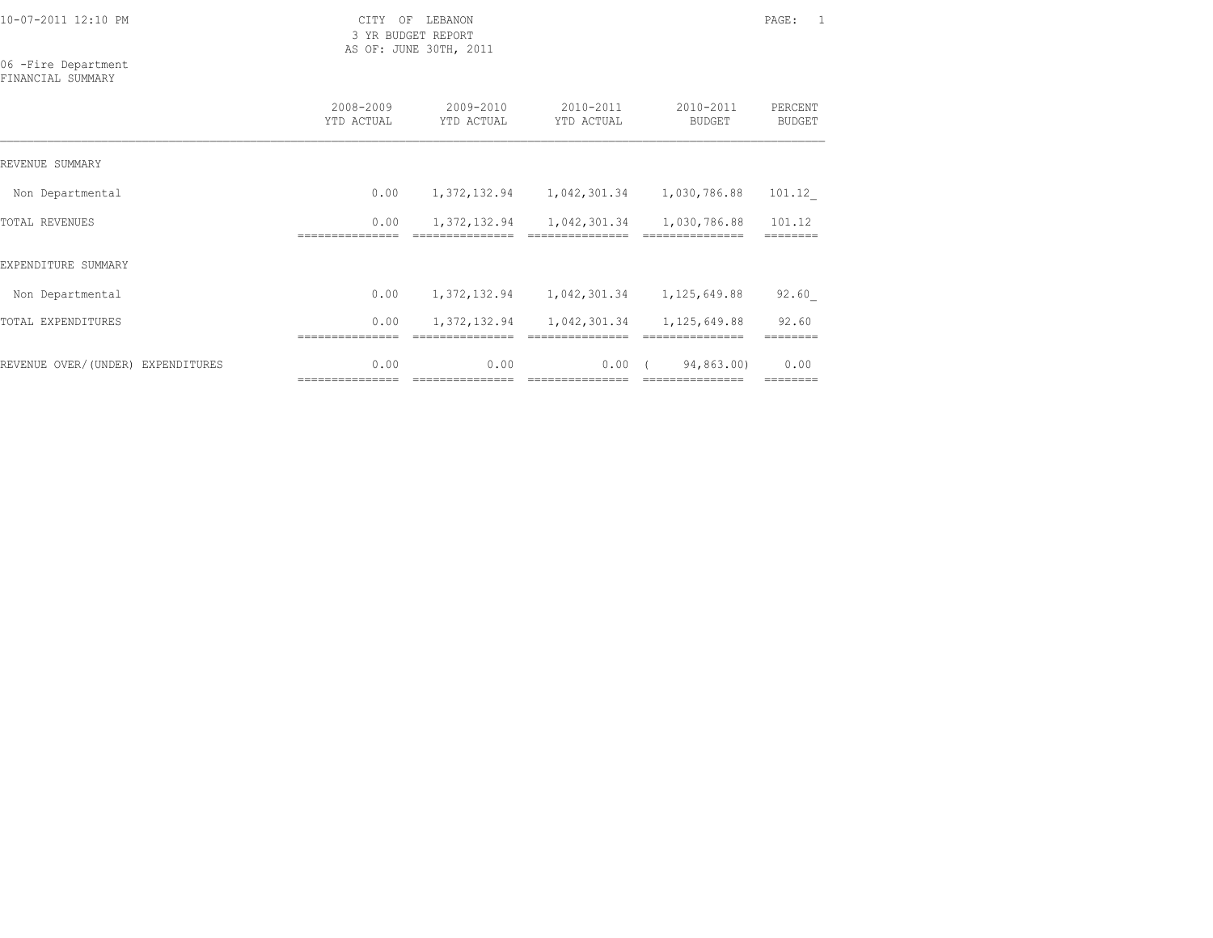10-07-2011 12:10 PM

CITY OF LEBANON
3 YR BUDGET REPORT
AS OF: JUNE 30TH, 2011

06 -Fire Department
FINANCIAL SUMMARY

| | 2008-2009 YTD ACTUAL | 2009-2010 YTD ACTUAL | 2010-2011 YTD ACTUAL | 2010-2011 BUDGET | PERCENT BUDGET |
|---|---|---|---|---|---|
| REVENUE SUMMARY | | | | | |
| Non Departmental | 0.00 | 1,372,132.94 | 1,042,301.34 | 1,030,786.88 | 101.12 |
| TOTAL REVENUES | 0.00 | 1,372,132.94 | 1,042,301.34 | 1,030,786.88 | 101.12 |
| EXPENDITURE SUMMARY | | | | | |
| Non Departmental | 0.00 | 1,372,132.94 | 1,042,301.34 | 1,125,649.88 | 92.60 |
| TOTAL EXPENDITURES | 0.00 | 1,372,132.94 | 1,042,301.34 | 1,125,649.88 | 92.60 |
| REVENUE OVER/(UNDER) EXPENDITURES | 0.00 | 0.00 | 0.00 | ( 94,863.00) | 0.00 |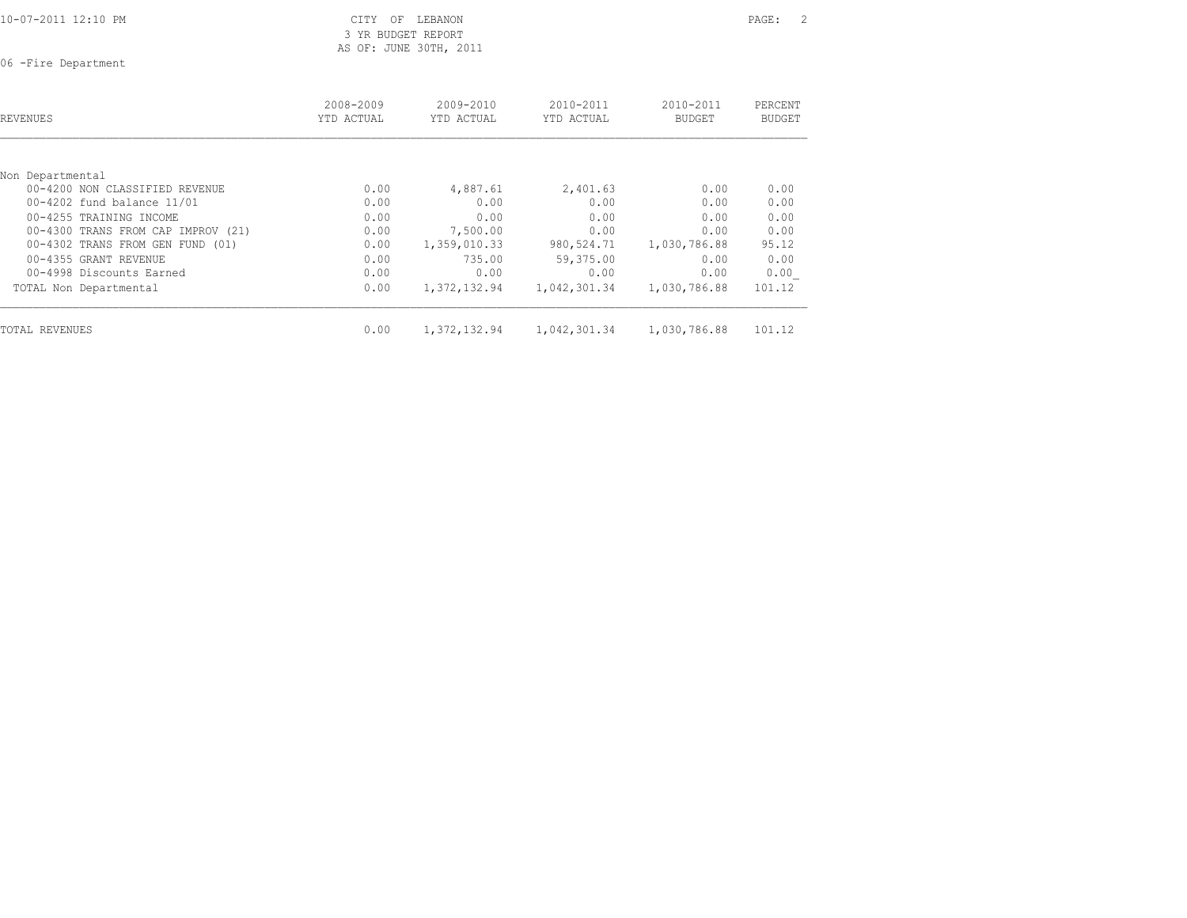CITY OF LEBANON
3 YR BUDGET REPORT
AS OF: JUNE 30TH, 2011

06 -Fire Department

| REVENUES | 2008-2009 YTD ACTUAL | 2009-2010 YTD ACTUAL | 2010-2011 YTD ACTUAL | 2010-2011 BUDGET | PERCENT BUDGET |
|---|---|---|---|---|---|
| Non Departmental | | | | | |
| 00-4200 NON CLASSIFIED REVENUE | 0.00 | 4,887.61 | 2,401.63 | 0.00 | 0.00 |
| 00-4202 fund balance 11/01 | 0.00 | 0.00 | 0.00 | 0.00 | 0.00 |
| 00-4255 TRAINING INCOME | 0.00 | 0.00 | 0.00 | 0.00 | 0.00 |
| 00-4300 TRANS FROM CAP IMPROV (21) | 0.00 | 7,500.00 | 0.00 | 0.00 | 0.00 |
| 00-4302 TRANS FROM GEN FUND (01) | 0.00 | 1,359,010.33 | 980,524.71 | 1,030,786.88 | 95.12 |
| 00-4355 GRANT REVENUE | 0.00 | 735.00 | 59,375.00 | 0.00 | 0.00 |
| 00-4998 Discounts Earned | 0.00 | 0.00 | 0.00 | 0.00 | 0.00 |
| TOTAL Non Departmental | 0.00 | 1,372,132.94 | 1,042,301.34 | 1,030,786.88 | 101.12 |
| TOTAL REVENUES | 0.00 | 1,372,132.94 | 1,042,301.34 | 1,030,786.88 | 101.12 |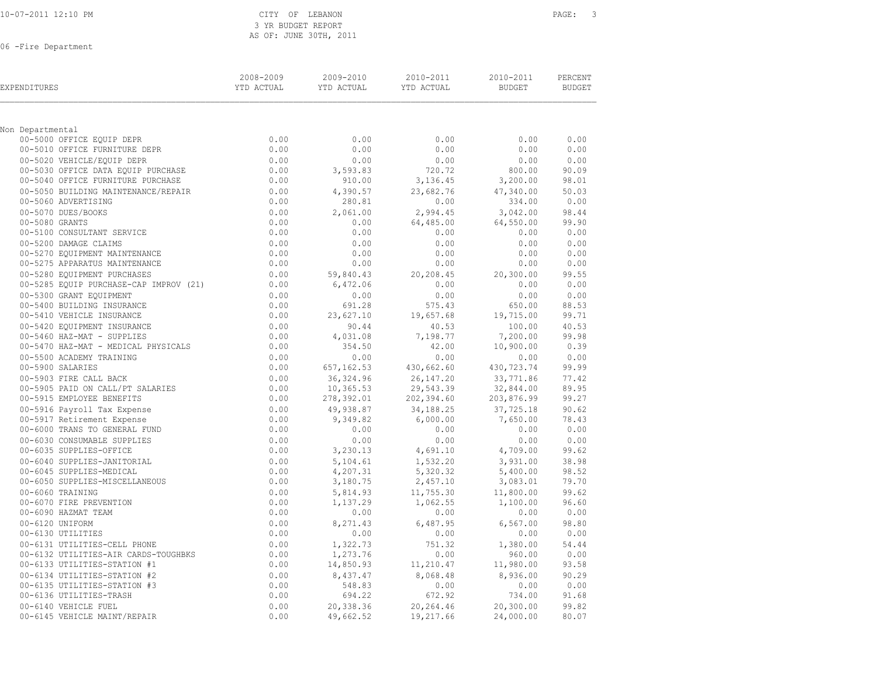CITY OF LEBANON
3 YR BUDGET REPORT
AS OF: JUNE 30TH, 2011

06 -Fire Department

| EXPENDITURES | 2008-2009 YTD ACTUAL | 2009-2010 YTD ACTUAL | 2010-2011 YTD ACTUAL | 2010-2011 BUDGET | PERCENT BUDGET |
|---|---|---|---|---|---|
| Non Departmental | | | | | |
| 00-5000 OFFICE EQUIP DEPR | 0.00 | 0.00 | 0.00 | 0.00 | 0.00 |
| 00-5010 OFFICE FURNITURE DEPR | 0.00 | 0.00 | 0.00 | 0.00 | 0.00 |
| 00-5020 VEHICLE/EQUIP DEPR | 0.00 | 0.00 | 0.00 | 0.00 | 0.00 |
| 00-5030 OFFICE DATA EQUIP PURCHASE | 0.00 | 3,593.83 | 720.72 | 800.00 | 90.09 |
| 00-5040 OFFICE FURNITURE PURCHASE | 0.00 | 910.00 | 3,136.45 | 3,200.00 | 98.01 |
| 00-5050 BUILDING MAINTENANCE/REPAIR | 0.00 | 4,390.57 | 23,682.76 | 47,340.00 | 50.03 |
| 00-5060 ADVERTISING | 0.00 | 280.81 | 0.00 | 334.00 | 0.00 |
| 00-5070 DUES/BOOKS | 0.00 | 2,061.00 | 2,994.45 | 3,042.00 | 98.44 |
| 00-5080 GRANTS | 0.00 | 0.00 | 64,485.00 | 64,550.00 | 99.90 |
| 00-5100 CONSULTANT SERVICE | 0.00 | 0.00 | 0.00 | 0.00 | 0.00 |
| 00-5200 DAMAGE CLAIMS | 0.00 | 0.00 | 0.00 | 0.00 | 0.00 |
| 00-5270 EQUIPMENT MAINTENANCE | 0.00 | 0.00 | 0.00 | 0.00 | 0.00 |
| 00-5275 APPARATUS MAINTENANCE | 0.00 | 0.00 | 0.00 | 0.00 | 0.00 |
| 00-5280 EQUIPMENT PURCHASES | 0.00 | 59,840.43 | 20,208.45 | 20,300.00 | 99.55 |
| 00-5285 EQUIP PURCHASE-CAP IMPROV (21) | 0.00 | 6,472.06 | 0.00 | 0.00 | 0.00 |
| 00-5300 GRANT EQUIPMENT | 0.00 | 0.00 | 0.00 | 0.00 | 0.00 |
| 00-5400 BUILDING INSURANCE | 0.00 | 691.28 | 575.43 | 650.00 | 88.53 |
| 00-5410 VEHICLE INSURANCE | 0.00 | 23,627.10 | 19,657.68 | 19,715.00 | 99.71 |
| 00-5420 EQUIPMENT INSURANCE | 0.00 | 90.44 | 40.53 | 100.00 | 40.53 |
| 00-5460 HAZ-MAT - SUPPLIES | 0.00 | 4,031.08 | 7,198.77 | 7,200.00 | 99.98 |
| 00-5470 HAZ-MAT - MEDICAL PHYSICALS | 0.00 | 354.50 | 42.00 | 10,900.00 | 0.39 |
| 00-5500 ACADEMY TRAINING | 0.00 | 0.00 | 0.00 | 0.00 | 0.00 |
| 00-5900 SALARIES | 0.00 | 657,162.53 | 430,662.60 | 430,723.74 | 99.99 |
| 00-5903 FIRE CALL BACK | 0.00 | 36,324.96 | 26,147.20 | 33,771.86 | 77.42 |
| 00-5905 PAID ON CALL/PT SALARIES | 0.00 | 10,365.53 | 29,543.39 | 32,844.00 | 89.95 |
| 00-5915 EMPLOYEE BENEFITS | 0.00 | 278,392.01 | 202,394.60 | 203,876.99 | 99.27 |
| 00-5916 Payroll Tax Expense | 0.00 | 49,938.87 | 34,188.25 | 37,725.18 | 90.62 |
| 00-5917 Retirement Expense | 0.00 | 9,349.82 | 6,000.00 | 7,650.00 | 78.43 |
| 00-6000 TRANS TO GENERAL FUND | 0.00 | 0.00 | 0.00 | 0.00 | 0.00 |
| 00-6030 CONSUMABLE SUPPLIES | 0.00 | 0.00 | 0.00 | 0.00 | 0.00 |
| 00-6035 SUPPLIES-OFFICE | 0.00 | 3,230.13 | 4,691.10 | 4,709.00 | 99.62 |
| 00-6040 SUPPLIES-JANITORIAL | 0.00 | 5,104.61 | 1,532.20 | 3,931.00 | 38.98 |
| 00-6045 SUPPLIES-MEDICAL | 0.00 | 4,207.31 | 5,320.32 | 5,400.00 | 98.52 |
| 00-6050 SUPPLIES-MISCELLANEOUS | 0.00 | 3,180.75 | 2,457.10 | 3,083.01 | 79.70 |
| 00-6060 TRAINING | 0.00 | 5,814.93 | 11,755.30 | 11,800.00 | 99.62 |
| 00-6070 FIRE PREVENTION | 0.00 | 1,137.29 | 1,062.55 | 1,100.00 | 96.60 |
| 00-6090 HAZMAT TEAM | 0.00 | 0.00 | 0.00 | 0.00 | 0.00 |
| 00-6120 UNIFORM | 0.00 | 8,271.43 | 6,487.95 | 6,567.00 | 98.80 |
| 00-6130 UTILITIES | 0.00 | 0.00 | 0.00 | 0.00 | 0.00 |
| 00-6131 UTILITIES-CELL PHONE | 0.00 | 1,322.73 | 751.32 | 1,380.00 | 54.44 |
| 00-6132 UTILITIES-AIR CARDS-TOUGHBKS | 0.00 | 1,273.76 | 0.00 | 960.00 | 0.00 |
| 00-6133 UTILITIES-STATION #1 | 0.00 | 14,850.93 | 11,210.47 | 11,980.00 | 93.58 |
| 00-6134 UTILITIES-STATION #2 | 0.00 | 8,437.47 | 8,068.48 | 8,936.00 | 90.29 |
| 00-6135 UTILITIES-STATION #3 | 0.00 | 548.83 | 0.00 | 0.00 | 0.00 |
| 00-6136 UTILITIES-TRASH | 0.00 | 694.22 | 672.92 | 734.00 | 91.68 |
| 00-6140 VEHICLE FUEL | 0.00 | 20,338.36 | 20,264.46 | 20,300.00 | 99.82 |
| 00-6145 VEHICLE MAINT/REPAIR | 0.00 | 49,662.52 | 19,217.66 | 24,000.00 | 80.07 |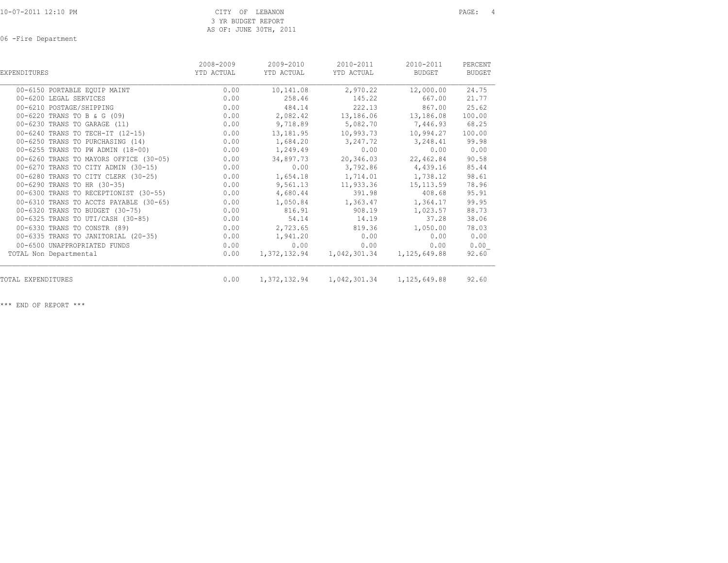CITY OF LEBANON
3 YR BUDGET REPORT
AS OF: JUNE 30TH, 2011

06 -Fire Department

| EXPENDITURES | 2008-2009 YTD ACTUAL | 2009-2010 YTD ACTUAL | 2010-2011 YTD ACTUAL | 2010-2011 BUDGET | PERCENT BUDGET |
|---|---|---|---|---|---|
| 00-6150 PORTABLE EQUIP MAINT | 0.00 | 10,141.08 | 2,970.22 | 12,000.00 | 24.75 |
| 00-6200 LEGAL SERVICES | 0.00 | 258.46 | 145.22 | 667.00 | 21.77 |
| 00-6210 POSTAGE/SHIPPING | 0.00 | 484.14 | 222.13 | 867.00 | 25.62 |
| 00-6220 TRANS TO B & G (09) | 0.00 | 2,082.42 | 13,186.06 | 13,186.08 | 100.00 |
| 00-6230 TRANS TO GARAGE (11) | 0.00 | 9,718.89 | 5,082.70 | 7,446.93 | 68.25 |
| 00-6240 TRANS TO TECH-IT (12-15) | 0.00 | 13,181.95 | 10,993.73 | 10,994.27 | 100.00 |
| 00-6250 TRANS TO PURCHASING (14) | 0.00 | 1,684.20 | 3,247.72 | 3,248.41 | 99.98 |
| 00-6255 TRANS TO PW ADMIN (18-00) | 0.00 | 1,249.49 | 0.00 | 0.00 | 0.00 |
| 00-6260 TRANS TO MAYORS OFFICE (30-05) | 0.00 | 34,897.73 | 20,346.03 | 22,462.84 | 90.58 |
| 00-6270 TRANS TO CITY ADMIN (30-15) | 0.00 | 0.00 | 3,792.86 | 4,439.16 | 85.44 |
| 00-6280 TRANS TO CITY CLERK (30-25) | 0.00 | 1,654.18 | 1,714.01 | 1,738.12 | 98.61 |
| 00-6290 TRANS TO HR (30-35) | 0.00 | 9,561.13 | 11,933.36 | 15,113.59 | 78.96 |
| 00-6300 TRANS TO RECEPTIONIST (30-55) | 0.00 | 4,680.44 | 391.98 | 408.68 | 95.91 |
| 00-6310 TRANS TO ACCTS PAYABLE (30-65) | 0.00 | 1,050.84 | 1,363.47 | 1,364.17 | 99.95 |
| 00-6320 TRANS TO BUDGET (30-75) | 0.00 | 816.91 | 908.19 | 1,023.57 | 88.73 |
| 00-6325 TRANS TO UTI/CASH (30-85) | 0.00 | 54.14 | 14.19 | 37.28 | 38.06 |
| 00-6330 TRANS TO CONSTR (89) | 0.00 | 2,723.65 | 819.36 | 1,050.00 | 78.03 |
| 00-6335 TRANS TO JANITORIAL (20-35) | 0.00 | 1,941.20 | 0.00 | 0.00 | 0.00 |
| 00-6500 UNAPPROPRIATED FUNDS | 0.00 | 0.00 | 0.00 | 0.00 | 0.00 |
| TOTAL Non Departmental | 0.00 | 1,372,132.94 | 1,042,301.34 | 1,125,649.88 | 92.60 |
| TOTAL EXPENDITURES | 0.00 | 1,372,132.94 | 1,042,301.34 | 1,125,649.88 | 92.60 |

*** END OF REPORT ***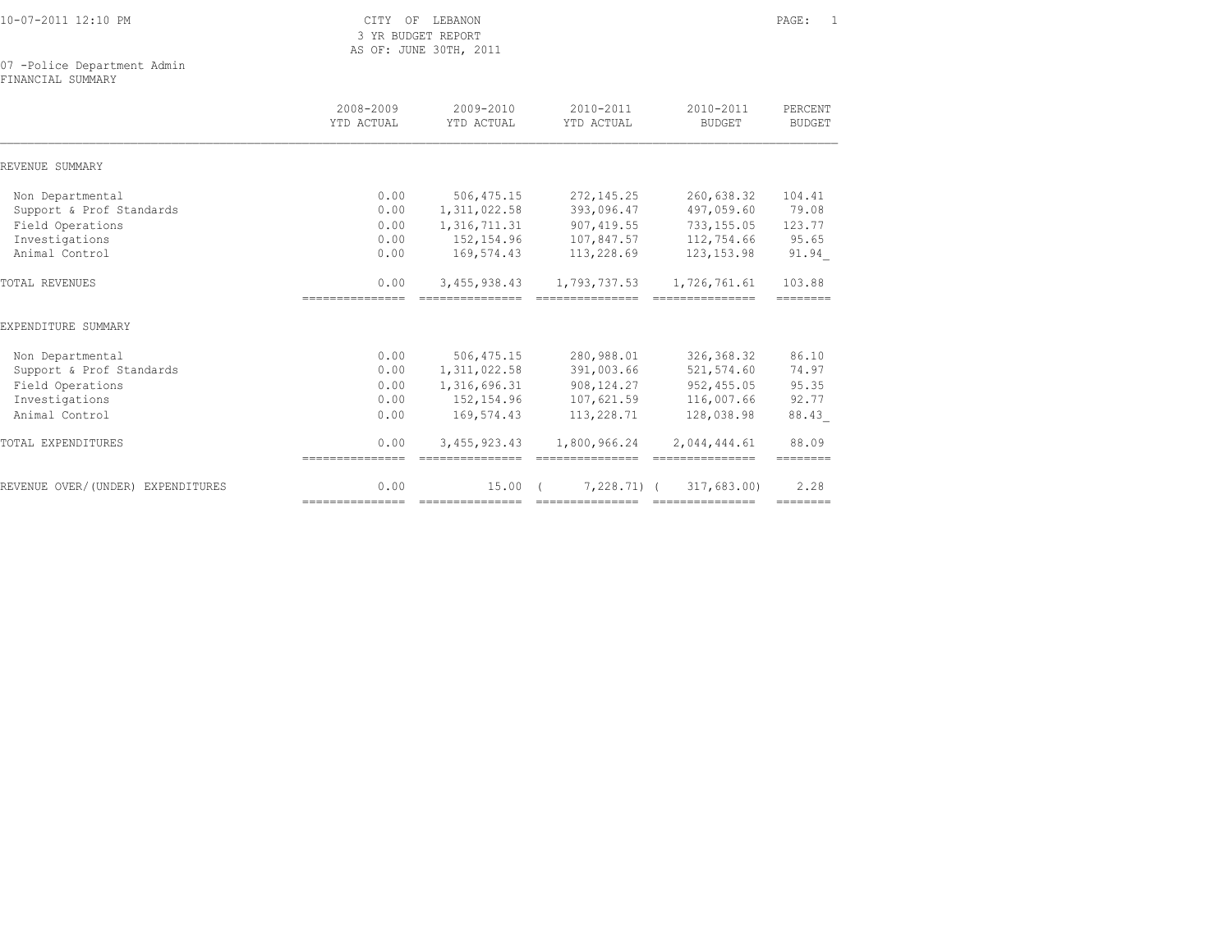CITY OF LEBANON
3 YR BUDGET REPORT
AS OF: JUNE 30TH, 2011

07 -Police Department Admin
FINANCIAL SUMMARY

| | 2008-2009 YTD ACTUAL | 2009-2010 YTD ACTUAL | 2010-2011 YTD ACTUAL | 2010-2011 BUDGET | PERCENT BUDGET |
|---|---|---|---|---|---|
| **REVENUE SUMMARY** | | | | | |
| Non Departmental | 0.00 | 506,475.15 | 272,145.25 | 260,638.32 | 104.41 |
| Support & Prof Standards | 0.00 | 1,311,022.58 | 393,096.47 | 497,059.60 | 79.08 |
| Field Operations | 0.00 | 1,316,711.31 | 907,419.55 | 733,155.05 | 123.77 |
| Investigations | 0.00 | 152,154.96 | 107,847.57 | 112,754.66 | 95.65 |
| Animal Control | 0.00 | 169,574.43 | 113,228.69 | 123,153.98 | 91.94 |
| TOTAL REVENUES | 0.00 | 3,455,938.43 | 1,793,737.53 | 1,726,761.61 | 103.88 |
| **EXPENDITURE SUMMARY** | | | | | |
| Non Departmental | 0.00 | 506,475.15 | 280,988.01 | 326,368.32 | 86.10 |
| Support & Prof Standards | 0.00 | 1,311,022.58 | 391,003.66 | 521,574.60 | 74.97 |
| Field Operations | 0.00 | 1,316,696.31 | 908,124.27 | 952,455.05 | 95.35 |
| Investigations | 0.00 | 152,154.96 | 107,621.59 | 116,007.66 | 92.77 |
| Animal Control | 0.00 | 169,574.43 | 113,228.71 | 128,038.98 | 88.43 |
| TOTAL EXPENDITURES | 0.00 | 3,455,923.43 | 1,800,966.24 | 2,044,444.61 | 88.09 |
| REVENUE OVER/(UNDER) EXPENDITURES | 0.00 | 15.00 | ( 7,228.71) | ( 317,683.00) | 2.28 |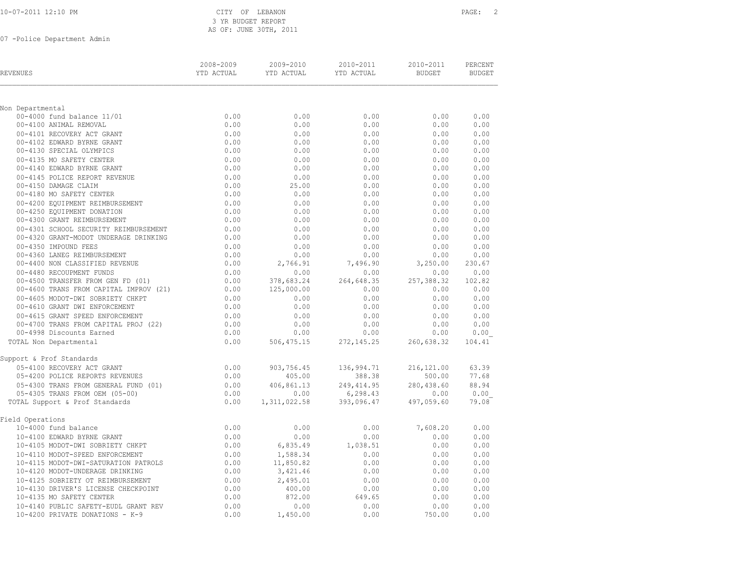CITY OF LEBANON
3 YR BUDGET REPORT
AS OF: JUNE 30TH, 2011

07 -Police Department Admin

| REVENUES | 2008-2009 YTD ACTUAL | 2009-2010 YTD ACTUAL | 2010-2011 YTD ACTUAL | 2010-2011 BUDGET | PERCENT BUDGET |
|---|---|---|---|---|---|
| **Non Departmental** | | | | | |
| 00-4000 fund balance 11/01 | 0.00 | 0.00 | 0.00 | 0.00 | 0.00 |
| 00-4100 ANIMAL REMOVAL | 0.00 | 0.00 | 0.00 | 0.00 | 0.00 |
| 00-4101 RECOVERY ACT GRANT | 0.00 | 0.00 | 0.00 | 0.00 | 0.00 |
| 00-4102 EDWARD BYRNE GRANT | 0.00 | 0.00 | 0.00 | 0.00 | 0.00 |
| 00-4130 SPECIAL OLYMPICS | 0.00 | 0.00 | 0.00 | 0.00 | 0.00 |
| 00-4135 MO SAFETY CENTER | 0.00 | 0.00 | 0.00 | 0.00 | 0.00 |
| 00-4140 EDWARD BYRNE GRANT | 0.00 | 0.00 | 0.00 | 0.00 | 0.00 |
| 00-4145 POLICE REPORT REVENUE | 0.00 | 0.00 | 0.00 | 0.00 | 0.00 |
| 00-4150 DAMAGE CLAIM | 0.00 | 25.00 | 0.00 | 0.00 | 0.00 |
| 00-4180 MO SAFETY CENTER | 0.00 | 0.00 | 0.00 | 0.00 | 0.00 |
| 00-4200 EQUIPMENT REIMBURSEMENT | 0.00 | 0.00 | 0.00 | 0.00 | 0.00 |
| 00-4250 EQUIPMENT DONATION | 0.00 | 0.00 | 0.00 | 0.00 | 0.00 |
| 00-4300 GRANT REIMBURSEMENT | 0.00 | 0.00 | 0.00 | 0.00 | 0.00 |
| 00-4301 SCHOOL SECURITY REIMBURSEMENT | 0.00 | 0.00 | 0.00 | 0.00 | 0.00 |
| 00-4320 GRANT-MODOT UNDERAGE DRINKING | 0.00 | 0.00 | 0.00 | 0.00 | 0.00 |
| 00-4350 IMPOUND FEES | 0.00 | 0.00 | 0.00 | 0.00 | 0.00 |
| 00-4360 LANEG REIMBURSEMENT | 0.00 | 0.00 | 0.00 | 0.00 | 0.00 |
| 00-4400 NON CLASSIFIED REVENUE | 0.00 | 2,766.91 | 7,496.90 | 3,250.00 | 230.67 |
| 00-4480 RECOUPMENT FUNDS | 0.00 | 0.00 | 0.00 | 0.00 | 0.00 |
| 00-4500 TRANSFER FROM GEN FD (01) | 0.00 | 378,683.24 | 264,648.35 | 257,388.32 | 102.82 |
| 00-4600 TRANS FROM CAPITAL IMPROV (21) | 0.00 | 125,000.00 | 0.00 | 0.00 | 0.00 |
| 00-4605 MODOT-DWI SOBRIETY CHKPT | 0.00 | 0.00 | 0.00 | 0.00 | 0.00 |
| 00-4610 GRANT DWI ENFORCEMENT | 0.00 | 0.00 | 0.00 | 0.00 | 0.00 |
| 00-4615 GRANT SPEED ENFORCEMENT | 0.00 | 0.00 | 0.00 | 0.00 | 0.00 |
| 00-4700 TRANS FROM CAPITAL PROJ (22) | 0.00 | 0.00 | 0.00 | 0.00 | 0.00 |
| 00-4998 Discounts Earned | 0.00 | 0.00 | 0.00 | 0.00 | 0.00 |
| TOTAL Non Departmental | 0.00 | 506,475.15 | 272,145.25 | 260,638.32 | 104.41 |
| **Support & Prof Standards** | | | | | |
| 05-4100 RECOVERY ACT GRANT | 0.00 | 903,756.45 | 136,994.71 | 216,121.00 | 63.39 |
| 05-4200 POLICE REPORTS REVENUES | 0.00 | 405.00 | 388.38 | 500.00 | 77.68 |
| 05-4300 TRANS FROM GENERAL FUND (01) | 0.00 | 406,861.13 | 249,414.95 | 280,438.60 | 88.94 |
| 05-4305 TRANS FROM OEM (05-00) | 0.00 | 0.00 | 6,298.43 | 0.00 | 0.00 |
| TOTAL Support & Prof Standards | 0.00 | 1,311,022.58 | 393,096.47 | 497,059.60 | 79.08 |
| **Field Operations** | | | | | |
| 10-4000 fund balance | 0.00 | 0.00 | 0.00 | 7,608.20 | 0.00 |
| 10-4100 EDWARD BYRNE GRANT | 0.00 | 0.00 | 0.00 | 0.00 | 0.00 |
| 10-4105 MODOT-DWI SOBRIETY CHKPT | 0.00 | 6,835.49 | 1,038.51 | 0.00 | 0.00 |
| 10-4110 MODOT-SPEED ENFORCEMENT | 0.00 | 1,588.34 | 0.00 | 0.00 | 0.00 |
| 10-4115 MODOT-DWI-SATURATION PATROLS | 0.00 | 11,850.82 | 0.00 | 0.00 | 0.00 |
| 10-4120 MODOT-UNDERAGE DRINKING | 0.00 | 3,421.46 | 0.00 | 0.00 | 0.00 |
| 10-4125 SOBRIETY OT REIMBURSEMENT | 0.00 | 2,495.01 | 0.00 | 0.00 | 0.00 |
| 10-4130 DRIVER'S LICENSE CHECKPOINT | 0.00 | 400.00 | 0.00 | 0.00 | 0.00 |
| 10-4135 MO SAFETY CENTER | 0.00 | 872.00 | 649.65 | 0.00 | 0.00 |
| 10-4140 PUBLIC SAFETY-EUDL GRANT REV | 0.00 | 0.00 | 0.00 | 0.00 | 0.00 |
| 10-4200 PRIVATE DONATIONS - K-9 | 0.00 | 1,450.00 | 0.00 | 750.00 | 0.00 |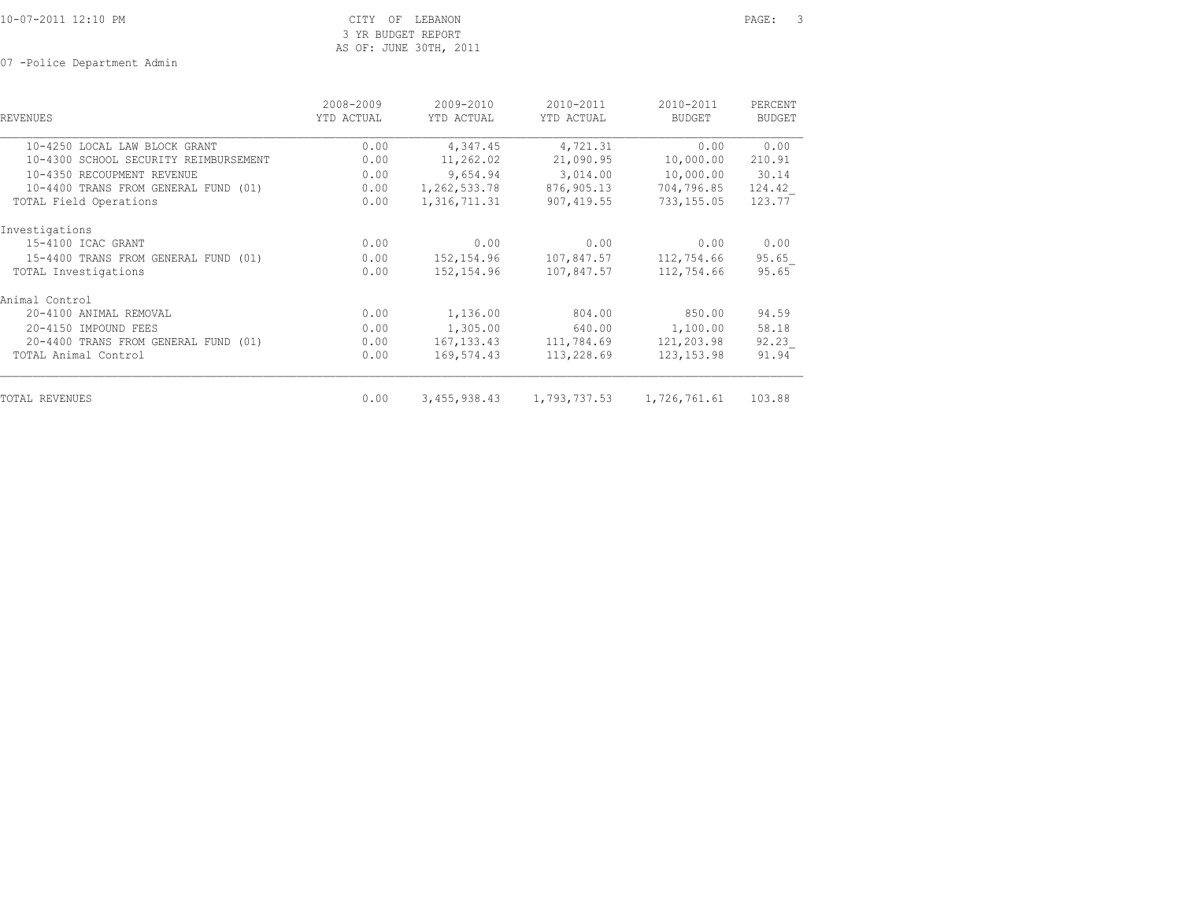CITY OF LEBANON
3 YR BUDGET REPORT
AS OF: JUNE 30TH, 2011

07 -Police Department Admin

| REVENUES | 2008-2009 YTD ACTUAL | 2009-2010 YTD ACTUAL | 2010-2011 YTD ACTUAL | 2010-2011 BUDGET | PERCENT BUDGET |
|---|---|---|---|---|---|
| 10-4250 LOCAL LAW BLOCK GRANT | 0.00 | 4,347.45 | 4,721.31 | 0.00 | 0.00 |
| 10-4300 SCHOOL SECURITY REIMBURSEMENT | 0.00 | 11,262.02 | 21,090.95 | 10,000.00 | 210.91 |
| 10-4350 RECOUPMENT REVENUE | 0.00 | 9,654.94 | 3,014.00 | 10,000.00 | 30.14 |
| 10-4400 TRANS FROM GENERAL FUND (01) | 0.00 | 1,262,533.78 | 876,905.13 | 704,796.85 | 124.42 |
| TOTAL Field Operations | 0.00 | 1,316,711.31 | 907,419.55 | 733,155.05 | 123.77 |
| Investigations | | | | | |
| 15-4100 ICAC GRANT | 0.00 | 0.00 | 0.00 | 0.00 | 0.00 |
| 15-4400 TRANS FROM GENERAL FUND (01) | 0.00 | 152,154.96 | 107,847.57 | 112,754.66 | 95.65 |
| TOTAL Investigations | 0.00 | 152,154.96 | 107,847.57 | 112,754.66 | 95.65 |
| Animal Control | | | | | |
| 20-4100 ANIMAL REMOVAL | 0.00 | 1,136.00 | 804.00 | 850.00 | 94.59 |
| 20-4150 IMPOUND FEES | 0.00 | 1,305.00 | 640.00 | 1,100.00 | 58.18 |
| 20-4400 TRANS FROM GENERAL FUND (01) | 0.00 | 167,133.43 | 111,784.69 | 121,203.98 | 92.23 |
| TOTAL Animal Control | 0.00 | 169,574.43 | 113,228.69 | 123,153.98 | 91.94 |
| TOTAL REVENUES | 0.00 | 3,455,938.43 | 1,793,737.53 | 1,726,761.61 | 103.88 |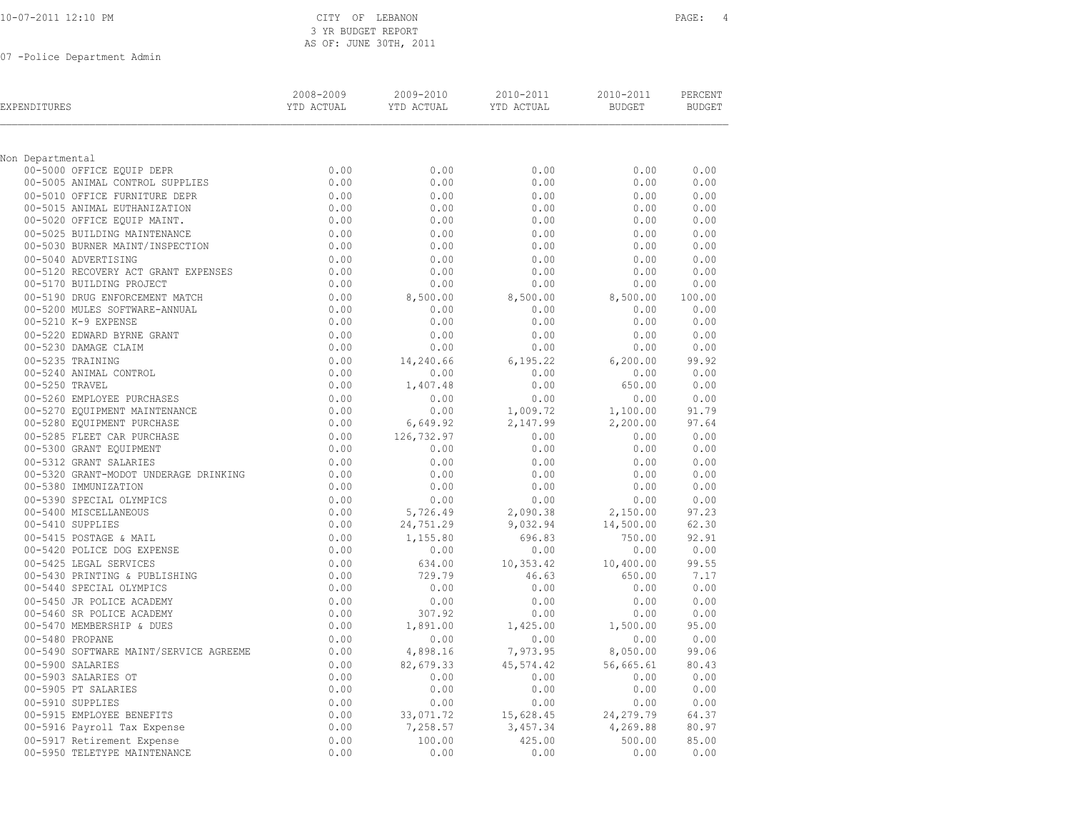10-07-2011 12:10 PM

CITY OF LEBANON
3 YR BUDGET REPORT
AS OF: JUNE 30TH, 2011

07 -Police Department Admin

| EXPENDITURES | 2008-2009 YTD ACTUAL | 2009-2010 YTD ACTUAL | 2010-2011 YTD ACTUAL | 2010-2011 BUDGET | PERCENT BUDGET |
|---|---|---|---|---|---|
| Non Departmental | | | | | |
| 00-5000 OFFICE EQUIP DEPR | 0.00 | 0.00 | 0.00 | 0.00 | 0.00 |
| 00-5005 ANIMAL CONTROL SUPPLIES | 0.00 | 0.00 | 0.00 | 0.00 | 0.00 |
| 00-5010 OFFICE FURNITURE DEPR | 0.00 | 0.00 | 0.00 | 0.00 | 0.00 |
| 00-5015 ANIMAL EUTHANIZATION | 0.00 | 0.00 | 0.00 | 0.00 | 0.00 |
| 00-5020 OFFICE EQUIP MAINT. | 0.00 | 0.00 | 0.00 | 0.00 | 0.00 |
| 00-5025 BUILDING MAINTENANCE | 0.00 | 0.00 | 0.00 | 0.00 | 0.00 |
| 00-5030 BURNER MAINT/INSPECTION | 0.00 | 0.00 | 0.00 | 0.00 | 0.00 |
| 00-5040 ADVERTISING | 0.00 | 0.00 | 0.00 | 0.00 | 0.00 |
| 00-5120 RECOVERY ACT GRANT EXPENSES | 0.00 | 0.00 | 0.00 | 0.00 | 0.00 |
| 00-5170 BUILDING PROJECT | 0.00 | 0.00 | 0.00 | 0.00 | 0.00 |
| 00-5190 DRUG ENFORCEMENT MATCH | 0.00 | 8,500.00 | 8,500.00 | 8,500.00 | 100.00 |
| 00-5200 MULES SOFTWARE-ANNUAL | 0.00 | 0.00 | 0.00 | 0.00 | 0.00 |
| 00-5210 K-9 EXPENSE | 0.00 | 0.00 | 0.00 | 0.00 | 0.00 |
| 00-5220 EDWARD BYRNE GRANT | 0.00 | 0.00 | 0.00 | 0.00 | 0.00 |
| 00-5230 DAMAGE CLAIM | 0.00 | 0.00 | 0.00 | 0.00 | 0.00 |
| 00-5235 TRAINING | 0.00 | 14,240.66 | 6,195.22 | 6,200.00 | 99.92 |
| 00-5240 ANIMAL CONTROL | 0.00 | 0.00 | 0.00 | 0.00 | 0.00 |
| 00-5250 TRAVEL | 0.00 | 1,407.48 | 0.00 | 650.00 | 0.00 |
| 00-5260 EMPLOYEE PURCHASES | 0.00 | 0.00 | 0.00 | 0.00 | 0.00 |
| 00-5270 EQUIPMENT MAINTENANCE | 0.00 | 0.00 | 1,009.72 | 1,100.00 | 91.79 |
| 00-5280 EQUIPMENT PURCHASE | 0.00 | 6,649.92 | 2,147.99 | 2,200.00 | 97.64 |
| 00-5285 FLEET CAR PURCHASE | 0.00 | 126,732.97 | 0.00 | 0.00 | 0.00 |
| 00-5300 GRANT EQUIPMENT | 0.00 | 0.00 | 0.00 | 0.00 | 0.00 |
| 00-5312 GRANT SALARIES | 0.00 | 0.00 | 0.00 | 0.00 | 0.00 |
| 00-5320 GRANT-MODOT UNDERAGE DRINKING | 0.00 | 0.00 | 0.00 | 0.00 | 0.00 |
| 00-5380 IMMUNIZATION | 0.00 | 0.00 | 0.00 | 0.00 | 0.00 |
| 00-5390 SPECIAL OLYMPICS | 0.00 | 0.00 | 0.00 | 0.00 | 0.00 |
| 00-5400 MISCELLANEOUS | 0.00 | 5,726.49 | 2,090.38 | 2,150.00 | 97.23 |
| 00-5410 SUPPLIES | 0.00 | 24,751.29 | 9,032.94 | 14,500.00 | 62.30 |
| 00-5415 POSTAGE & MAIL | 0.00 | 1,155.80 | 696.83 | 750.00 | 92.91 |
| 00-5420 POLICE DOG EXPENSE | 0.00 | 0.00 | 0.00 | 0.00 | 0.00 |
| 00-5425 LEGAL SERVICES | 0.00 | 634.00 | 10,353.42 | 10,400.00 | 99.55 |
| 00-5430 PRINTING & PUBLISHING | 0.00 | 729.79 | 46.63 | 650.00 | 7.17 |
| 00-5440 SPECIAL OLYMPICS | 0.00 | 0.00 | 0.00 | 0.00 | 0.00 |
| 00-5450 JR POLICE ACADEMY | 0.00 | 0.00 | 0.00 | 0.00 | 0.00 |
| 00-5460 SR POLICE ACADEMY | 0.00 | 307.92 | 0.00 | 0.00 | 0.00 |
| 00-5470 MEMBERSHIP & DUES | 0.00 | 1,891.00 | 1,425.00 | 1,500.00 | 95.00 |
| 00-5480 PROPANE | 0.00 | 0.00 | 0.00 | 0.00 | 0.00 |
| 00-5490 SOFTWARE MAINT/SERVICE AGREEME | 0.00 | 4,898.16 | 7,973.95 | 8,050.00 | 99.06 |
| 00-5900 SALARIES | 0.00 | 82,679.33 | 45,574.42 | 56,665.61 | 80.43 |
| 00-5903 SALARIES OT | 0.00 | 0.00 | 0.00 | 0.00 | 0.00 |
| 00-5905 PT SALARIES | 0.00 | 0.00 | 0.00 | 0.00 | 0.00 |
| 00-5910 SUPPLIES | 0.00 | 0.00 | 0.00 | 0.00 | 0.00 |
| 00-5915 EMPLOYEE BENEFITS | 0.00 | 33,071.72 | 15,628.45 | 24,279.79 | 64.37 |
| 00-5916 Payroll Tax Expense | 0.00 | 7,258.57 | 3,457.34 | 4,269.88 | 80.97 |
| 00-5917 Retirement Expense | 0.00 | 100.00 | 425.00 | 500.00 | 85.00 |
| 00-5950 TELETYPE MAINTENANCE | 0.00 | 0.00 | 0.00 | 0.00 | 0.00 |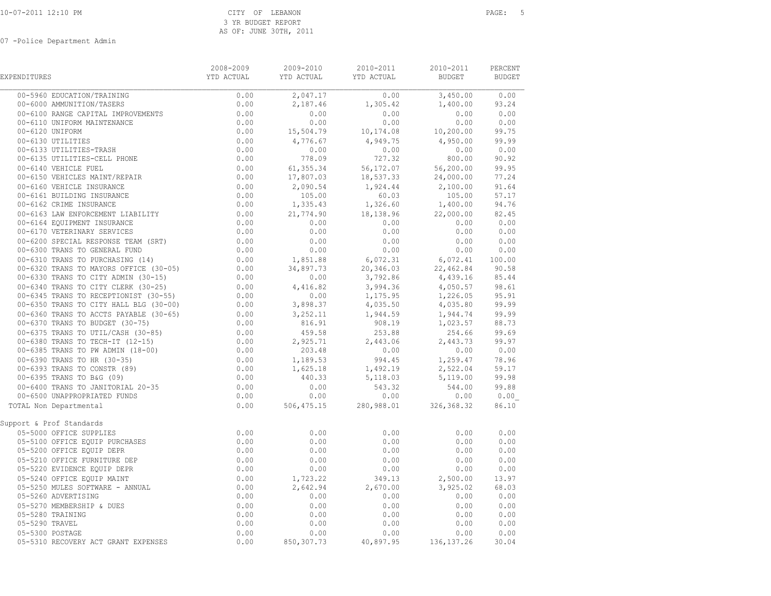CITY OF LEBANON
3 YR BUDGET REPORT
AS OF: JUNE 30TH, 2011

07 -Police Department Admin

| EXPENDITURES | 2008-2009 YTD ACTUAL | 2009-2010 YTD ACTUAL | 2010-2011 YTD ACTUAL | 2010-2011 BUDGET | PERCENT BUDGET |
|---|---|---|---|---|---|
| 00-5960 EDUCATION/TRAINING | 0.00 | 2,047.17 | 0.00 | 3,450.00 | 0.00 |
| 00-6000 AMMUNITION/TASERS | 0.00 | 2,187.46 | 1,305.42 | 1,400.00 | 93.24 |
| 00-6100 RANGE CAPITAL IMPROVEMENTS | 0.00 | 0.00 | 0.00 | 0.00 | 0.00 |
| 00-6110 UNIFORM MAINTENANCE | 0.00 | 0.00 | 0.00 | 0.00 | 0.00 |
| 00-6120 UNIFORM | 0.00 | 15,504.79 | 10,174.08 | 10,200.00 | 99.75 |
| 00-6130 UTILITIES | 0.00 | 4,776.67 | 4,949.75 | 4,950.00 | 99.99 |
| 00-6133 UTILITIES-TRASH | 0.00 | 0.00 | 0.00 | 0.00 | 0.00 |
| 00-6135 UTILITIES-CELL PHONE | 0.00 | 778.09 | 727.32 | 800.00 | 90.92 |
| 00-6140 VEHICLE FUEL | 0.00 | 61,355.34 | 56,172.07 | 56,200.00 | 99.95 |
| 00-6150 VEHICLES MAINT/REPAIR | 0.00 | 17,807.03 | 18,537.33 | 24,000.00 | 77.24 |
| 00-6160 VEHICLE INSURANCE | 0.00 | 2,090.54 | 1,924.44 | 2,100.00 | 91.64 |
| 00-6161 BUILDING INSURANCE | 0.00 | 105.00 | 60.03 | 105.00 | 57.17 |
| 00-6162 CRIME INSURANCE | 0.00 | 1,335.43 | 1,326.60 | 1,400.00 | 94.76 |
| 00-6163 LAW ENFORCEMENT LIABILITY | 0.00 | 21,774.90 | 18,138.96 | 22,000.00 | 82.45 |
| 00-6164 EQUIPMENT INSURANCE | 0.00 | 0.00 | 0.00 | 0.00 | 0.00 |
| 00-6170 VETERINARY SERVICES | 0.00 | 0.00 | 0.00 | 0.00 | 0.00 |
| 00-6200 SPECIAL RESPONSE TEAM (SRT) | 0.00 | 0.00 | 0.00 | 0.00 | 0.00 |
| 00-6300 TRANS TO GENERAL FUND | 0.00 | 0.00 | 0.00 | 0.00 | 0.00 |
| 00-6310 TRANS TO PURCHASING (14) | 0.00 | 1,851.88 | 6,072.31 | 6,072.41 | 100.00 |
| 00-6320 TRANS TO MAYORS OFFICE (30-05) | 0.00 | 34,897.73 | 20,346.03 | 22,462.84 | 90.58 |
| 00-6330 TRANS TO CITY ADMIN (30-15) | 0.00 | 0.00 | 3,792.86 | 4,439.16 | 85.44 |
| 00-6340 TRANS TO CITY CLERK (30-25) | 0.00 | 4,416.82 | 3,994.36 | 4,050.57 | 98.61 |
| 00-6345 TRANS TO RECEPTIONIST (30-55) | 0.00 | 0.00 | 1,175.95 | 1,226.05 | 95.91 |
| 00-6350 TRANS TO CITY HALL BLG (30-00) | 0.00 | 3,898.37 | 4,035.50 | 4,035.80 | 99.99 |
| 00-6360 TRANS TO ACCTS PAYABLE (30-65) | 0.00 | 3,252.11 | 1,944.59 | 1,944.74 | 99.99 |
| 00-6370 TRANS TO BUDGET (30-75) | 0.00 | 816.91 | 908.19 | 1,023.57 | 88.73 |
| 00-6375 TRANS TO UTIL/CASH (30-85) | 0.00 | 459.58 | 253.88 | 254.66 | 99.69 |
| 00-6380 TRANS TO TECH-IT (12-15) | 0.00 | 2,925.71 | 2,443.06 | 2,443.73 | 99.97 |
| 00-6385 TRANS TO PW ADMIN (18-00) | 0.00 | 203.48 | 0.00 | 0.00 | 0.00 |
| 00-6390 TRANS TO HR (30-35) | 0.00 | 1,189.53 | 994.45 | 1,259.47 | 78.96 |
| 00-6393 TRANS TO CONSTR (89) | 0.00 | 1,625.18 | 1,492.19 | 2,522.04 | 59.17 |
| 00-6395 TRANS TO B&G (09) | 0.00 | 440.33 | 5,118.03 | 5,119.00 | 99.98 |
| 00-6400 TRANS TO JANITORIAL 20-35 | 0.00 | 0.00 | 543.32 | 544.00 | 99.88 |
| 00-6500 UNAPPROPRIATED FUNDS | 0.00 | 0.00 | 0.00 | 0.00 | 0.00 |
| TOTAL Non Departmental | 0.00 | 506,475.15 | 280,988.01 | 326,368.32 | 86.10 |
| **Support & Prof Standards** | | | | | |
| 05-5000 OFFICE SUPPLIES | 0.00 | 0.00 | 0.00 | 0.00 | 0.00 |
| 05-5100 OFFICE EQUIP PURCHASES | 0.00 | 0.00 | 0.00 | 0.00 | 0.00 |
| 05-5200 OFFICE EQUIP DEPR | 0.00 | 0.00 | 0.00 | 0.00 | 0.00 |
| 05-5210 OFFICE FURNITURE DEP | 0.00 | 0.00 | 0.00 | 0.00 | 0.00 |
| 05-5220 EVIDENCE EQUIP DEPR | 0.00 | 0.00 | 0.00 | 0.00 | 0.00 |
| 05-5240 OFFICE EQUIP MAINT | 0.00 | 1,723.22 | 349.13 | 2,500.00 | 13.97 |
| 05-5250 MULES SOFTWARE - ANNUAL | 0.00 | 2,642.94 | 2,670.00 | 3,925.02 | 68.03 |
| 05-5260 ADVERTISING | 0.00 | 0.00 | 0.00 | 0.00 | 0.00 |
| 05-5270 MEMBERSHIP & DUES | 0.00 | 0.00 | 0.00 | 0.00 | 0.00 |
| 05-5280 TRAINING | 0.00 | 0.00 | 0.00 | 0.00 | 0.00 |
| 05-5290 TRAVEL | 0.00 | 0.00 | 0.00 | 0.00 | 0.00 |
| 05-5300 POSTAGE | 0.00 | 0.00 | 0.00 | 0.00 | 0.00 |
| 05-5310 RECOVERY ACT GRANT EXPENSES | 0.00 | 850,307.73 | 40,897.95 | 136,137.26 | 30.04 |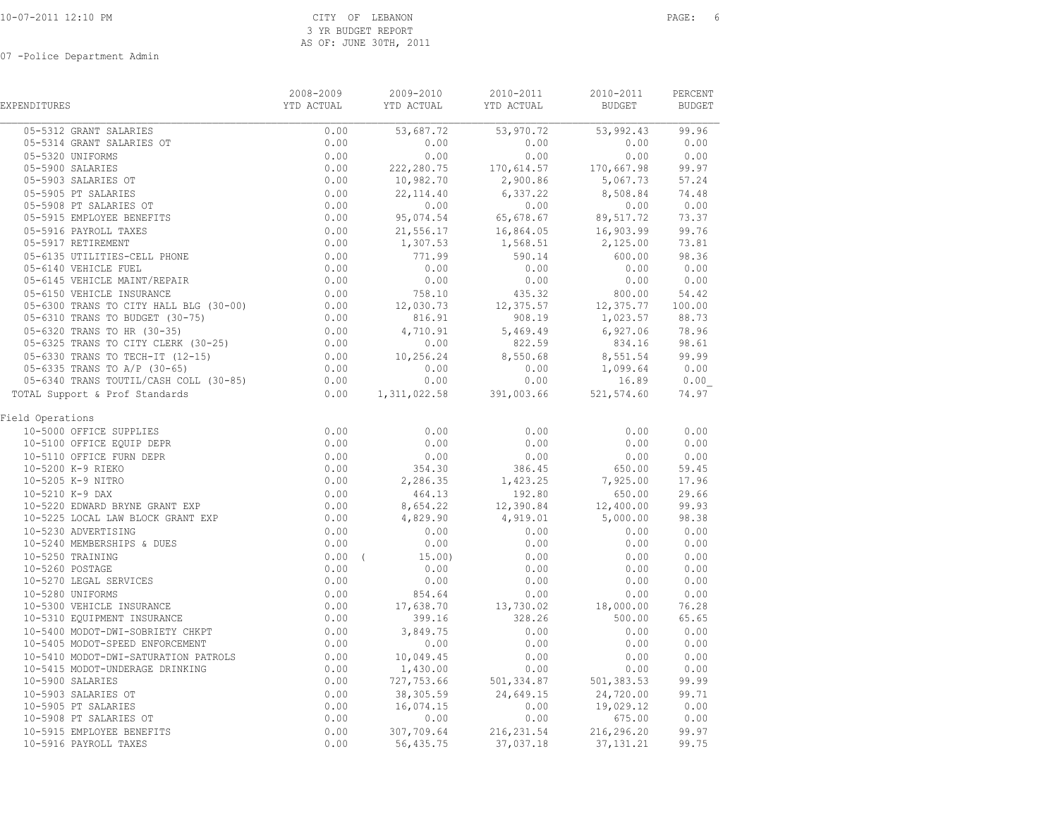# CITY OF LEBANON
## 3 YR BUDGET REPORT
### AS OF: JUNE 30TH, 2011

07 -Police Department Admin

| EXPENDITURES | 2008-2009 YTD ACTUAL | 2009-2010 YTD ACTUAL | 2010-2011 YTD ACTUAL | 2010-2011 BUDGET | PERCENT BUDGET |
|---|---|---|---|---|---|
| 05-5312 GRANT SALARIES | 0.00 | 53,687.72 | 53,970.72 | 53,992.43 | 99.96 |
| 05-5314 GRANT SALARIES OT | 0.00 | 0.00 | 0.00 | 0.00 | 0.00 |
| 05-5320 UNIFORMS | 0.00 | 0.00 | 0.00 | 0.00 | 0.00 |
| 05-5900 SALARIES | 0.00 | 222,280.75 | 170,614.57 | 170,667.98 | 99.97 |
| 05-5903 SALARIES OT | 0.00 | 10,982.70 | 2,900.86 | 5,067.73 | 57.24 |
| 05-5905 PT SALARIES | 0.00 | 22,114.40 | 6,337.22 | 8,508.84 | 74.48 |
| 05-5908 PT SALARIES OT | 0.00 | 0.00 | 0.00 | 0.00 | 0.00 |
| 05-5915 EMPLOYEE BENEFITS | 0.00 | 95,074.54 | 65,678.67 | 89,517.72 | 73.37 |
| 05-5916 PAYROLL TAXES | 0.00 | 21,556.17 | 16,864.05 | 16,903.99 | 99.76 |
| 05-5917 RETIREMENT | 0.00 | 1,307.53 | 1,568.51 | 2,125.00 | 73.81 |
| 05-6135 UTILITIES-CELL PHONE | 0.00 | 771.99 | 590.14 | 600.00 | 98.36 |
| 05-6140 VEHICLE FUEL | 0.00 | 0.00 | 0.00 | 0.00 | 0.00 |
| 05-6145 VEHICLE MAINT/REPAIR | 0.00 | 0.00 | 0.00 | 0.00 | 0.00 |
| 05-6150 VEHICLE INSURANCE | 0.00 | 758.10 | 435.32 | 800.00 | 54.42 |
| 05-6300 TRANS TO CITY HALL BLG (30-00) | 0.00 | 12,030.73 | 12,375.57 | 12,375.77 | 100.00 |
| 05-6310 TRANS TO BUDGET (30-75) | 0.00 | 816.91 | 908.19 | 1,023.57 | 88.73 |
| 05-6320 TRANS TO HR (30-35) | 0.00 | 4,710.91 | 5,469.49 | 6,927.06 | 78.96 |
| 05-6325 TRANS TO CITY CLERK (30-25) | 0.00 | 0.00 | 822.59 | 834.16 | 98.61 |
| 05-6330 TRANS TO TECH-IT (12-15) | 0.00 | 10,256.24 | 8,550.68 | 8,551.54 | 99.99 |
| 05-6335 TRANS TO A/P (30-65) | 0.00 | 0.00 | 0.00 | 1,099.64 | 0.00 |
| 05-6340 TRANS TOUTIL/CASH COLL (30-85) | 0.00 | 0.00 | 0.00 | 16.89 | 0.00 |
| TOTAL Support & Prof Standards | 0.00 | 1,311,022.58 | 391,003.66 | 521,574.60 | 74.97 |
| **Field Operations** | | | | | |
| 10-5000 OFFICE SUPPLIES | 0.00 | 0.00 | 0.00 | 0.00 | 0.00 |
| 10-5100 OFFICE EQUIP DEPR | 0.00 | 0.00 | 0.00 | 0.00 | 0.00 |
| 10-5110 OFFICE FURN DEPR | 0.00 | 0.00 | 0.00 | 0.00 | 0.00 |
| 10-5200 K-9 RIEKO | 0.00 | 354.30 | 386.45 | 650.00 | 59.45 |
| 10-5205 K-9 NITRO | 0.00 | 2,286.35 | 1,423.25 | 7,925.00 | 17.96 |
| 10-5210 K-9 DAX | 0.00 | 464.13 | 192.80 | 650.00 | 29.66 |
| 10-5220 EDWARD BRYNE GRANT EXP | 0.00 | 8,654.22 | 12,390.84 | 12,400.00 | 99.93 |
| 10-5225 LOCAL LAW BLOCK GRANT EXP | 0.00 | 4,829.90 | 4,919.01 | 5,000.00 | 98.38 |
| 10-5230 ADVERTISING | 0.00 | 0.00 | 0.00 | 0.00 | 0.00 |
| 10-5240 MEMBERSHIPS & DUES | 0.00 | 0.00 | 0.00 | 0.00 | 0.00 |
| 10-5250 TRAINING | 0.00 | ( 15.00) | 0.00 | 0.00 | 0.00 |
| 10-5260 POSTAGE | 0.00 | 0.00 | 0.00 | 0.00 | 0.00 |
| 10-5270 LEGAL SERVICES | 0.00 | 0.00 | 0.00 | 0.00 | 0.00 |
| 10-5280 UNIFORMS | 0.00 | 854.64 | 0.00 | 0.00 | 0.00 |
| 10-5300 VEHICLE INSURANCE | 0.00 | 17,638.70 | 13,730.02 | 18,000.00 | 76.28 |
| 10-5310 EQUIPMENT INSURANCE | 0.00 | 399.16 | 328.26 | 500.00 | 65.65 |
| 10-5400 MODOT-DWI-SOBRIETY CHKPT | 0.00 | 3,849.75 | 0.00 | 0.00 | 0.00 |
| 10-5405 MODOT-SPEED ENFORCEMENT | 0.00 | 0.00 | 0.00 | 0.00 | 0.00 |
| 10-5410 MODOT-DWI-SATURATION PATROLS | 0.00 | 10,049.45 | 0.00 | 0.00 | 0.00 |
| 10-5415 MODOT-UNDERAGE DRINKING | 0.00 | 1,430.00 | 0.00 | 0.00 | 0.00 |
| 10-5900 SALARIES | 0.00 | 727,753.66 | 501,334.87 | 501,383.53 | 99.99 |
| 10-5903 SALARIES OT | 0.00 | 38,305.59 | 24,649.15 | 24,720.00 | 99.71 |
| 10-5905 PT SALARIES | 0.00 | 16,074.15 | 0.00 | 19,029.12 | 0.00 |
| 10-5908 PT SALARIES OT | 0.00 | 0.00 | 0.00 | 675.00 | 0.00 |
| 10-5915 EMPLOYEE BENEFITS | 0.00 | 307,709.64 | 216,231.54 | 216,296.20 | 99.97 |
| 10-5916 PAYROLL TAXES | 0.00 | 56,435.75 | 37,037.18 | 37,131.21 | 99.75 |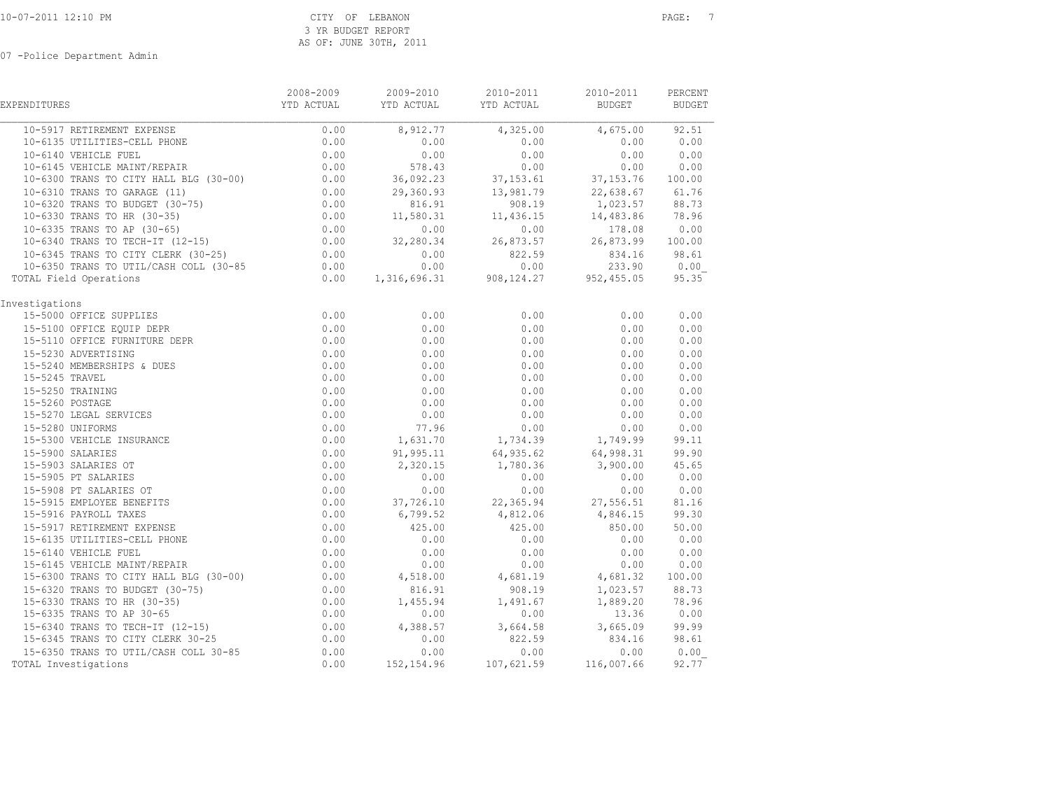CITY OF LEBANON
3 YR BUDGET REPORT
AS OF: JUNE 30TH, 2011

07 -Police Department Admin

| EXPENDITURES | 2008-2009 YTD ACTUAL | 2009-2010 YTD ACTUAL | 2010-2011 YTD ACTUAL | 2010-2011 BUDGET | PERCENT BUDGET |
|---|---|---|---|---|---|
| 10-5917 RETIREMENT EXPENSE | 0.00 | 8,912.77 | 4,325.00 | 4,675.00 | 92.51 |
| 10-6135 UTILITIES-CELL PHONE | 0.00 | 0.00 | 0.00 | 0.00 | 0.00 |
| 10-6140 VEHICLE FUEL | 0.00 | 0.00 | 0.00 | 0.00 | 0.00 |
| 10-6145 VEHICLE MAINT/REPAIR | 0.00 | 578.43 | 0.00 | 0.00 | 0.00 |
| 10-6300 TRANS TO CITY HALL BLG (30-00) | 0.00 | 36,092.23 | 37,153.61 | 37,153.76 | 100.00 |
| 10-6310 TRANS TO GARAGE (11) | 0.00 | 29,360.93 | 13,981.79 | 22,638.67 | 61.76 |
| 10-6320 TRANS TO BUDGET (30-75) | 0.00 | 816.91 | 908.19 | 1,023.57 | 88.73 |
| 10-6330 TRANS TO HR (30-35) | 0.00 | 11,580.31 | 11,436.15 | 14,483.86 | 78.96 |
| 10-6335 TRANS TO AP (30-65) | 0.00 | 0.00 | 0.00 | 178.08 | 0.00 |
| 10-6340 TRANS TO TECH-IT (12-15) | 0.00 | 32,280.34 | 26,873.57 | 26,873.99 | 100.00 |
| 10-6345 TRANS TO CITY CLERK (30-25) | 0.00 | 0.00 | 822.59 | 834.16 | 98.61 |
| 10-6350 TRANS TO UTIL/CASH COLL (30-85 | 0.00 | 0.00 | 0.00 | 233.90 | 0.00 |
| TOTAL Field Operations | 0.00 | 1,316,696.31 | 908,124.27 | 952,455.05 | 95.35 |
| **Investigations** | | | | | |
| 15-5000 OFFICE SUPPLIES | 0.00 | 0.00 | 0.00 | 0.00 | 0.00 |
| 15-5100 OFFICE EQUIP DEPR | 0.00 | 0.00 | 0.00 | 0.00 | 0.00 |
| 15-5110 OFFICE FURNITURE DEPR | 0.00 | 0.00 | 0.00 | 0.00 | 0.00 |
| 15-5230 ADVERTISING | 0.00 | 0.00 | 0.00 | 0.00 | 0.00 |
| 15-5240 MEMBERSHIPS & DUES | 0.00 | 0.00 | 0.00 | 0.00 | 0.00 |
| 15-5245 TRAVEL | 0.00 | 0.00 | 0.00 | 0.00 | 0.00 |
| 15-5250 TRAINING | 0.00 | 0.00 | 0.00 | 0.00 | 0.00 |
| 15-5260 POSTAGE | 0.00 | 0.00 | 0.00 | 0.00 | 0.00 |
| 15-5270 LEGAL SERVICES | 0.00 | 0.00 | 0.00 | 0.00 | 0.00 |
| 15-5280 UNIFORMS | 0.00 | 77.96 | 0.00 | 0.00 | 0.00 |
| 15-5300 VEHICLE INSURANCE | 0.00 | 1,631.70 | 1,734.39 | 1,749.99 | 99.11 |
| 15-5900 SALARIES | 0.00 | 91,995.11 | 64,935.62 | 64,998.31 | 99.90 |
| 15-5903 SALARIES OT | 0.00 | 2,320.15 | 1,780.36 | 3,900.00 | 45.65 |
| 15-5905 PT SALARIES | 0.00 | 0.00 | 0.00 | 0.00 | 0.00 |
| 15-5908 PT SALARIES OT | 0.00 | 0.00 | 0.00 | 0.00 | 0.00 |
| 15-5915 EMPLOYEE BENEFITS | 0.00 | 37,726.10 | 22,365.94 | 27,556.51 | 81.16 |
| 15-5916 PAYROLL TAXES | 0.00 | 6,799.52 | 4,812.06 | 4,846.15 | 99.30 |
| 15-5917 RETIREMENT EXPENSE | 0.00 | 425.00 | 425.00 | 850.00 | 50.00 |
| 15-6135 UTILITIES-CELL PHONE | 0.00 | 0.00 | 0.00 | 0.00 | 0.00 |
| 15-6140 VEHICLE FUEL | 0.00 | 0.00 | 0.00 | 0.00 | 0.00 |
| 15-6145 VEHICLE MAINT/REPAIR | 0.00 | 0.00 | 0.00 | 0.00 | 0.00 |
| 15-6300 TRANS TO CITY HALL BLG (30-00) | 0.00 | 4,518.00 | 4,681.19 | 4,681.32 | 100.00 |
| 15-6320 TRANS TO BUDGET (30-75) | 0.00 | 816.91 | 908.19 | 1,023.57 | 88.73 |
| 15-6330 TRANS TO HR (30-35) | 0.00 | 1,455.94 | 1,491.67 | 1,889.20 | 78.96 |
| 15-6335 TRANS TO AP 30-65 | 0.00 | 0.00 | 0.00 | 13.36 | 0.00 |
| 15-6340 TRANS TO TECH-IT (12-15) | 0.00 | 4,388.57 | 3,664.58 | 3,665.09 | 99.99 |
| 15-6345 TRANS TO CITY CLERK 30-25 | 0.00 | 0.00 | 822.59 | 834.16 | 98.61 |
| 15-6350 TRANS TO UTIL/CASH COLL 30-85 | 0.00 | 0.00 | 0.00 | 0.00 | 0.00 |
| TOTAL Investigations | 0.00 | 152,154.96 | 107,621.59 | 116,007.66 | 92.77 |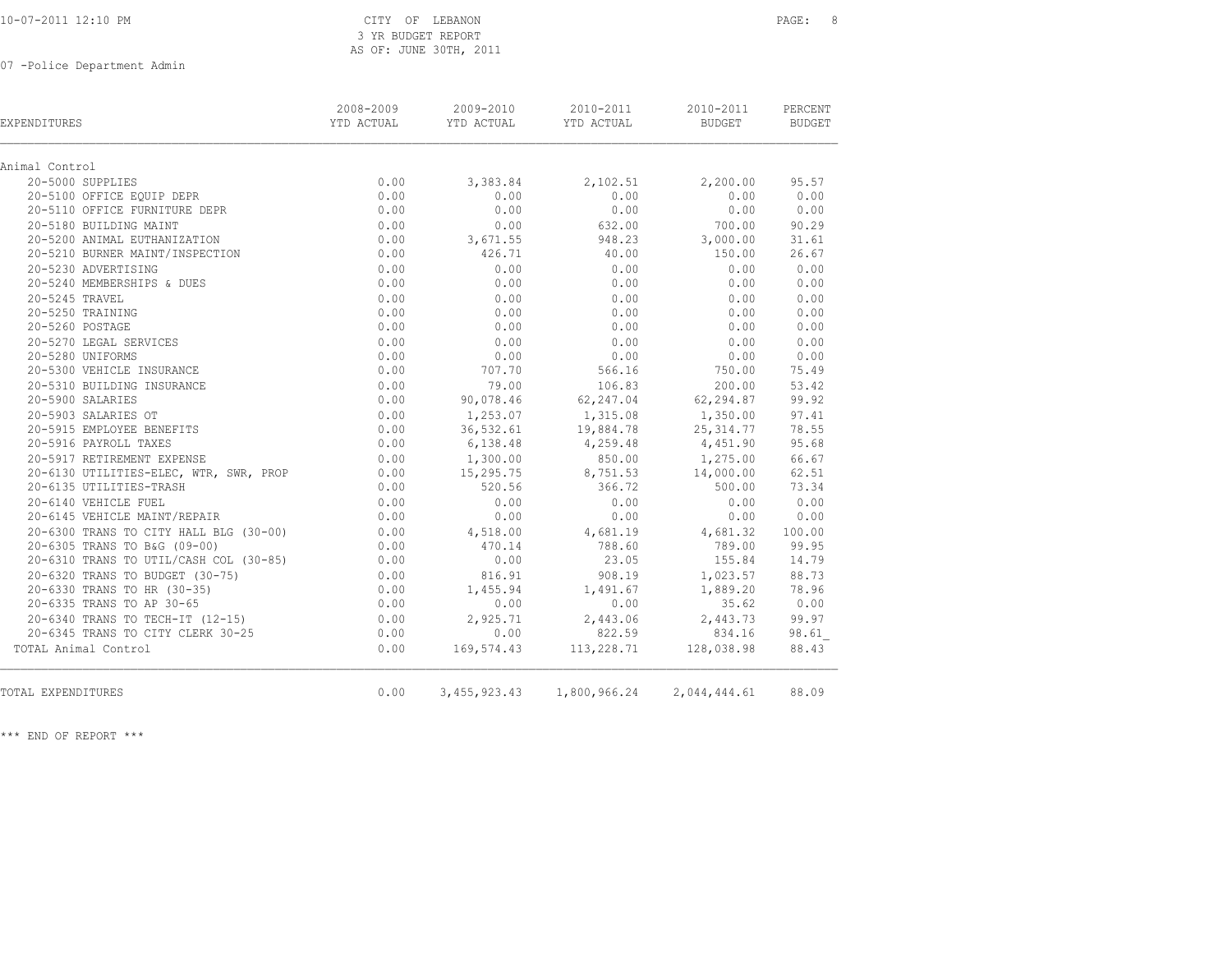CITY OF LEBANON
3 YR BUDGET REPORT
AS OF: JUNE 30TH, 2011

07 -Police Department Admin

| EXPENDITURES | 2008-2009 YTD ACTUAL | 2009-2010 YTD ACTUAL | 2010-2011 YTD ACTUAL | 2010-2011 BUDGET | PERCENT BUDGET |
|---|---|---|---|---|---|
| Animal Control | | | | | |
| 20-5000 SUPPLIES | 0.00 | 3,383.84 | 2,102.51 | 2,200.00 | 95.57 |
| 20-5100 OFFICE EQUIP DEPR | 0.00 | 0.00 | 0.00 | 0.00 | 0.00 |
| 20-5110 OFFICE FURNITURE DEPR | 0.00 | 0.00 | 0.00 | 0.00 | 0.00 |
| 20-5180 BUILDING MAINT | 0.00 | 0.00 | 632.00 | 700.00 | 90.29 |
| 20-5200 ANIMAL EUTHANIZATION | 0.00 | 3,671.55 | 948.23 | 3,000.00 | 31.61 |
| 20-5210 BURNER MAINT/INSPECTION | 0.00 | 426.71 | 40.00 | 150.00 | 26.67 |
| 20-5230 ADVERTISING | 0.00 | 0.00 | 0.00 | 0.00 | 0.00 |
| 20-5240 MEMBERSHIPS & DUES | 0.00 | 0.00 | 0.00 | 0.00 | 0.00 |
| 20-5245 TRAVEL | 0.00 | 0.00 | 0.00 | 0.00 | 0.00 |
| 20-5250 TRAINING | 0.00 | 0.00 | 0.00 | 0.00 | 0.00 |
| 20-5260 POSTAGE | 0.00 | 0.00 | 0.00 | 0.00 | 0.00 |
| 20-5270 LEGAL SERVICES | 0.00 | 0.00 | 0.00 | 0.00 | 0.00 |
| 20-5280 UNIFORMS | 0.00 | 0.00 | 0.00 | 0.00 | 0.00 |
| 20-5300 VEHICLE INSURANCE | 0.00 | 707.70 | 566.16 | 750.00 | 75.49 |
| 20-5310 BUILDING INSURANCE | 0.00 | 79.00 | 106.83 | 200.00 | 53.42 |
| 20-5900 SALARIES | 0.00 | 90,078.46 | 62,247.04 | 62,294.87 | 99.92 |
| 20-5903 SALARIES OT | 0.00 | 1,253.07 | 1,315.08 | 1,350.00 | 97.41 |
| 20-5915 EMPLOYEE BENEFITS | 0.00 | 36,532.61 | 19,884.78 | 25,314.77 | 78.55 |
| 20-5916 PAYROLL TAXES | 0.00 | 6,138.48 | 4,259.48 | 4,451.90 | 95.68 |
| 20-5917 RETIREMENT EXPENSE | 0.00 | 1,300.00 | 850.00 | 1,275.00 | 66.67 |
| 20-6130 UTILITIES-ELEC, WTR, SWR, PROP | 0.00 | 15,295.75 | 8,751.53 | 14,000.00 | 62.51 |
| 20-6135 UTILITIES-TRASH | 0.00 | 520.56 | 366.72 | 500.00 | 73.34 |
| 20-6140 VEHICLE FUEL | 0.00 | 0.00 | 0.00 | 0.00 | 0.00 |
| 20-6145 VEHICLE MAINT/REPAIR | 0.00 | 0.00 | 0.00 | 0.00 | 0.00 |
| 20-6300 TRANS TO CITY HALL BLG (30-00) | 0.00 | 4,518.00 | 4,681.19 | 4,681.32 | 100.00 |
| 20-6305 TRANS TO B&G (09-00) | 0.00 | 470.14 | 788.60 | 789.00 | 99.95 |
| 20-6310 TRANS TO UTIL/CASH COL (30-85) | 0.00 | 0.00 | 23.05 | 155.84 | 14.79 |
| 20-6320 TRANS TO BUDGET (30-75) | 0.00 | 816.91 | 908.19 | 1,023.57 | 88.73 |
| 20-6330 TRANS TO HR (30-35) | 0.00 | 1,455.94 | 1,491.67 | 1,889.20 | 78.96 |
| 20-6335 TRANS TO AP 30-65 | 0.00 | 0.00 | 0.00 | 35.62 | 0.00 |
| 20-6340 TRANS TO TECH-IT (12-15) | 0.00 | 2,925.71 | 2,443.06 | 2,443.73 | 99.97 |
| 20-6345 TRANS TO CITY CLERK 30-25 | 0.00 | 0.00 | 822.59 | 834.16 | 98.61 |
| TOTAL Animal Control | 0.00 | 169,574.43 | 113,228.71 | 128,038.98 | 88.43 |
| TOTAL EXPENDITURES | 0.00 | 3,455,923.43 | 1,800,966.24 | 2,044,444.61 | 88.09 |

*** END OF REPORT ***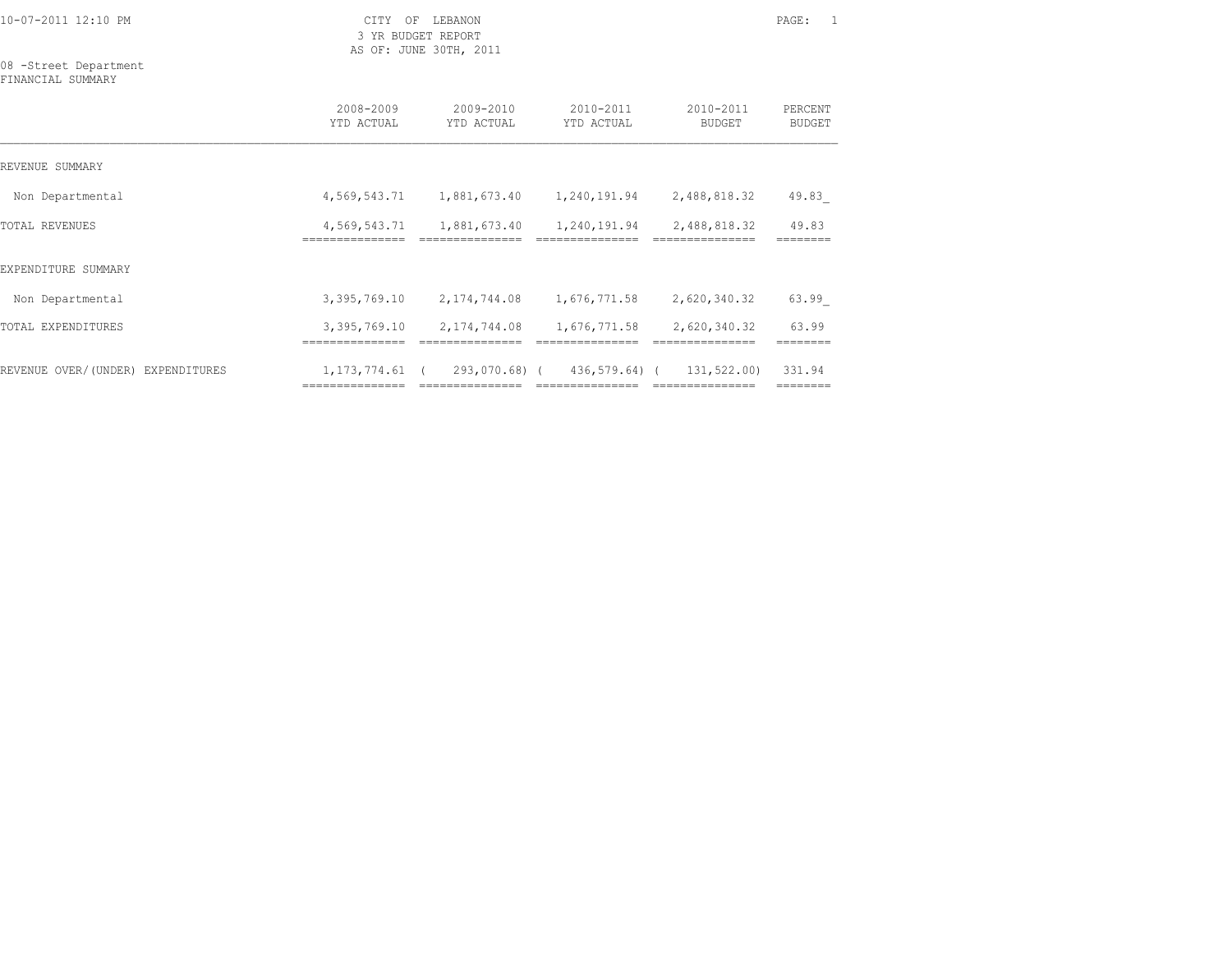CITY OF LEBANON
3 YR BUDGET REPORT
AS OF: JUNE 30TH, 2011

08 -Street Department
FINANCIAL SUMMARY

| | 2008-2009 YTD ACTUAL | 2009-2010 YTD ACTUAL | 2010-2011 YTD ACTUAL | 2010-2011 BUDGET | PERCENT BUDGET |
|---|---|---|---|---|---|
| REVENUE SUMMARY | | | | | |
| Non Departmental | 4,569,543.71 | 1,881,673.40 | 1,240,191.94 | 2,488,818.32 | 49.83 |
| TOTAL REVENUES | 4,569,543.71 | 1,881,673.40 | 1,240,191.94 | 2,488,818.32 | 49.83 |
| EXPENDITURE SUMMARY | | | | | |
| Non Departmental | 3,395,769.10 | 2,174,744.08 | 1,676,771.58 | 2,620,340.32 | 63.99 |
| TOTAL EXPENDITURES | 3,395,769.10 | 2,174,744.08 | 1,676,771.58 | 2,620,340.32 | 63.99 |
| REVENUE OVER/(UNDER) EXPENDITURES | 1,173,774.61 | ( 293,070.68) | ( 436,579.64) | ( 131,522.00) | 331.94 |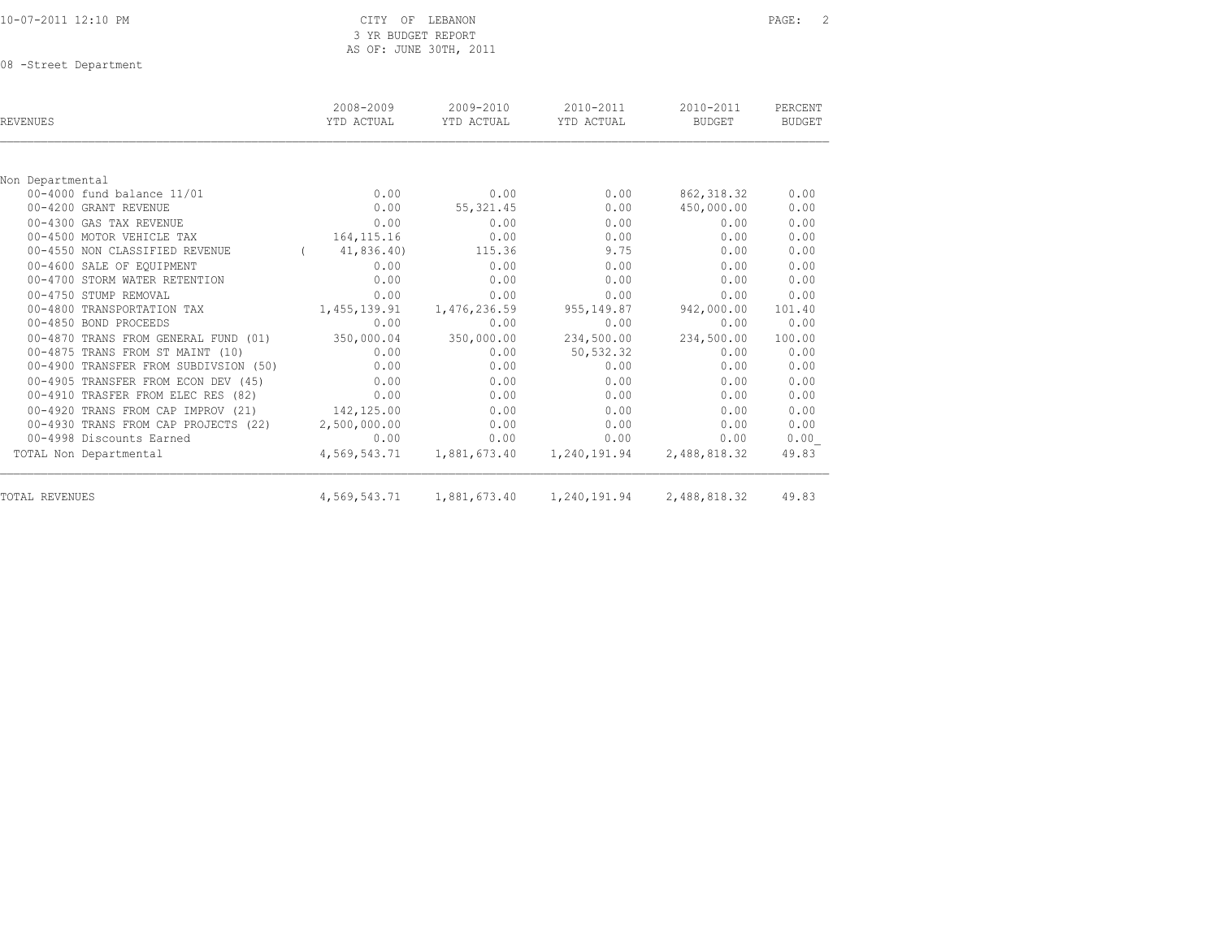CITY OF LEBANON
3 YR BUDGET REPORT
AS OF: JUNE 30TH, 2011

08 -Street Department

| REVENUES | 2008-2009 YTD ACTUAL | 2009-2010 YTD ACTUAL | 2010-2011 YTD ACTUAL | 2010-2011 BUDGET | PERCENT BUDGET |
|---|---|---|---|---|---|
| Non Departmental | | | | | |
| 00-4000 fund balance 11/01 | 0.00 | 0.00 | 0.00 | 862,318.32 | 0.00 |
| 00-4200 GRANT REVENUE | 0.00 | 55,321.45 | 0.00 | 450,000.00 | 0.00 |
| 00-4300 GAS TAX REVENUE | 0.00 | 0.00 | 0.00 | 0.00 | 0.00 |
| 00-4500 MOTOR VEHICLE TAX | 164,115.16 | 0.00 | 0.00 | 0.00 | 0.00 |
| 00-4550 NON CLASSIFIED REVENUE | ( 41,836.40) | 115.36 | 9.75 | 0.00 | 0.00 |
| 00-4600 SALE OF EQUIPMENT | 0.00 | 0.00 | 0.00 | 0.00 | 0.00 |
| 00-4700 STORM WATER RETENTION | 0.00 | 0.00 | 0.00 | 0.00 | 0.00 |
| 00-4750 STUMP REMOVAL | 0.00 | 0.00 | 0.00 | 0.00 | 0.00 |
| 00-4800 TRANSPORTATION TAX | 1,455,139.91 | 1,476,236.59 | 955,149.87 | 942,000.00 | 101.40 |
| 00-4850 BOND PROCEEDS | 0.00 | 0.00 | 0.00 | 0.00 | 0.00 |
| 00-4870 TRANS FROM GENERAL FUND (01) | 350,000.04 | 350,000.00 | 234,500.00 | 234,500.00 | 100.00 |
| 00-4875 TRANS FROM ST MAINT (10) | 0.00 | 0.00 | 50,532.32 | 0.00 | 0.00 |
| 00-4900 TRANSFER FROM SUBDIVSION (50) | 0.00 | 0.00 | 0.00 | 0.00 | 0.00 |
| 00-4905 TRANSFER FROM ECON DEV (45) | 0.00 | 0.00 | 0.00 | 0.00 | 0.00 |
| 00-4910 TRASFER FROM ELEC RES (82) | 0.00 | 0.00 | 0.00 | 0.00 | 0.00 |
| 00-4920 TRANS FROM CAP IMPROV (21) | 142,125.00 | 0.00 | 0.00 | 0.00 | 0.00 |
| 00-4930 TRANS FROM CAP PROJECTS (22) | 2,500,000.00 | 0.00 | 0.00 | 0.00 | 0.00 |
| 00-4998 Discounts Earned | 0.00 | 0.00 | 0.00 | 0.00 | 0.00 |
| TOTAL Non Departmental | 4,569,543.71 | 1,881,673.40 | 1,240,191.94 | 2,488,818.32 | 49.83 |
| TOTAL REVENUES | 4,569,543.71 | 1,881,673.40 | 1,240,191.94 | 2,488,818.32 | 49.83 |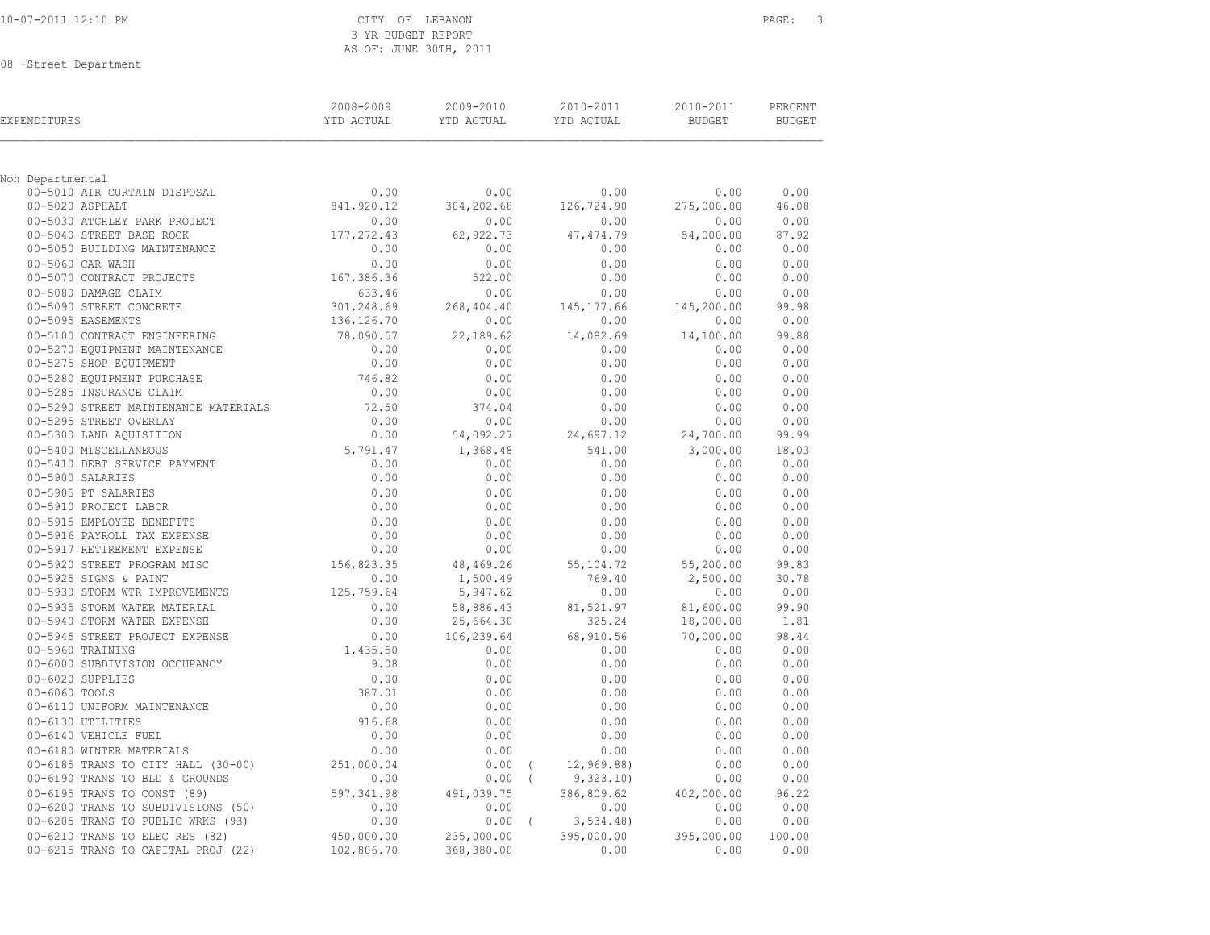CITY OF LEBANON
3 YR BUDGET REPORT
AS OF: JUNE 30TH, 2011

08 -Street Department

| EXPENDITURES | 2008-2009 YTD ACTUAL | 2009-2010 YTD ACTUAL | 2010-2011 YTD ACTUAL | 2010-2011 BUDGET | PERCENT BUDGET |
|---|---|---|---|---|---|
| Non Departmental | | | | | |
| 00-5010 AIR CURTAIN DISPOSAL | 0.00 | 0.00 | 0.00 | 0.00 | 0.00 |
| 00-5020 ASPHALT | 841,920.12 | 304,202.68 | 126,724.90 | 275,000.00 | 46.08 |
| 00-5030 ATCHLEY PARK PROJECT | 0.00 | 0.00 | 0.00 | 0.00 | 0.00 |
| 00-5040 STREET BASE ROCK | 177,272.43 | 62,922.73 | 47,474.79 | 54,000.00 | 87.92 |
| 00-5050 BUILDING MAINTENANCE | 0.00 | 0.00 | 0.00 | 0.00 | 0.00 |
| 00-5060 CAR WASH | 0.00 | 0.00 | 0.00 | 0.00 | 0.00 |
| 00-5070 CONTRACT PROJECTS | 167,386.36 | 522.00 | 0.00 | 0.00 | 0.00 |
| 00-5080 DAMAGE CLAIM | 633.46 | 0.00 | 0.00 | 0.00 | 0.00 |
| 00-5090 STREET CONCRETE | 301,248.69 | 268,404.40 | 145,177.66 | 145,200.00 | 99.98 |
| 00-5095 EASEMENTS | 136,126.70 | 0.00 | 0.00 | 0.00 | 0.00 |
| 00-5100 CONTRACT ENGINEERING | 78,090.57 | 22,189.62 | 14,082.69 | 14,100.00 | 99.88 |
| 00-5270 EQUIPMENT MAINTENANCE | 0.00 | 0.00 | 0.00 | 0.00 | 0.00 |
| 00-5275 SHOP EQUIPMENT | 0.00 | 0.00 | 0.00 | 0.00 | 0.00 |
| 00-5280 EQUIPMENT PURCHASE | 746.82 | 0.00 | 0.00 | 0.00 | 0.00 |
| 00-5285 INSURANCE CLAIM | 0.00 | 0.00 | 0.00 | 0.00 | 0.00 |
| 00-5290 STREET MAINTENANCE MATERIALS | 72.50 | 374.04 | 0.00 | 0.00 | 0.00 |
| 00-5295 STREET OVERLAY | 0.00 | 0.00 | 0.00 | 0.00 | 0.00 |
| 00-5300 LAND AQUISITION | 0.00 | 54,092.27 | 24,697.12 | 24,700.00 | 99.99 |
| 00-5400 MISCELLANEOUS | 5,791.47 | 1,368.48 | 541.00 | 3,000.00 | 18.03 |
| 00-5410 DEBT SERVICE PAYMENT | 0.00 | 0.00 | 0.00 | 0.00 | 0.00 |
| 00-5900 SALARIES | 0.00 | 0.00 | 0.00 | 0.00 | 0.00 |
| 00-5905 PT SALARIES | 0.00 | 0.00 | 0.00 | 0.00 | 0.00 |
| 00-5910 PROJECT LABOR | 0.00 | 0.00 | 0.00 | 0.00 | 0.00 |
| 00-5915 EMPLOYEE BENEFITS | 0.00 | 0.00 | 0.00 | 0.00 | 0.00 |
| 00-5916 PAYROLL TAX EXPENSE | 0.00 | 0.00 | 0.00 | 0.00 | 0.00 |
| 00-5917 RETIREMENT EXPENSE | 0.00 | 0.00 | 0.00 | 0.00 | 0.00 |
| 00-5920 STREET PROGRAM MISC | 156,823.35 | 48,469.26 | 55,104.72 | 55,200.00 | 99.83 |
| 00-5925 SIGNS & PAINT | 0.00 | 1,500.49 | 769.40 | 2,500.00 | 30.78 |
| 00-5930 STORM WTR IMPROVEMENTS | 125,759.64 | 5,947.62 | 0.00 | 0.00 | 0.00 |
| 00-5935 STORM WATER MATERIAL | 0.00 | 58,886.43 | 81,521.97 | 81,600.00 | 99.90 |
| 00-5940 STORM WATER EXPENSE | 0.00 | 25,664.30 | 325.24 | 18,000.00 | 1.81 |
| 00-5945 STREET PROJECT EXPENSE | 0.00 | 106,239.64 | 68,910.56 | 70,000.00 | 98.44 |
| 00-5960 TRAINING | 1,435.50 | 0.00 | 0.00 | 0.00 | 0.00 |
| 00-6000 SUBDIVISION OCCUPANCY | 9.08 | 0.00 | 0.00 | 0.00 | 0.00 |
| 00-6020 SUPPLIES | 0.00 | 0.00 | 0.00 | 0.00 | 0.00 |
| 00-6060 TOOLS | 387.01 | 0.00 | 0.00 | 0.00 | 0.00 |
| 00-6110 UNIFORM MAINTENANCE | 0.00 | 0.00 | 0.00 | 0.00 | 0.00 |
| 00-6130 UTILITIES | 916.68 | 0.00 | 0.00 | 0.00 | 0.00 |
| 00-6140 VEHICLE FUEL | 0.00 | 0.00 | 0.00 | 0.00 | 0.00 |
| 00-6180 WINTER MATERIALS | 0.00 | 0.00 | 0.00 | 0.00 | 0.00 |
| 00-6185 TRANS TO CITY HALL (30-00) | 251,000.04 | 0.00 | ( 12,969.88) | 0.00 | 0.00 |
| 00-6190 TRANS TO BLD & GROUNDS | 0.00 | 0.00 | ( 9,323.10) | 0.00 | 0.00 |
| 00-6195 TRANS TO CONST (89) | 597,341.98 | 491,039.75 | 386,809.62 | 402,000.00 | 96.22 |
| 00-6200 TRANS TO SUBDIVISIONS (50) | 0.00 | 0.00 | 0.00 | 0.00 | 0.00 |
| 00-6205 TRANS TO PUBLIC WRKS (93) | 0.00 | 0.00 | ( 3,534.48) | 0.00 | 0.00 |
| 00-6210 TRANS TO ELEC RES (82) | 450,000.00 | 235,000.00 | 395,000.00 | 395,000.00 | 100.00 |
| 00-6215 TRANS TO CAPITAL PROJ (22) | 102,806.70 | 368,380.00 | 0.00 | 0.00 | 0.00 |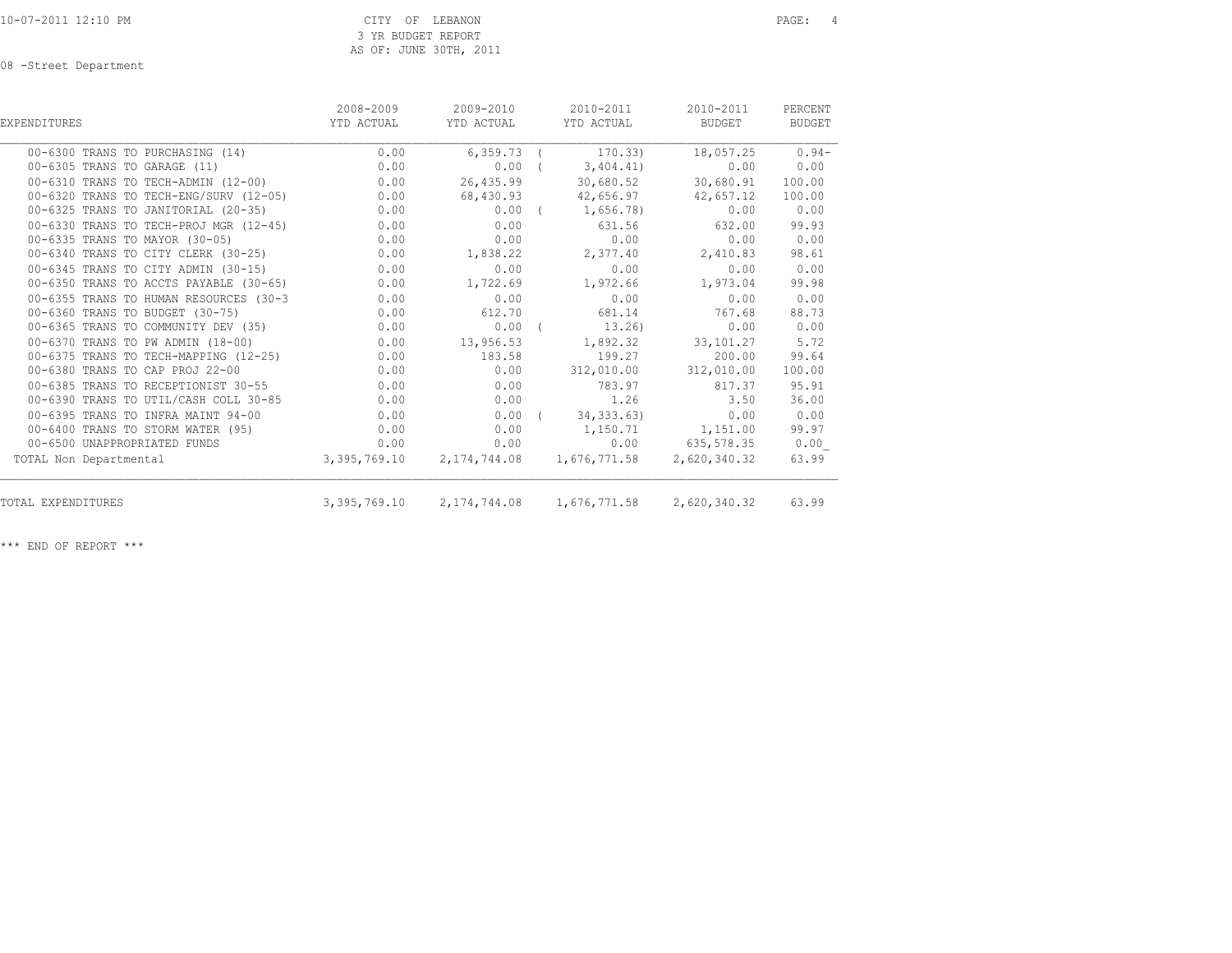CITY OF LEBANON
3 YR BUDGET REPORT
AS OF: JUNE 30TH, 2011

08 -Street Department

| EXPENDITURES | 2008-2009 YTD ACTUAL | 2009-2010 YTD ACTUAL | 2010-2011 YTD ACTUAL | 2010-2011 BUDGET | PERCENT BUDGET |
|---|---|---|---|---|---|
| 00-6300 TRANS TO PURCHASING (14) | 0.00 | 6,359.73 | ( 170.33) | 18,057.25 | 0.94- |
| 00-6305 TRANS TO GARAGE (11) | 0.00 | 0.00 | ( 3,404.41) | 0.00 | 0.00 |
| 00-6310 TRANS TO TECH-ADMIN (12-00) | 0.00 | 26,435.99 | 30,680.52 | 30,680.91 | 100.00 |
| 00-6320 TRANS TO TECH-ENG/SURV (12-05) | 0.00 | 68,430.93 | 42,656.97 | 42,657.12 | 100.00 |
| 00-6325 TRANS TO JANITORIAL (20-35) | 0.00 | 0.00 | ( 1,656.78) | 0.00 | 0.00 |
| 00-6330 TRANS TO TECH-PROJ MGR (12-45) | 0.00 | 0.00 | 631.56 | 632.00 | 99.93 |
| 00-6335 TRANS TO MAYOR (30-05) | 0.00 | 0.00 | 0.00 | 0.00 | 0.00 |
| 00-6340 TRANS TO CITY CLERK (30-25) | 0.00 | 1,838.22 | 2,377.40 | 2,410.83 | 98.61 |
| 00-6345 TRANS TO CITY ADMIN (30-15) | 0.00 | 0.00 | 0.00 | 0.00 | 0.00 |
| 00-6350 TRANS TO ACCTS PAYABLE (30-65) | 0.00 | 1,722.69 | 1,972.66 | 1,973.04 | 99.98 |
| 00-6355 TRANS TO HUMAN RESOURCES (30-3 | 0.00 | 0.00 | 0.00 | 0.00 | 0.00 |
| 00-6360 TRANS TO BUDGET (30-75) | 0.00 | 612.70 | 681.14 | 767.68 | 88.73 |
| 00-6365 TRANS TO COMMUNITY DEV (35) | 0.00 | 0.00 | ( 13.26) | 0.00 | 0.00 |
| 00-6370 TRANS TO PW ADMIN (18-00) | 0.00 | 13,956.53 | 1,892.32 | 33,101.27 | 5.72 |
| 00-6375 TRANS TO TECH-MAPPING (12-25) | 0.00 | 183.58 | 199.27 | 200.00 | 99.64 |
| 00-6380 TRANS TO CAP PROJ 22-00 | 0.00 | 0.00 | 312,010.00 | 312,010.00 | 100.00 |
| 00-6385 TRANS TO RECEPTIONIST 30-55 | 0.00 | 0.00 | 783.97 | 817.37 | 95.91 |
| 00-6390 TRANS TO UTIL/CASH COLL 30-85 | 0.00 | 0.00 | 1.26 | 3.50 | 36.00 |
| 00-6395 TRANS TO INFRA MAINT 94-00 | 0.00 | 0.00 | ( 34,333.63) | 0.00 | 0.00 |
| 00-6400 TRANS TO STORM WATER (95) | 0.00 | 0.00 | 1,150.71 | 1,151.00 | 99.97 |
| 00-6500 UNAPPROPRIATED FUNDS | 0.00 | 0.00 | 0.00 | 635,578.35 | 0.00 |
| TOTAL Non Departmental | 3,395,769.10 | 2,174,744.08 | 1,676,771.58 | 2,620,340.32 | 63.99 |
| TOTAL EXPENDITURES | 3,395,769.10 | 2,174,744.08 | 1,676,771.58 | 2,620,340.32 | 63.99 |

*** END OF REPORT ***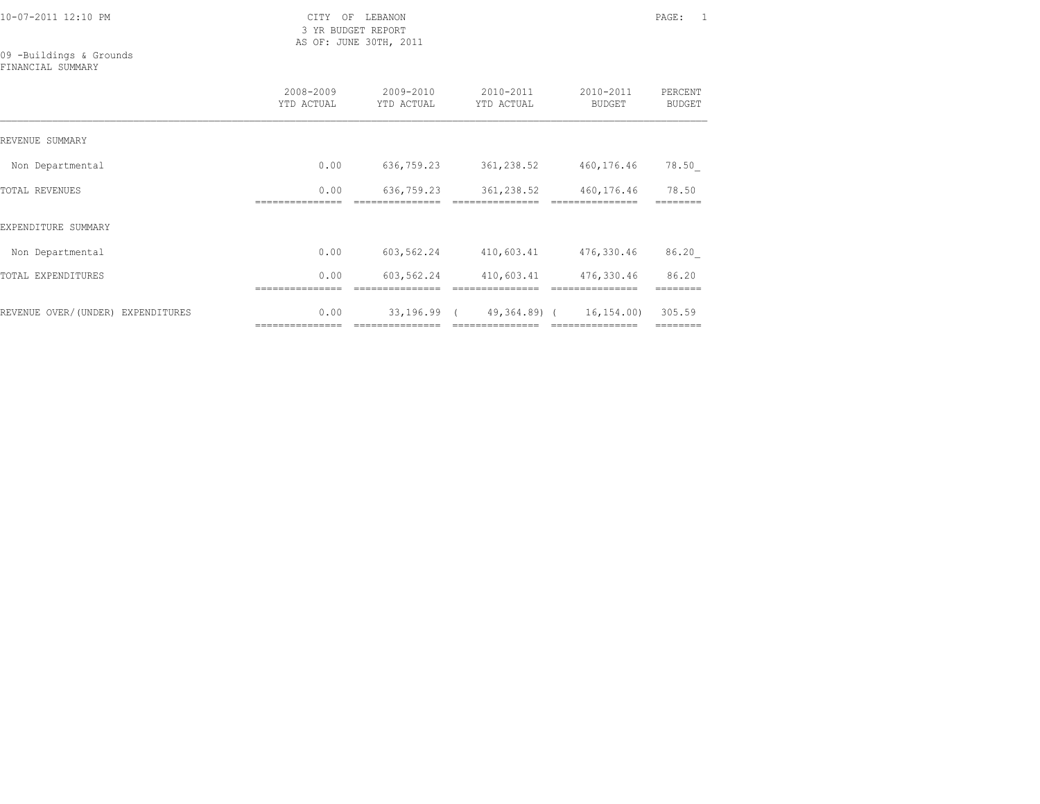CITY OF LEBANON
3 YR BUDGET REPORT
AS OF: JUNE 30TH, 2011

09 -Buildings & Grounds
FINANCIAL SUMMARY

| | 2008-2009 YTD ACTUAL | 2009-2010 YTD ACTUAL | 2010-2011 YTD ACTUAL | 2010-2011 BUDGET | PERCENT BUDGET |
|---|---|---|---|---|---|
| REVENUE SUMMARY | | | | | |
| Non Departmental | 0.00 | 636,759.23 | 361,238.52 | 460,176.46 | 78.50 |
| TOTAL REVENUES | 0.00 | 636,759.23 | 361,238.52 | 460,176.46 | 78.50 |
| EXPENDITURE SUMMARY | | | | | |
| Non Departmental | 0.00 | 603,562.24 | 410,603.41 | 476,330.46 | 86.20 |
| TOTAL EXPENDITURES | 0.00 | 603,562.24 | 410,603.41 | 476,330.46 | 86.20 |
| REVENUE OVER/(UNDER) EXPENDITURES | 0.00 | 33,196.99 | ( 49,364.89) | ( 16,154.00) | 305.59 |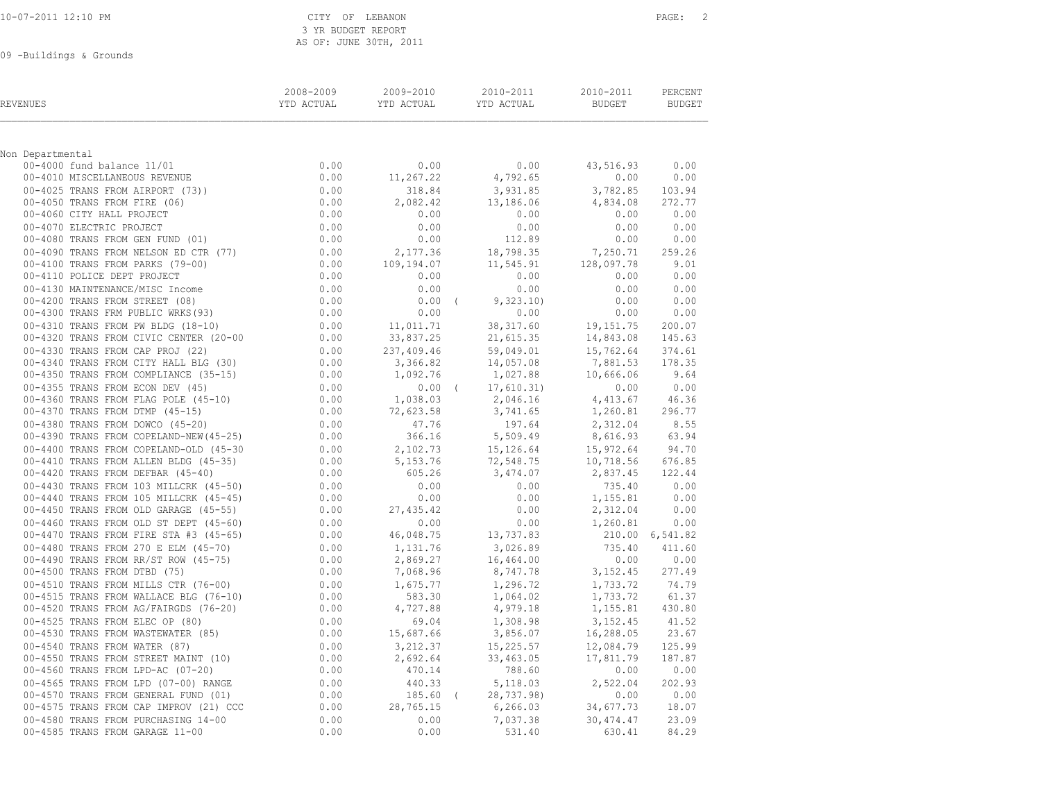CITY OF LEBANON
3 YR BUDGET REPORT
AS OF: JUNE 30TH, 2011

09 -Buildings & Grounds

| REVENUES | 2008-2009 YTD ACTUAL | 2009-2010 YTD ACTUAL | 2010-2011 YTD ACTUAL | 2010-2011 BUDGET | PERCENT BUDGET |
|---|---|---|---|---|---|
| Non Departmental | | | | | |
| 00-4000 fund balance 11/01 | 0.00 | 0.00 | 0.00 | 43,516.93 | 0.00 |
| 00-4010 MISCELLANEOUS REVENUE | 0.00 | 11,267.22 | 4,792.65 | 0.00 | 0.00 |
| 00-4025 TRANS FROM AIRPORT (73)) | 0.00 | 318.84 | 3,931.85 | 3,782.85 | 103.94 |
| 00-4050 TRANS FROM FIRE (06) | 0.00 | 2,082.42 | 13,186.06 | 4,834.08 | 272.77 |
| 00-4060 CITY HALL PROJECT | 0.00 | 0.00 | 0.00 | 0.00 | 0.00 |
| 00-4070 ELECTRIC PROJECT | 0.00 | 0.00 | 0.00 | 0.00 | 0.00 |
| 00-4080 TRANS FROM GEN FUND (01) | 0.00 | 0.00 | 112.89 | 0.00 | 0.00 |
| 00-4090 TRANS FROM NELSON ED CTR (77) | 0.00 | 2,177.36 | 18,798.35 | 7,250.71 | 259.26 |
| 00-4100 TRANS FROM PARKS (79-00) | 0.00 | 109,194.07 | 11,545.91 | 128,097.78 | 9.01 |
| 00-4110 POLICE DEPT PROJECT | 0.00 | 0.00 | 0.00 | 0.00 | 0.00 |
| 00-4130 MAINTENANCE/MISC Income | 0.00 | 0.00 | 0.00 | 0.00 | 0.00 |
| 00-4200 TRANS FROM STREET (08) | 0.00 | 0.00 | ( 9,323.10) | 0.00 | 0.00 |
| 00-4300 TRANS FRM PUBLIC WRKS(93) | 0.00 | 0.00 | 0.00 | 0.00 | 0.00 |
| 00-4310 TRANS FROM PW BLDG (18-10) | 0.00 | 11,011.71 | 38,317.60 | 19,151.75 | 200.07 |
| 00-4320 TRANS FROM CIVIC CENTER (20-00 | 0.00 | 33,837.25 | 21,615.35 | 14,843.08 | 145.63 |
| 00-4330 TRANS FROM CAP PROJ (22) | 0.00 | 237,409.46 | 59,049.01 | 15,762.64 | 374.61 |
| 00-4340 TRANS FROM CITY HALL BLG (30) | 0.00 | 3,366.82 | 14,057.08 | 7,881.53 | 178.35 |
| 00-4350 TRANS FROM COMPLIANCE (35-15) | 0.00 | 1,092.76 | 1,027.88 | 10,666.06 | 9.64 |
| 00-4355 TRANS FROM ECON DEV (45) | 0.00 | 0.00 | ( 17,610.31) | 0.00 | 0.00 |
| 00-4360 TRANS FROM FLAG POLE (45-10) | 0.00 | 1,038.03 | 2,046.16 | 4,413.67 | 46.36 |
| 00-4370 TRANS FROM DTMP (45-15) | 0.00 | 72,623.58 | 3,741.65 | 1,260.81 | 296.77 |
| 00-4380 TRANS FROM DOWCO (45-20) | 0.00 | 47.76 | 197.64 | 2,312.04 | 8.55 |
| 00-4390 TRANS FROM COPELAND-NEW(45-25) | 0.00 | 366.16 | 5,509.49 | 8,616.93 | 63.94 |
| 00-4400 TRANS FROM COPELAND-OLD (45-30 | 0.00 | 2,102.73 | 15,126.64 | 15,972.64 | 94.70 |
| 00-4410 TRANS FROM ALLEN BLDG (45-35) | 0.00 | 5,153.76 | 72,548.75 | 10,718.56 | 676.85 |
| 00-4420 TRANS FROM DEFBAR (45-40) | 0.00 | 605.26 | 3,474.07 | 2,837.45 | 122.44 |
| 00-4430 TRANS FROM 103 MILLCRK (45-50) | 0.00 | 0.00 | 0.00 | 735.40 | 0.00 |
| 00-4440 TRANS FROM 105 MILLCRK (45-45) | 0.00 | 0.00 | 0.00 | 1,155.81 | 0.00 |
| 00-4450 TRANS FROM OLD GARAGE (45-55) | 0.00 | 27,435.42 | 0.00 | 2,312.04 | 0.00 |
| 00-4460 TRANS FROM OLD ST DEPT (45-60) | 0.00 | 0.00 | 0.00 | 1,260.81 | 0.00 |
| 00-4470 TRANS FROM FIRE STA #3 (45-65) | 0.00 | 46,048.75 | 13,737.83 | 210.00 | 6,541.82 |
| 00-4480 TRANS FROM 270 E ELM (45-70) | 0.00 | 1,131.76 | 3,026.89 | 735.40 | 411.60 |
| 00-4490 TRANS FROM RR/ST ROW (45-75) | 0.00 | 2,869.27 | 16,464.00 | 0.00 | 0.00 |
| 00-4500 TRANS FROM DTBD (75) | 0.00 | 7,068.96 | 8,747.78 | 3,152.45 | 277.49 |
| 00-4510 TRANS FROM MILLS CTR (76-00) | 0.00 | 1,675.77 | 1,296.72 | 1,733.72 | 74.79 |
| 00-4515 TRANS FROM WALLACE BLG (76-10) | 0.00 | 583.30 | 1,064.02 | 1,733.72 | 61.37 |
| 00-4520 TRANS FROM AG/FAIRGDS (76-20) | 0.00 | 4,727.88 | 4,979.18 | 1,155.81 | 430.80 |
| 00-4525 TRANS FROM ELEC OP (80) | 0.00 | 69.04 | 1,308.98 | 3,152.45 | 41.52 |
| 00-4530 TRANS FROM WASTEWATER (85) | 0.00 | 15,687.66 | 3,856.07 | 16,288.05 | 23.67 |
| 00-4540 TRANS FROM WATER (87) | 0.00 | 3,212.37 | 15,225.57 | 12,084.79 | 125.99 |
| 00-4550 TRANS FROM STREET MAINT (10) | 0.00 | 2,692.64 | 33,463.05 | 17,811.79 | 187.87 |
| 00-4560 TRANS FROM LPD-AC (07-20) | 0.00 | 470.14 | 788.60 | 0.00 | 0.00 |
| 00-4565 TRANS FROM LPD (07-00) RANGE | 0.00 | 440.33 | 5,118.03 | 2,522.04 | 202.93 |
| 00-4570 TRANS FROM GENERAL FUND (01) | 0.00 | 185.60 | ( 28,737.98) | 0.00 | 0.00 |
| 00-4575 TRANS FROM CAP IMPROV (21) CCC | 0.00 | 28,765.15 | 6,266.03 | 34,677.73 | 18.07 |
| 00-4580 TRANS FROM PURCHASING 14-00 | 0.00 | 0.00 | 7,037.38 | 30,474.47 | 23.09 |
| 00-4585 TRANS FROM GARAGE 11-00 | 0.00 | 0.00 | 531.40 | 630.41 | 84.29 |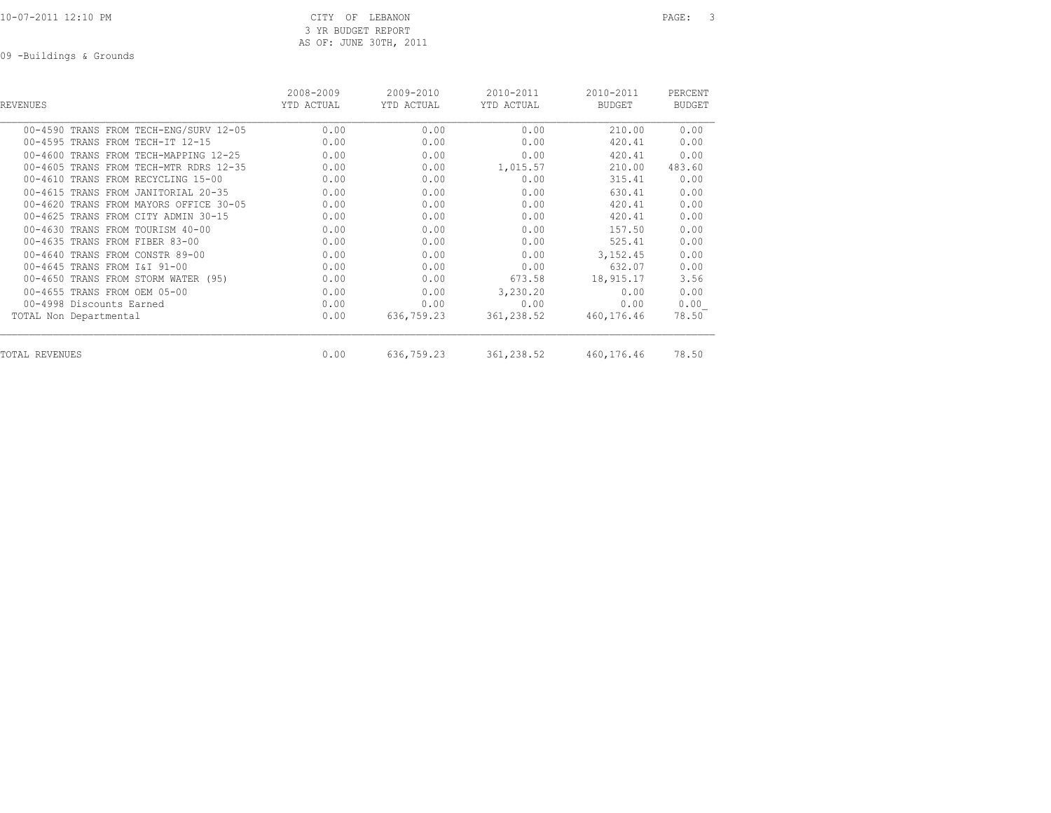CITY OF LEBANON
3 YR BUDGET REPORT
AS OF: JUNE 30TH, 2011

09 -Buildings & Grounds

| REVENUES | 2008-2009 YTD ACTUAL | 2009-2010 YTD ACTUAL | 2010-2011 YTD ACTUAL | 2010-2011 BUDGET | PERCENT BUDGET |
|---|---|---|---|---|---|
| 00-4590 TRANS FROM TECH-ENG/SURV 12-05 | 0.00 | 0.00 | 0.00 | 210.00 | 0.00 |
| 00-4595 TRANS FROM TECH-IT 12-15 | 0.00 | 0.00 | 0.00 | 420.41 | 0.00 |
| 00-4600 TRANS FROM TECH-MAPPING 12-25 | 0.00 | 0.00 | 0.00 | 420.41 | 0.00 |
| 00-4605 TRANS FROM TECH-MTR RDRS 12-35 | 0.00 | 0.00 | 1,015.57 | 210.00 | 483.60 |
| 00-4610 TRANS FROM RECYCLING 15-00 | 0.00 | 0.00 | 0.00 | 315.41 | 0.00 |
| 00-4615 TRANS FROM JANITORIAL 20-35 | 0.00 | 0.00 | 0.00 | 630.41 | 0.00 |
| 00-4620 TRANS FROM MAYORS OFFICE 30-05 | 0.00 | 0.00 | 0.00 | 420.41 | 0.00 |
| 00-4625 TRANS FROM CITY ADMIN 30-15 | 0.00 | 0.00 | 0.00 | 420.41 | 0.00 |
| 00-4630 TRANS FROM TOURISM 40-00 | 0.00 | 0.00 | 0.00 | 157.50 | 0.00 |
| 00-4635 TRANS FROM FIBER 83-00 | 0.00 | 0.00 | 0.00 | 525.41 | 0.00 |
| 00-4640 TRANS FROM CONSTR 89-00 | 0.00 | 0.00 | 0.00 | 3,152.45 | 0.00 |
| 00-4645 TRANS FROM I&I 91-00 | 0.00 | 0.00 | 0.00 | 632.07 | 0.00 |
| 00-4650 TRANS FROM STORM WATER (95) | 0.00 | 0.00 | 673.58 | 18,915.17 | 3.56 |
| 00-4655 TRANS FROM OEM 05-00 | 0.00 | 0.00 | 3,230.20 | 0.00 | 0.00 |
| 00-4998 Discounts Earned | 0.00 | 0.00 | 0.00 | 0.00 | 0.00 |
| TOTAL Non Departmental | 0.00 | 636,759.23 | 361,238.52 | 460,176.46 | 78.50 |
| TOTAL REVENUES | 0.00 | 636,759.23 | 361,238.52 | 460,176.46 | 78.50 |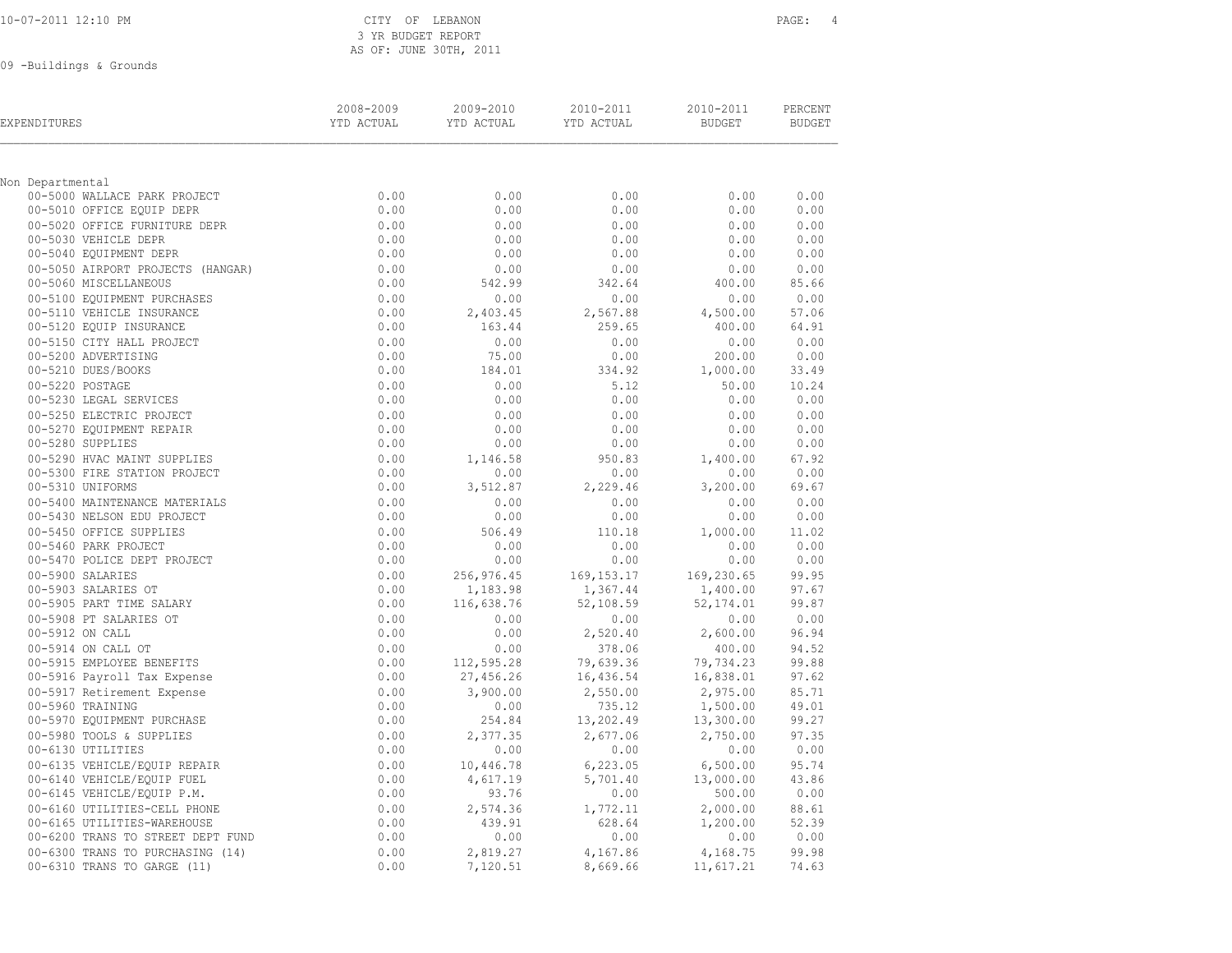CITY OF LEBANON
3 YR BUDGET REPORT
AS OF: JUNE 30TH, 2011

10-07-2011 12:10 PM

09 -Buildings & Grounds

| EXPENDITURES | 2008-2009 YTD ACTUAL | 2009-2010 YTD ACTUAL | 2010-2011 YTD ACTUAL | 2010-2011 BUDGET | PERCENT BUDGET |
|---|---|---|---|---|---|
| Non Departmental | | | | | |
| 00-5000 WALLACE PARK PROJECT | 0.00 | 0.00 | 0.00 | 0.00 | 0.00 |
| 00-5010 OFFICE EQUIP DEPR | 0.00 | 0.00 | 0.00 | 0.00 | 0.00 |
| 00-5020 OFFICE FURNITURE DEPR | 0.00 | 0.00 | 0.00 | 0.00 | 0.00 |
| 00-5030 VEHICLE DEPR | 0.00 | 0.00 | 0.00 | 0.00 | 0.00 |
| 00-5040 EQUIPMENT DEPR | 0.00 | 0.00 | 0.00 | 0.00 | 0.00 |
| 00-5050 AIRPORT PROJECTS (HANGAR) | 0.00 | 0.00 | 0.00 | 0.00 | 0.00 |
| 00-5060 MISCELLANEOUS | 0.00 | 542.99 | 342.64 | 400.00 | 85.66 |
| 00-5100 EQUIPMENT PURCHASES | 0.00 | 0.00 | 0.00 | 0.00 | 0.00 |
| 00-5110 VEHICLE INSURANCE | 0.00 | 2,403.45 | 2,567.88 | 4,500.00 | 57.06 |
| 00-5120 EQUIP INSURANCE | 0.00 | 163.44 | 259.65 | 400.00 | 64.91 |
| 00-5150 CITY HALL PROJECT | 0.00 | 0.00 | 0.00 | 0.00 | 0.00 |
| 00-5200 ADVERTISING | 0.00 | 75.00 | 0.00 | 200.00 | 0.00 |
| 00-5210 DUES/BOOKS | 0.00 | 184.01 | 334.92 | 1,000.00 | 33.49 |
| 00-5220 POSTAGE | 0.00 | 0.00 | 5.12 | 50.00 | 10.24 |
| 00-5230 LEGAL SERVICES | 0.00 | 0.00 | 0.00 | 0.00 | 0.00 |
| 00-5250 ELECTRIC PROJECT | 0.00 | 0.00 | 0.00 | 0.00 | 0.00 |
| 00-5270 EQUIPMENT REPAIR | 0.00 | 0.00 | 0.00 | 0.00 | 0.00 |
| 00-5280 SUPPLIES | 0.00 | 0.00 | 0.00 | 0.00 | 0.00 |
| 00-5290 HVAC MAINT SUPPLIES | 0.00 | 1,146.58 | 950.83 | 1,400.00 | 67.92 |
| 00-5300 FIRE STATION PROJECT | 0.00 | 0.00 | 0.00 | 0.00 | 0.00 |
| 00-5310 UNIFORMS | 0.00 | 3,512.87 | 2,229.46 | 3,200.00 | 69.67 |
| 00-5400 MAINTENANCE MATERIALS | 0.00 | 0.00 | 0.00 | 0.00 | 0.00 |
| 00-5430 NELSON EDU PROJECT | 0.00 | 0.00 | 0.00 | 0.00 | 0.00 |
| 00-5450 OFFICE SUPPLIES | 0.00 | 506.49 | 110.18 | 1,000.00 | 11.02 |
| 00-5460 PARK PROJECT | 0.00 | 0.00 | 0.00 | 0.00 | 0.00 |
| 00-5470 POLICE DEPT PROJECT | 0.00 | 0.00 | 0.00 | 0.00 | 0.00 |
| 00-5900 SALARIES | 0.00 | 256,976.45 | 169,153.17 | 169,230.65 | 99.95 |
| 00-5903 SALARIES OT | 0.00 | 1,183.98 | 1,367.44 | 1,400.00 | 97.67 |
| 00-5905 PART TIME SALARY | 0.00 | 116,638.76 | 52,108.59 | 52,174.01 | 99.87 |
| 00-5908 PT SALARIES OT | 0.00 | 0.00 | 0.00 | 0.00 | 0.00 |
| 00-5912 ON CALL | 0.00 | 0.00 | 2,520.40 | 2,600.00 | 96.94 |
| 00-5914 ON CALL OT | 0.00 | 0.00 | 378.06 | 400.00 | 94.52 |
| 00-5915 EMPLOYEE BENEFITS | 0.00 | 112,595.28 | 79,639.36 | 79,734.23 | 99.88 |
| 00-5916 Payroll Tax Expense | 0.00 | 27,456.26 | 16,436.54 | 16,838.01 | 97.62 |
| 00-5917 Retirement Expense | 0.00 | 3,900.00 | 2,550.00 | 2,975.00 | 85.71 |
| 00-5960 TRAINING | 0.00 | 0.00 | 735.12 | 1,500.00 | 49.01 |
| 00-5970 EQUIPMENT PURCHASE | 0.00 | 254.84 | 13,202.49 | 13,300.00 | 99.27 |
| 00-5980 TOOLS & SUPPLIES | 0.00 | 2,377.35 | 2,677.06 | 2,750.00 | 97.35 |
| 00-6130 UTILITIES | 0.00 | 0.00 | 0.00 | 0.00 | 0.00 |
| 00-6135 VEHICLE/EQUIP REPAIR | 0.00 | 10,446.78 | 6,223.05 | 6,500.00 | 95.74 |
| 00-6140 VEHICLE/EQUIP FUEL | 0.00 | 4,617.19 | 5,701.40 | 13,000.00 | 43.86 |
| 00-6145 VEHICLE/EQUIP P.M. | 0.00 | 93.76 | 0.00 | 500.00 | 0.00 |
| 00-6160 UTILITIES-CELL PHONE | 0.00 | 2,574.36 | 1,772.11 | 2,000.00 | 88.61 |
| 00-6165 UTILITIES-WAREHOUSE | 0.00 | 439.91 | 628.64 | 1,200.00 | 52.39 |
| 00-6200 TRANS TO STREET DEPT FUND | 0.00 | 0.00 | 0.00 | 0.00 | 0.00 |
| 00-6300 TRANS TO PURCHASING (14) | 0.00 | 2,819.27 | 4,167.86 | 4,168.75 | 99.98 |
| 00-6310 TRANS TO GARGE (11) | 0.00 | 7,120.51 | 8,669.66 | 11,617.21 | 74.63 |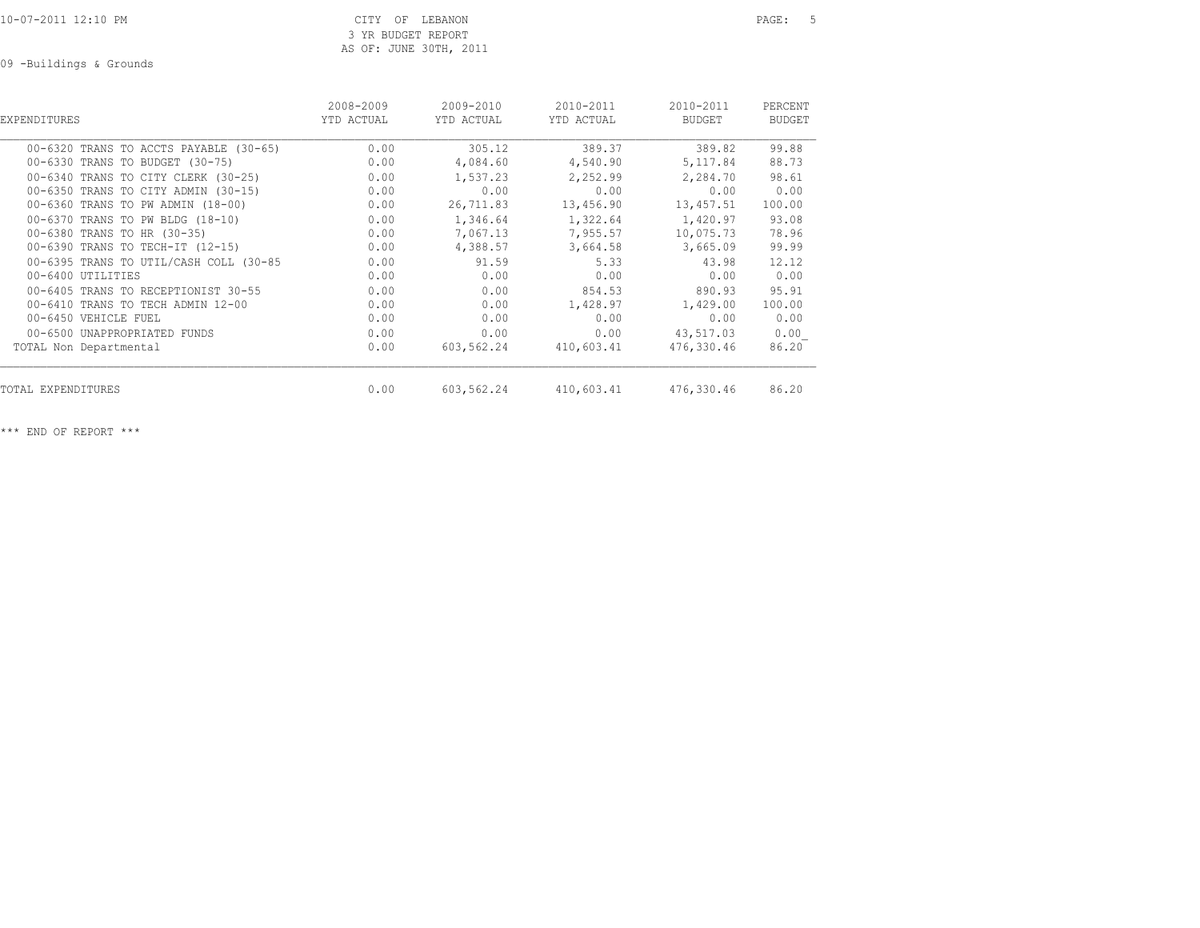CITY OF LEBANON
3 YR BUDGET REPORT
AS OF: JUNE 30TH, 2011

09 -Buildings & Grounds

| EXPENDITURES | 2008-2009 YTD ACTUAL | 2009-2010 YTD ACTUAL | 2010-2011 YTD ACTUAL | 2010-2011 BUDGET | PERCENT BUDGET |
|---|---|---|---|---|---|
| 00-6320 TRANS TO ACCTS PAYABLE (30-65) | 0.00 | 305.12 | 389.37 | 389.82 | 99.88 |
| 00-6330 TRANS TO BUDGET (30-75) | 0.00 | 4,084.60 | 4,540.90 | 5,117.84 | 88.73 |
| 00-6340 TRANS TO CITY CLERK (30-25) | 0.00 | 1,537.23 | 2,252.99 | 2,284.70 | 98.61 |
| 00-6350 TRANS TO CITY ADMIN (30-15) | 0.00 | 0.00 | 0.00 | 0.00 | 0.00 |
| 00-6360 TRANS TO PW ADMIN (18-00) | 0.00 | 26,711.83 | 13,456.90 | 13,457.51 | 100.00 |
| 00-6370 TRANS TO PW BLDG (18-10) | 0.00 | 1,346.64 | 1,322.64 | 1,420.97 | 93.08 |
| 00-6380 TRANS TO HR (30-35) | 0.00 | 7,067.13 | 7,955.57 | 10,075.73 | 78.96 |
| 00-6390 TRANS TO TECH-IT (12-15) | 0.00 | 4,388.57 | 3,664.58 | 3,665.09 | 99.99 |
| 00-6395 TRANS TO UTIL/CASH COLL (30-85 | 0.00 | 91.59 | 5.33 | 43.98 | 12.12 |
| 00-6400 UTILITIES | 0.00 | 0.00 | 0.00 | 0.00 | 0.00 |
| 00-6405 TRANS TO RECEPTIONIST 30-55 | 0.00 | 0.00 | 854.53 | 890.93 | 95.91 |
| 00-6410 TRANS TO TECH ADMIN 12-00 | 0.00 | 0.00 | 1,428.97 | 1,429.00 | 100.00 |
| 00-6450 VEHICLE FUEL | 0.00 | 0.00 | 0.00 | 0.00 | 0.00 |
| 00-6500 UNAPPROPRIATED FUNDS | 0.00 | 0.00 | 0.00 | 43,517.03 | 0.00 |
| TOTAL Non Departmental | 0.00 | 603,562.24 | 410,603.41 | 476,330.46 | 86.20 |
| TOTAL EXPENDITURES | 0.00 | 603,562.24 | 410,603.41 | 476,330.46 | 86.20 |

*** END OF REPORT ***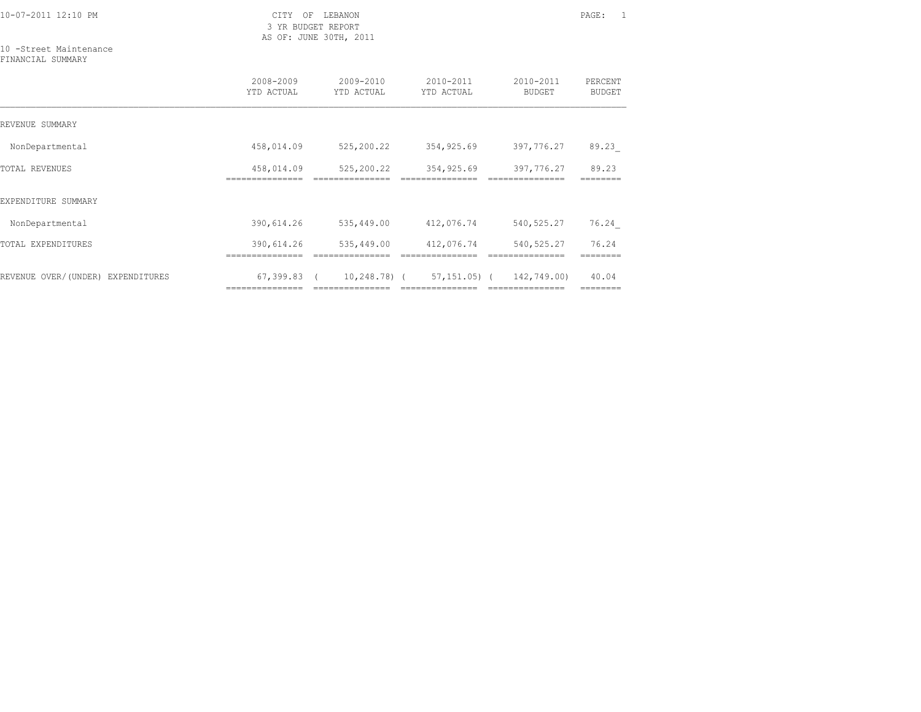CITY OF LEBANON
3 YR BUDGET REPORT
AS OF: JUNE 30TH, 2011

10 -Street Maintenance
FINANCIAL SUMMARY

| | 2008-2009 YTD ACTUAL | 2009-2010 YTD ACTUAL | 2010-2011 YTD ACTUAL | 2010-2011 BUDGET | PERCENT BUDGET |
|---|---|---|---|---|---|
| REVENUE SUMMARY | | | | | |
| NonDepartmental | 458,014.09 | 525,200.22 | 354,925.69 | 397,776.27 | 89.23 |
| TOTAL REVENUES | 458,014.09 | 525,200.22 | 354,925.69 | 397,776.27 | 89.23 |
| EXPENDITURE SUMMARY | | | | | |
| NonDepartmental | 390,614.26 | 535,449.00 | 412,076.74 | 540,525.27 | 76.24 |
| TOTAL EXPENDITURES | 390,614.26 | 535,449.00 | 412,076.74 | 540,525.27 | 76.24 |
| REVENUE OVER/(UNDER) EXPENDITURES | 67,399.83 | ( 10,248.78) | ( 57,151.05) | ( 142,749.00) | 40.04 |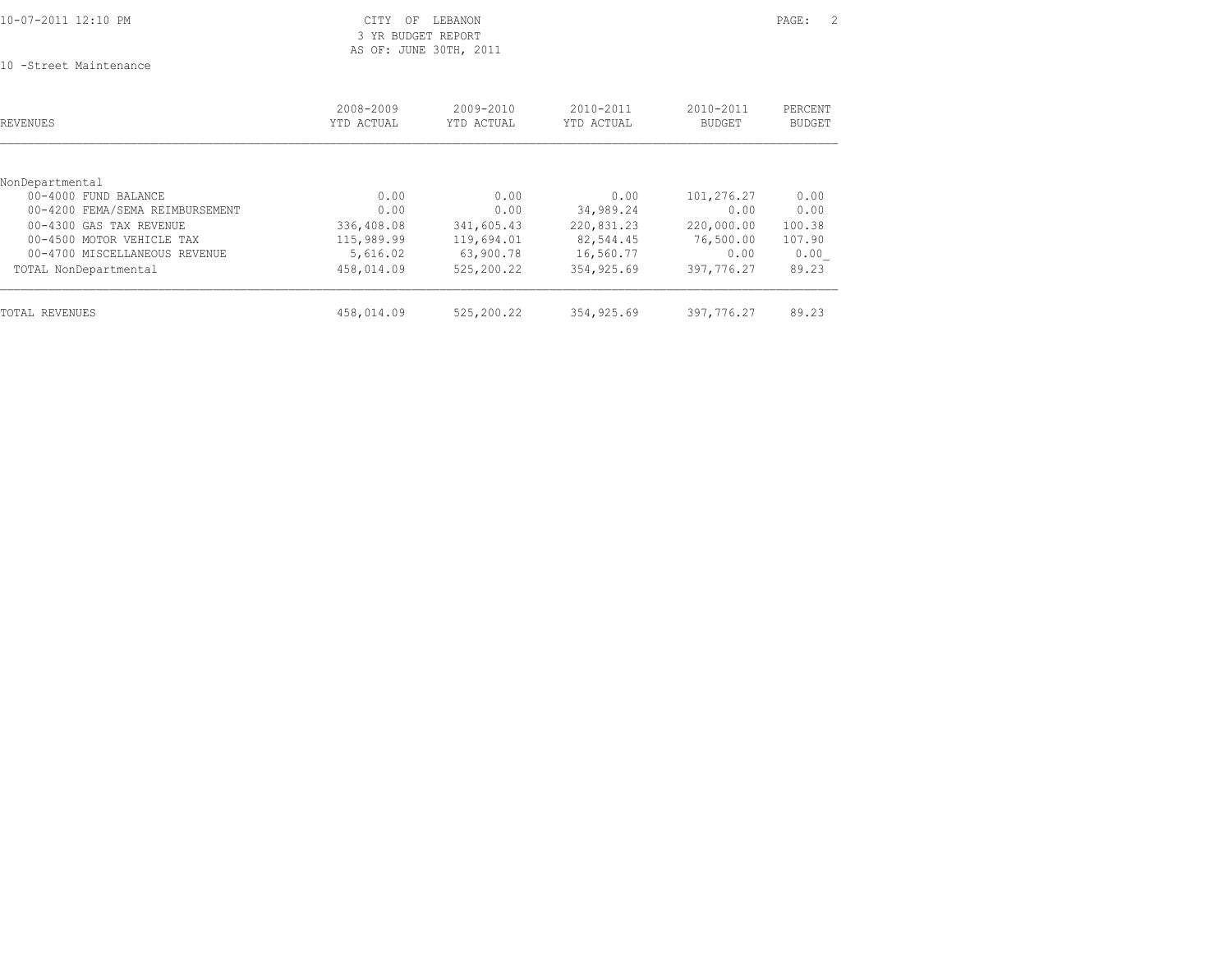CITY OF LEBANON
3 YR BUDGET REPORT
AS OF: JUNE 30TH, 2011

10 -Street Maintenance

| REVENUES | 2008-2009 YTD ACTUAL | 2009-2010 YTD ACTUAL | 2010-2011 YTD ACTUAL | 2010-2011 BUDGET | PERCENT BUDGET |
|---|---|---|---|---|---|
| NonDepartmental | | | | | |
| 00-4000 FUND BALANCE | 0.00 | 0.00 | 0.00 | 101,276.27 | 0.00 |
| 00-4200 FEMA/SEMA REIMBURSEMENT | 0.00 | 0.00 | 34,989.24 | 0.00 | 0.00 |
| 00-4300 GAS TAX REVENUE | 336,408.08 | 341,605.43 | 220,831.23 | 220,000.00 | 100.38 |
| 00-4500 MOTOR VEHICLE TAX | 115,989.99 | 119,694.01 | 82,544.45 | 76,500.00 | 107.90 |
| 00-4700 MISCELLANEOUS REVENUE | 5,616.02 | 63,900.78 | 16,560.77 | 0.00 | 0.00 |
| TOTAL NonDepartmental | 458,014.09 | 525,200.22 | 354,925.69 | 397,776.27 | 89.23 |
| TOTAL REVENUES | 458,014.09 | 525,200.22 | 354,925.69 | 397,776.27 | 89.23 |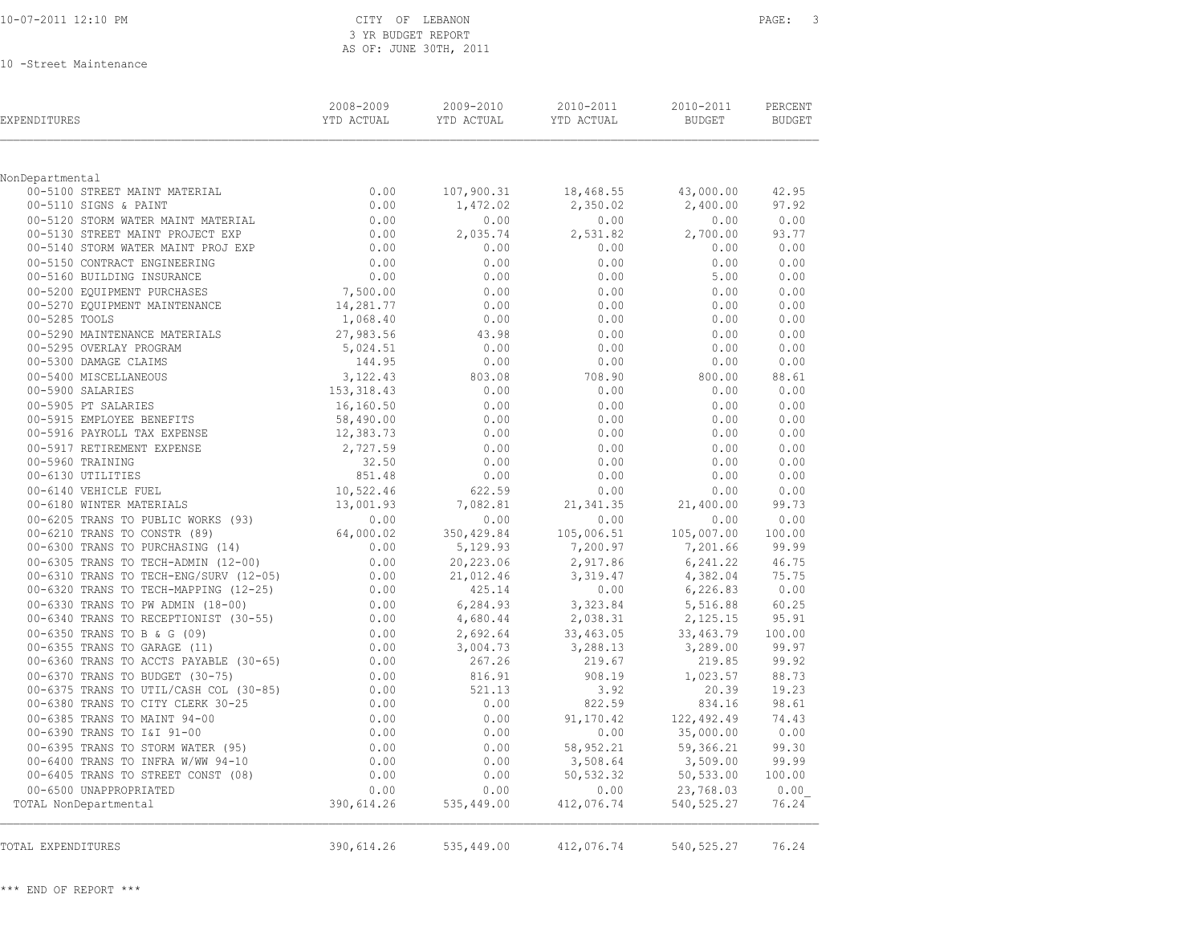CITY OF LEBANON
3 YR BUDGET REPORT
AS OF: JUNE 30TH, 2011

10 -Street Maintenance

| EXPENDITURES | 2008-2009 YTD ACTUAL | 2009-2010 YTD ACTUAL | 2010-2011 YTD ACTUAL | 2010-2011 BUDGET | PERCENT BUDGET |
|---|---|---|---|---|---|
| NonDepartmental | | | | | |
| 00-5100 STREET MAINT MATERIAL | 0.00 | 107,900.31 | 18,468.55 | 43,000.00 | 42.95 |
| 00-5110 SIGNS & PAINT | 0.00 | 1,472.02 | 2,350.02 | 2,400.00 | 97.92 |
| 00-5120 STORM WATER MAINT MATERIAL | 0.00 | 0.00 | 0.00 | 0.00 | 0.00 |
| 00-5130 STREET MAINT PROJECT EXP | 0.00 | 2,035.74 | 2,531.82 | 2,700.00 | 93.77 |
| 00-5140 STORM WATER MAINT PROJ EXP | 0.00 | 0.00 | 0.00 | 0.00 | 0.00 |
| 00-5150 CONTRACT ENGINEERING | 0.00 | 0.00 | 0.00 | 0.00 | 0.00 |
| 00-5160 BUILDING INSURANCE | 0.00 | 0.00 | 0.00 | 5.00 | 0.00 |
| 00-5200 EQUIPMENT PURCHASES | 7,500.00 | 0.00 | 0.00 | 0.00 | 0.00 |
| 00-5270 EQUIPMENT MAINTENANCE | 14,281.77 | 0.00 | 0.00 | 0.00 | 0.00 |
| 00-5285 TOOLS | 1,068.40 | 0.00 | 0.00 | 0.00 | 0.00 |
| 00-5290 MAINTENANCE MATERIALS | 27,983.56 | 43.98 | 0.00 | 0.00 | 0.00 |
| 00-5295 OVERLAY PROGRAM | 5,024.51 | 0.00 | 0.00 | 0.00 | 0.00 |
| 00-5300 DAMAGE CLAIMS | 144.95 | 0.00 | 0.00 | 0.00 | 0.00 |
| 00-5400 MISCELLANEOUS | 3,122.43 | 803.08 | 708.90 | 800.00 | 88.61 |
| 00-5900 SALARIES | 153,318.43 | 0.00 | 0.00 | 0.00 | 0.00 |
| 00-5905 PT SALARIES | 16,160.50 | 0.00 | 0.00 | 0.00 | 0.00 |
| 00-5915 EMPLOYEE BENEFITS | 58,490.00 | 0.00 | 0.00 | 0.00 | 0.00 |
| 00-5916 PAYROLL TAX EXPENSE | 12,383.73 | 0.00 | 0.00 | 0.00 | 0.00 |
| 00-5917 RETIREMENT EXPENSE | 2,727.59 | 0.00 | 0.00 | 0.00 | 0.00 |
| 00-5960 TRAINING | 32.50 | 0.00 | 0.00 | 0.00 | 0.00 |
| 00-6130 UTILITIES | 851.48 | 0.00 | 0.00 | 0.00 | 0.00 |
| 00-6140 VEHICLE FUEL | 10,522.46 | 622.59 | 0.00 | 0.00 | 0.00 |
| 00-6180 WINTER MATERIALS | 13,001.93 | 7,082.81 | 21,341.35 | 21,400.00 | 99.73 |
| 00-6205 TRANS TO PUBLIC WORKS (93) | 0.00 | 0.00 | 0.00 | 0.00 | 0.00 |
| 00-6210 TRANS TO CONSTR (89) | 64,000.02 | 350,429.84 | 105,006.51 | 105,007.00 | 100.00 |
| 00-6300 TRANS TO PURCHASING (14) | 0.00 | 5,129.93 | 7,200.97 | 7,201.66 | 99.99 |
| 00-6305 TRANS TO TECH-ADMIN (12-00) | 0.00 | 20,223.06 | 2,917.86 | 6,241.22 | 46.75 |
| 00-6310 TRANS TO TECH-ENG/SURV (12-05) | 0.00 | 21,012.46 | 3,319.47 | 4,382.04 | 75.75 |
| 00-6320 TRANS TO TECH-MAPPING (12-25) | 0.00 | 425.14 | 0.00 | 6,226.83 | 0.00 |
| 00-6330 TRANS TO PW ADMIN (18-00) | 0.00 | 6,284.93 | 3,323.84 | 5,516.88 | 60.25 |
| 00-6340 TRANS TO RECEPTIONIST (30-55) | 0.00 | 4,680.44 | 2,038.31 | 2,125.15 | 95.91 |
| 00-6350 TRANS TO B & G (09) | 0.00 | 2,692.64 | 33,463.05 | 33,463.79 | 100.00 |
| 00-6355 TRANS TO GARAGE (11) | 0.00 | 3,004.73 | 3,288.13 | 3,289.00 | 99.97 |
| 00-6360 TRANS TO ACCTS PAYABLE (30-65) | 0.00 | 267.26 | 219.67 | 219.85 | 99.92 |
| 00-6370 TRANS TO BUDGET (30-75) | 0.00 | 816.91 | 908.19 | 1,023.57 | 88.73 |
| 00-6375 TRANS TO UTIL/CASH COL (30-85) | 0.00 | 521.13 | 3.92 | 20.39 | 19.23 |
| 00-6380 TRANS TO CITY CLERK 30-25 | 0.00 | 0.00 | 822.59 | 834.16 | 98.61 |
| 00-6385 TRANS TO MAINT 94-00 | 0.00 | 0.00 | 91,170.42 | 122,492.49 | 74.43 |
| 00-6390 TRANS TO I&I 91-00 | 0.00 | 0.00 | 0.00 | 35,000.00 | 0.00 |
| 00-6395 TRANS TO STORM WATER (95) | 0.00 | 0.00 | 58,952.21 | 59,366.21 | 99.30 |
| 00-6400 TRANS TO INFRA W/WW 94-10 | 0.00 | 0.00 | 3,508.64 | 3,509.00 | 99.99 |
| 00-6405 TRANS TO STREET CONST (08) | 0.00 | 0.00 | 50,532.32 | 50,533.00 | 100.00 |
| 00-6500 UNAPPROPRIATED | 0.00 | 0.00 | 0.00 | 23,768.03 | 0.00 |
| TOTAL NonDepartmental | 390,614.26 | 535,449.00 | 412,076.74 | 540,525.27 | 76.24 |
| TOTAL EXPENDITURES | 390,614.26 | 535,449.00 | 412,076.74 | 540,525.27 | 76.24 |

*** END OF REPORT ***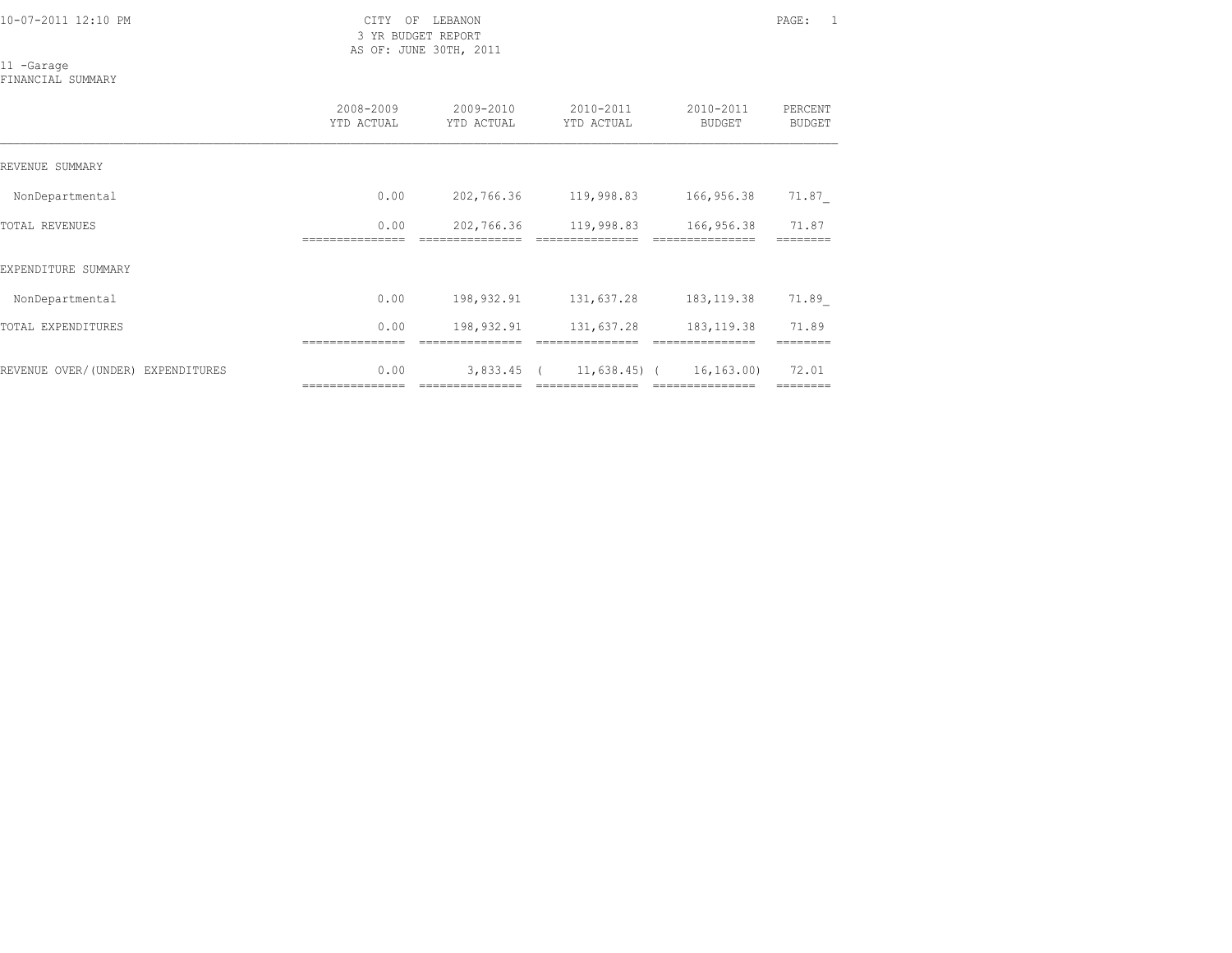CITY OF LEBANON
3 YR BUDGET REPORT
AS OF: JUNE 30TH, 2011

11 -Garage
FINANCIAL SUMMARY

| | 2008-2009 YTD ACTUAL | 2009-2010 YTD ACTUAL | 2010-2011 YTD ACTUAL | 2010-2011 BUDGET | PERCENT BUDGET |
|---|---|---|---|---|---|
| REVENUE SUMMARY | | | | | |
| NonDepartmental | 0.00 | 202,766.36 | 119,998.83 | 166,956.38 | 71.87 |
| TOTAL REVENUES | 0.00 | 202,766.36 | 119,998.83 | 166,956.38 | 71.87 |
| EXPENDITURE SUMMARY | | | | | |
| NonDepartmental | 0.00 | 198,932.91 | 131,637.28 | 183,119.38 | 71.89 |
| TOTAL EXPENDITURES | 0.00 | 198,932.91 | 131,637.28 | 183,119.38 | 71.89 |
| REVENUE OVER/(UNDER) EXPENDITURES | 0.00 | 3,833.45 | ( 11,638.45) | ( 16,163.00) | 72.01 |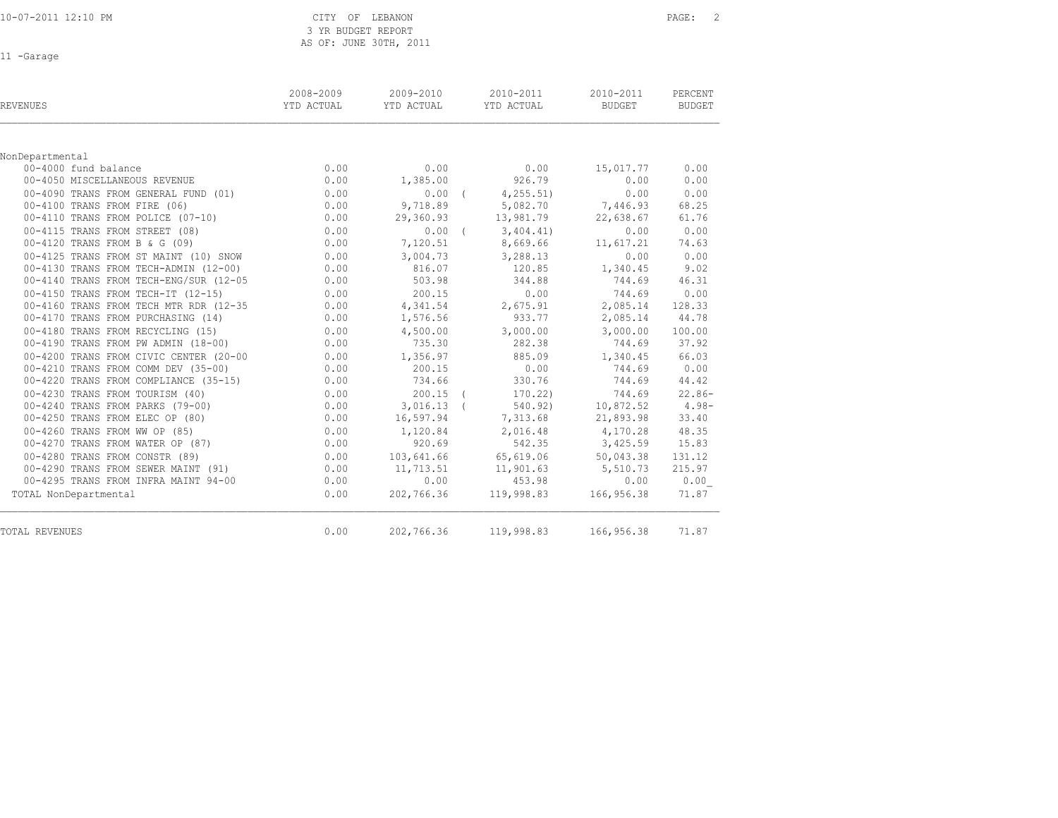CITY OF LEBANON
3 YR BUDGET REPORT
AS OF: JUNE 30TH, 2011

11 -Garage

| REVENUES | 2008-2009 YTD ACTUAL | 2009-2010 YTD ACTUAL | 2010-2011 YTD ACTUAL | 2010-2011 BUDGET | PERCENT BUDGET |
|---|---|---|---|---|---|
| NonDepartmental | | | | | |
| 00-4000 fund balance | 0.00 | 0.00 | 0.00 | 15,017.77 | 0.00 |
| 00-4050 MISCELLANEOUS REVENUE | 0.00 | 1,385.00 | 926.79 | 0.00 | 0.00 |
| 00-4090 TRANS FROM GENERAL FUND (01) | 0.00 | 0.00 | ( 4,255.51) | 0.00 | 0.00 |
| 00-4100 TRANS FROM FIRE (06) | 0.00 | 9,718.89 | 5,082.70 | 7,446.93 | 68.25 |
| 00-4110 TRANS FROM POLICE (07-10) | 0.00 | 29,360.93 | 13,981.79 | 22,638.67 | 61.76 |
| 00-4115 TRANS FROM STREET (08) | 0.00 | 0.00 | ( 3,404.41) | 0.00 | 0.00 |
| 00-4120 TRANS FROM B & G (09) | 0.00 | 7,120.51 | 8,669.66 | 11,617.21 | 74.63 |
| 00-4125 TRANS FROM ST MAINT (10) SNOW | 0.00 | 3,004.73 | 3,288.13 | 0.00 | 0.00 |
| 00-4130 TRANS FROM TECH-ADMIN (12-00) | 0.00 | 816.07 | 120.85 | 1,340.45 | 9.02 |
| 00-4140 TRANS FROM TECH-ENG/SUR (12-05 | 0.00 | 503.98 | 344.88 | 744.69 | 46.31 |
| 00-4150 TRANS FROM TECH-IT (12-15) | 0.00 | 200.15 | 0.00 | 744.69 | 0.00 |
| 00-4160 TRANS FROM TECH MTR RDR (12-35 | 0.00 | 4,341.54 | 2,675.91 | 2,085.14 | 128.33 |
| 00-4170 TRANS FROM PURCHASING (14) | 0.00 | 1,576.56 | 933.77 | 2,085.14 | 44.78 |
| 00-4180 TRANS FROM RECYCLING (15) | 0.00 | 4,500.00 | 3,000.00 | 3,000.00 | 100.00 |
| 00-4190 TRANS FROM PW ADMIN (18-00) | 0.00 | 735.30 | 282.38 | 744.69 | 37.92 |
| 00-4200 TRANS FROM CIVIC CENTER (20-00 | 0.00 | 1,356.97 | 885.09 | 1,340.45 | 66.03 |
| 00-4210 TRANS FROM COMM DEV (35-00) | 0.00 | 200.15 | 0.00 | 744.69 | 0.00 |
| 00-4220 TRANS FROM COMPLIANCE (35-15) | 0.00 | 734.66 | 330.76 | 744.69 | 44.42 |
| 00-4230 TRANS FROM TOURISM (40) | 0.00 | 200.15 | ( 170.22) | 744.69 | 22.86- |
| 00-4240 TRANS FROM PARKS (79-00) | 0.00 | 3,016.13 | ( 540.92) | 10,872.52 | 4.98- |
| 00-4250 TRANS FROM ELEC OP (80) | 0.00 | 16,597.94 | 7,313.68 | 21,893.98 | 33.40 |
| 00-4260 TRANS FROM WW OP (85) | 0.00 | 1,120.84 | 2,016.48 | 4,170.28 | 48.35 |
| 00-4270 TRANS FROM WATER OP (87) | 0.00 | 920.69 | 542.35 | 3,425.59 | 15.83 |
| 00-4280 TRANS FROM CONSTR (89) | 0.00 | 103,641.66 | 65,619.06 | 50,043.38 | 131.12 |
| 00-4290 TRANS FROM SEWER MAINT (91) | 0.00 | 11,713.51 | 11,901.63 | 5,510.73 | 215.97 |
| 00-4295 TRANS FROM INFRA MAINT 94-00 | 0.00 | 0.00 | 453.98 | 0.00 | 0.00 |
| TOTAL NonDepartmental | 0.00 | 202,766.36 | 119,998.83 | 166,956.38 | 71.87 |
| TOTAL REVENUES | 0.00 | 202,766.36 | 119,998.83 | 166,956.38 | 71.87 |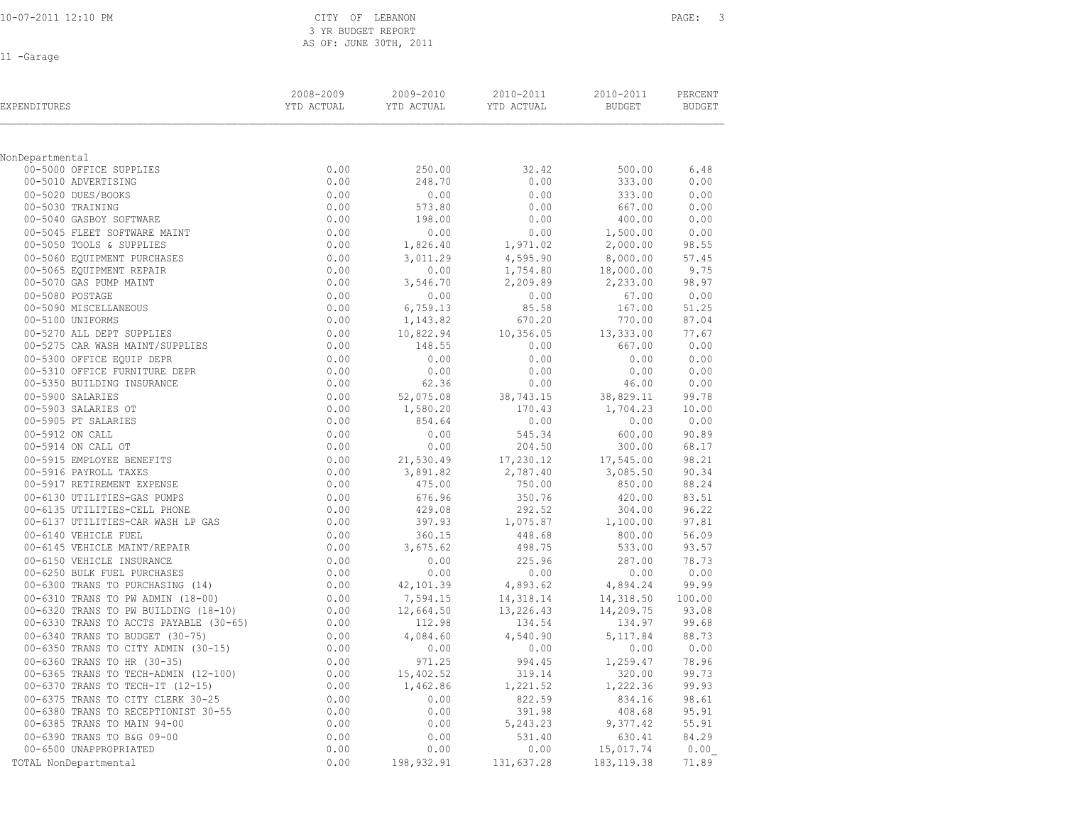CITY OF LEBANON
3 YR BUDGET REPORT
AS OF: JUNE 30TH, 2011

11 -Garage

| EXPENDITURES | 2008-2009 YTD ACTUAL | 2009-2010 YTD ACTUAL | 2010-2011 YTD ACTUAL | 2010-2011 BUDGET | PERCENT BUDGET |
|---|---|---|---|---|---|
| NonDepartmental | | | | | |
| 00-5000 OFFICE SUPPLIES | 0.00 | 250.00 | 32.42 | 500.00 | 6.48 |
| 00-5010 ADVERTISING | 0.00 | 248.70 | 0.00 | 333.00 | 0.00 |
| 00-5020 DUES/BOOKS | 0.00 | 0.00 | 0.00 | 333.00 | 0.00 |
| 00-5030 TRAINING | 0.00 | 573.80 | 0.00 | 667.00 | 0.00 |
| 00-5040 GASBOY SOFTWARE | 0.00 | 198.00 | 0.00 | 400.00 | 0.00 |
| 00-5045 FLEET SOFTWARE MAINT | 0.00 | 0.00 | 0.00 | 1,500.00 | 0.00 |
| 00-5050 TOOLS & SUPPLIES | 0.00 | 1,826.40 | 1,971.02 | 2,000.00 | 98.55 |
| 00-5060 EQUIPMENT PURCHASES | 0.00 | 3,011.29 | 4,595.90 | 8,000.00 | 57.45 |
| 00-5065 EQUIPMENT REPAIR | 0.00 | 0.00 | 1,754.80 | 18,000.00 | 9.75 |
| 00-5070 GAS PUMP MAINT | 0.00 | 3,546.70 | 2,209.89 | 2,233.00 | 98.97 |
| 00-5080 POSTAGE | 0.00 | 0.00 | 0.00 | 67.00 | 0.00 |
| 00-5090 MISCELLANEOUS | 0.00 | 6,759.13 | 85.58 | 167.00 | 51.25 |
| 00-5100 UNIFORMS | 0.00 | 1,143.82 | 670.20 | 770.00 | 87.04 |
| 00-5270 ALL DEPT SUPPLIES | 0.00 | 10,822.94 | 10,356.05 | 13,333.00 | 77.67 |
| 00-5275 CAR WASH MAINT/SUPPLIES | 0.00 | 148.55 | 0.00 | 667.00 | 0.00 |
| 00-5300 OFFICE EQUIP DEPR | 0.00 | 0.00 | 0.00 | 0.00 | 0.00 |
| 00-5310 OFFICE FURNITURE DEPR | 0.00 | 0.00 | 0.00 | 0.00 | 0.00 |
| 00-5350 BUILDING INSURANCE | 0.00 | 62.36 | 0.00 | 46.00 | 0.00 |
| 00-5900 SALARIES | 0.00 | 52,075.08 | 38,743.15 | 38,829.11 | 99.78 |
| 00-5903 SALARIES OT | 0.00 | 1,580.20 | 170.43 | 1,704.23 | 10.00 |
| 00-5905 PT SALARIES | 0.00 | 854.64 | 0.00 | 0.00 | 0.00 |
| 00-5912 ON CALL | 0.00 | 0.00 | 545.34 | 600.00 | 90.89 |
| 00-5914 ON CALL OT | 0.00 | 0.00 | 204.50 | 300.00 | 68.17 |
| 00-5915 EMPLOYEE BENEFITS | 0.00 | 21,530.49 | 17,230.12 | 17,545.00 | 98.21 |
| 00-5916 PAYROLL TAXES | 0.00 | 3,891.82 | 2,787.40 | 3,085.50 | 90.34 |
| 00-5917 RETIREMENT EXPENSE | 0.00 | 475.00 | 750.00 | 850.00 | 88.24 |
| 00-6130 UTILITIES-GAS PUMPS | 0.00 | 676.96 | 350.76 | 420.00 | 83.51 |
| 00-6135 UTILITIES-CELL PHONE | 0.00 | 429.08 | 292.52 | 304.00 | 96.22 |
| 00-6137 UTILITIES-CAR WASH LP GAS | 0.00 | 397.93 | 1,075.87 | 1,100.00 | 97.81 |
| 00-6140 VEHICLE FUEL | 0.00 | 360.15 | 448.68 | 800.00 | 56.09 |
| 00-6145 VEHICLE MAINT/REPAIR | 0.00 | 3,675.62 | 498.75 | 533.00 | 93.57 |
| 00-6150 VEHICLE INSURANCE | 0.00 | 0.00 | 225.96 | 287.00 | 78.73 |
| 00-6250 BULK FUEL PURCHASES | 0.00 | 0.00 | 0.00 | 0.00 | 0.00 |
| 00-6300 TRANS TO PURCHASING (14) | 0.00 | 42,101.39 | 4,893.62 | 4,894.24 | 99.99 |
| 00-6310 TRANS TO PW ADMIN (18-00) | 0.00 | 7,594.15 | 14,318.14 | 14,318.50 | 100.00 |
| 00-6320 TRANS TO PW BUILDING (18-10) | 0.00 | 12,664.50 | 13,226.43 | 14,209.75 | 93.08 |
| 00-6330 TRANS TO ACCTS PAYABLE (30-65) | 0.00 | 112.98 | 134.54 | 134.97 | 99.68 |
| 00-6340 TRANS TO BUDGET (30-75) | 0.00 | 4,084.60 | 4,540.90 | 5,117.84 | 88.73 |
| 00-6350 TRANS TO CITY ADMIN (30-15) | 0.00 | 0.00 | 0.00 | 0.00 | 0.00 |
| 00-6360 TRANS TO HR (30-35) | 0.00 | 971.25 | 994.45 | 1,259.47 | 78.96 |
| 00-6365 TRANS TO TECH-ADMIN (12-100) | 0.00 | 15,402.52 | 319.14 | 320.00 | 99.73 |
| 00-6370 TRANS TO TECH-IT (12-15) | 0.00 | 1,462.86 | 1,221.52 | 1,222.36 | 99.93 |
| 00-6375 TRANS TO CITY CLERK 30-25 | 0.00 | 0.00 | 822.59 | 834.16 | 98.61 |
| 00-6380 TRANS TO RECEPTIONIST 30-55 | 0.00 | 0.00 | 391.98 | 408.68 | 95.91 |
| 00-6385 TRANS TO MAIN 94-00 | 0.00 | 0.00 | 5,243.23 | 9,377.42 | 55.91 |
| 00-6390 TRANS TO B&G 09-00 | 0.00 | 0.00 | 531.40 | 630.41 | 84.29 |
| 00-6500 UNAPPROPRIATED | 0.00 | 0.00 | 0.00 | 15,017.74 | 0.00 |
| TOTAL NonDepartmental | 0.00 | 198,932.91 | 131,637.28 | 183,119.38 | 71.89 |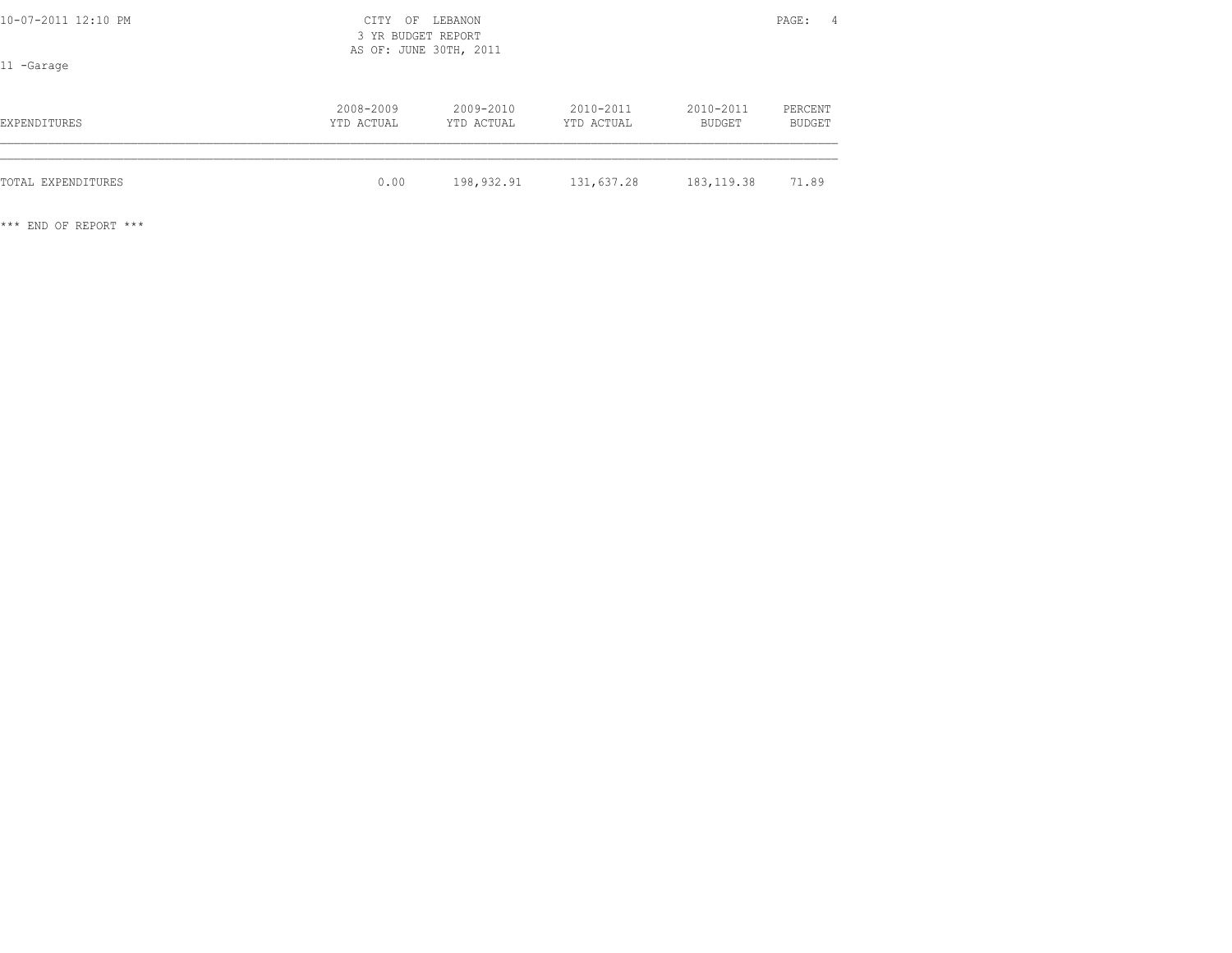11 -Garage

| EXPENDITURES | 2008-2009 YTD ACTUAL | 2009-2010 YTD ACTUAL | 2010-2011 YTD ACTUAL | 2010-2011 BUDGET | PERCENT BUDGET |
|---|---|---|---|---|---|
| TOTAL EXPENDITURES | 0.00 | 198,932.91 | 131,637.28 | 183,119.38 | 71.89 |

*** END OF REPORT ***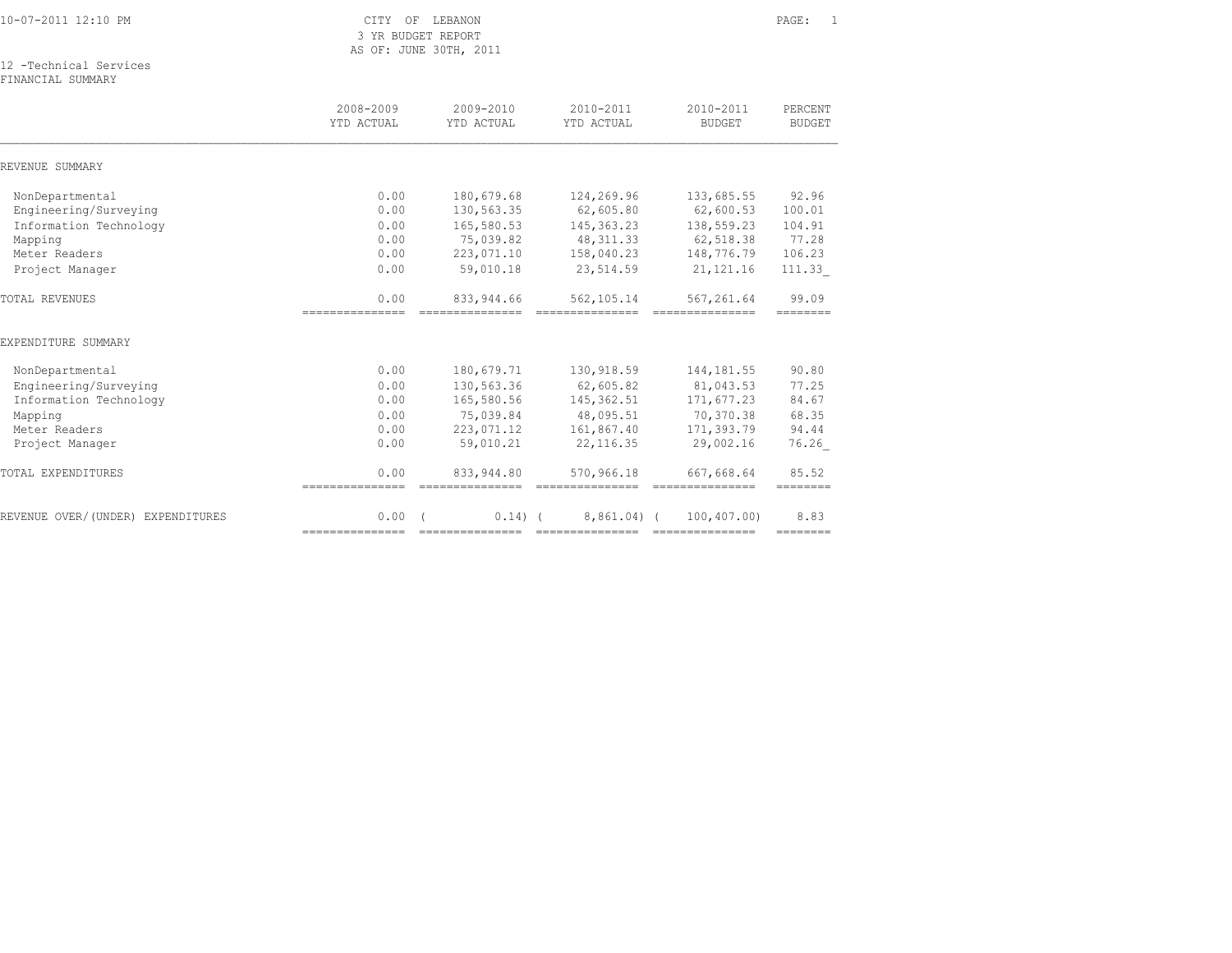CITY OF LEBANON
3 YR BUDGET REPORT
AS OF: JUNE 30TH, 2011

12 -Technical Services
FINANCIAL SUMMARY

| | 2008-2009 YTD ACTUAL | 2009-2010 YTD ACTUAL | 2010-2011 YTD ACTUAL | 2010-2011 BUDGET | PERCENT BUDGET |
|---|---|---|---|---|---|
| **REVENUE SUMMARY** | | | | | |
| NonDepartmental | 0.00 | 180,679.68 | 124,269.96 | 133,685.55 | 92.96 |
| Engineering/Surveying | 0.00 | 130,563.35 | 62,605.80 | 62,600.53 | 100.01 |
| Information Technology | 0.00 | 165,580.53 | 145,363.23 | 138,559.23 | 104.91 |
| Mapping | 0.00 | 75,039.82 | 48,311.33 | 62,518.38 | 77.28 |
| Meter Readers | 0.00 | 223,071.10 | 158,040.23 | 148,776.79 | 106.23 |
| Project Manager | 0.00 | 59,010.18 | 23,514.59 | 21,121.16 | 111.33 |
| TOTAL REVENUES | 0.00 | 833,944.66 | 562,105.14 | 567,261.64 | 99.09 |
| **EXPENDITURE SUMMARY** | | | | | |
| NonDepartmental | 0.00 | 180,679.71 | 130,918.59 | 144,181.55 | 90.80 |
| Engineering/Surveying | 0.00 | 130,563.36 | 62,605.82 | 81,043.53 | 77.25 |
| Information Technology | 0.00 | 165,580.56 | 145,362.51 | 171,677.23 | 84.67 |
| Mapping | 0.00 | 75,039.84 | 48,095.51 | 70,370.38 | 68.35 |
| Meter Readers | 0.00 | 223,071.12 | 161,867.40 | 171,393.79 | 94.44 |
| Project Manager | 0.00 | 59,010.21 | 22,116.35 | 29,002.16 | 76.26 |
| TOTAL EXPENDITURES | 0.00 | 833,944.80 | 570,966.18 | 667,668.64 | 85.52 |
| REVENUE OVER/(UNDER) EXPENDITURES | 0.00 | ( 0.14) | ( 8,861.04) | ( 100,407.00) | 8.83 |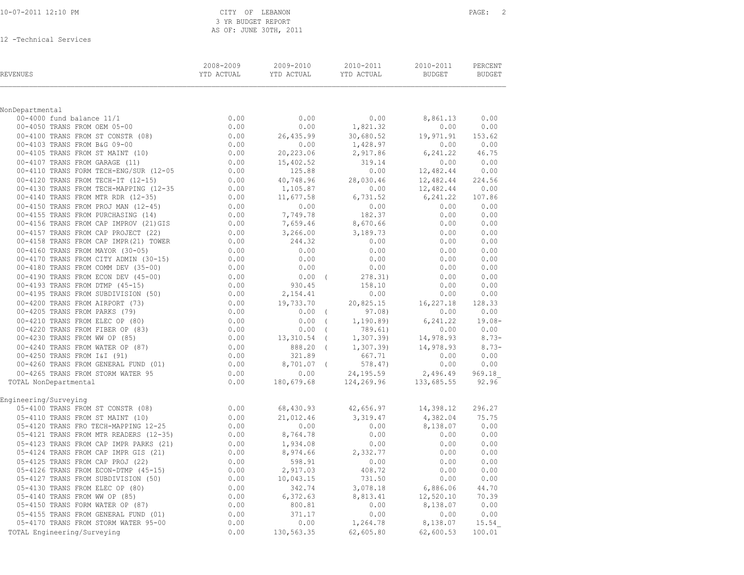CITY OF LEBANON
3 YR BUDGET REPORT
AS OF: JUNE 30TH, 2011

12 -Technical Services

| REVENUES | 2008-2009 YTD ACTUAL | 2009-2010 YTD ACTUAL | 2010-2011 YTD ACTUAL | 2010-2011 BUDGET | PERCENT BUDGET |
|---|---|---|---|---|---|
| **NonDepartmental** | | | | | |
| 00-4000 fund balance 11/1 | 0.00 | 0.00 | 0.00 | 8,861.13 | 0.00 |
| 00-4050 TRANS FROM OEM 05-00 | 0.00 | 0.00 | 1,821.32 | 0.00 | 0.00 |
| 00-4100 TRANS FROM ST CONSTR (08) | 0.00 | 26,435.99 | 30,680.52 | 19,971.91 | 153.62 |
| 00-4103 TRANS FROM B&G 09-00 | 0.00 | 0.00 | 1,428.97 | 0.00 | 0.00 |
| 00-4105 TRANS FROM ST MAINT (10) | 0.00 | 20,223.06 | 2,917.86 | 6,241.22 | 46.75 |
| 00-4107 TRANS FROM GARAGE (11) | 0.00 | 15,402.52 | 319.14 | 0.00 | 0.00 |
| 00-4110 TRANS FORM TECH-ENG/SUR (12-05 | 0.00 | 125.88 | 0.00 | 12,482.44 | 0.00 |
| 00-4120 TRANS FROM TECH-IT (12-15) | 0.00 | 40,748.96 | 28,030.46 | 12,482.44 | 224.56 |
| 00-4130 TRANS FROM TECH-MAPPING (12-35 | 0.00 | 1,105.87 | 0.00 | 12,482.44 | 0.00 |
| 00-4140 TRANS FROM MTR RDR (12-35) | 0.00 | 11,677.58 | 6,731.52 | 6,241.22 | 107.86 |
| 00-4150 TRANS FROM PROJ MAN (12-45) | 0.00 | 0.00 | 0.00 | 0.00 | 0.00 |
| 00-4155 TRANS FROM PURCHASING (14) | 0.00 | 7,749.78 | 182.37 | 0.00 | 0.00 |
| 00-4156 TRANS FROM CAP IMPROV (21)GIS | 0.00 | 7,659.46 | 8,670.66 | 0.00 | 0.00 |
| 00-4157 TRANS FROM CAP PROJECT (22) | 0.00 | 3,266.00 | 3,189.73 | 0.00 | 0.00 |
| 00-4158 TRANS FROM CAP IMPR(21) TOWER | 0.00 | 244.32 | 0.00 | 0.00 | 0.00 |
| 00-4160 TRANS FROM MAYOR (30-05) | 0.00 | 0.00 | 0.00 | 0.00 | 0.00 |
| 00-4170 TRANS FROM CITY ADMIN (30-15) | 0.00 | 0.00 | 0.00 | 0.00 | 0.00 |
| 00-4180 TRANS FROM COMM DEV (35-00) | 0.00 | 0.00 | 0.00 | 0.00 | 0.00 |
| 00-4190 TRANS FROM ECON DEV (45-00) | 0.00 | 0.00 | ( 278.31) | 0.00 | 0.00 |
| 00-4193 TRANS FROM DTMP (45-15) | 0.00 | 930.45 | 158.10 | 0.00 | 0.00 |
| 00-4195 TRANS FROM SUBDIVISION (50) | 0.00 | 2,154.41 | 0.00 | 0.00 | 0.00 |
| 00-4200 TRANS FROM AIRPORT (73) | 0.00 | 19,733.70 | 20,825.15 | 16,227.18 | 128.33 |
| 00-4205 TRANS FROM PARKS (79) | 0.00 | 0.00 | ( 97.08) | 0.00 | 0.00 |
| 00-4210 TRANS FROM ELEC OP (80) | 0.00 | 0.00 | ( 1,190.89) | 6,241.22 | 19.08- |
| 00-4220 TRANS FROM FIBER OP (83) | 0.00 | 0.00 | ( 789.61) | 0.00 | 0.00 |
| 00-4230 TRANS FROM WW OP (85) | 0.00 | 13,310.54 | ( 1,307.39) | 14,978.93 | 8.73- |
| 00-4240 TRANS FROM WATER OP (87) | 0.00 | 888.20 | ( 1,307.39) | 14,978.93 | 8.73- |
| 00-4250 TRANS FROM I&I (91) | 0.00 | 321.89 | 667.71 | 0.00 | 0.00 |
| 00-4260 TRANS FROM GENERAL FUND (01) | 0.00 | 8,701.07 | ( 578.47) | 0.00 | 0.00 |
| 00-4265 TRANS FROM STORM WATER 95 | 0.00 | 0.00 | 24,195.59 | 2,496.49 | 969.18 |
| TOTAL NonDepartmental | 0.00 | 180,679.68 | 124,269.96 | 133,685.55 | 92.96 |
| **Engineering/Surveying** | | | | | |
| 05-4100 TRANS FROM ST CONSTR (08) | 0.00 | 68,430.93 | 42,656.97 | 14,398.12 | 296.27 |
| 05-4110 TRANS FROM ST MAINT (10) | 0.00 | 21,012.46 | 3,319.47 | 4,382.04 | 75.75 |
| 05-4120 TRANS FRO TECH-MAPPING 12-25 | 0.00 | 0.00 | 0.00 | 8,138.07 | 0.00 |
| 05-4121 TRANS FROM MTR READERS (12-35) | 0.00 | 8,764.78 | 0.00 | 0.00 | 0.00 |
| 05-4123 TRANS FROM CAP IMPR PARKS (21) | 0.00 | 1,934.08 | 0.00 | 0.00 | 0.00 |
| 05-4124 TRANS FROM CAP IMPR GIS (21) | 0.00 | 8,974.66 | 2,332.77 | 0.00 | 0.00 |
| 05-4125 TRANS FROM CAP PROJ (22) | 0.00 | 598.91 | 0.00 | 0.00 | 0.00 |
| 05-4126 TRANS FROM ECON-DTMP (45-15) | 0.00 | 2,917.03 | 408.72 | 0.00 | 0.00 |
| 05-4127 TRANS FROM SUBDIVISION (50) | 0.00 | 10,043.15 | 731.50 | 0.00 | 0.00 |
| 05-4130 TRANS FROM ELEC OP (80) | 0.00 | 342.74 | 3,078.18 | 6,886.06 | 44.70 |
| 05-4140 TRANS FROM WW OP (85) | 0.00 | 6,372.63 | 8,813.41 | 12,520.10 | 70.39 |
| 05-4150 TRANS FORM WATER OP (87) | 0.00 | 800.81 | 0.00 | 8,138.07 | 0.00 |
| 05-4155 TRANS FROM GENERAL FUND (01) | 0.00 | 371.17 | 0.00 | 0.00 | 0.00 |
| 05-4170 TRANS FROM STORM WATER 95-00 | 0.00 | 0.00 | 1,264.78 | 8,138.07 | 15.54 |
| TOTAL Engineering/Surveying | 0.00 | 130,563.35 | 62,605.80 | 62,600.53 | 100.01 |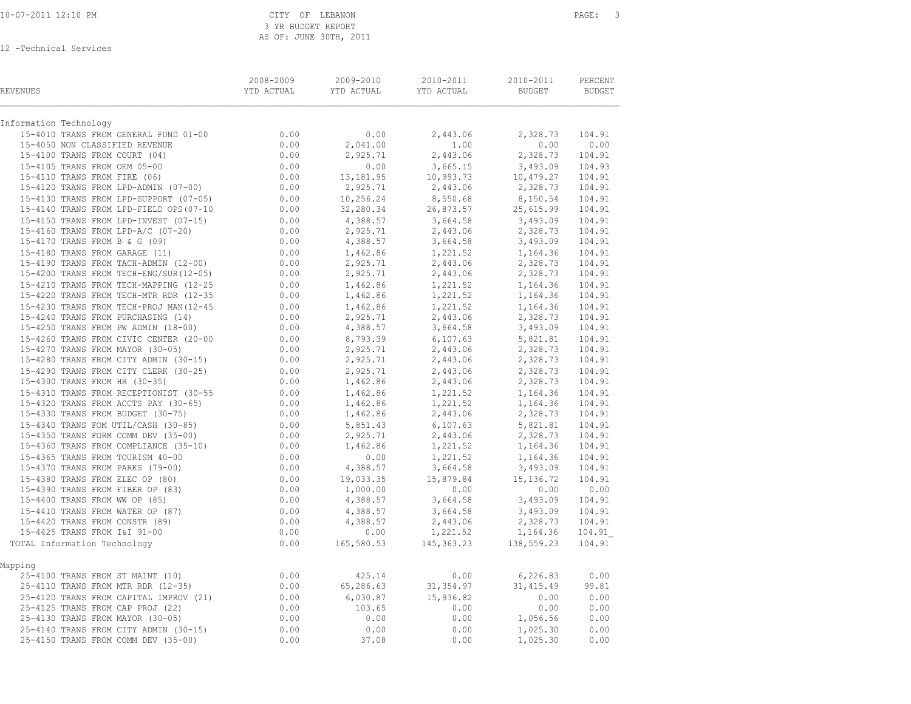CITY OF LEBANON
3 YR BUDGET REPORT
AS OF: JUNE 30TH, 2011

12 -Technical Services

| REVENUES | 2008-2009 YTD ACTUAL | 2009-2010 YTD ACTUAL | 2010-2011 YTD ACTUAL | 2010-2011 BUDGET | PERCENT BUDGET |
|---|---|---|---|---|---|
| **Information Technology** | | | | | |
| 15-4010 TRANS FROM GENERAL FUND 01-00 | 0.00 | 0.00 | 2,443.06 | 2,328.73 | 104.91 |
| 15-4050 NON CLASSIFIED REVENUE | 0.00 | 2,041.00 | 1.00 | 0.00 | 0.00 |
| 15-4100 TRANS FROM COURT (04) | 0.00 | 2,925.71 | 2,443.06 | 2,328.73 | 104.91 |
| 15-4105 TRANS FROM OEM 05-00 | 0.00 | 0.00 | 3,665.15 | 3,493.09 | 104.93 |
| 15-4110 TRANS FROM FIRE (06) | 0.00 | 13,181.95 | 10,993.73 | 10,479.27 | 104.91 |
| 15-4120 TRANS FROM LPD-ADMIN (07-00) | 0.00 | 2,925.71 | 2,443.06 | 2,328.73 | 104.91 |
| 15-4130 TRANS FROM LPD-SUPPORT (07-05) | 0.00 | 10,256.24 | 8,550.68 | 8,150.54 | 104.91 |
| 15-4140 TRANS FROM LPD-FIELD OPS(07-10 | 0.00 | 32,280.34 | 26,873.57 | 25,615.99 | 104.91 |
| 15-4150 TRANS FROM LPD-INVEST (07-15) | 0.00 | 4,388.57 | 3,664.58 | 3,493.09 | 104.91 |
| 15-4160 TRANS FROM LPD-A/C (07-20) | 0.00 | 2,925.71 | 2,443.06 | 2,328.73 | 104.91 |
| 15-4170 TRANS FROM B & G (09) | 0.00 | 4,388.57 | 3,664.58 | 3,493.09 | 104.91 |
| 15-4180 TRANS FROM GARAGE (11) | 0.00 | 1,462.86 | 1,221.52 | 1,164.36 | 104.91 |
| 15-4190 TRANS FROM TACH-ADMIN (12-00) | 0.00 | 2,925.71 | 2,443.06 | 2,328.73 | 104.91 |
| 15-4200 TRANS FROM TECH-ENG/SUR(12-05) | 0.00 | 2,925.71 | 2,443.06 | 2,328.73 | 104.91 |
| 15-4210 TRANS FROM TECH-MAPPING (12-25 | 0.00 | 1,462.86 | 1,221.52 | 1,164.36 | 104.91 |
| 15-4220 TRANS FROM TECH-MTR RDR (12-35 | 0.00 | 1,462.86 | 1,221.52 | 1,164.36 | 104.91 |
| 15-4230 TRANS FROM TECH-PROJ MAN(12-45 | 0.00 | 1,462.86 | 1,221.52 | 1,164.36 | 104.91 |
| 15-4240 TRANS FROM PURCHASING (14) | 0.00 | 2,925.71 | 2,443.06 | 2,328.73 | 104.91 |
| 15-4250 TRANS FROM PW ADMIN (18-00) | 0.00 | 4,388.57 | 3,664.58 | 3,493.09 | 104.91 |
| 15-4260 TRANS FROM CIVIC CENTER (20-00 | 0.00 | 8,793.39 | 6,107.63 | 5,821.81 | 104.91 |
| 15-4270 TRANS FROM MAYOR (30-05) | 0.00 | 2,925.71 | 2,443.06 | 2,328.73 | 104.91 |
| 15-4280 TRANS FROM CITY ADMIN (30-15) | 0.00 | 2,925.71 | 2,443.06 | 2,328.73 | 104.91 |
| 15-4290 TRANS FROM CITY CLERK (30-25) | 0.00 | 2,925.71 | 2,443.06 | 2,328.73 | 104.91 |
| 15-4300 TRANS FROM HR (30-35) | 0.00 | 1,462.86 | 2,443.06 | 2,328.73 | 104.91 |
| 15-4310 TRANS FROM RECEPTIONIST (30-55 | 0.00 | 1,462.86 | 1,221.52 | 1,164.36 | 104.91 |
| 15-4320 TRANS FROM ACCTS PAY (30-65) | 0.00 | 1,462.86 | 1,221.52 | 1,164.36 | 104.91 |
| 15-4330 TRANS FROM BUDGET (30-75) | 0.00 | 1,462.86 | 2,443.06 | 2,328.73 | 104.91 |
| 15-4340 TRANS FOM UTIL/CASH (30-85) | 0.00 | 5,851.43 | 6,107.63 | 5,821.81 | 104.91 |
| 15-4350 TRANS FORM COMM DEV (35-00) | 0.00 | 2,925.71 | 2,443.06 | 2,328.73 | 104.91 |
| 15-4360 TRANS FROM COMPLIANCE (35-10) | 0.00 | 1,462.86 | 1,221.52 | 1,164.36 | 104.91 |
| 15-4365 TRANS FROM TOURISM 40-00 | 0.00 | 0.00 | 1,221.52 | 1,164.36 | 104.91 |
| 15-4370 TRANS FROM PARKS (79-00) | 0.00 | 4,388.57 | 3,664.58 | 3,493.09 | 104.91 |
| 15-4380 TRANS FROM ELEC OP (80) | 0.00 | 19,033.35 | 15,879.84 | 15,136.72 | 104.91 |
| 15-4390 TRANS FROM FIBER OP (83) | 0.00 | 1,000.00 | 0.00 | 0.00 | 0.00 |
| 15-4400 TRANS FROM WW OP (85) | 0.00 | 4,388.57 | 3,664.58 | 3,493.09 | 104.91 |
| 15-4410 TRANS FROM WATER OP (87) | 0.00 | 4,388.57 | 3,664.58 | 3,493.09 | 104.91 |
| 15-4420 TRANS FROM CONSTR (89) | 0.00 | 4,388.57 | 2,443.06 | 2,328.73 | 104.91 |
| 15-4425 TRANS FROM I&I 91-00 | 0.00 | 0.00 | 1,221.52 | 1,164.36 | 104.91 |
| TOTAL Information Technology | 0.00 | 165,580.53 | 145,363.23 | 138,559.23 | 104.91 |
| **Mapping** | | | | | |
| 25-4100 TRANS FROM ST MAINT (10) | 0.00 | 425.14 | 0.00 | 6,226.83 | 0.00 |
| 25-4110 TRANS FROM MTR RDR (12-35) | 0.00 | 65,286.63 | 31,354.97 | 31,415.49 | 99.81 |
| 25-4120 TRANS FROM CAPITAL IMPROV (21) | 0.00 | 6,030.87 | 15,936.82 | 0.00 | 0.00 |
| 25-4125 TRANS FROM CAP PROJ (22) | 0.00 | 103.65 | 0.00 | 0.00 | 0.00 |
| 25-4130 TRANS FROM MAYOR (30-05) | 0.00 | 0.00 | 0.00 | 1,056.56 | 0.00 |
| 25-4140 TRANS FROM CITY ADMIN (30-15) | 0.00 | 0.00 | 0.00 | 1,025.30 | 0.00 |
| 25-4150 TRANS FROM COMM DEV (35-00) | 0.00 | 37.08 | 0.00 | 1,025.30 | 0.00 |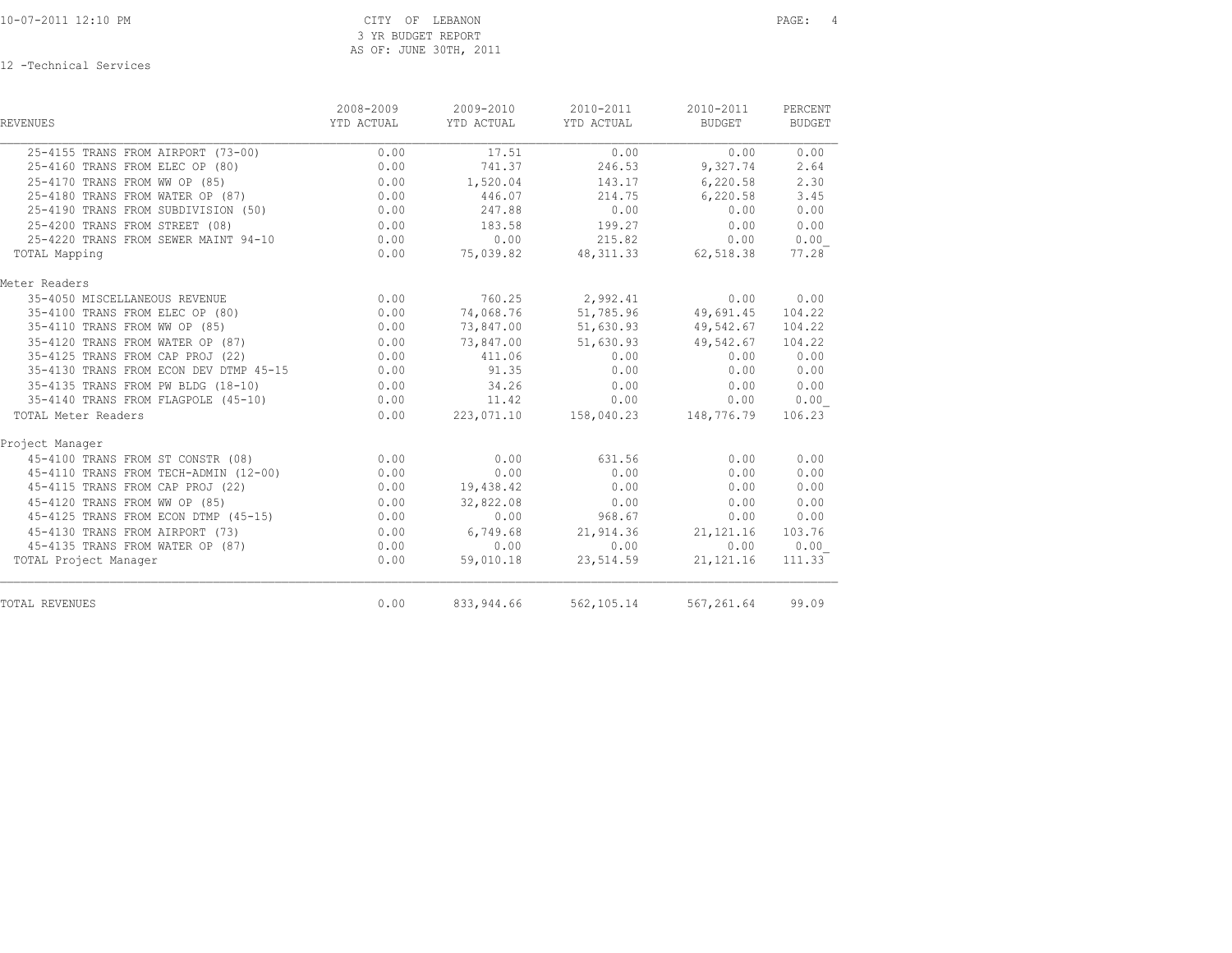CITY OF LEBANON
3 YR BUDGET REPORT
AS OF: JUNE 30TH, 2011

12 -Technical Services

| REVENUES | 2008-2009 YTD ACTUAL | 2009-2010 YTD ACTUAL | 2010-2011 YTD ACTUAL | 2010-2011 BUDGET | PERCENT BUDGET |
|---|---|---|---|---|---|
| 25-4155 TRANS FROM AIRPORT (73-00) | 0.00 | 17.51 | 0.00 | 0.00 | 0.00 |
| 25-4160 TRANS FROM ELEC OP (80) | 0.00 | 741.37 | 246.53 | 9,327.74 | 2.64 |
| 25-4170 TRANS FROM WW OP (85) | 0.00 | 1,520.04 | 143.17 | 6,220.58 | 2.30 |
| 25-4180 TRANS FROM WATER OP (87) | 0.00 | 446.07 | 214.75 | 6,220.58 | 3.45 |
| 25-4190 TRANS FROM SUBDIVISION (50) | 0.00 | 247.88 | 0.00 | 0.00 | 0.00 |
| 25-4200 TRANS FROM STREET (08) | 0.00 | 183.58 | 199.27 | 0.00 | 0.00 |
| 25-4220 TRANS FROM SEWER MAINT 94-10 | 0.00 | 0.00 | 215.82 | 0.00 | 0.00 |
| TOTAL Mapping | 0.00 | 75,039.82 | 48,311.33 | 62,518.38 | 77.28 |
| Meter Readers | | | | | |
| 35-4050 MISCELLANEOUS REVENUE | 0.00 | 760.25 | 2,992.41 | 0.00 | 0.00 |
| 35-4100 TRANS FROM ELEC OP (80) | 0.00 | 74,068.76 | 51,785.96 | 49,691.45 | 104.22 |
| 35-4110 TRANS FROM WW OP (85) | 0.00 | 73,847.00 | 51,630.93 | 49,542.67 | 104.22 |
| 35-4120 TRANS FROM WATER OP (87) | 0.00 | 73,847.00 | 51,630.93 | 49,542.67 | 104.22 |
| 35-4125 TRANS FROM CAP PROJ (22) | 0.00 | 411.06 | 0.00 | 0.00 | 0.00 |
| 35-4130 TRANS FROM ECON DEV DTMP 45-15 | 0.00 | 91.35 | 0.00 | 0.00 | 0.00 |
| 35-4135 TRANS FROM PW BLDG (18-10) | 0.00 | 34.26 | 0.00 | 0.00 | 0.00 |
| 35-4140 TRANS FROM FLAGPOLE (45-10) | 0.00 | 11.42 | 0.00 | 0.00 | 0.00 |
| TOTAL Meter Readers | 0.00 | 223,071.10 | 158,040.23 | 148,776.79 | 106.23 |
| Project Manager | | | | | |
| 45-4100 TRANS FROM ST CONSTR (08) | 0.00 | 0.00 | 631.56 | 0.00 | 0.00 |
| 45-4110 TRANS FROM TECH-ADMIN (12-00) | 0.00 | 0.00 | 0.00 | 0.00 | 0.00 |
| 45-4115 TRANS FROM CAP PROJ (22) | 0.00 | 19,438.42 | 0.00 | 0.00 | 0.00 |
| 45-4120 TRANS FROM WW OP (85) | 0.00 | 32,822.08 | 0.00 | 0.00 | 0.00 |
| 45-4125 TRANS FROM ECON DTMP (45-15) | 0.00 | 0.00 | 968.67 | 0.00 | 0.00 |
| 45-4130 TRANS FROM AIRPORT (73) | 0.00 | 6,749.68 | 21,914.36 | 21,121.16 | 103.76 |
| 45-4135 TRANS FROM WATER OP (87) | 0.00 | 0.00 | 0.00 | 0.00 | 0.00 |
| TOTAL Project Manager | 0.00 | 59,010.18 | 23,514.59 | 21,121.16 | 111.33 |
| TOTAL REVENUES | 0.00 | 833,944.66 | 562,105.14 | 567,261.64 | 99.09 |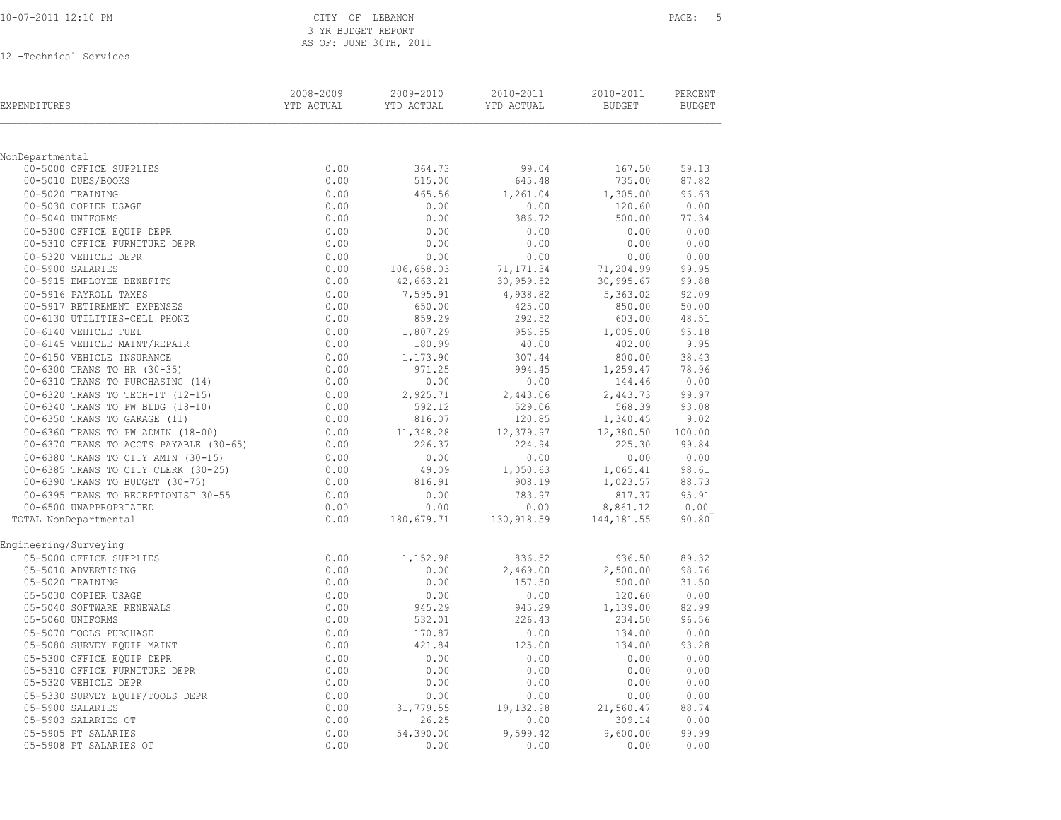CITY OF LEBANON
3 YR BUDGET REPORT
AS OF: JUNE 30TH, 2011

12 -Technical Services

| EXPENDITURES | 2008-2009 YTD ACTUAL | 2009-2010 YTD ACTUAL | 2010-2011 YTD ACTUAL | 2010-2011 BUDGET | PERCENT BUDGET |
|---|---|---|---|---|---|
| **NonDepartmental** | | | | | |
| 00-5000 OFFICE SUPPLIES | 0.00 | 364.73 | 99.04 | 167.50 | 59.13 |
| 00-5010 DUES/BOOKS | 0.00 | 515.00 | 645.48 | 735.00 | 87.82 |
| 00-5020 TRAINING | 0.00 | 465.56 | 1,261.04 | 1,305.00 | 96.63 |
| 00-5030 COPIER USAGE | 0.00 | 0.00 | 0.00 | 120.60 | 0.00 |
| 00-5040 UNIFORMS | 0.00 | 0.00 | 386.72 | 500.00 | 77.34 |
| 00-5300 OFFICE EQUIP DEPR | 0.00 | 0.00 | 0.00 | 0.00 | 0.00 |
| 00-5310 OFFICE FURNITURE DEPR | 0.00 | 0.00 | 0.00 | 0.00 | 0.00 |
| 00-5320 VEHICLE DEPR | 0.00 | 0.00 | 0.00 | 0.00 | 0.00 |
| 00-5900 SALARIES | 0.00 | 106,658.03 | 71,171.34 | 71,204.99 | 99.95 |
| 00-5915 EMPLOYEE BENEFITS | 0.00 | 42,663.21 | 30,959.52 | 30,995.67 | 99.88 |
| 00-5916 PAYROLL TAXES | 0.00 | 7,595.91 | 4,938.82 | 5,363.02 | 92.09 |
| 00-5917 RETIREMENT EXPENSES | 0.00 | 650.00 | 425.00 | 850.00 | 50.00 |
| 00-6130 UTILITIES-CELL PHONE | 0.00 | 859.29 | 292.52 | 603.00 | 48.51 |
| 00-6140 VEHICLE FUEL | 0.00 | 1,807.29 | 956.55 | 1,005.00 | 95.18 |
| 00-6145 VEHICLE MAINT/REPAIR | 0.00 | 180.99 | 40.00 | 402.00 | 9.95 |
| 00-6150 VEHICLE INSURANCE | 0.00 | 1,173.90 | 307.44 | 800.00 | 38.43 |
| 00-6300 TRANS TO HR (30-35) | 0.00 | 971.25 | 994.45 | 1,259.47 | 78.96 |
| 00-6310 TRANS TO PURCHASING (14) | 0.00 | 0.00 | 0.00 | 144.46 | 0.00 |
| 00-6320 TRANS TO TECH-IT (12-15) | 0.00 | 2,925.71 | 2,443.06 | 2,443.73 | 99.97 |
| 00-6340 TRANS TO PW BLDG (18-10) | 0.00 | 592.12 | 529.06 | 568.39 | 93.08 |
| 00-6350 TRANS TO GARAGE (11) | 0.00 | 816.07 | 120.85 | 1,340.45 | 9.02 |
| 00-6360 TRANS TO PW ADMIN (18-00) | 0.00 | 11,348.28 | 12,379.97 | 12,380.50 | 100.00 |
| 00-6370 TRANS TO ACCTS PAYABLE (30-65) | 0.00 | 226.37 | 224.94 | 225.30 | 99.84 |
| 00-6380 TRANS TO CITY AMIN (30-15) | 0.00 | 0.00 | 0.00 | 0.00 | 0.00 |
| 00-6385 TRANS TO CITY CLERK (30-25) | 0.00 | 49.09 | 1,050.63 | 1,065.41 | 98.61 |
| 00-6390 TRANS TO BUDGET (30-75) | 0.00 | 816.91 | 908.19 | 1,023.57 | 88.73 |
| 00-6395 TRANS TO RECEPTIONIST 30-55 | 0.00 | 0.00 | 783.97 | 817.37 | 95.91 |
| 00-6500 UNAPPROPRIATED | 0.00 | 0.00 | 0.00 | 8,861.12 | 0.00 |
| TOTAL NonDepartmental | 0.00 | 180,679.71 | 130,918.59 | 144,181.55 | 90.80 |
| **Engineering/Surveying** | | | | | |
| 05-5000 OFFICE SUPPLIES | 0.00 | 1,152.98 | 836.52 | 936.50 | 89.32 |
| 05-5010 ADVERTISING | 0.00 | 0.00 | 2,469.00 | 2,500.00 | 98.76 |
| 05-5020 TRAINING | 0.00 | 0.00 | 157.50 | 500.00 | 31.50 |
| 05-5030 COPIER USAGE | 0.00 | 0.00 | 0.00 | 120.60 | 0.00 |
| 05-5040 SOFTWARE RENEWALS | 0.00 | 945.29 | 945.29 | 1,139.00 | 82.99 |
| 05-5060 UNIFORMS | 0.00 | 532.01 | 226.43 | 234.50 | 96.56 |
| 05-5070 TOOLS PURCHASE | 0.00 | 170.87 | 0.00 | 134.00 | 0.00 |
| 05-5080 SURVEY EQUIP MAINT | 0.00 | 421.84 | 125.00 | 134.00 | 93.28 |
| 05-5300 OFFICE EQUIP DEPR | 0.00 | 0.00 | 0.00 | 0.00 | 0.00 |
| 05-5310 OFFICE FURNITURE DEPR | 0.00 | 0.00 | 0.00 | 0.00 | 0.00 |
| 05-5320 VEHICLE DEPR | 0.00 | 0.00 | 0.00 | 0.00 | 0.00 |
| 05-5330 SURVEY EQUIP/TOOLS DEPR | 0.00 | 0.00 | 0.00 | 0.00 | 0.00 |
| 05-5900 SALARIES | 0.00 | 31,779.55 | 19,132.98 | 21,560.47 | 88.74 |
| 05-5903 SALARIES OT | 0.00 | 26.25 | 0.00 | 309.14 | 0.00 |
| 05-5905 PT SALARIES | 0.00 | 54,390.00 | 9,599.42 | 9,600.00 | 99.99 |
| 05-5908 PT SALARIES OT | 0.00 | 0.00 | 0.00 | 0.00 | 0.00 |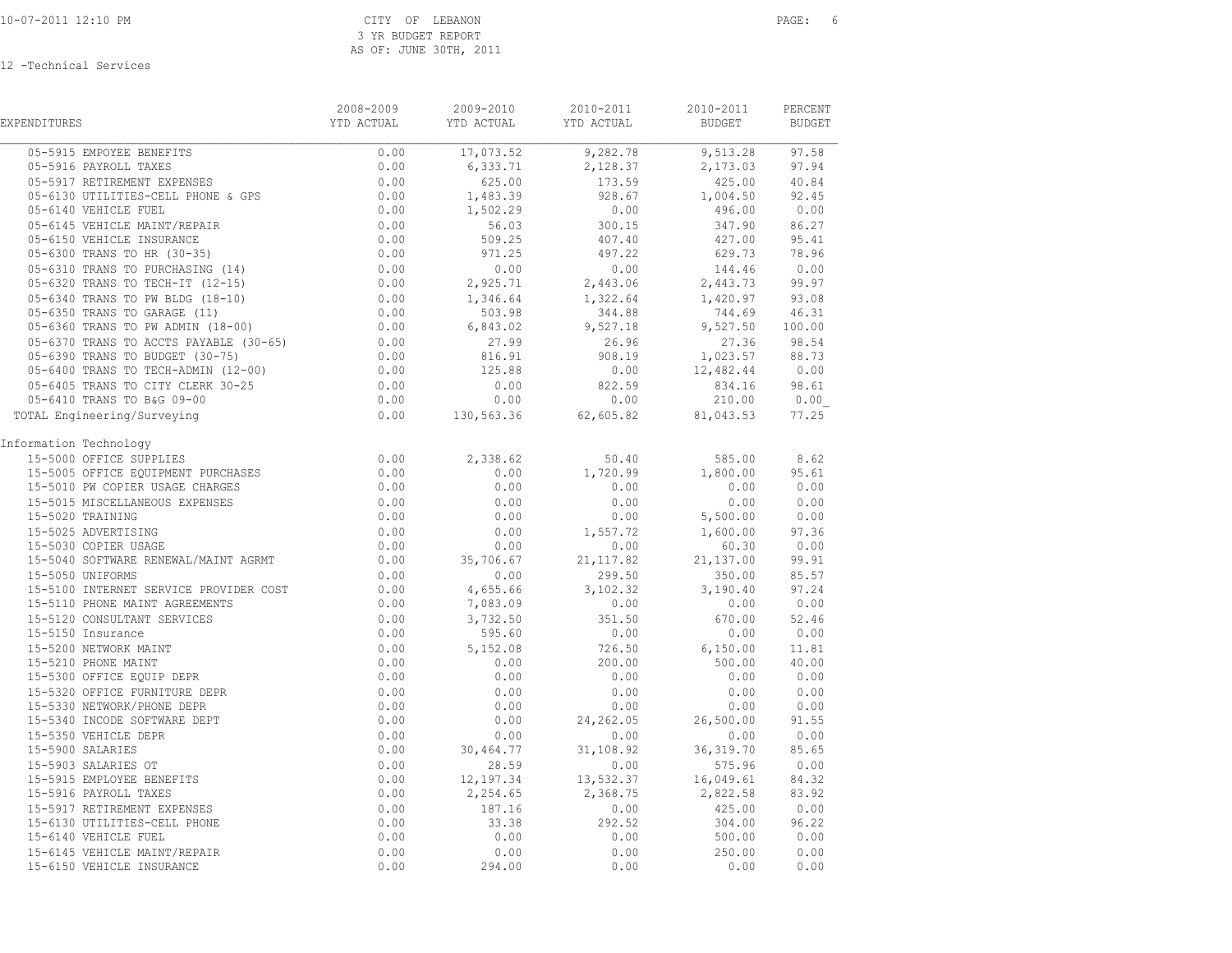CITY OF LEBANON
3 YR BUDGET REPORT
AS OF: JUNE 30TH, 2011

12 -Technical Services

| EXPENDITURES | 2008-2009 YTD ACTUAL | 2009-2010 YTD ACTUAL | 2010-2011 YTD ACTUAL | 2010-2011 BUDGET | PERCENT BUDGET |
|---|---|---|---|---|---|
| 05-5915 EMPOYEE BENEFITS | 0.00 | 17,073.52 | 9,282.78 | 9,513.28 | 97.58 |
| 05-5916 PAYROLL TAXES | 0.00 | 6,333.71 | 2,128.37 | 2,173.03 | 97.94 |
| 05-5917 RETIREMENT EXPENSES | 0.00 | 625.00 | 173.59 | 425.00 | 40.84 |
| 05-6130 UTILITIES-CELL PHONE & GPS | 0.00 | 1,483.39 | 928.67 | 1,004.50 | 92.45 |
| 05-6140 VEHICLE FUEL | 0.00 | 1,502.29 | 0.00 | 496.00 | 0.00 |
| 05-6145 VEHICLE MAINT/REPAIR | 0.00 | 56.03 | 300.15 | 347.90 | 86.27 |
| 05-6150 VEHICLE INSURANCE | 0.00 | 509.25 | 407.40 | 427.00 | 95.41 |
| 05-6300 TRANS TO HR (30-35) | 0.00 | 971.25 | 497.22 | 629.73 | 78.96 |
| 05-6310 TRANS TO PURCHASING (14) | 0.00 | 0.00 | 0.00 | 144.46 | 0.00 |
| 05-6320 TRANS TO TECH-IT (12-15) | 0.00 | 2,925.71 | 2,443.06 | 2,443.73 | 99.97 |
| 05-6340 TRANS TO PW BLDG (18-10) | 0.00 | 1,346.64 | 1,322.64 | 1,420.97 | 93.08 |
| 05-6350 TRANS TO GARAGE (11) | 0.00 | 503.98 | 344.88 | 744.69 | 46.31 |
| 05-6360 TRANS TO PW ADMIN (18-00) | 0.00 | 6,843.02 | 9,527.18 | 9,527.50 | 100.00 |
| 05-6370 TRANS TO ACCTS PAYABLE (30-65) | 0.00 | 27.99 | 26.96 | 27.36 | 98.54 |
| 05-6390 TRANS TO BUDGET (30-75) | 0.00 | 816.91 | 908.19 | 1,023.57 | 88.73 |
| 05-6400 TRANS TO TECH-ADMIN (12-00) | 0.00 | 125.88 | 0.00 | 12,482.44 | 0.00 |
| 05-6405 TRANS TO CITY CLERK 30-25 | 0.00 | 0.00 | 822.59 | 834.16 | 98.61 |
| 05-6410 TRANS TO B&G 09-00 | 0.00 | 0.00 | 0.00 | 210.00 | 0.00 |
| TOTAL Engineering/Surveying | 0.00 | 130,563.36 | 62,605.82 | 81,043.53 | 77.25 |
| **Information Technology** | | | | | |
| 15-5000 OFFICE SUPPLIES | 0.00 | 2,338.62 | 50.40 | 585.00 | 8.62 |
| 15-5005 OFFICE EQUIPMENT PURCHASES | 0.00 | 0.00 | 1,720.99 | 1,800.00 | 95.61 |
| 15-5010 PW COPIER USAGE CHARGES | 0.00 | 0.00 | 0.00 | 0.00 | 0.00 |
| 15-5015 MISCELLANEOUS EXPENSES | 0.00 | 0.00 | 0.00 | 0.00 | 0.00 |
| 15-5020 TRAINING | 0.00 | 0.00 | 0.00 | 5,500.00 | 0.00 |
| 15-5025 ADVERTISING | 0.00 | 0.00 | 1,557.72 | 1,600.00 | 97.36 |
| 15-5030 COPIER USAGE | 0.00 | 0.00 | 0.00 | 60.30 | 0.00 |
| 15-5040 SOFTWARE RENEWAL/MAINT AGRMT | 0.00 | 35,706.67 | 21,117.82 | 21,137.00 | 99.91 |
| 15-5050 UNIFORMS | 0.00 | 0.00 | 299.50 | 350.00 | 85.57 |
| 15-5100 INTERNET SERVICE PROVIDER COST | 0.00 | 4,655.66 | 3,102.32 | 3,190.40 | 97.24 |
| 15-5110 PHONE MAINT AGREEMENTS | 0.00 | 7,083.09 | 0.00 | 0.00 | 0.00 |
| 15-5120 CONSULTANT SERVICES | 0.00 | 3,732.50 | 351.50 | 670.00 | 52.46 |
| 15-5150 Insurance | 0.00 | 595.60 | 0.00 | 0.00 | 0.00 |
| 15-5200 NETWORK MAINT | 0.00 | 5,152.08 | 726.50 | 6,150.00 | 11.81 |
| 15-5210 PHONE MAINT | 0.00 | 0.00 | 200.00 | 500.00 | 40.00 |
| 15-5300 OFFICE EQUIP DEPR | 0.00 | 0.00 | 0.00 | 0.00 | 0.00 |
| 15-5320 OFFICE FURNITURE DEPR | 0.00 | 0.00 | 0.00 | 0.00 | 0.00 |
| 15-5330 NETWORK/PHONE DEPR | 0.00 | 0.00 | 0.00 | 0.00 | 0.00 |
| 15-5340 INCODE SOFTWARE DEPT | 0.00 | 0.00 | 24,262.05 | 26,500.00 | 91.55 |
| 15-5350 VEHICLE DEPR | 0.00 | 0.00 | 0.00 | 0.00 | 0.00 |
| 15-5900 SALARIES | 0.00 | 30,464.77 | 31,108.92 | 36,319.70 | 85.65 |
| 15-5903 SALARIES OT | 0.00 | 28.59 | 0.00 | 575.96 | 0.00 |
| 15-5915 EMPLOYEE BENEFITS | 0.00 | 12,197.34 | 13,532.37 | 16,049.61 | 84.32 |
| 15-5916 PAYROLL TAXES | 0.00 | 2,254.65 | 2,368.75 | 2,822.58 | 83.92 |
| 15-5917 RETIREMENT EXPENSES | 0.00 | 187.16 | 0.00 | 425.00 | 0.00 |
| 15-6130 UTILITIES-CELL PHONE | 0.00 | 33.38 | 292.52 | 304.00 | 96.22 |
| 15-6140 VEHICLE FUEL | 0.00 | 0.00 | 0.00 | 500.00 | 0.00 |
| 15-6145 VEHICLE MAINT/REPAIR | 0.00 | 0.00 | 0.00 | 250.00 | 0.00 |
| 15-6150 VEHICLE INSURANCE | 0.00 | 294.00 | 0.00 | 0.00 | 0.00 |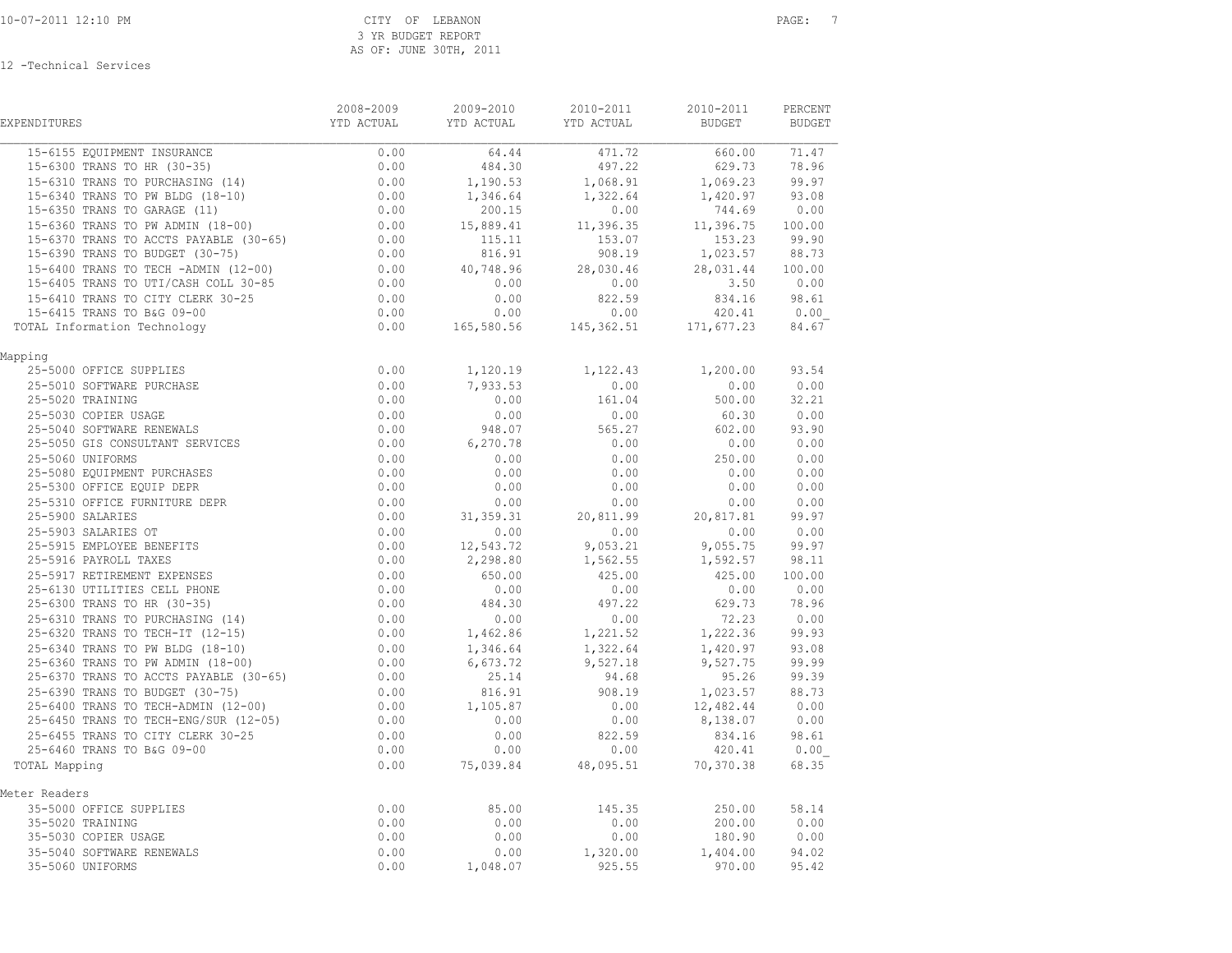CITY OF LEBANON
3 YR BUDGET REPORT
AS OF: JUNE 30TH, 2011

12 -Technical Services

| EXPENDITURES | 2008-2009 YTD ACTUAL | 2009-2010 YTD ACTUAL | 2010-2011 YTD ACTUAL | 2010-2011 BUDGET | PERCENT BUDGET |
|---|---|---|---|---|---|
| 15-6155 EQUIPMENT INSURANCE | 0.00 | 64.44 | 471.72 | 660.00 | 71.47 |
| 15-6300 TRANS TO HR (30-35) | 0.00 | 484.30 | 497.22 | 629.73 | 78.96 |
| 15-6310 TRANS TO PURCHASING (14) | 0.00 | 1,190.53 | 1,068.91 | 1,069.23 | 99.97 |
| 15-6340 TRANS TO PW BLDG (18-10) | 0.00 | 1,346.64 | 1,322.64 | 1,420.97 | 93.08 |
| 15-6350 TRANS TO GARAGE (11) | 0.00 | 200.15 | 0.00 | 744.69 | 0.00 |
| 15-6360 TRANS TO PW ADMIN (18-00) | 0.00 | 15,889.41 | 11,396.35 | 11,396.75 | 100.00 |
| 15-6370 TRANS TO ACCTS PAYABLE (30-65) | 0.00 | 115.11 | 153.07 | 153.23 | 99.90 |
| 15-6390 TRANS TO BUDGET (30-75) | 0.00 | 816.91 | 908.19 | 1,023.57 | 88.73 |
| 15-6400 TRANS TO TECH -ADMIN (12-00) | 0.00 | 40,748.96 | 28,030.46 | 28,031.44 | 100.00 |
| 15-6405 TRANS TO UTI/CASH COLL 30-85 | 0.00 | 0.00 | 0.00 | 3.50 | 0.00 |
| 15-6410 TRANS TO CITY CLERK 30-25 | 0.00 | 0.00 | 822.59 | 834.16 | 98.61 |
| 15-6415 TRANS TO B&G 09-00 | 0.00 | 0.00 | 0.00 | 420.41 | 0.00 |
| TOTAL Information Technology | 0.00 | 165,580.56 | 145,362.51 | 171,677.23 | 84.67 |
| **Mapping** | | | | | |
| 25-5000 OFFICE SUPPLIES | 0.00 | 1,120.19 | 1,122.43 | 1,200.00 | 93.54 |
| 25-5010 SOFTWARE PURCHASE | 0.00 | 7,933.53 | 0.00 | 0.00 | 0.00 |
| 25-5020 TRAINING | 0.00 | 0.00 | 161.04 | 500.00 | 32.21 |
| 25-5030 COPIER USAGE | 0.00 | 0.00 | 0.00 | 60.30 | 0.00 |
| 25-5040 SOFTWARE RENEWALS | 0.00 | 948.07 | 565.27 | 602.00 | 93.90 |
| 25-5050 GIS CONSULTANT SERVICES | 0.00 | 6,270.78 | 0.00 | 0.00 | 0.00 |
| 25-5060 UNIFORMS | 0.00 | 0.00 | 0.00 | 250.00 | 0.00 |
| 25-5080 EQUIPMENT PURCHASES | 0.00 | 0.00 | 0.00 | 0.00 | 0.00 |
| 25-5300 OFFICE EQUIP DEPR | 0.00 | 0.00 | 0.00 | 0.00 | 0.00 |
| 25-5310 OFFICE FURNITURE DEPR | 0.00 | 0.00 | 0.00 | 0.00 | 0.00 |
| 25-5900 SALARIES | 0.00 | 31,359.31 | 20,811.99 | 20,817.81 | 99.97 |
| 25-5903 SALARIES OT | 0.00 | 0.00 | 0.00 | 0.00 | 0.00 |
| 25-5915 EMPLOYEE BENEFITS | 0.00 | 12,543.72 | 9,053.21 | 9,055.75 | 99.97 |
| 25-5916 PAYROLL TAXES | 0.00 | 2,298.80 | 1,562.55 | 1,592.57 | 98.11 |
| 25-5917 RETIREMENT EXPENSES | 0.00 | 650.00 | 425.00 | 425.00 | 100.00 |
| 25-6130 UTILITIES CELL PHONE | 0.00 | 0.00 | 0.00 | 0.00 | 0.00 |
| 25-6300 TRANS TO HR (30-35) | 0.00 | 484.30 | 497.22 | 629.73 | 78.96 |
| 25-6310 TRANS TO PURCHASING (14) | 0.00 | 0.00 | 0.00 | 72.23 | 0.00 |
| 25-6320 TRANS TO TECH-IT (12-15) | 0.00 | 1,462.86 | 1,221.52 | 1,222.36 | 99.93 |
| 25-6340 TRANS TO PW BLDG (18-10) | 0.00 | 1,346.64 | 1,322.64 | 1,420.97 | 93.08 |
| 25-6360 TRANS TO PW ADMIN (18-00) | 0.00 | 6,673.72 | 9,527.18 | 9,527.75 | 99.99 |
| 25-6370 TRANS TO ACCTS PAYABLE (30-65) | 0.00 | 25.14 | 94.68 | 95.26 | 99.39 |
| 25-6390 TRANS TO BUDGET (30-75) | 0.00 | 816.91 | 908.19 | 1,023.57 | 88.73 |
| 25-6400 TRANS TO TECH-ADMIN (12-00) | 0.00 | 1,105.87 | 0.00 | 12,482.44 | 0.00 |
| 25-6450 TRANS TO TECH-ENG/SUR (12-05) | 0.00 | 0.00 | 0.00 | 8,138.07 | 0.00 |
| 25-6455 TRANS TO CITY CLERK 30-25 | 0.00 | 0.00 | 822.59 | 834.16 | 98.61 |
| 25-6460 TRANS TO B&G 09-00 | 0.00 | 0.00 | 0.00 | 420.41 | 0.00 |
| TOTAL Mapping | 0.00 | 75,039.84 | 48,095.51 | 70,370.38 | 68.35 |
| **Meter Readers** | | | | | |
| 35-5000 OFFICE SUPPLIES | 0.00 | 85.00 | 145.35 | 250.00 | 58.14 |
| 35-5020 TRAINING | 0.00 | 0.00 | 0.00 | 200.00 | 0.00 |
| 35-5030 COPIER USAGE | 0.00 | 0.00 | 0.00 | 180.90 | 0.00 |
| 35-5040 SOFTWARE RENEWALS | 0.00 | 0.00 | 1,320.00 | 1,404.00 | 94.02 |
| 35-5060 UNIFORMS | 0.00 | 1,048.07 | 925.55 | 970.00 | 95.42 |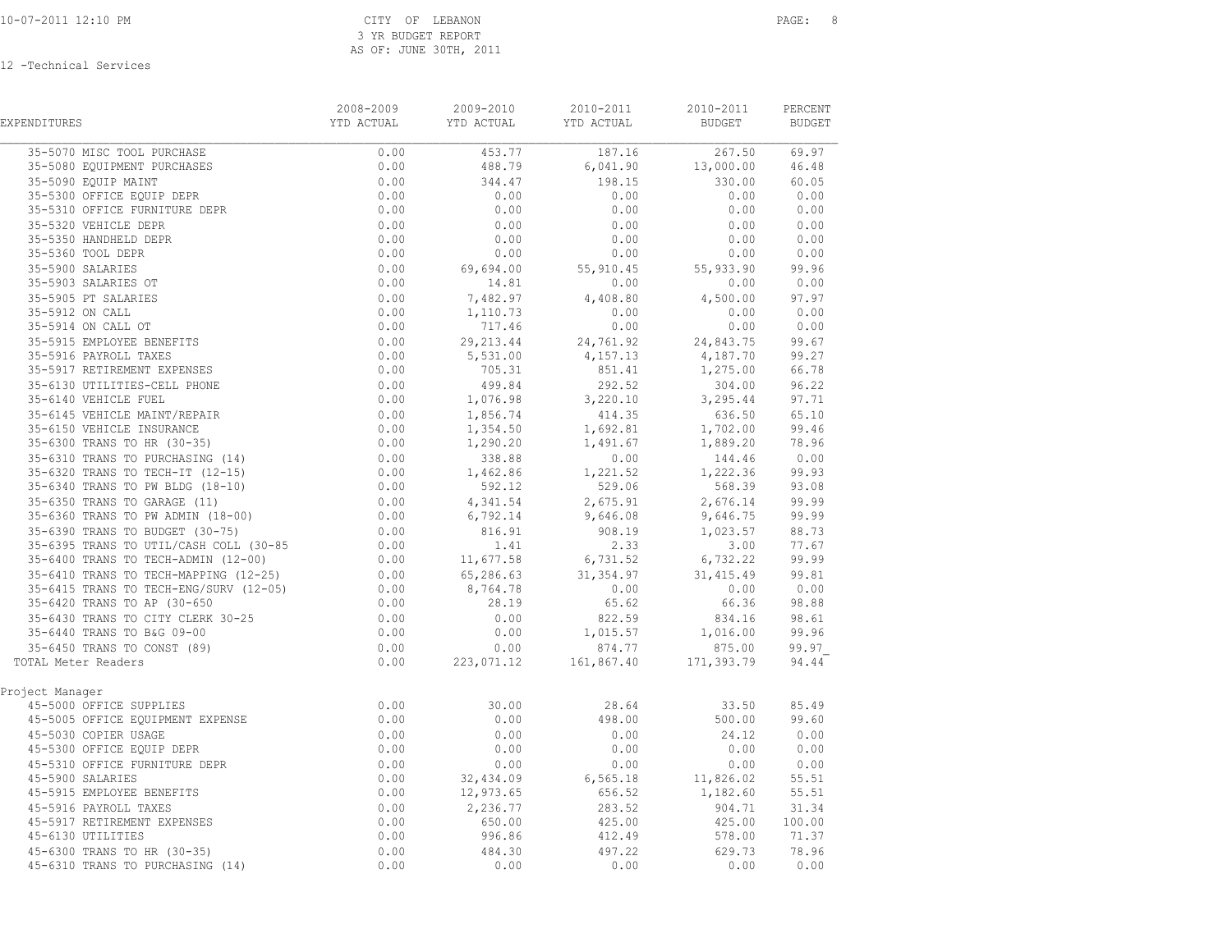12 -Technical Services

| EXPENDITURES | 2008-2009 YTD ACTUAL | 2009-2010 YTD ACTUAL | 2010-2011 YTD ACTUAL | 2010-2011 BUDGET | PERCENT BUDGET |
|---|---|---|---|---|---|
| 35-5070 MISC TOOL PURCHASE | 0.00 | 453.77 | 187.16 | 267.50 | 69.97 |
| 35-5080 EQUIPMENT PURCHASES | 0.00 | 488.79 | 6,041.90 | 13,000.00 | 46.48 |
| 35-5090 EQUIP MAINT | 0.00 | 344.47 | 198.15 | 330.00 | 60.05 |
| 35-5300 OFFICE EQUIP DEPR | 0.00 | 0.00 | 0.00 | 0.00 | 0.00 |
| 35-5310 OFFICE FURNITURE DEPR | 0.00 | 0.00 | 0.00 | 0.00 | 0.00 |
| 35-5320 VEHICLE DEPR | 0.00 | 0.00 | 0.00 | 0.00 | 0.00 |
| 35-5350 HANDHELD DEPR | 0.00 | 0.00 | 0.00 | 0.00 | 0.00 |
| 35-5360 TOOL DEPR | 0.00 | 0.00 | 0.00 | 0.00 | 0.00 |
| 35-5900 SALARIES | 0.00 | 69,694.00 | 55,910.45 | 55,933.90 | 99.96 |
| 35-5903 SALARIES OT | 0.00 | 14.81 | 0.00 | 0.00 | 0.00 |
| 35-5905 PT SALARIES | 0.00 | 7,482.97 | 4,408.80 | 4,500.00 | 97.97 |
| 35-5912 ON CALL | 0.00 | 1,110.73 | 0.00 | 0.00 | 0.00 |
| 35-5914 ON CALL OT | 0.00 | 717.46 | 0.00 | 0.00 | 0.00 |
| 35-5915 EMPLOYEE BENEFITS | 0.00 | 29,213.44 | 24,761.92 | 24,843.75 | 99.67 |
| 35-5916 PAYROLL TAXES | 0.00 | 5,531.00 | 4,157.13 | 4,187.70 | 99.27 |
| 35-5917 RETIREMENT EXPENSES | 0.00 | 705.31 | 851.41 | 1,275.00 | 66.78 |
| 35-6130 UTILITIES-CELL PHONE | 0.00 | 499.84 | 292.52 | 304.00 | 96.22 |
| 35-6140 VEHICLE FUEL | 0.00 | 1,076.98 | 3,220.10 | 3,295.44 | 97.71 |
| 35-6145 VEHICLE MAINT/REPAIR | 0.00 | 1,856.74 | 414.35 | 636.50 | 65.10 |
| 35-6150 VEHICLE INSURANCE | 0.00 | 1,354.50 | 1,692.81 | 1,702.00 | 99.46 |
| 35-6300 TRANS TO HR (30-35) | 0.00 | 1,290.20 | 1,491.67 | 1,889.20 | 78.96 |
| 35-6310 TRANS TO PURCHASING (14) | 0.00 | 338.88 | 0.00 | 144.46 | 0.00 |
| 35-6320 TRANS TO TECH-IT (12-15) | 0.00 | 1,462.86 | 1,221.52 | 1,222.36 | 99.93 |
| 35-6340 TRANS TO PW BLDG (18-10) | 0.00 | 592.12 | 529.06 | 568.39 | 93.08 |
| 35-6350 TRANS TO GARAGE (11) | 0.00 | 4,341.54 | 2,675.91 | 2,676.14 | 99.99 |
| 35-6360 TRANS TO PW ADMIN (18-00) | 0.00 | 6,792.14 | 9,646.08 | 9,646.75 | 99.99 |
| 35-6390 TRANS TO BUDGET (30-75) | 0.00 | 816.91 | 908.19 | 1,023.57 | 88.73 |
| 35-6395 TRANS TO UTIL/CASH COLL (30-85 | 0.00 | 1.41 | 2.33 | 3.00 | 77.67 |
| 35-6400 TRANS TO TECH-ADMIN (12-00) | 0.00 | 11,677.58 | 6,731.52 | 6,732.22 | 99.99 |
| 35-6410 TRANS TO TECH-MAPPING (12-25) | 0.00 | 65,286.63 | 31,354.97 | 31,415.49 | 99.81 |
| 35-6415 TRANS TO TECH-ENG/SURV (12-05) | 0.00 | 8,764.78 | 0.00 | 0.00 | 0.00 |
| 35-6420 TRANS TO AP (30-650 | 0.00 | 28.19 | 65.62 | 66.36 | 98.88 |
| 35-6430 TRANS TO CITY CLERK 30-25 | 0.00 | 0.00 | 822.59 | 834.16 | 98.61 |
| 35-6440 TRANS TO B&G 09-00 | 0.00 | 0.00 | 1,015.57 | 1,016.00 | 99.96 |
| 35-6450 TRANS TO CONST (89) | 0.00 | 0.00 | 874.77 | 875.00 | 99.97 |
| TOTAL Meter Readers | 0.00 | 223,071.12 | 161,867.40 | 171,393.79 | 94.44 |
| **Project Manager** | | | | | |
| 45-5000 OFFICE SUPPLIES | 0.00 | 30.00 | 28.64 | 33.50 | 85.49 |
| 45-5005 OFFICE EQUIPMENT EXPENSE | 0.00 | 0.00 | 498.00 | 500.00 | 99.60 |
| 45-5030 COPIER USAGE | 0.00 | 0.00 | 0.00 | 24.12 | 0.00 |
| 45-5300 OFFICE EQUIP DEPR | 0.00 | 0.00 | 0.00 | 0.00 | 0.00 |
| 45-5310 OFFICE FURNITURE DEPR | 0.00 | 0.00 | 0.00 | 0.00 | 0.00 |
| 45-5900 SALARIES | 0.00 | 32,434.09 | 6,565.18 | 11,826.02 | 55.51 |
| 45-5915 EMPLOYEE BENEFITS | 0.00 | 12,973.65 | 656.52 | 1,182.60 | 55.51 |
| 45-5916 PAYROLL TAXES | 0.00 | 2,236.77 | 283.52 | 904.71 | 31.34 |
| 45-5917 RETIREMENT EXPENSES | 0.00 | 650.00 | 425.00 | 425.00 | 100.00 |
| 45-6130 UTILITIES | 0.00 | 996.86 | 412.49 | 578.00 | 71.37 |
| 45-6300 TRANS TO HR (30-35) | 0.00 | 484.30 | 497.22 | 629.73 | 78.96 |
| 45-6310 TRANS TO PURCHASING (14) | 0.00 | 0.00 | 0.00 | 0.00 | 0.00 |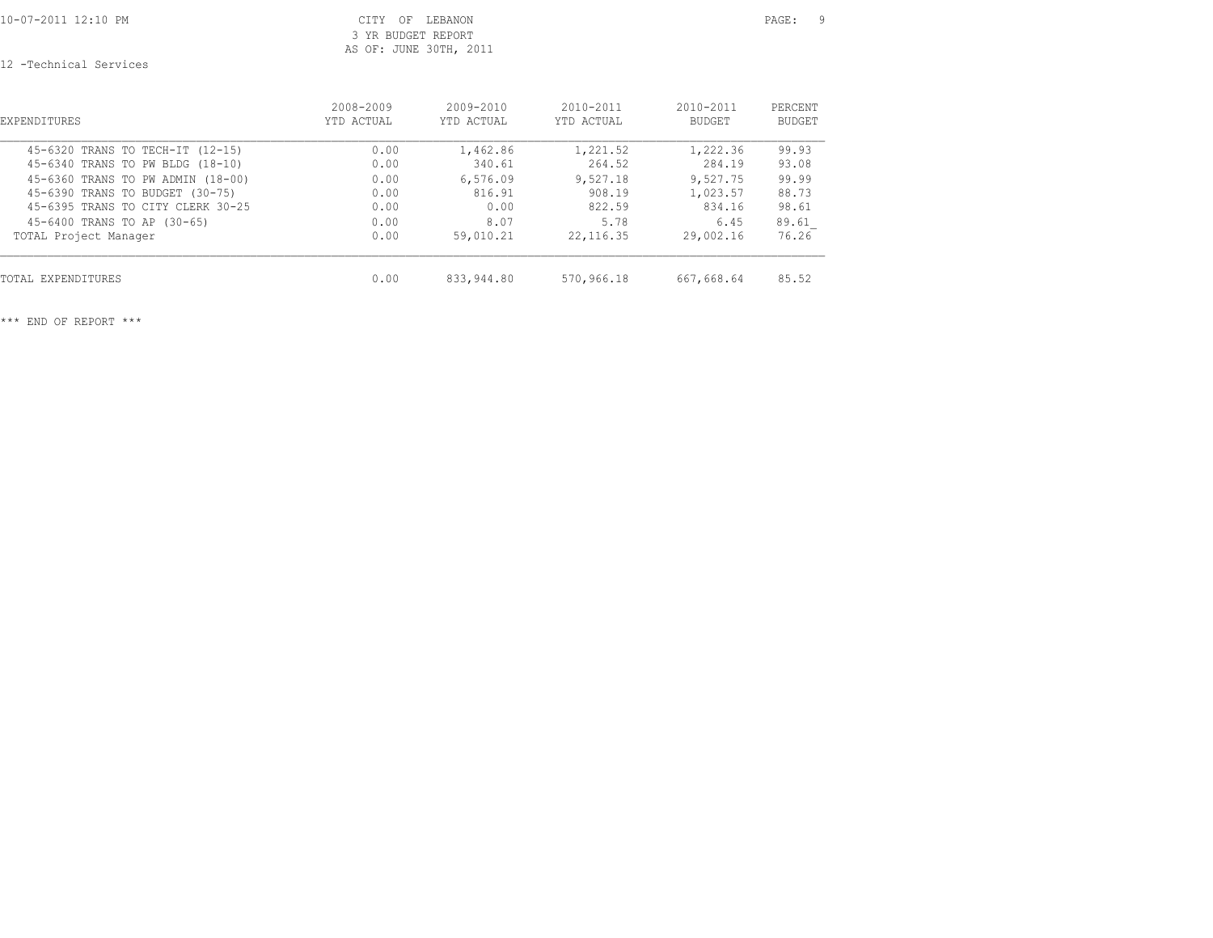CITY OF LEBANON
3 YR BUDGET REPORT
AS OF: JUNE 30TH, 2011

12 -Technical Services

| EXPENDITURES | 2008-2009 YTD ACTUAL | 2009-2010 YTD ACTUAL | 2010-2011 YTD ACTUAL | 2010-2011 BUDGET | PERCENT BUDGET |
|---|---|---|---|---|---|
| 45-6320 TRANS TO TECH-IT (12-15) | 0.00 | 1,462.86 | 1,221.52 | 1,222.36 | 99.93 |
| 45-6340 TRANS TO PW BLDG (18-10) | 0.00 | 340.61 | 264.52 | 284.19 | 93.08 |
| 45-6360 TRANS TO PW ADMIN (18-00) | 0.00 | 6,576.09 | 9,527.18 | 9,527.75 | 99.99 |
| 45-6390 TRANS TO BUDGET (30-75) | 0.00 | 816.91 | 908.19 | 1,023.57 | 88.73 |
| 45-6395 TRANS TO CITY CLERK 30-25 | 0.00 | 0.00 | 822.59 | 834.16 | 98.61 |
| 45-6400 TRANS TO AP (30-65) | 0.00 | 8.07 | 5.78 | 6.45 | 89.61 |
| TOTAL Project Manager | 0.00 | 59,010.21 | 22,116.35 | 29,002.16 | 76.26 |
| TOTAL EXPENDITURES | 0.00 | 833,944.80 | 570,966.18 | 667,668.64 | 85.52 |

*** END OF REPORT ***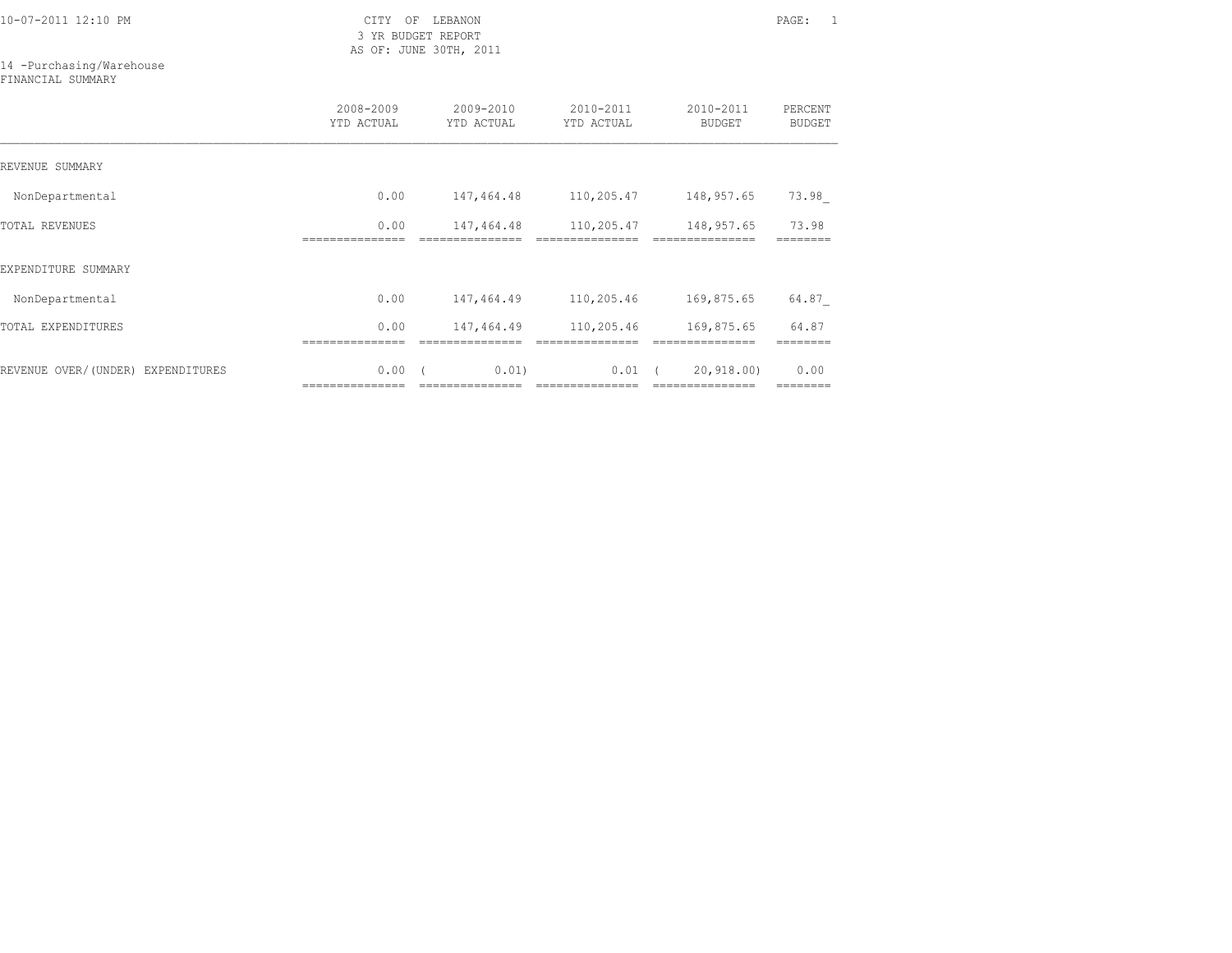10-07-2011 12:10 PM

CITY OF LEBANON
3 YR BUDGET REPORT
AS OF: JUNE 30TH, 2011

14 -Purchasing/Warehouse
FINANCIAL SUMMARY

| | 2008-2009 YTD ACTUAL | 2009-2010 YTD ACTUAL | 2010-2011 YTD ACTUAL | 2010-2011 BUDGET | PERCENT BUDGET |
|---|---|---|---|---|---|
| REVENUE SUMMARY | | | | | |
| NonDepartmental | 0.00 | 147,464.48 | 110,205.47 | 148,957.65 | 73.98_ |
| TOTAL REVENUES | 0.00 | 147,464.48 | 110,205.47 | 148,957.65 | 73.98 |
| EXPENDITURE SUMMARY | | | | | |
| NonDepartmental | 0.00 | 147,464.49 | 110,205.46 | 169,875.65 | 64.87_ |
| TOTAL EXPENDITURES | 0.00 | 147,464.49 | 110,205.46 | 169,875.65 | 64.87 |
| REVENUE OVER/(UNDER) EXPENDITURES | 0.00 | ( 0.01) | 0.01 | ( 20,918.00) | 0.00 |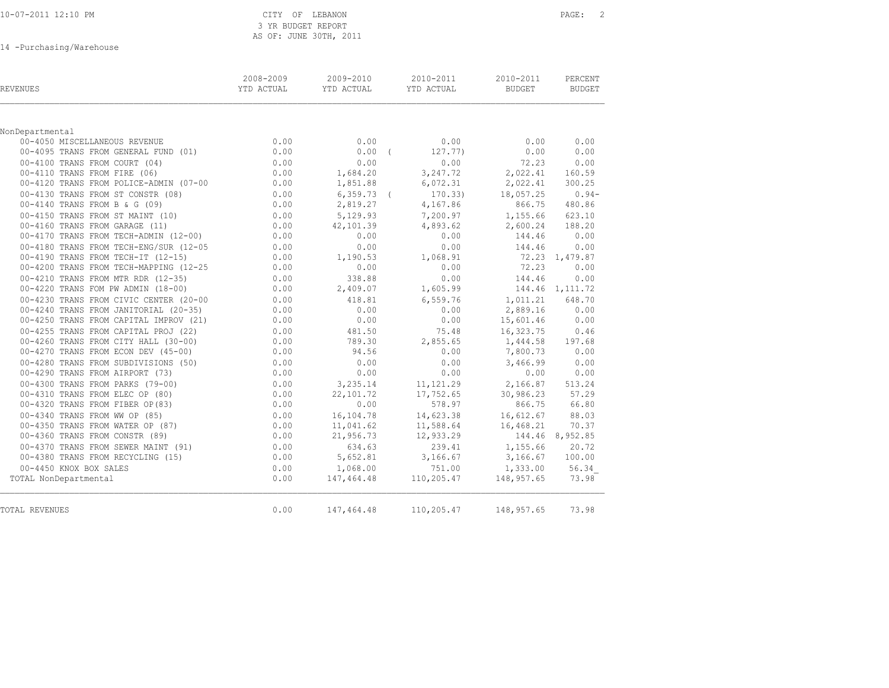CITY OF LEBANON
3 YR BUDGET REPORT
AS OF: JUNE 30TH, 2011

14 -Purchasing/Warehouse

| REVENUES | 2008-2009 YTD ACTUAL | 2009-2010 YTD ACTUAL | 2010-2011 YTD ACTUAL | 2010-2011 BUDGET | PERCENT BUDGET |
|---|---|---|---|---|---|
| NonDepartmental | | | | | |
| 00-4050 MISCELLANEOUS REVENUE | 0.00 | 0.00 | 0.00 | 0.00 | 0.00 |
| 00-4095 TRANS FROM GENERAL FUND (01) | 0.00 | 0.00 | ( 127.77) | 0.00 | 0.00 |
| 00-4100 TRANS FROM COURT (04) | 0.00 | 0.00 | 0.00 | 72.23 | 0.00 |
| 00-4110 TRANS FROM FIRE (06) | 0.00 | 1,684.20 | 3,247.72 | 2,022.41 | 160.59 |
| 00-4120 TRANS FROM POLICE-ADMIN (07-00 | 0.00 | 1,851.88 | 6,072.31 | 2,022.41 | 300.25 |
| 00-4130 TRANS FROM ST CONSTR (08) | 0.00 | 6,359.73 | ( 170.33) | 18,057.25 | 0.94- |
| 00-4140 TRANS FROM B & G (09) | 0.00 | 2,819.27 | 4,167.86 | 866.75 | 480.86 |
| 00-4150 TRANS FROM ST MAINT (10) | 0.00 | 5,129.93 | 7,200.97 | 1,155.66 | 623.10 |
| 00-4160 TRANS FROM GARAGE (11) | 0.00 | 42,101.39 | 4,893.62 | 2,600.24 | 188.20 |
| 00-4170 TRANS FROM TECH-ADMIN (12-00) | 0.00 | 0.00 | 0.00 | 144.46 | 0.00 |
| 00-4180 TRANS FROM TECH-ENG/SUR (12-05 | 0.00 | 0.00 | 0.00 | 144.46 | 0.00 |
| 00-4190 TRANS FROM TECH-IT (12-15) | 0.00 | 1,190.53 | 1,068.91 | 72.23 | 1,479.87 |
| 00-4200 TRANS FROM TECH-MAPPING (12-25 | 0.00 | 0.00 | 0.00 | 72.23 | 0.00 |
| 00-4210 TRANS FROM MTR RDR (12-35) | 0.00 | 338.88 | 0.00 | 144.46 | 0.00 |
| 00-4220 TRANS FOM PW ADMIN (18-00) | 0.00 | 2,409.07 | 1,605.99 | 144.46 | 1,111.72 |
| 00-4230 TRANS FROM CIVIC CENTER (20-00 | 0.00 | 418.81 | 6,559.76 | 1,011.21 | 648.70 |
| 00-4240 TRANS FROM JANITORIAL (20-35) | 0.00 | 0.00 | 0.00 | 2,889.16 | 0.00 |
| 00-4250 TRANS FROM CAPITAL IMPROV (21) | 0.00 | 0.00 | 0.00 | 15,601.46 | 0.00 |
| 00-4255 TRANS FROM CAPITAL PROJ (22) | 0.00 | 481.50 | 75.48 | 16,323.75 | 0.46 |
| 00-4260 TRANS FROM CITY HALL (30-00) | 0.00 | 789.30 | 2,855.65 | 1,444.58 | 197.68 |
| 00-4270 TRANS FROM ECON DEV (45-00) | 0.00 | 94.56 | 0.00 | 7,800.73 | 0.00 |
| 00-4280 TRANS FROM SUBDIVISIONS (50) | 0.00 | 0.00 | 0.00 | 3,466.99 | 0.00 |
| 00-4290 TRANS FROM AIRPORT (73) | 0.00 | 0.00 | 0.00 | 0.00 | 0.00 |
| 00-4300 TRANS FROM PARKS (79-00) | 0.00 | 3,235.14 | 11,121.29 | 2,166.87 | 513.24 |
| 00-4310 TRANS FROM ELEC OP (80) | 0.00 | 22,101.72 | 17,752.65 | 30,986.23 | 57.29 |
| 00-4320 TRANS FROM FIBER OP(83) | 0.00 | 0.00 | 578.97 | 866.75 | 66.80 |
| 00-4340 TRANS FROM WW OP (85) | 0.00 | 16,104.78 | 14,623.38 | 16,612.67 | 88.03 |
| 00-4350 TRANS FROM WATER OP (87) | 0.00 | 11,041.62 | 11,588.64 | 16,468.21 | 70.37 |
| 00-4360 TRANS FROM CONSTR (89) | 0.00 | 21,956.73 | 12,933.29 | 144.46 | 8,952.85 |
| 00-4370 TRANS FROM SEWER MAINT (91) | 0.00 | 634.63 | 239.41 | 1,155.66 | 20.72 |
| 00-4380 TRANS FROM RECYCLING (15) | 0.00 | 5,652.81 | 3,166.67 | 3,166.67 | 100.00 |
| 00-4450 KNOX BOX SALES | 0.00 | 1,068.00 | 751.00 | 1,333.00 | 56.34 |
| TOTAL NonDepartmental | 0.00 | 147,464.48 | 110,205.47 | 148,957.65 | 73.98 |
| TOTAL REVENUES | 0.00 | 147,464.48 | 110,205.47 | 148,957.65 | 73.98 |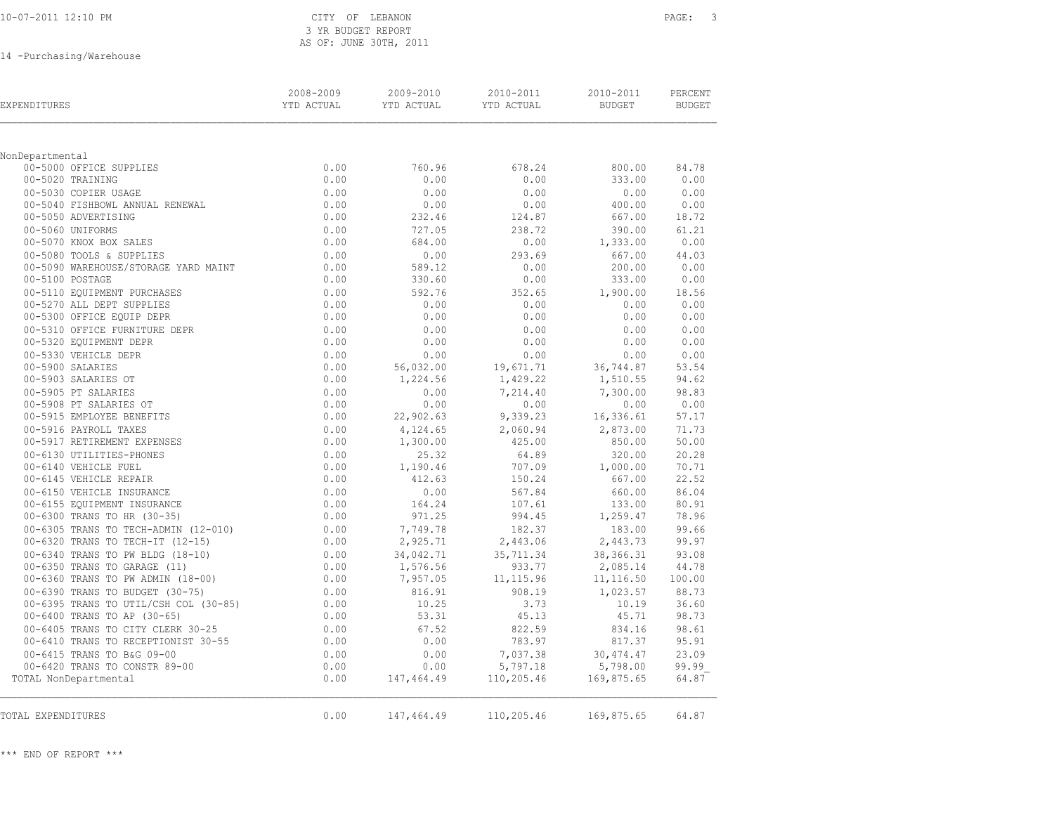10-07-2011 12:10 PM

CITY OF LEBANON
3 YR BUDGET REPORT
AS OF: JUNE 30TH, 2011

14 -Purchasing/Warehouse

| EXPENDITURES | 2008-2009 YTD ACTUAL | 2009-2010 YTD ACTUAL | 2010-2011 YTD ACTUAL | 2010-2011 BUDGET | PERCENT BUDGET |
|---|---|---|---|---|---|
| NonDepartmental | | | | | |
| 00-5000 OFFICE SUPPLIES | 0.00 | 760.96 | 678.24 | 800.00 | 84.78 |
| 00-5020 TRAINING | 0.00 | 0.00 | 0.00 | 333.00 | 0.00 |
| 00-5030 COPIER USAGE | 0.00 | 0.00 | 0.00 | 0.00 | 0.00 |
| 00-5040 FISHBOWL ANNUAL RENEWAL | 0.00 | 0.00 | 0.00 | 400.00 | 0.00 |
| 00-5050 ADVERTISING | 0.00 | 232.46 | 124.87 | 667.00 | 18.72 |
| 00-5060 UNIFORMS | 0.00 | 727.05 | 238.72 | 390.00 | 61.21 |
| 00-5070 KNOX BOX SALES | 0.00 | 684.00 | 0.00 | 1,333.00 | 0.00 |
| 00-5080 TOOLS & SUPPLIES | 0.00 | 0.00 | 293.69 | 667.00 | 44.03 |
| 00-5090 WAREHOUSE/STORAGE YARD MAINT | 0.00 | 589.12 | 0.00 | 200.00 | 0.00 |
| 00-5100 POSTAGE | 0.00 | 330.60 | 0.00 | 333.00 | 0.00 |
| 00-5110 EQUIPMENT PURCHASES | 0.00 | 592.76 | 352.65 | 1,900.00 | 18.56 |
| 00-5270 ALL DEPT SUPPLIES | 0.00 | 0.00 | 0.00 | 0.00 | 0.00 |
| 00-5300 OFFICE EQUIP DEPR | 0.00 | 0.00 | 0.00 | 0.00 | 0.00 |
| 00-5310 OFFICE FURNITURE DEPR | 0.00 | 0.00 | 0.00 | 0.00 | 0.00 |
| 00-5320 EQUIPMENT DEPR | 0.00 | 0.00 | 0.00 | 0.00 | 0.00 |
| 00-5330 VEHICLE DEPR | 0.00 | 0.00 | 0.00 | 0.00 | 0.00 |
| 00-5900 SALARIES | 0.00 | 56,032.00 | 19,671.71 | 36,744.87 | 53.54 |
| 00-5903 SALARIES OT | 0.00 | 1,224.56 | 1,429.22 | 1,510.55 | 94.62 |
| 00-5905 PT SALARIES | 0.00 | 0.00 | 7,214.40 | 7,300.00 | 98.83 |
| 00-5908 PT SALARIES OT | 0.00 | 0.00 | 0.00 | 0.00 | 0.00 |
| 00-5915 EMPLOYEE BENEFITS | 0.00 | 22,902.63 | 9,339.23 | 16,336.61 | 57.17 |
| 00-5916 PAYROLL TAXES | 0.00 | 4,124.65 | 2,060.94 | 2,873.00 | 71.73 |
| 00-5917 RETIREMENT EXPENSES | 0.00 | 1,300.00 | 425.00 | 850.00 | 50.00 |
| 00-6130 UTILITIES-PHONES | 0.00 | 25.32 | 64.89 | 320.00 | 20.28 |
| 00-6140 VEHICLE FUEL | 0.00 | 1,190.46 | 707.09 | 1,000.00 | 70.71 |
| 00-6145 VEHICLE REPAIR | 0.00 | 412.63 | 150.24 | 667.00 | 22.52 |
| 00-6150 VEHICLE INSURANCE | 0.00 | 0.00 | 567.84 | 660.00 | 86.04 |
| 00-6155 EQUIPMENT INSURANCE | 0.00 | 164.24 | 107.61 | 133.00 | 80.91 |
| 00-6300 TRANS TO HR (30-35) | 0.00 | 971.25 | 994.45 | 1,259.47 | 78.96 |
| 00-6305 TRANS TO TECH-ADMIN (12-010) | 0.00 | 7,749.78 | 182.37 | 183.00 | 99.66 |
| 00-6320 TRANS TO TECH-IT (12-15) | 0.00 | 2,925.71 | 2,443.06 | 2,443.73 | 99.97 |
| 00-6340 TRANS TO PW BLDG (18-10) | 0.00 | 34,042.71 | 35,711.34 | 38,366.31 | 93.08 |
| 00-6350 TRANS TO GARAGE (11) | 0.00 | 1,576.56 | 933.77 | 2,085.14 | 44.78 |
| 00-6360 TRANS TO PW ADMIN (18-00) | 0.00 | 7,957.05 | 11,115.96 | 11,116.50 | 100.00 |
| 00-6390 TRANS TO BUDGET (30-75) | 0.00 | 816.91 | 908.19 | 1,023.57 | 88.73 |
| 00-6395 TRANS TO UTIL/CSH COL (30-85) | 0.00 | 10.25 | 3.73 | 10.19 | 36.60 |
| 00-6400 TRANS TO AP (30-65) | 0.00 | 53.31 | 45.13 | 45.71 | 98.73 |
| 00-6405 TRANS TO CITY CLERK 30-25 | 0.00 | 67.52 | 822.59 | 834.16 | 98.61 |
| 00-6410 TRANS TO RECEPTIONIST 30-55 | 0.00 | 0.00 | 783.97 | 817.37 | 95.91 |
| 00-6415 TRANS TO B&G 09-00 | 0.00 | 0.00 | 7,037.38 | 30,474.47 | 23.09 |
| 00-6420 TRANS TO CONSTR 89-00 | 0.00 | 0.00 | 5,797.18 | 5,798.00 | 99.99 |
| TOTAL NonDepartmental | 0.00 | 147,464.49 | 110,205.46 | 169,875.65 | 64.87 |
| TOTAL EXPENDITURES | 0.00 | 147,464.49 | 110,205.46 | 169,875.65 | 64.87 |

*** END OF REPORT ***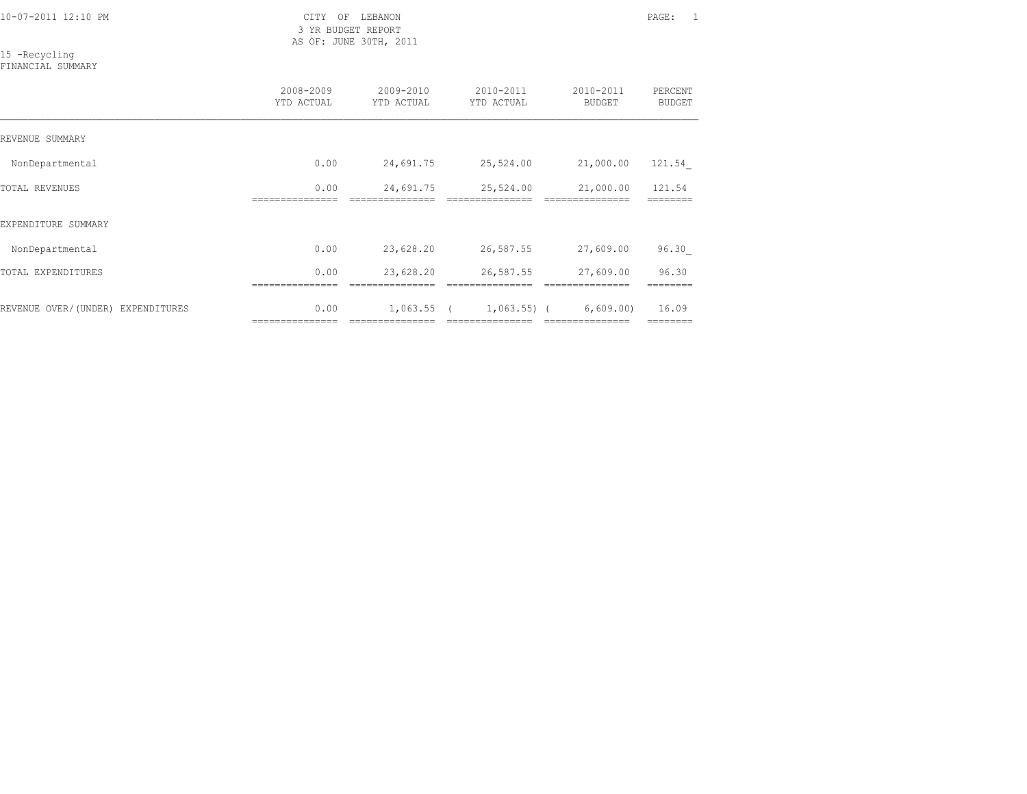CITY OF LEBANON
3 YR BUDGET REPORT
AS OF: JUNE 30TH, 2011

10-07-2011 12:10 PM

15 -Recycling
FINANCIAL SUMMARY

| | 2008-2009 YTD ACTUAL | 2009-2010 YTD ACTUAL | 2010-2011 YTD ACTUAL | 2010-2011 BUDGET | PERCENT BUDGET |
|---|---|---|---|---|---|
| REVENUE SUMMARY | | | | | |
| NonDepartmental | 0.00 | 24,691.75 | 25,524.00 | 21,000.00 | 121.54 |
| TOTAL REVENUES | 0.00 | 24,691.75 | 25,524.00 | 21,000.00 | 121.54 |
| EXPENDITURE SUMMARY | | | | | |
| NonDepartmental | 0.00 | 23,628.20 | 26,587.55 | 27,609.00 | 96.30 |
| TOTAL EXPENDITURES | 0.00 | 23,628.20 | 26,587.55 | 27,609.00 | 96.30 |
| REVENUE OVER/(UNDER) EXPENDITURES | 0.00 | 1,063.55 | ( 1,063.55) | ( 6,609.00) | 16.09 |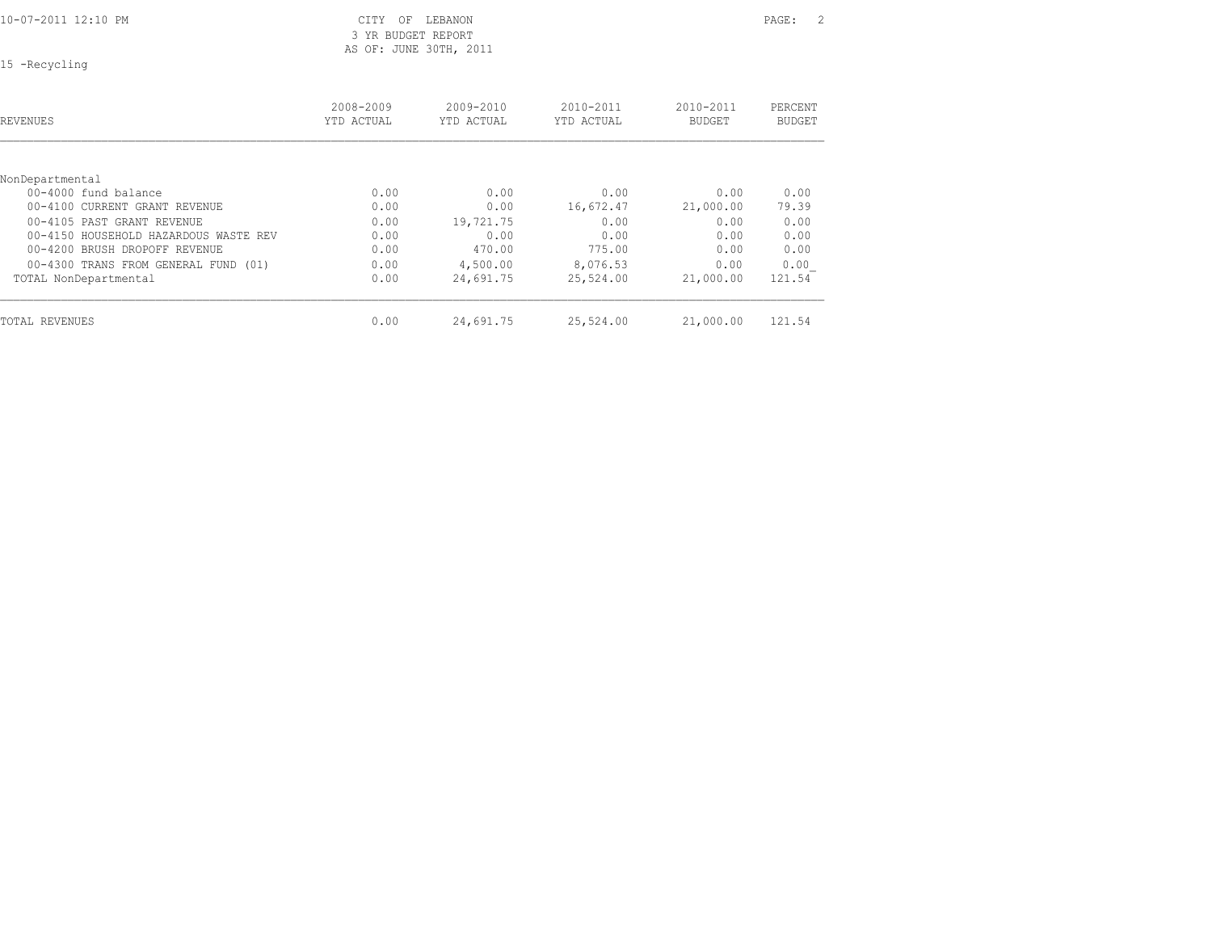CITY OF LEBANON
3 YR BUDGET REPORT
AS OF: JUNE 30TH, 2011

15 -Recycling

| REVENUES | 2008-2009 YTD ACTUAL | 2009-2010 YTD ACTUAL | 2010-2011 YTD ACTUAL | 2010-2011 BUDGET | PERCENT BUDGET |
|---|---|---|---|---|---|
| NonDepartmental | | | | | |
| 00-4000 fund balance | 0.00 | 0.00 | 0.00 | 0.00 | 0.00 |
| 00-4100 CURRENT GRANT REVENUE | 0.00 | 0.00 | 16,672.47 | 21,000.00 | 79.39 |
| 00-4105 PAST GRANT REVENUE | 0.00 | 19,721.75 | 0.00 | 0.00 | 0.00 |
| 00-4150 HOUSEHOLD HAZARDOUS WASTE REV | 0.00 | 0.00 | 0.00 | 0.00 | 0.00 |
| 00-4200 BRUSH DROPOFF REVENUE | 0.00 | 470.00 | 775.00 | 0.00 | 0.00 |
| 00-4300 TRANS FROM GENERAL FUND (01) | 0.00 | 4,500.00 | 8,076.53 | 0.00 | 0.00 |
| TOTAL NonDepartmental | 0.00 | 24,691.75 | 25,524.00 | 21,000.00 | 121.54 |
| TOTAL REVENUES | 0.00 | 24,691.75 | 25,524.00 | 21,000.00 | 121.54 |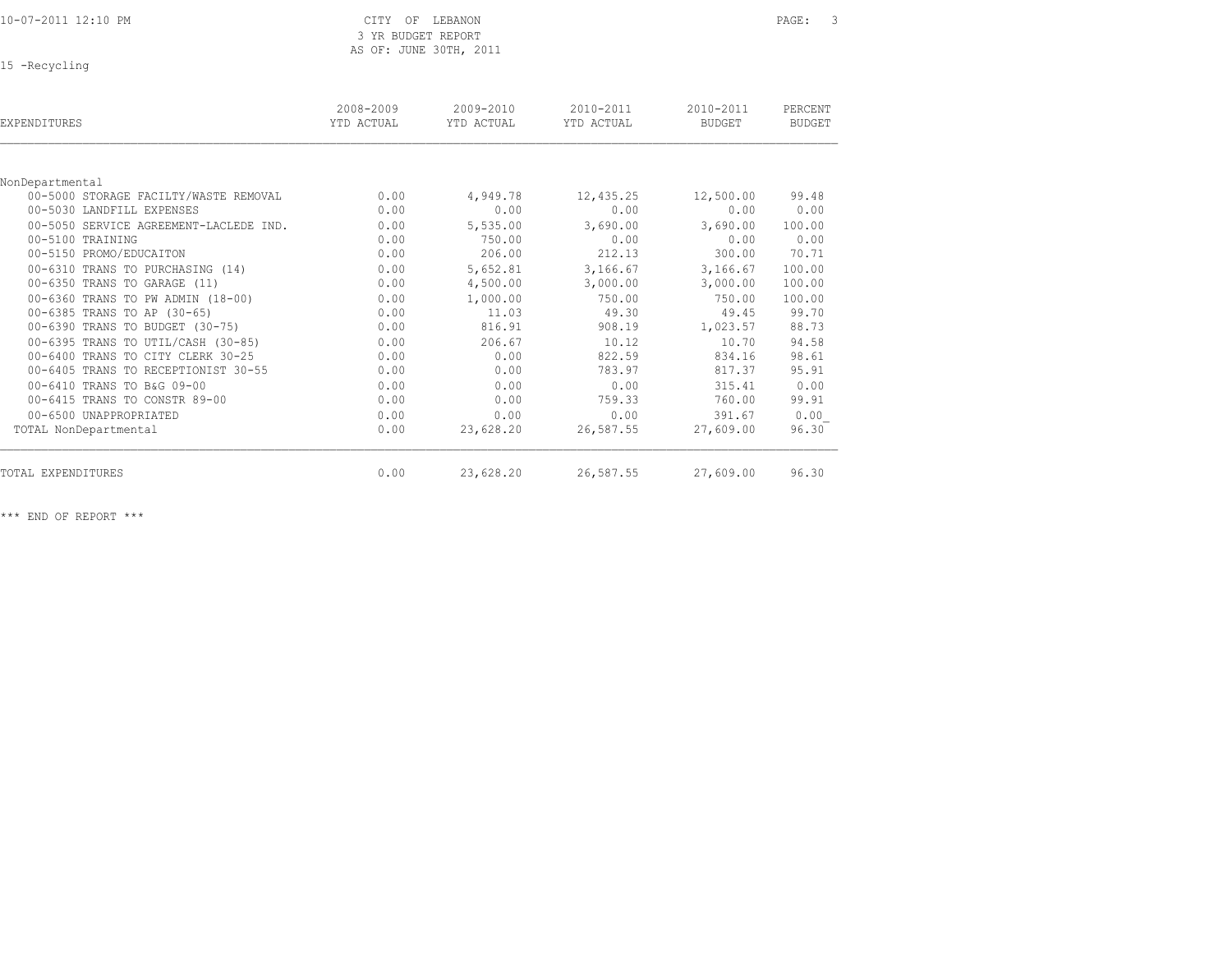CITY OF LEBANON
3 YR BUDGET REPORT
AS OF: JUNE 30TH, 2011

15 -Recycling

| EXPENDITURES | 2008-2009 YTD ACTUAL | 2009-2010 YTD ACTUAL | 2010-2011 YTD ACTUAL | 2010-2011 BUDGET | PERCENT BUDGET |
|---|---|---|---|---|---|
| NonDepartmental | | | | | |
| 00-5000 STORAGE FACILTY/WASTE REMOVAL | 0.00 | 4,949.78 | 12,435.25 | 12,500.00 | 99.48 |
| 00-5030 LANDFILL EXPENSES | 0.00 | 0.00 | 0.00 | 0.00 | 0.00 |
| 00-5050 SERVICE AGREEMENT-LACLEDE IND. | 0.00 | 5,535.00 | 3,690.00 | 3,690.00 | 100.00 |
| 00-5100 TRAINING | 0.00 | 750.00 | 0.00 | 0.00 | 0.00 |
| 00-5150 PROMO/EDUCAITON | 0.00 | 206.00 | 212.13 | 300.00 | 70.71 |
| 00-6310 TRANS TO PURCHASING (14) | 0.00 | 5,652.81 | 3,166.67 | 3,166.67 | 100.00 |
| 00-6350 TRANS TO GARAGE (11) | 0.00 | 4,500.00 | 3,000.00 | 3,000.00 | 100.00 |
| 00-6360 TRANS TO PW ADMIN (18-00) | 0.00 | 1,000.00 | 750.00 | 750.00 | 100.00 |
| 00-6385 TRANS TO AP (30-65) | 0.00 | 11.03 | 49.30 | 49.45 | 99.70 |
| 00-6390 TRANS TO BUDGET (30-75) | 0.00 | 816.91 | 908.19 | 1,023.57 | 88.73 |
| 00-6395 TRANS TO UTIL/CASH (30-85) | 0.00 | 206.67 | 10.12 | 10.70 | 94.58 |
| 00-6400 TRANS TO CITY CLERK 30-25 | 0.00 | 0.00 | 822.59 | 834.16 | 98.61 |
| 00-6405 TRANS TO RECEPTIONIST 30-55 | 0.00 | 0.00 | 783.97 | 817.37 | 95.91 |
| 00-6410 TRANS TO B&G 09-00 | 0.00 | 0.00 | 0.00 | 315.41 | 0.00 |
| 00-6415 TRANS TO CONSTR 89-00 | 0.00 | 0.00 | 759.33 | 760.00 | 99.91 |
| 00-6500 UNAPPROPRIATED | 0.00 | 0.00 | 0.00 | 391.67 | 0.00 |
| TOTAL NonDepartmental | 0.00 | 23,628.20 | 26,587.55 | 27,609.00 | 96.30 |
| TOTAL EXPENDITURES | 0.00 | 23,628.20 | 26,587.55 | 27,609.00 | 96.30 |

*** END OF REPORT ***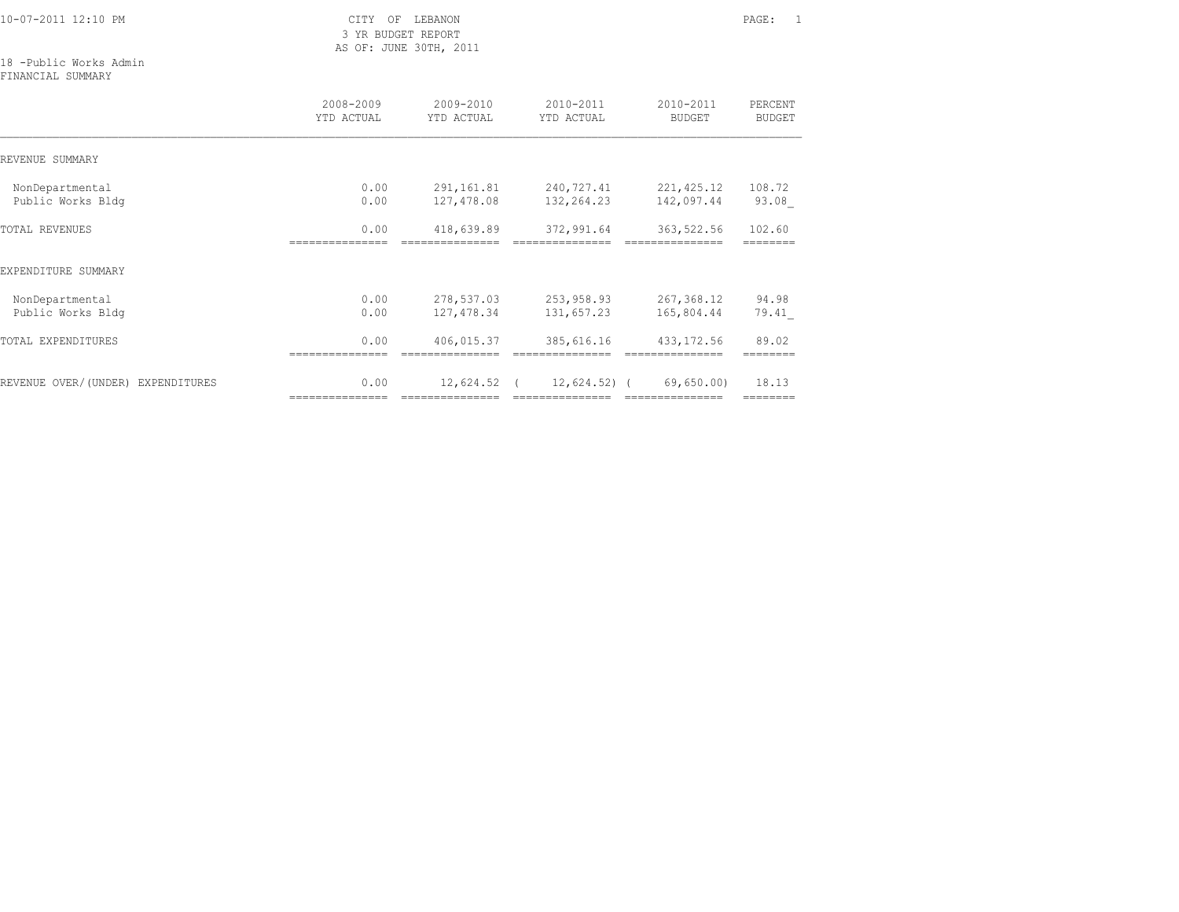CITY OF LEBANON
3 YR BUDGET REPORT
AS OF: JUNE 30TH, 2011

18 -Public Works Admin
FINANCIAL SUMMARY

| | 2008-2009 YTD ACTUAL | 2009-2010 YTD ACTUAL | 2010-2011 YTD ACTUAL | 2010-2011 BUDGET | PERCENT BUDGET |
|---|---|---|---|---|---|
| REVENUE SUMMARY | | | | | |
| NonDepartmental | 0.00 | 291,161.81 | 240,727.41 | 221,425.12 | 108.72 |
| Public Works Bldg | 0.00 | 127,478.08 | 132,264.23 | 142,097.44 | 93.08_ |
| TOTAL REVENUES | 0.00 | 418,639.89 | 372,991.64 | 363,522.56 | 102.60 |
| EXPENDITURE SUMMARY | | | | | |
| NonDepartmental | 0.00 | 278,537.03 | 253,958.93 | 267,368.12 | 94.98 |
| Public Works Bldg | 0.00 | 127,478.34 | 131,657.23 | 165,804.44 | 79.41_ |
| TOTAL EXPENDITURES | 0.00 | 406,015.37 | 385,616.16 | 433,172.56 | 89.02 |
| REVENUE OVER/(UNDER) EXPENDITURES | 0.00 | 12,624.52 | ( 12,624.52) | ( 69,650.00) | 18.13 |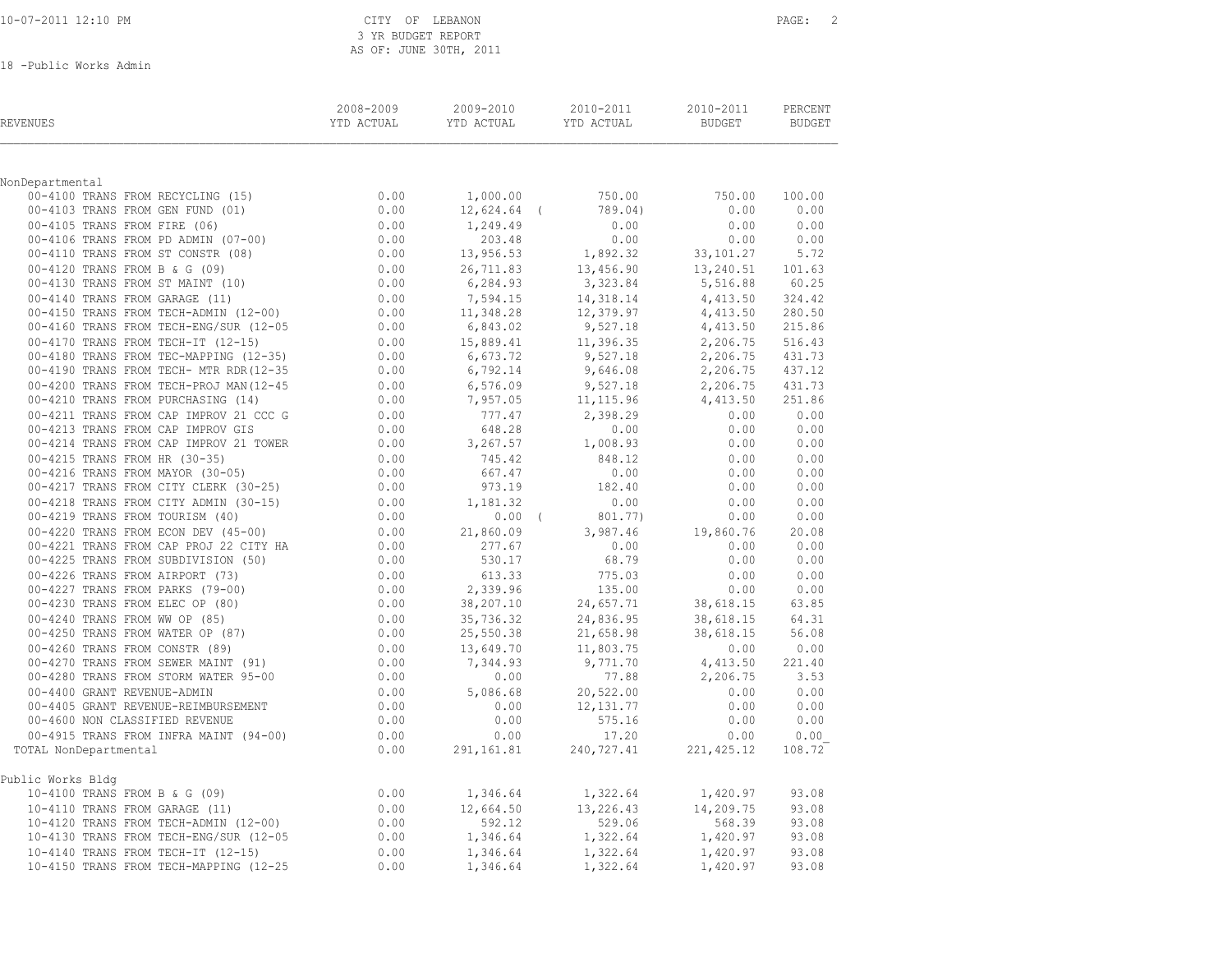CITY OF LEBANON
3 YR BUDGET REPORT
AS OF: JUNE 30TH, 2011

18 -Public Works Admin

| REVENUES | 2008-2009 YTD ACTUAL | 2009-2010 YTD ACTUAL | 2010-2011 YTD ACTUAL | 2010-2011 BUDGET | PERCENT BUDGET |
|---|---|---|---|---|---|
| **NonDepartmental** | | | | | |
| 00-4100 TRANS FROM RECYCLING (15) | 0.00 | 1,000.00 | 750.00 | 750.00 | 100.00 |
| 00-4103 TRANS FROM GEN FUND (01) | 0.00 | 12,624.64 | ( 789.04) | 0.00 | 0.00 |
| 00-4105 TRANS FROM FIRE (06) | 0.00 | 1,249.49 | 0.00 | 0.00 | 0.00 |
| 00-4106 TRANS FROM PD ADMIN (07-00) | 0.00 | 203.48 | 0.00 | 0.00 | 0.00 |
| 00-4110 TRANS FROM ST CONSTR (08) | 0.00 | 13,956.53 | 1,892.32 | 33,101.27 | 5.72 |
| 00-4120 TRANS FROM B & G (09) | 0.00 | 26,711.83 | 13,456.90 | 13,240.51 | 101.63 |
| 00-4130 TRANS FROM ST MAINT (10) | 0.00 | 6,284.93 | 3,323.84 | 5,516.88 | 60.25 |
| 00-4140 TRANS FROM GARAGE (11) | 0.00 | 7,594.15 | 14,318.14 | 4,413.50 | 324.42 |
| 00-4150 TRANS FROM TECH-ADMIN (12-00) | 0.00 | 11,348.28 | 12,379.97 | 4,413.50 | 280.50 |
| 00-4160 TRANS FROM TECH-ENG/SUR (12-05 | 0.00 | 6,843.02 | 9,527.18 | 4,413.50 | 215.86 |
| 00-4170 TRANS FROM TECH-IT (12-15) | 0.00 | 15,889.41 | 11,396.35 | 2,206.75 | 516.43 |
| 00-4180 TRANS FROM TEC-MAPPING (12-35) | 0.00 | 6,673.72 | 9,527.18 | 2,206.75 | 431.73 |
| 00-4190 TRANS FROM TECH- MTR RDR(12-35 | 0.00 | 6,792.14 | 9,646.08 | 2,206.75 | 437.12 |
| 00-4200 TRANS FROM TECH-PROJ MAN(12-45 | 0.00 | 6,576.09 | 9,527.18 | 2,206.75 | 431.73 |
| 00-4210 TRANS FROM PURCHASING (14) | 0.00 | 7,957.05 | 11,115.96 | 4,413.50 | 251.86 |
| 00-4211 TRANS FROM CAP IMPROV 21 CCC G | 0.00 | 777.47 | 2,398.29 | 0.00 | 0.00 |
| 00-4213 TRANS FROM CAP IMPROV GIS | 0.00 | 648.28 | 0.00 | 0.00 | 0.00 |
| 00-4214 TRANS FROM CAP IMPROV 21 TOWER | 0.00 | 3,267.57 | 1,008.93 | 0.00 | 0.00 |
| 00-4215 TRANS FROM HR (30-35) | 0.00 | 745.42 | 848.12 | 0.00 | 0.00 |
| 00-4216 TRANS FROM MAYOR (30-05) | 0.00 | 667.47 | 0.00 | 0.00 | 0.00 |
| 00-4217 TRANS FROM CITY CLERK (30-25) | 0.00 | 973.19 | 182.40 | 0.00 | 0.00 |
| 00-4218 TRANS FROM CITY ADMIN (30-15) | 0.00 | 1,181.32 | 0.00 | 0.00 | 0.00 |
| 00-4219 TRANS FROM TOURISM (40) | 0.00 | 0.00 | ( 801.77) | 0.00 | 0.00 |
| 00-4220 TRANS FROM ECON DEV (45-00) | 0.00 | 21,860.09 | 3,987.46 | 19,860.76 | 20.08 |
| 00-4221 TRANS FROM CAP PROJ 22 CITY HA | 0.00 | 277.67 | 0.00 | 0.00 | 0.00 |
| 00-4225 TRANS FROM SUBDIVISION (50) | 0.00 | 530.17 | 68.79 | 0.00 | 0.00 |
| 00-4226 TRANS FROM AIRPORT (73) | 0.00 | 613.33 | 775.03 | 0.00 | 0.00 |
| 00-4227 TRANS FROM PARKS (79-00) | 0.00 | 2,339.96 | 135.00 | 0.00 | 0.00 |
| 00-4230 TRANS FROM ELEC OP (80) | 0.00 | 38,207.10 | 24,657.71 | 38,618.15 | 63.85 |
| 00-4240 TRANS FROM WW OP (85) | 0.00 | 35,736.32 | 24,836.95 | 38,618.15 | 64.31 |
| 00-4250 TRANS FROM WATER OP (87) | 0.00 | 25,550.38 | 21,658.98 | 38,618.15 | 56.08 |
| 00-4260 TRANS FROM CONSTR (89) | 0.00 | 13,649.70 | 11,803.75 | 0.00 | 0.00 |
| 00-4270 TRANS FROM SEWER MAINT (91) | 0.00 | 7,344.93 | 9,771.70 | 4,413.50 | 221.40 |
| 00-4280 TRANS FROM STORM WATER 95-00 | 0.00 | 0.00 | 77.88 | 2,206.75 | 3.53 |
| 00-4400 GRANT REVENUE-ADMIN | 0.00 | 5,086.68 | 20,522.00 | 0.00 | 0.00 |
| 00-4405 GRANT REVENUE-REIMBURSEMENT | 0.00 | 0.00 | 12,131.77 | 0.00 | 0.00 |
| 00-4600 NON CLASSIFIED REVENUE | 0.00 | 0.00 | 575.16 | 0.00 | 0.00 |
| 00-4915 TRANS FROM INFRA MAINT (94-00) | 0.00 | 0.00 | 17.20 | 0.00 | 0.00 |
| TOTAL NonDepartmental | 0.00 | 291,161.81 | 240,727.41 | 221,425.12 | 108.72 |
| **Public Works Bldg** | | | | | |
| 10-4100 TRANS FROM B & G (09) | 0.00 | 1,346.64 | 1,322.64 | 1,420.97 | 93.08 |
| 10-4110 TRANS FROM GARAGE (11) | 0.00 | 12,664.50 | 13,226.43 | 14,209.75 | 93.08 |
| 10-4120 TRANS FROM TECH-ADMIN (12-00) | 0.00 | 592.12 | 529.06 | 568.39 | 93.08 |
| 10-4130 TRANS FROM TECH-ENG/SUR (12-05 | 0.00 | 1,346.64 | 1,322.64 | 1,420.97 | 93.08 |
| 10-4140 TRANS FROM TECH-IT (12-15) | 0.00 | 1,346.64 | 1,322.64 | 1,420.97 | 93.08 |
| 10-4150 TRANS FROM TECH-MAPPING (12-25 | 0.00 | 1,346.64 | 1,322.64 | 1,420.97 | 93.08 |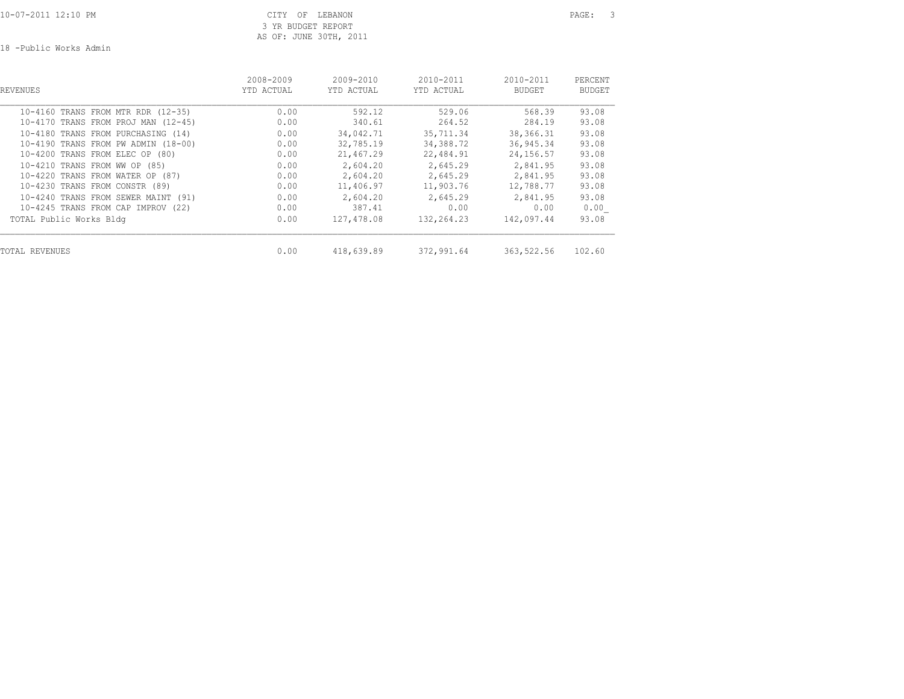CITY OF LEBANON
3 YR BUDGET REPORT
AS OF: JUNE 30TH, 2011

18 -Public Works Admin

| REVENUES | 2008-2009 YTD ACTUAL | 2009-2010 YTD ACTUAL | 2010-2011 YTD ACTUAL | 2010-2011 BUDGET | PERCENT BUDGET |
|---|---|---|---|---|---|
| 10-4160 TRANS FROM MTR RDR (12-35) | 0.00 | 592.12 | 529.06 | 568.39 | 93.08 |
| 10-4170 TRANS FROM PROJ MAN (12-45) | 0.00 | 340.61 | 264.52 | 284.19 | 93.08 |
| 10-4180 TRANS FROM PURCHASING (14) | 0.00 | 34,042.71 | 35,711.34 | 38,366.31 | 93.08 |
| 10-4190 TRANS FROM PW ADMIN (18-00) | 0.00 | 32,785.19 | 34,388.72 | 36,945.34 | 93.08 |
| 10-4200 TRANS FROM ELEC OP (80) | 0.00 | 21,467.29 | 22,484.91 | 24,156.57 | 93.08 |
| 10-4210 TRANS FROM WW OP (85) | 0.00 | 2,604.20 | 2,645.29 | 2,841.95 | 93.08 |
| 10-4220 TRANS FROM WATER OP (87) | 0.00 | 2,604.20 | 2,645.29 | 2,841.95 | 93.08 |
| 10-4230 TRANS FROM CONSTR (89) | 0.00 | 11,406.97 | 11,903.76 | 12,788.77 | 93.08 |
| 10-4240 TRANS FROM SEWER MAINT (91) | 0.00 | 2,604.20 | 2,645.29 | 2,841.95 | 93.08 |
| 10-4245 TRANS FROM CAP IMPROV (22) | 0.00 | 387.41 | 0.00 | 0.00 | 0.00 |
| TOTAL Public Works Bldg | 0.00 | 127,478.08 | 132,264.23 | 142,097.44 | 93.08 |
| TOTAL REVENUES | 0.00 | 418,639.89 | 372,991.64 | 363,522.56 | 102.60 |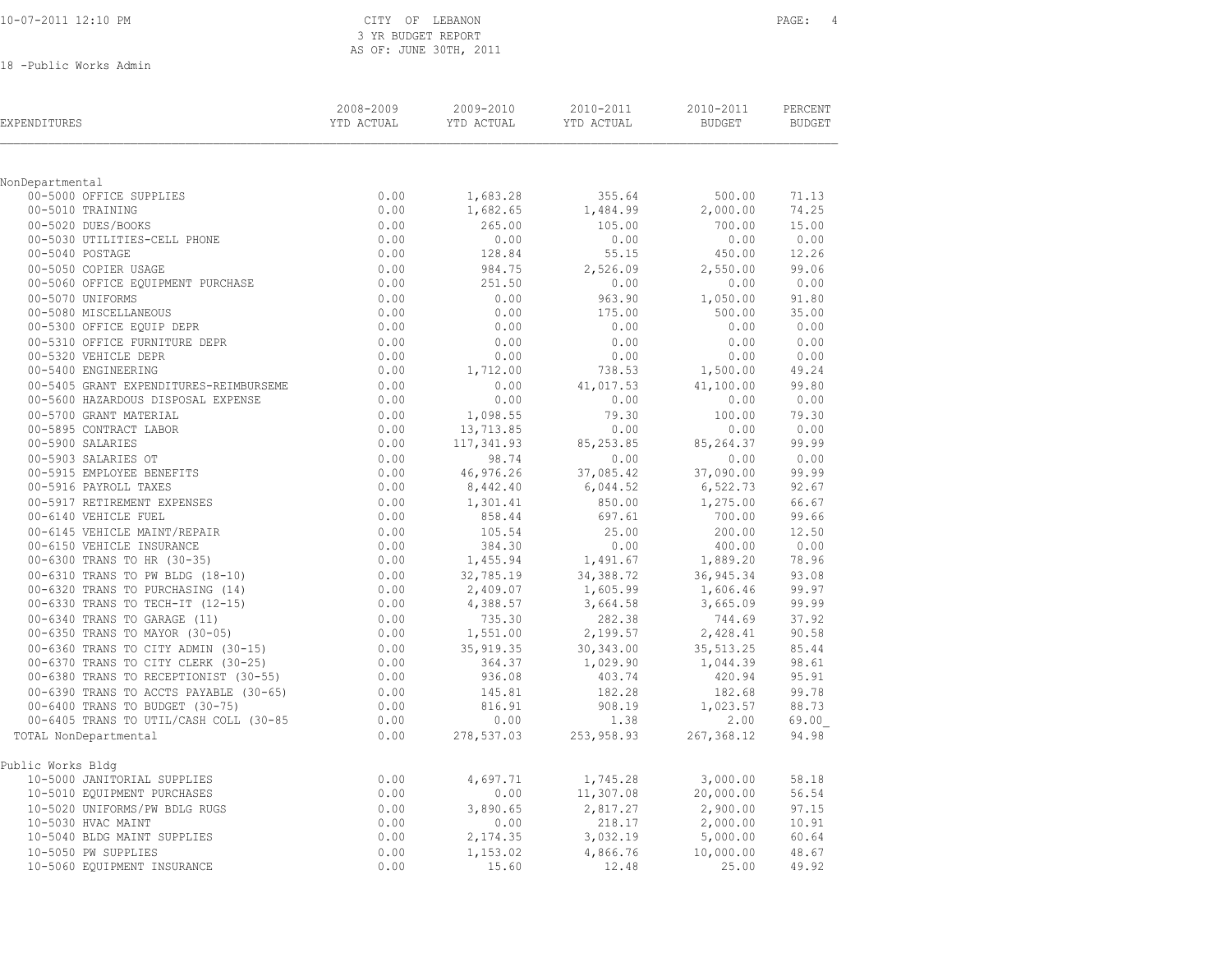CITY OF LEBANON
3 YR BUDGET REPORT
AS OF: JUNE 30TH, 2011

18 -Public Works Admin

| EXPENDITURES | 2008-2009 YTD ACTUAL | 2009-2010 YTD ACTUAL | 2010-2011 YTD ACTUAL | 2010-2011 BUDGET | PERCENT BUDGET |
|---|---|---|---|---|---|
| **NonDepartmental** | | | | | |
| 00-5000 OFFICE SUPPLIES | 0.00 | 1,683.28 | 355.64 | 500.00 | 71.13 |
| 00-5010 TRAINING | 0.00 | 1,682.65 | 1,484.99 | 2,000.00 | 74.25 |
| 00-5020 DUES/BOOKS | 0.00 | 265.00 | 105.00 | 700.00 | 15.00 |
| 00-5030 UTILITIES-CELL PHONE | 0.00 | 0.00 | 0.00 | 0.00 | 0.00 |
| 00-5040 POSTAGE | 0.00 | 128.84 | 55.15 | 450.00 | 12.26 |
| 00-5050 COPIER USAGE | 0.00 | 984.75 | 2,526.09 | 2,550.00 | 99.06 |
| 00-5060 OFFICE EQUIPMENT PURCHASE | 0.00 | 251.50 | 0.00 | 0.00 | 0.00 |
| 00-5070 UNIFORMS | 0.00 | 0.00 | 963.90 | 1,050.00 | 91.80 |
| 00-5080 MISCELLANEOUS | 0.00 | 0.00 | 175.00 | 500.00 | 35.00 |
| 00-5300 OFFICE EQUIP DEPR | 0.00 | 0.00 | 0.00 | 0.00 | 0.00 |
| 00-5310 OFFICE FURNITURE DEPR | 0.00 | 0.00 | 0.00 | 0.00 | 0.00 |
| 00-5320 VEHICLE DEPR | 0.00 | 0.00 | 0.00 | 0.00 | 0.00 |
| 00-5400 ENGINEERING | 0.00 | 1,712.00 | 738.53 | 1,500.00 | 49.24 |
| 00-5405 GRANT EXPENDITURES-REIMBURSEME | 0.00 | 0.00 | 41,017.53 | 41,100.00 | 99.80 |
| 00-5600 HAZARDOUS DISPOSAL EXPENSE | 0.00 | 0.00 | 0.00 | 0.00 | 0.00 |
| 00-5700 GRANT MATERIAL | 0.00 | 1,098.55 | 79.30 | 100.00 | 79.30 |
| 00-5895 CONTRACT LABOR | 0.00 | 13,713.85 | 0.00 | 0.00 | 0.00 |
| 00-5900 SALARIES | 0.00 | 117,341.93 | 85,253.85 | 85,264.37 | 99.99 |
| 00-5903 SALARIES OT | 0.00 | 98.74 | 0.00 | 0.00 | 0.00 |
| 00-5915 EMPLOYEE BENEFITS | 0.00 | 46,976.26 | 37,085.42 | 37,090.00 | 99.99 |
| 00-5916 PAYROLL TAXES | 0.00 | 8,442.40 | 6,044.52 | 6,522.73 | 92.67 |
| 00-5917 RETIREMENT EXPENSES | 0.00 | 1,301.41 | 850.00 | 1,275.00 | 66.67 |
| 00-6140 VEHICLE FUEL | 0.00 | 858.44 | 697.61 | 700.00 | 99.66 |
| 00-6145 VEHICLE MAINT/REPAIR | 0.00 | 105.54 | 25.00 | 200.00 | 12.50 |
| 00-6150 VEHICLE INSURANCE | 0.00 | 384.30 | 0.00 | 400.00 | 0.00 |
| 00-6300 TRANS TO HR (30-35) | 0.00 | 1,455.94 | 1,491.67 | 1,889.20 | 78.96 |
| 00-6310 TRANS TO PW BLDG (18-10) | 0.00 | 32,785.19 | 34,388.72 | 36,945.34 | 93.08 |
| 00-6320 TRANS TO PURCHASING (14) | 0.00 | 2,409.07 | 1,605.99 | 1,606.46 | 99.97 |
| 00-6330 TRANS TO TECH-IT (12-15) | 0.00 | 4,388.57 | 3,664.58 | 3,665.09 | 99.99 |
| 00-6340 TRANS TO GARAGE (11) | 0.00 | 735.30 | 282.38 | 744.69 | 37.92 |
| 00-6350 TRANS TO MAYOR (30-05) | 0.00 | 1,551.00 | 2,199.57 | 2,428.41 | 90.58 |
| 00-6360 TRANS TO CITY ADMIN (30-15) | 0.00 | 35,919.35 | 30,343.00 | 35,513.25 | 85.44 |
| 00-6370 TRANS TO CITY CLERK (30-25) | 0.00 | 364.37 | 1,029.90 | 1,044.39 | 98.61 |
| 00-6380 TRANS TO RECEPTIONIST (30-55) | 0.00 | 936.08 | 403.74 | 420.94 | 95.91 |
| 00-6390 TRANS TO ACCTS PAYABLE (30-65) | 0.00 | 145.81 | 182.28 | 182.68 | 99.78 |
| 00-6400 TRANS TO BUDGET (30-75) | 0.00 | 816.91 | 908.19 | 1,023.57 | 88.73 |
| 00-6405 TRANS TO UTIL/CASH COLL (30-85 | 0.00 | 0.00 | 1.38 | 2.00 | 69.00 |
| TOTAL NonDepartmental | 0.00 | 278,537.03 | 253,958.93 | 267,368.12 | 94.98 |
| **Public Works Bldg** | | | | | |
| 10-5000 JANITORIAL SUPPLIES | 0.00 | 4,697.71 | 1,745.28 | 3,000.00 | 58.18 |
| 10-5010 EQUIPMENT PURCHASES | 0.00 | 0.00 | 11,307.08 | 20,000.00 | 56.54 |
| 10-5020 UNIFORMS/PW BDLG RUGS | 0.00 | 3,890.65 | 2,817.27 | 2,900.00 | 97.15 |
| 10-5030 HVAC MAINT | 0.00 | 0.00 | 218.17 | 2,000.00 | 10.91 |
| 10-5040 BLDG MAINT SUPPLIES | 0.00 | 2,174.35 | 3,032.19 | 5,000.00 | 60.64 |
| 10-5050 PW SUPPLIES | 0.00 | 1,153.02 | 4,866.76 | 10,000.00 | 48.67 |
| 10-5060 EQUIPMENT INSURANCE | 0.00 | 15.60 | 12.48 | 25.00 | 49.92 |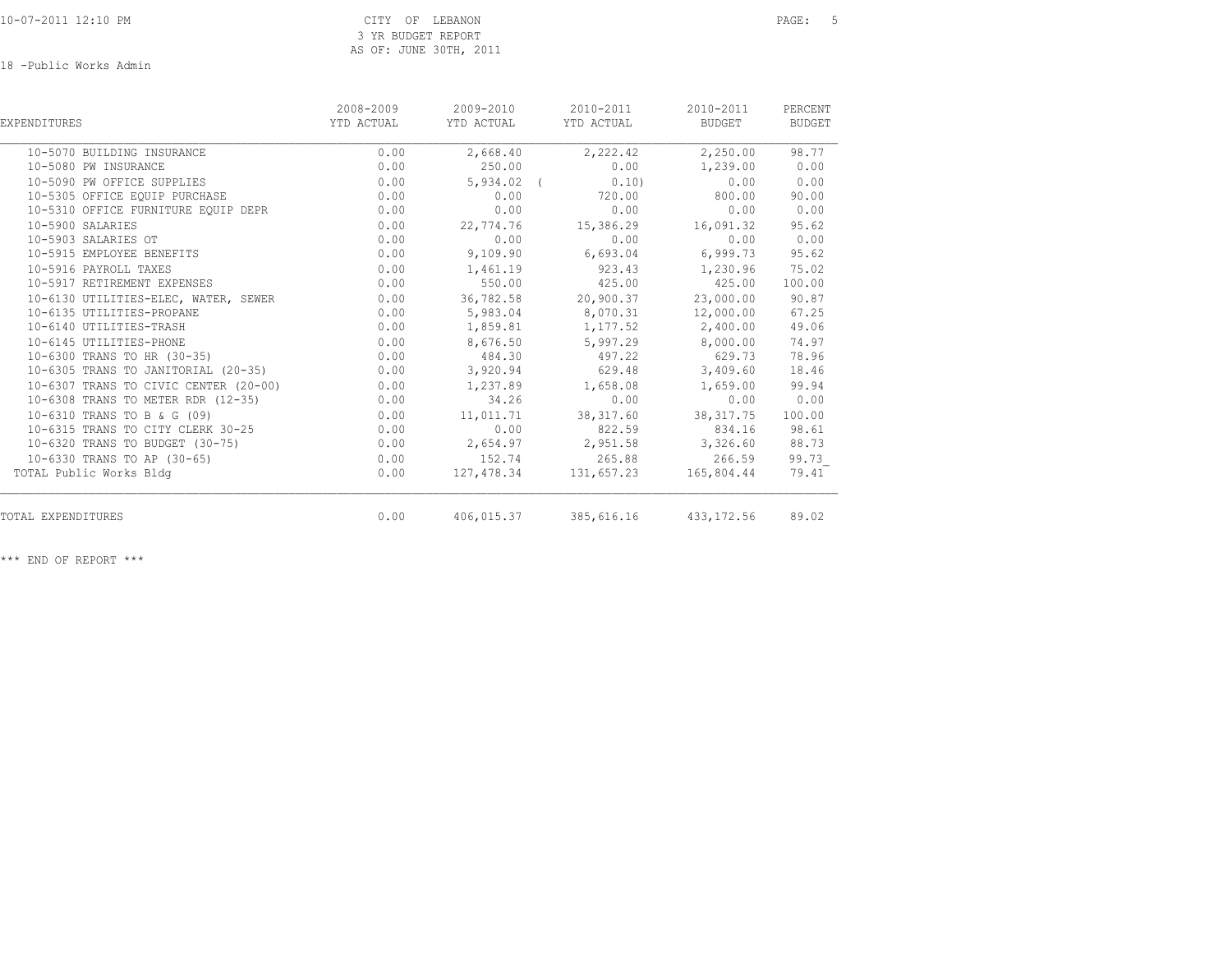CITY OF LEBANON
3 YR BUDGET REPORT
AS OF: JUNE 30TH, 2011

18 -Public Works Admin

| EXPENDITURES | 2008-2009 YTD ACTUAL | 2009-2010 YTD ACTUAL | 2010-2011 YTD ACTUAL | 2010-2011 BUDGET | PERCENT BUDGET |
|---|---|---|---|---|---|
| 10-5070 BUILDING INSURANCE | 0.00 | 2,668.40 | 2,222.42 | 2,250.00 | 98.77 |
| 10-5080 PW INSURANCE | 0.00 | 250.00 | 0.00 | 1,239.00 | 0.00 |
| 10-5090 PW OFFICE SUPPLIES | 0.00 | 5,934.02 | ( 0.10) | 0.00 | 0.00 |
| 10-5305 OFFICE EQUIP PURCHASE | 0.00 | 0.00 | 720.00 | 800.00 | 90.00 |
| 10-5310 OFFICE FURNITURE EQUIP DEPR | 0.00 | 0.00 | 0.00 | 0.00 | 0.00 |
| 10-5900 SALARIES | 0.00 | 22,774.76 | 15,386.29 | 16,091.32 | 95.62 |
| 10-5903 SALARIES OT | 0.00 | 0.00 | 0.00 | 0.00 | 0.00 |
| 10-5915 EMPLOYEE BENEFITS | 0.00 | 9,109.90 | 6,693.04 | 6,999.73 | 95.62 |
| 10-5916 PAYROLL TAXES | 0.00 | 1,461.19 | 923.43 | 1,230.96 | 75.02 |
| 10-5917 RETIREMENT EXPENSES | 0.00 | 550.00 | 425.00 | 425.00 | 100.00 |
| 10-6130 UTILITIES-ELEC, WATER, SEWER | 0.00 | 36,782.58 | 20,900.37 | 23,000.00 | 90.87 |
| 10-6135 UTILITIES-PROPANE | 0.00 | 5,983.04 | 8,070.31 | 12,000.00 | 67.25 |
| 10-6140 UTILITIES-TRASH | 0.00 | 1,859.81 | 1,177.52 | 2,400.00 | 49.06 |
| 10-6145 UTILITIES-PHONE | 0.00 | 8,676.50 | 5,997.29 | 8,000.00 | 74.97 |
| 10-6300 TRANS TO HR (30-35) | 0.00 | 484.30 | 497.22 | 629.73 | 78.96 |
| 10-6305 TRANS TO JANITORIAL (20-35) | 0.00 | 3,920.94 | 629.48 | 3,409.60 | 18.46 |
| 10-6307 TRANS TO CIVIC CENTER (20-00) | 0.00 | 1,237.89 | 1,658.08 | 1,659.00 | 99.94 |
| 10-6308 TRANS TO METER RDR (12-35) | 0.00 | 34.26 | 0.00 | 0.00 | 0.00 |
| 10-6310 TRANS TO B & G (09) | 0.00 | 11,011.71 | 38,317.60 | 38,317.75 | 100.00 |
| 10-6315 TRANS TO CITY CLERK 30-25 | 0.00 | 0.00 | 822.59 | 834.16 | 98.61 |
| 10-6320 TRANS TO BUDGET (30-75) | 0.00 | 2,654.97 | 2,951.58 | 3,326.60 | 88.73 |
| 10-6330 TRANS TO AP (30-65) | 0.00 | 152.74 | 265.88 | 266.59 | 99.73 |
| TOTAL Public Works Bldg | 0.00 | 127,478.34 | 131,657.23 | 165,804.44 | 79.41 |
| TOTAL EXPENDITURES | 0.00 | 406,015.37 | 385,616.16 | 433,172.56 | 89.02 |

*** END OF REPORT ***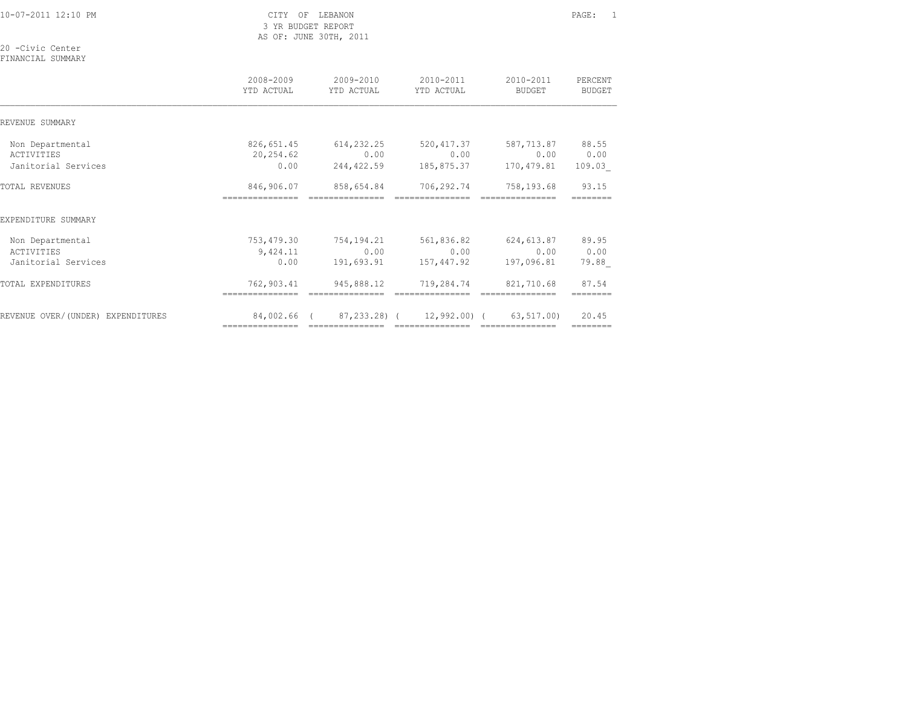CITY OF LEBANON
3 YR BUDGET REPORT
AS OF: JUNE 30TH, 2011

20 -Civic Center
FINANCIAL SUMMARY

| | 2008-2009 YTD ACTUAL | 2009-2010 YTD ACTUAL | 2010-2011 YTD ACTUAL | 2010-2011 BUDGET | PERCENT BUDGET |
|---|---|---|---|---|---|
| **REVENUE SUMMARY** | | | | | |
| Non Departmental | 826,651.45 | 614,232.25 | 520,417.37 | 587,713.87 | 88.55 |
| ACTIVITIES | 20,254.62 | 0.00 | 0.00 | 0.00 | 0.00 |
| Janitorial Services | 0.00 | 244,422.59 | 185,875.37 | 170,479.81 | 109.03 |
| TOTAL REVENUES | 846,906.07 | 858,654.84 | 706,292.74 | 758,193.68 | 93.15 |
| **EXPENDITURE SUMMARY** | | | | | |
| Non Departmental | 753,479.30 | 754,194.21 | 561,836.82 | 624,613.87 | 89.95 |
| ACTIVITIES | 9,424.11 | 0.00 | 0.00 | 0.00 | 0.00 |
| Janitorial Services | 0.00 | 191,693.91 | 157,447.92 | 197,096.81 | 79.88 |
| TOTAL EXPENDITURES | 762,903.41 | 945,888.12 | 719,284.74 | 821,710.68 | 87.54 |
| REVENUE OVER/(UNDER) EXPENDITURES | 84,002.66 | ( 87,233.28) | ( 12,992.00) | ( 63,517.00) | 20.45 |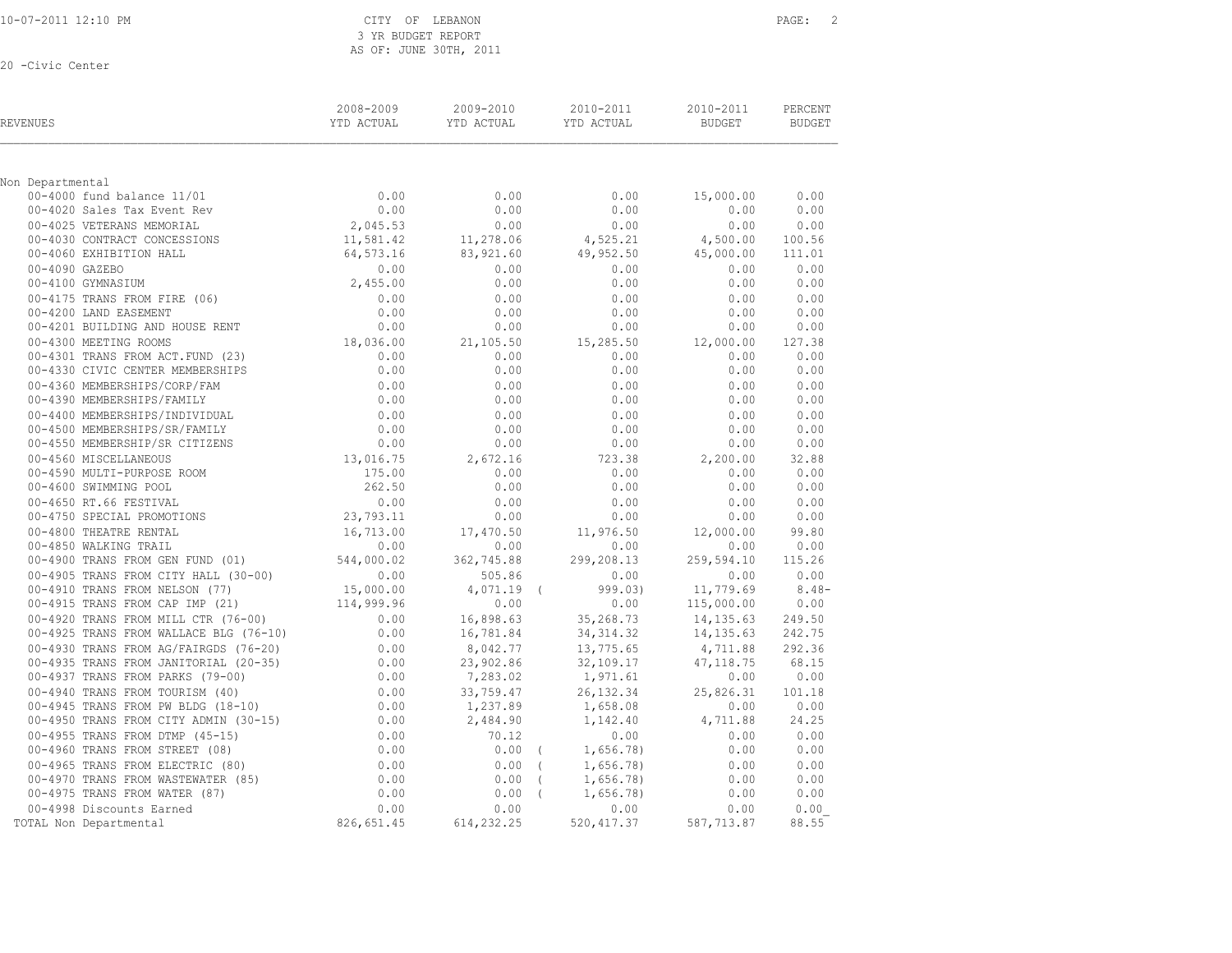CITY OF LEBANON
3 YR BUDGET REPORT
AS OF: JUNE 30TH, 2011

20 -Civic Center

| REVENUES | 2008-2009 YTD ACTUAL | 2009-2010 YTD ACTUAL | 2010-2011 YTD ACTUAL | 2010-2011 BUDGET | PERCENT BUDGET |
|---|---|---|---|---|---|
| Non Departmental | | | | | |
| 00-4000 fund balance 11/01 | 0.00 | 0.00 | 0.00 | 15,000.00 | 0.00 |
| 00-4020 Sales Tax Event Rev | 0.00 | 0.00 | 0.00 | 0.00 | 0.00 |
| 00-4025 VETERANS MEMORIAL | 2,045.53 | 0.00 | 0.00 | 0.00 | 0.00 |
| 00-4030 CONTRACT CONCESSIONS | 11,581.42 | 11,278.06 | 4,525.21 | 4,500.00 | 100.56 |
| 00-4060 EXHIBITION HALL | 64,573.16 | 83,921.60 | 49,952.50 | 45,000.00 | 111.01 |
| 00-4090 GAZEBO | 0.00 | 0.00 | 0.00 | 0.00 | 0.00 |
| 00-4100 GYMNASIUM | 2,455.00 | 0.00 | 0.00 | 0.00 | 0.00 |
| 00-4175 TRANS FROM FIRE (06) | 0.00 | 0.00 | 0.00 | 0.00 | 0.00 |
| 00-4200 LAND EASEMENT | 0.00 | 0.00 | 0.00 | 0.00 | 0.00 |
| 00-4201 BUILDING AND HOUSE RENT | 0.00 | 0.00 | 0.00 | 0.00 | 0.00 |
| 00-4300 MEETING ROOMS | 18,036.00 | 21,105.50 | 15,285.50 | 12,000.00 | 127.38 |
| 00-4301 TRANS FROM ACT.FUND (23) | 0.00 | 0.00 | 0.00 | 0.00 | 0.00 |
| 00-4330 CIVIC CENTER MEMBERSHIPS | 0.00 | 0.00 | 0.00 | 0.00 | 0.00 |
| 00-4360 MEMBERSHIPS/CORP/FAM | 0.00 | 0.00 | 0.00 | 0.00 | 0.00 |
| 00-4390 MEMBERSHIPS/FAMILY | 0.00 | 0.00 | 0.00 | 0.00 | 0.00 |
| 00-4400 MEMBERSHIPS/INDIVIDUAL | 0.00 | 0.00 | 0.00 | 0.00 | 0.00 |
| 00-4500 MEMBERSHIPS/SR/FAMILY | 0.00 | 0.00 | 0.00 | 0.00 | 0.00 |
| 00-4550 MEMBERSHIP/SR CITIZENS | 0.00 | 0.00 | 0.00 | 0.00 | 0.00 |
| 00-4560 MISCELLANEOUS | 13,016.75 | 2,672.16 | 723.38 | 2,200.00 | 32.88 |
| 00-4590 MULTI-PURPOSE ROOM | 175.00 | 0.00 | 0.00 | 0.00 | 0.00 |
| 00-4600 SWIMMING POOL | 262.50 | 0.00 | 0.00 | 0.00 | 0.00 |
| 00-4650 RT.66 FESTIVAL | 0.00 | 0.00 | 0.00 | 0.00 | 0.00 |
| 00-4750 SPECIAL PROMOTIONS | 23,793.11 | 0.00 | 0.00 | 0.00 | 0.00 |
| 00-4800 THEATRE RENTAL | 16,713.00 | 17,470.50 | 11,976.50 | 12,000.00 | 99.80 |
| 00-4850 WALKING TRAIL | 0.00 | 0.00 | 0.00 | 0.00 | 0.00 |
| 00-4900 TRANS FROM GEN FUND (01) | 544,000.02 | 362,745.88 | 299,208.13 | 259,594.10 | 115.26 |
| 00-4905 TRANS FROM CITY HALL (30-00) | 0.00 | 505.86 | 0.00 | 0.00 | 0.00 |
| 00-4910 TRANS FROM NELSON (77) | 15,000.00 | 4,071.19 | ( 999.03) | 11,779.69 | 8.48- |
| 00-4915 TRANS FROM CAP IMP (21) | 114,999.96 | 0.00 | 0.00 | 115,000.00 | 0.00 |
| 00-4920 TRANS FROM MILL CTR (76-00) | 0.00 | 16,898.63 | 35,268.73 | 14,135.63 | 249.50 |
| 00-4925 TRANS FROM WALLACE BLG (76-10) | 0.00 | 16,781.84 | 34,314.32 | 14,135.63 | 242.75 |
| 00-4930 TRANS FROM AG/FAIRGDS (76-20) | 0.00 | 8,042.77 | 13,775.65 | 4,711.88 | 292.36 |
| 00-4935 TRANS FROM JANITORIAL (20-35) | 0.00 | 23,902.86 | 32,109.17 | 47,118.75 | 68.15 |
| 00-4937 TRANS FROM PARKS (79-00) | 0.00 | 7,283.02 | 1,971.61 | 0.00 | 0.00 |
| 00-4940 TRANS FROM TOURISM (40) | 0.00 | 33,759.47 | 26,132.34 | 25,826.31 | 101.18 |
| 00-4945 TRANS FROM PW BLDG (18-10) | 0.00 | 1,237.89 | 1,658.08 | 0.00 | 0.00 |
| 00-4950 TRANS FROM CITY ADMIN (30-15) | 0.00 | 2,484.90 | 1,142.40 | 4,711.88 | 24.25 |
| 00-4955 TRANS FROM DTMP (45-15) | 0.00 | 70.12 | 0.00 | 0.00 | 0.00 |
| 00-4960 TRANS FROM STREET (08) | 0.00 | 0.00 | ( 1,656.78) | 0.00 | 0.00 |
| 00-4965 TRANS FROM ELECTRIC (80) | 0.00 | 0.00 | ( 1,656.78) | 0.00 | 0.00 |
| 00-4970 TRANS FROM WASTEWATER (85) | 0.00 | 0.00 | ( 1,656.78) | 0.00 | 0.00 |
| 00-4975 TRANS FROM WATER (87) | 0.00 | 0.00 | ( 1,656.78) | 0.00 | 0.00 |
| 00-4998 Discounts Earned | 0.00 | 0.00 | 0.00 | 0.00 | 0.00 |
| TOTAL Non Departmental | 826,651.45 | 614,232.25 | 520,417.37 | 587,713.87 | 88.55 |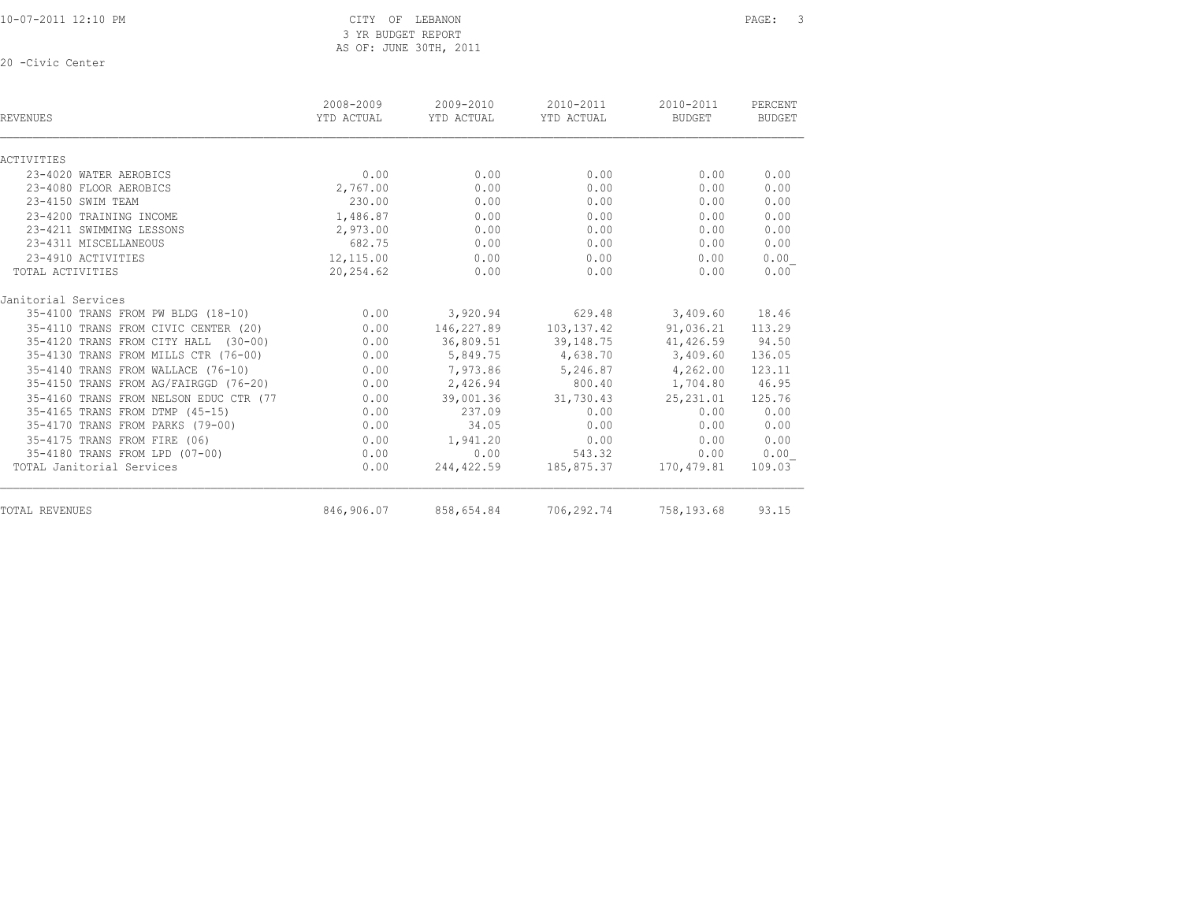CITY OF LEBANON
3 YR BUDGET REPORT
AS OF: JUNE 30TH, 2011

20 -Civic Center

| REVENUES | 2008-2009 YTD ACTUAL | 2009-2010 YTD ACTUAL | 2010-2011 YTD ACTUAL | 2010-2011 BUDGET | PERCENT BUDGET |
|---|---|---|---|---|---|
| ACTIVITIES | | | | | |
| 23-4020 WATER AEROBICS | 0.00 | 0.00 | 0.00 | 0.00 | 0.00 |
| 23-4080 FLOOR AEROBICS | 2,767.00 | 0.00 | 0.00 | 0.00 | 0.00 |
| 23-4150 SWIM TEAM | 230.00 | 0.00 | 0.00 | 0.00 | 0.00 |
| 23-4200 TRAINING INCOME | 1,486.87 | 0.00 | 0.00 | 0.00 | 0.00 |
| 23-4211 SWIMMING LESSONS | 2,973.00 | 0.00 | 0.00 | 0.00 | 0.00 |
| 23-4311 MISCELLANEOUS | 682.75 | 0.00 | 0.00 | 0.00 | 0.00 |
| 23-4910 ACTIVITIES | 12,115.00 | 0.00 | 0.00 | 0.00 | 0.00 |
| TOTAL ACTIVITIES | 20,254.62 | 0.00 | 0.00 | 0.00 | 0.00 |
| Janitorial Services | | | | | |
| 35-4100 TRANS FROM PW BLDG (18-10) | 0.00 | 3,920.94 | 629.48 | 3,409.60 | 18.46 |
| 35-4110 TRANS FROM CIVIC CENTER (20) | 0.00 | 146,227.89 | 103,137.42 | 91,036.21 | 113.29 |
| 35-4120 TRANS FROM CITY HALL (30-00) | 0.00 | 36,809.51 | 39,148.75 | 41,426.59 | 94.50 |
| 35-4130 TRANS FROM MILLS CTR (76-00) | 0.00 | 5,849.75 | 4,638.70 | 3,409.60 | 136.05 |
| 35-4140 TRANS FROM WALLACE (76-10) | 0.00 | 7,973.86 | 5,246.87 | 4,262.00 | 123.11 |
| 35-4150 TRANS FROM AG/FAIRGGD (76-20) | 0.00 | 2,426.94 | 800.40 | 1,704.80 | 46.95 |
| 35-4160 TRANS FROM NELSON EDUC CTR (77 | 0.00 | 39,001.36 | 31,730.43 | 25,231.01 | 125.76 |
| 35-4165 TRANS FROM DTMP (45-15) | 0.00 | 237.09 | 0.00 | 0.00 | 0.00 |
| 35-4170 TRANS FROM PARKS (79-00) | 0.00 | 34.05 | 0.00 | 0.00 | 0.00 |
| 35-4175 TRANS FROM FIRE (06) | 0.00 | 1,941.20 | 0.00 | 0.00 | 0.00 |
| 35-4180 TRANS FROM LPD (07-00) | 0.00 | 0.00 | 543.32 | 0.00 | 0.00 |
| TOTAL Janitorial Services | 0.00 | 244,422.59 | 185,875.37 | 170,479.81 | 109.03 |
| TOTAL REVENUES | 846,906.07 | 858,654.84 | 706,292.74 | 758,193.68 | 93.15 |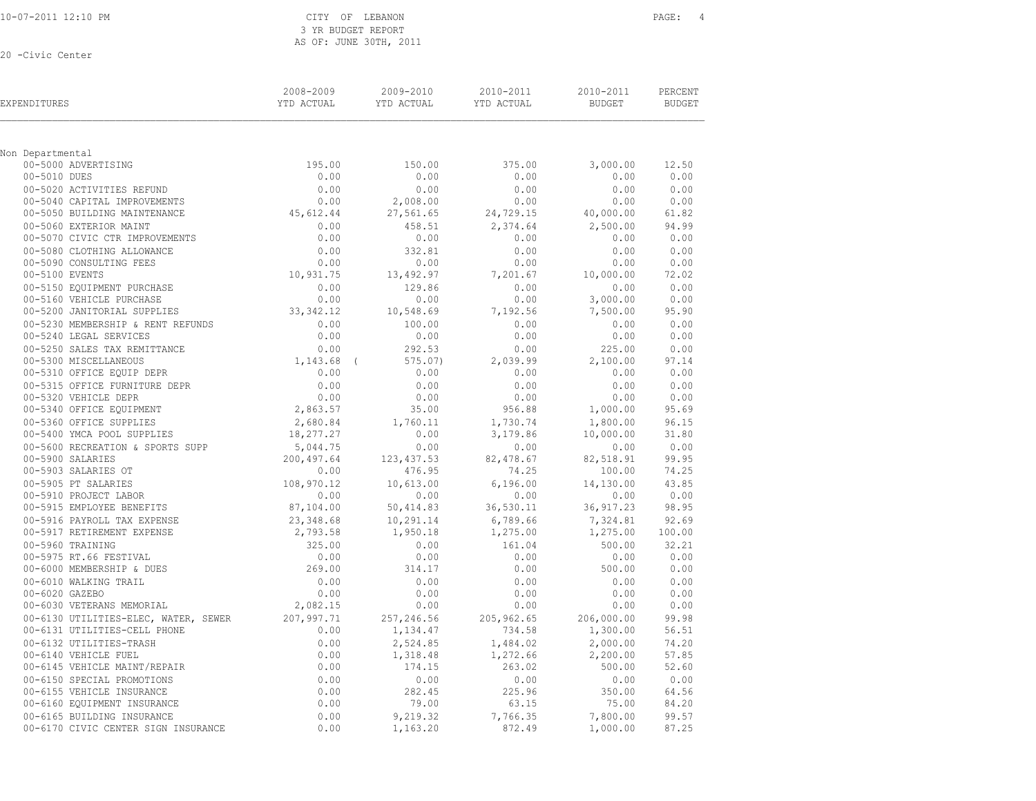CITY OF LEBANON
3 YR BUDGET REPORT
AS OF: JUNE 30TH, 2011

20 -Civic Center

| EXPENDITURES | 2008-2009 YTD ACTUAL | 2009-2010 YTD ACTUAL | 2010-2011 YTD ACTUAL | 2010-2011 BUDGET | PERCENT BUDGET |
|---|---|---|---|---|---|
| Non Departmental | | | | | |
| 00-5000 ADVERTISING | 195.00 | 150.00 | 375.00 | 3,000.00 | 12.50 |
| 00-5010 DUES | 0.00 | 0.00 | 0.00 | 0.00 | 0.00 |
| 00-5020 ACTIVITIES REFUND | 0.00 | 0.00 | 0.00 | 0.00 | 0.00 |
| 00-5040 CAPITAL IMPROVEMENTS | 0.00 | 2,008.00 | 0.00 | 0.00 | 0.00 |
| 00-5050 BUILDING MAINTENANCE | 45,612.44 | 27,561.65 | 24,729.15 | 40,000.00 | 61.82 |
| 00-5060 EXTERIOR MAINT | 0.00 | 458.51 | 2,374.64 | 2,500.00 | 94.99 |
| 00-5070 CIVIC CTR IMPROVEMENTS | 0.00 | 0.00 | 0.00 | 0.00 | 0.00 |
| 00-5080 CLOTHING ALLOWANCE | 0.00 | 332.81 | 0.00 | 0.00 | 0.00 |
| 00-5090 CONSULTING FEES | 0.00 | 0.00 | 0.00 | 0.00 | 0.00 |
| 00-5100 EVENTS | 10,931.75 | 13,492.97 | 7,201.67 | 10,000.00 | 72.02 |
| 00-5150 EQUIPMENT PURCHASE | 0.00 | 129.86 | 0.00 | 0.00 | 0.00 |
| 00-5160 VEHICLE PURCHASE | 0.00 | 0.00 | 0.00 | 3,000.00 | 0.00 |
| 00-5200 JANITORIAL SUPPLIES | 33,342.12 | 10,548.69 | 7,192.56 | 7,500.00 | 95.90 |
| 00-5230 MEMBERSHIP & RENT REFUNDS | 0.00 | 100.00 | 0.00 | 0.00 | 0.00 |
| 00-5240 LEGAL SERVICES | 0.00 | 0.00 | 0.00 | 0.00 | 0.00 |
| 00-5250 SALES TAX REMITTANCE | 0.00 | 292.53 | 0.00 | 225.00 | 0.00 |
| 00-5300 MISCELLANEOUS | 1,143.68 | ( 575.07) | 2,039.99 | 2,100.00 | 97.14 |
| 00-5310 OFFICE EQUIP DEPR | 0.00 | 0.00 | 0.00 | 0.00 | 0.00 |
| 00-5315 OFFICE FURNITURE DEPR | 0.00 | 0.00 | 0.00 | 0.00 | 0.00 |
| 00-5320 VEHICLE DEPR | 0.00 | 0.00 | 0.00 | 0.00 | 0.00 |
| 00-5340 OFFICE EQUIPMENT | 2,863.57 | 35.00 | 956.88 | 1,000.00 | 95.69 |
| 00-5360 OFFICE SUPPLIES | 2,680.84 | 1,760.11 | 1,730.74 | 1,800.00 | 96.15 |
| 00-5400 YMCA POOL SUPPLIES | 18,277.27 | 0.00 | 3,179.86 | 10,000.00 | 31.80 |
| 00-5600 RECREATION & SPORTS SUPP | 5,044.75 | 0.00 | 0.00 | 0.00 | 0.00 |
| 00-5900 SALARIES | 200,497.64 | 123,437.53 | 82,478.67 | 82,518.91 | 99.95 |
| 00-5903 SALARIES OT | 0.00 | 476.95 | 74.25 | 100.00 | 74.25 |
| 00-5905 PT SALARIES | 108,970.12 | 10,613.00 | 6,196.00 | 14,130.00 | 43.85 |
| 00-5910 PROJECT LABOR | 0.00 | 0.00 | 0.00 | 0.00 | 0.00 |
| 00-5915 EMPLOYEE BENEFITS | 87,104.00 | 50,414.83 | 36,530.11 | 36,917.23 | 98.95 |
| 00-5916 PAYROLL TAX EXPENSE | 23,348.68 | 10,291.14 | 6,789.66 | 7,324.81 | 92.69 |
| 00-5917 RETIREMENT EXPENSE | 2,793.58 | 1,950.18 | 1,275.00 | 1,275.00 | 100.00 |
| 00-5960 TRAINING | 325.00 | 0.00 | 161.04 | 500.00 | 32.21 |
| 00-5975 RT.66 FESTIVAL | 0.00 | 0.00 | 0.00 | 0.00 | 0.00 |
| 00-6000 MEMBERSHIP & DUES | 269.00 | 314.17 | 0.00 | 500.00 | 0.00 |
| 00-6010 WALKING TRAIL | 0.00 | 0.00 | 0.00 | 0.00 | 0.00 |
| 00-6020 GAZEBO | 0.00 | 0.00 | 0.00 | 0.00 | 0.00 |
| 00-6030 VETERANS MEMORIAL | 2,082.15 | 0.00 | 0.00 | 0.00 | 0.00 |
| 00-6130 UTILITIES-ELEC, WATER, SEWER | 207,997.71 | 257,246.56 | 205,962.65 | 206,000.00 | 99.98 |
| 00-6131 UTILITIES-CELL PHONE | 0.00 | 1,134.47 | 734.58 | 1,300.00 | 56.51 |
| 00-6132 UTILITIES-TRASH | 0.00 | 2,524.85 | 1,484.02 | 2,000.00 | 74.20 |
| 00-6140 VEHICLE FUEL | 0.00 | 1,318.48 | 1,272.66 | 2,200.00 | 57.85 |
| 00-6145 VEHICLE MAINT/REPAIR | 0.00 | 174.15 | 263.02 | 500.00 | 52.60 |
| 00-6150 SPECIAL PROMOTIONS | 0.00 | 0.00 | 0.00 | 0.00 | 0.00 |
| 00-6155 VEHICLE INSURANCE | 0.00 | 282.45 | 225.96 | 350.00 | 64.56 |
| 00-6160 EQUIPMENT INSURANCE | 0.00 | 79.00 | 63.15 | 75.00 | 84.20 |
| 00-6165 BUILDING INSURANCE | 0.00 | 9,219.32 | 7,766.35 | 7,800.00 | 99.57 |
| 00-6170 CIVIC CENTER SIGN INSURANCE | 0.00 | 1,163.20 | 872.49 | 1,000.00 | 87.25 |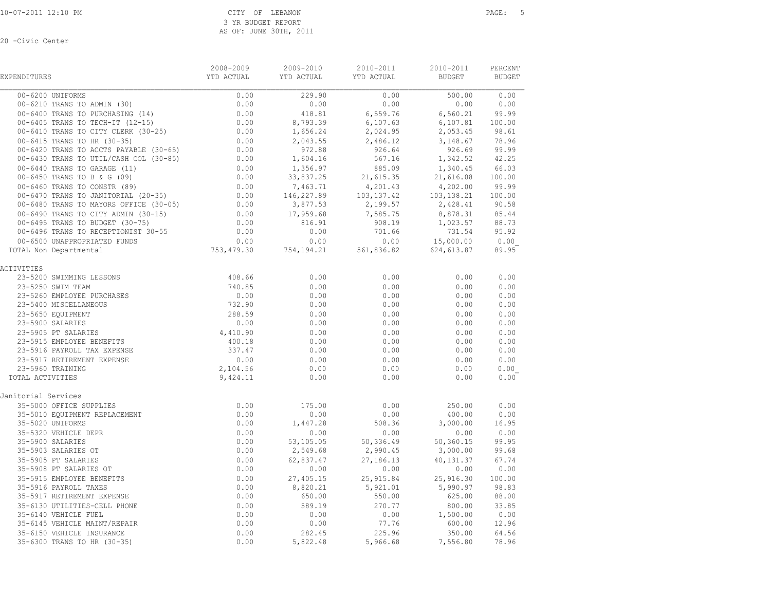CITY OF LEBANON
3 YR BUDGET REPORT
AS OF: JUNE 30TH, 2011

20 -Civic Center

| EXPENDITURES | 2008-2009 YTD ACTUAL | 2009-2010 YTD ACTUAL | 2010-2011 YTD ACTUAL | 2010-2011 BUDGET | PERCENT BUDGET |
|---|---|---|---|---|---|
| 00-6200 UNIFORMS | 0.00 | 229.90 | 0.00 | 500.00 | 0.00 |
| 00-6210 TRANS TO ADMIN (30) | 0.00 | 0.00 | 0.00 | 0.00 | 0.00 |
| 00-6400 TRANS TO PURCHASING (14) | 0.00 | 418.81 | 6,559.76 | 6,560.21 | 99.99 |
| 00-6405 TRANS TO TECH-IT (12-15) | 0.00 | 8,793.39 | 6,107.63 | 6,107.81 | 100.00 |
| 00-6410 TRANS TO CITY CLERK (30-25) | 0.00 | 1,656.24 | 2,024.95 | 2,053.45 | 98.61 |
| 00-6415 TRANS TO HR (30-35) | 0.00 | 2,043.55 | 2,486.12 | 3,148.67 | 78.96 |
| 00-6420 TRANS TO ACCTS PAYABLE (30-65) | 0.00 | 972.88 | 926.64 | 926.69 | 99.99 |
| 00-6430 TRANS TO UTIL/CASH COL (30-85) | 0.00 | 1,604.16 | 567.16 | 1,342.52 | 42.25 |
| 00-6440 TRANS TO GARAGE (11) | 0.00 | 1,356.97 | 885.09 | 1,340.45 | 66.03 |
| 00-6450 TRANS TO B & G (09) | 0.00 | 33,837.25 | 21,615.35 | 21,616.08 | 100.00 |
| 00-6460 TRANS TO CONSTR (89) | 0.00 | 7,463.71 | 4,201.43 | 4,202.00 | 99.99 |
| 00-6470 TRANS TO JANITORIAL (20-35) | 0.00 | 146,227.89 | 103,137.42 | 103,138.21 | 100.00 |
| 00-6480 TRANS TO MAYORS OFFICE (30-05) | 0.00 | 3,877.53 | 2,199.57 | 2,428.41 | 90.58 |
| 00-6490 TRANS TO CITY ADMIN (30-15) | 0.00 | 17,959.68 | 7,585.75 | 8,878.31 | 85.44 |
| 00-6495 TRANS TO BUDGET (30-75) | 0.00 | 816.91 | 908.19 | 1,023.57 | 88.73 |
| 00-6496 TRANS TO RECEPTIONIST 30-55 | 0.00 | 0.00 | 701.66 | 731.54 | 95.92 |
| 00-6500 UNAPPROPRIATED FUNDS | 0.00 | 0.00 | 0.00 | 15,000.00 | 0.00 |
| TOTAL Non Departmental | 753,479.30 | 754,194.21 | 561,836.82 | 624,613.87 | 89.95 |
| **ACTIVITIES** | | | | | |
| 23-5200 SWIMMING LESSONS | 408.66 | 0.00 | 0.00 | 0.00 | 0.00 |
| 23-5250 SWIM TEAM | 740.85 | 0.00 | 0.00 | 0.00 | 0.00 |
| 23-5260 EMPLOYEE PURCHASES | 0.00 | 0.00 | 0.00 | 0.00 | 0.00 |
| 23-5400 MISCELLANEOUS | 732.90 | 0.00 | 0.00 | 0.00 | 0.00 |
| 23-5650 EQUIPMENT | 288.59 | 0.00 | 0.00 | 0.00 | 0.00 |
| 23-5900 SALARIES | 0.00 | 0.00 | 0.00 | 0.00 | 0.00 |
| 23-5905 PT SALARIES | 4,410.90 | 0.00 | 0.00 | 0.00 | 0.00 |
| 23-5915 EMPLOYEE BENEFITS | 400.18 | 0.00 | 0.00 | 0.00 | 0.00 |
| 23-5916 PAYROLL TAX EXPENSE | 337.47 | 0.00 | 0.00 | 0.00 | 0.00 |
| 23-5917 RETIREMENT EXPENSE | 0.00 | 0.00 | 0.00 | 0.00 | 0.00 |
| 23-5960 TRAINING | 2,104.56 | 0.00 | 0.00 | 0.00 | 0.00 |
| TOTAL ACTIVITIES | 9,424.11 | 0.00 | 0.00 | 0.00 | 0.00 |
| **Janitorial Services** | | | | | |
| 35-5000 OFFICE SUPPLIES | 0.00 | 175.00 | 0.00 | 250.00 | 0.00 |
| 35-5010 EQUIPMENT REPLACEMENT | 0.00 | 0.00 | 0.00 | 400.00 | 0.00 |
| 35-5020 UNIFORMS | 0.00 | 1,447.28 | 508.36 | 3,000.00 | 16.95 |
| 35-5320 VEHICLE DEPR | 0.00 | 0.00 | 0.00 | 0.00 | 0.00 |
| 35-5900 SALARIES | 0.00 | 53,105.05 | 50,336.49 | 50,360.15 | 99.95 |
| 35-5903 SALARIES OT | 0.00 | 2,549.68 | 2,990.45 | 3,000.00 | 99.68 |
| 35-5905 PT SALARIES | 0.00 | 62,837.47 | 27,186.13 | 40,131.37 | 67.74 |
| 35-5908 PT SALARIES OT | 0.00 | 0.00 | 0.00 | 0.00 | 0.00 |
| 35-5915 EMPLOYEE BENEFITS | 0.00 | 27,405.15 | 25,915.84 | 25,916.30 | 100.00 |
| 35-5916 PAYROLL TAXES | 0.00 | 8,820.21 | 5,921.01 | 5,990.97 | 98.83 |
| 35-5917 RETIREMENT EXPENSE | 0.00 | 650.00 | 550.00 | 625.00 | 88.00 |
| 35-6130 UTILITIES-CELL PHONE | 0.00 | 589.19 | 270.77 | 800.00 | 33.85 |
| 35-6140 VEHICLE FUEL | 0.00 | 0.00 | 0.00 | 1,500.00 | 0.00 |
| 35-6145 VEHICLE MAINT/REPAIR | 0.00 | 0.00 | 77.76 | 600.00 | 12.96 |
| 35-6150 VEHICLE INSURANCE | 0.00 | 282.45 | 225.96 | 350.00 | 64.56 |
| 35-6300 TRANS TO HR (30-35) | 0.00 | 5,822.48 | 5,966.68 | 7,556.80 | 78.96 |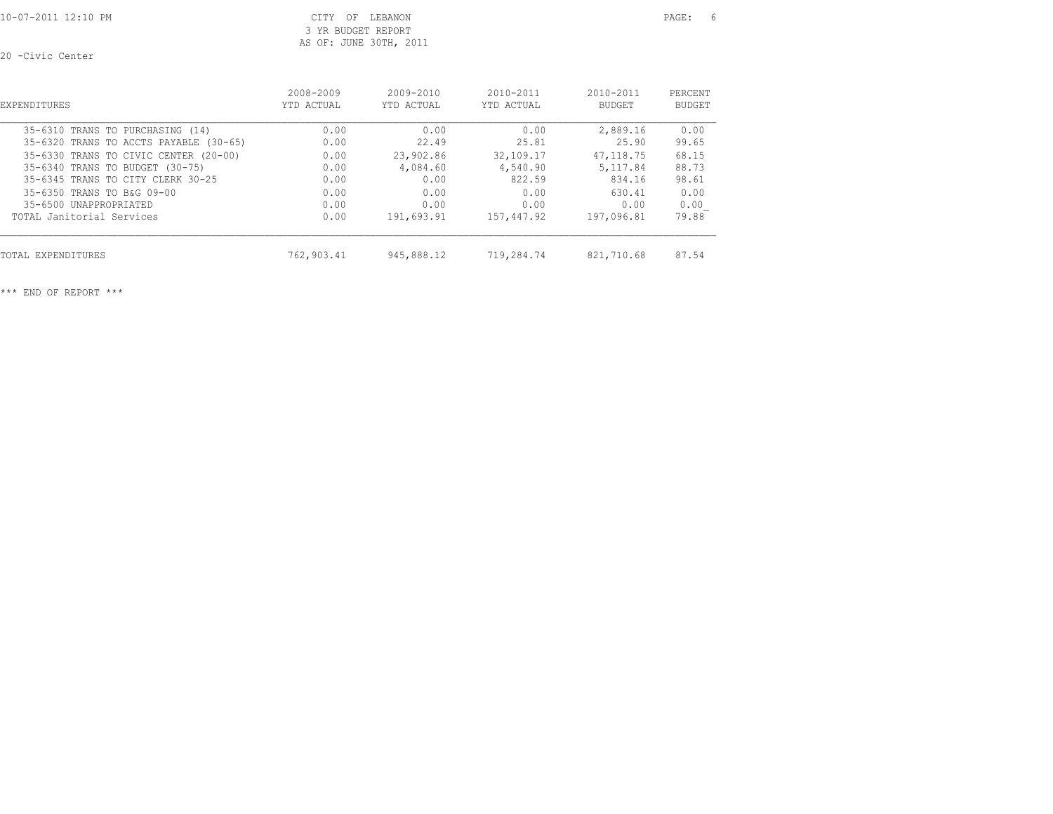CITY OF LEBANON
3 YR BUDGET REPORT
AS OF: JUNE 30TH, 2011

20 -Civic Center

| EXPENDITURES | 2008-2009 YTD ACTUAL | 2009-2010 YTD ACTUAL | 2010-2011 YTD ACTUAL | 2010-2011 BUDGET | PERCENT BUDGET |
|---|---|---|---|---|---|
| 35-6310 TRANS TO PURCHASING (14) | 0.00 | 0.00 | 0.00 | 2,889.16 | 0.00 |
| 35-6320 TRANS TO ACCTS PAYABLE (30-65) | 0.00 | 22.49 | 25.81 | 25.90 | 99.65 |
| 35-6330 TRANS TO CIVIC CENTER (20-00) | 0.00 | 23,902.86 | 32,109.17 | 47,118.75 | 68.15 |
| 35-6340 TRANS TO BUDGET (30-75) | 0.00 | 4,084.60 | 4,540.90 | 5,117.84 | 88.73 |
| 35-6345 TRANS TO CITY CLERK 30-25 | 0.00 | 0.00 | 822.59 | 834.16 | 98.61 |
| 35-6350 TRANS TO B&G 09-00 | 0.00 | 0.00 | 0.00 | 630.41 | 0.00 |
| 35-6500 UNAPPROPRIATED | 0.00 | 0.00 | 0.00 | 0.00 | 0.00 |
| TOTAL Janitorial Services | 0.00 | 191,693.91 | 157,447.92 | 197,096.81 | 79.88 |
| TOTAL EXPENDITURES | 762,903.41 | 945,888.12 | 719,284.74 | 821,710.68 | 87.54 |

*** END OF REPORT ***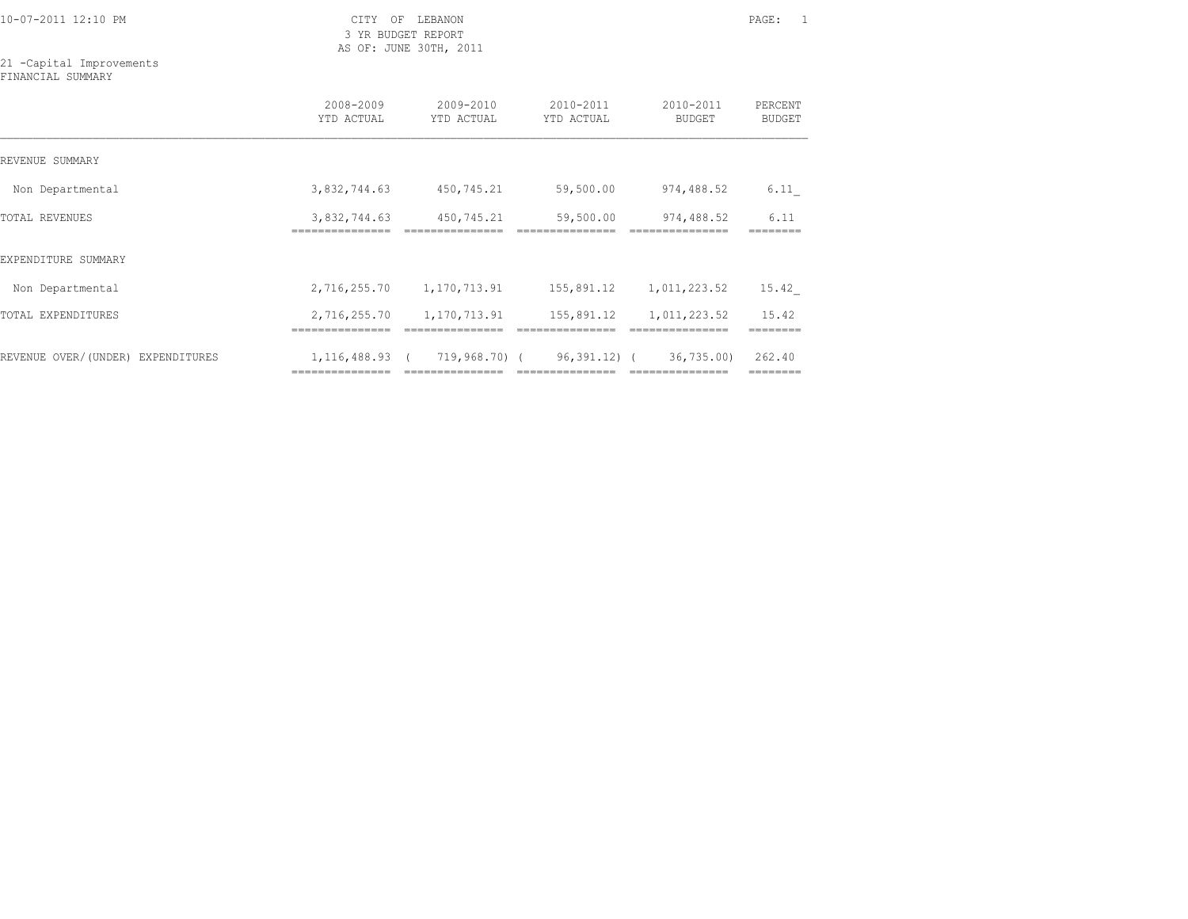10-07-2011 12:10 PM

# CITY OF LEBANON
## 3 YR BUDGET REPORT
### AS OF: JUNE 30TH, 2011

21 -Capital Improvements
FINANCIAL SUMMARY

| | 2008-2009 YTD ACTUAL | 2009-2010 YTD ACTUAL | 2010-2011 YTD ACTUAL | 2010-2011 BUDGET | PERCENT BUDGET |
|---|---|---|---|---|---|
| REVENUE SUMMARY | | | | | |
| Non Departmental | 3,832,744.63 | 450,745.21 | 59,500.00 | 974,488.52 | 6.11 |
| TOTAL REVENUES | 3,832,744.63 | 450,745.21 | 59,500.00 | 974,488.52 | 6.11 |
| EXPENDITURE SUMMARY | | | | | |
| Non Departmental | 2,716,255.70 | 1,170,713.91 | 155,891.12 | 1,011,223.52 | 15.42 |
| TOTAL EXPENDITURES | 2,716,255.70 | 1,170,713.91 | 155,891.12 | 1,011,223.52 | 15.42 |
| REVENUE OVER/(UNDER) EXPENDITURES | 1,116,488.93 | ( 719,968.70) | ( 96,391.12) | ( 36,735.00) | 262.40 |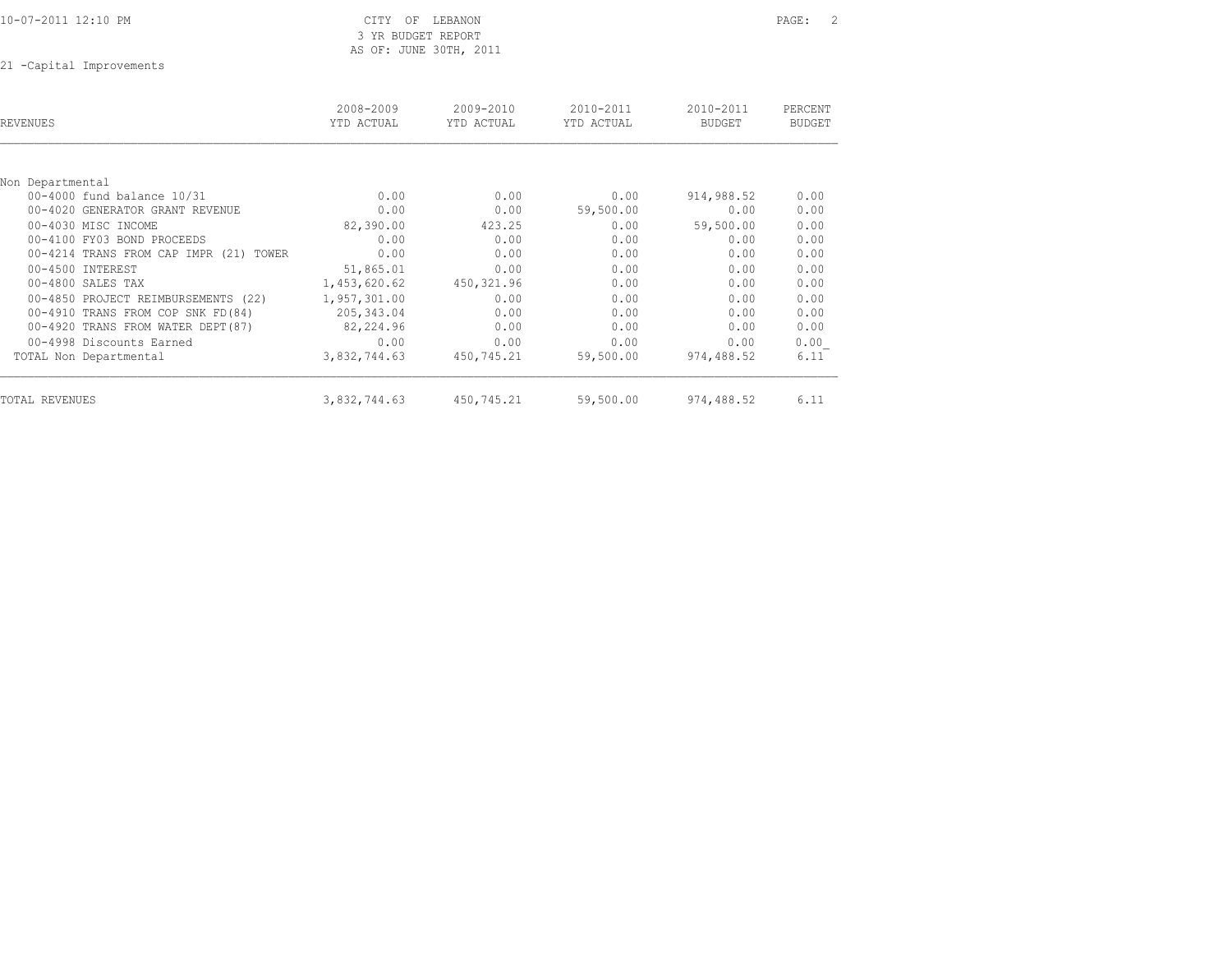CITY OF LEBANON
3 YR BUDGET REPORT
AS OF: JUNE 30TH, 2011

21 -Capital Improvements

| REVENUES | 2008-2009 YTD ACTUAL | 2009-2010 YTD ACTUAL | 2010-2011 YTD ACTUAL | 2010-2011 BUDGET | PERCENT BUDGET |
|---|---|---|---|---|---|
| Non Departmental | | | | | |
| 00-4000 fund balance 10/31 | 0.00 | 0.00 | 0.00 | 914,988.52 | 0.00 |
| 00-4020 GENERATOR GRANT REVENUE | 0.00 | 0.00 | 59,500.00 | 0.00 | 0.00 |
| 00-4030 MISC INCOME | 82,390.00 | 423.25 | 0.00 | 59,500.00 | 0.00 |
| 00-4100 FY03 BOND PROCEEDS | 0.00 | 0.00 | 0.00 | 0.00 | 0.00 |
| 00-4214 TRANS FROM CAP IMPR (21) TOWER | 0.00 | 0.00 | 0.00 | 0.00 | 0.00 |
| 00-4500 INTEREST | 51,865.01 | 0.00 | 0.00 | 0.00 | 0.00 |
| 00-4800 SALES TAX | 1,453,620.62 | 450,321.96 | 0.00 | 0.00 | 0.00 |
| 00-4850 PROJECT REIMBURSEMENTS (22) | 1,957,301.00 | 0.00 | 0.00 | 0.00 | 0.00 |
| 00-4910 TRANS FROM COP SNK FD(84) | 205,343.04 | 0.00 | 0.00 | 0.00 | 0.00 |
| 00-4920 TRANS FROM WATER DEPT(87) | 82,224.96 | 0.00 | 0.00 | 0.00 | 0.00 |
| 00-4998 Discounts Earned | 0.00 | 0.00 | 0.00 | 0.00 | 0.00 |
| TOTAL Non Departmental | 3,832,744.63 | 450,745.21 | 59,500.00 | 974,488.52 | 6.11 |
| TOTAL REVENUES | 3,832,744.63 | 450,745.21 | 59,500.00 | 974,488.52 | 6.11 |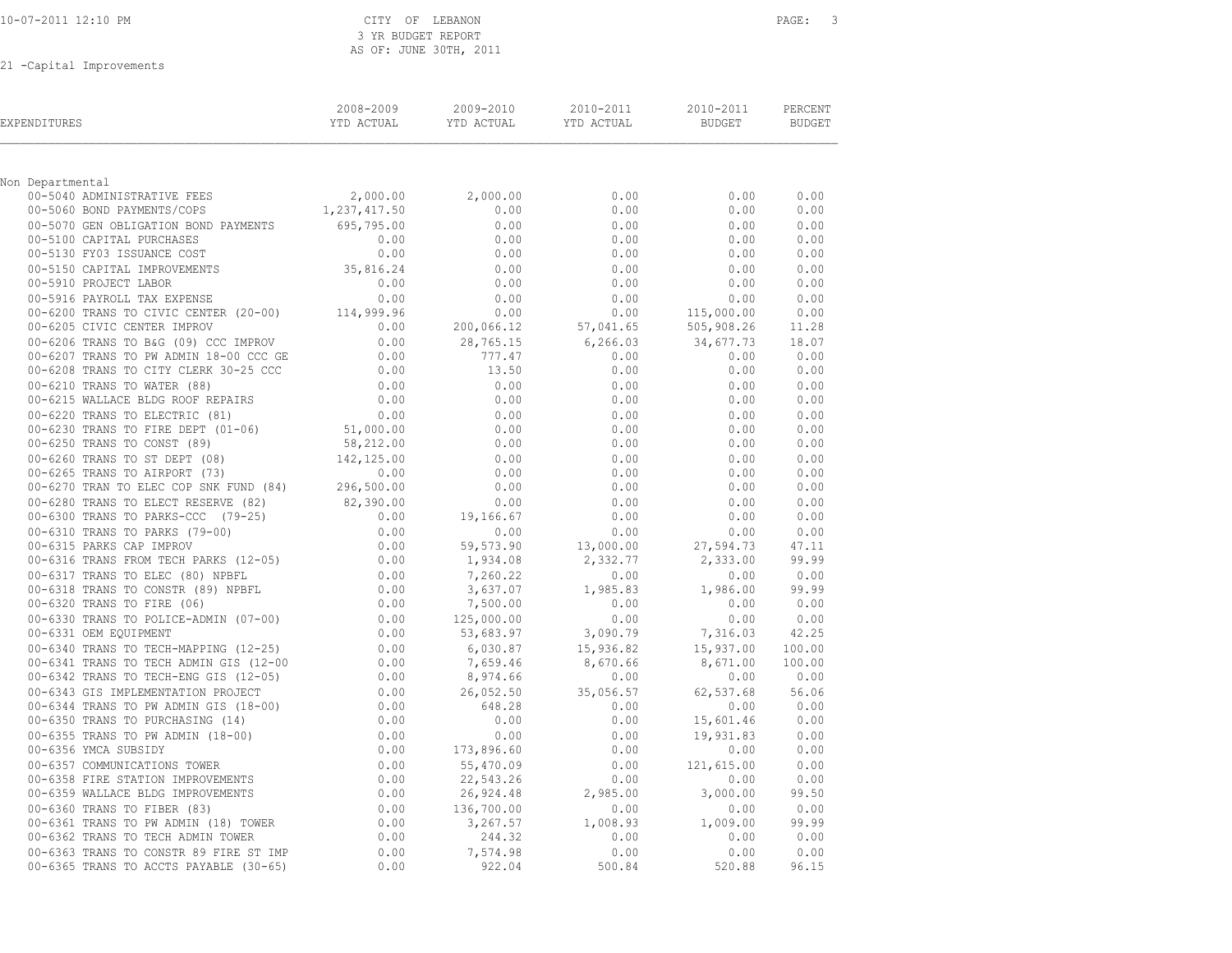CITY OF LEBANON
3 YR BUDGET REPORT
AS OF: JUNE 30TH, 2011

21 -Capital Improvements

| EXPENDITURES | 2008-2009 YTD ACTUAL | 2009-2010 YTD ACTUAL | 2010-2011 YTD ACTUAL | 2010-2011 BUDGET | PERCENT BUDGET |
|---|---|---|---|---|---|
| **Non Departmental** | | | | | |
| 00-5040 ADMINISTRATIVE FEES | 2,000.00 | 2,000.00 | 0.00 | 0.00 | 0.00 |
| 00-5060 BOND PAYMENTS/COPS | 1,237,417.50 | 0.00 | 0.00 | 0.00 | 0.00 |
| 00-5070 GEN OBLIGATION BOND PAYMENTS | 695,795.00 | 0.00 | 0.00 | 0.00 | 0.00 |
| 00-5100 CAPITAL PURCHASES | 0.00 | 0.00 | 0.00 | 0.00 | 0.00 |
| 00-5130 FY03 ISSUANCE COST | 0.00 | 0.00 | 0.00 | 0.00 | 0.00 |
| 00-5150 CAPITAL IMPROVEMENTS | 35,816.24 | 0.00 | 0.00 | 0.00 | 0.00 |
| 00-5910 PROJECT LABOR | 0.00 | 0.00 | 0.00 | 0.00 | 0.00 |
| 00-5916 PAYROLL TAX EXPENSE | 0.00 | 0.00 | 0.00 | 0.00 | 0.00 |
| 00-6200 TRANS TO CIVIC CENTER (20-00) | 114,999.96 | 0.00 | 0.00 | 115,000.00 | 0.00 |
| 00-6205 CIVIC CENTER IMPROV | 0.00 | 200,066.12 | 57,041.65 | 505,908.26 | 11.28 |
| 00-6206 TRANS TO B&G (09) CCC IMPROV | 0.00 | 28,765.15 | 6,266.03 | 34,677.73 | 18.07 |
| 00-6207 TRANS TO PW ADMIN 18-00 CCC GE | 0.00 | 777.47 | 0.00 | 0.00 | 0.00 |
| 00-6208 TRANS TO CITY CLERK 30-25 CCC | 0.00 | 13.50 | 0.00 | 0.00 | 0.00 |
| 00-6210 TRANS TO WATER (88) | 0.00 | 0.00 | 0.00 | 0.00 | 0.00 |
| 00-6215 WALLACE BLDG ROOF REPAIRS | 0.00 | 0.00 | 0.00 | 0.00 | 0.00 |
| 00-6220 TRANS TO ELECTRIC (81) | 0.00 | 0.00 | 0.00 | 0.00 | 0.00 |
| 00-6230 TRANS TO FIRE DEPT (01-06) | 51,000.00 | 0.00 | 0.00 | 0.00 | 0.00 |
| 00-6250 TRANS TO CONST (89) | 58,212.00 | 0.00 | 0.00 | 0.00 | 0.00 |
| 00-6260 TRANS TO ST DEPT (08) | 142,125.00 | 0.00 | 0.00 | 0.00 | 0.00 |
| 00-6265 TRANS TO AIRPORT (73) | 0.00 | 0.00 | 0.00 | 0.00 | 0.00 |
| 00-6270 TRAN TO ELEC COP SNK FUND (84) | 296,500.00 | 0.00 | 0.00 | 0.00 | 0.00 |
| 00-6280 TRANS TO ELECT RESERVE (82) | 82,390.00 | 0.00 | 0.00 | 0.00 | 0.00 |
| 00-6300 TRANS TO PARKS-CCC (79-25) | 0.00 | 19,166.67 | 0.00 | 0.00 | 0.00 |
| 00-6310 TRANS TO PARKS (79-00) | 0.00 | 0.00 | 0.00 | 0.00 | 0.00 |
| 00-6315 PARKS CAP IMPROV | 0.00 | 59,573.90 | 13,000.00 | 27,594.73 | 47.11 |
| 00-6316 TRANS FROM TECH PARKS (12-05) | 0.00 | 1,934.08 | 2,332.77 | 2,333.00 | 99.99 |
| 00-6317 TRANS TO ELEC (80) NPBFL | 0.00 | 7,260.22 | 0.00 | 0.00 | 0.00 |
| 00-6318 TRANS TO CONSTR (89) NPBFL | 0.00 | 3,637.07 | 1,985.83 | 1,986.00 | 99.99 |
| 00-6320 TRANS TO FIRE (06) | 0.00 | 7,500.00 | 0.00 | 0.00 | 0.00 |
| 00-6330 TRANS TO POLICE-ADMIN (07-00) | 0.00 | 125,000.00 | 0.00 | 0.00 | 0.00 |
| 00-6331 OEM EQUIPMENT | 0.00 | 53,683.97 | 3,090.79 | 7,316.03 | 42.25 |
| 00-6340 TRANS TO TECH-MAPPING (12-25) | 0.00 | 6,030.87 | 15,936.82 | 15,937.00 | 100.00 |
| 00-6341 TRANS TO TECH ADMIN GIS (12-00 | 0.00 | 7,659.46 | 8,670.66 | 8,671.00 | 100.00 |
| 00-6342 TRANS TO TECH-ENG GIS (12-05) | 0.00 | 8,974.66 | 0.00 | 0.00 | 0.00 |
| 00-6343 GIS IMPLEMENTATION PROJECT | 0.00 | 26,052.50 | 35,056.57 | 62,537.68 | 56.06 |
| 00-6344 TRANS TO PW ADMIN GIS (18-00) | 0.00 | 648.28 | 0.00 | 0.00 | 0.00 |
| 00-6350 TRANS TO PURCHASING (14) | 0.00 | 0.00 | 0.00 | 15,601.46 | 0.00 |
| 00-6355 TRANS TO PW ADMIN (18-00) | 0.00 | 0.00 | 0.00 | 19,931.83 | 0.00 |
| 00-6356 YMCA SUBSIDY | 0.00 | 173,896.60 | 0.00 | 0.00 | 0.00 |
| 00-6357 COMMUNICATIONS TOWER | 0.00 | 55,470.09 | 0.00 | 121,615.00 | 0.00 |
| 00-6358 FIRE STATION IMPROVEMENTS | 0.00 | 22,543.26 | 0.00 | 0.00 | 0.00 |
| 00-6359 WALLACE BLDG IMPROVEMENTS | 0.00 | 26,924.48 | 2,985.00 | 3,000.00 | 99.50 |
| 00-6360 TRANS TO FIBER (83) | 0.00 | 136,700.00 | 0.00 | 0.00 | 0.00 |
| 00-6361 TRANS TO PW ADMIN (18) TOWER | 0.00 | 3,267.57 | 1,008.93 | 1,009.00 | 99.99 |
| 00-6362 TRANS TO TECH ADMIN TOWER | 0.00 | 244.32 | 0.00 | 0.00 | 0.00 |
| 00-6363 TRANS TO CONSTR 89 FIRE ST IMP | 0.00 | 7,574.98 | 0.00 | 0.00 | 0.00 |
| 00-6365 TRANS TO ACCTS PAYABLE (30-65) | 0.00 | 922.04 | 500.84 | 520.88 | 96.15 |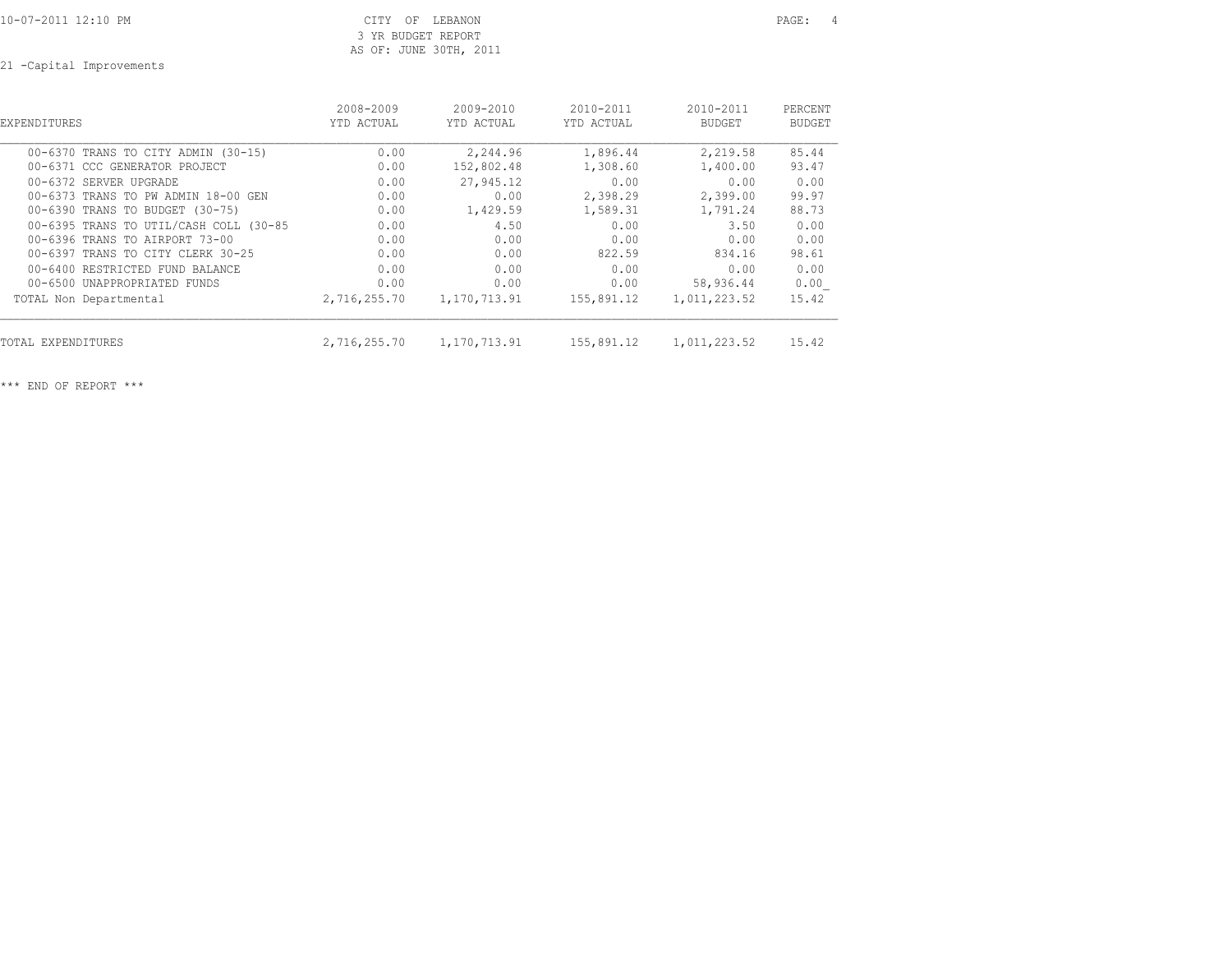21 -Capital Improvements

| EXPENDITURES | 2008-2009 YTD ACTUAL | 2009-2010 YTD ACTUAL | 2010-2011 YTD ACTUAL | 2010-2011 BUDGET | PERCENT BUDGET |
|---|---|---|---|---|---|
| 00-6370 TRANS TO CITY ADMIN (30-15) | 0.00 | 2,244.96 | 1,896.44 | 2,219.58 | 85.44 |
| 00-6371 CCC GENERATOR PROJECT | 0.00 | 152,802.48 | 1,308.60 | 1,400.00 | 93.47 |
| 00-6372 SERVER UPGRADE | 0.00 | 27,945.12 | 0.00 | 0.00 | 0.00 |
| 00-6373 TRANS TO PW ADMIN 18-00 GEN | 0.00 | 0.00 | 2,398.29 | 2,399.00 | 99.97 |
| 00-6390 TRANS TO BUDGET (30-75) | 0.00 | 1,429.59 | 1,589.31 | 1,791.24 | 88.73 |
| 00-6395 TRANS TO UTIL/CASH COLL (30-85 | 0.00 | 4.50 | 0.00 | 3.50 | 0.00 |
| 00-6396 TRANS TO AIRPORT 73-00 | 0.00 | 0.00 | 0.00 | 0.00 | 0.00 |
| 00-6397 TRANS TO CITY CLERK 30-25 | 0.00 | 0.00 | 822.59 | 834.16 | 98.61 |
| 00-6400 RESTRICTED FUND BALANCE | 0.00 | 0.00 | 0.00 | 0.00 | 0.00 |
| 00-6500 UNAPPROPRIATED FUNDS | 0.00 | 0.00 | 0.00 | 58,936.44 | 0.00 |
| TOTAL Non Departmental | 2,716,255.70 | 1,170,713.91 | 155,891.12 | 1,011,223.52 | 15.42 |
| TOTAL EXPENDITURES | 2,716,255.70 | 1,170,713.91 | 155,891.12 | 1,011,223.52 | 15.42 |

*** END OF REPORT ***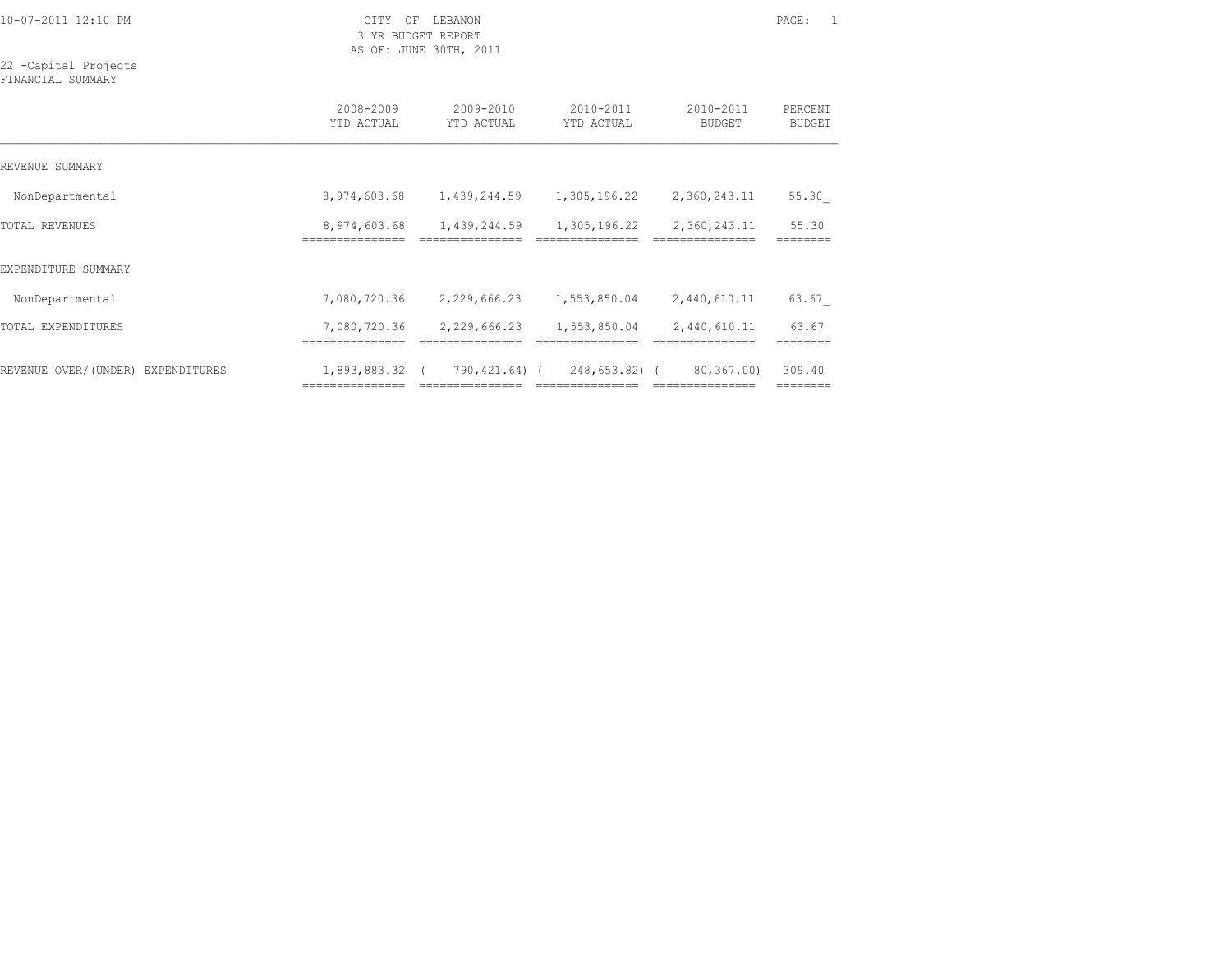CITY OF LEBANON
3 YR BUDGET REPORT
AS OF: JUNE 30TH, 2011

22 -Capital Projects
FINANCIAL SUMMARY

| | 2008-2009 YTD ACTUAL | 2009-2010 YTD ACTUAL | 2010-2011 YTD ACTUAL | 2010-2011 BUDGET | PERCENT BUDGET |
|---|---|---|---|---|---|
| REVENUE SUMMARY | | | | | |
| NonDepartmental | 8,974,603.68 | 1,439,244.59 | 1,305,196.22 | 2,360,243.11 | 55.30_ |
| TOTAL REVENUES | 8,974,603.68 | 1,439,244.59 | 1,305,196.22 | 2,360,243.11 | 55.30 |
| EXPENDITURE SUMMARY | | | | | |
| NonDepartmental | 7,080,720.36 | 2,229,666.23 | 1,553,850.04 | 2,440,610.11 | 63.67_ |
| TOTAL EXPENDITURES | 7,080,720.36 | 2,229,666.23 | 1,553,850.04 | 2,440,610.11 | 63.67 |
| REVENUE OVER/(UNDER) EXPENDITURES | 1,893,883.32 | ( 790,421.64) | ( 248,653.82) | ( 80,367.00) | 309.40 |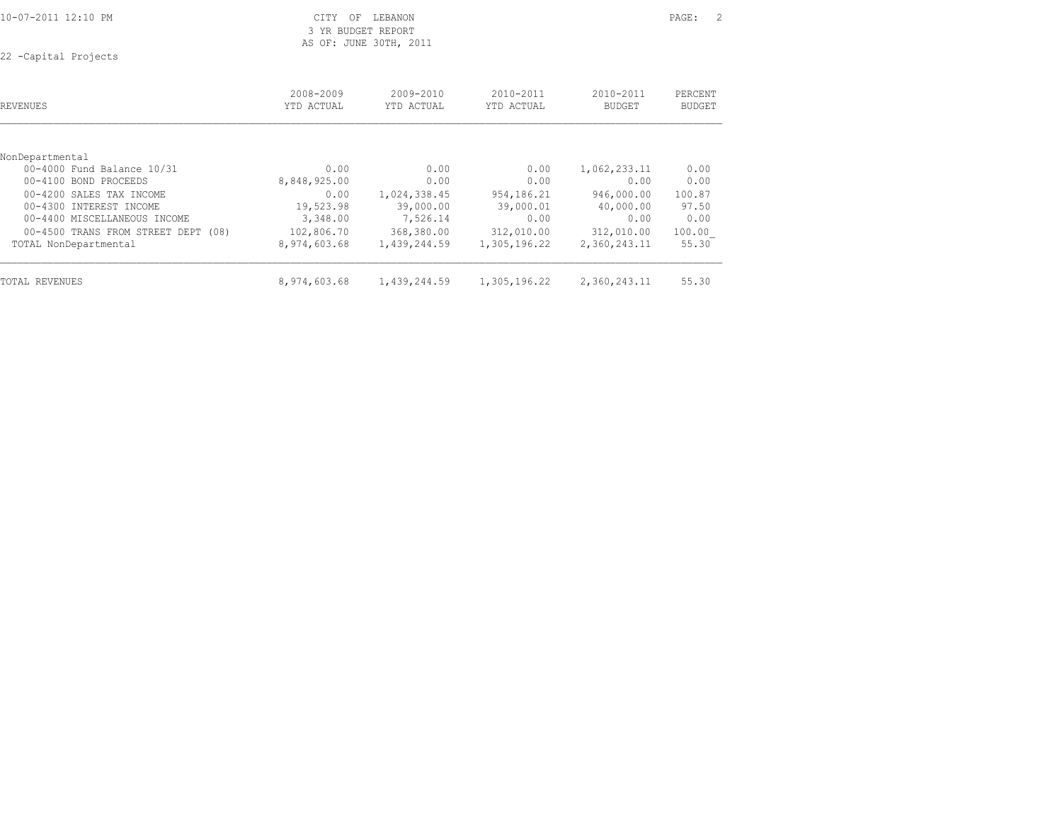CITY OF LEBANON
3 YR BUDGET REPORT
AS OF: JUNE 30TH, 2011

22 -Capital Projects

| REVENUES | 2008-2009 YTD ACTUAL | 2009-2010 YTD ACTUAL | 2010-2011 YTD ACTUAL | 2010-2011 BUDGET | PERCENT BUDGET |
|---|---|---|---|---|---|
| NonDepartmental | | | | | |
| 00-4000 Fund Balance 10/31 | 0.00 | 0.00 | 0.00 | 1,062,233.11 | 0.00 |
| 00-4100 BOND PROCEEDS | 8,848,925.00 | 0.00 | 0.00 | 0.00 | 0.00 |
| 00-4200 SALES TAX INCOME | 0.00 | 1,024,338.45 | 954,186.21 | 946,000.00 | 100.87 |
| 00-4300 INTEREST INCOME | 19,523.98 | 39,000.00 | 39,000.01 | 40,000.00 | 97.50 |
| 00-4400 MISCELLANEOUS INCOME | 3,348.00 | 7,526.14 | 0.00 | 0.00 | 0.00 |
| 00-4500 TRANS FROM STREET DEPT (08) | 102,806.70 | 368,380.00 | 312,010.00 | 312,010.00 | 100.00 |
| TOTAL NonDepartmental | 8,974,603.68 | 1,439,244.59 | 1,305,196.22 | 2,360,243.11 | 55.30 |
| TOTAL REVENUES | 8,974,603.68 | 1,439,244.59 | 1,305,196.22 | 2,360,243.11 | 55.30 |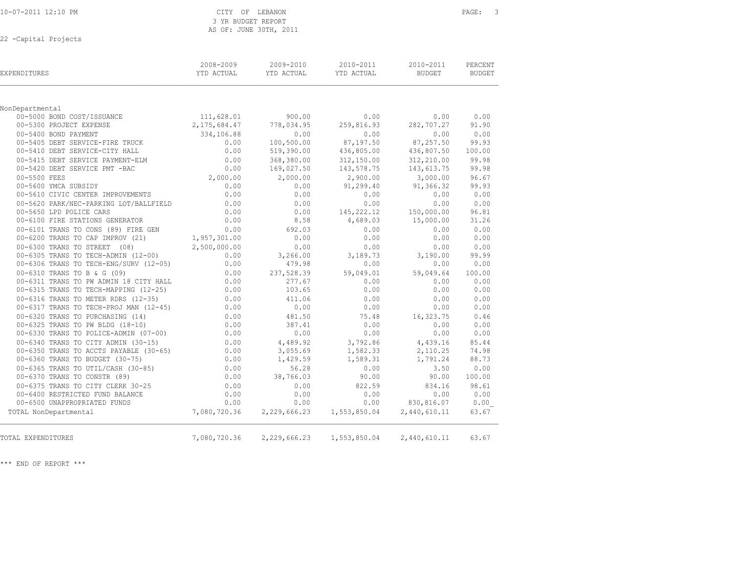CITY OF LEBANON
3 YR BUDGET REPORT
AS OF: JUNE 30TH, 2011

22 -Capital Projects

| EXPENDITURES | 2008-2009 YTD ACTUAL | 2009-2010 YTD ACTUAL | 2010-2011 YTD ACTUAL | 2010-2011 BUDGET | PERCENT BUDGET |
|---|---|---|---|---|---|
| NonDepartmental | | | | | |
| 00-5000 BOND COST/ISSUANCE | 111,628.01 | 900.00 | 0.00 | 0.00 | 0.00 |
| 00-5300 PROJECT EXPENSE | 2,175,684.47 | 778,034.95 | 259,816.93 | 282,707.27 | 91.90 |
| 00-5400 BOND PAYMENT | 334,106.88 | 0.00 | 0.00 | 0.00 | 0.00 |
| 00-5405 DEBT SERVICE-FIRE TRUCK | 0.00 | 100,500.00 | 87,197.50 | 87,257.50 | 99.93 |
| 00-5410 DEBT SERVICE-CITY HALL | 0.00 | 519,390.00 | 436,805.00 | 436,807.50 | 100.00 |
| 00-5415 DEBT SERVICE PAYMENT-ELM | 0.00 | 368,380.00 | 312,150.00 | 312,210.00 | 99.98 |
| 00-5420 DEBT SERVICE PMT -BAC | 0.00 | 169,027.50 | 143,578.75 | 143,613.75 | 99.98 |
| 00-5500 FEES | 2,000.00 | 2,000.00 | 2,900.00 | 3,000.00 | 96.67 |
| 00-5600 YMCA SUBSIDY | 0.00 | 0.00 | 91,299.40 | 91,366.32 | 99.93 |
| 00-5610 CIVIC CENTER IMPROVEMENTS | 0.00 | 0.00 | 0.00 | 0.00 | 0.00 |
| 00-5620 PARK/NEC-PARKING LOT/BALLFIELD | 0.00 | 0.00 | 0.00 | 0.00 | 0.00 |
| 00-5650 LPD POLICE CARS | 0.00 | 0.00 | 145,222.12 | 150,000.00 | 96.81 |
| 00-6100 FIRE STATIONS GENERATOR | 0.00 | 8.58 | 4,689.03 | 15,000.00 | 31.26 |
| 00-6101 TRANS TO CONS (89) FIRE GEN | 0.00 | 692.03 | 0.00 | 0.00 | 0.00 |
| 00-6200 TRANS TO CAP IMPROV (21) | 1,957,301.00 | 0.00 | 0.00 | 0.00 | 0.00 |
| 00-6300 TRANS TO STREET (08) | 2,500,000.00 | 0.00 | 0.00 | 0.00 | 0.00 |
| 00-6305 TRANS TO TECH-ADMIN (12-00) | 0.00 | 3,266.00 | 3,189.73 | 3,190.00 | 99.99 |
| 00-6306 TRANS TO TECH-ENG/SURV (12-05) | 0.00 | 479.98 | 0.00 | 0.00 | 0.00 |
| 00-6310 TRANS TO B & G (09) | 0.00 | 237,528.39 | 59,049.01 | 59,049.64 | 100.00 |
| 00-6311 TRANS TO PW ADMIN 18 CITY HALL | 0.00 | 277.67 | 0.00 | 0.00 | 0.00 |
| 00-6315 TRANS TO TECH-MAPPING (12-25) | 0.00 | 103.65 | 0.00 | 0.00 | 0.00 |
| 00-6316 TRANS TO METER RDRS (12-35) | 0.00 | 411.06 | 0.00 | 0.00 | 0.00 |
| 00-6317 TRANS TO TECH-PROJ MAN (12-45) | 0.00 | 0.00 | 0.00 | 0.00 | 0.00 |
| 00-6320 TRANS TO PURCHASING (14) | 0.00 | 481.50 | 75.48 | 16,323.75 | 0.46 |
| 00-6325 TRANS TO PW BLDG (18-10) | 0.00 | 387.41 | 0.00 | 0.00 | 0.00 |
| 00-6330 TRANS TO POLICE-ADMIN (07-00) | 0.00 | 0.00 | 0.00 | 0.00 | 0.00 |
| 00-6340 TRANS TO CITY ADMIN (30-15) | 0.00 | 4,489.92 | 3,792.86 | 4,439.16 | 85.44 |
| 00-6350 TRANS TO ACCTS PAYABLE (30-65) | 0.00 | 3,055.69 | 1,582.33 | 2,110.25 | 74.98 |
| 00-6360 TRANS TO BUDGET (30-75) | 0.00 | 1,429.59 | 1,589.31 | 1,791.24 | 88.73 |
| 00-6365 TRANS TO UTIL/CASH (30-85) | 0.00 | 56.28 | 0.00 | 3.50 | 0.00 |
| 00-6370 TRANS TO CONSTR (89) | 0.00 | 38,766.03 | 90.00 | 90.00 | 100.00 |
| 00-6375 TRANS TO CITY CLERK 30-25 | 0.00 | 0.00 | 822.59 | 834.16 | 98.61 |
| 00-6400 RESTRICTED FUND BALANCE | 0.00 | 0.00 | 0.00 | 0.00 | 0.00 |
| 00-6500 UNAPPROPRIATED FUNDS | 0.00 | 0.00 | 0.00 | 830,816.07 | 0.00 |
| TOTAL NonDepartmental | 7,080,720.36 | 2,229,666.23 | 1,553,850.04 | 2,440,610.11 | 63.67 |
| TOTAL EXPENDITURES | 7,080,720.36 | 2,229,666.23 | 1,553,850.04 | 2,440,610.11 | 63.67 |

*** END OF REPORT ***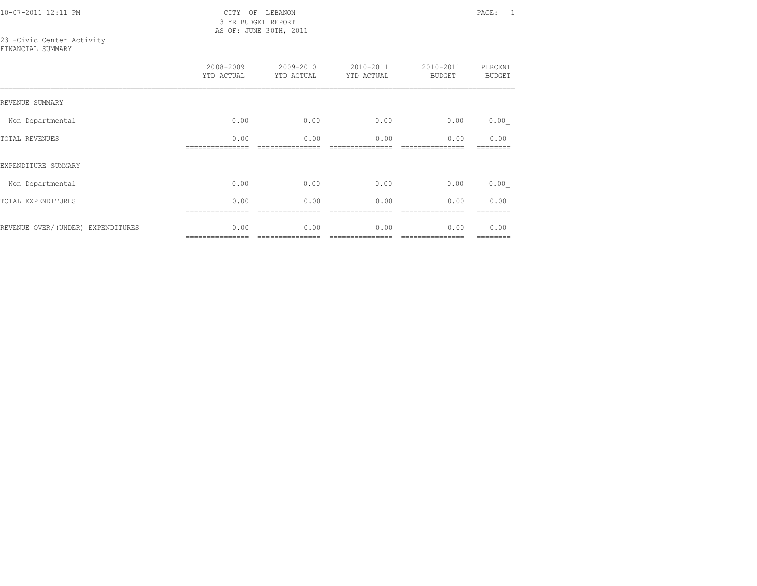CITY OF LEBANON
3 YR BUDGET REPORT
AS OF: JUNE 30TH, 2011

10-07-2011 12:11 PM

23 -Civic Center Activity
FINANCIAL SUMMARY

| | 2008-2009 YTD ACTUAL | 2009-2010 YTD ACTUAL | 2010-2011 YTD ACTUAL | 2010-2011 BUDGET | PERCENT BUDGET |
|---|---|---|---|---|---|
| REVENUE SUMMARY | | | | | |
| Non Departmental | 0.00 | 0.00 | 0.00 | 0.00 | 0.00_ |
| TOTAL REVENUES | 0.00 | 0.00 | 0.00 | 0.00 | 0.00 |
| EXPENDITURE SUMMARY | | | | | |
| Non Departmental | 0.00 | 0.00 | 0.00 | 0.00 | 0.00_ |
| TOTAL EXPENDITURES | 0.00 | 0.00 | 0.00 | 0.00 | 0.00 |
| REVENUE OVER/(UNDER) EXPENDITURES | 0.00 | 0.00 | 0.00 | 0.00 | 0.00 |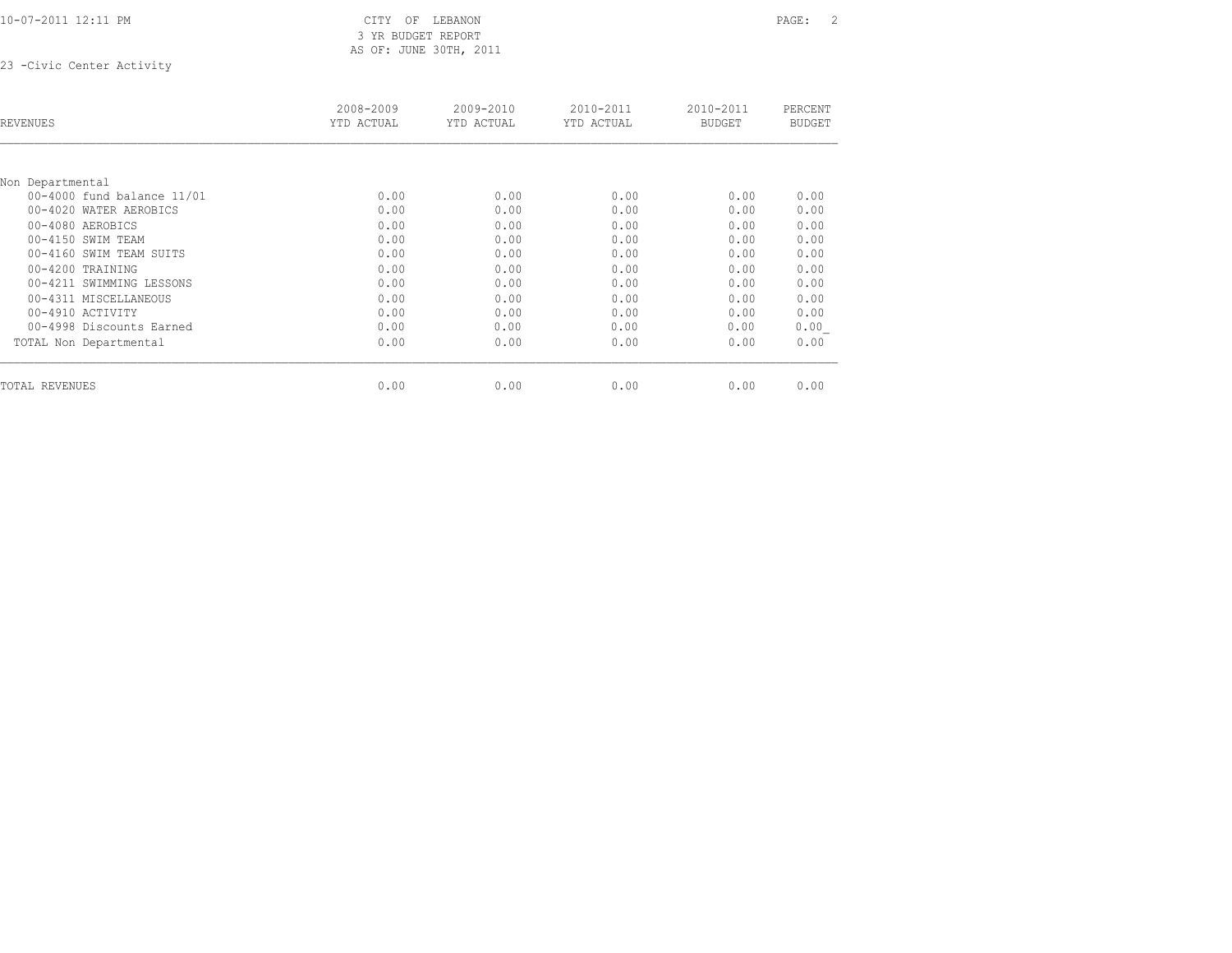CITY OF LEBANON
3 YR BUDGET REPORT
AS OF: JUNE 30TH, 2011

23 -Civic Center Activity

| REVENUES | 2008-2009 YTD ACTUAL | 2009-2010 YTD ACTUAL | 2010-2011 YTD ACTUAL | 2010-2011 BUDGET | PERCENT BUDGET |
|---|---|---|---|---|---|
| Non Departmental | | | | | |
| 00-4000 fund balance 11/01 | 0.00 | 0.00 | 0.00 | 0.00 | 0.00 |
| 00-4020 WATER AEROBICS | 0.00 | 0.00 | 0.00 | 0.00 | 0.00 |
| 00-4080 AEROBICS | 0.00 | 0.00 | 0.00 | 0.00 | 0.00 |
| 00-4150 SWIM TEAM | 0.00 | 0.00 | 0.00 | 0.00 | 0.00 |
| 00-4160 SWIM TEAM SUITS | 0.00 | 0.00 | 0.00 | 0.00 | 0.00 |
| 00-4200 TRAINING | 0.00 | 0.00 | 0.00 | 0.00 | 0.00 |
| 00-4211 SWIMMING LESSONS | 0.00 | 0.00 | 0.00 | 0.00 | 0.00 |
| 00-4311 MISCELLANEOUS | 0.00 | 0.00 | 0.00 | 0.00 | 0.00 |
| 00-4910 ACTIVITY | 0.00 | 0.00 | 0.00 | 0.00 | 0.00 |
| 00-4998 Discounts Earned | 0.00 | 0.00 | 0.00 | 0.00 | 0.00 |
| TOTAL Non Departmental | 0.00 | 0.00 | 0.00 | 0.00 | 0.00 |
| TOTAL REVENUES | 0.00 | 0.00 | 0.00 | 0.00 | 0.00 |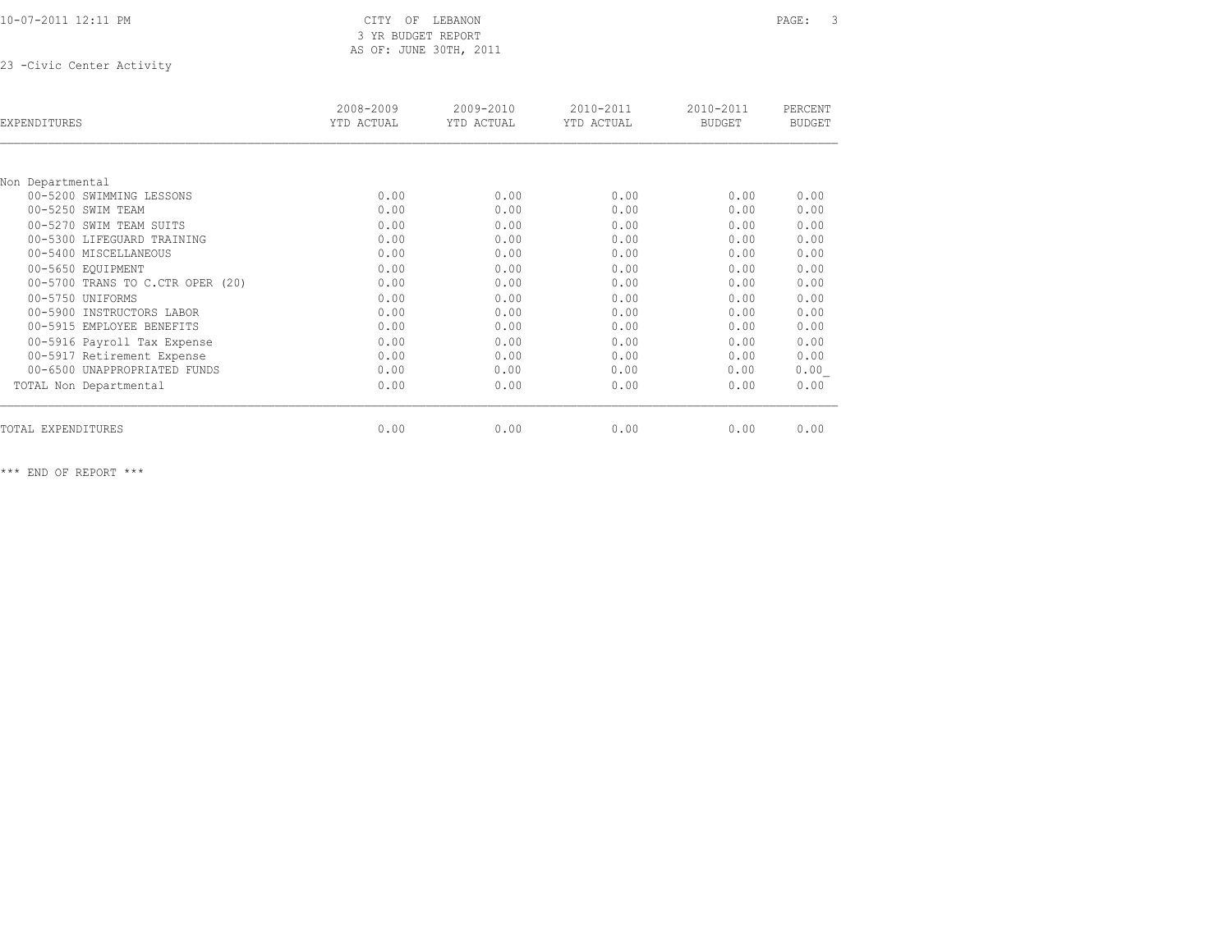CITY OF LEBANON
3 YR BUDGET REPORT
AS OF: JUNE 30TH, 2011

23 -Civic Center Activity

| EXPENDITURES | 2008-2009 YTD ACTUAL | 2009-2010 YTD ACTUAL | 2010-2011 YTD ACTUAL | 2010-2011 BUDGET | PERCENT BUDGET |
|---|---|---|---|---|---|
| Non Departmental | | | | | |
| 00-5200 SWIMMING LESSONS | 0.00 | 0.00 | 0.00 | 0.00 | 0.00 |
| 00-5250 SWIM TEAM | 0.00 | 0.00 | 0.00 | 0.00 | 0.00 |
| 00-5270 SWIM TEAM SUITS | 0.00 | 0.00 | 0.00 | 0.00 | 0.00 |
| 00-5300 LIFEGUARD TRAINING | 0.00 | 0.00 | 0.00 | 0.00 | 0.00 |
| 00-5400 MISCELLANEOUS | 0.00 | 0.00 | 0.00 | 0.00 | 0.00 |
| 00-5650 EQUIPMENT | 0.00 | 0.00 | 0.00 | 0.00 | 0.00 |
| 00-5700 TRANS TO C.CTR OPER (20) | 0.00 | 0.00 | 0.00 | 0.00 | 0.00 |
| 00-5750 UNIFORMS | 0.00 | 0.00 | 0.00 | 0.00 | 0.00 |
| 00-5900 INSTRUCTORS LABOR | 0.00 | 0.00 | 0.00 | 0.00 | 0.00 |
| 00-5915 EMPLOYEE BENEFITS | 0.00 | 0.00 | 0.00 | 0.00 | 0.00 |
| 00-5916 Payroll Tax Expense | 0.00 | 0.00 | 0.00 | 0.00 | 0.00 |
| 00-5917 Retirement Expense | 0.00 | 0.00 | 0.00 | 0.00 | 0.00 |
| 00-6500 UNAPPROPRIATED FUNDS | 0.00 | 0.00 | 0.00 | 0.00 | 0.00 |
| TOTAL Non Departmental | 0.00 | 0.00 | 0.00 | 0.00 | 0.00 |
| TOTAL EXPENDITURES | 0.00 | 0.00 | 0.00 | 0.00 | 0.00 |

*** END OF REPORT ***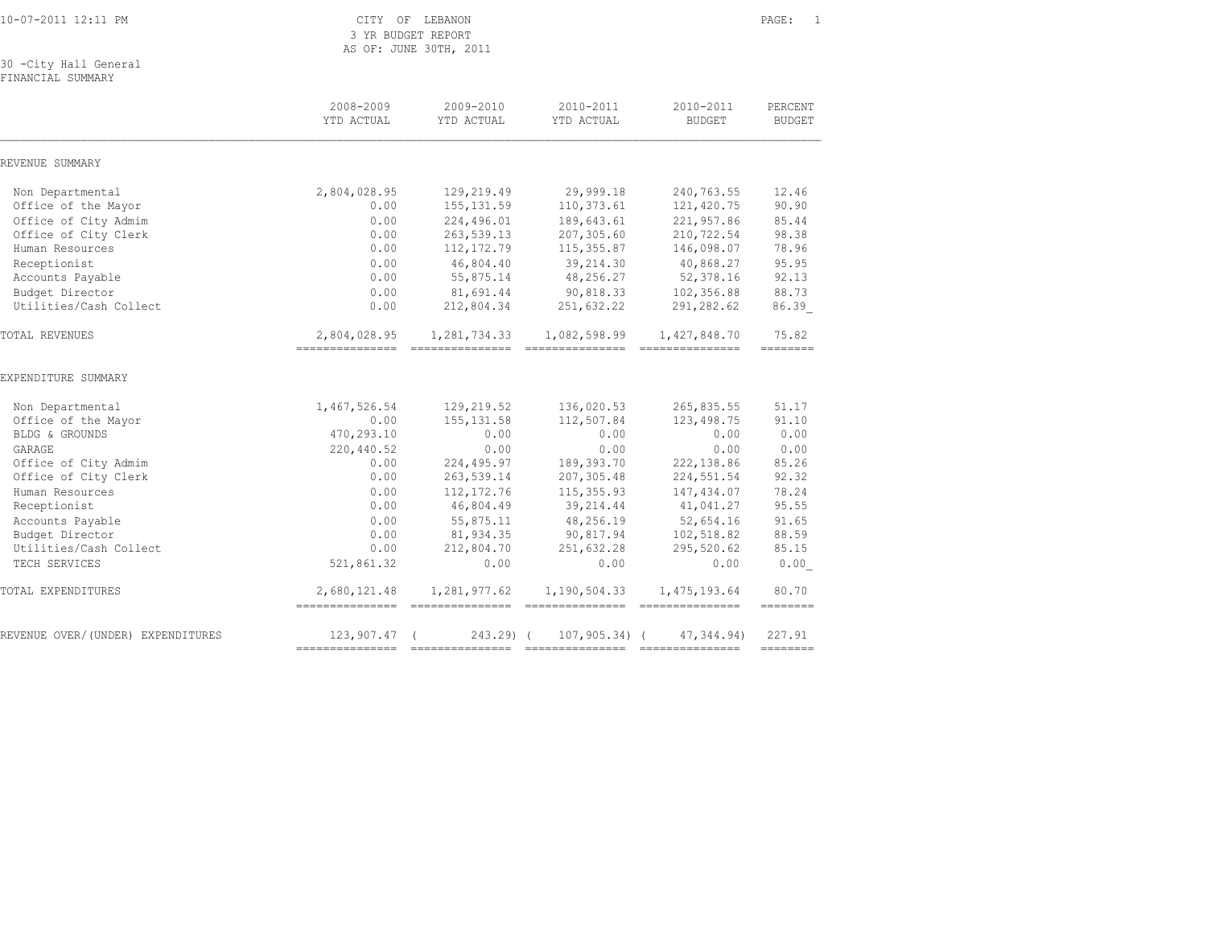CITY OF LEBANON
3 YR BUDGET REPORT
AS OF: JUNE 30TH, 2011

30 -City Hall General
FINANCIAL SUMMARY

| | 2008-2009 YTD ACTUAL | 2009-2010 YTD ACTUAL | 2010-2011 YTD ACTUAL | 2010-2011 BUDGET | PERCENT BUDGET |
|---|---|---|---|---|---|
| **REVENUE SUMMARY** | | | | | |
| Non Departmental | 2,804,028.95 | 129,219.49 | 29,999.18 | 240,763.55 | 12.46 |
| Office of the Mayor | 0.00 | 155,131.59 | 110,373.61 | 121,420.75 | 90.90 |
| Office of City Admim | 0.00 | 224,496.01 | 189,643.61 | 221,957.86 | 85.44 |
| Office of City Clerk | 0.00 | 263,539.13 | 207,305.60 | 210,722.54 | 98.38 |
| Human Resources | 0.00 | 112,172.79 | 115,355.87 | 146,098.07 | 78.96 |
| Receptionist | 0.00 | 46,804.40 | 39,214.30 | 40,868.27 | 95.95 |
| Accounts Payable | 0.00 | 55,875.14 | 48,256.27 | 52,378.16 | 92.13 |
| Budget Director | 0.00 | 81,691.44 | 90,818.33 | 102,356.88 | 88.73 |
| Utilities/Cash Collect | 0.00 | 212,804.34 | 251,632.22 | 291,282.62 | 86.39 |
| TOTAL REVENUES | 2,804,028.95 | 1,281,734.33 | 1,082,598.99 | 1,427,848.70 | 75.82 |
| **EXPENDITURE SUMMARY** | | | | | |
| Non Departmental | 1,467,526.54 | 129,219.52 | 136,020.53 | 265,835.55 | 51.17 |
| Office of the Mayor | 0.00 | 155,131.58 | 112,507.84 | 123,498.75 | 91.10 |
| BLDG & GROUNDS | 470,293.10 | 0.00 | 0.00 | 0.00 | 0.00 |
| GARAGE | 220,440.52 | 0.00 | 0.00 | 0.00 | 0.00 |
| Office of City Admim | 0.00 | 224,495.97 | 189,393.70 | 222,138.86 | 85.26 |
| Office of City Clerk | 0.00 | 263,539.14 | 207,305.48 | 224,551.54 | 92.32 |
| Human Resources | 0.00 | 112,172.76 | 115,355.93 | 147,434.07 | 78.24 |
| Receptionist | 0.00 | 46,804.49 | 39,214.44 | 41,041.27 | 95.55 |
| Accounts Payable | 0.00 | 55,875.11 | 48,256.19 | 52,654.16 | 91.65 |
| Budget Director | 0.00 | 81,934.35 | 90,817.94 | 102,518.82 | 88.59 |
| Utilities/Cash Collect | 0.00 | 212,804.70 | 251,632.28 | 295,520.62 | 85.15 |
| TECH SERVICES | 521,861.32 | 0.00 | 0.00 | 0.00 | 0.00 |
| TOTAL EXPENDITURES | 2,680,121.48 | 1,281,977.62 | 1,190,504.33 | 1,475,193.64 | 80.70 |
| REVENUE OVER/(UNDER) EXPENDITURES | 123,907.47 | ( 243.29) | ( 107,905.34) | ( 47,344.94) | 227.91 |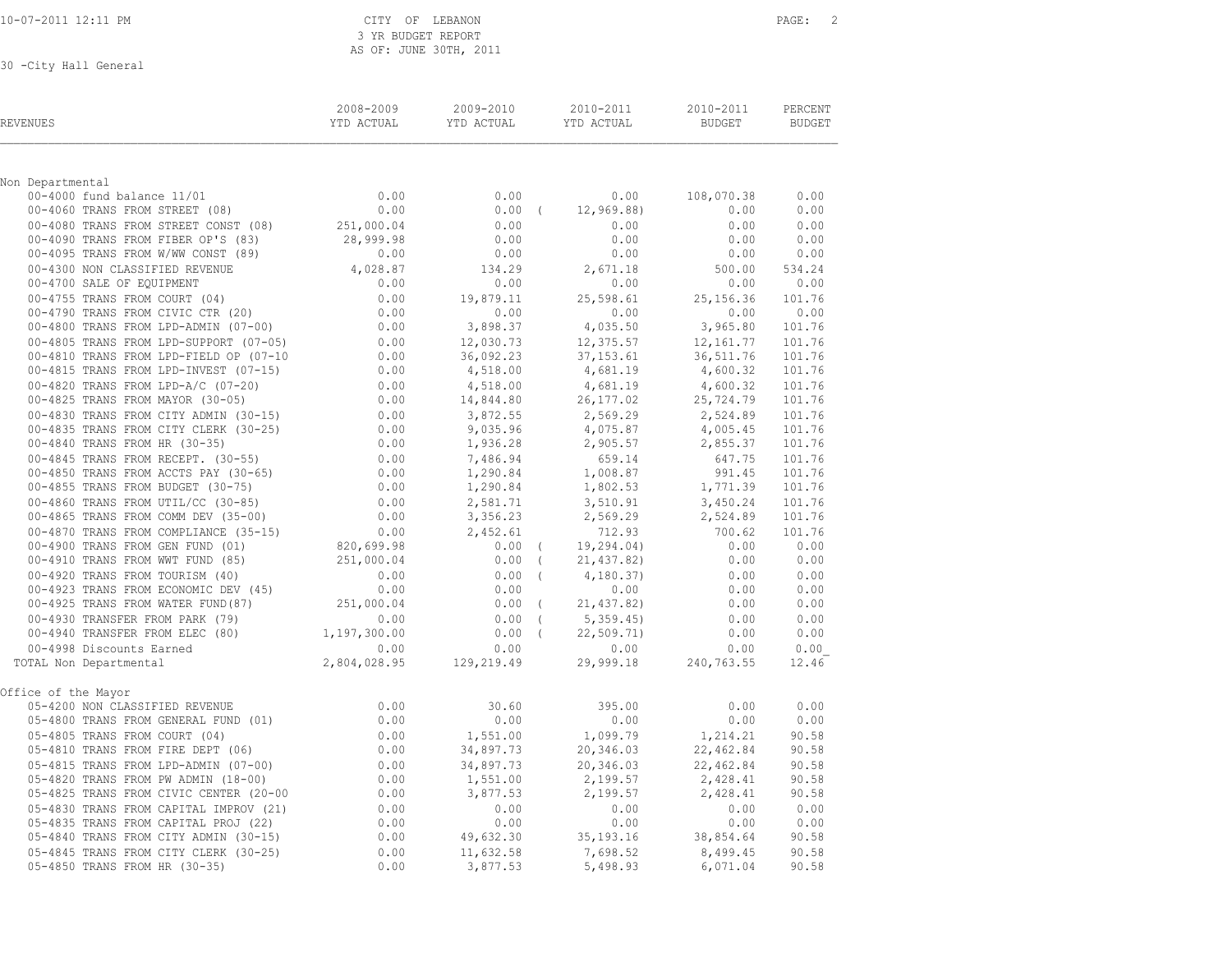10-07-2011 12:11 PM

CITY OF LEBANON
3 YR BUDGET REPORT
AS OF: JUNE 30TH, 2011

30 -City Hall General

| REVENUES | 2008-2009 YTD ACTUAL | 2009-2010 YTD ACTUAL | 2010-2011 YTD ACTUAL | 2010-2011 BUDGET | PERCENT BUDGET |
|---|---|---|---|---|---|
| **Non Departmental** | | | | | |
| 00-4000 fund balance 11/01 | 0.00 | 0.00 | 0.00 | 108,070.38 | 0.00 |
| 00-4060 TRANS FROM STREET (08) | 0.00 | 0.00 | ( 12,969.88) | 0.00 | 0.00 |
| 00-4080 TRANS FROM STREET CONST (08) | 251,000.04 | 0.00 | 0.00 | 0.00 | 0.00 |
| 00-4090 TRANS FROM FIBER OP'S (83) | 28,999.98 | 0.00 | 0.00 | 0.00 | 0.00 |
| 00-4095 TRANS FROM W/WW CONST (89) | 0.00 | 0.00 | 0.00 | 0.00 | 0.00 |
| 00-4300 NON CLASSIFIED REVENUE | 4,028.87 | 134.29 | 2,671.18 | 500.00 | 534.24 |
| 00-4700 SALE OF EQUIPMENT | 0.00 | 0.00 | 0.00 | 0.00 | 0.00 |
| 00-4755 TRANS FROM COURT (04) | 0.00 | 19,879.11 | 25,598.61 | 25,156.36 | 101.76 |
| 00-4790 TRANS FROM CIVIC CTR (20) | 0.00 | 0.00 | 0.00 | 0.00 | 0.00 |
| 00-4800 TRANS FROM LPD-ADMIN (07-00) | 0.00 | 3,898.37 | 4,035.50 | 3,965.80 | 101.76 |
| 00-4805 TRANS FROM LPD-SUPPORT (07-05) | 0.00 | 12,030.73 | 12,375.57 | 12,161.77 | 101.76 |
| 00-4810 TRANS FROM LPD-FIELD OP (07-10 | 0.00 | 36,092.23 | 37,153.61 | 36,511.76 | 101.76 |
| 00-4815 TRANS FROM LPD-INVEST (07-15) | 0.00 | 4,518.00 | 4,681.19 | 4,600.32 | 101.76 |
| 00-4820 TRANS FROM LPD-A/C (07-20) | 0.00 | 4,518.00 | 4,681.19 | 4,600.32 | 101.76 |
| 00-4825 TRANS FROM MAYOR (30-05) | 0.00 | 14,844.80 | 26,177.02 | 25,724.79 | 101.76 |
| 00-4830 TRANS FROM CITY ADMIN (30-15) | 0.00 | 3,872.55 | 2,569.29 | 2,524.89 | 101.76 |
| 00-4835 TRANS FROM CITY CLERK (30-25) | 0.00 | 9,035.96 | 4,075.87 | 4,005.45 | 101.76 |
| 00-4840 TRANS FROM HR (30-35) | 0.00 | 1,936.28 | 2,905.57 | 2,855.37 | 101.76 |
| 00-4845 TRANS FROM RECEPT. (30-55) | 0.00 | 7,486.94 | 659.14 | 647.75 | 101.76 |
| 00-4850 TRANS FROM ACCTS PAY (30-65) | 0.00 | 1,290.84 | 1,008.87 | 991.45 | 101.76 |
| 00-4855 TRANS FROM BUDGET (30-75) | 0.00 | 1,290.84 | 1,802.53 | 1,771.39 | 101.76 |
| 00-4860 TRANS FROM UTIL/CC (30-85) | 0.00 | 2,581.71 | 3,510.91 | 3,450.24 | 101.76 |
| 00-4865 TRANS FROM COMM DEV (35-00) | 0.00 | 3,356.23 | 2,569.29 | 2,524.89 | 101.76 |
| 00-4870 TRANS FROM COMPLIANCE (35-15) | 0.00 | 2,452.61 | 712.93 | 700.62 | 101.76 |
| 00-4900 TRANS FROM GEN FUND (01) | 820,699.98 | 0.00 | ( 19,294.04) | 0.00 | 0.00 |
| 00-4910 TRANS FROM WWT FUND (85) | 251,000.04 | 0.00 | ( 21,437.82) | 0.00 | 0.00 |
| 00-4920 TRANS FROM TOURISM (40) | 0.00 | 0.00 | ( 4,180.37) | 0.00 | 0.00 |
| 00-4923 TRANS FROM ECONOMIC DEV (45) | 0.00 | 0.00 | 0.00 | 0.00 | 0.00 |
| 00-4925 TRANS FROM WATER FUND(87) | 251,000.04 | 0.00 | ( 21,437.82) | 0.00 | 0.00 |
| 00-4930 TRANSFER FROM PARK (79) | 0.00 | 0.00 | ( 5,359.45) | 0.00 | 0.00 |
| 00-4940 TRANSFER FROM ELEC (80) | 1,197,300.00 | 0.00 | ( 22,509.71) | 0.00 | 0.00 |
| 00-4998 Discounts Earned | 0.00 | 0.00 | 0.00 | 0.00 | 0.00 |
| TOTAL Non Departmental | 2,804,028.95 | 129,219.49 | 29,999.18 | 240,763.55 | 12.46 |
| **Office of the Mayor** | | | | | |
| 05-4200 NON CLASSIFIED REVENUE | 0.00 | 30.60 | 395.00 | 0.00 | 0.00 |
| 05-4800 TRANS FROM GENERAL FUND (01) | 0.00 | 0.00 | 0.00 | 0.00 | 0.00 |
| 05-4805 TRANS FROM COURT (04) | 0.00 | 1,551.00 | 1,099.79 | 1,214.21 | 90.58 |
| 05-4810 TRANS FROM FIRE DEPT (06) | 0.00 | 34,897.73 | 20,346.03 | 22,462.84 | 90.58 |
| 05-4815 TRANS FROM LPD-ADMIN (07-00) | 0.00 | 34,897.73 | 20,346.03 | 22,462.84 | 90.58 |
| 05-4820 TRANS FROM PW ADMIN (18-00) | 0.00 | 1,551.00 | 2,199.57 | 2,428.41 | 90.58 |
| 05-4825 TRANS FROM CIVIC CENTER (20-00 | 0.00 | 3,877.53 | 2,199.57 | 2,428.41 | 90.58 |
| 05-4830 TRANS FROM CAPITAL IMPROV (21) | 0.00 | 0.00 | 0.00 | 0.00 | 0.00 |
| 05-4835 TRANS FROM CAPITAL PROJ (22) | 0.00 | 0.00 | 0.00 | 0.00 | 0.00 |
| 05-4840 TRANS FROM CITY ADMIN (30-15) | 0.00 | 49,632.30 | 35,193.16 | 38,854.64 | 90.58 |
| 05-4845 TRANS FROM CITY CLERK (30-25) | 0.00 | 11,632.58 | 7,698.52 | 8,499.45 | 90.58 |
| 05-4850 TRANS FROM HR (30-35) | 0.00 | 3,877.53 | 5,498.93 | 6,071.04 | 90.58 |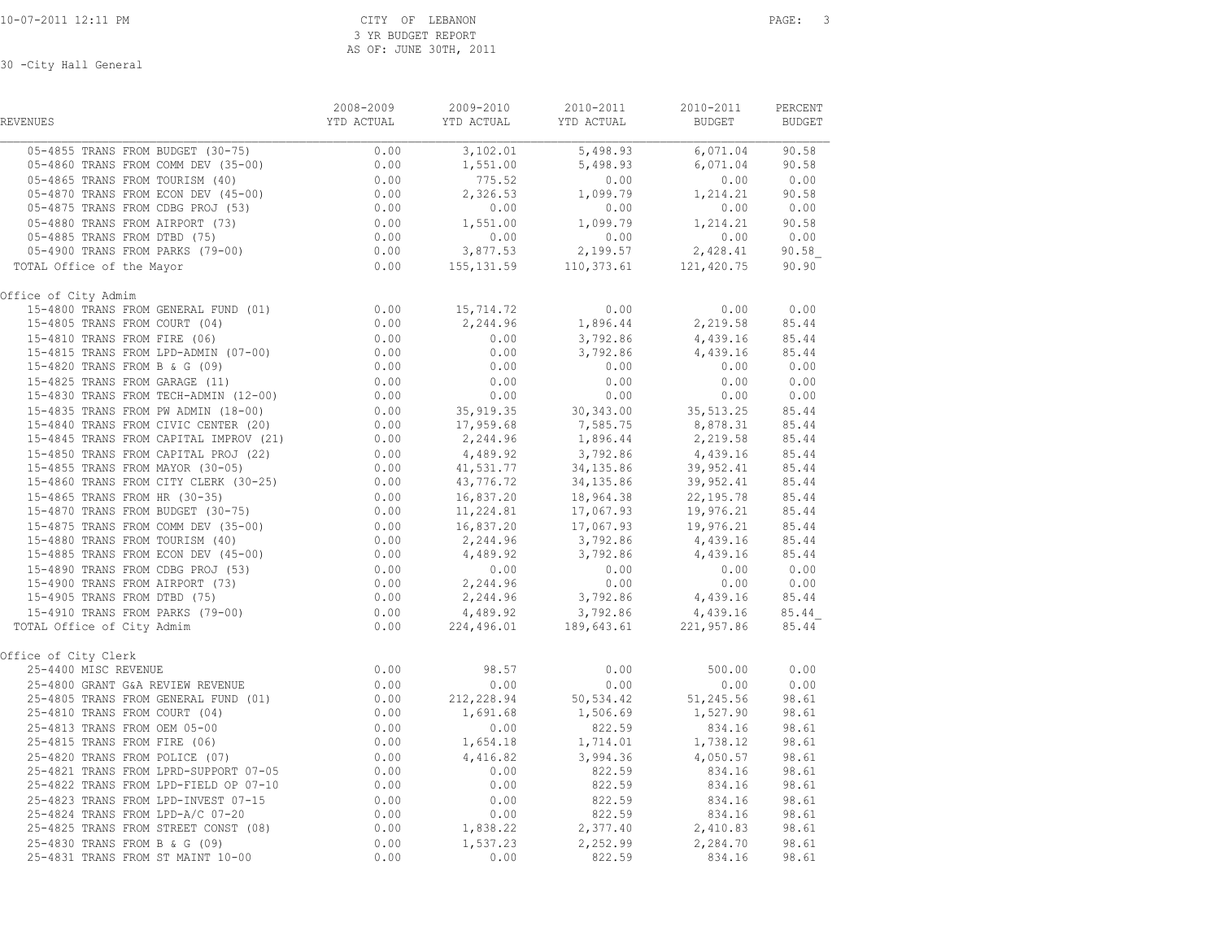CITY OF LEBANON
3 YR BUDGET REPORT
AS OF: JUNE 30TH, 2011

30 -City Hall General

| REVENUES | 2008-2009 YTD ACTUAL | 2009-2010 YTD ACTUAL | 2010-2011 YTD ACTUAL | 2010-2011 BUDGET | PERCENT BUDGET |
|---|---|---|---|---|---|
| 05-4855 TRANS FROM BUDGET (30-75) | 0.00 | 3,102.01 | 5,498.93 | 6,071.04 | 90.58 |
| 05-4860 TRANS FROM COMM DEV (35-00) | 0.00 | 1,551.00 | 5,498.93 | 6,071.04 | 90.58 |
| 05-4865 TRANS FROM TOURISM (40) | 0.00 | 775.52 | 0.00 | 0.00 | 0.00 |
| 05-4870 TRANS FROM ECON DEV (45-00) | 0.00 | 2,326.53 | 1,099.79 | 1,214.21 | 90.58 |
| 05-4875 TRANS FROM CDBG PROJ (53) | 0.00 | 0.00 | 0.00 | 0.00 | 0.00 |
| 05-4880 TRANS FROM AIRPORT (73) | 0.00 | 1,551.00 | 1,099.79 | 1,214.21 | 90.58 |
| 05-4885 TRANS FROM DTBD (75) | 0.00 | 0.00 | 0.00 | 0.00 | 0.00 |
| 05-4900 TRANS FROM PARKS (79-00) | 0.00 | 3,877.53 | 2,199.57 | 2,428.41 | 90.58 |
| TOTAL Office of the Mayor | 0.00 | 155,131.59 | 110,373.61 | 121,420.75 | 90.90 |
| **Office of City Admim** | | | | | |
| 15-4800 TRANS FROM GENERAL FUND (01) | 0.00 | 15,714.72 | 0.00 | 0.00 | 0.00 |
| 15-4805 TRANS FROM COURT (04) | 0.00 | 2,244.96 | 1,896.44 | 2,219.58 | 85.44 |
| 15-4810 TRANS FROM FIRE (06) | 0.00 | 0.00 | 3,792.86 | 4,439.16 | 85.44 |
| 15-4815 TRANS FROM LPD-ADMIN (07-00) | 0.00 | 0.00 | 3,792.86 | 4,439.16 | 85.44 |
| 15-4820 TRANS FROM B & G (09) | 0.00 | 0.00 | 0.00 | 0.00 | 0.00 |
| 15-4825 TRANS FROM GARAGE (11) | 0.00 | 0.00 | 0.00 | 0.00 | 0.00 |
| 15-4830 TRANS FROM TECH-ADMIN (12-00) | 0.00 | 0.00 | 0.00 | 0.00 | 0.00 |
| 15-4835 TRANS FROM PW ADMIN (18-00) | 0.00 | 35,919.35 | 30,343.00 | 35,513.25 | 85.44 |
| 15-4840 TRANS FROM CIVIC CENTER (20) | 0.00 | 17,959.68 | 7,585.75 | 8,878.31 | 85.44 |
| 15-4845 TRANS FROM CAPITAL IMPROV (21) | 0.00 | 2,244.96 | 1,896.44 | 2,219.58 | 85.44 |
| 15-4850 TRANS FROM CAPITAL PROJ (22) | 0.00 | 4,489.92 | 3,792.86 | 4,439.16 | 85.44 |
| 15-4855 TRANS FROM MAYOR (30-05) | 0.00 | 41,531.77 | 34,135.86 | 39,952.41 | 85.44 |
| 15-4860 TRANS FROM CITY CLERK (30-25) | 0.00 | 43,776.72 | 34,135.86 | 39,952.41 | 85.44 |
| 15-4865 TRANS FROM HR (30-35) | 0.00 | 16,837.20 | 18,964.38 | 22,195.78 | 85.44 |
| 15-4870 TRANS FROM BUDGET (30-75) | 0.00 | 11,224.81 | 17,067.93 | 19,976.21 | 85.44 |
| 15-4875 TRANS FROM COMM DEV (35-00) | 0.00 | 16,837.20 | 17,067.93 | 19,976.21 | 85.44 |
| 15-4880 TRANS FROM TOURISM (40) | 0.00 | 2,244.96 | 3,792.86 | 4,439.16 | 85.44 |
| 15-4885 TRANS FROM ECON DEV (45-00) | 0.00 | 4,489.92 | 3,792.86 | 4,439.16 | 85.44 |
| 15-4890 TRANS FROM CDBG PROJ (53) | 0.00 | 0.00 | 0.00 | 0.00 | 0.00 |
| 15-4900 TRANS FROM AIRPORT (73) | 0.00 | 2,244.96 | 0.00 | 0.00 | 0.00 |
| 15-4905 TRANS FROM DTBD (75) | 0.00 | 2,244.96 | 3,792.86 | 4,439.16 | 85.44 |
| 15-4910 TRANS FROM PARKS (79-00) | 0.00 | 4,489.92 | 3,792.86 | 4,439.16 | 85.44 |
| TOTAL Office of City Admim | 0.00 | 224,496.01 | 189,643.61 | 221,957.86 | 85.44 |
| **Office of City Clerk** | | | | | |
| 25-4400 MISC REVENUE | 0.00 | 98.57 | 0.00 | 500.00 | 0.00 |
| 25-4800 GRANT G&A REVIEW REVENUE | 0.00 | 0.00 | 0.00 | 0.00 | 0.00 |
| 25-4805 TRANS FROM GENERAL FUND (01) | 0.00 | 212,228.94 | 50,534.42 | 51,245.56 | 98.61 |
| 25-4810 TRANS FROM COURT (04) | 0.00 | 1,691.68 | 1,506.69 | 1,527.90 | 98.61 |
| 25-4813 TRANS FROM OEM 05-00 | 0.00 | 0.00 | 822.59 | 834.16 | 98.61 |
| 25-4815 TRANS FROM FIRE (06) | 0.00 | 1,654.18 | 1,714.01 | 1,738.12 | 98.61 |
| 25-4820 TRANS FROM POLICE (07) | 0.00 | 4,416.82 | 3,994.36 | 4,050.57 | 98.61 |
| 25-4821 TRANS FROM LPRD-SUPPORT 07-05 | 0.00 | 0.00 | 822.59 | 834.16 | 98.61 |
| 25-4822 TRANS FROM LPD-FIELD OP 07-10 | 0.00 | 0.00 | 822.59 | 834.16 | 98.61 |
| 25-4823 TRANS FROM LPD-INVEST 07-15 | 0.00 | 0.00 | 822.59 | 834.16 | 98.61 |
| 25-4824 TRANS FROM LPD-A/C 07-20 | 0.00 | 0.00 | 822.59 | 834.16 | 98.61 |
| 25-4825 TRANS FROM STREET CONST (08) | 0.00 | 1,838.22 | 2,377.40 | 2,410.83 | 98.61 |
| 25-4830 TRANS FROM B & G (09) | 0.00 | 1,537.23 | 2,252.99 | 2,284.70 | 98.61 |
| 25-4831 TRANS FROM ST MAINT 10-00 | 0.00 | 0.00 | 822.59 | 834.16 | 98.61 |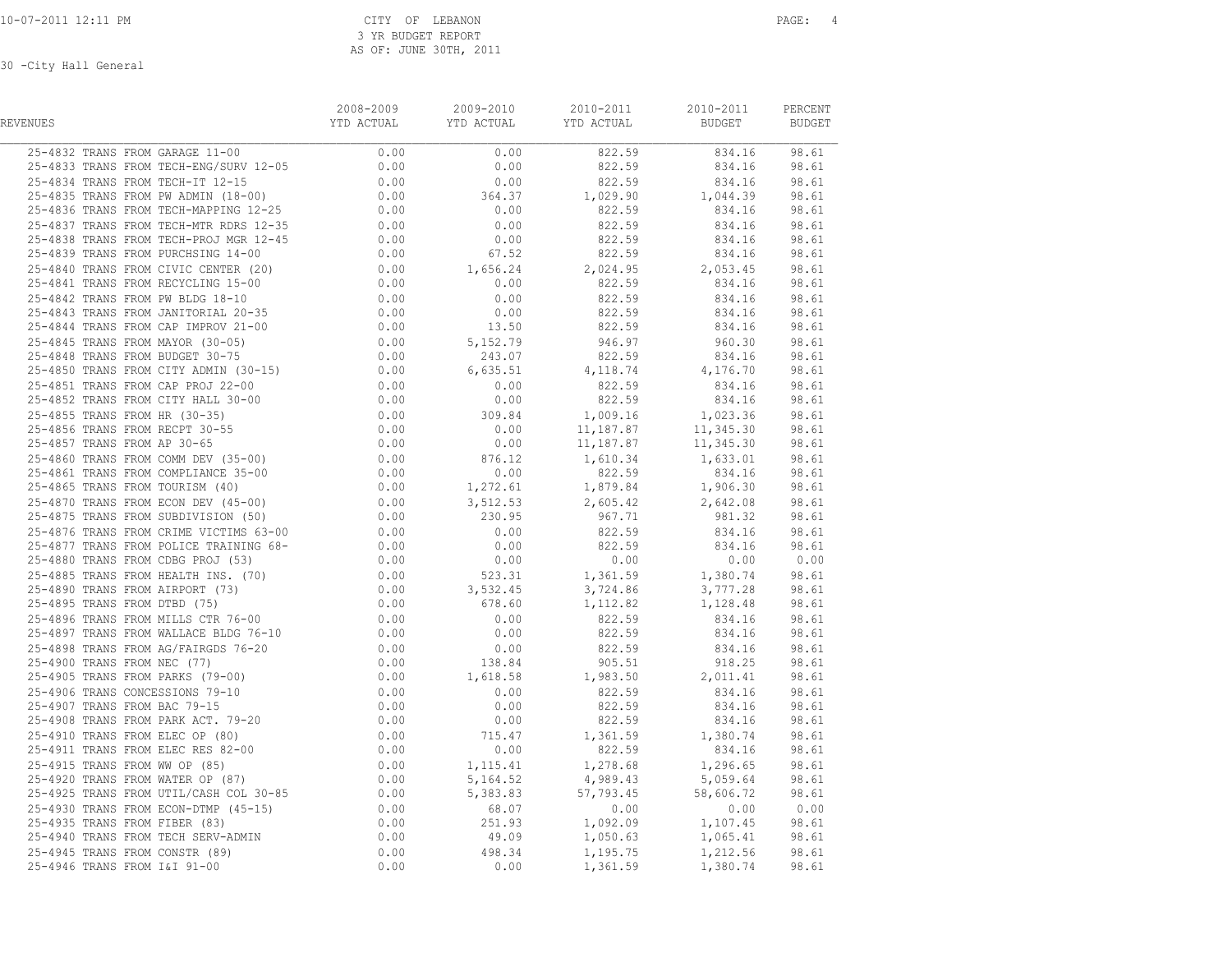CITY OF LEBANON
3 YR BUDGET REPORT
AS OF: JUNE 30TH, 2011

30 -City Hall General

| REVENUES | 2008-2009 YTD ACTUAL | 2009-2010 YTD ACTUAL | 2010-2011 YTD ACTUAL | 2010-2011 BUDGET | PERCENT BUDGET |
|---|---|---|---|---|---|
| 25-4832 TRANS FROM GARAGE 11-00 | 0.00 | 0.00 | 822.59 | 834.16 | 98.61 |
| 25-4833 TRANS FROM TECH-ENG/SURV 12-05 | 0.00 | 0.00 | 822.59 | 834.16 | 98.61 |
| 25-4834 TRANS FROM TECH-IT 12-15 | 0.00 | 0.00 | 822.59 | 834.16 | 98.61 |
| 25-4835 TRANS FROM PW ADMIN (18-00) | 0.00 | 364.37 | 1,029.90 | 1,044.39 | 98.61 |
| 25-4836 TRANS FROM TECH-MAPPING 12-25 | 0.00 | 0.00 | 822.59 | 834.16 | 98.61 |
| 25-4837 TRANS FROM TECH-MTR RDRS 12-35 | 0.00 | 0.00 | 822.59 | 834.16 | 98.61 |
| 25-4838 TRANS FROM TECH-PROJ MGR 12-45 | 0.00 | 0.00 | 822.59 | 834.16 | 98.61 |
| 25-4839 TRANS FROM PURCHSING 14-00 | 0.00 | 67.52 | 822.59 | 834.16 | 98.61 |
| 25-4840 TRANS FROM CIVIC CENTER (20) | 0.00 | 1,656.24 | 2,024.95 | 2,053.45 | 98.61 |
| 25-4841 TRANS FROM RECYCLING 15-00 | 0.00 | 0.00 | 822.59 | 834.16 | 98.61 |
| 25-4842 TRANS FROM PW BLDG 18-10 | 0.00 | 0.00 | 822.59 | 834.16 | 98.61 |
| 25-4843 TRANS FROM JANITORIAL 20-35 | 0.00 | 0.00 | 822.59 | 834.16 | 98.61 |
| 25-4844 TRANS FROM CAP IMPROV 21-00 | 0.00 | 13.50 | 822.59 | 834.16 | 98.61 |
| 25-4845 TRANS FROM MAYOR (30-05) | 0.00 | 5,152.79 | 946.97 | 960.30 | 98.61 |
| 25-4848 TRANS FROM BUDGET 30-75 | 0.00 | 243.07 | 822.59 | 834.16 | 98.61 |
| 25-4850 TRANS FROM CITY ADMIN (30-15) | 0.00 | 6,635.51 | 4,118.74 | 4,176.70 | 98.61 |
| 25-4851 TRANS FROM CAP PROJ 22-00 | 0.00 | 0.00 | 822.59 | 834.16 | 98.61 |
| 25-4852 TRANS FROM CITY HALL 30-00 | 0.00 | 0.00 | 822.59 | 834.16 | 98.61 |
| 25-4855 TRANS FROM HR (30-35) | 0.00 | 309.84 | 1,009.16 | 1,023.36 | 98.61 |
| 25-4856 TRANS FROM RECPT 30-55 | 0.00 | 0.00 | 11,187.87 | 11,345.30 | 98.61 |
| 25-4857 TRANS FROM AP 30-65 | 0.00 | 0.00 | 11,187.87 | 11,345.30 | 98.61 |
| 25-4860 TRANS FROM COMM DEV (35-00) | 0.00 | 876.12 | 1,610.34 | 1,633.01 | 98.61 |
| 25-4861 TRANS FROM COMPLIANCE 35-00 | 0.00 | 0.00 | 822.59 | 834.16 | 98.61 |
| 25-4865 TRANS FROM TOURISM (40) | 0.00 | 1,272.61 | 1,879.84 | 1,906.30 | 98.61 |
| 25-4870 TRANS FROM ECON DEV (45-00) | 0.00 | 3,512.53 | 2,605.42 | 2,642.08 | 98.61 |
| 25-4875 TRANS FROM SUBDIVISION (50) | 0.00 | 230.95 | 967.71 | 981.32 | 98.61 |
| 25-4876 TRANS FROM CRIME VICTIMS 63-00 | 0.00 | 0.00 | 822.59 | 834.16 | 98.61 |
| 25-4877 TRANS FROM POLICE TRAINING 68- | 0.00 | 0.00 | 822.59 | 834.16 | 98.61 |
| 25-4880 TRANS FROM CDBG PROJ (53) | 0.00 | 0.00 | 0.00 | 0.00 | 0.00 |
| 25-4885 TRANS FROM HEALTH INS. (70) | 0.00 | 523.31 | 1,361.59 | 1,380.74 | 98.61 |
| 25-4890 TRANS FROM AIRPORT (73) | 0.00 | 3,532.45 | 3,724.86 | 3,777.28 | 98.61 |
| 25-4895 TRANS FROM DTBD (75) | 0.00 | 678.60 | 1,112.82 | 1,128.48 | 98.61 |
| 25-4896 TRANS FROM MILLS CTR 76-00 | 0.00 | 0.00 | 822.59 | 834.16 | 98.61 |
| 25-4897 TRANS FROM WALLACE BLDG 76-10 | 0.00 | 0.00 | 822.59 | 834.16 | 98.61 |
| 25-4898 TRANS FROM AG/FAIRGDS 76-20 | 0.00 | 0.00 | 822.59 | 834.16 | 98.61 |
| 25-4900 TRANS FROM NEC (77) | 0.00 | 138.84 | 905.51 | 918.25 | 98.61 |
| 25-4905 TRANS FROM PARKS (79-00) | 0.00 | 1,618.58 | 1,983.50 | 2,011.41 | 98.61 |
| 25-4906 TRANS CONCESSIONS 79-10 | 0.00 | 0.00 | 822.59 | 834.16 | 98.61 |
| 25-4907 TRANS FROM BAC 79-15 | 0.00 | 0.00 | 822.59 | 834.16 | 98.61 |
| 25-4908 TRANS FROM PARK ACT. 79-20 | 0.00 | 0.00 | 822.59 | 834.16 | 98.61 |
| 25-4910 TRANS FROM ELEC OP (80) | 0.00 | 715.47 | 1,361.59 | 1,380.74 | 98.61 |
| 25-4911 TRANS FROM ELEC RES 82-00 | 0.00 | 0.00 | 822.59 | 834.16 | 98.61 |
| 25-4915 TRANS FROM WW OP (85) | 0.00 | 1,115.41 | 1,278.68 | 1,296.65 | 98.61 |
| 25-4920 TRANS FROM WATER OP (87) | 0.00 | 5,164.52 | 4,989.43 | 5,059.64 | 98.61 |
| 25-4925 TRANS FROM UTIL/CASH COL 30-85 | 0.00 | 5,383.83 | 57,793.45 | 58,606.72 | 98.61 |
| 25-4930 TRANS FROM ECON-DTMP (45-15) | 0.00 | 68.07 | 0.00 | 0.00 | 0.00 |
| 25-4935 TRANS FROM FIBER (83) | 0.00 | 251.93 | 1,092.09 | 1,107.45 | 98.61 |
| 25-4940 TRANS FROM TECH SERV-ADMIN | 0.00 | 49.09 | 1,050.63 | 1,065.41 | 98.61 |
| 25-4945 TRANS FROM CONSTR (89) | 0.00 | 498.34 | 1,195.75 | 1,212.56 | 98.61 |
| 25-4946 TRANS FROM I&I 91-00 | 0.00 | 0.00 | 1,361.59 | 1,380.74 | 98.61 |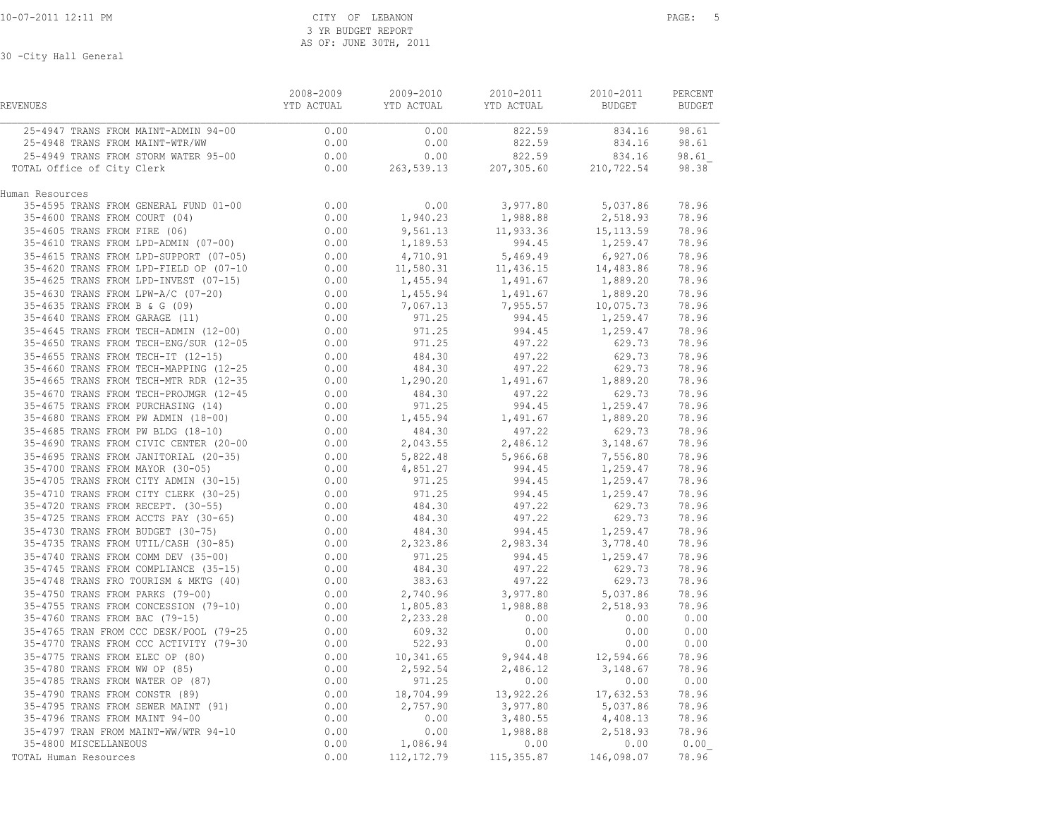CITY OF LEBANON
3 YR BUDGET REPORT
AS OF: JUNE 30TH, 2011

30 -City Hall General

| REVENUES | 2008-2009 YTD ACTUAL | 2009-2010 YTD ACTUAL | 2010-2011 YTD ACTUAL | 2010-2011 BUDGET | PERCENT BUDGET |
|---|---|---|---|---|---|
| 25-4947 TRANS FROM MAINT-ADMIN 94-00 | 0.00 | 0.00 | 822.59 | 834.16 | 98.61 |
| 25-4948 TRANS FROM MAINT-WTR/WW | 0.00 | 0.00 | 822.59 | 834.16 | 98.61 |
| 25-4949 TRANS FROM STORM WATER 95-00 | 0.00 | 0.00 | 822.59 | 834.16 | 98.61 |
| TOTAL Office of City Clerk | 0.00 | 263,539.13 | 207,305.60 | 210,722.54 | 98.38 |
| Human Resources | | | | | |
| 35-4595 TRANS FROM GENERAL FUND 01-00 | 0.00 | 0.00 | 3,977.80 | 5,037.86 | 78.96 |
| 35-4600 TRANS FROM COURT (04) | 0.00 | 1,940.23 | 1,988.88 | 2,518.93 | 78.96 |
| 35-4605 TRANS FROM FIRE (06) | 0.00 | 9,561.13 | 11,933.36 | 15,113.59 | 78.96 |
| 35-4610 TRANS FROM LPD-ADMIN (07-00) | 0.00 | 1,189.53 | 994.45 | 1,259.47 | 78.96 |
| 35-4615 TRANS FROM LPD-SUPPORT (07-05) | 0.00 | 4,710.91 | 5,469.49 | 6,927.06 | 78.96 |
| 35-4620 TRANS FROM LPD-FIELD OP (07-10 | 0.00 | 11,580.31 | 11,436.15 | 14,483.86 | 78.96 |
| 35-4625 TRANS FROM LPD-INVEST (07-15) | 0.00 | 1,455.94 | 1,491.67 | 1,889.20 | 78.96 |
| 35-4630 TRANS FROM LPW-A/C (07-20) | 0.00 | 1,455.94 | 1,491.67 | 1,889.20 | 78.96 |
| 35-4635 TRANS FROM B & G (09) | 0.00 | 7,067.13 | 7,955.57 | 10,075.73 | 78.96 |
| 35-4640 TRANS FROM GARAGE (11) | 0.00 | 971.25 | 994.45 | 1,259.47 | 78.96 |
| 35-4645 TRANS FROM TECH-ADMIN (12-00) | 0.00 | 971.25 | 994.45 | 1,259.47 | 78.96 |
| 35-4650 TRANS FROM TECH-ENG/SUR (12-05 | 0.00 | 971.25 | 497.22 | 629.73 | 78.96 |
| 35-4655 TRANS FROM TECH-IT (12-15) | 0.00 | 484.30 | 497.22 | 629.73 | 78.96 |
| 35-4660 TRANS FROM TECH-MAPPING (12-25 | 0.00 | 484.30 | 497.22 | 629.73 | 78.96 |
| 35-4665 TRANS FROM TECH-MTR RDR (12-35 | 0.00 | 1,290.20 | 1,491.67 | 1,889.20 | 78.96 |
| 35-4670 TRANS FROM TECH-PROJMGR (12-45 | 0.00 | 484.30 | 497.22 | 629.73 | 78.96 |
| 35-4675 TRANS FROM PURCHASING (14) | 0.00 | 971.25 | 994.45 | 1,259.47 | 78.96 |
| 35-4680 TRANS FROM PW ADMIN (18-00) | 0.00 | 1,455.94 | 1,491.67 | 1,889.20 | 78.96 |
| 35-4685 TRANS FROM PW BLDG (18-10) | 0.00 | 484.30 | 497.22 | 629.73 | 78.96 |
| 35-4690 TRANS FROM CIVIC CENTER (20-00 | 0.00 | 2,043.55 | 2,486.12 | 3,148.67 | 78.96 |
| 35-4695 TRANS FROM JANITORIAL (20-35) | 0.00 | 5,822.48 | 5,966.68 | 7,556.80 | 78.96 |
| 35-4700 TRANS FROM MAYOR (30-05) | 0.00 | 4,851.27 | 994.45 | 1,259.47 | 78.96 |
| 35-4705 TRANS FROM CITY ADMIN (30-15) | 0.00 | 971.25 | 994.45 | 1,259.47 | 78.96 |
| 35-4710 TRANS FROM CITY CLERK (30-25) | 0.00 | 971.25 | 994.45 | 1,259.47 | 78.96 |
| 35-4720 TRANS FROM RECEPT. (30-55) | 0.00 | 484.30 | 497.22 | 629.73 | 78.96 |
| 35-4725 TRANS FROM ACCTS PAY (30-65) | 0.00 | 484.30 | 497.22 | 629.73 | 78.96 |
| 35-4730 TRANS FROM BUDGET (30-75) | 0.00 | 484.30 | 994.45 | 1,259.47 | 78.96 |
| 35-4735 TRANS FROM UTIL/CASH (30-85) | 0.00 | 2,323.86 | 2,983.34 | 3,778.40 | 78.96 |
| 35-4740 TRANS FROM COMM DEV (35-00) | 0.00 | 971.25 | 994.45 | 1,259.47 | 78.96 |
| 35-4745 TRANS FROM COMPLIANCE (35-15) | 0.00 | 484.30 | 497.22 | 629.73 | 78.96 |
| 35-4748 TRANS FRO TOURISM & MKTG (40) | 0.00 | 383.63 | 497.22 | 629.73 | 78.96 |
| 35-4750 TRANS FROM PARKS (79-00) | 0.00 | 2,740.96 | 3,977.80 | 5,037.86 | 78.96 |
| 35-4755 TRANS FROM CONCESSION (79-10) | 0.00 | 1,805.83 | 1,988.88 | 2,518.93 | 78.96 |
| 35-4760 TRANS FROM BAC (79-15) | 0.00 | 2,233.28 | 0.00 | 0.00 | 0.00 |
| 35-4765 TRAN FROM CCC DESK/POOL (79-25 | 0.00 | 609.32 | 0.00 | 0.00 | 0.00 |
| 35-4770 TRANS FROM CCC ACTIVITY (79-30 | 0.00 | 522.93 | 0.00 | 0.00 | 0.00 |
| 35-4775 TRANS FROM ELEC OP (80) | 0.00 | 10,341.65 | 9,944.48 | 12,594.66 | 78.96 |
| 35-4780 TRANS FROM WW OP (85) | 0.00 | 2,592.54 | 2,486.12 | 3,148.67 | 78.96 |
| 35-4785 TRANS FROM WATER OP (87) | 0.00 | 971.25 | 0.00 | 0.00 | 0.00 |
| 35-4790 TRANS FROM CONSTR (89) | 0.00 | 18,704.99 | 13,922.26 | 17,632.53 | 78.96 |
| 35-4795 TRANS FROM SEWER MAINT (91) | 0.00 | 2,757.90 | 3,977.80 | 5,037.86 | 78.96 |
| 35-4796 TRANS FROM MAINT 94-00 | 0.00 | 0.00 | 3,480.55 | 4,408.13 | 78.96 |
| 35-4797 TRAN FROM MAINT-WW/WTR 94-10 | 0.00 | 0.00 | 1,988.88 | 2,518.93 | 78.96 |
| 35-4800 MISCELLANEOUS | 0.00 | 1,086.94 | 0.00 | 0.00 | 0.00 |
| TOTAL Human Resources | 0.00 | 112,172.79 | 115,355.87 | 146,098.07 | 78.96 |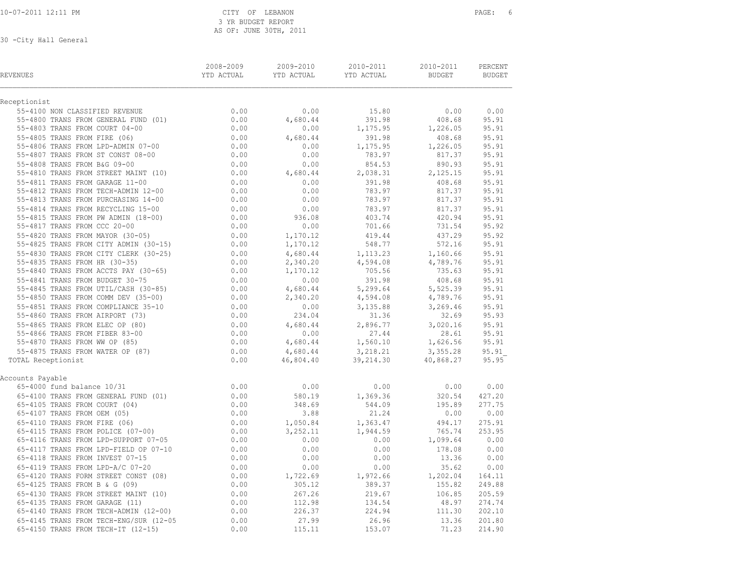CITY OF LEBANON
3 YR BUDGET REPORT
AS OF: JUNE 30TH, 2011

30 -City Hall General

| REVENUES | 2008-2009 YTD ACTUAL | 2009-2010 YTD ACTUAL | 2010-2011 YTD ACTUAL | 2010-2011 BUDGET | PERCENT BUDGET |
|---|---|---|---|---|---|
| **Receptionist** | | | | | |
| 55-4100 NON CLASSIFIED REVENUE | 0.00 | 0.00 | 15.80 | 0.00 | 0.00 |
| 55-4800 TRANS FROM GENERAL FUND (01) | 0.00 | 4,680.44 | 391.98 | 408.68 | 95.91 |
| 55-4803 TRANS FROM COURT 04-00 | 0.00 | 0.00 | 1,175.95 | 1,226.05 | 95.91 |
| 55-4805 TRANS FROM FIRE (06) | 0.00 | 4,680.44 | 391.98 | 408.68 | 95.91 |
| 55-4806 TRANS FROM LPD-ADMIN 07-00 | 0.00 | 0.00 | 1,175.95 | 1,226.05 | 95.91 |
| 55-4807 TRANS FROM ST CONST 08-00 | 0.00 | 0.00 | 783.97 | 817.37 | 95.91 |
| 55-4808 TRANS FROM B&G 09-00 | 0.00 | 0.00 | 854.53 | 890.93 | 95.91 |
| 55-4810 TRANS FROM STREET MAINT (10) | 0.00 | 4,680.44 | 2,038.31 | 2,125.15 | 95.91 |
| 55-4811 TRANS FROM GARAGE 11-00 | 0.00 | 0.00 | 391.98 | 408.68 | 95.91 |
| 55-4812 TRANS FROM TECH-ADMIN 12-00 | 0.00 | 0.00 | 783.97 | 817.37 | 95.91 |
| 55-4813 TRANS FROM PURCHASING 14-00 | 0.00 | 0.00 | 783.97 | 817.37 | 95.91 |
| 55-4814 TRANS FROM RECYCLING 15-00 | 0.00 | 0.00 | 783.97 | 817.37 | 95.91 |
| 55-4815 TRANS FROM PW ADMIN (18-00) | 0.00 | 936.08 | 403.74 | 420.94 | 95.91 |
| 55-4817 TRANS FROM CCC 20-00 | 0.00 | 0.00 | 701.66 | 731.54 | 95.92 |
| 55-4820 TRANS FROM MAYOR (30-05) | 0.00 | 1,170.12 | 419.44 | 437.29 | 95.92 |
| 55-4825 TRANS FROM CITY ADMIN (30-15) | 0.00 | 1,170.12 | 548.77 | 572.16 | 95.91 |
| 55-4830 TRANS FROM CITY CLERK (30-25) | 0.00 | 4,680.44 | 1,113.23 | 1,160.66 | 95.91 |
| 55-4835 TRANS FROM HR (30-35) | 0.00 | 2,340.20 | 4,594.08 | 4,789.76 | 95.91 |
| 55-4840 TRANS FROM ACCTS PAY (30-65) | 0.00 | 1,170.12 | 705.56 | 735.63 | 95.91 |
| 55-4841 TRANS FROM BUDGET 30-75 | 0.00 | 0.00 | 391.98 | 408.68 | 95.91 |
| 55-4845 TRANS FROM UTIL/CASH (30-85) | 0.00 | 4,680.44 | 5,299.64 | 5,525.39 | 95.91 |
| 55-4850 TRANS FROM COMM DEV (35-00) | 0.00 | 2,340.20 | 4,594.08 | 4,789.76 | 95.91 |
| 55-4851 TRANS FROM COMPLIANCE 35-10 | 0.00 | 0.00 | 3,135.88 | 3,269.46 | 95.91 |
| 55-4860 TRANS FROM AIRPORT (73) | 0.00 | 234.04 | 31.36 | 32.69 | 95.93 |
| 55-4865 TRANS FROM ELEC OP (80) | 0.00 | 4,680.44 | 2,896.77 | 3,020.16 | 95.91 |
| 55-4866 TRANS FROM FIBER 83-00 | 0.00 | 0.00 | 27.44 | 28.61 | 95.91 |
| 55-4870 TRANS FROM WW OP (85) | 0.00 | 4,680.44 | 1,560.10 | 1,626.56 | 95.91 |
| 55-4875 TRANS FROM WATER OP (87) | 0.00 | 4,680.44 | 3,218.21 | 3,355.28 | 95.91 |
| TOTAL Receptionist | 0.00 | 46,804.40 | 39,214.30 | 40,868.27 | 95.95 |
| **Accounts Payable** | | | | | |
| 65-4000 fund balance 10/31 | 0.00 | 0.00 | 0.00 | 0.00 | 0.00 |
| 65-4100 TRANS FROM GENERAL FUND (01) | 0.00 | 580.19 | 1,369.36 | 320.54 | 427.20 |
| 65-4105 TRANS FROM COURT (04) | 0.00 | 348.69 | 544.09 | 195.89 | 277.75 |
| 65-4107 TRANS FROM OEM (05) | 0.00 | 3.88 | 21.24 | 0.00 | 0.00 |
| 65-4110 TRANS FROM FIRE (06) | 0.00 | 1,050.84 | 1,363.47 | 494.17 | 275.91 |
| 65-4115 TRANS FROM POLICE (07-00) | 0.00 | 3,252.11 | 1,944.59 | 765.74 | 253.95 |
| 65-4116 TRANS FROM LPD-SUPPORT 07-05 | 0.00 | 0.00 | 0.00 | 1,099.64 | 0.00 |
| 65-4117 TRANS FROM LPD-FIELD OP 07-10 | 0.00 | 0.00 | 0.00 | 178.08 | 0.00 |
| 65-4118 TRANS FROM INVEST 07-15 | 0.00 | 0.00 | 0.00 | 13.36 | 0.00 |
| 65-4119 TRANS FROM LPD-A/C 07-20 | 0.00 | 0.00 | 0.00 | 35.62 | 0.00 |
| 65-4120 TRANS FORM STREET CONST (08) | 0.00 | 1,722.69 | 1,972.66 | 1,202.04 | 164.11 |
| 65-4125 TRANS FROM B & G (09) | 0.00 | 305.12 | 389.37 | 155.82 | 249.88 |
| 65-4130 TRANS FROM STREET MAINT (10) | 0.00 | 267.26 | 219.67 | 106.85 | 205.59 |
| 65-4135 TRANS FROM GARAGE (11) | 0.00 | 112.98 | 134.54 | 48.97 | 274.74 |
| 65-4140 TRANS FROM TECH-ADMIN (12-00) | 0.00 | 226.37 | 224.94 | 111.30 | 202.10 |
| 65-4145 TRANS FROM TECH-ENG/SUR (12-05 | 0.00 | 27.99 | 26.96 | 13.36 | 201.80 |
| 65-4150 TRANS FROM TECH-IT (12-15) | 0.00 | 115.11 | 153.07 | 71.23 | 214.90 |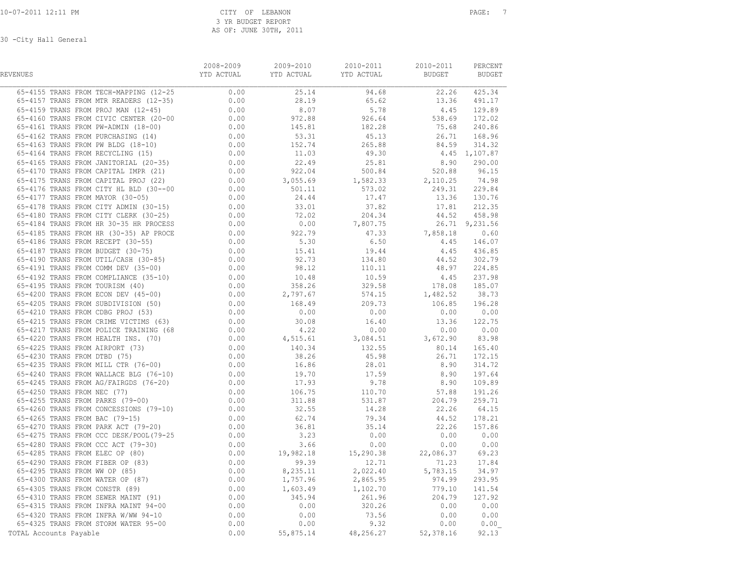30 -City Hall General

| REVENUES | 2008-2009 YTD ACTUAL | 2009-2010 YTD ACTUAL | 2010-2011 YTD ACTUAL | 2010-2011 BUDGET | PERCENT BUDGET |
|---|---|---|---|---|---|
| 65-4155 TRANS FROM TECH-MAPPING (12-25 | 0.00 | 25.14 | 94.68 | 22.26 | 425.34 |
| 65-4157 TRANS FROM MTR READERS (12-35) | 0.00 | 28.19 | 65.62 | 13.36 | 491.17 |
| 65-4159 TRANS FROM PROJ MAN (12-45) | 0.00 | 8.07 | 5.78 | 4.45 | 129.89 |
| 65-4160 TRANS FROM CIVIC CENTER (20-00 | 0.00 | 972.88 | 926.64 | 538.69 | 172.02 |
| 65-4161 TRANS FROM PW-ADMIN (18-00) | 0.00 | 145.81 | 182.28 | 75.68 | 240.86 |
| 65-4162 TRANS FROM PURCHASING (14) | 0.00 | 53.31 | 45.13 | 26.71 | 168.96 |
| 65-4163 TRANS FROM PW BLDG (18-10) | 0.00 | 152.74 | 265.88 | 84.59 | 314.32 |
| 65-4164 TRANS FROM RECYCLING (15) | 0.00 | 11.03 | 49.30 | 4.45 | 1,107.87 |
| 65-4165 TRANS FROM JANITORIAL (20-35) | 0.00 | 22.49 | 25.81 | 8.90 | 290.00 |
| 65-4170 TRANS FROM CAPITAL IMPR (21) | 0.00 | 922.04 | 500.84 | 520.88 | 96.15 |
| 65-4175 TRANS FROM CAPITAL PROJ (22) | 0.00 | 3,055.69 | 1,582.33 | 2,110.25 | 74.98 |
| 65-4176 TRANS FROM CITY HL BLD (30--00 | 0.00 | 501.11 | 573.02 | 249.31 | 229.84 |
| 65-4177 TRANS FROM MAYOR (30-05) | 0.00 | 24.44 | 17.47 | 13.36 | 130.76 |
| 65-4178 TRANS FROM CITY ADMIN (30-15) | 0.00 | 33.01 | 37.82 | 17.81 | 212.35 |
| 65-4180 TRANS FROM CITY CLERK (30-25) | 0.00 | 72.02 | 204.34 | 44.52 | 458.98 |
| 65-4184 TRANS FROM HR 30-35 HR PROCESS | 0.00 | 0.00 | 7,807.75 | 26.71 | 9,231.56 |
| 65-4185 TRANS FROM HR (30-35) AP PROCE | 0.00 | 922.79 | 47.33 | 7,858.18 | 0.60 |
| 65-4186 TRANS FROM RECEPT (30-55) | 0.00 | 5.30 | 6.50 | 4.45 | 146.07 |
| 65-4187 TRANS FROM BUDGET (30-75) | 0.00 | 15.41 | 19.44 | 4.45 | 436.85 |
| 65-4190 TRANS FROM UTIL/CASH (30-85) | 0.00 | 92.73 | 134.80 | 44.52 | 302.79 |
| 65-4191 TRANS FROM COMM DEV (35-00) | 0.00 | 98.12 | 110.11 | 48.97 | 224.85 |
| 65-4192 TRANS FROM COMPLIANCE (35-10) | 0.00 | 10.48 | 10.59 | 4.45 | 237.98 |
| 65-4195 TRANS FROM TOURISM (40) | 0.00 | 358.26 | 329.58 | 178.08 | 185.07 |
| 65-4200 TRANS FROM ECON DEV (45-00) | 0.00 | 2,797.67 | 574.15 | 1,482.52 | 38.73 |
| 65-4205 TRANS FROM SUBDIVISION (50) | 0.00 | 168.49 | 209.73 | 106.85 | 196.28 |
| 65-4210 TRANS FROM CDBG PROJ (53) | 0.00 | 0.00 | 0.00 | 0.00 | 0.00 |
| 65-4215 TRANS FROM CRIME VICTIMS (63) | 0.00 | 30.08 | 16.40 | 13.36 | 122.75 |
| 65-4217 TRANS FROM POLICE TRAINING (68 | 0.00 | 4.22 | 0.00 | 0.00 | 0.00 |
| 65-4220 TRANS FROM HEALTH INS. (70) | 0.00 | 4,515.61 | 3,084.51 | 3,672.90 | 83.98 |
| 65-4225 TRANS FROM AIRPORT (73) | 0.00 | 140.34 | 132.55 | 80.14 | 165.40 |
| 65-4230 TRANS FROM DTBD (75) | 0.00 | 38.26 | 45.98 | 26.71 | 172.15 |
| 65-4235 TRANS FROM MILL CTR (76-00) | 0.00 | 16.86 | 28.01 | 8.90 | 314.72 |
| 65-4240 TRANS FROM WALLACE BLG (76-10) | 0.00 | 19.70 | 17.59 | 8.90 | 197.64 |
| 65-4245 TRANS FROM AG/FAIRGDS (76-20) | 0.00 | 17.93 | 9.78 | 8.90 | 109.89 |
| 65-4250 TRANS FROM NEC (77) | 0.00 | 106.75 | 110.70 | 57.88 | 191.26 |
| 65-4255 TRANS FROM PARKS (79-00) | 0.00 | 311.88 | 531.87 | 204.79 | 259.71 |
| 65-4260 TRANS FROM CONCESSIONS (79-10) | 0.00 | 32.55 | 14.28 | 22.26 | 64.15 |
| 65-4265 TRANS FROM BAC (79-15) | 0.00 | 62.74 | 79.34 | 44.52 | 178.21 |
| 65-4270 TRANS FROM PARK ACT (79-20) | 0.00 | 36.81 | 35.14 | 22.26 | 157.86 |
| 65-4275 TRANS FROM CCC DESK/POOL(79-25 | 0.00 | 3.23 | 0.00 | 0.00 | 0.00 |
| 65-4280 TRANS FROM CCC ACT (79-30) | 0.00 | 3.66 | 0.00 | 0.00 | 0.00 |
| 65-4285 TRANS FROM ELEC OP (80) | 0.00 | 19,982.18 | 15,290.38 | 22,086.37 | 69.23 |
| 65-4290 TRANS FROM FIBER OP (83) | 0.00 | 99.39 | 12.71 | 71.23 | 17.84 |
| 65-4295 TRANS FROM WW OP (85) | 0.00 | 8,235.11 | 2,022.40 | 5,783.15 | 34.97 |
| 65-4300 TRANS FROM WATER OP (87) | 0.00 | 1,757.96 | 2,865.95 | 974.99 | 293.95 |
| 65-4305 TRANS FROM CONSTR (89) | 0.00 | 1,603.49 | 1,102.70 | 779.10 | 141.54 |
| 65-4310 TRANS FROM SEWER MAINT (91) | 0.00 | 345.94 | 261.96 | 204.79 | 127.92 |
| 65-4315 TRANS FROM INFRA MAINT 94-00 | 0.00 | 0.00 | 320.26 | 0.00 | 0.00 |
| 65-4320 TRANS FROM INFRA W/WW 94-10 | 0.00 | 0.00 | 73.56 | 0.00 | 0.00 |
| 65-4325 TRANS FROM STORM WATER 95-00 | 0.00 | 0.00 | 9.32 | 0.00 | 0.00 |
| TOTAL Accounts Payable | 0.00 | 55,875.14 | 48,256.27 | 52,378.16 | 92.13 |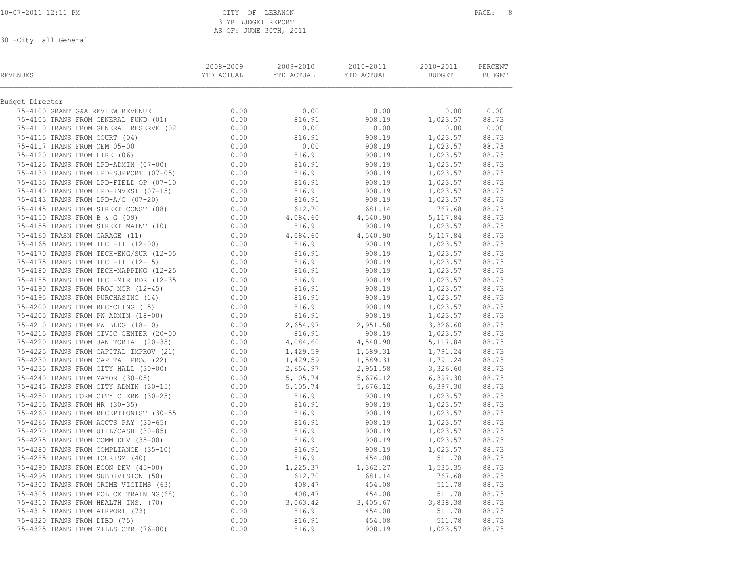30 -City Hall General

| REVENUES | 2008-2009 YTD ACTUAL | 2009-2010 YTD ACTUAL | 2010-2011 YTD ACTUAL | 2010-2011 BUDGET | PERCENT BUDGET |
|---|---|---|---|---|---|
| Budget Director | | | | | |
| 75-4100 GRANT G&A REVIEW REVENUE | 0.00 | 0.00 | 0.00 | 0.00 | 0.00 |
| 75-4105 TRANS FROM GENERAL FUND (01) | 0.00 | 816.91 | 908.19 | 1,023.57 | 88.73 |
| 75-4110 TRANS FROM GENERAL RESERVE (02 | 0.00 | 0.00 | 0.00 | 0.00 | 0.00 |
| 75-4115 TRANS FROM COURT (04) | 0.00 | 816.91 | 908.19 | 1,023.57 | 88.73 |
| 75-4117 TRANS FROM OEM 05-00 | 0.00 | 0.00 | 908.19 | 1,023.57 | 88.73 |
| 75-4120 TRANS FROM FIRE (06) | 0.00 | 816.91 | 908.19 | 1,023.57 | 88.73 |
| 75-4125 TRANS FROM LPD-ADMIN (07-00) | 0.00 | 816.91 | 908.19 | 1,023.57 | 88.73 |
| 75-4130 TRANS FROM LPD-SUPPORT (07-05) | 0.00 | 816.91 | 908.19 | 1,023.57 | 88.73 |
| 75-4135 TRANS FROM LPD-FIELD OP (07-10 | 0.00 | 816.91 | 908.19 | 1,023.57 | 88.73 |
| 75-4140 TRANS FROM LPD-INVEST (07-15) | 0.00 | 816.91 | 908.19 | 1,023.57 | 88.73 |
| 75-4143 TRANS FROM LPD-A/C (07-20) | 0.00 | 816.91 | 908.19 | 1,023.57 | 88.73 |
| 75-4145 TRANS FROM STREET CONST (08) | 0.00 | 612.70 | 681.14 | 767.68 | 88.73 |
| 75-4150 TRANS FROM B & G (09) | 0.00 | 4,084.60 | 4,540.90 | 5,117.84 | 88.73 |
| 75-4155 TRANS FROM STREET MAINT (10) | 0.00 | 816.91 | 908.19 | 1,023.57 | 88.73 |
| 75-4160 TRASN FROM GARAGE (11) | 0.00 | 4,084.60 | 4,540.90 | 5,117.84 | 88.73 |
| 75-4165 TRANS FROM TECH-IT (12-00) | 0.00 | 816.91 | 908.19 | 1,023.57 | 88.73 |
| 75-4170 TRANS FROM TECH-ENG/SUR (12-05 | 0.00 | 816.91 | 908.19 | 1,023.57 | 88.73 |
| 75-4175 TRANS FROM TECH-IT (12-15) | 0.00 | 816.91 | 908.19 | 1,023.57 | 88.73 |
| 75-4180 TRANS FROM TECH-MAPPING (12-25 | 0.00 | 816.91 | 908.19 | 1,023.57 | 88.73 |
| 75-4185 TRANS FROM TECH-MTR RDR (12-35 | 0.00 | 816.91 | 908.19 | 1,023.57 | 88.73 |
| 75-4190 TRANS FROM PROJ MGR (12-45) | 0.00 | 816.91 | 908.19 | 1,023.57 | 88.73 |
| 75-4195 TRANS FROM PURCHASING (14) | 0.00 | 816.91 | 908.19 | 1,023.57 | 88.73 |
| 75-4200 TRANS FROM RECYCLING (15) | 0.00 | 816.91 | 908.19 | 1,023.57 | 88.73 |
| 75-4205 TRANS FROM PW ADMIN (18-00) | 0.00 | 816.91 | 908.19 | 1,023.57 | 88.73 |
| 75-4210 TRANS FROM PW BLDG (18-10) | 0.00 | 2,654.97 | 2,951.58 | 3,326.60 | 88.73 |
| 75-4215 TRANS FROM CIVIC CENTER (20-00 | 0.00 | 816.91 | 908.19 | 1,023.57 | 88.73 |
| 75-4220 TRANS FROM JANITORIAL (20-35) | 0.00 | 4,084.60 | 4,540.90 | 5,117.84 | 88.73 |
| 75-4225 TRANS FROM CAPITAL IMPROV (21) | 0.00 | 1,429.59 | 1,589.31 | 1,791.24 | 88.73 |
| 75-4230 TRANS FROM CAPITAL PROJ (22) | 0.00 | 1,429.59 | 1,589.31 | 1,791.24 | 88.73 |
| 75-4235 TRANS FROM CITY HALL (30-00) | 0.00 | 2,654.97 | 2,951.58 | 3,326.60 | 88.73 |
| 75-4240 TRANS FROM MAYOR (30-05) | 0.00 | 5,105.74 | 5,676.12 | 6,397.30 | 88.73 |
| 75-4245 TRANS FROM CITY ADMIN (30-15) | 0.00 | 5,105.74 | 5,676.12 | 6,397.30 | 88.73 |
| 75-4250 TRANS FORM CITY CLERK (30-25) | 0.00 | 816.91 | 908.19 | 1,023.57 | 88.73 |
| 75-4255 TRANS FROM HR (30-35) | 0.00 | 816.91 | 908.19 | 1,023.57 | 88.73 |
| 75-4260 TRANS FROM RECEPTIONIST (30-55 | 0.00 | 816.91 | 908.19 | 1,023.57 | 88.73 |
| 75-4265 TRANS FROM ACCTS PAY (30-65) | 0.00 | 816.91 | 908.19 | 1,023.57 | 88.73 |
| 75-4270 TRANS FROM UTIL/CASH (30-85) | 0.00 | 816.91 | 908.19 | 1,023.57 | 88.73 |
| 75-4275 TRANS FROM COMM DEV (35-00) | 0.00 | 816.91 | 908.19 | 1,023.57 | 88.73 |
| 75-4280 TRANS FROM COMPLIANCE (35-10) | 0.00 | 816.91 | 908.19 | 1,023.57 | 88.73 |
| 75-4285 TRANS FROM TOURISM (40) | 0.00 | 816.91 | 454.08 | 511.78 | 88.73 |
| 75-4290 TRANS FROM ECON DEV (45-00) | 0.00 | 1,225.37 | 1,362.27 | 1,535.35 | 88.73 |
| 75-4295 TRANS FROM SUBDIVISION (50) | 0.00 | 612.70 | 681.14 | 767.68 | 88.73 |
| 75-4300 TRANS FROM CRIME VICTIMS (63) | 0.00 | 408.47 | 454.08 | 511.78 | 88.73 |
| 75-4305 TRANS FROM POLICE TRAINING(68) | 0.00 | 408.47 | 454.08 | 511.78 | 88.73 |
| 75-4310 TRANS FROM HEALTH INS. (70) | 0.00 | 3,063.42 | 3,405.67 | 3,838.38 | 88.73 |
| 75-4315 TRANS FROM AIRPORT (73) | 0.00 | 816.91 | 454.08 | 511.78 | 88.73 |
| 75-4320 TRANS FROM DTBD (75) | 0.00 | 816.91 | 454.08 | 511.78 | 88.73 |
| 75-4325 TRANS FROM MILLS CTR (76-00) | 0.00 | 816.91 | 908.19 | 1,023.57 | 88.73 |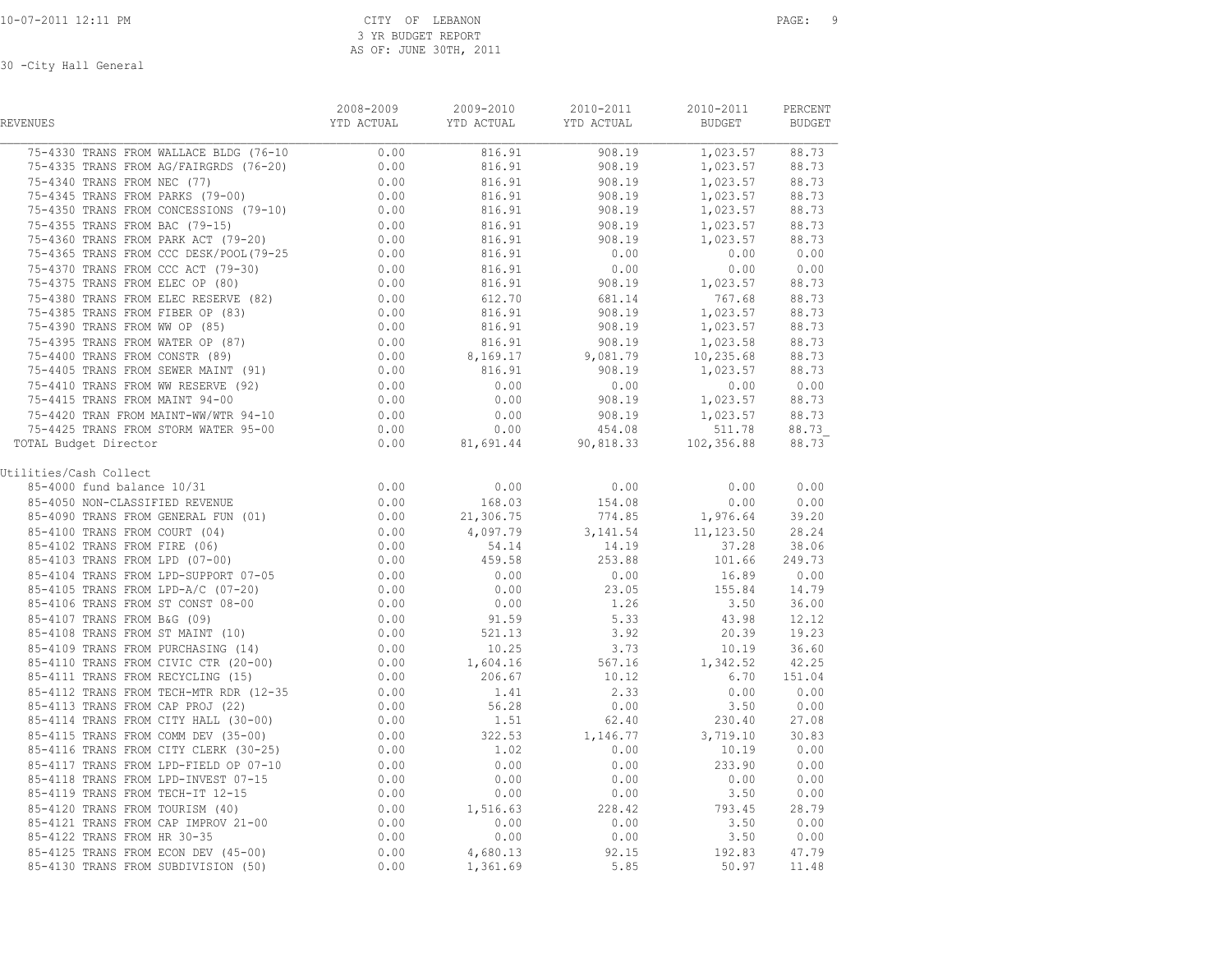30 -City Hall General

| REVENUES | 2008-2009 YTD ACTUAL | 2009-2010 YTD ACTUAL | 2010-2011 YTD ACTUAL | 2010-2011 BUDGET | PERCENT BUDGET |
|---|---|---|---|---|---|
| 75-4330 TRANS FROM WALLACE BLDG (76-10 | 0.00 | 816.91 | 908.19 | 1,023.57 | 88.73 |
| 75-4335 TRANS FROM AG/FAIRGRDS (76-20) | 0.00 | 816.91 | 908.19 | 1,023.57 | 88.73 |
| 75-4340 TRANS FROM NEC (77) | 0.00 | 816.91 | 908.19 | 1,023.57 | 88.73 |
| 75-4345 TRANS FROM PARKS (79-00) | 0.00 | 816.91 | 908.19 | 1,023.57 | 88.73 |
| 75-4350 TRANS FROM CONCESSIONS (79-10) | 0.00 | 816.91 | 908.19 | 1,023.57 | 88.73 |
| 75-4355 TRANS FROM BAC (79-15) | 0.00 | 816.91 | 908.19 | 1,023.57 | 88.73 |
| 75-4360 TRANS FROM PARK ACT (79-20) | 0.00 | 816.91 | 908.19 | 1,023.57 | 88.73 |
| 75-4365 TRANS FROM CCC DESK/POOL(79-25 | 0.00 | 816.91 | 0.00 | 0.00 | 0.00 |
| 75-4370 TRANS FROM CCC ACT (79-30) | 0.00 | 816.91 | 0.00 | 0.00 | 0.00 |
| 75-4375 TRANS FROM ELEC OP (80) | 0.00 | 816.91 | 908.19 | 1,023.57 | 88.73 |
| 75-4380 TRANS FROM ELEC RESERVE (82) | 0.00 | 612.70 | 681.14 | 767.68 | 88.73 |
| 75-4385 TRANS FROM FIBER OP (83) | 0.00 | 816.91 | 908.19 | 1,023.57 | 88.73 |
| 75-4390 TRANS FROM WW OP (85) | 0.00 | 816.91 | 908.19 | 1,023.57 | 88.73 |
| 75-4395 TRANS FROM WATER OP (87) | 0.00 | 816.91 | 908.19 | 1,023.58 | 88.73 |
| 75-4400 TRANS FROM CONSTR (89) | 0.00 | 8,169.17 | 9,081.79 | 10,235.68 | 88.73 |
| 75-4405 TRANS FROM SEWER MAINT (91) | 0.00 | 816.91 | 908.19 | 1,023.57 | 88.73 |
| 75-4410 TRANS FROM WW RESERVE (92) | 0.00 | 0.00 | 0.00 | 0.00 | 0.00 |
| 75-4415 TRANS FROM MAINT 94-00 | 0.00 | 0.00 | 908.19 | 1,023.57 | 88.73 |
| 75-4420 TRAN FROM MAINT-WW/WTR 94-10 | 0.00 | 0.00 | 908.19 | 1,023.57 | 88.73 |
| 75-4425 TRANS FROM STORM WATER 95-00 | 0.00 | 0.00 | 454.08 | 511.78 | 88.73 |
| TOTAL Budget Director | 0.00 | 81,691.44 | 90,818.33 | 102,356.88 | 88.73 |
| **Utilities/Cash Collect** | | | | | |
| 85-4000 fund balance 10/31 | 0.00 | 0.00 | 0.00 | 0.00 | 0.00 |
| 85-4050 NON-CLASSIFIED REVENUE | 0.00 | 168.03 | 154.08 | 0.00 | 0.00 |
| 85-4090 TRANS FROM GENERAL FUN (01) | 0.00 | 21,306.75 | 774.85 | 1,976.64 | 39.20 |
| 85-4100 TRANS FROM COURT (04) | 0.00 | 4,097.79 | 3,141.54 | 11,123.50 | 28.24 |
| 85-4102 TRANS FROM FIRE (06) | 0.00 | 54.14 | 14.19 | 37.28 | 38.06 |
| 85-4103 TRANS FROM LPD (07-00) | 0.00 | 459.58 | 253.88 | 101.66 | 249.73 |
| 85-4104 TRANS FROM LPD-SUPPORT 07-05 | 0.00 | 0.00 | 0.00 | 16.89 | 0.00 |
| 85-4105 TRANS FROM LPD-A/C (07-20) | 0.00 | 0.00 | 23.05 | 155.84 | 14.79 |
| 85-4106 TRANS FROM ST CONST 08-00 | 0.00 | 0.00 | 1.26 | 3.50 | 36.00 |
| 85-4107 TRANS FROM B&G (09) | 0.00 | 91.59 | 5.33 | 43.98 | 12.12 |
| 85-4108 TRANS FROM ST MAINT (10) | 0.00 | 521.13 | 3.92 | 20.39 | 19.23 |
| 85-4109 TRANS FROM PURCHASING (14) | 0.00 | 10.25 | 3.73 | 10.19 | 36.60 |
| 85-4110 TRANS FROM CIVIC CTR (20-00) | 0.00 | 1,604.16 | 567.16 | 1,342.52 | 42.25 |
| 85-4111 TRANS FROM RECYCLING (15) | 0.00 | 206.67 | 10.12 | 6.70 | 151.04 |
| 85-4112 TRANS FROM TECH-MTR RDR (12-35 | 0.00 | 1.41 | 2.33 | 0.00 | 0.00 |
| 85-4113 TRANS FROM CAP PROJ (22) | 0.00 | 56.28 | 0.00 | 3.50 | 0.00 |
| 85-4114 TRANS FROM CITY HALL (30-00) | 0.00 | 1.51 | 62.40 | 230.40 | 27.08 |
| 85-4115 TRANS FROM COMM DEV (35-00) | 0.00 | 322.53 | 1,146.77 | 3,719.10 | 30.83 |
| 85-4116 TRANS FROM CITY CLERK (30-25) | 0.00 | 1.02 | 0.00 | 10.19 | 0.00 |
| 85-4117 TRANS FROM LPD-FIELD OP 07-10 | 0.00 | 0.00 | 0.00 | 233.90 | 0.00 |
| 85-4118 TRANS FROM LPD-INVEST 07-15 | 0.00 | 0.00 | 0.00 | 0.00 | 0.00 |
| 85-4119 TRANS FROM TECH-IT 12-15 | 0.00 | 0.00 | 0.00 | 3.50 | 0.00 |
| 85-4120 TRANS FROM TOURISM (40) | 0.00 | 1,516.63 | 228.42 | 793.45 | 28.79 |
| 85-4121 TRANS FROM CAP IMPROV 21-00 | 0.00 | 0.00 | 0.00 | 3.50 | 0.00 |
| 85-4122 TRANS FROM HR 30-35 | 0.00 | 0.00 | 0.00 | 3.50 | 0.00 |
| 85-4125 TRANS FROM ECON DEV (45-00) | 0.00 | 4,680.13 | 92.15 | 192.83 | 47.79 |
| 85-4130 TRANS FROM SUBDIVISION (50) | 0.00 | 1,361.69 | 5.85 | 50.97 | 11.48 |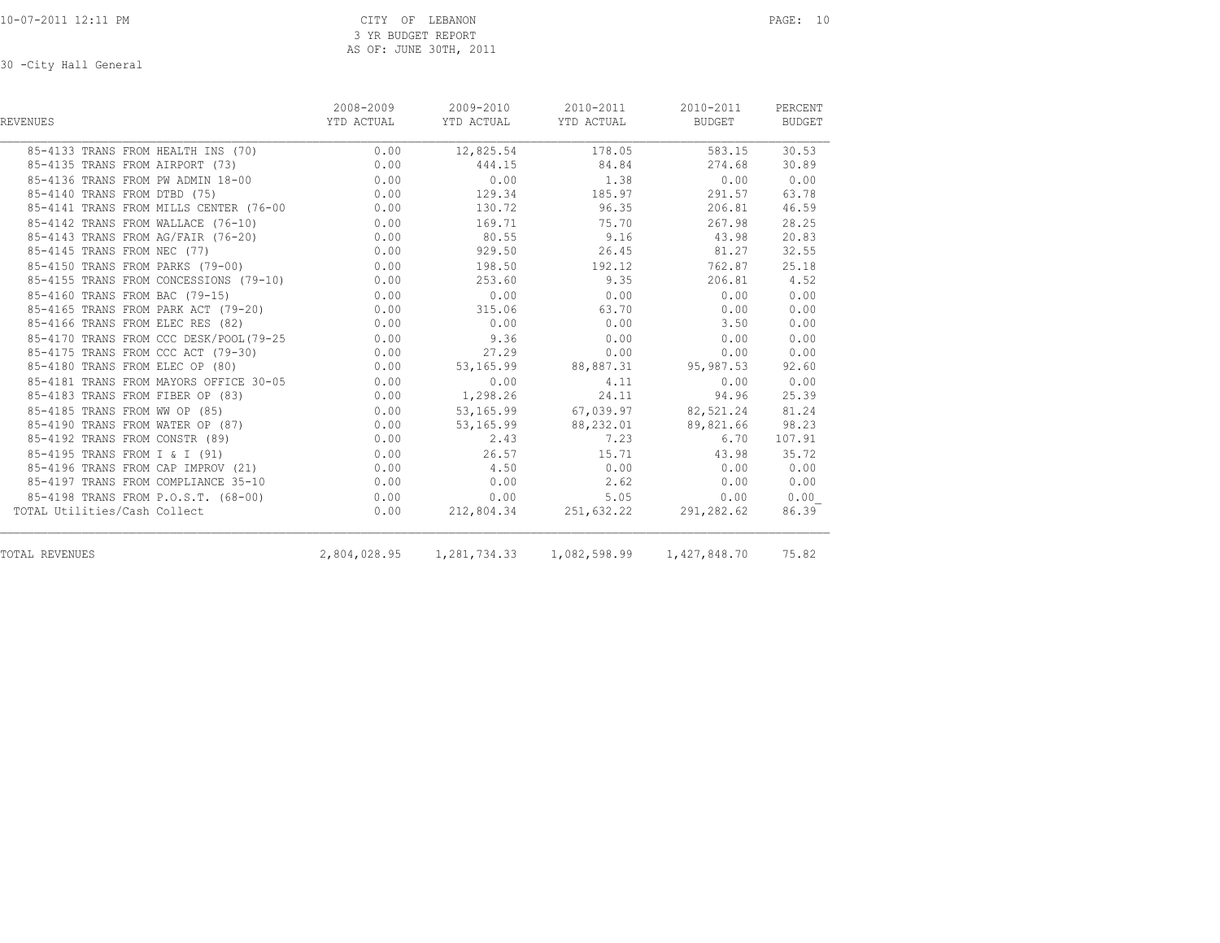CITY OF LEBANON
3 YR BUDGET REPORT
AS OF: JUNE 30TH, 2011

30 -City Hall General

| REVENUES | 2008-2009 YTD ACTUAL | 2009-2010 YTD ACTUAL | 2010-2011 YTD ACTUAL | 2010-2011 BUDGET | PERCENT BUDGET |
|---|---|---|---|---|---|
| 85-4133 TRANS FROM HEALTH INS (70) | 0.00 | 12,825.54 | 178.05 | 583.15 | 30.53 |
| 85-4135 TRANS FROM AIRPORT (73) | 0.00 | 444.15 | 84.84 | 274.68 | 30.89 |
| 85-4136 TRANS FROM PW ADMIN 18-00 | 0.00 | 0.00 | 1.38 | 0.00 | 0.00 |
| 85-4140 TRANS FROM DTBD (75) | 0.00 | 129.34 | 185.97 | 291.57 | 63.78 |
| 85-4141 TRANS FROM MILLS CENTER (76-00 | 0.00 | 130.72 | 96.35 | 206.81 | 46.59 |
| 85-4142 TRANS FROM WALLACE (76-10) | 0.00 | 169.71 | 75.70 | 267.98 | 28.25 |
| 85-4143 TRANS FROM AG/FAIR (76-20) | 0.00 | 80.55 | 9.16 | 43.98 | 20.83 |
| 85-4145 TRANS FROM NEC (77) | 0.00 | 929.50 | 26.45 | 81.27 | 32.55 |
| 85-4150 TRANS FROM PARKS (79-00) | 0.00 | 198.50 | 192.12 | 762.87 | 25.18 |
| 85-4155 TRANS FROM CONCESSIONS (79-10) | 0.00 | 253.60 | 9.35 | 206.81 | 4.52 |
| 85-4160 TRANS FROM BAC (79-15) | 0.00 | 0.00 | 0.00 | 0.00 | 0.00 |
| 85-4165 TRANS FROM PARK ACT (79-20) | 0.00 | 315.06 | 63.70 | 0.00 | 0.00 |
| 85-4166 TRANS FROM ELEC RES (82) | 0.00 | 0.00 | 0.00 | 3.50 | 0.00 |
| 85-4170 TRANS FROM CCC DESK/POOL(79-25 | 0.00 | 9.36 | 0.00 | 0.00 | 0.00 |
| 85-4175 TRANS FROM CCC ACT (79-30) | 0.00 | 27.29 | 0.00 | 0.00 | 0.00 |
| 85-4180 TRANS FROM ELEC OP (80) | 0.00 | 53,165.99 | 88,887.31 | 95,987.53 | 92.60 |
| 85-4181 TRANS FROM MAYORS OFFICE 30-05 | 0.00 | 0.00 | 4.11 | 0.00 | 0.00 |
| 85-4183 TRANS FROM FIBER OP (83) | 0.00 | 1,298.26 | 24.11 | 94.96 | 25.39 |
| 85-4185 TRANS FROM WW OP (85) | 0.00 | 53,165.99 | 67,039.97 | 82,521.24 | 81.24 |
| 85-4190 TRANS FROM WATER OP (87) | 0.00 | 53,165.99 | 88,232.01 | 89,821.66 | 98.23 |
| 85-4192 TRANS FROM CONSTR (89) | 0.00 | 2.43 | 7.23 | 6.70 | 107.91 |
| 85-4195 TRANS FROM I & I (91) | 0.00 | 26.57 | 15.71 | 43.98 | 35.72 |
| 85-4196 TRANS FROM CAP IMPROV (21) | 0.00 | 4.50 | 0.00 | 0.00 | 0.00 |
| 85-4197 TRANS FROM COMPLIANCE 35-10 | 0.00 | 0.00 | 2.62 | 0.00 | 0.00 |
| 85-4198 TRANS FROM P.O.S.T. (68-00) | 0.00 | 0.00 | 5.05 | 0.00 | 0.00 |
| TOTAL Utilities/Cash Collect | 0.00 | 212,804.34 | 251,632.22 | 291,282.62 | 86.39 |
| TOTAL REVENUES | 2,804,028.95 | 1,281,734.33 | 1,082,598.99 | 1,427,848.70 | 75.82 |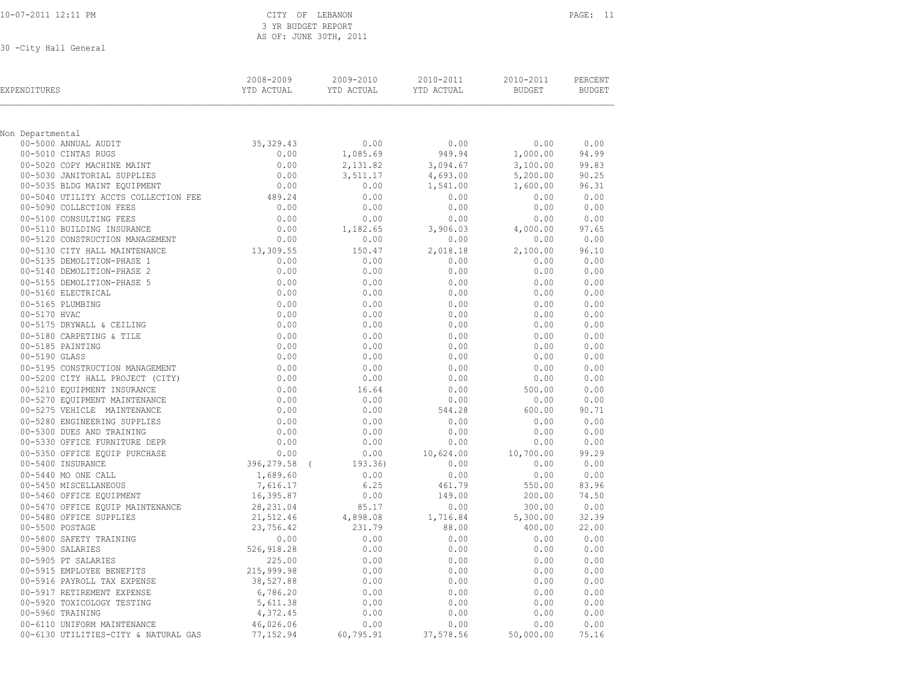10-07-2011 12:11 PM

# CITY OF LEBANON

3 YR BUDGET REPORT

AS OF: JUNE 30TH, 2011

30 -City Hall General

| EXPENDITURES | 2008-2009 YTD ACTUAL | 2009-2010 YTD ACTUAL | 2010-2011 YTD ACTUAL | 2010-2011 BUDGET | PERCENT BUDGET |
|---|---|---|---|---|---|
| **Non Departmental** | | | | | |
| 00-5000 ANNUAL AUDIT | 35,329.43 | 0.00 | 0.00 | 0.00 | 0.00 |
| 00-5010 CINTAS RUGS | 0.00 | 1,085.69 | 949.94 | 1,000.00 | 94.99 |
| 00-5020 COPY MACHINE MAINT | 0.00 | 2,131.82 | 3,094.67 | 3,100.00 | 99.83 |
| 00-5030 JANITORIAL SUPPLIES | 0.00 | 3,511.17 | 4,693.00 | 5,200.00 | 90.25 |
| 00-5035 BLDG MAINT EQUIPMENT | 0.00 | 0.00 | 1,541.00 | 1,600.00 | 96.31 |
| 00-5040 UTILITY ACCTS COLLECTION FEE | 489.24 | 0.00 | 0.00 | 0.00 | 0.00 |
| 00-5090 COLLECTION FEES | 0.00 | 0.00 | 0.00 | 0.00 | 0.00 |
| 00-5100 CONSULTING FEES | 0.00 | 0.00 | 0.00 | 0.00 | 0.00 |
| 00-5110 BUILDING INSURANCE | 0.00 | 1,182.65 | 3,906.03 | 4,000.00 | 97.65 |
| 00-5120 CONSTRUCTION MANAGEMENT | 0.00 | 0.00 | 0.00 | 0.00 | 0.00 |
| 00-5130 CITY HALL MAINTENANCE | 13,309.55 | 150.47 | 2,018.18 | 2,100.00 | 96.10 |
| 00-5135 DEMOLITION-PHASE 1 | 0.00 | 0.00 | 0.00 | 0.00 | 0.00 |
| 00-5140 DEMOLITION-PHASE 2 | 0.00 | 0.00 | 0.00 | 0.00 | 0.00 |
| 00-5155 DEMOLITION-PHASE 5 | 0.00 | 0.00 | 0.00 | 0.00 | 0.00 |
| 00-5160 ELECTRICAL | 0.00 | 0.00 | 0.00 | 0.00 | 0.00 |
| 00-5165 PLUMBING | 0.00 | 0.00 | 0.00 | 0.00 | 0.00 |
| 00-5170 HVAC | 0.00 | 0.00 | 0.00 | 0.00 | 0.00 |
| 00-5175 DRYWALL & CEILING | 0.00 | 0.00 | 0.00 | 0.00 | 0.00 |
| 00-5180 CARPETING & TILE | 0.00 | 0.00 | 0.00 | 0.00 | 0.00 |
| 00-5185 PAINTING | 0.00 | 0.00 | 0.00 | 0.00 | 0.00 |
| 00-5190 GLASS | 0.00 | 0.00 | 0.00 | 0.00 | 0.00 |
| 00-5195 CONSTRUCTION MANAGEMENT | 0.00 | 0.00 | 0.00 | 0.00 | 0.00 |
| 00-5200 CITY HALL PROJECT (CITY) | 0.00 | 0.00 | 0.00 | 0.00 | 0.00 |
| 00-5210 EQUIPMENT INSURANCE | 0.00 | 16.64 | 0.00 | 500.00 | 0.00 |
| 00-5270 EQUIPMENT MAINTENANCE | 0.00 | 0.00 | 0.00 | 0.00 | 0.00 |
| 00-5275 VEHICLE MAINTENANCE | 0.00 | 0.00 | 544.28 | 600.00 | 90.71 |
| 00-5280 ENGINEERING SUPPLIES | 0.00 | 0.00 | 0.00 | 0.00 | 0.00 |
| 00-5300 DUES AND TRAINING | 0.00 | 0.00 | 0.00 | 0.00 | 0.00 |
| 00-5330 OFFICE FURNITURE DEPR | 0.00 | 0.00 | 0.00 | 0.00 | 0.00 |
| 00-5350 OFFICE EQUIP PURCHASE | 0.00 | 0.00 | 10,624.00 | 10,700.00 | 99.29 |
| 00-5400 INSURANCE | 396,279.58 | ( 193.36) | 0.00 | 0.00 | 0.00 |
| 00-5440 MO ONE CALL | 1,689.60 | 0.00 | 0.00 | 0.00 | 0.00 |
| 00-5450 MISCELLANEOUS | 7,616.17 | 6.25 | 461.79 | 550.00 | 83.96 |
| 00-5460 OFFICE EQUIPMENT | 16,395.87 | 0.00 | 149.00 | 200.00 | 74.50 |
| 00-5470 OFFICE EQUIP MAINTENANCE | 28,231.04 | 85.17 | 0.00 | 300.00 | 0.00 |
| 00-5480 OFFICE SUPPLIES | 21,512.46 | 4,898.08 | 1,716.84 | 5,300.00 | 32.39 |
| 00-5500 POSTAGE | 23,756.42 | 231.79 | 88.00 | 400.00 | 22.00 |
| 00-5800 SAFETY TRAINING | 0.00 | 0.00 | 0.00 | 0.00 | 0.00 |
| 00-5900 SALARIES | 526,918.28 | 0.00 | 0.00 | 0.00 | 0.00 |
| 00-5905 PT SALARIES | 225.00 | 0.00 | 0.00 | 0.00 | 0.00 |
| 00-5915 EMPLOYEE BENEFITS | 215,999.98 | 0.00 | 0.00 | 0.00 | 0.00 |
| 00-5916 PAYROLL TAX EXPENSE | 38,527.88 | 0.00 | 0.00 | 0.00 | 0.00 |
| 00-5917 RETIREMENT EXPENSE | 6,786.20 | 0.00 | 0.00 | 0.00 | 0.00 |
| 00-5920 TOXICOLOGY TESTING | 5,611.38 | 0.00 | 0.00 | 0.00 | 0.00 |
| 00-5960 TRAINING | 4,372.45 | 0.00 | 0.00 | 0.00 | 0.00 |
| 00-6110 UNIFORM MAINTENANCE | 46,026.06 | 0.00 | 0.00 | 0.00 | 0.00 |
| 00-6130 UTILITIES-CITY & NATURAL GAS | 77,152.94 | 60,795.91 | 37,578.56 | 50,000.00 | 75.16 |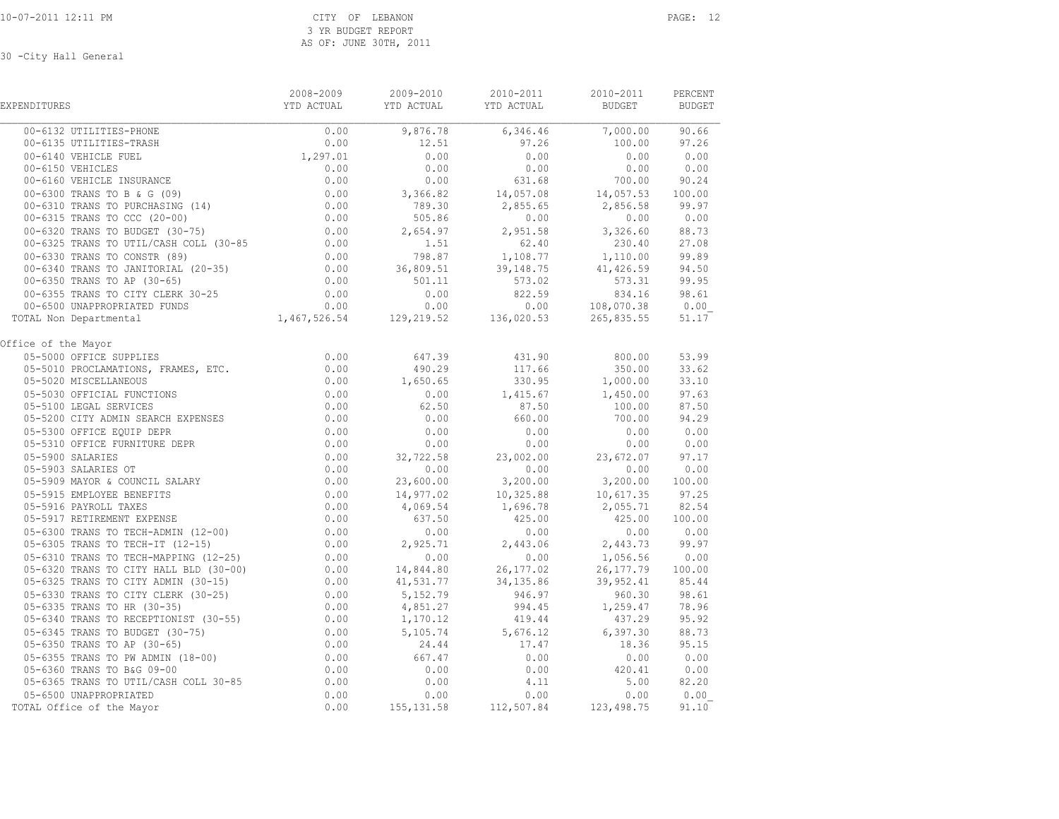CITY OF LEBANON
3 YR BUDGET REPORT
AS OF: JUNE 30TH, 2011

30 -City Hall General

| EXPENDITURES | 2008-2009 YTD ACTUAL | 2009-2010 YTD ACTUAL | 2010-2011 YTD ACTUAL | 2010-2011 BUDGET | PERCENT BUDGET |
|---|---|---|---|---|---|
| 00-6132 UTILITIES-PHONE | 0.00 | 9,876.78 | 6,346.46 | 7,000.00 | 90.66 |
| 00-6135 UTILITIES-TRASH | 0.00 | 12.51 | 97.26 | 100.00 | 97.26 |
| 00-6140 VEHICLE FUEL | 1,297.01 | 0.00 | 0.00 | 0.00 | 0.00 |
| 00-6150 VEHICLES | 0.00 | 0.00 | 0.00 | 0.00 | 0.00 |
| 00-6160 VEHICLE INSURANCE | 0.00 | 0.00 | 631.68 | 700.00 | 90.24 |
| 00-6300 TRANS TO B & G (09) | 0.00 | 3,366.82 | 14,057.08 | 14,057.53 | 100.00 |
| 00-6310 TRANS TO PURCHASING (14) | 0.00 | 789.30 | 2,855.65 | 2,856.58 | 99.97 |
| 00-6315 TRANS TO CCC (20-00) | 0.00 | 505.86 | 0.00 | 0.00 | 0.00 |
| 00-6320 TRANS TO BUDGET (30-75) | 0.00 | 2,654.97 | 2,951.58 | 3,326.60 | 88.73 |
| 00-6325 TRANS TO UTIL/CASH COLL (30-85 | 0.00 | 1.51 | 62.40 | 230.40 | 27.08 |
| 00-6330 TRANS TO CONSTR (89) | 0.00 | 798.87 | 1,108.77 | 1,110.00 | 99.89 |
| 00-6340 TRANS TO JANITORIAL (20-35) | 0.00 | 36,809.51 | 39,148.75 | 41,426.59 | 94.50 |
| 00-6350 TRANS TO AP (30-65) | 0.00 | 501.11 | 573.02 | 573.31 | 99.95 |
| 00-6355 TRANS TO CITY CLERK 30-25 | 0.00 | 0.00 | 822.59 | 834.16 | 98.61 |
| 00-6500 UNAPPROPRIATED FUNDS | 0.00 | 0.00 | 0.00 | 108,070.38 | 0.00 |
| TOTAL Non Departmental | 1,467,526.54 | 129,219.52 | 136,020.53 | 265,835.55 | 51.17 |
| **Office of the Mayor** | | | | | |
| 05-5000 OFFICE SUPPLIES | 0.00 | 647.39 | 431.90 | 800.00 | 53.99 |
| 05-5010 PROCLAMATIONS, FRAMES, ETC. | 0.00 | 490.29 | 117.66 | 350.00 | 33.62 |
| 05-5020 MISCELLANEOUS | 0.00 | 1,650.65 | 330.95 | 1,000.00 | 33.10 |
| 05-5030 OFFICIAL FUNCTIONS | 0.00 | 0.00 | 1,415.67 | 1,450.00 | 97.63 |
| 05-5100 LEGAL SERVICES | 0.00 | 62.50 | 87.50 | 100.00 | 87.50 |
| 05-5200 CITY ADMIN SEARCH EXPENSES | 0.00 | 0.00 | 660.00 | 700.00 | 94.29 |
| 05-5300 OFFICE EQUIP DEPR | 0.00 | 0.00 | 0.00 | 0.00 | 0.00 |
| 05-5310 OFFICE FURNITURE DEPR | 0.00 | 0.00 | 0.00 | 0.00 | 0.00 |
| 05-5900 SALARIES | 0.00 | 32,722.58 | 23,002.00 | 23,672.07 | 97.17 |
| 05-5903 SALARIES OT | 0.00 | 0.00 | 0.00 | 0.00 | 0.00 |
| 05-5909 MAYOR & COUNCIL SALARY | 0.00 | 23,600.00 | 3,200.00 | 3,200.00 | 100.00 |
| 05-5915 EMPLOYEE BENEFITS | 0.00 | 14,977.02 | 10,325.88 | 10,617.35 | 97.25 |
| 05-5916 PAYROLL TAXES | 0.00 | 4,069.54 | 1,696.78 | 2,055.71 | 82.54 |
| 05-5917 RETIREMENT EXPENSE | 0.00 | 637.50 | 425.00 | 425.00 | 100.00 |
| 05-6300 TRANS TO TECH-ADMIN (12-00) | 0.00 | 0.00 | 0.00 | 0.00 | 0.00 |
| 05-6305 TRANS TO TECH-IT (12-15) | 0.00 | 2,925.71 | 2,443.06 | 2,443.73 | 99.97 |
| 05-6310 TRANS TO TECH-MAPPING (12-25) | 0.00 | 0.00 | 0.00 | 1,056.56 | 0.00 |
| 05-6320 TRANS TO CITY HALL BLD (30-00) | 0.00 | 14,844.80 | 26,177.02 | 26,177.79 | 100.00 |
| 05-6325 TRANS TO CITY ADMIN (30-15) | 0.00 | 41,531.77 | 34,135.86 | 39,952.41 | 85.44 |
| 05-6330 TRANS TO CITY CLERK (30-25) | 0.00 | 5,152.79 | 946.97 | 960.30 | 98.61 |
| 05-6335 TRANS TO HR (30-35) | 0.00 | 4,851.27 | 994.45 | 1,259.47 | 78.96 |
| 05-6340 TRANS TO RECEPTIONIST (30-55) | 0.00 | 1,170.12 | 419.44 | 437.29 | 95.92 |
| 05-6345 TRANS TO BUDGET (30-75) | 0.00 | 5,105.74 | 5,676.12 | 6,397.30 | 88.73 |
| 05-6350 TRANS TO AP (30-65) | 0.00 | 24.44 | 17.47 | 18.36 | 95.15 |
| 05-6355 TRANS TO PW ADMIN (18-00) | 0.00 | 667.47 | 0.00 | 0.00 | 0.00 |
| 05-6360 TRANS TO B&G 09-00 | 0.00 | 0.00 | 0.00 | 420.41 | 0.00 |
| 05-6365 TRANS TO UTIL/CASH COLL 30-85 | 0.00 | 0.00 | 4.11 | 5.00 | 82.20 |
| 05-6500 UNAPPROPRIATED | 0.00 | 0.00 | 0.00 | 0.00 | 0.00 |
| TOTAL Office of the Mayor | 0.00 | 155,131.58 | 112,507.84 | 123,498.75 | 91.10 |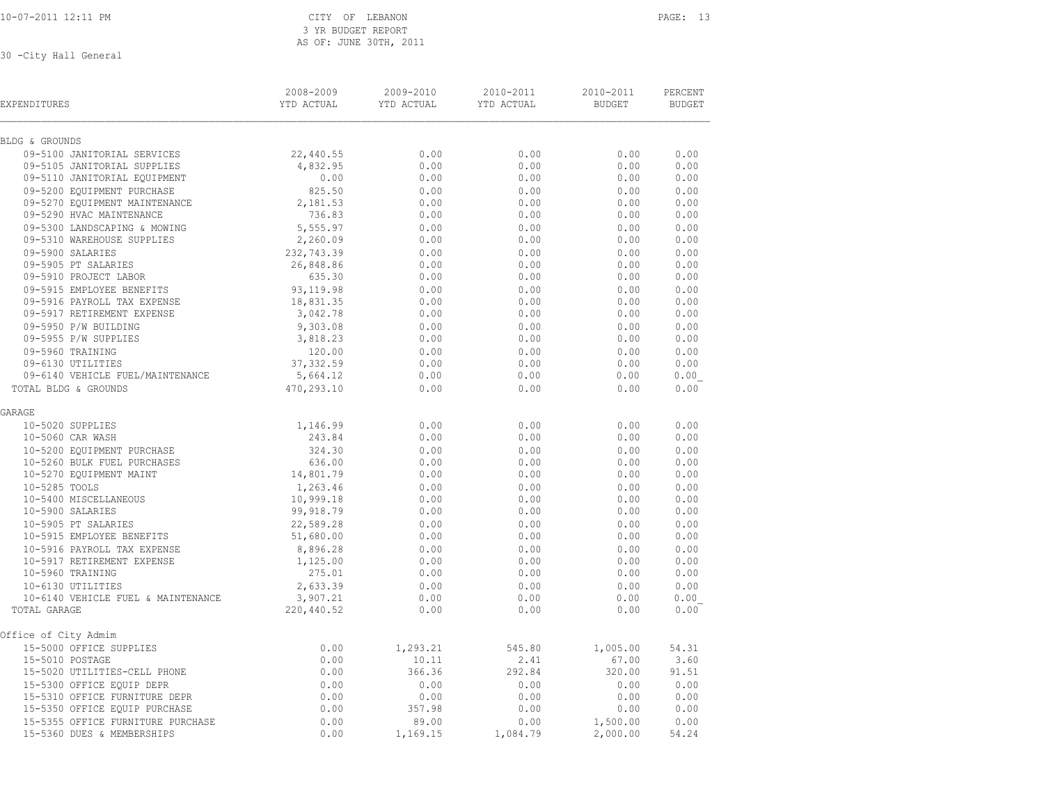CITY OF LEBANON
3 YR BUDGET REPORT
AS OF: JUNE 30TH, 2011

30 -City Hall General

| EXPENDITURES | 2008-2009 YTD ACTUAL | 2009-2010 YTD ACTUAL | 2010-2011 YTD ACTUAL | 2010-2011 BUDGET | PERCENT BUDGET |
|---|---|---|---|---|---|
| **BLDG & GROUNDS** | | | | | |
| 09-5100 JANITORIAL SERVICES | 22,440.55 | 0.00 | 0.00 | 0.00 | 0.00 |
| 09-5105 JANITORIAL SUPPLIES | 4,832.95 | 0.00 | 0.00 | 0.00 | 0.00 |
| 09-5110 JANITORIAL EQUIPMENT | 0.00 | 0.00 | 0.00 | 0.00 | 0.00 |
| 09-5200 EQUIPMENT PURCHASE | 825.50 | 0.00 | 0.00 | 0.00 | 0.00 |
| 09-5270 EQUIPMENT MAINTENANCE | 2,181.53 | 0.00 | 0.00 | 0.00 | 0.00 |
| 09-5290 HVAC MAINTENANCE | 736.83 | 0.00 | 0.00 | 0.00 | 0.00 |
| 09-5300 LANDSCAPING & MOWING | 5,555.97 | 0.00 | 0.00 | 0.00 | 0.00 |
| 09-5310 WAREHOUSE SUPPLIES | 2,260.09 | 0.00 | 0.00 | 0.00 | 0.00 |
| 09-5900 SALARIES | 232,743.39 | 0.00 | 0.00 | 0.00 | 0.00 |
| 09-5905 PT SALARIES | 26,848.86 | 0.00 | 0.00 | 0.00 | 0.00 |
| 09-5910 PROJECT LABOR | 635.30 | 0.00 | 0.00 | 0.00 | 0.00 |
| 09-5915 EMPLOYEE BENEFITS | 93,119.98 | 0.00 | 0.00 | 0.00 | 0.00 |
| 09-5916 PAYROLL TAX EXPENSE | 18,831.35 | 0.00 | 0.00 | 0.00 | 0.00 |
| 09-5917 RETIREMENT EXPENSE | 3,042.78 | 0.00 | 0.00 | 0.00 | 0.00 |
| 09-5950 P/W BUILDING | 9,303.08 | 0.00 | 0.00 | 0.00 | 0.00 |
| 09-5955 P/W SUPPLIES | 3,818.23 | 0.00 | 0.00 | 0.00 | 0.00 |
| 09-5960 TRAINING | 120.00 | 0.00 | 0.00 | 0.00 | 0.00 |
| 09-6130 UTILITIES | 37,332.59 | 0.00 | 0.00 | 0.00 | 0.00 |
| 09-6140 VEHICLE FUEL/MAINTENANCE | 5,664.12 | 0.00 | 0.00 | 0.00 | 0.00 |
| TOTAL BLDG & GROUNDS | 470,293.10 | 0.00 | 0.00 | 0.00 | 0.00 |
| **GARAGE** | | | | | |
| 10-5020 SUPPLIES | 1,146.99 | 0.00 | 0.00 | 0.00 | 0.00 |
| 10-5060 CAR WASH | 243.84 | 0.00 | 0.00 | 0.00 | 0.00 |
| 10-5200 EQUIPMENT PURCHASE | 324.30 | 0.00 | 0.00 | 0.00 | 0.00 |
| 10-5260 BULK FUEL PURCHASES | 636.00 | 0.00 | 0.00 | 0.00 | 0.00 |
| 10-5270 EQUIPMENT MAINT | 14,801.79 | 0.00 | 0.00 | 0.00 | 0.00 |
| 10-5285 TOOLS | 1,263.46 | 0.00 | 0.00 | 0.00 | 0.00 |
| 10-5400 MISCELLANEOUS | 10,999.18 | 0.00 | 0.00 | 0.00 | 0.00 |
| 10-5900 SALARIES | 99,918.79 | 0.00 | 0.00 | 0.00 | 0.00 |
| 10-5905 PT SALARIES | 22,589.28 | 0.00 | 0.00 | 0.00 | 0.00 |
| 10-5915 EMPLOYEE BENEFITS | 51,680.00 | 0.00 | 0.00 | 0.00 | 0.00 |
| 10-5916 PAYROLL TAX EXPENSE | 8,896.28 | 0.00 | 0.00 | 0.00 | 0.00 |
| 10-5917 RETIREMENT EXPENSE | 1,125.00 | 0.00 | 0.00 | 0.00 | 0.00 |
| 10-5960 TRAINING | 275.01 | 0.00 | 0.00 | 0.00 | 0.00 |
| 10-6130 UTILITIES | 2,633.39 | 0.00 | 0.00 | 0.00 | 0.00 |
| 10-6140 VEHICLE FUEL & MAINTENANCE | 3,907.21 | 0.00 | 0.00 | 0.00 | 0.00 |
| TOTAL GARAGE | 220,440.52 | 0.00 | 0.00 | 0.00 | 0.00 |
| **Office of City Admim** | | | | | |
| 15-5000 OFFICE SUPPLIES | 0.00 | 1,293.21 | 545.80 | 1,005.00 | 54.31 |
| 15-5010 POSTAGE | 0.00 | 10.11 | 2.41 | 67.00 | 3.60 |
| 15-5020 UTILITIES-CELL PHONE | 0.00 | 366.36 | 292.84 | 320.00 | 91.51 |
| 15-5300 OFFICE EQUIP DEPR | 0.00 | 0.00 | 0.00 | 0.00 | 0.00 |
| 15-5310 OFFICE FURNITURE DEPR | 0.00 | 0.00 | 0.00 | 0.00 | 0.00 |
| 15-5350 OFFICE EQUIP PURCHASE | 0.00 | 357.98 | 0.00 | 0.00 | 0.00 |
| 15-5355 OFFICE FURNITURE PURCHASE | 0.00 | 89.00 | 0.00 | 1,500.00 | 0.00 |
| 15-5360 DUES & MEMBERSHIPS | 0.00 | 1,169.15 | 1,084.79 | 2,000.00 | 54.24 |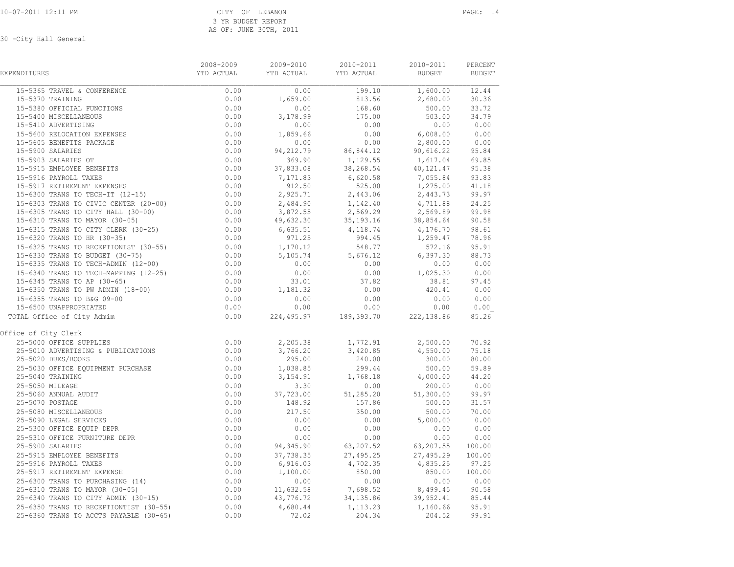CITY OF LEBANON
3 YR BUDGET REPORT
AS OF: JUNE 30TH, 2011

30 -City Hall General

| EXPENDITURES | 2008-2009 YTD ACTUAL | 2009-2010 YTD ACTUAL | 2010-2011 YTD ACTUAL | 2010-2011 BUDGET | PERCENT BUDGET |
|---|---|---|---|---|---|
| 15-5365 TRAVEL & CONFERENCE | 0.00 | 0.00 | 199.10 | 1,600.00 | 12.44 |
| 15-5370 TRAINING | 0.00 | 1,659.00 | 813.56 | 2,680.00 | 30.36 |
| 15-5380 OFFICIAL FUNCTIONS | 0.00 | 0.00 | 168.60 | 500.00 | 33.72 |
| 15-5400 MISCELLANEOUS | 0.00 | 3,178.99 | 175.00 | 503.00 | 34.79 |
| 15-5410 ADVERTISING | 0.00 | 0.00 | 0.00 | 0.00 | 0.00 |
| 15-5600 RELOCATION EXPENSES | 0.00 | 1,859.66 | 0.00 | 6,008.00 | 0.00 |
| 15-5605 BENEFITS PACKAGE | 0.00 | 0.00 | 0.00 | 2,800.00 | 0.00 |
| 15-5900 SALARIES | 0.00 | 94,212.79 | 86,844.12 | 90,616.22 | 95.84 |
| 15-5903 SALARIES OT | 0.00 | 369.90 | 1,129.55 | 1,617.04 | 69.85 |
| 15-5915 EMPLOYEE BENEFITS | 0.00 | 37,833.08 | 38,268.54 | 40,121.47 | 95.38 |
| 15-5916 PAYROLL TAXES | 0.00 | 7,171.83 | 6,620.58 | 7,055.84 | 93.83 |
| 15-5917 RETIREMENT EXPENSES | 0.00 | 912.50 | 525.00 | 1,275.00 | 41.18 |
| 15-6300 TRANS TO TECH-IT (12-15) | 0.00 | 2,925.71 | 2,443.06 | 2,443.73 | 99.97 |
| 15-6303 TRANS TO CIVIC CENTER (20-00) | 0.00 | 2,484.90 | 1,142.40 | 4,711.88 | 24.25 |
| 15-6305 TRANS TO CITY HALL (30-00) | 0.00 | 3,872.55 | 2,569.29 | 2,569.89 | 99.98 |
| 15-6310 TRANS TO MAYOR (30-05) | 0.00 | 49,632.30 | 35,193.16 | 38,854.64 | 90.58 |
| 15-6315 TRANS TO CITY CLERK (30-25) | 0.00 | 6,635.51 | 4,118.74 | 4,176.70 | 98.61 |
| 15-6320 TRANS TO HR (30-35) | 0.00 | 971.25 | 994.45 | 1,259.47 | 78.96 |
| 15-6325 TRANS TO RECEPTIONIST (30-55) | 0.00 | 1,170.12 | 548.77 | 572.16 | 95.91 |
| 15-6330 TRANS TO BUDGET (30-75) | 0.00 | 5,105.74 | 5,676.12 | 6,397.30 | 88.73 |
| 15-6335 TRANS TO TECH-ADMIN (12-00) | 0.00 | 0.00 | 0.00 | 0.00 | 0.00 |
| 15-6340 TRANS TO TECH-MAPPING (12-25) | 0.00 | 0.00 | 0.00 | 1,025.30 | 0.00 |
| 15-6345 TRANS TO AP (30-65) | 0.00 | 33.01 | 37.82 | 38.81 | 97.45 |
| 15-6350 TRANS TO PW ADMIN (18-00) | 0.00 | 1,181.32 | 0.00 | 420.41 | 0.00 |
| 15-6355 TRANS TO B&G 09-00 | 0.00 | 0.00 | 0.00 | 0.00 | 0.00 |
| 15-6500 UNAPPROPRIATED | 0.00 | 0.00 | 0.00 | 0.00 | 0.00 |
| TOTAL Office of City Admim | 0.00 | 224,495.97 | 189,393.70 | 222,138.86 | 85.26 |
| **Office of City Clerk** | | | | | |
| 25-5000 OFFICE SUPPLIES | 0.00 | 2,205.38 | 1,772.91 | 2,500.00 | 70.92 |
| 25-5010 ADVERTISING & PUBLICATIONS | 0.00 | 3,766.20 | 3,420.85 | 4,550.00 | 75.18 |
| 25-5020 DUES/BOOKS | 0.00 | 295.00 | 240.00 | 300.00 | 80.00 |
| 25-5030 OFFICE EQUIPMENT PURCHASE | 0.00 | 1,038.85 | 299.44 | 500.00 | 59.89 |
| 25-5040 TRAINING | 0.00 | 3,154.91 | 1,768.18 | 4,000.00 | 44.20 |
| 25-5050 MILEAGE | 0.00 | 3.30 | 0.00 | 200.00 | 0.00 |
| 25-5060 ANNUAL AUDIT | 0.00 | 37,723.00 | 51,285.20 | 51,300.00 | 99.97 |
| 25-5070 POSTAGE | 0.00 | 148.92 | 157.86 | 500.00 | 31.57 |
| 25-5080 MISCELLANEOUS | 0.00 | 217.50 | 350.00 | 500.00 | 70.00 |
| 25-5090 LEGAL SERVICES | 0.00 | 0.00 | 0.00 | 5,000.00 | 0.00 |
| 25-5300 OFFICE EQUIP DEPR | 0.00 | 0.00 | 0.00 | 0.00 | 0.00 |
| 25-5310 OFFICE FURNITURE DEPR | 0.00 | 0.00 | 0.00 | 0.00 | 0.00 |
| 25-5900 SALARIES | 0.00 | 94,345.90 | 63,207.52 | 63,207.55 | 100.00 |
| 25-5915 EMPLOYEE BENEFITS | 0.00 | 37,738.35 | 27,495.25 | 27,495.29 | 100.00 |
| 25-5916 PAYROLL TAXES | 0.00 | 6,916.03 | 4,702.35 | 4,835.25 | 97.25 |
| 25-5917 RETIREMENT EXPENSE | 0.00 | 1,100.00 | 850.00 | 850.00 | 100.00 |
| 25-6300 TRANS TO PURCHASING (14) | 0.00 | 0.00 | 0.00 | 0.00 | 0.00 |
| 25-6310 TRANS TO MAYOR (30-05) | 0.00 | 11,632.58 | 7,698.52 | 8,499.45 | 90.58 |
| 25-6340 TRANS TO CITY ADMIN (30-15) | 0.00 | 43,776.72 | 34,135.86 | 39,952.41 | 85.44 |
| 25-6350 TRANS TO RECEPTIONTIST (30-55) | 0.00 | 4,680.44 | 1,113.23 | 1,160.66 | 95.91 |
| 25-6360 TRANS TO ACCTS PAYABLE (30-65) | 0.00 | 72.02 | 204.34 | 204.52 | 99.91 |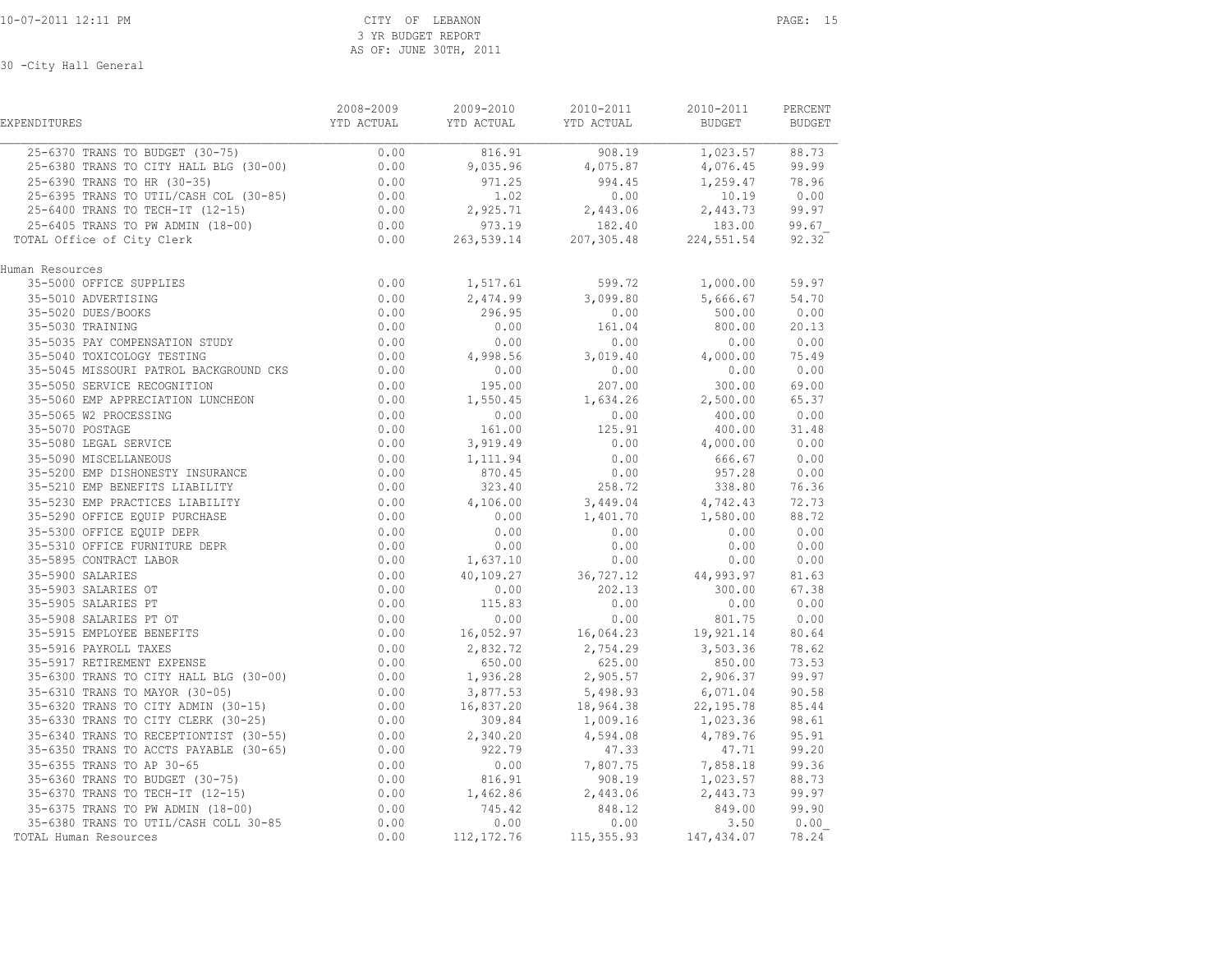CITY OF LEBANON
3 YR BUDGET REPORT
AS OF: JUNE 30TH, 2011

30 -City Hall General

| EXPENDITURES | 2008-2009 YTD ACTUAL | 2009-2010 YTD ACTUAL | 2010-2011 YTD ACTUAL | 2010-2011 BUDGET | PERCENT BUDGET |
|---|---|---|---|---|---|
| 25-6370 TRANS TO BUDGET (30-75) | 0.00 | 816.91 | 908.19 | 1,023.57 | 88.73 |
| 25-6380 TRANS TO CITY HALL BLG (30-00) | 0.00 | 9,035.96 | 4,075.87 | 4,076.45 | 99.99 |
| 25-6390 TRANS TO HR (30-35) | 0.00 | 971.25 | 994.45 | 1,259.47 | 78.96 |
| 25-6395 TRANS TO UTIL/CASH COL (30-85) | 0.00 | 1.02 | 0.00 | 10.19 | 0.00 |
| 25-6400 TRANS TO TECH-IT (12-15) | 0.00 | 2,925.71 | 2,443.06 | 2,443.73 | 99.97 |
| 25-6405 TRANS TO PW ADMIN (18-00) | 0.00 | 973.19 | 182.40 | 183.00 | 99.67 |
| TOTAL Office of City Clerk | 0.00 | 263,539.14 | 207,305.48 | 224,551.54 | 92.32 |
| **Human Resources** | | | | | |
| 35-5000 OFFICE SUPPLIES | 0.00 | 1,517.61 | 599.72 | 1,000.00 | 59.97 |
| 35-5010 ADVERTISING | 0.00 | 2,474.99 | 3,099.80 | 5,666.67 | 54.70 |
| 35-5020 DUES/BOOKS | 0.00 | 296.95 | 0.00 | 500.00 | 0.00 |
| 35-5030 TRAINING | 0.00 | 0.00 | 161.04 | 800.00 | 20.13 |
| 35-5035 PAY COMPENSATION STUDY | 0.00 | 0.00 | 0.00 | 0.00 | 0.00 |
| 35-5040 TOXICOLOGY TESTING | 0.00 | 4,998.56 | 3,019.40 | 4,000.00 | 75.49 |
| 35-5045 MISSOURI PATROL BACKGROUND CKS | 0.00 | 0.00 | 0.00 | 0.00 | 0.00 |
| 35-5050 SERVICE RECOGNITION | 0.00 | 195.00 | 207.00 | 300.00 | 69.00 |
| 35-5060 EMP APPRECIATION LUNCHEON | 0.00 | 1,550.45 | 1,634.26 | 2,500.00 | 65.37 |
| 35-5065 W2 PROCESSING | 0.00 | 0.00 | 0.00 | 400.00 | 0.00 |
| 35-5070 POSTAGE | 0.00 | 161.00 | 125.91 | 400.00 | 31.48 |
| 35-5080 LEGAL SERVICE | 0.00 | 3,919.49 | 0.00 | 4,000.00 | 0.00 |
| 35-5090 MISCELLANEOUS | 0.00 | 1,111.94 | 0.00 | 666.67 | 0.00 |
| 35-5200 EMP DISHONESTY INSURANCE | 0.00 | 870.45 | 0.00 | 957.28 | 0.00 |
| 35-5210 EMP BENEFITS LIABILITY | 0.00 | 323.40 | 258.72 | 338.80 | 76.36 |
| 35-5230 EMP PRACTICES LIABILITY | 0.00 | 4,106.00 | 3,449.04 | 4,742.43 | 72.73 |
| 35-5290 OFFICE EQUIP PURCHASE | 0.00 | 0.00 | 1,401.70 | 1,580.00 | 88.72 |
| 35-5300 OFFICE EQUIP DEPR | 0.00 | 0.00 | 0.00 | 0.00 | 0.00 |
| 35-5310 OFFICE FURNITURE DEPR | 0.00 | 0.00 | 0.00 | 0.00 | 0.00 |
| 35-5895 CONTRACT LABOR | 0.00 | 1,637.10 | 0.00 | 0.00 | 0.00 |
| 35-5900 SALARIES | 0.00 | 40,109.27 | 36,727.12 | 44,993.97 | 81.63 |
| 35-5903 SALARIES OT | 0.00 | 0.00 | 202.13 | 300.00 | 67.38 |
| 35-5905 SALARIES PT | 0.00 | 115.83 | 0.00 | 0.00 | 0.00 |
| 35-5908 SALARIES PT OT | 0.00 | 0.00 | 0.00 | 801.75 | 0.00 |
| 35-5915 EMPLOYEE BENEFITS | 0.00 | 16,052.97 | 16,064.23 | 19,921.14 | 80.64 |
| 35-5916 PAYROLL TAXES | 0.00 | 2,832.72 | 2,754.29 | 3,503.36 | 78.62 |
| 35-5917 RETIREMENT EXPENSE | 0.00 | 650.00 | 625.00 | 850.00 | 73.53 |
| 35-6300 TRANS TO CITY HALL BLG (30-00) | 0.00 | 1,936.28 | 2,905.57 | 2,906.37 | 99.97 |
| 35-6310 TRANS TO MAYOR (30-05) | 0.00 | 3,877.53 | 5,498.93 | 6,071.04 | 90.58 |
| 35-6320 TRANS TO CITY ADMIN (30-15) | 0.00 | 16,837.20 | 18,964.38 | 22,195.78 | 85.44 |
| 35-6330 TRANS TO CITY CLERK (30-25) | 0.00 | 309.84 | 1,009.16 | 1,023.36 | 98.61 |
| 35-6340 TRANS TO RECEPTIONTIST (30-55) | 0.00 | 2,340.20 | 4,594.08 | 4,789.76 | 95.91 |
| 35-6350 TRANS TO ACCTS PAYABLE (30-65) | 0.00 | 922.79 | 47.33 | 47.71 | 99.20 |
| 35-6355 TRANS TO AP 30-65 | 0.00 | 0.00 | 7,807.75 | 7,858.18 | 99.36 |
| 35-6360 TRANS TO BUDGET (30-75) | 0.00 | 816.91 | 908.19 | 1,023.57 | 88.73 |
| 35-6370 TRANS TO TECH-IT (12-15) | 0.00 | 1,462.86 | 2,443.06 | 2,443.73 | 99.97 |
| 35-6375 TRANS TO PW ADMIN (18-00) | 0.00 | 745.42 | 848.12 | 849.00 | 99.90 |
| 35-6380 TRANS TO UTIL/CASH COLL 30-85 | 0.00 | 0.00 | 0.00 | 3.50 | 0.00 |
| TOTAL Human Resources | 0.00 | 112,172.76 | 115,355.93 | 147,434.07 | 78.24 |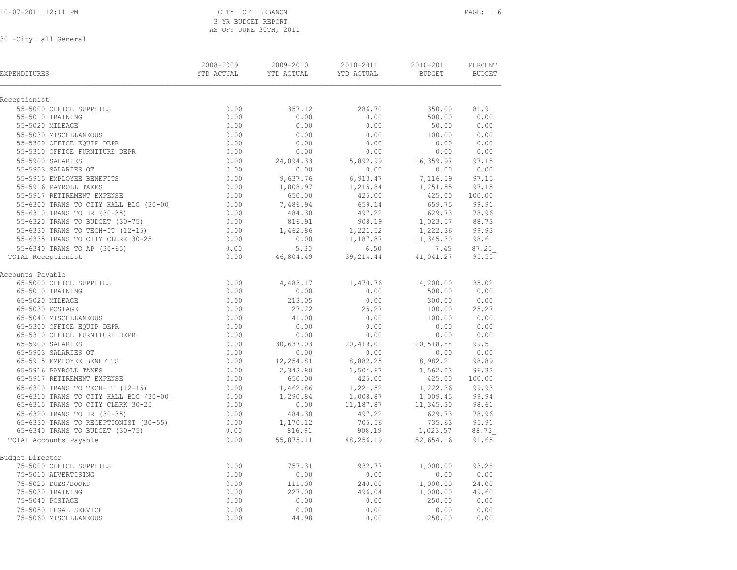CITY OF LEBANON
3 YR BUDGET REPORT
AS OF: JUNE 30TH, 2011

30 -City Hall General

| EXPENDITURES | 2008-2009 YTD ACTUAL | 2009-2010 YTD ACTUAL | 2010-2011 YTD ACTUAL | 2010-2011 BUDGET | PERCENT BUDGET |
|---|---|---|---|---|---|
| **Receptionist** | | | | | |
| 55-5000 OFFICE SUPPLIES | 0.00 | 357.12 | 286.70 | 350.00 | 81.91 |
| 55-5010 TRAINING | 0.00 | 0.00 | 0.00 | 500.00 | 0.00 |
| 55-5020 MILEAGE | 0.00 | 0.00 | 0.00 | 50.00 | 0.00 |
| 55-5030 MISCELLANEOUS | 0.00 | 0.00 | 0.00 | 100.00 | 0.00 |
| 55-5300 OFFICE EQUIP DEPR | 0.00 | 0.00 | 0.00 | 0.00 | 0.00 |
| 55-5310 OFFICE FURNITURE DEPR | 0.00 | 0.00 | 0.00 | 0.00 | 0.00 |
| 55-5900 SALARIES | 0.00 | 24,094.33 | 15,892.99 | 16,359.97 | 97.15 |
| 55-5903 SALARIES OT | 0.00 | 0.00 | 0.00 | 0.00 | 0.00 |
| 55-5915 EMPLOYEE BENEFITS | 0.00 | 9,637.76 | 6,913.47 | 7,116.59 | 97.15 |
| 55-5916 PAYROLL TAXES | 0.00 | 1,808.97 | 1,215.84 | 1,251.55 | 97.15 |
| 55-5917 RETIREMENT EXPENSE | 0.00 | 650.00 | 425.00 | 425.00 | 100.00 |
| 55-6300 TRANS TO CITY HALL BLG (30-00) | 0.00 | 7,486.94 | 659.14 | 659.75 | 99.91 |
| 55-6310 TRANS TO HR (30-35) | 0.00 | 484.30 | 497.22 | 629.73 | 78.96 |
| 55-6320 TRANS TO BUDGET (30-75) | 0.00 | 816.91 | 908.19 | 1,023.57 | 88.73 |
| 55-6330 TRANS TO TECH-IT (12-15) | 0.00 | 1,462.86 | 1,221.52 | 1,222.36 | 99.93 |
| 55-6335 TRANS TO CITY CLERK 30-25 | 0.00 | 0.00 | 11,187.87 | 11,345.30 | 98.61 |
| 55-6340 TRANS TO AP (30-65) | 0.00 | 5.30 | 6.50 | 7.45 | 87.25 |
| TOTAL Receptionist | 0.00 | 46,804.49 | 39,214.44 | 41,041.27 | 95.55 |
| **Accounts Payable** | | | | | |
| 65-5000 OFFICE SUPPLIES | 0.00 | 4,483.17 | 1,470.76 | 4,200.00 | 35.02 |
| 65-5010 TRAINING | 0.00 | 0.00 | 0.00 | 500.00 | 0.00 |
| 65-5020 MILEAGE | 0.00 | 213.05 | 0.00 | 300.00 | 0.00 |
| 65-5030 POSTAGE | 0.00 | 27.22 | 25.27 | 100.00 | 25.27 |
| 65-5040 MISCELLANEOUS | 0.00 | 41.00 | 0.00 | 100.00 | 0.00 |
| 65-5300 OFFICE EQUIP DEPR | 0.00 | 0.00 | 0.00 | 0.00 | 0.00 |
| 65-5310 OFFICE FURNITURE DEPR | 0.00 | 0.00 | 0.00 | 0.00 | 0.00 |
| 65-5900 SALARIES | 0.00 | 30,637.03 | 20,419.01 | 20,518.88 | 99.51 |
| 65-5903 SALARIES OT | 0.00 | 0.00 | 0.00 | 0.00 | 0.00 |
| 65-5915 EMPLOYEE BENEFITS | 0.00 | 12,254.81 | 8,882.25 | 8,982.21 | 98.89 |
| 65-5916 PAYROLL TAXES | 0.00 | 2,343.80 | 1,504.67 | 1,562.03 | 96.33 |
| 65-5917 RETIREMENT EXPENSE | 0.00 | 650.00 | 425.00 | 425.00 | 100.00 |
| 65-6300 TRANS TO TECH-IT (12-15) | 0.00 | 1,462.86 | 1,221.52 | 1,222.36 | 99.93 |
| 65-6310 TRANS TO CITY HALL BLG (30-00) | 0.00 | 1,290.84 | 1,008.87 | 1,009.45 | 99.94 |
| 65-6315 TRANS TO CITY CLERK 30-25 | 0.00 | 0.00 | 11,187.87 | 11,345.30 | 98.61 |
| 65-6320 TRANS TO HR (30-35) | 0.00 | 484.30 | 497.22 | 629.73 | 78.96 |
| 65-6330 TRANS TO RECEPTIONIST (30-55) | 0.00 | 1,170.12 | 705.56 | 735.63 | 95.91 |
| 65-6340 TRANS TO BUDGET (30-75) | 0.00 | 816.91 | 908.19 | 1,023.57 | 88.73 |
| TOTAL Accounts Payable | 0.00 | 55,875.11 | 48,256.19 | 52,654.16 | 91.65 |
| **Budget Director** | | | | | |
| 75-5000 OFFICE SUPPLIES | 0.00 | 757.31 | 932.77 | 1,000.00 | 93.28 |
| 75-5010 ADVERTISING | 0.00 | 0.00 | 0.00 | 0.00 | 0.00 |
| 75-5020 DUES/BOOKS | 0.00 | 111.00 | 240.00 | 1,000.00 | 24.00 |
| 75-5030 TRAINING | 0.00 | 227.00 | 496.04 | 1,000.00 | 49.60 |
| 75-5040 POSTAGE | 0.00 | 0.00 | 0.00 | 250.00 | 0.00 |
| 75-5050 LEGAL SERVICE | 0.00 | 0.00 | 0.00 | 0.00 | 0.00 |
| 75-5060 MISCELLANEOUS | 0.00 | 44.98 | 0.00 | 250.00 | 0.00 |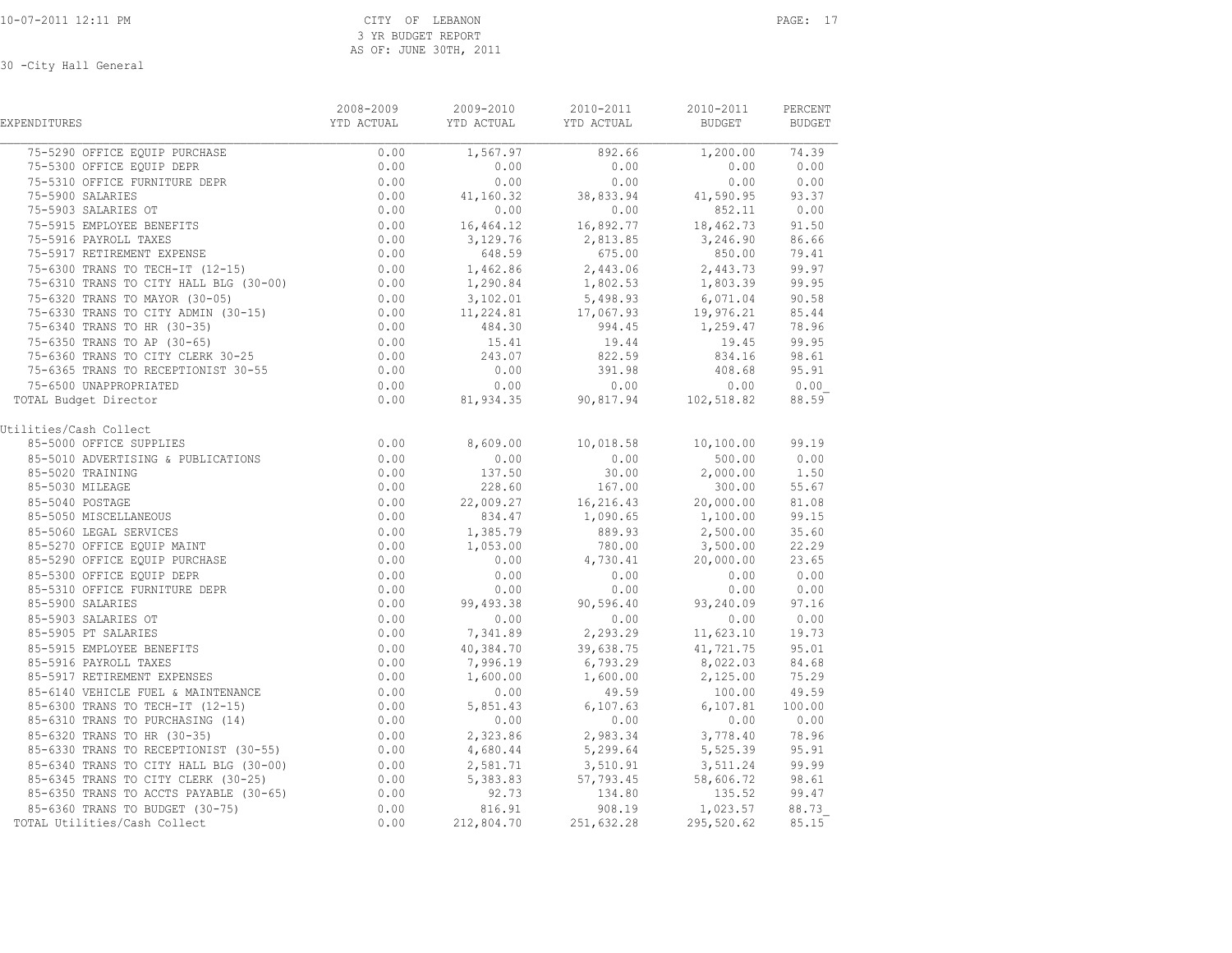CITY OF LEBANON
3 YR BUDGET REPORT
AS OF: JUNE 30TH, 2011

30 -City Hall General

| EXPENDITURES | 2008-2009 YTD ACTUAL | 2009-2010 YTD ACTUAL | 2010-2011 YTD ACTUAL | 2010-2011 BUDGET | PERCENT BUDGET |
|---|---|---|---|---|---|
| 75-5290 OFFICE EQUIP PURCHASE | 0.00 | 1,567.97 | 892.66 | 1,200.00 | 74.39 |
| 75-5300 OFFICE EQUIP DEPR | 0.00 | 0.00 | 0.00 | 0.00 | 0.00 |
| 75-5310 OFFICE FURNITURE DEPR | 0.00 | 0.00 | 0.00 | 0.00 | 0.00 |
| 75-5900 SALARIES | 0.00 | 41,160.32 | 38,833.94 | 41,590.95 | 93.37 |
| 75-5903 SALARIES OT | 0.00 | 0.00 | 0.00 | 852.11 | 0.00 |
| 75-5915 EMPLOYEE BENEFITS | 0.00 | 16,464.12 | 16,892.77 | 18,462.73 | 91.50 |
| 75-5916 PAYROLL TAXES | 0.00 | 3,129.76 | 2,813.85 | 3,246.90 | 86.66 |
| 75-5917 RETIREMENT EXPENSE | 0.00 | 648.59 | 675.00 | 850.00 | 79.41 |
| 75-6300 TRANS TO TECH-IT (12-15) | 0.00 | 1,462.86 | 2,443.06 | 2,443.73 | 99.97 |
| 75-6310 TRANS TO CITY HALL BLG (30-00) | 0.00 | 1,290.84 | 1,802.53 | 1,803.39 | 99.95 |
| 75-6320 TRANS TO MAYOR (30-05) | 0.00 | 3,102.01 | 5,498.93 | 6,071.04 | 90.58 |
| 75-6330 TRANS TO CITY ADMIN (30-15) | 0.00 | 11,224.81 | 17,067.93 | 19,976.21 | 85.44 |
| 75-6340 TRANS TO HR (30-35) | 0.00 | 484.30 | 994.45 | 1,259.47 | 78.96 |
| 75-6350 TRANS TO AP (30-65) | 0.00 | 15.41 | 19.44 | 19.45 | 99.95 |
| 75-6360 TRANS TO CITY CLERK 30-25 | 0.00 | 243.07 | 822.59 | 834.16 | 98.61 |
| 75-6365 TRANS TO RECEPTIONIST 30-55 | 0.00 | 0.00 | 391.98 | 408.68 | 95.91 |
| 75-6500 UNAPPROPRIATED | 0.00 | 0.00 | 0.00 | 0.00 | 0.00 |
| TOTAL Budget Director | 0.00 | 81,934.35 | 90,817.94 | 102,518.82 | 88.59 |
| **Utilities/Cash Collect** | | | | | |
| 85-5000 OFFICE SUPPLIES | 0.00 | 8,609.00 | 10,018.58 | 10,100.00 | 99.19 |
| 85-5010 ADVERTISING & PUBLICATIONS | 0.00 | 0.00 | 0.00 | 500.00 | 0.00 |
| 85-5020 TRAINING | 0.00 | 137.50 | 30.00 | 2,000.00 | 1.50 |
| 85-5030 MILEAGE | 0.00 | 228.60 | 167.00 | 300.00 | 55.67 |
| 85-5040 POSTAGE | 0.00 | 22,009.27 | 16,216.43 | 20,000.00 | 81.08 |
| 85-5050 MISCELLANEOUS | 0.00 | 834.47 | 1,090.65 | 1,100.00 | 99.15 |
| 85-5060 LEGAL SERVICES | 0.00 | 1,385.79 | 889.93 | 2,500.00 | 35.60 |
| 85-5270 OFFICE EQUIP MAINT | 0.00 | 1,053.00 | 780.00 | 3,500.00 | 22.29 |
| 85-5290 OFFICE EQUIP PURCHASE | 0.00 | 0.00 | 4,730.41 | 20,000.00 | 23.65 |
| 85-5300 OFFICE EQUIP DEPR | 0.00 | 0.00 | 0.00 | 0.00 | 0.00 |
| 85-5310 OFFICE FURNITURE DEPR | 0.00 | 0.00 | 0.00 | 0.00 | 0.00 |
| 85-5900 SALARIES | 0.00 | 99,493.38 | 90,596.40 | 93,240.09 | 97.16 |
| 85-5903 SALARIES OT | 0.00 | 0.00 | 0.00 | 0.00 | 0.00 |
| 85-5905 PT SALARIES | 0.00 | 7,341.89 | 2,293.29 | 11,623.10 | 19.73 |
| 85-5915 EMPLOYEE BENEFITS | 0.00 | 40,384.70 | 39,638.75 | 41,721.75 | 95.01 |
| 85-5916 PAYROLL TAXES | 0.00 | 7,996.19 | 6,793.29 | 8,022.03 | 84.68 |
| 85-5917 RETIREMENT EXPENSES | 0.00 | 1,600.00 | 1,600.00 | 2,125.00 | 75.29 |
| 85-6140 VEHICLE FUEL & MAINTENANCE | 0.00 | 0.00 | 49.59 | 100.00 | 49.59 |
| 85-6300 TRANS TO TECH-IT (12-15) | 0.00 | 5,851.43 | 6,107.63 | 6,107.81 | 100.00 |
| 85-6310 TRANS TO PURCHASING (14) | 0.00 | 0.00 | 0.00 | 0.00 | 0.00 |
| 85-6320 TRANS TO HR (30-35) | 0.00 | 2,323.86 | 2,983.34 | 3,778.40 | 78.96 |
| 85-6330 TRANS TO RECEPTIONIST (30-55) | 0.00 | 4,680.44 | 5,299.64 | 5,525.39 | 95.91 |
| 85-6340 TRANS TO CITY HALL BLG (30-00) | 0.00 | 2,581.71 | 3,510.91 | 3,511.24 | 99.99 |
| 85-6345 TRANS TO CITY CLERK (30-25) | 0.00 | 5,383.83 | 57,793.45 | 58,606.72 | 98.61 |
| 85-6350 TRANS TO ACCTS PAYABLE (30-65) | 0.00 | 92.73 | 134.80 | 135.52 | 99.47 |
| 85-6360 TRANS TO BUDGET (30-75) | 0.00 | 816.91 | 908.19 | 1,023.57 | 88.73 |
| TOTAL Utilities/Cash Collect | 0.00 | 212,804.70 | 251,632.28 | 295,520.62 | 85.15 |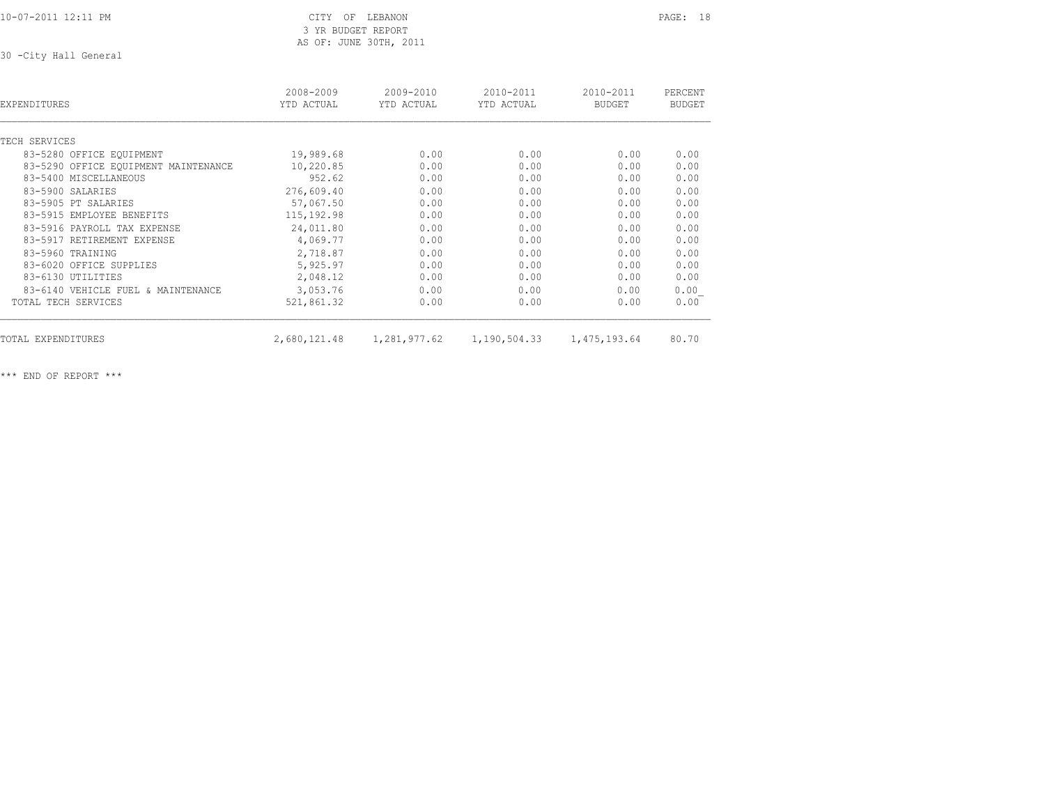CITY OF LEBANON
3 YR BUDGET REPORT
AS OF: JUNE 30TH, 2011

30 -City Hall General

| EXPENDITURES | 2008-2009 YTD ACTUAL | 2009-2010 YTD ACTUAL | 2010-2011 YTD ACTUAL | 2010-2011 BUDGET | PERCENT BUDGET |
|---|---|---|---|---|---|
| TECH SERVICES | | | | | |
| 83-5280 OFFICE EQUIPMENT | 19,989.68 | 0.00 | 0.00 | 0.00 | 0.00 |
| 83-5290 OFFICE EQUIPMENT MAINTENANCE | 10,220.85 | 0.00 | 0.00 | 0.00 | 0.00 |
| 83-5400 MISCELLANEOUS | 952.62 | 0.00 | 0.00 | 0.00 | 0.00 |
| 83-5900 SALARIES | 276,609.40 | 0.00 | 0.00 | 0.00 | 0.00 |
| 83-5905 PT SALARIES | 57,067.50 | 0.00 | 0.00 | 0.00 | 0.00 |
| 83-5915 EMPLOYEE BENEFITS | 115,192.98 | 0.00 | 0.00 | 0.00 | 0.00 |
| 83-5916 PAYROLL TAX EXPENSE | 24,011.80 | 0.00 | 0.00 | 0.00 | 0.00 |
| 83-5917 RETIREMENT EXPENSE | 4,069.77 | 0.00 | 0.00 | 0.00 | 0.00 |
| 83-5960 TRAINING | 2,718.87 | 0.00 | 0.00 | 0.00 | 0.00 |
| 83-6020 OFFICE SUPPLIES | 5,925.97 | 0.00 | 0.00 | 0.00 | 0.00 |
| 83-6130 UTILITIES | 2,048.12 | 0.00 | 0.00 | 0.00 | 0.00 |
| 83-6140 VEHICLE FUEL & MAINTENANCE | 3,053.76 | 0.00 | 0.00 | 0.00 | 0.00 |
| TOTAL TECH SERVICES | 521,861.32 | 0.00 | 0.00 | 0.00 | 0.00 |
| TOTAL EXPENDITURES | 2,680,121.48 | 1,281,977.62 | 1,190,504.33 | 1,475,193.64 | 80.70 |

*** END OF REPORT ***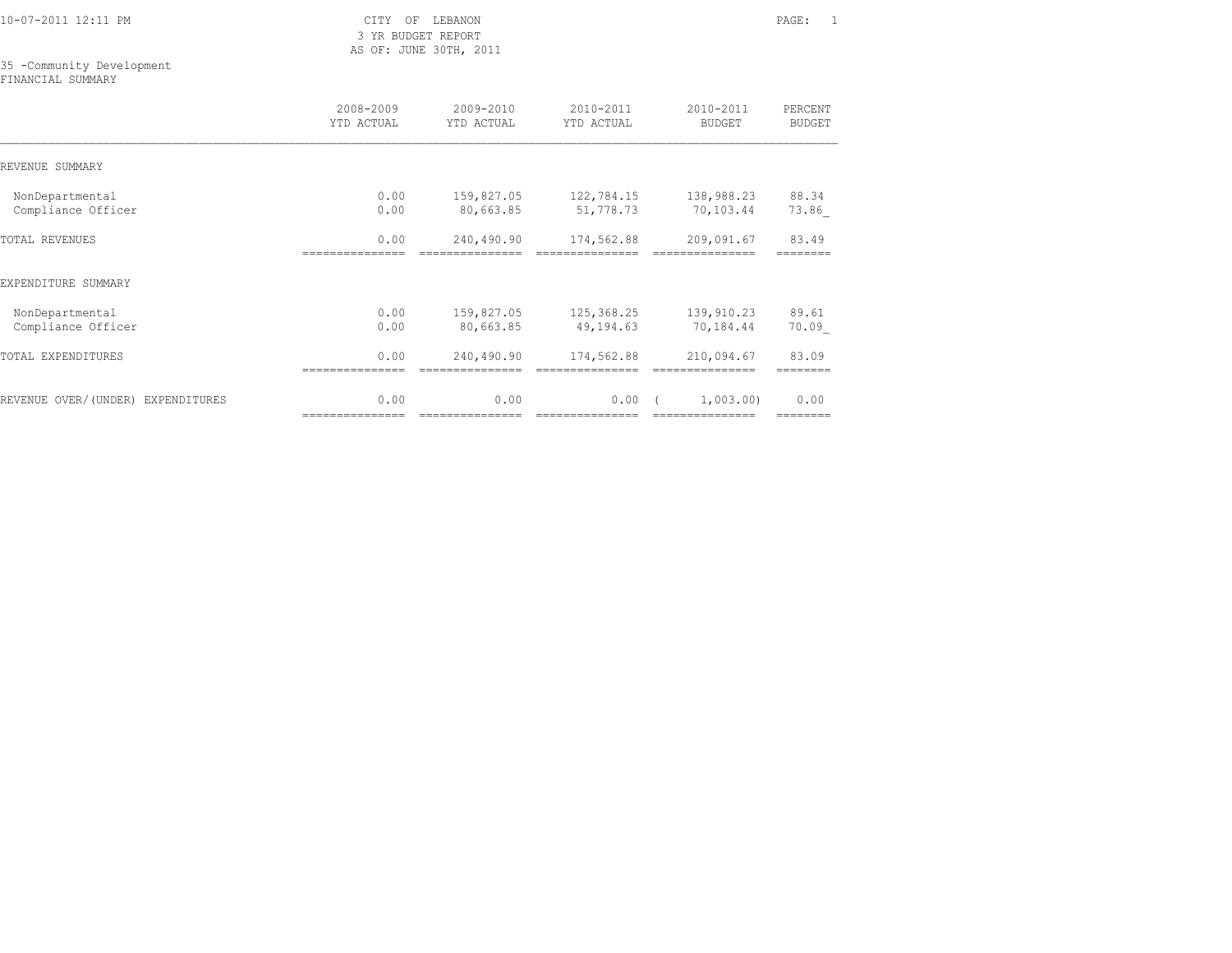CITY OF LEBANON
3 YR BUDGET REPORT
AS OF: JUNE 30TH, 2011

10-07-2011 12:11 PM

35 -Community Development
FINANCIAL SUMMARY

| | 2008-2009 YTD ACTUAL | 2009-2010 YTD ACTUAL | 2010-2011 YTD ACTUAL | 2010-2011 BUDGET | PERCENT BUDGET |
|---|---|---|---|---|---|
| REVENUE SUMMARY | | | | | |
| NonDepartmental | 0.00 | 159,827.05 | 122,784.15 | 138,988.23 | 88.34 |
| Compliance Officer | 0.00 | 80,663.85 | 51,778.73 | 70,103.44 | 73.86 |
| TOTAL REVENUES | 0.00 | 240,490.90 | 174,562.88 | 209,091.67 | 83.49 |
| EXPENDITURE SUMMARY | | | | | |
| NonDepartmental | 0.00 | 159,827.05 | 125,368.25 | 139,910.23 | 89.61 |
| Compliance Officer | 0.00 | 80,663.85 | 49,194.63 | 70,184.44 | 70.09 |
| TOTAL EXPENDITURES | 0.00 | 240,490.90 | 174,562.88 | 210,094.67 | 83.09 |
| REVENUE OVER/(UNDER) EXPENDITURES | 0.00 | 0.00 | 0.00 | ( 1,003.00) | 0.00 |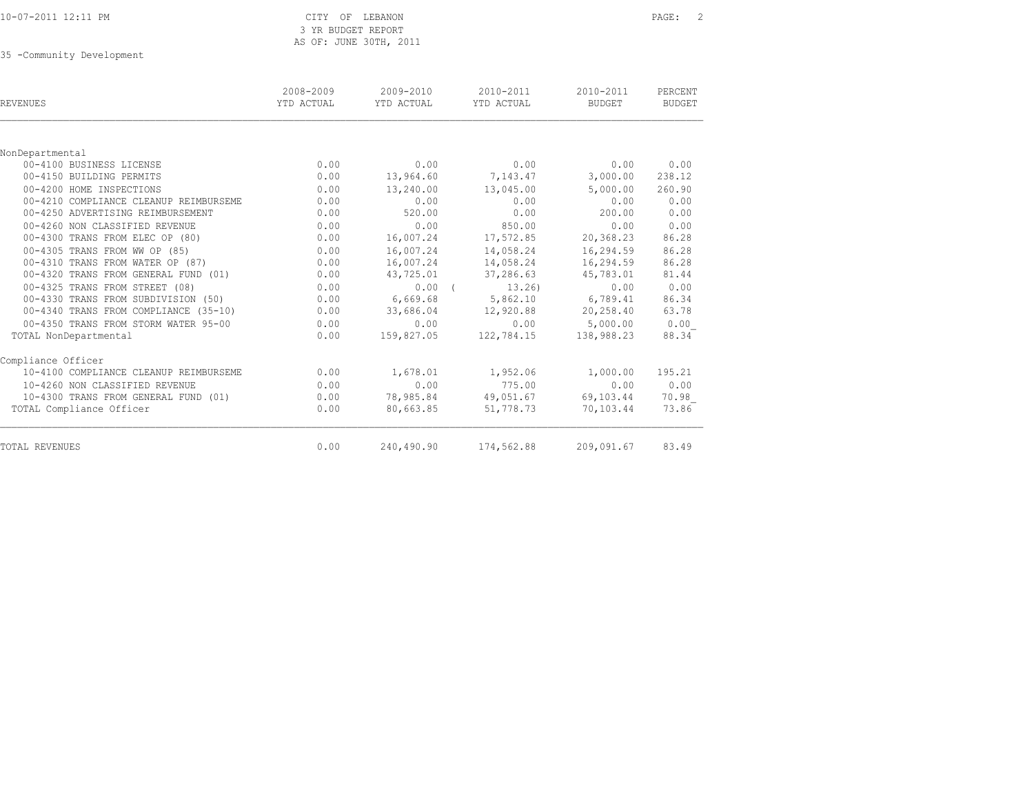CITY OF LEBANON
3 YR BUDGET REPORT
AS OF: JUNE 30TH, 2011

35 -Community Development

| REVENUES | 2008-2009 YTD ACTUAL | 2009-2010 YTD ACTUAL | 2010-2011 YTD ACTUAL | 2010-2011 BUDGET | PERCENT BUDGET |
|---|---|---|---|---|---|
| **NonDepartmental** | | | | | |
| 00-4100 BUSINESS LICENSE | 0.00 | 0.00 | 0.00 | 0.00 | 0.00 |
| 00-4150 BUILDING PERMITS | 0.00 | 13,964.60 | 7,143.47 | 3,000.00 | 238.12 |
| 00-4200 HOME INSPECTIONS | 0.00 | 13,240.00 | 13,045.00 | 5,000.00 | 260.90 |
| 00-4210 COMPLIANCE CLEANUP REIMBURSEME | 0.00 | 0.00 | 0.00 | 0.00 | 0.00 |
| 00-4250 ADVERTISING REIMBURSEMENT | 0.00 | 520.00 | 0.00 | 200.00 | 0.00 |
| 00-4260 NON CLASSIFIED REVENUE | 0.00 | 0.00 | 850.00 | 0.00 | 0.00 |
| 00-4300 TRANS FROM ELEC OP (80) | 0.00 | 16,007.24 | 17,572.85 | 20,368.23 | 86.28 |
| 00-4305 TRANS FROM WW OP (85) | 0.00 | 16,007.24 | 14,058.24 | 16,294.59 | 86.28 |
| 00-4310 TRANS FROM WATER OP (87) | 0.00 | 16,007.24 | 14,058.24 | 16,294.59 | 86.28 |
| 00-4320 TRANS FROM GENERAL FUND (01) | 0.00 | 43,725.01 | 37,286.63 | 45,783.01 | 81.44 |
| 00-4325 TRANS FROM STREET (08) | 0.00 | 0.00 | ( 13.26) | 0.00 | 0.00 |
| 00-4330 TRANS FROM SUBDIVISION (50) | 0.00 | 6,669.68 | 5,862.10 | 6,789.41 | 86.34 |
| 00-4340 TRANS FROM COMPLIANCE (35-10) | 0.00 | 33,686.04 | 12,920.88 | 20,258.40 | 63.78 |
| 00-4350 TRANS FROM STORM WATER 95-00 | 0.00 | 0.00 | 0.00 | 5,000.00 | 0.00 |
| TOTAL NonDepartmental | 0.00 | 159,827.05 | 122,784.15 | 138,988.23 | 88.34 |
| **Compliance Officer** | | | | | |
| 10-4100 COMPLIANCE CLEANUP REIMBURSEME | 0.00 | 1,678.01 | 1,952.06 | 1,000.00 | 195.21 |
| 10-4260 NON CLASSIFIED REVENUE | 0.00 | 0.00 | 775.00 | 0.00 | 0.00 |
| 10-4300 TRANS FROM GENERAL FUND (01) | 0.00 | 78,985.84 | 49,051.67 | 69,103.44 | 70.98 |
| TOTAL Compliance Officer | 0.00 | 80,663.85 | 51,778.73 | 70,103.44 | 73.86 |
| TOTAL REVENUES | 0.00 | 240,490.90 | 174,562.88 | 209,091.67 | 83.49 |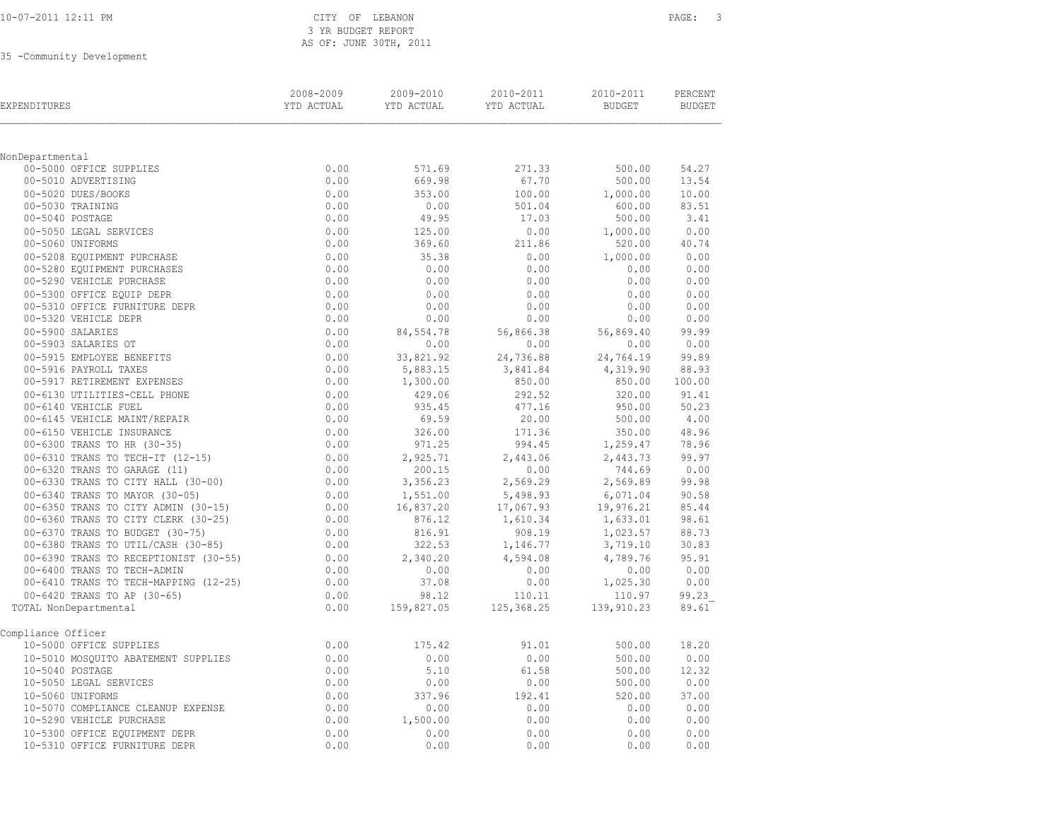CITY OF LEBANON
3 YR BUDGET REPORT
AS OF: JUNE 30TH, 2011

35 -Community Development

| EXPENDITURES | 2008-2009 YTD ACTUAL | 2009-2010 YTD ACTUAL | 2010-2011 YTD ACTUAL | 2010-2011 BUDGET | PERCENT BUDGET |
|---|---|---|---|---|---|
| **NonDepartmental** | | | | | |
| 00-5000 OFFICE SUPPLIES | 0.00 | 571.69 | 271.33 | 500.00 | 54.27 |
| 00-5010 ADVERTISING | 0.00 | 669.98 | 67.70 | 500.00 | 13.54 |
| 00-5020 DUES/BOOKS | 0.00 | 353.00 | 100.00 | 1,000.00 | 10.00 |
| 00-5030 TRAINING | 0.00 | 0.00 | 501.04 | 600.00 | 83.51 |
| 00-5040 POSTAGE | 0.00 | 49.95 | 17.03 | 500.00 | 3.41 |
| 00-5050 LEGAL SERVICES | 0.00 | 125.00 | 0.00 | 1,000.00 | 0.00 |
| 00-5060 UNIFORMS | 0.00 | 369.60 | 211.86 | 520.00 | 40.74 |
| 00-5208 EQUIPMENT PURCHASE | 0.00 | 35.38 | 0.00 | 1,000.00 | 0.00 |
| 00-5280 EQUIPMENT PURCHASES | 0.00 | 0.00 | 0.00 | 0.00 | 0.00 |
| 00-5290 VEHICLE PURCHASE | 0.00 | 0.00 | 0.00 | 0.00 | 0.00 |
| 00-5300 OFFICE EQUIP DEPR | 0.00 | 0.00 | 0.00 | 0.00 | 0.00 |
| 00-5310 OFFICE FURNITURE DEPR | 0.00 | 0.00 | 0.00 | 0.00 | 0.00 |
| 00-5320 VEHICLE DEPR | 0.00 | 0.00 | 0.00 | 0.00 | 0.00 |
| 00-5900 SALARIES | 0.00 | 84,554.78 | 56,866.38 | 56,869.40 | 99.99 |
| 00-5903 SALARIES OT | 0.00 | 0.00 | 0.00 | 0.00 | 0.00 |
| 00-5915 EMPLOYEE BENEFITS | 0.00 | 33,821.92 | 24,736.88 | 24,764.19 | 99.89 |
| 00-5916 PAYROLL TAXES | 0.00 | 5,883.15 | 3,841.84 | 4,319.90 | 88.93 |
| 00-5917 RETIREMENT EXPENSES | 0.00 | 1,300.00 | 850.00 | 850.00 | 100.00 |
| 00-6130 UTILITIES-CELL PHONE | 0.00 | 429.06 | 292.52 | 320.00 | 91.41 |
| 00-6140 VEHICLE FUEL | 0.00 | 935.45 | 477.16 | 950.00 | 50.23 |
| 00-6145 VEHICLE MAINT/REPAIR | 0.00 | 69.59 | 20.00 | 500.00 | 4.00 |
| 00-6150 VEHICLE INSURANCE | 0.00 | 326.00 | 171.36 | 350.00 | 48.96 |
| 00-6300 TRANS TO HR (30-35) | 0.00 | 971.25 | 994.45 | 1,259.47 | 78.96 |
| 00-6310 TRANS TO TECH-IT (12-15) | 0.00 | 2,925.71 | 2,443.06 | 2,443.73 | 99.97 |
| 00-6320 TRANS TO GARAGE (11) | 0.00 | 200.15 | 0.00 | 744.69 | 0.00 |
| 00-6330 TRANS TO CITY HALL (30-00) | 0.00 | 3,356.23 | 2,569.29 | 2,569.89 | 99.98 |
| 00-6340 TRANS TO MAYOR (30-05) | 0.00 | 1,551.00 | 5,498.93 | 6,071.04 | 90.58 |
| 00-6350 TRANS TO CITY ADMIN (30-15) | 0.00 | 16,837.20 | 17,067.93 | 19,976.21 | 85.44 |
| 00-6360 TRANS TO CITY CLERK (30-25) | 0.00 | 876.12 | 1,610.34 | 1,633.01 | 98.61 |
| 00-6370 TRANS TO BUDGET (30-75) | 0.00 | 816.91 | 908.19 | 1,023.57 | 88.73 |
| 00-6380 TRANS TO UTIL/CASH (30-85) | 0.00 | 322.53 | 1,146.77 | 3,719.10 | 30.83 |
| 00-6390 TRANS TO RECEPTIONIST (30-55) | 0.00 | 2,340.20 | 4,594.08 | 4,789.76 | 95.91 |
| 00-6400 TRANS TO TECH-ADMIN | 0.00 | 0.00 | 0.00 | 0.00 | 0.00 |
| 00-6410 TRANS TO TECH-MAPPING (12-25) | 0.00 | 37.08 | 0.00 | 1,025.30 | 0.00 |
| 00-6420 TRANS TO AP (30-65) | 0.00 | 98.12 | 110.11 | 110.97 | 99.23 |
| TOTAL NonDepartmental | 0.00 | 159,827.05 | 125,368.25 | 139,910.23 | 89.61 |
| **Compliance Officer** | | | | | |
| 10-5000 OFFICE SUPPLIES | 0.00 | 175.42 | 91.01 | 500.00 | 18.20 |
| 10-5010 MOSQUITO ABATEMENT SUPPLIES | 0.00 | 0.00 | 0.00 | 500.00 | 0.00 |
| 10-5040 POSTAGE | 0.00 | 5.10 | 61.58 | 500.00 | 12.32 |
| 10-5050 LEGAL SERVICES | 0.00 | 0.00 | 0.00 | 500.00 | 0.00 |
| 10-5060 UNIFORMS | 0.00 | 337.96 | 192.41 | 520.00 | 37.00 |
| 10-5070 COMPLIANCE CLEANUP EXPENSE | 0.00 | 0.00 | 0.00 | 0.00 | 0.00 |
| 10-5290 VEHICLE PURCHASE | 0.00 | 1,500.00 | 0.00 | 0.00 | 0.00 |
| 10-5300 OFFICE EQUIPMENT DEPR | 0.00 | 0.00 | 0.00 | 0.00 | 0.00 |
| 10-5310 OFFICE FURNITURE DEPR | 0.00 | 0.00 | 0.00 | 0.00 | 0.00 |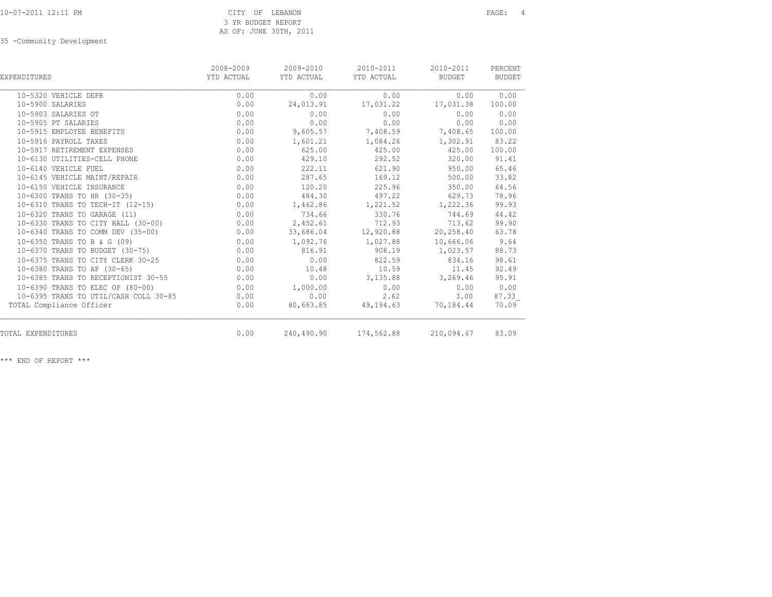CITY OF LEBANON
3 YR BUDGET REPORT
AS OF: JUNE 30TH, 2011

35 -Community Development

| EXPENDITURES | 2008-2009 YTD ACTUAL | 2009-2010 YTD ACTUAL | 2010-2011 YTD ACTUAL | 2010-2011 BUDGET | PERCENT BUDGET |
|---|---|---|---|---|---|
| 10-5320 VEHICLE DEPR | 0.00 | 0.00 | 0.00 | 0.00 | 0.00 |
| 10-5900 SALARIES | 0.00 | 24,013.91 | 17,031.22 | 17,031.38 | 100.00 |
| 10-5903 SALARIES OT | 0.00 | 0.00 | 0.00 | 0.00 | 0.00 |
| 10-5905 PT SALARIES | 0.00 | 0.00 | 0.00 | 0.00 | 0.00 |
| 10-5915 EMPLOYEE BENEFITS | 0.00 | 9,605.57 | 7,408.59 | 7,408.65 | 100.00 |
| 10-5916 PAYROLL TAXES | 0.00 | 1,601.21 | 1,084.26 | 1,302.91 | 83.22 |
| 10-5917 RETIREMENT EXPENSES | 0.00 | 625.00 | 425.00 | 425.00 | 100.00 |
| 10-6130 UTILITIES-CELL PHONE | 0.00 | 429.10 | 292.52 | 320.00 | 91.41 |
| 10-6140 VEHICLE FUEL | 0.00 | 222.11 | 621.90 | 950.00 | 65.46 |
| 10-6145 VEHICLE MAINT/REPAIR | 0.00 | 287.65 | 169.12 | 500.00 | 33.82 |
| 10-6150 VEHICLE INSURANCE | 0.00 | 120.20 | 225.96 | 350.00 | 64.56 |
| 10-6300 TRANS TO HR (30-35) | 0.00 | 484.30 | 497.22 | 629.73 | 78.96 |
| 10-6310 TRANS TO TECH-IT (12-15) | 0.00 | 1,462.86 | 1,221.52 | 1,222.36 | 99.93 |
| 10-6320 TRANS TO GARAGE (11) | 0.00 | 734.66 | 330.76 | 744.69 | 44.42 |
| 10-6330 TRANS TO CITY HALL (30-00) | 0.00 | 2,452.61 | 712.93 | 713.62 | 99.90 |
| 10-6340 TRANS TO COMM DEV (35-00) | 0.00 | 33,686.04 | 12,920.88 | 20,258.40 | 63.78 |
| 10-6350 TRANS TO B & G (09) | 0.00 | 1,092.76 | 1,027.88 | 10,666.06 | 9.64 |
| 10-6370 TRANS TO BUDGET (30-75) | 0.00 | 816.91 | 908.19 | 1,023.57 | 88.73 |
| 10-6375 TRANS TO CITY CLERK 30-25 | 0.00 | 0.00 | 822.59 | 834.16 | 98.61 |
| 10-6380 TRANS TO AP (30-65) | 0.00 | 10.48 | 10.59 | 11.45 | 92.49 |
| 10-6385 TRANS TO RECEPTIONIST 30-55 | 0.00 | 0.00 | 3,135.88 | 3,269.46 | 95.91 |
| 10-6390 TRANS TO ELEC OP (80-00) | 0.00 | 1,000.00 | 0.00 | 0.00 | 0.00 |
| 10-6395 TRANS TO UTIL/CASH COLL 30-85 | 0.00 | 0.00 | 2.62 | 3.00 | 87.33 |
| TOTAL Compliance Officer | 0.00 | 80,663.85 | 49,194.63 | 70,184.44 | 70.09 |
| TOTAL EXPENDITURES | 0.00 | 240,490.90 | 174,562.88 | 210,094.67 | 83.09 |

*** END OF REPORT ***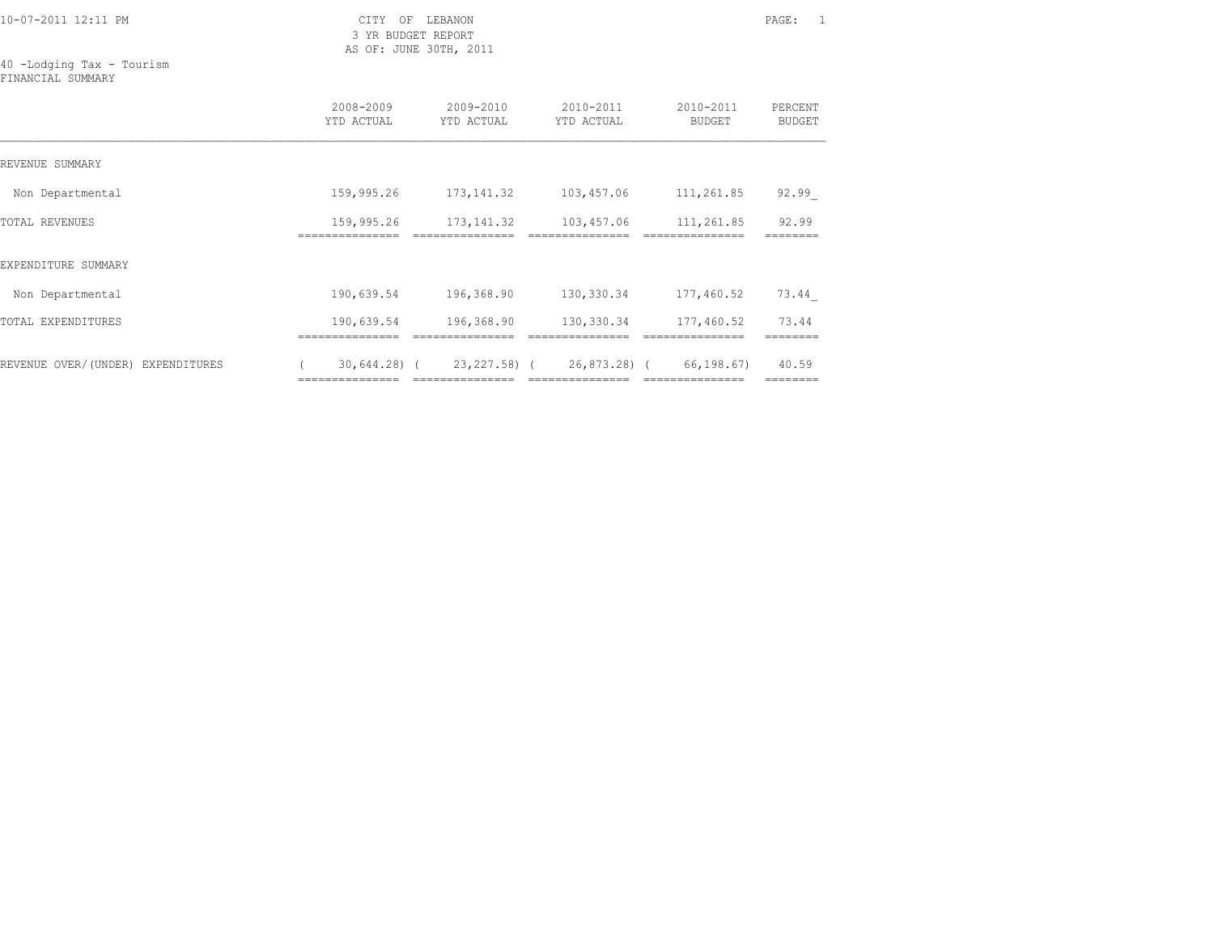CITY OF LEBANON
3 YR BUDGET REPORT
AS OF: JUNE 30TH, 2011

40 -Lodging Tax - Tourism
FINANCIAL SUMMARY

| | 2008-2009 YTD ACTUAL | 2009-2010 YTD ACTUAL | 2010-2011 YTD ACTUAL | 2010-2011 BUDGET | PERCENT BUDGET |
|---|---|---|---|---|---|
| REVENUE SUMMARY | | | | | |
| Non Departmental | 159,995.26 | 173,141.32 | 103,457.06 | 111,261.85 | 92.99 |
| TOTAL REVENUES | 159,995.26 | 173,141.32 | 103,457.06 | 111,261.85 | 92.99 |
| EXPENDITURE SUMMARY | | | | | |
| Non Departmental | 190,639.54 | 196,368.90 | 130,330.34 | 177,460.52 | 73.44 |
| TOTAL EXPENDITURES | 190,639.54 | 196,368.90 | 130,330.34 | 177,460.52 | 73.44 |
| REVENUE OVER/(UNDER) EXPENDITURES | ( 30,644.28) | ( 23,227.58) | ( 26,873.28) | ( 66,198.67) | 40.59 |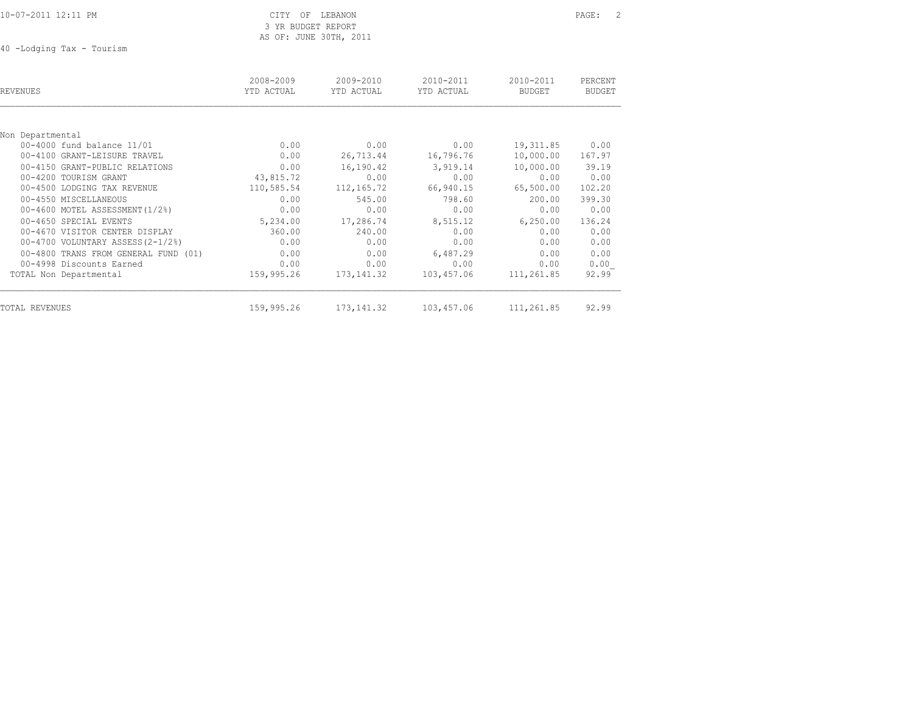CITY OF LEBANON
3 YR BUDGET REPORT
AS OF: JUNE 30TH, 2011

40 -Lodging Tax - Tourism

| REVENUES | 2008-2009 YTD ACTUAL | 2009-2010 YTD ACTUAL | 2010-2011 YTD ACTUAL | 2010-2011 BUDGET | PERCENT BUDGET |
|---|---|---|---|---|---|
| Non Departmental | | | | | |
| 00-4000 fund balance 11/01 | 0.00 | 0.00 | 0.00 | 19,311.85 | 0.00 |
| 00-4100 GRANT-LEISURE TRAVEL | 0.00 | 26,713.44 | 16,796.76 | 10,000.00 | 167.97 |
| 00-4150 GRANT-PUBLIC RELATIONS | 0.00 | 16,190.42 | 3,919.14 | 10,000.00 | 39.19 |
| 00-4200 TOURISM GRANT | 43,815.72 | 0.00 | 0.00 | 0.00 | 0.00 |
| 00-4500 LODGING TAX REVENUE | 110,585.54 | 112,165.72 | 66,940.15 | 65,500.00 | 102.20 |
| 00-4550 MISCELLANEOUS | 0.00 | 545.00 | 798.60 | 200.00 | 399.30 |
| 00-4600 MOTEL ASSESSMENT(1/2%) | 0.00 | 0.00 | 0.00 | 0.00 | 0.00 |
| 00-4650 SPECIAL EVENTS | 5,234.00 | 17,286.74 | 8,515.12 | 6,250.00 | 136.24 |
| 00-4670 VISITOR CENTER DISPLAY | 360.00 | 240.00 | 0.00 | 0.00 | 0.00 |
| 00-4700 VOLUNTARY ASSESS(2-1/2%) | 0.00 | 0.00 | 0.00 | 0.00 | 0.00 |
| 00-4800 TRANS FROM GENERAL FUND (01) | 0.00 | 0.00 | 6,487.29 | 0.00 | 0.00 |
| 00-4998 Discounts Earned | 0.00 | 0.00 | 0.00 | 0.00 | 0.00 |
| TOTAL Non Departmental | 159,995.26 | 173,141.32 | 103,457.06 | 111,261.85 | 92.99 |
| TOTAL REVENUES | 159,995.26 | 173,141.32 | 103,457.06 | 111,261.85 | 92.99 |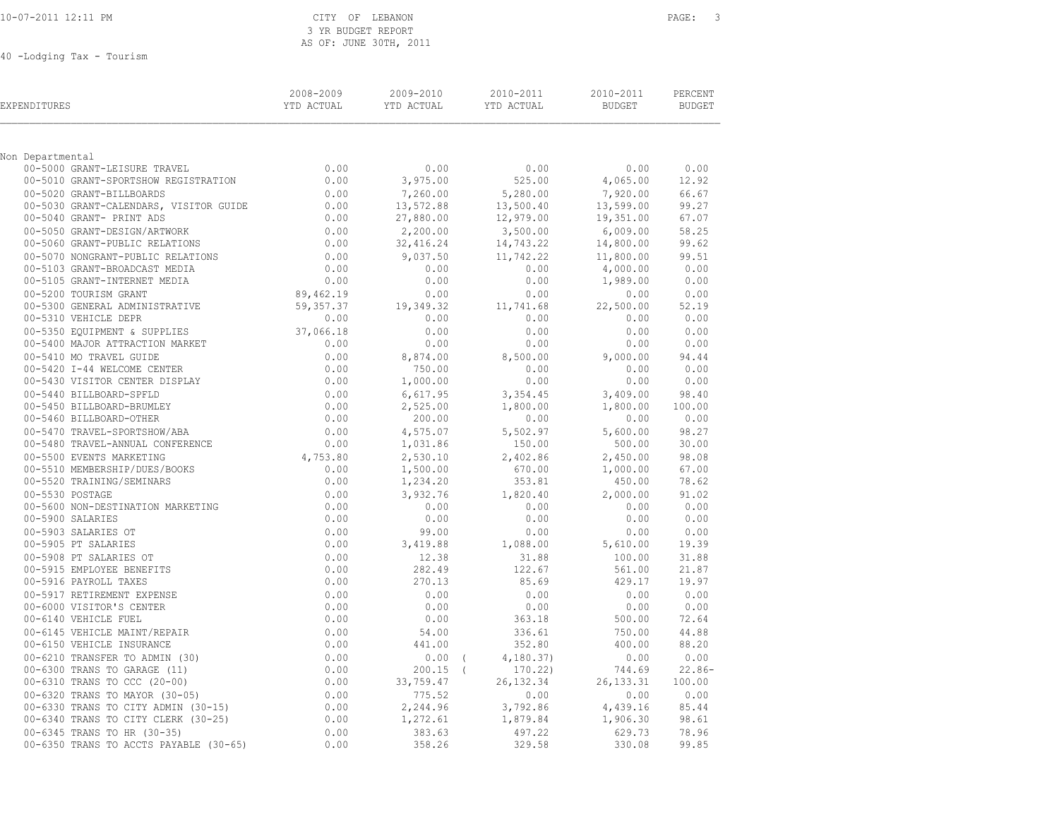CITY OF LEBANON
3 YR BUDGET REPORT
AS OF: JUNE 30TH, 2011

40 -Lodging Tax - Tourism

| EXPENDITURES | 2008-2009 YTD ACTUAL | 2009-2010 YTD ACTUAL | 2010-2011 YTD ACTUAL | 2010-2011 BUDGET | PERCENT BUDGET |
|---|---|---|---|---|---|
| Non Departmental | | | | | |
| 00-5000 GRANT-LEISURE TRAVEL | 0.00 | 0.00 | 0.00 | 0.00 | 0.00 |
| 00-5010 GRANT-SPORTSHOW REGISTRATION | 0.00 | 3,975.00 | 525.00 | 4,065.00 | 12.92 |
| 00-5020 GRANT-BILLBOARDS | 0.00 | 7,260.00 | 5,280.00 | 7,920.00 | 66.67 |
| 00-5030 GRANT-CALENDARS, VISITOR GUIDE | 0.00 | 13,572.88 | 13,500.40 | 13,599.00 | 99.27 |
| 00-5040 GRANT- PRINT ADS | 0.00 | 27,880.00 | 12,979.00 | 19,351.00 | 67.07 |
| 00-5050 GRANT-DESIGN/ARTWORK | 0.00 | 2,200.00 | 3,500.00 | 6,009.00 | 58.25 |
| 00-5060 GRANT-PUBLIC RELATIONS | 0.00 | 32,416.24 | 14,743.22 | 14,800.00 | 99.62 |
| 00-5070 NONGRANT-PUBLIC RELATIONS | 0.00 | 9,037.50 | 11,742.22 | 11,800.00 | 99.51 |
| 00-5103 GRANT-BROADCAST MEDIA | 0.00 | 0.00 | 0.00 | 4,000.00 | 0.00 |
| 00-5105 GRANT-INTERNET MEDIA | 0.00 | 0.00 | 0.00 | 1,989.00 | 0.00 |
| 00-5200 TOURISM GRANT | 89,462.19 | 0.00 | 0.00 | 0.00 | 0.00 |
| 00-5300 GENERAL ADMINISTRATIVE | 59,357.37 | 19,349.32 | 11,741.68 | 22,500.00 | 52.19 |
| 00-5310 VEHICLE DEPR | 0.00 | 0.00 | 0.00 | 0.00 | 0.00 |
| 00-5350 EQUIPMENT & SUPPLIES | 37,066.18 | 0.00 | 0.00 | 0.00 | 0.00 |
| 00-5400 MAJOR ATTRACTION MARKET | 0.00 | 0.00 | 0.00 | 0.00 | 0.00 |
| 00-5410 MO TRAVEL GUIDE | 0.00 | 8,874.00 | 8,500.00 | 9,000.00 | 94.44 |
| 00-5420 I-44 WELCOME CENTER | 0.00 | 750.00 | 0.00 | 0.00 | 0.00 |
| 00-5430 VISITOR CENTER DISPLAY | 0.00 | 1,000.00 | 0.00 | 0.00 | 0.00 |
| 00-5440 BILLBOARD-SPFLD | 0.00 | 6,617.95 | 3,354.45 | 3,409.00 | 98.40 |
| 00-5450 BILLBOARD-BRUMLEY | 0.00 | 2,525.00 | 1,800.00 | 1,800.00 | 100.00 |
| 00-5460 BILLBOARD-OTHER | 0.00 | 200.00 | 0.00 | 0.00 | 0.00 |
| 00-5470 TRAVEL-SPORTSHOW/ABA | 0.00 | 4,575.07 | 5,502.97 | 5,600.00 | 98.27 |
| 00-5480 TRAVEL-ANNUAL CONFERENCE | 0.00 | 1,031.86 | 150.00 | 500.00 | 30.00 |
| 00-5500 EVENTS MARKETING | 4,753.80 | 2,530.10 | 2,402.86 | 2,450.00 | 98.08 |
| 00-5510 MEMBERSHIP/DUES/BOOKS | 0.00 | 1,500.00 | 670.00 | 1,000.00 | 67.00 |
| 00-5520 TRAINING/SEMINARS | 0.00 | 1,234.20 | 353.81 | 450.00 | 78.62 |
| 00-5530 POSTAGE | 0.00 | 3,932.76 | 1,820.40 | 2,000.00 | 91.02 |
| 00-5600 NON-DESTINATION MARKETING | 0.00 | 0.00 | 0.00 | 0.00 | 0.00 |
| 00-5900 SALARIES | 0.00 | 0.00 | 0.00 | 0.00 | 0.00 |
| 00-5903 SALARIES OT | 0.00 | 99.00 | 0.00 | 0.00 | 0.00 |
| 00-5905 PT SALARIES | 0.00 | 3,419.88 | 1,088.00 | 5,610.00 | 19.39 |
| 00-5908 PT SALARIES OT | 0.00 | 12.38 | 31.88 | 100.00 | 31.88 |
| 00-5915 EMPLOYEE BENEFITS | 0.00 | 282.49 | 122.67 | 561.00 | 21.87 |
| 00-5916 PAYROLL TAXES | 0.00 | 270.13 | 85.69 | 429.17 | 19.97 |
| 00-5917 RETIREMENT EXPENSE | 0.00 | 0.00 | 0.00 | 0.00 | 0.00 |
| 00-6000 VISITOR'S CENTER | 0.00 | 0.00 | 0.00 | 0.00 | 0.00 |
| 00-6140 VEHICLE FUEL | 0.00 | 0.00 | 363.18 | 500.00 | 72.64 |
| 00-6145 VEHICLE MAINT/REPAIR | 0.00 | 54.00 | 336.61 | 750.00 | 44.88 |
| 00-6150 VEHICLE INSURANCE | 0.00 | 441.00 | 352.80 | 400.00 | 88.20 |
| 00-6210 TRANSFER TO ADMIN (30) | 0.00 | 0.00 | ( 4,180.37) | 0.00 | 0.00 |
| 00-6300 TRANS TO GARAGE (11) | 0.00 | 200.15 | ( 170.22) | 744.69 | 22.86- |
| 00-6310 TRANS TO CCC (20-00) | 0.00 | 33,759.47 | 26,132.34 | 26,133.31 | 100.00 |
| 00-6320 TRANS TO MAYOR (30-05) | 0.00 | 775.52 | 0.00 | 0.00 | 0.00 |
| 00-6330 TRANS TO CITY ADMIN (30-15) | 0.00 | 2,244.96 | 3,792.86 | 4,439.16 | 85.44 |
| 00-6340 TRANS TO CITY CLERK (30-25) | 0.00 | 1,272.61 | 1,879.84 | 1,906.30 | 98.61 |
| 00-6345 TRANS TO HR (30-35) | 0.00 | 383.63 | 497.22 | 629.73 | 78.96 |
| 00-6350 TRANS TO ACCTS PAYABLE (30-65) | 0.00 | 358.26 | 329.58 | 330.08 | 99.85 |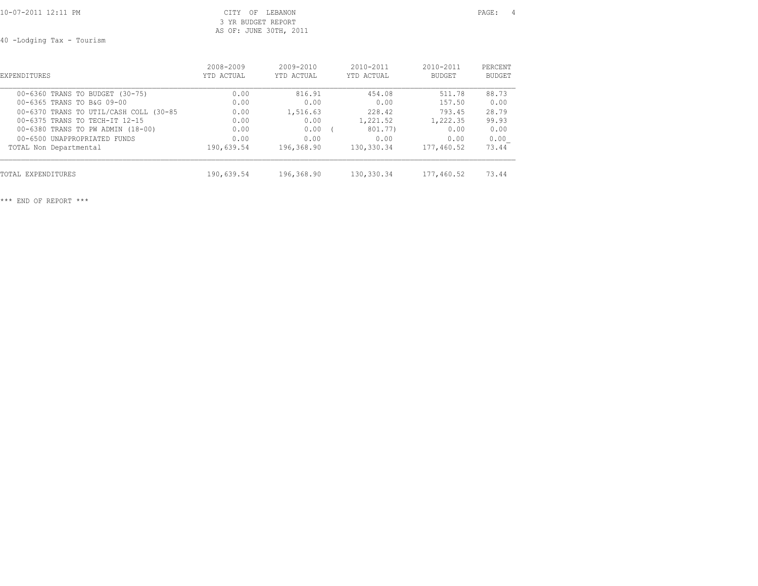CITY OF LEBANON
3 YR BUDGET REPORT
AS OF: JUNE 30TH, 2011

40 -Lodging Tax - Tourism

| EXPENDITURES | 2008-2009 YTD ACTUAL | 2009-2010 YTD ACTUAL | 2010-2011 YTD ACTUAL | 2010-2011 BUDGET | PERCENT BUDGET |
|---|---|---|---|---|---|
| 00-6360 TRANS TO BUDGET (30-75) | 0.00 | 816.91 | 454.08 | 511.78 | 88.73 |
| 00-6365 TRANS TO B&G 09-00 | 0.00 | 0.00 | 0.00 | 157.50 | 0.00 |
| 00-6370 TRANS TO UTIL/CASH COLL (30-85 | 0.00 | 1,516.63 | 228.42 | 793.45 | 28.79 |
| 00-6375 TRANS TO TECH-IT 12-15 | 0.00 | 0.00 | 1,221.52 | 1,222.35 | 99.93 |
| 00-6380 TRANS TO PW ADMIN (18-00) | 0.00 | 0.00 | ( 801.77) | 0.00 | 0.00 |
| 00-6500 UNAPPROPRIATED FUNDS | 0.00 | 0.00 | 0.00 | 0.00 | 0.00 |
| TOTAL Non Departmental | 190,639.54 | 196,368.90 | 130,330.34 | 177,460.52 | 73.44 |
| TOTAL EXPENDITURES | 190,639.54 | 196,368.90 | 130,330.34 | 177,460.52 | 73.44 |

\*\*\* END OF REPORT \*\*\*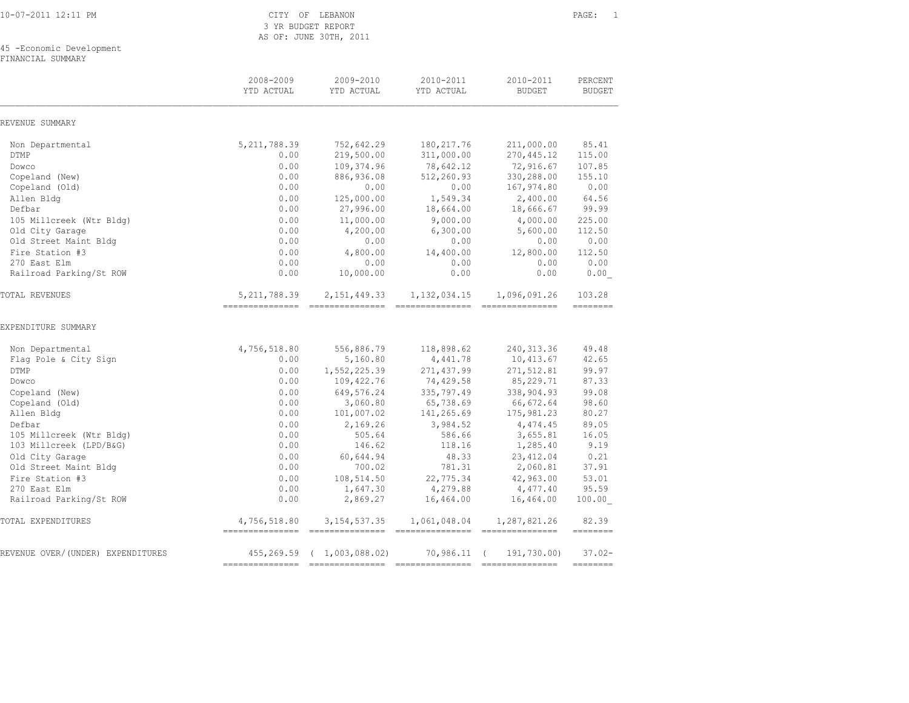10-07-2011 12:11 PM

CITY OF LEBANON
3 YR BUDGET REPORT
AS OF: JUNE 30TH, 2011

45 -Economic Development
FINANCIAL SUMMARY

| | 2008-2009 YTD ACTUAL | 2009-2010 YTD ACTUAL | 2010-2011 YTD ACTUAL | 2010-2011 BUDGET | PERCENT BUDGET |
|---|---|---|---|---|---|
| **REVENUE SUMMARY** | | | | | |
| Non Departmental | 5,211,788.39 | 752,642.29 | 180,217.76 | 211,000.00 | 85.41 |
| DTMP | 0.00 | 219,500.00 | 311,000.00 | 270,445.12 | 115.00 |
| Dowco | 0.00 | 109,374.96 | 78,642.12 | 72,916.67 | 107.85 |
| Copeland (New) | 0.00 | 886,936.08 | 512,260.93 | 330,288.00 | 155.10 |
| Copeland (Old) | 0.00 | 0.00 | 0.00 | 167,974.80 | 0.00 |
| Allen Bldg | 0.00 | 125,000.00 | 1,549.34 | 2,400.00 | 64.56 |
| Defbar | 0.00 | 27,996.00 | 18,664.00 | 18,666.67 | 99.99 |
| 105 Millcreek (Wtr Bldg) | 0.00 | 11,000.00 | 9,000.00 | 4,000.00 | 225.00 |
| Old City Garage | 0.00 | 4,200.00 | 6,300.00 | 5,600.00 | 112.50 |
| Old Street Maint Bldg | 0.00 | 0.00 | 0.00 | 0.00 | 0.00 |
| Fire Station #3 | 0.00 | 4,800.00 | 14,400.00 | 12,800.00 | 112.50 |
| 270 East Elm | 0.00 | 0.00 | 0.00 | 0.00 | 0.00 |
| Railroad Parking/St ROW | 0.00 | 10,000.00 | 0.00 | 0.00 | 0.00 |
| TOTAL REVENUES | 5,211,788.39 | 2,151,449.33 | 1,132,034.15 | 1,096,091.26 | 103.28 |
| **EXPENDITURE SUMMARY** | | | | | |
| Non Departmental | 4,756,518.80 | 556,886.79 | 118,898.62 | 240,313.36 | 49.48 |
| Flag Pole & City Sign | 0.00 | 5,160.80 | 4,441.78 | 10,413.67 | 42.65 |
| DTMP | 0.00 | 1,552,225.39 | 271,437.99 | 271,512.81 | 99.97 |
| Dowco | 0.00 | 109,422.76 | 74,429.58 | 85,229.71 | 87.33 |
| Copeland (New) | 0.00 | 649,576.24 | 335,797.49 | 338,904.93 | 99.08 |
| Copeland (Old) | 0.00 | 3,060.80 | 65,738.69 | 66,672.64 | 98.60 |
| Allen Bldg | 0.00 | 101,007.02 | 141,265.69 | 175,981.23 | 80.27 |
| Defbar | 0.00 | 2,169.26 | 3,984.52 | 4,474.45 | 89.05 |
| 105 Millcreek (Wtr Bldg) | 0.00 | 505.64 | 586.66 | 3,655.81 | 16.05 |
| 103 Millcreek (LPD/B&G) | 0.00 | 146.62 | 118.16 | 1,285.40 | 9.19 |
| Old City Garage | 0.00 | 60,644.94 | 48.33 | 23,412.04 | 0.21 |
| Old Street Maint Bldg | 0.00 | 700.02 | 781.31 | 2,060.81 | 37.91 |
| Fire Station #3 | 0.00 | 108,514.50 | 22,775.34 | 42,963.00 | 53.01 |
| 270 East Elm | 0.00 | 1,647.30 | 4,279.88 | 4,477.40 | 95.59 |
| Railroad Parking/St ROW | 0.00 | 2,869.27 | 16,464.00 | 16,464.00 | 100.00 |
| TOTAL EXPENDITURES | 4,756,518.80 | 3,154,537.35 | 1,061,048.04 | 1,287,821.26 | 82.39 |
| REVENUE OVER/(UNDER) EXPENDITURES | 455,269.59 | ( 1,003,088.02) | 70,986.11 | ( 191,730.00) | 37.02- |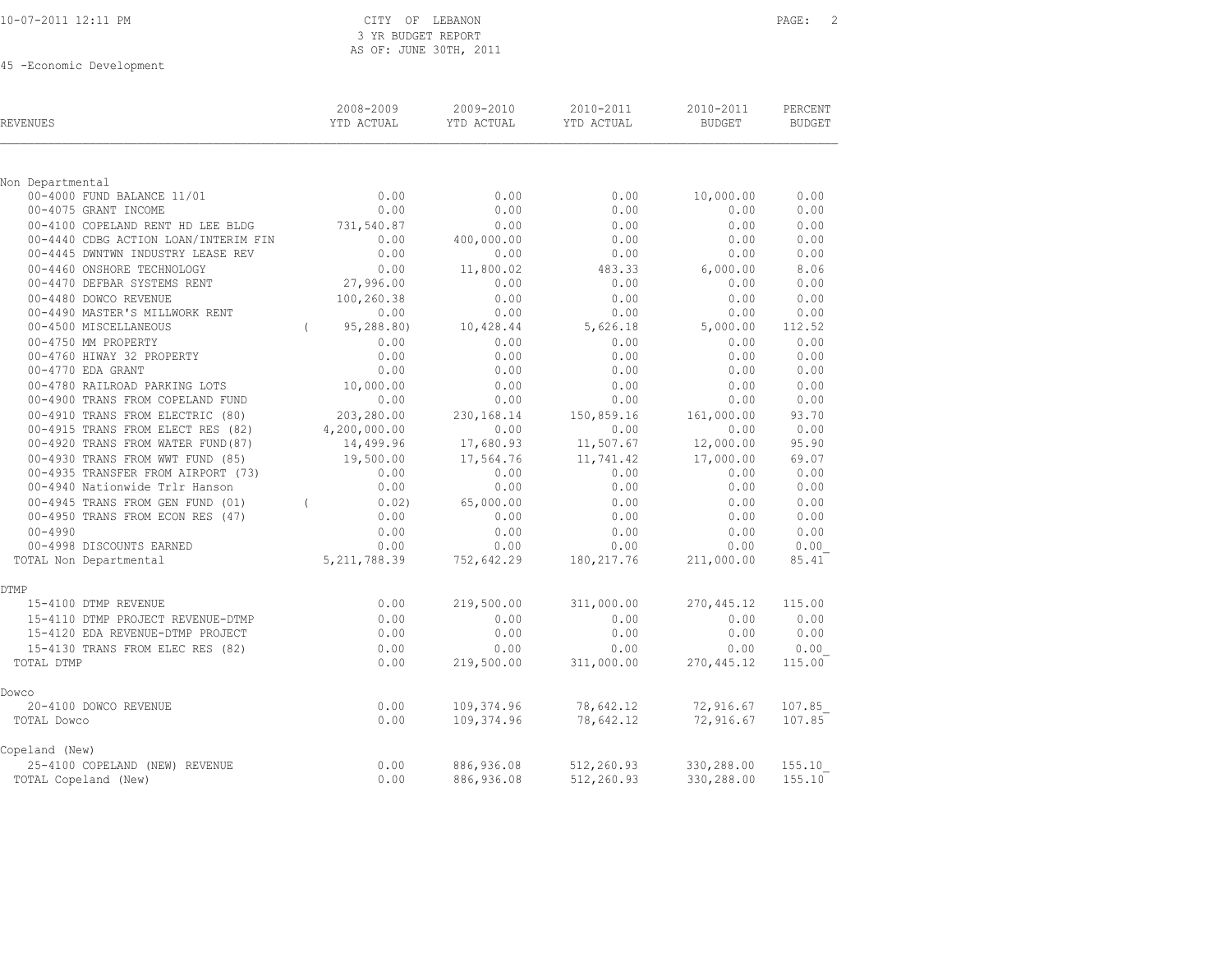CITY OF LEBANON
3 YR BUDGET REPORT
AS OF: JUNE 30TH, 2011

45 -Economic Development

| REVENUES | 2008-2009 YTD ACTUAL | 2009-2010 YTD ACTUAL | 2010-2011 YTD ACTUAL | 2010-2011 BUDGET | PERCENT BUDGET |
|---|---|---|---|---|---|
| **Non Departmental** | | | | | |
| 00-4000 FUND BALANCE 11/01 | 0.00 | 0.00 | 0.00 | 10,000.00 | 0.00 |
| 00-4075 GRANT INCOME | 0.00 | 0.00 | 0.00 | 0.00 | 0.00 |
| 00-4100 COPELAND RENT HD LEE BLDG | 731,540.87 | 0.00 | 0.00 | 0.00 | 0.00 |
| 00-4440 CDBG ACTION LOAN/INTERIM FIN | 0.00 | 400,000.00 | 0.00 | 0.00 | 0.00 |
| 00-4445 DWNTWN INDUSTRY LEASE REV | 0.00 | 0.00 | 0.00 | 0.00 | 0.00 |
| 00-4460 ONSHORE TECHNOLOGY | 0.00 | 11,800.02 | 483.33 | 6,000.00 | 8.06 |
| 00-4470 DEFBAR SYSTEMS RENT | 27,996.00 | 0.00 | 0.00 | 0.00 | 0.00 |
| 00-4480 DOWCO REVENUE | 100,260.38 | 0.00 | 0.00 | 0.00 | 0.00 |
| 00-4490 MASTER'S MILLWORK RENT | 0.00 | 0.00 | 0.00 | 0.00 | 0.00 |
| 00-4500 MISCELLANEOUS | ( 95,288.80) | 10,428.44 | 5,626.18 | 5,000.00 | 112.52 |
| 00-4750 MM PROPERTY | 0.00 | 0.00 | 0.00 | 0.00 | 0.00 |
| 00-4760 HIWAY 32 PROPERTY | 0.00 | 0.00 | 0.00 | 0.00 | 0.00 |
| 00-4770 EDA GRANT | 0.00 | 0.00 | 0.00 | 0.00 | 0.00 |
| 00-4780 RAILROAD PARKING LOTS | 10,000.00 | 0.00 | 0.00 | 0.00 | 0.00 |
| 00-4900 TRANS FROM COPELAND FUND | 0.00 | 0.00 | 0.00 | 0.00 | 0.00 |
| 00-4910 TRANS FROM ELECTRIC (80) | 203,280.00 | 230,168.14 | 150,859.16 | 161,000.00 | 93.70 |
| 00-4915 TRANS FROM ELECT RES (82) | 4,200,000.00 | 0.00 | 0.00 | 0.00 | 0.00 |
| 00-4920 TRANS FROM WATER FUND(87) | 14,499.96 | 17,680.93 | 11,507.67 | 12,000.00 | 95.90 |
| 00-4930 TRANS FROM WWT FUND (85) | 19,500.00 | 17,564.76 | 11,741.42 | 17,000.00 | 69.07 |
| 00-4935 TRANSFER FROM AIRPORT (73) | 0.00 | 0.00 | 0.00 | 0.00 | 0.00 |
| 00-4940 Nationwide Trlr Hanson | 0.00 | 0.00 | 0.00 | 0.00 | 0.00 |
| 00-4945 TRANS FROM GEN FUND (01) | ( 0.02) | 65,000.00 | 0.00 | 0.00 | 0.00 |
| 00-4950 TRANS FROM ECON RES (47) | 0.00 | 0.00 | 0.00 | 0.00 | 0.00 |
| 00-4990 | 0.00 | 0.00 | 0.00 | 0.00 | 0.00 |
| 00-4998 DISCOUNTS EARNED | 0.00 | 0.00 | 0.00 | 0.00 | 0.00 |
| TOTAL Non Departmental | 5,211,788.39 | 752,642.29 | 180,217.76 | 211,000.00 | 85.41 |
| **DTMP** | | | | | |
| 15-4100 DTMP REVENUE | 0.00 | 219,500.00 | 311,000.00 | 270,445.12 | 115.00 |
| 15-4110 DTMP PROJECT REVENUE-DTMP | 0.00 | 0.00 | 0.00 | 0.00 | 0.00 |
| 15-4120 EDA REVENUE-DTMP PROJECT | 0.00 | 0.00 | 0.00 | 0.00 | 0.00 |
| 15-4130 TRANS FROM ELEC RES (82) | 0.00 | 0.00 | 0.00 | 0.00 | 0.00 |
| TOTAL DTMP | 0.00 | 219,500.00 | 311,000.00 | 270,445.12 | 115.00 |
| **Dowco** | | | | | |
| 20-4100 DOWCO REVENUE | 0.00 | 109,374.96 | 78,642.12 | 72,916.67 | 107.85 |
| TOTAL Dowco | 0.00 | 109,374.96 | 78,642.12 | 72,916.67 | 107.85 |
| **Copeland (New)** | | | | | |
| 25-4100 COPELAND (NEW) REVENUE | 0.00 | 886,936.08 | 512,260.93 | 330,288.00 | 155.10 |
| TOTAL Copeland (New) | 0.00 | 886,936.08 | 512,260.93 | 330,288.00 | 155.10 |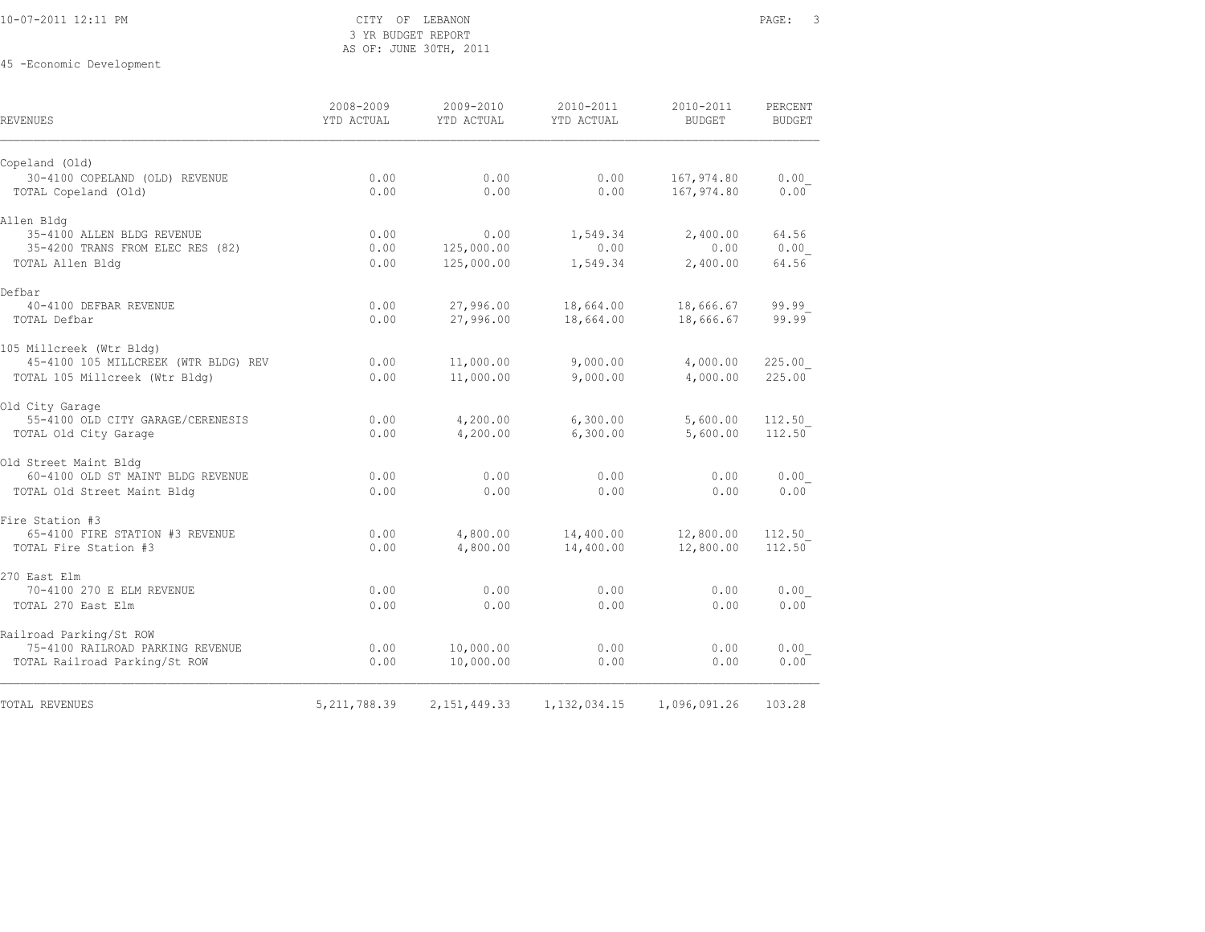CITY OF LEBANON
3 YR BUDGET REPORT
AS OF: JUNE 30TH, 2011

45 -Economic Development

| REVENUES | 2008-2009 YTD ACTUAL | 2009-2010 YTD ACTUAL | 2010-2011 YTD ACTUAL | 2010-2011 BUDGET | PERCENT BUDGET |
|---|---|---|---|---|---|
| Copeland (Old) | | | | | |
| 30-4100 COPELAND (OLD) REVENUE | 0.00 | 0.00 | 0.00 | 167,974.80 | 0.00 |
| TOTAL Copeland (Old) | 0.00 | 0.00 | 0.00 | 167,974.80 | 0.00 |
| Allen Bldg | | | | | |
| 35-4100 ALLEN BLDG REVENUE | 0.00 | 0.00 | 1,549.34 | 2,400.00 | 64.56 |
| 35-4200 TRANS FROM ELEC RES (82) | 0.00 | 125,000.00 | 0.00 | 0.00 | 0.00 |
| TOTAL Allen Bldg | 0.00 | 125,000.00 | 1,549.34 | 2,400.00 | 64.56 |
| Defbar | | | | | |
| 40-4100 DEFBAR REVENUE | 0.00 | 27,996.00 | 18,664.00 | 18,666.67 | 99.99 |
| TOTAL Defbar | 0.00 | 27,996.00 | 18,664.00 | 18,666.67 | 99.99 |
| 105 Millcreek (Wtr Bldg) | | | | | |
| 45-4100 105 MILLCREEK (WTR BLDG) REV | 0.00 | 11,000.00 | 9,000.00 | 4,000.00 | 225.00 |
| TOTAL 105 Millcreek (Wtr Bldg) | 0.00 | 11,000.00 | 9,000.00 | 4,000.00 | 225.00 |
| Old City Garage | | | | | |
| 55-4100 OLD CITY GARAGE/CERENESIS | 0.00 | 4,200.00 | 6,300.00 | 5,600.00 | 112.50 |
| TOTAL Old City Garage | 0.00 | 4,200.00 | 6,300.00 | 5,600.00 | 112.50 |
| Old Street Maint Bldg | | | | | |
| 60-4100 OLD ST MAINT BLDG REVENUE | 0.00 | 0.00 | 0.00 | 0.00 | 0.00 |
| TOTAL Old Street Maint Bldg | 0.00 | 0.00 | 0.00 | 0.00 | 0.00 |
| Fire Station #3 | | | | | |
| 65-4100 FIRE STATION #3 REVENUE | 0.00 | 4,800.00 | 14,400.00 | 12,800.00 | 112.50 |
| TOTAL Fire Station #3 | 0.00 | 4,800.00 | 14,400.00 | 12,800.00 | 112.50 |
| 270 East Elm | | | | | |
| 70-4100 270 E ELM REVENUE | 0.00 | 0.00 | 0.00 | 0.00 | 0.00 |
| TOTAL 270 East Elm | 0.00 | 0.00 | 0.00 | 0.00 | 0.00 |
| Railroad Parking/St ROW | | | | | |
| 75-4100 RAILROAD PARKING REVENUE | 0.00 | 10,000.00 | 0.00 | 0.00 | 0.00 |
| TOTAL Railroad Parking/St ROW | 0.00 | 10,000.00 | 0.00 | 0.00 | 0.00 |
| TOTAL REVENUES | 5,211,788.39 | 2,151,449.33 | 1,132,034.15 | 1,096,091.26 | 103.28 |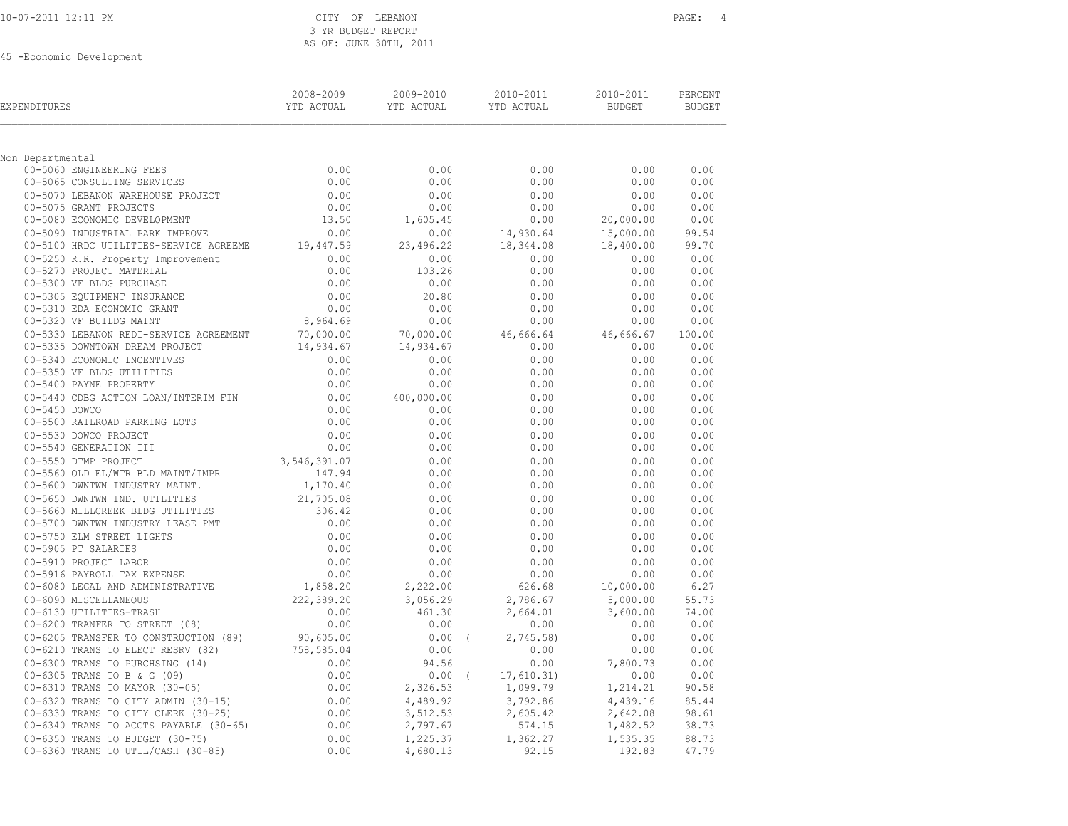10-07-2011 12:11 PM

CITY OF LEBANON
3 YR BUDGET REPORT
AS OF: JUNE 30TH, 2011

45 -Economic Development

| EXPENDITURES | 2008-2009 YTD ACTUAL | 2009-2010 YTD ACTUAL | 2010-2011 YTD ACTUAL | 2010-2011 BUDGET | PERCENT BUDGET |
|---|---|---|---|---|---|
| **Non Departmental** | | | | | |
| 00-5060 ENGINEERING FEES | 0.00 | 0.00 | 0.00 | 0.00 | 0.00 |
| 00-5065 CONSULTING SERVICES | 0.00 | 0.00 | 0.00 | 0.00 | 0.00 |
| 00-5070 LEBANON WAREHOUSE PROJECT | 0.00 | 0.00 | 0.00 | 0.00 | 0.00 |
| 00-5075 GRANT PROJECTS | 0.00 | 0.00 | 0.00 | 0.00 | 0.00 |
| 00-5080 ECONOMIC DEVELOPMENT | 13.50 | 1,605.45 | 0.00 | 20,000.00 | 0.00 |
| 00-5090 INDUSTRIAL PARK IMPROVE | 0.00 | 0.00 | 14,930.64 | 15,000.00 | 99.54 |
| 00-5100 HRDC UTILITIES-SERVICE AGREEME | 19,447.59 | 23,496.22 | 18,344.08 | 18,400.00 | 99.70 |
| 00-5250 R.R. Property Improvement | 0.00 | 0.00 | 0.00 | 0.00 | 0.00 |
| 00-5270 PROJECT MATERIAL | 0.00 | 103.26 | 0.00 | 0.00 | 0.00 |
| 00-5300 VF BLDG PURCHASE | 0.00 | 0.00 | 0.00 | 0.00 | 0.00 |
| 00-5305 EQUIPMENT INSURANCE | 0.00 | 20.80 | 0.00 | 0.00 | 0.00 |
| 00-5310 EDA ECONOMIC GRANT | 0.00 | 0.00 | 0.00 | 0.00 | 0.00 |
| 00-5320 VF BUILDG MAINT | 8,964.69 | 0.00 | 0.00 | 0.00 | 0.00 |
| 00-5330 LEBANON REDI-SERVICE AGREEMENT | 70,000.00 | 70,000.00 | 46,666.64 | 46,666.67 | 100.00 |
| 00-5335 DOWNTOWN DREAM PROJECT | 14,934.67 | 14,934.67 | 0.00 | 0.00 | 0.00 |
| 00-5340 ECONOMIC INCENTIVES | 0.00 | 0.00 | 0.00 | 0.00 | 0.00 |
| 00-5350 VF BLDG UTILITIES | 0.00 | 0.00 | 0.00 | 0.00 | 0.00 |
| 00-5400 PAYNE PROPERTY | 0.00 | 0.00 | 0.00 | 0.00 | 0.00 |
| 00-5440 CDBG ACTION LOAN/INTERIM FIN | 0.00 | 400,000.00 | 0.00 | 0.00 | 0.00 |
| 00-5450 DOWCO | 0.00 | 0.00 | 0.00 | 0.00 | 0.00 |
| 00-5500 RAILROAD PARKING LOTS | 0.00 | 0.00 | 0.00 | 0.00 | 0.00 |
| 00-5530 DOWCO PROJECT | 0.00 | 0.00 | 0.00 | 0.00 | 0.00 |
| 00-5540 GENERATION III | 0.00 | 0.00 | 0.00 | 0.00 | 0.00 |
| 00-5550 DTMP PROJECT | 3,546,391.07 | 0.00 | 0.00 | 0.00 | 0.00 |
| 00-5560 OLD EL/WTR BLD MAINT/IMPR | 147.94 | 0.00 | 0.00 | 0.00 | 0.00 |
| 00-5600 DWNTWN INDUSTRY MAINT. | 1,170.40 | 0.00 | 0.00 | 0.00 | 0.00 |
| 00-5650 DWNTWN IND. UTILITIES | 21,705.08 | 0.00 | 0.00 | 0.00 | 0.00 |
| 00-5660 MILLCREEK BLDG UTILITIES | 306.42 | 0.00 | 0.00 | 0.00 | 0.00 |
| 00-5700 DWNTWN INDUSTRY LEASE PMT | 0.00 | 0.00 | 0.00 | 0.00 | 0.00 |
| 00-5750 ELM STREET LIGHTS | 0.00 | 0.00 | 0.00 | 0.00 | 0.00 |
| 00-5905 PT SALARIES | 0.00 | 0.00 | 0.00 | 0.00 | 0.00 |
| 00-5910 PROJECT LABOR | 0.00 | 0.00 | 0.00 | 0.00 | 0.00 |
| 00-5916 PAYROLL TAX EXPENSE | 0.00 | 0.00 | 0.00 | 0.00 | 0.00 |
| 00-6080 LEGAL AND ADMINISTRATIVE | 1,858.20 | 2,222.00 | 626.68 | 10,000.00 | 6.27 |
| 00-6090 MISCELLANEOUS | 222,389.20 | 3,056.29 | 2,786.67 | 5,000.00 | 55.73 |
| 00-6130 UTILITIES-TRASH | 0.00 | 461.30 | 2,664.01 | 3,600.00 | 74.00 |
| 00-6200 TRANFER TO STREET (08) | 0.00 | 0.00 | 0.00 | 0.00 | 0.00 |
| 00-6205 TRANSFER TO CONSTRUCTION (89) | 90,605.00 | 0.00 | ( 2,745.58) | 0.00 | 0.00 |
| 00-6210 TRANS TO ELECT RESRV (82) | 758,585.04 | 0.00 | 0.00 | 0.00 | 0.00 |
| 00-6300 TRANS TO PURCHSING (14) | 0.00 | 94.56 | 0.00 | 7,800.73 | 0.00 |
| 00-6305 TRANS TO B & G (09) | 0.00 | 0.00 | ( 17,610.31) | 0.00 | 0.00 |
| 00-6310 TRANS TO MAYOR (30-05) | 0.00 | 2,326.53 | 1,099.79 | 1,214.21 | 90.58 |
| 00-6320 TRANS TO CITY ADMIN (30-15) | 0.00 | 4,489.92 | 3,792.86 | 4,439.16 | 85.44 |
| 00-6330 TRANS TO CITY CLERK (30-25) | 0.00 | 3,512.53 | 2,605.42 | 2,642.08 | 98.61 |
| 00-6340 TRANS TO ACCTS PAYABLE (30-65) | 0.00 | 2,797.67 | 574.15 | 1,482.52 | 38.73 |
| 00-6350 TRANS TO BUDGET (30-75) | 0.00 | 1,225.37 | 1,362.27 | 1,535.35 | 88.73 |
| 00-6360 TRANS TO UTIL/CASH (30-85) | 0.00 | 4,680.13 | 92.15 | 192.83 | 47.79 |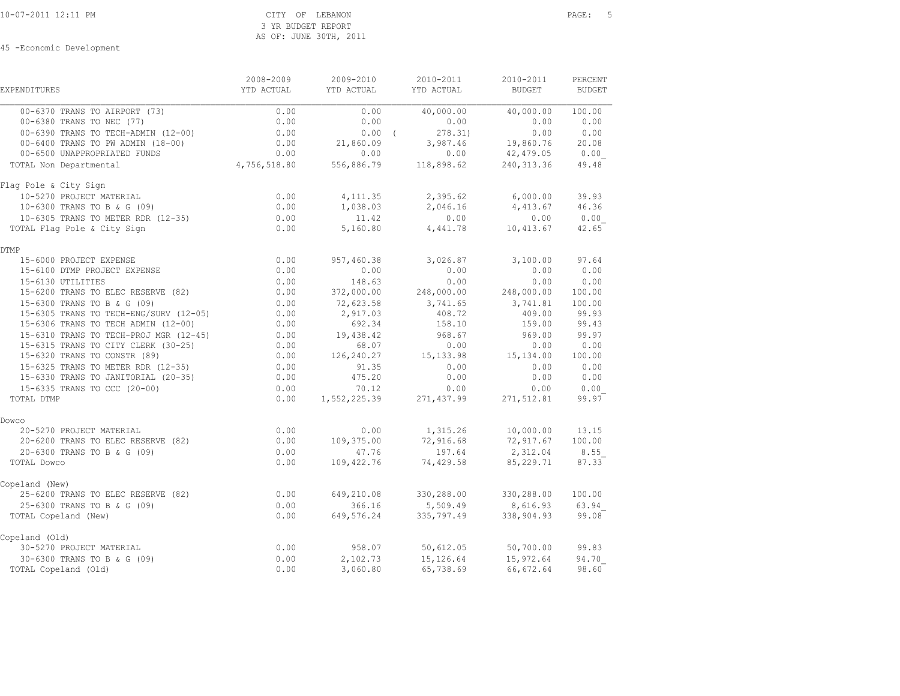CITY OF LEBANON
3 YR BUDGET REPORT
AS OF: JUNE 30TH, 2011

45 -Economic Development

| EXPENDITURES | 2008-2009 YTD ACTUAL | 2009-2010 YTD ACTUAL | 2010-2011 YTD ACTUAL | 2010-2011 BUDGET | PERCENT BUDGET |
|---|---|---|---|---|---|
| 00-6370 TRANS TO AIRPORT (73) | 0.00 | 0.00 | 40,000.00 | 40,000.00 | 100.00 |
| 00-6380 TRANS TO NEC (77) | 0.00 | 0.00 | 0.00 | 0.00 | 0.00 |
| 00-6390 TRANS TO TECH-ADMIN (12-00) | 0.00 | 0.00 | ( 278.31) | 0.00 | 0.00 |
| 00-6400 TRANS TO PW ADMIN (18-00) | 0.00 | 21,860.09 | 3,987.46 | 19,860.76 | 20.08 |
| 00-6500 UNAPPROPRIATED FUNDS | 0.00 | 0.00 | 0.00 | 42,479.05 | 0.00 |
| TOTAL Non Departmental | 4,756,518.80 | 556,886.79 | 118,898.62 | 240,313.36 | 49.48 |
| **Flag Pole & City Sign** | | | | | |
| 10-5270 PROJECT MATERIAL | 0.00 | 4,111.35 | 2,395.62 | 6,000.00 | 39.93 |
| 10-6300 TRANS TO B & G (09) | 0.00 | 1,038.03 | 2,046.16 | 4,413.67 | 46.36 |
| 10-6305 TRANS TO METER RDR (12-35) | 0.00 | 11.42 | 0.00 | 0.00 | 0.00 |
| TOTAL Flag Pole & City Sign | 0.00 | 5,160.80 | 4,441.78 | 10,413.67 | 42.65 |
| **DTMP** | | | | | |
| 15-6000 PROJECT EXPENSE | 0.00 | 957,460.38 | 3,026.87 | 3,100.00 | 97.64 |
| 15-6100 DTMP PROJECT EXPENSE | 0.00 | 0.00 | 0.00 | 0.00 | 0.00 |
| 15-6130 UTILITIES | 0.00 | 148.63 | 0.00 | 0.00 | 0.00 |
| 15-6200 TRANS TO ELEC RESERVE (82) | 0.00 | 372,000.00 | 248,000.00 | 248,000.00 | 100.00 |
| 15-6300 TRANS TO B & G (09) | 0.00 | 72,623.58 | 3,741.65 | 3,741.81 | 100.00 |
| 15-6305 TRANS TO TECH-ENG/SURV (12-05) | 0.00 | 2,917.03 | 408.72 | 409.00 | 99.93 |
| 15-6306 TRANS TO TECH ADMIN (12-00) | 0.00 | 692.34 | 158.10 | 159.00 | 99.43 |
| 15-6310 TRANS TO TECH-PROJ MGR (12-45) | 0.00 | 19,438.42 | 968.67 | 969.00 | 99.97 |
| 15-6315 TRANS TO CITY CLERK (30-25) | 0.00 | 68.07 | 0.00 | 0.00 | 0.00 |
| 15-6320 TRANS TO CONSTR (89) | 0.00 | 126,240.27 | 15,133.98 | 15,134.00 | 100.00 |
| 15-6325 TRANS TO METER RDR (12-35) | 0.00 | 91.35 | 0.00 | 0.00 | 0.00 |
| 15-6330 TRANS TO JANITORIAL (20-35) | 0.00 | 475.20 | 0.00 | 0.00 | 0.00 |
| 15-6335 TRANS TO CCC (20-00) | 0.00 | 70.12 | 0.00 | 0.00 | 0.00 |
| TOTAL DTMP | 0.00 | 1,552,225.39 | 271,437.99 | 271,512.81 | 99.97 |
| **Dowco** | | | | | |
| 20-5270 PROJECT MATERIAL | 0.00 | 0.00 | 1,315.26 | 10,000.00 | 13.15 |
| 20-6200 TRANS TO ELEC RESERVE (82) | 0.00 | 109,375.00 | 72,916.68 | 72,917.67 | 100.00 |
| 20-6300 TRANS TO B & G (09) | 0.00 | 47.76 | 197.64 | 2,312.04 | 8.55 |
| TOTAL Dowco | 0.00 | 109,422.76 | 74,429.58 | 85,229.71 | 87.33 |
| **Copeland (New)** | | | | | |
| 25-6200 TRANS TO ELEC RESERVE (82) | 0.00 | 649,210.08 | 330,288.00 | 330,288.00 | 100.00 |
| 25-6300 TRANS TO B & G (09) | 0.00 | 366.16 | 5,509.49 | 8,616.93 | 63.94 |
| TOTAL Copeland (New) | 0.00 | 649,576.24 | 335,797.49 | 338,904.93 | 99.08 |
| **Copeland (Old)** | | | | | |
| 30-5270 PROJECT MATERIAL | 0.00 | 958.07 | 50,612.05 | 50,700.00 | 99.83 |
| 30-6300 TRANS TO B & G (09) | 0.00 | 2,102.73 | 15,126.64 | 15,972.64 | 94.70 |
| TOTAL Copeland (Old) | 0.00 | 3,060.80 | 65,738.69 | 66,672.64 | 98.60 |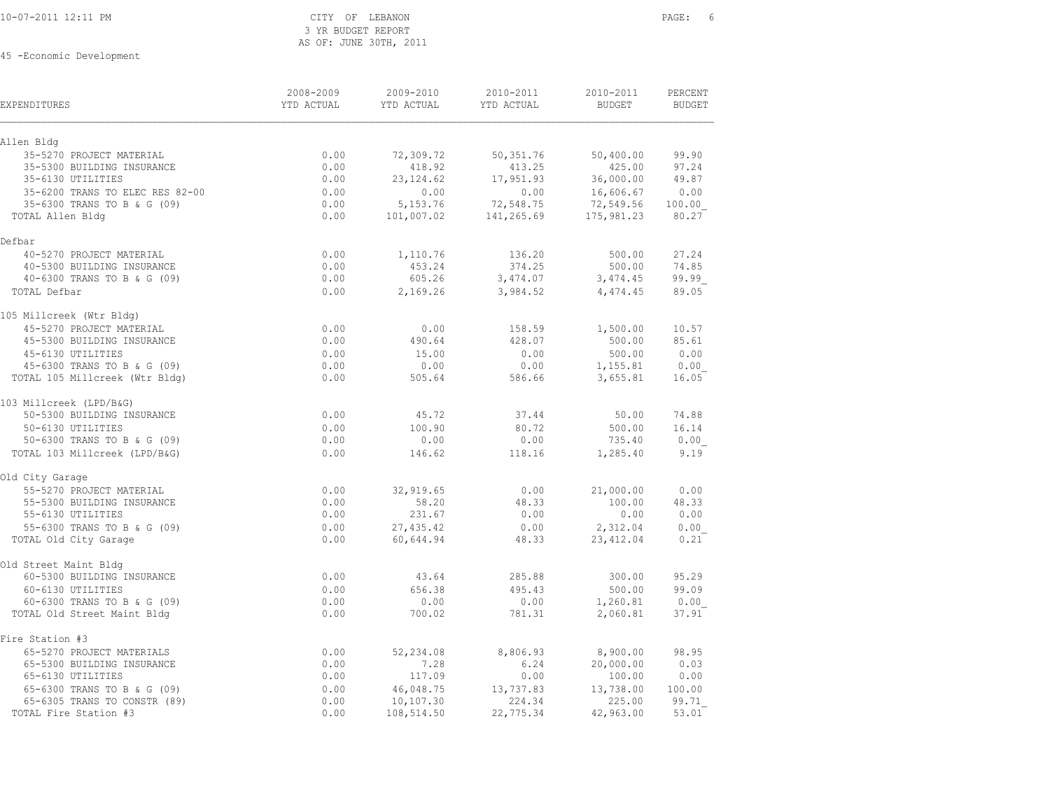CITY OF LEBANON
3 YR BUDGET REPORT
AS OF: JUNE 30TH, 2011

45 -Economic Development

| EXPENDITURES | 2008-2009 YTD ACTUAL | 2009-2010 YTD ACTUAL | 2010-2011 YTD ACTUAL | 2010-2011 BUDGET | PERCENT BUDGET |
|---|---|---|---|---|---|
| **Allen Bldg** | | | | | |
| 35-5270 PROJECT MATERIAL | 0.00 | 72,309.72 | 50,351.76 | 50,400.00 | 99.90 |
| 35-5300 BUILDING INSURANCE | 0.00 | 418.92 | 413.25 | 425.00 | 97.24 |
| 35-6130 UTILITIES | 0.00 | 23,124.62 | 17,951.93 | 36,000.00 | 49.87 |
| 35-6200 TRANS TO ELEC RES 82-00 | 0.00 | 0.00 | 0.00 | 16,606.67 | 0.00 |
| 35-6300 TRANS TO B & G (09) | 0.00 | 5,153.76 | 72,548.75 | 72,549.56 | 100.00 |
| TOTAL Allen Bldg | 0.00 | 101,007.02 | 141,265.69 | 175,981.23 | 80.27 |
| **Defbar** | | | | | |
| 40-5270 PROJECT MATERIAL | 0.00 | 1,110.76 | 136.20 | 500.00 | 27.24 |
| 40-5300 BUILDING INSURANCE | 0.00 | 453.24 | 374.25 | 500.00 | 74.85 |
| 40-6300 TRANS TO B & G (09) | 0.00 | 605.26 | 3,474.07 | 3,474.45 | 99.99 |
| TOTAL Defbar | 0.00 | 2,169.26 | 3,984.52 | 4,474.45 | 89.05 |
| **105 Millcreek (Wtr Bldg)** | | | | | |
| 45-5270 PROJECT MATERIAL | 0.00 | 0.00 | 158.59 | 1,500.00 | 10.57 |
| 45-5300 BUILDING INSURANCE | 0.00 | 490.64 | 428.07 | 500.00 | 85.61 |
| 45-6130 UTILITIES | 0.00 | 15.00 | 0.00 | 500.00 | 0.00 |
| 45-6300 TRANS TO B & G (09) | 0.00 | 0.00 | 0.00 | 1,155.81 | 0.00 |
| TOTAL 105 Millcreek (Wtr Bldg) | 0.00 | 505.64 | 586.66 | 3,655.81 | 16.05 |
| **103 Millcreek (LPD/B&G)** | | | | | |
| 50-5300 BUILDING INSURANCE | 0.00 | 45.72 | 37.44 | 50.00 | 74.88 |
| 50-6130 UTILITIES | 0.00 | 100.90 | 80.72 | 500.00 | 16.14 |
| 50-6300 TRANS TO B & G (09) | 0.00 | 0.00 | 0.00 | 735.40 | 0.00 |
| TOTAL 103 Millcreek (LPD/B&G) | 0.00 | 146.62 | 118.16 | 1,285.40 | 9.19 |
| **Old City Garage** | | | | | |
| 55-5270 PROJECT MATERIAL | 0.00 | 32,919.65 | 0.00 | 21,000.00 | 0.00 |
| 55-5300 BUILDING INSURANCE | 0.00 | 58.20 | 48.33 | 100.00 | 48.33 |
| 55-6130 UTILITIES | 0.00 | 231.67 | 0.00 | 0.00 | 0.00 |
| 55-6300 TRANS TO B & G (09) | 0.00 | 27,435.42 | 0.00 | 2,312.04 | 0.00 |
| TOTAL Old City Garage | 0.00 | 60,644.94 | 48.33 | 23,412.04 | 0.21 |
| **Old Street Maint Bldg** | | | | | |
| 60-5300 BUILDING INSURANCE | 0.00 | 43.64 | 285.88 | 300.00 | 95.29 |
| 60-6130 UTILITIES | 0.00 | 656.38 | 495.43 | 500.00 | 99.09 |
| 60-6300 TRANS TO B & G (09) | 0.00 | 0.00 | 0.00 | 1,260.81 | 0.00 |
| TOTAL Old Street Maint Bldg | 0.00 | 700.02 | 781.31 | 2,060.81 | 37.91 |
| **Fire Station #3** | | | | | |
| 65-5270 PROJECT MATERIALS | 0.00 | 52,234.08 | 8,806.93 | 8,900.00 | 98.95 |
| 65-5300 BUILDING INSURANCE | 0.00 | 7.28 | 6.24 | 20,000.00 | 0.03 |
| 65-6130 UTILITIES | 0.00 | 117.09 | 0.00 | 100.00 | 0.00 |
| 65-6300 TRANS TO B & G (09) | 0.00 | 46,048.75 | 13,737.83 | 13,738.00 | 100.00 |
| 65-6305 TRANS TO CONSTR (89) | 0.00 | 10,107.30 | 224.34 | 225.00 | 99.71 |
| TOTAL Fire Station #3 | 0.00 | 108,514.50 | 22,775.34 | 42,963.00 | 53.01 |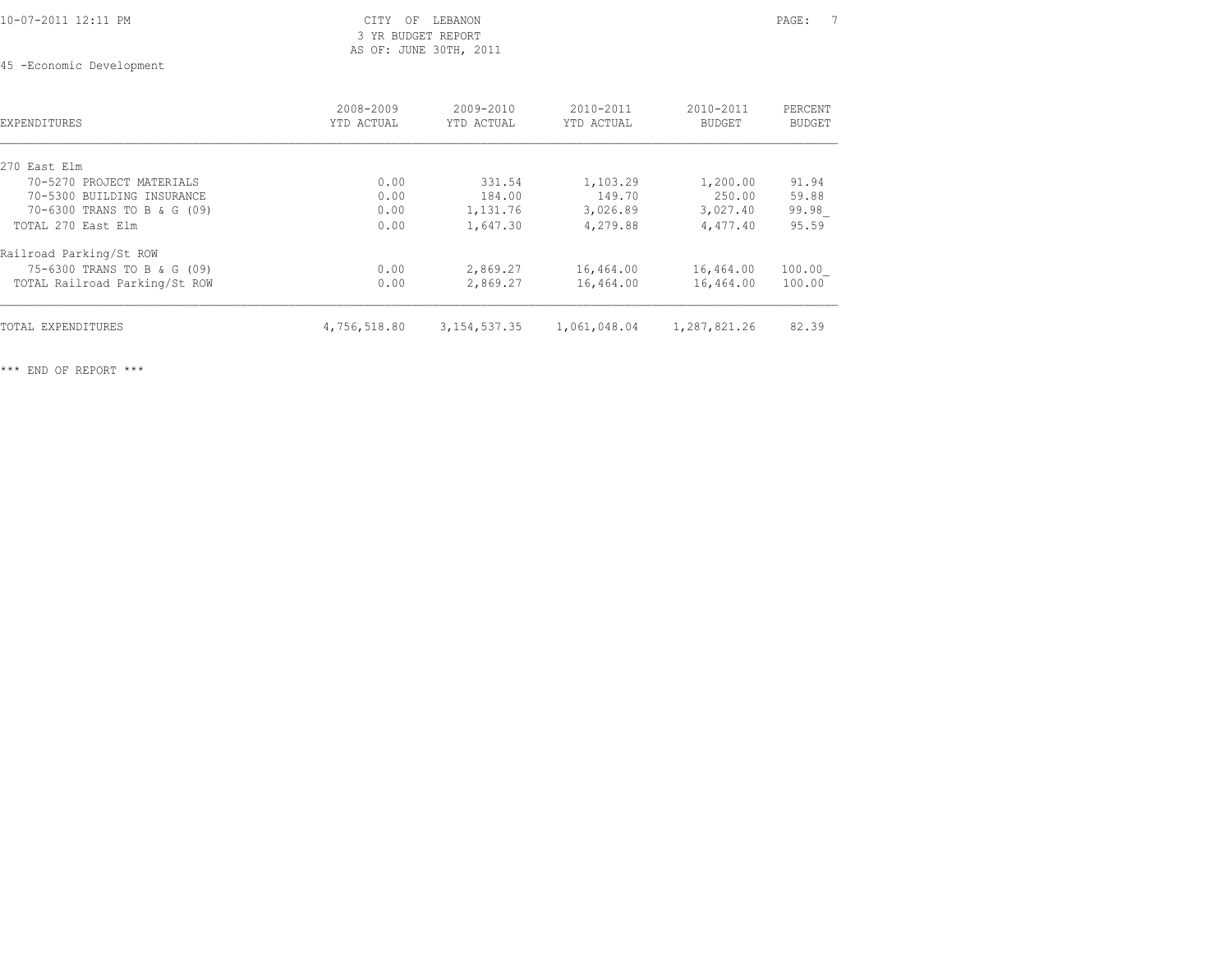CITY OF LEBANON
3 YR BUDGET REPORT
AS OF: JUNE 30TH, 2011

45 -Economic Development

| EXPENDITURES | 2008-2009 YTD ACTUAL | 2009-2010 YTD ACTUAL | 2010-2011 YTD ACTUAL | 2010-2011 BUDGET | PERCENT BUDGET |
|---|---|---|---|---|---|
| 270 East Elm | | | | | |
| 70-5270 PROJECT MATERIALS | 0.00 | 331.54 | 1,103.29 | 1,200.00 | 91.94 |
| 70-5300 BUILDING INSURANCE | 0.00 | 184.00 | 149.70 | 250.00 | 59.88 |
| 70-6300 TRANS TO B & G (09) | 0.00 | 1,131.76 | 3,026.89 | 3,027.40 | 99.98 |
| TOTAL 270 East Elm | 0.00 | 1,647.30 | 4,279.88 | 4,477.40 | 95.59 |
| Railroad Parking/St ROW | | | | | |
| 75-6300 TRANS TO B & G (09) | 0.00 | 2,869.27 | 16,464.00 | 16,464.00 | 100.00 |
| TOTAL Railroad Parking/St ROW | 0.00 | 2,869.27 | 16,464.00 | 16,464.00 | 100.00 |
| TOTAL EXPENDITURES | 4,756,518.80 | 3,154,537.35 | 1,061,048.04 | 1,287,821.26 | 82.39 |

*** END OF REPORT ***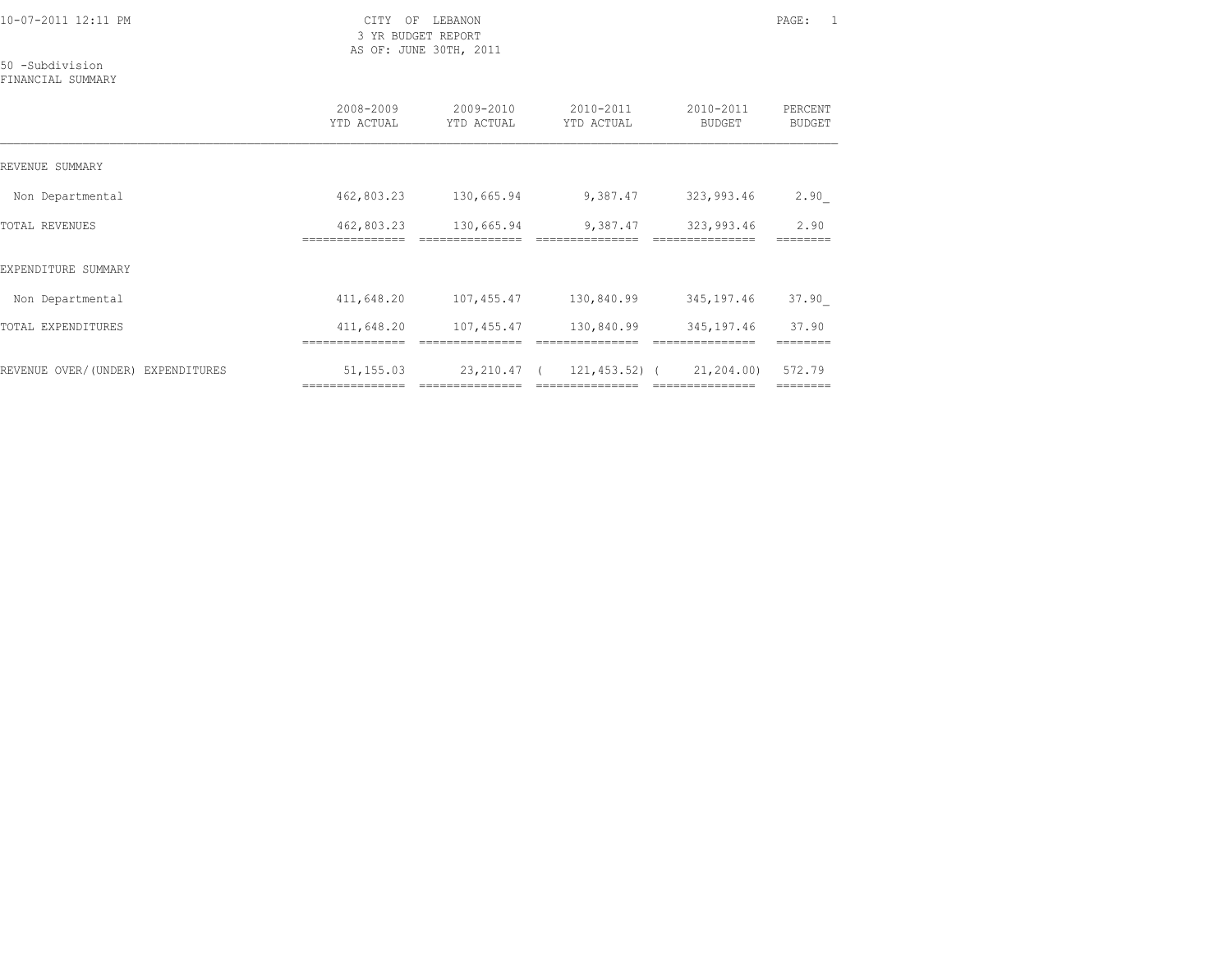CITY OF LEBANON
3 YR BUDGET REPORT
AS OF: JUNE 30TH, 2011

50 -Subdivision
FINANCIAL SUMMARY

| | 2008-2009 YTD ACTUAL | 2009-2010 YTD ACTUAL | 2010-2011 YTD ACTUAL | 2010-2011 BUDGET | PERCENT BUDGET |
|---|---|---|---|---|---|
| REVENUE SUMMARY | | | | | |
| Non Departmental | 462,803.23 | 130,665.94 | 9,387.47 | 323,993.46 | 2.90 |
| TOTAL REVENUES | 462,803.23 | 130,665.94 | 9,387.47 | 323,993.46 | 2.90 |
| EXPENDITURE SUMMARY | | | | | |
| Non Departmental | 411,648.20 | 107,455.47 | 130,840.99 | 345,197.46 | 37.90 |
| TOTAL EXPENDITURES | 411,648.20 | 107,455.47 | 130,840.99 | 345,197.46 | 37.90 |
| REVENUE OVER/(UNDER) EXPENDITURES | 51,155.03 | 23,210.47 | ( 121,453.52) | ( 21,204.00) | 572.79 |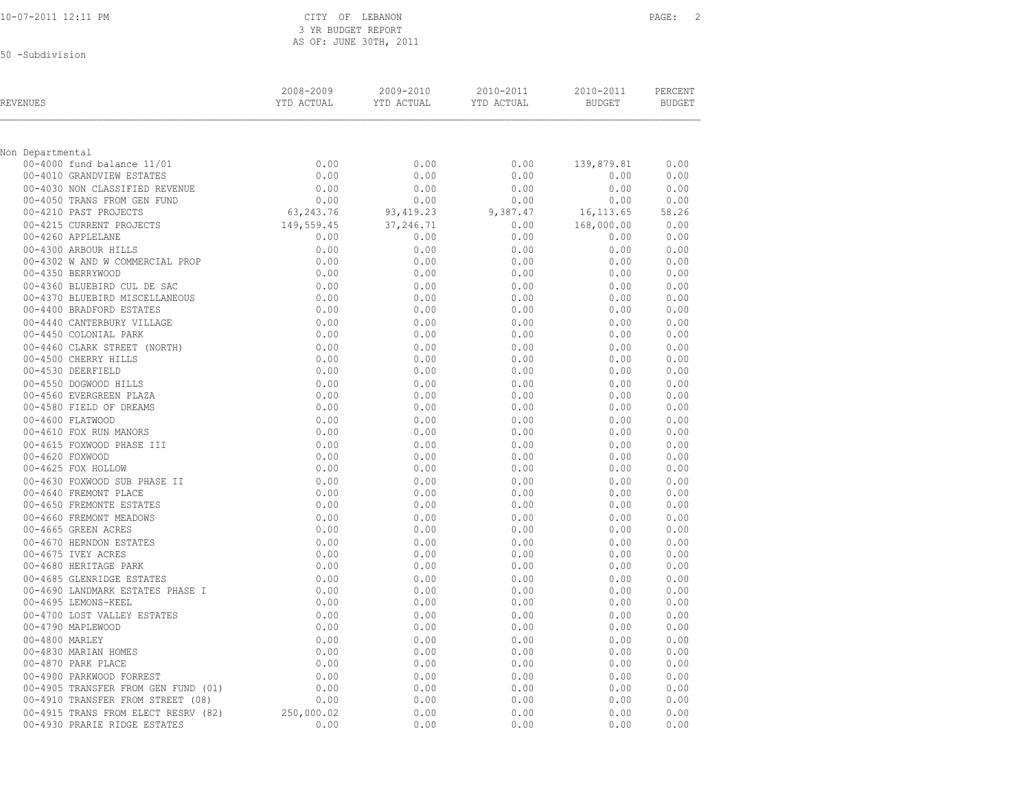10-07-2011 12:11 PM

CITY OF LEBANON
3 YR BUDGET REPORT
AS OF: JUNE 30TH, 2011

50 -Subdivision

| REVENUES | 2008-2009 YTD ACTUAL | 2009-2010 YTD ACTUAL | 2010-2011 YTD ACTUAL | 2010-2011 BUDGET | PERCENT BUDGET |
|---|---|---|---|---|---|
| Non Departmental | | | | | |
| 00-4000 fund balance 11/01 | 0.00 | 0.00 | 0.00 | 139,879.81 | 0.00 |
| 00-4010 GRANDVIEW ESTATES | 0.00 | 0.00 | 0.00 | 0.00 | 0.00 |
| 00-4030 NON CLASSIFIED REVENUE | 0.00 | 0.00 | 0.00 | 0.00 | 0.00 |
| 00-4050 TRANS FROM GEN FUND | 0.00 | 0.00 | 0.00 | 0.00 | 0.00 |
| 00-4210 PAST PROJECTS | 63,243.76 | 93,419.23 | 9,387.47 | 16,113.65 | 58.26 |
| 00-4215 CURRENT PROJECTS | 149,559.45 | 37,246.71 | 0.00 | 168,000.00 | 0.00 |
| 00-4260 APPLELANE | 0.00 | 0.00 | 0.00 | 0.00 | 0.00 |
| 00-4300 ARBOUR HILLS | 0.00 | 0.00 | 0.00 | 0.00 | 0.00 |
| 00-4302 W AND W COMMERCIAL PROP | 0.00 | 0.00 | 0.00 | 0.00 | 0.00 |
| 00-4350 BERRYWOOD | 0.00 | 0.00 | 0.00 | 0.00 | 0.00 |
| 00-4360 BLUEBIRD CUL DE SAC | 0.00 | 0.00 | 0.00 | 0.00 | 0.00 |
| 00-4370 BLUEBIRD MISCELLANEOUS | 0.00 | 0.00 | 0.00 | 0.00 | 0.00 |
| 00-4400 BRADFORD ESTATES | 0.00 | 0.00 | 0.00 | 0.00 | 0.00 |
| 00-4440 CANTERBURY VILLAGE | 0.00 | 0.00 | 0.00 | 0.00 | 0.00 |
| 00-4450 COLONIAL PARK | 0.00 | 0.00 | 0.00 | 0.00 | 0.00 |
| 00-4460 CLARK STREET (NORTH) | 0.00 | 0.00 | 0.00 | 0.00 | 0.00 |
| 00-4500 CHERRY HILLS | 0.00 | 0.00 | 0.00 | 0.00 | 0.00 |
| 00-4530 DEERFIELD | 0.00 | 0.00 | 0.00 | 0.00 | 0.00 |
| 00-4550 DOGWOOD HILLS | 0.00 | 0.00 | 0.00 | 0.00 | 0.00 |
| 00-4560 EVERGREEN PLAZA | 0.00 | 0.00 | 0.00 | 0.00 | 0.00 |
| 00-4580 FIELD OF DREAMS | 0.00 | 0.00 | 0.00 | 0.00 | 0.00 |
| 00-4600 FLATWOOD | 0.00 | 0.00 | 0.00 | 0.00 | 0.00 |
| 00-4610 FOX RUN MANORS | 0.00 | 0.00 | 0.00 | 0.00 | 0.00 |
| 00-4615 FOXWOOD PHASE III | 0.00 | 0.00 | 0.00 | 0.00 | 0.00 |
| 00-4620 FOXWOOD | 0.00 | 0.00 | 0.00 | 0.00 | 0.00 |
| 00-4625 FOX HOLLOW | 0.00 | 0.00 | 0.00 | 0.00 | 0.00 |
| 00-4630 FOXWOOD SUB PHASE II | 0.00 | 0.00 | 0.00 | 0.00 | 0.00 |
| 00-4640 FREMONT PLACE | 0.00 | 0.00 | 0.00 | 0.00 | 0.00 |
| 00-4650 FREMONTE ESTATES | 0.00 | 0.00 | 0.00 | 0.00 | 0.00 |
| 00-4660 FREMONT MEADOWS | 0.00 | 0.00 | 0.00 | 0.00 | 0.00 |
| 00-4665 GREEN ACRES | 0.00 | 0.00 | 0.00 | 0.00 | 0.00 |
| 00-4670 HERNDON ESTATES | 0.00 | 0.00 | 0.00 | 0.00 | 0.00 |
| 00-4675 IVEY ACRES | 0.00 | 0.00 | 0.00 | 0.00 | 0.00 |
| 00-4680 HERITAGE PARK | 0.00 | 0.00 | 0.00 | 0.00 | 0.00 |
| 00-4685 GLENRIDGE ESTATES | 0.00 | 0.00 | 0.00 | 0.00 | 0.00 |
| 00-4690 LANDMARK ESTATES PHASE I | 0.00 | 0.00 | 0.00 | 0.00 | 0.00 |
| 00-4695 LEMONS-KEEL | 0.00 | 0.00 | 0.00 | 0.00 | 0.00 |
| 00-4700 LOST VALLEY ESTATES | 0.00 | 0.00 | 0.00 | 0.00 | 0.00 |
| 00-4790 MAPLEWOOD | 0.00 | 0.00 | 0.00 | 0.00 | 0.00 |
| 00-4800 MARLEY | 0.00 | 0.00 | 0.00 | 0.00 | 0.00 |
| 00-4830 MARIAN HOMES | 0.00 | 0.00 | 0.00 | 0.00 | 0.00 |
| 00-4870 PARK PLACE | 0.00 | 0.00 | 0.00 | 0.00 | 0.00 |
| 00-4900 PARKWOOD FORREST | 0.00 | 0.00 | 0.00 | 0.00 | 0.00 |
| 00-4905 TRANSFER FROM GEN FUND (01) | 0.00 | 0.00 | 0.00 | 0.00 | 0.00 |
| 00-4910 TRANSFER FROM STREET (08) | 0.00 | 0.00 | 0.00 | 0.00 | 0.00 |
| 00-4915 TRANS FROM ELECT RESRV (82) | 250,000.02 | 0.00 | 0.00 | 0.00 | 0.00 |
| 00-4930 PRARIE RIDGE ESTATES | 0.00 | 0.00 | 0.00 | 0.00 | 0.00 |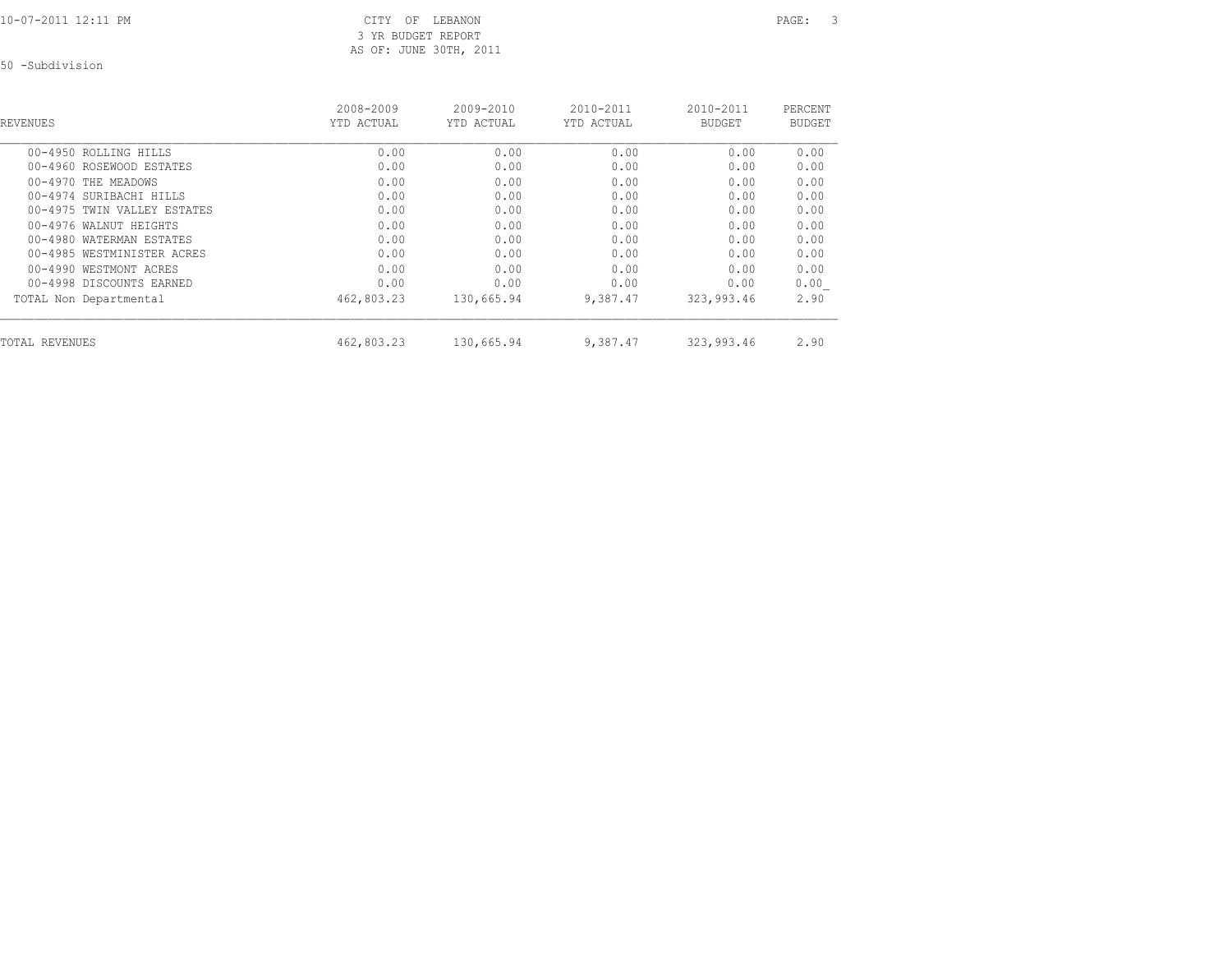CITY OF LEBANON
3 YR BUDGET REPORT
AS OF: JUNE 30TH, 2011

50 -Subdivision

| REVENUES | 2008-2009 YTD ACTUAL | 2009-2010 YTD ACTUAL | 2010-2011 YTD ACTUAL | 2010-2011 BUDGET | PERCENT BUDGET |
|---|---|---|---|---|---|
| 00-4950 ROLLING HILLS | 0.00 | 0.00 | 0.00 | 0.00 | 0.00 |
| 00-4960 ROSEWOOD ESTATES | 0.00 | 0.00 | 0.00 | 0.00 | 0.00 |
| 00-4970 THE MEADOWS | 0.00 | 0.00 | 0.00 | 0.00 | 0.00 |
| 00-4974 SURIBACHI HILLS | 0.00 | 0.00 | 0.00 | 0.00 | 0.00 |
| 00-4975 TWIN VALLEY ESTATES | 0.00 | 0.00 | 0.00 | 0.00 | 0.00 |
| 00-4976 WALNUT HEIGHTS | 0.00 | 0.00 | 0.00 | 0.00 | 0.00 |
| 00-4980 WATERMAN ESTATES | 0.00 | 0.00 | 0.00 | 0.00 | 0.00 |
| 00-4985 WESTMINISTER ACRES | 0.00 | 0.00 | 0.00 | 0.00 | 0.00 |
| 00-4990 WESTMONT ACRES | 0.00 | 0.00 | 0.00 | 0.00 | 0.00 |
| 00-4998 DISCOUNTS EARNED | 0.00 | 0.00 | 0.00 | 0.00 | 0.00 |
| TOTAL Non Departmental | 462,803.23 | 130,665.94 | 9,387.47 | 323,993.46 | 2.90 |
| TOTAL REVENUES | 462,803.23 | 130,665.94 | 9,387.47 | 323,993.46 | 2.90 |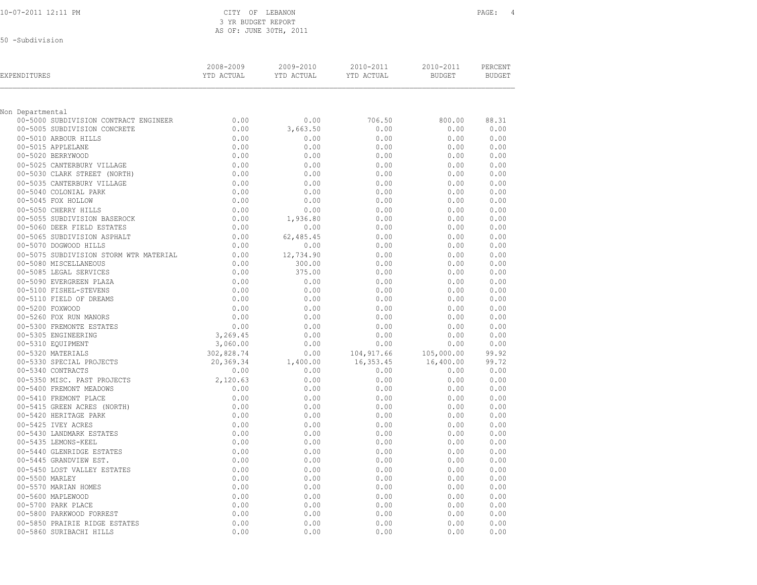CITY OF LEBANON
3 YR BUDGET REPORT
AS OF: JUNE 30TH, 2011

50 -Subdivision

| EXPENDITURES | 2008-2009 YTD ACTUAL | 2009-2010 YTD ACTUAL | 2010-2011 YTD ACTUAL | 2010-2011 BUDGET | PERCENT BUDGET |
|---|---|---|---|---|---|
| Non Departmental | | | | | |
| 00-5000 SUBDIVISION CONTRACT ENGINEER | 0.00 | 0.00 | 706.50 | 800.00 | 88.31 |
| 00-5005 SUBDIVISION CONCRETE | 0.00 | 3,663.50 | 0.00 | 0.00 | 0.00 |
| 00-5010 ARBOUR HILLS | 0.00 | 0.00 | 0.00 | 0.00 | 0.00 |
| 00-5015 APPLELANE | 0.00 | 0.00 | 0.00 | 0.00 | 0.00 |
| 00-5020 BERRYWOOD | 0.00 | 0.00 | 0.00 | 0.00 | 0.00 |
| 00-5025 CANTERBURY VILLAGE | 0.00 | 0.00 | 0.00 | 0.00 | 0.00 |
| 00-5030 CLARK STREET (NORTH) | 0.00 | 0.00 | 0.00 | 0.00 | 0.00 |
| 00-5035 CANTERBURY VILLAGE | 0.00 | 0.00 | 0.00 | 0.00 | 0.00 |
| 00-5040 COLONIAL PARK | 0.00 | 0.00 | 0.00 | 0.00 | 0.00 |
| 00-5045 FOX HOLLOW | 0.00 | 0.00 | 0.00 | 0.00 | 0.00 |
| 00-5050 CHERRY HILLS | 0.00 | 0.00 | 0.00 | 0.00 | 0.00 |
| 00-5055 SUBDIVISION BASEROCK | 0.00 | 1,936.80 | 0.00 | 0.00 | 0.00 |
| 00-5060 DEER FIELD ESTATES | 0.00 | 0.00 | 0.00 | 0.00 | 0.00 |
| 00-5065 SUBDIVISION ASPHALT | 0.00 | 62,485.45 | 0.00 | 0.00 | 0.00 |
| 00-5070 DOGWOOD HILLS | 0.00 | 0.00 | 0.00 | 0.00 | 0.00 |
| 00-5075 SUBDIVISION STORM WTR MATERIAL | 0.00 | 12,734.90 | 0.00 | 0.00 | 0.00 |
| 00-5080 MISCELLANEOUS | 0.00 | 300.00 | 0.00 | 0.00 | 0.00 |
| 00-5085 LEGAL SERVICES | 0.00 | 375.00 | 0.00 | 0.00 | 0.00 |
| 00-5090 EVERGREEN PLAZA | 0.00 | 0.00 | 0.00 | 0.00 | 0.00 |
| 00-5100 FISHEL-STEVENS | 0.00 | 0.00 | 0.00 | 0.00 | 0.00 |
| 00-5110 FIELD OF DREAMS | 0.00 | 0.00 | 0.00 | 0.00 | 0.00 |
| 00-5200 FOXWOOD | 0.00 | 0.00 | 0.00 | 0.00 | 0.00 |
| 00-5260 FOX RUN MANORS | 0.00 | 0.00 | 0.00 | 0.00 | 0.00 |
| 00-5300 FREMONTE ESTATES | 0.00 | 0.00 | 0.00 | 0.00 | 0.00 |
| 00-5305 ENGINEERING | 3,269.45 | 0.00 | 0.00 | 0.00 | 0.00 |
| 00-5310 EQUIPMENT | 3,060.00 | 0.00 | 0.00 | 0.00 | 0.00 |
| 00-5320 MATERIALS | 302,828.74 | 0.00 | 104,917.66 | 105,000.00 | 99.92 |
| 00-5330 SPECIAL PROJECTS | 20,369.34 | 1,400.00 | 16,353.45 | 16,400.00 | 99.72 |
| 00-5340 CONTRACTS | 0.00 | 0.00 | 0.00 | 0.00 | 0.00 |
| 00-5350 MISC. PAST PROJECTS | 2,120.63 | 0.00 | 0.00 | 0.00 | 0.00 |
| 00-5400 FREMONT MEADOWS | 0.00 | 0.00 | 0.00 | 0.00 | 0.00 |
| 00-5410 FREMONT PLACE | 0.00 | 0.00 | 0.00 | 0.00 | 0.00 |
| 00-5415 GREEN ACRES (NORTH) | 0.00 | 0.00 | 0.00 | 0.00 | 0.00 |
| 00-5420 HERITAGE PARK | 0.00 | 0.00 | 0.00 | 0.00 | 0.00 |
| 00-5425 IVEY ACRES | 0.00 | 0.00 | 0.00 | 0.00 | 0.00 |
| 00-5430 LANDMARK ESTATES | 0.00 | 0.00 | 0.00 | 0.00 | 0.00 |
| 00-5435 LEMONS-KEEL | 0.00 | 0.00 | 0.00 | 0.00 | 0.00 |
| 00-5440 GLENRIDGE ESTATES | 0.00 | 0.00 | 0.00 | 0.00 | 0.00 |
| 00-5445 GRANDVIEW EST. | 0.00 | 0.00 | 0.00 | 0.00 | 0.00 |
| 00-5450 LOST VALLEY ESTATES | 0.00 | 0.00 | 0.00 | 0.00 | 0.00 |
| 00-5500 MARLEY | 0.00 | 0.00 | 0.00 | 0.00 | 0.00 |
| 00-5570 MARIAN HOMES | 0.00 | 0.00 | 0.00 | 0.00 | 0.00 |
| 00-5600 MAPLEWOOD | 0.00 | 0.00 | 0.00 | 0.00 | 0.00 |
| 00-5700 PARK PLACE | 0.00 | 0.00 | 0.00 | 0.00 | 0.00 |
| 00-5800 PARKWOOD FORREST | 0.00 | 0.00 | 0.00 | 0.00 | 0.00 |
| 00-5850 PRAIRIE RIDGE ESTATES | 0.00 | 0.00 | 0.00 | 0.00 | 0.00 |
| 00-5860 SURIBACHI HILLS | 0.00 | 0.00 | 0.00 | 0.00 | 0.00 |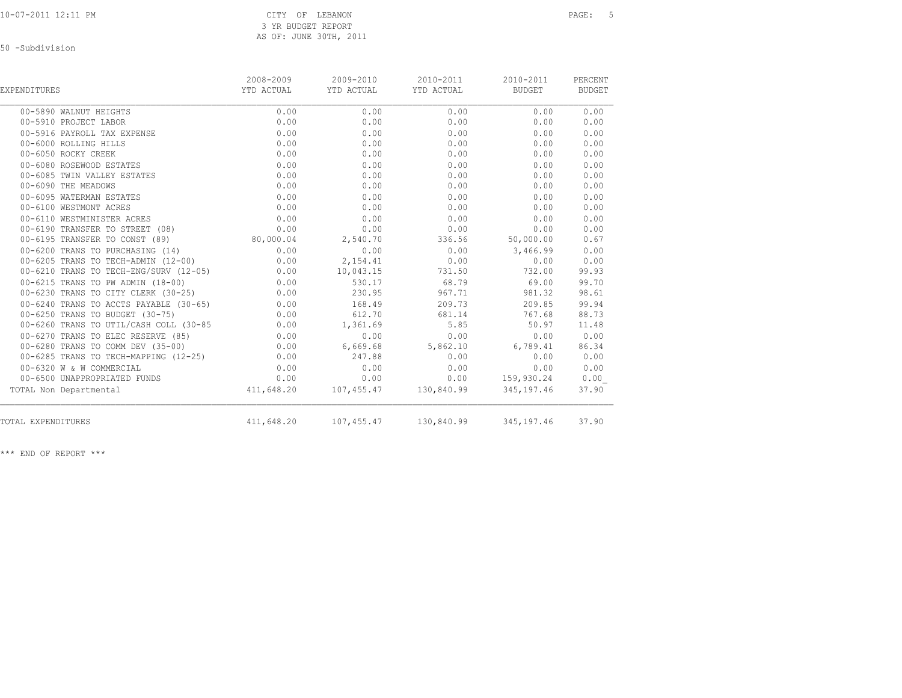10-07-2011 12:11 PM

CITY OF LEBANON
3 YR BUDGET REPORT
AS OF: JUNE 30TH, 2011

50 -Subdivision

| EXPENDITURES | 2008-2009 YTD ACTUAL | 2009-2010 YTD ACTUAL | 2010-2011 YTD ACTUAL | 2010-2011 BUDGET | PERCENT BUDGET |
|---|---|---|---|---|---|
| 00-5890 WALNUT HEIGHTS | 0.00 | 0.00 | 0.00 | 0.00 | 0.00 |
| 00-5910 PROJECT LABOR | 0.00 | 0.00 | 0.00 | 0.00 | 0.00 |
| 00-5916 PAYROLL TAX EXPENSE | 0.00 | 0.00 | 0.00 | 0.00 | 0.00 |
| 00-6000 ROLLING HILLS | 0.00 | 0.00 | 0.00 | 0.00 | 0.00 |
| 00-6050 ROCKY CREEK | 0.00 | 0.00 | 0.00 | 0.00 | 0.00 |
| 00-6080 ROSEWOOD ESTATES | 0.00 | 0.00 | 0.00 | 0.00 | 0.00 |
| 00-6085 TWIN VALLEY ESTATES | 0.00 | 0.00 | 0.00 | 0.00 | 0.00 |
| 00-6090 THE MEADOWS | 0.00 | 0.00 | 0.00 | 0.00 | 0.00 |
| 00-6095 WATERMAN ESTATES | 0.00 | 0.00 | 0.00 | 0.00 | 0.00 |
| 00-6100 WESTMONT ACRES | 0.00 | 0.00 | 0.00 | 0.00 | 0.00 |
| 00-6110 WESTMINISTER ACRES | 0.00 | 0.00 | 0.00 | 0.00 | 0.00 |
| 00-6190 TRANSFER TO STREET (08) | 0.00 | 0.00 | 0.00 | 0.00 | 0.00 |
| 00-6195 TRANSFER TO CONST (89) | 80,000.04 | 2,540.70 | 336.56 | 50,000.00 | 0.67 |
| 00-6200 TRANS TO PURCHASING (14) | 0.00 | 0.00 | 0.00 | 3,466.99 | 0.00 |
| 00-6205 TRANS TO TECH-ADMIN (12-00) | 0.00 | 2,154.41 | 0.00 | 0.00 | 0.00 |
| 00-6210 TRANS TO TECH-ENG/SURV (12-05) | 0.00 | 10,043.15 | 731.50 | 732.00 | 99.93 |
| 00-6215 TRANS TO PW ADMIN (18-00) | 0.00 | 530.17 | 68.79 | 69.00 | 99.70 |
| 00-6230 TRANS TO CITY CLERK (30-25) | 0.00 | 230.95 | 967.71 | 981.32 | 98.61 |
| 00-6240 TRANS TO ACCTS PAYABLE (30-65) | 0.00 | 168.49 | 209.73 | 209.85 | 99.94 |
| 00-6250 TRANS TO BUDGET (30-75) | 0.00 | 612.70 | 681.14 | 767.68 | 88.73 |
| 00-6260 TRANS TO UTIL/CASH COLL (30-85 | 0.00 | 1,361.69 | 5.85 | 50.97 | 11.48 |
| 00-6270 TRANS TO ELEC RESERVE (85) | 0.00 | 0.00 | 0.00 | 0.00 | 0.00 |
| 00-6280 TRANS TO COMM DEV (35-00) | 0.00 | 6,669.68 | 5,862.10 | 6,789.41 | 86.34 |
| 00-6285 TRANS TO TECH-MAPPING (12-25) | 0.00 | 247.88 | 0.00 | 0.00 | 0.00 |
| 00-6320 W & W COMMERCIAL | 0.00 | 0.00 | 0.00 | 0.00 | 0.00 |
| 00-6500 UNAPPROPRIATED FUNDS | 0.00 | 0.00 | 0.00 | 159,930.24 | 0.00 |
| TOTAL Non Departmental | 411,648.20 | 107,455.47 | 130,840.99 | 345,197.46 | 37.90 |
| TOTAL EXPENDITURES | 411,648.20 | 107,455.47 | 130,840.99 | 345,197.46 | 37.90 |

*** END OF REPORT ***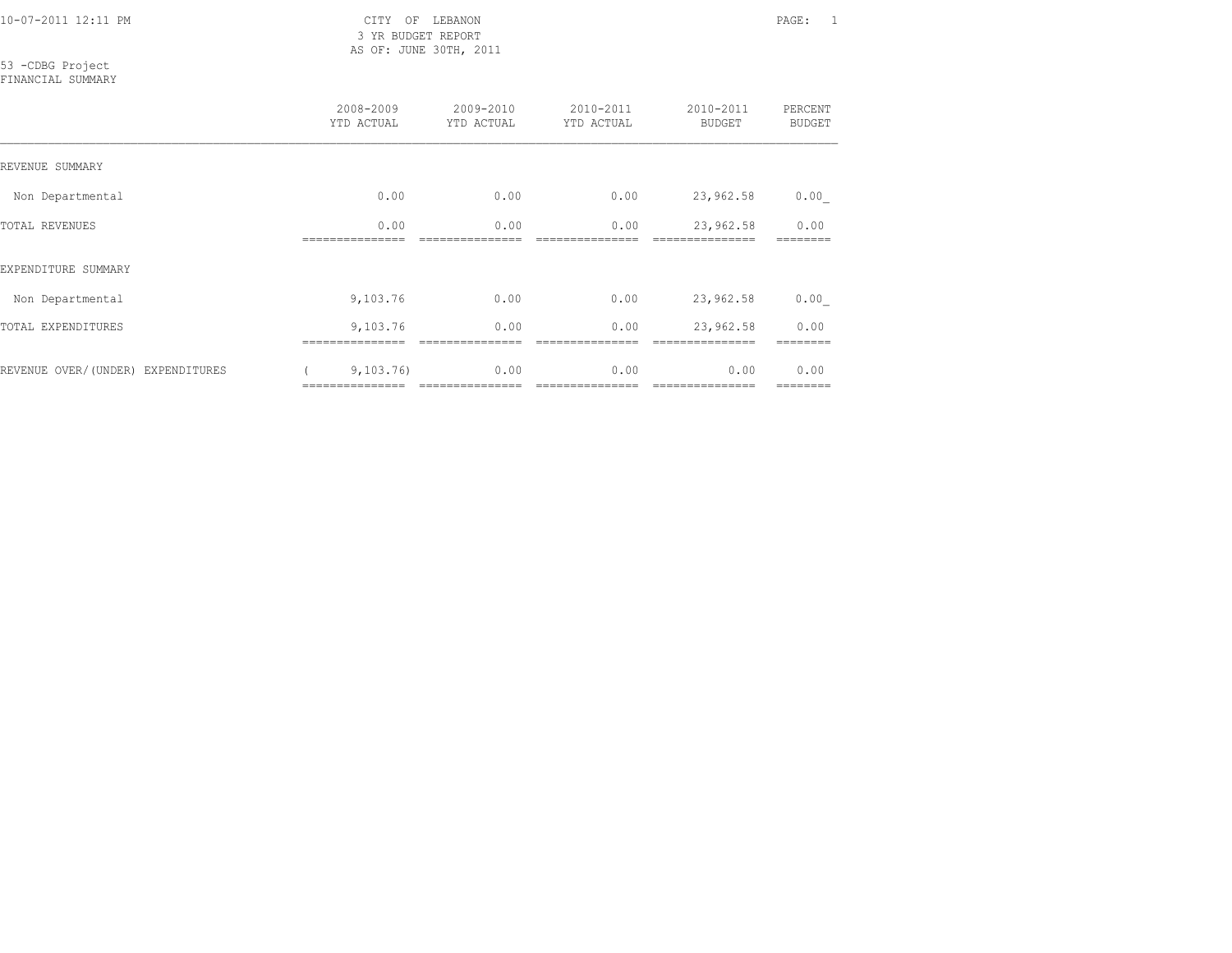CITY OF LEBANON
3 YR BUDGET REPORT
AS OF: JUNE 30TH, 2011

10-07-2011 12:11 PM

53 -CDBG Project
FINANCIAL SUMMARY

| | 2008-2009 YTD ACTUAL | 2009-2010 YTD ACTUAL | 2010-2011 YTD ACTUAL | 2010-2011 BUDGET | PERCENT BUDGET |
|---|---|---|---|---|---|
| REVENUE SUMMARY | | | | | |
| Non Departmental | 0.00 | 0.00 | 0.00 | 23,962.58 | 0.00 |
| TOTAL REVENUES | 0.00 | 0.00 | 0.00 | 23,962.58 | 0.00 |
| EXPENDITURE SUMMARY | | | | | |
| Non Departmental | 9,103.76 | 0.00 | 0.00 | 23,962.58 | 0.00 |
| TOTAL EXPENDITURES | 9,103.76 | 0.00 | 0.00 | 23,962.58 | 0.00 |
| REVENUE OVER/(UNDER) EXPENDITURES | ( 9,103.76) | 0.00 | 0.00 | 0.00 | 0.00 |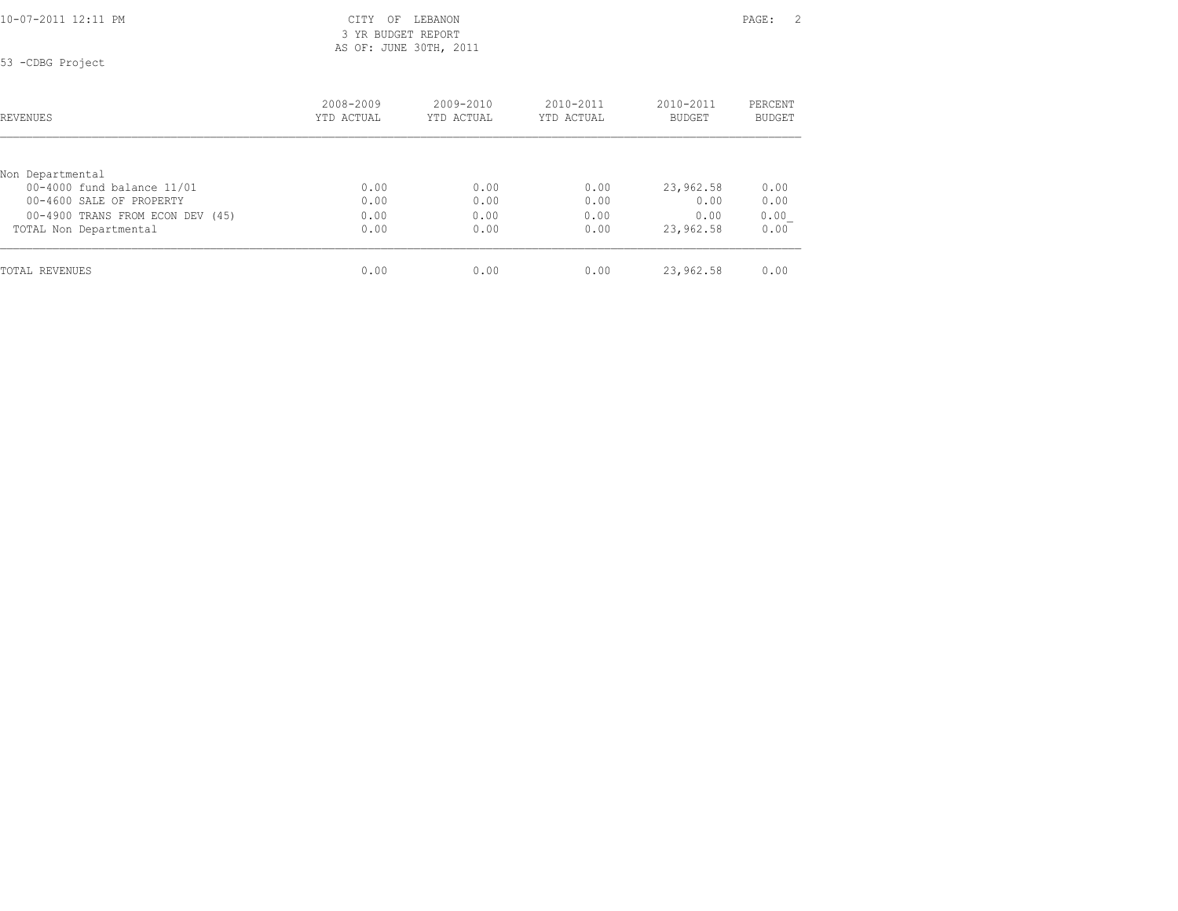CITY OF LEBANON
3 YR BUDGET REPORT
AS OF: JUNE 30TH, 2011

10-07-2011 12:11 PM

53 -CDBG Project

| REVENUES | 2008-2009 YTD ACTUAL | 2009-2010 YTD ACTUAL | 2010-2011 YTD ACTUAL | 2010-2011 BUDGET | PERCENT BUDGET |
|---|---|---|---|---|---|
| Non Departmental | | | | | |
| 00-4000 fund balance 11/01 | 0.00 | 0.00 | 0.00 | 23,962.58 | 0.00 |
| 00-4600 SALE OF PROPERTY | 0.00 | 0.00 | 0.00 | 0.00 | 0.00 |
| 00-4900 TRANS FROM ECON DEV (45) | 0.00 | 0.00 | 0.00 | 0.00 | 0.00 |
| TOTAL Non Departmental | 0.00 | 0.00 | 0.00 | 23,962.58 | 0.00 |
| TOTAL REVENUES | 0.00 | 0.00 | 0.00 | 23,962.58 | 0.00 |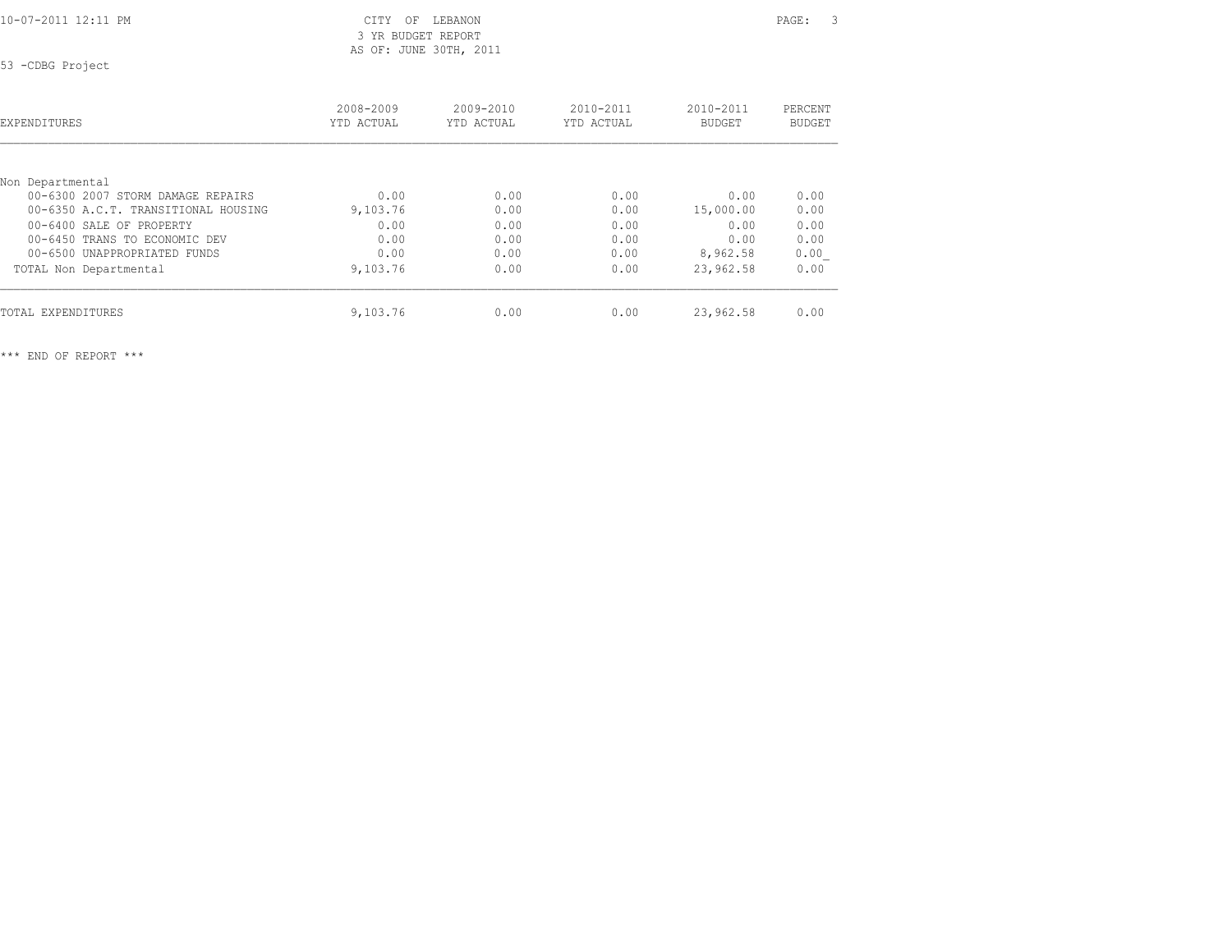CITY OF LEBANON
3 YR BUDGET REPORT
AS OF: JUNE 30TH, 2011

53 -CDBG Project

| EXPENDITURES | 2008-2009 YTD ACTUAL | 2009-2010 YTD ACTUAL | 2010-2011 YTD ACTUAL | 2010-2011 BUDGET | PERCENT BUDGET |
|---|---|---|---|---|---|
| Non Departmental | | | | | |
| 00-6300 2007 STORM DAMAGE REPAIRS | 0.00 | 0.00 | 0.00 | 0.00 | 0.00 |
| 00-6350 A.C.T. TRANSITIONAL HOUSING | 9,103.76 | 0.00 | 0.00 | 15,000.00 | 0.00 |
| 00-6400 SALE OF PROPERTY | 0.00 | 0.00 | 0.00 | 0.00 | 0.00 |
| 00-6450 TRANS TO ECONOMIC DEV | 0.00 | 0.00 | 0.00 | 0.00 | 0.00 |
| 00-6500 UNAPPROPRIATED FUNDS | 0.00 | 0.00 | 0.00 | 8,962.58 | 0.00 |
| TOTAL Non Departmental | 9,103.76 | 0.00 | 0.00 | 23,962.58 | 0.00 |
| TOTAL EXPENDITURES | 9,103.76 | 0.00 | 0.00 | 23,962.58 | 0.00 |

*** END OF REPORT ***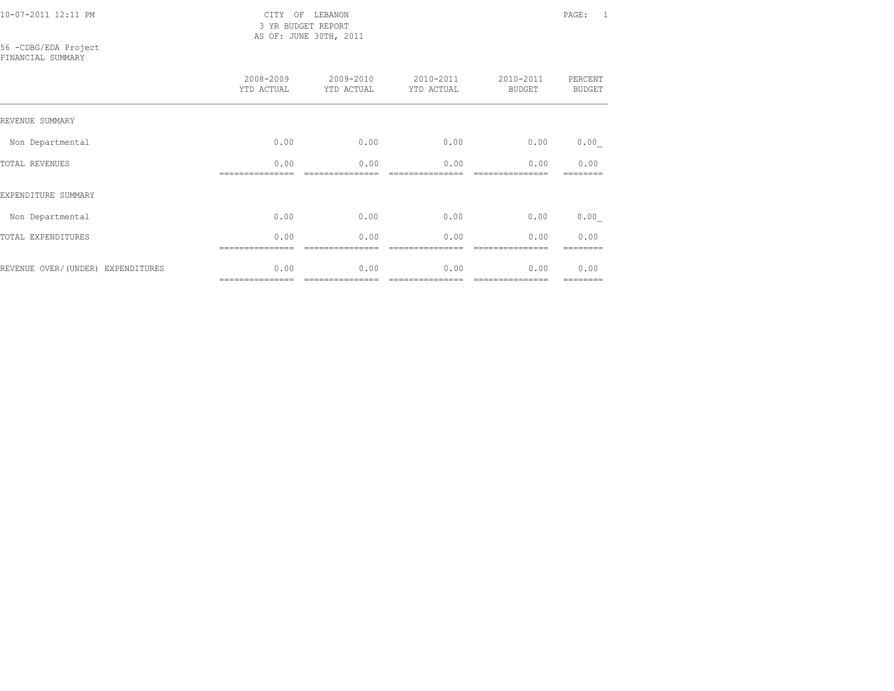10-07-2011 12:11 PM

CITY OF LEBANON
3 YR BUDGET REPORT
AS OF: JUNE 30TH, 2011

56 -CDBG/EDA Project
FINANCIAL SUMMARY

| | 2008-2009 YTD ACTUAL | 2009-2010 YTD ACTUAL | 2010-2011 YTD ACTUAL | 2010-2011 BUDGET | PERCENT BUDGET |
|---|---|---|---|---|---|
| REVENUE SUMMARY | | | | | |
| Non Departmental | 0.00 | 0.00 | 0.00 | 0.00 | 0.00 |
| TOTAL REVENUES | 0.00 | 0.00 | 0.00 | 0.00 | 0.00 |
| EXPENDITURE SUMMARY | | | | | |
| Non Departmental | 0.00 | 0.00 | 0.00 | 0.00 | 0.00 |
| TOTAL EXPENDITURES | 0.00 | 0.00 | 0.00 | 0.00 | 0.00 |
| REVENUE OVER/(UNDER) EXPENDITURES | 0.00 | 0.00 | 0.00 | 0.00 | 0.00 |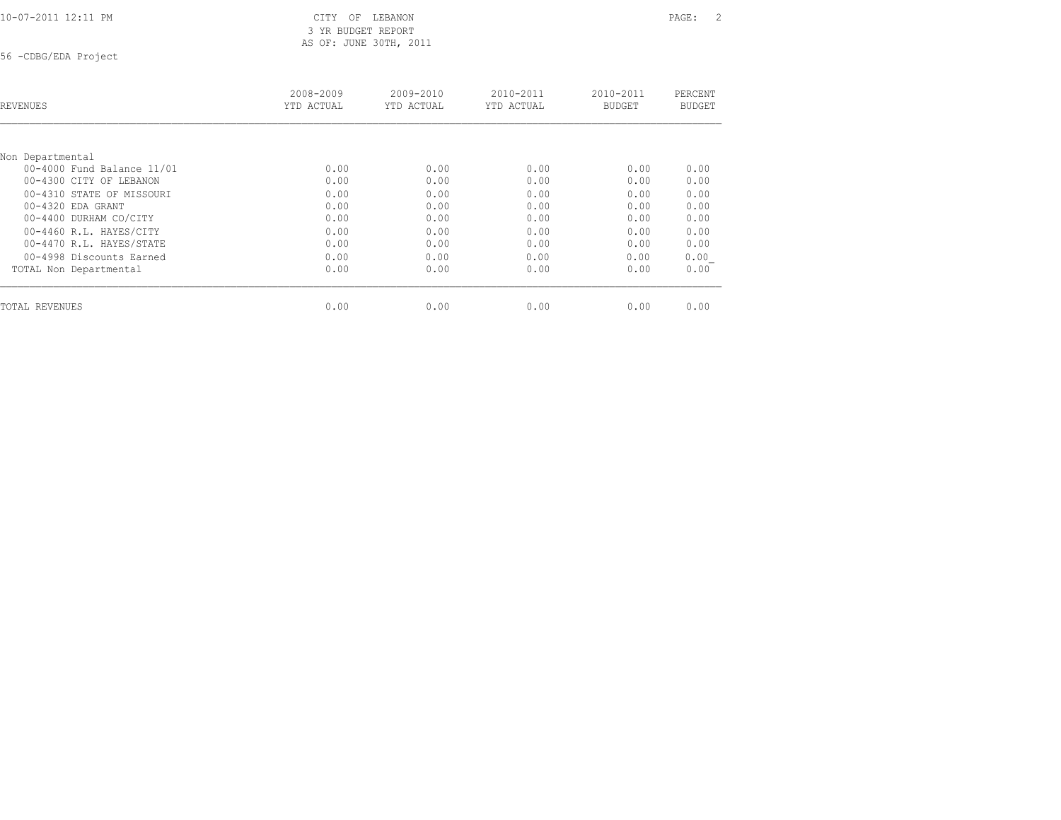CITY OF LEBANON
3 YR BUDGET REPORT
AS OF: JUNE 30TH, 2011

56 -CDBG/EDA Project

| REVENUES | 2008-2009 YTD ACTUAL | 2009-2010 YTD ACTUAL | 2010-2011 YTD ACTUAL | 2010-2011 BUDGET | PERCENT BUDGET |
|---|---|---|---|---|---|
| Non Departmental | | | | | |
| 00-4000 Fund Balance 11/01 | 0.00 | 0.00 | 0.00 | 0.00 | 0.00 |
| 00-4300 CITY OF LEBANON | 0.00 | 0.00 | 0.00 | 0.00 | 0.00 |
| 00-4310 STATE OF MISSOURI | 0.00 | 0.00 | 0.00 | 0.00 | 0.00 |
| 00-4320 EDA GRANT | 0.00 | 0.00 | 0.00 | 0.00 | 0.00 |
| 00-4400 DURHAM CO/CITY | 0.00 | 0.00 | 0.00 | 0.00 | 0.00 |
| 00-4460 R.L. HAYES/CITY | 0.00 | 0.00 | 0.00 | 0.00 | 0.00 |
| 00-4470 R.L. HAYES/STATE | 0.00 | 0.00 | 0.00 | 0.00 | 0.00 |
| 00-4998 Discounts Earned | 0.00 | 0.00 | 0.00 | 0.00 | 0.00 |
| TOTAL Non Departmental | 0.00 | 0.00 | 0.00 | 0.00 | 0.00 |
| TOTAL REVENUES | 0.00 | 0.00 | 0.00 | 0.00 | 0.00 |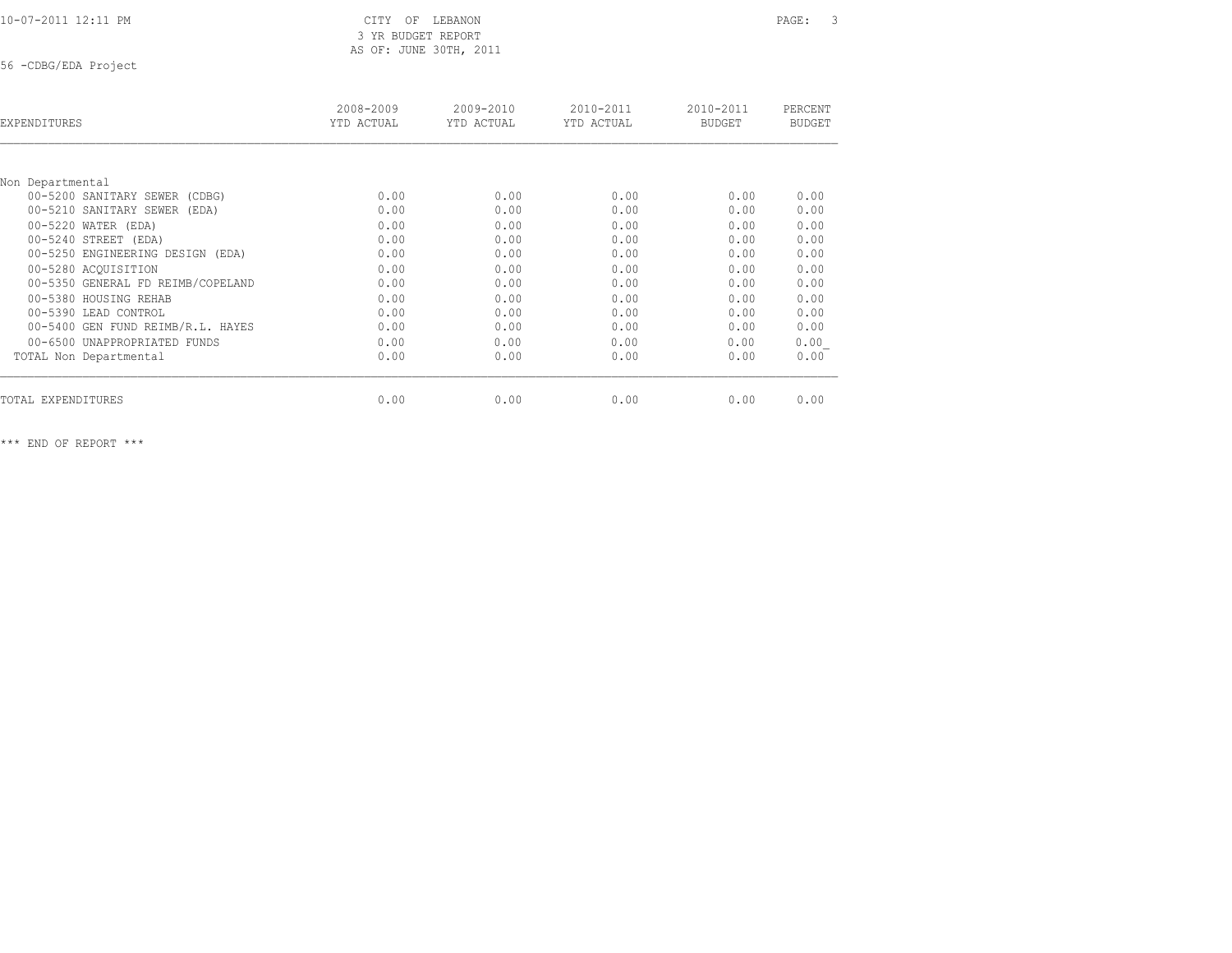CITY OF LEBANON
3 YR BUDGET REPORT
AS OF: JUNE 30TH, 2011

56 -CDBG/EDA Project

| EXPENDITURES | 2008-2009 YTD ACTUAL | 2009-2010 YTD ACTUAL | 2010-2011 YTD ACTUAL | 2010-2011 BUDGET | PERCENT BUDGET |
|---|---|---|---|---|---|
| Non Departmental | | | | | |
| 00-5200 SANITARY SEWER (CDBG) | 0.00 | 0.00 | 0.00 | 0.00 | 0.00 |
| 00-5210 SANITARY SEWER (EDA) | 0.00 | 0.00 | 0.00 | 0.00 | 0.00 |
| 00-5220 WATER (EDA) | 0.00 | 0.00 | 0.00 | 0.00 | 0.00 |
| 00-5240 STREET (EDA) | 0.00 | 0.00 | 0.00 | 0.00 | 0.00 |
| 00-5250 ENGINEERING DESIGN (EDA) | 0.00 | 0.00 | 0.00 | 0.00 | 0.00 |
| 00-5280 ACQUISITION | 0.00 | 0.00 | 0.00 | 0.00 | 0.00 |
| 00-5350 GENERAL FD REIMB/COPELAND | 0.00 | 0.00 | 0.00 | 0.00 | 0.00 |
| 00-5380 HOUSING REHAB | 0.00 | 0.00 | 0.00 | 0.00 | 0.00 |
| 00-5390 LEAD CONTROL | 0.00 | 0.00 | 0.00 | 0.00 | 0.00 |
| 00-5400 GEN FUND REIMB/R.L. HAYES | 0.00 | 0.00 | 0.00 | 0.00 | 0.00 |
| 00-6500 UNAPPROPRIATED FUNDS | 0.00 | 0.00 | 0.00 | 0.00 | 0.00 |
| TOTAL Non Departmental | 0.00 | 0.00 | 0.00 | 0.00 | 0.00 |
| TOTAL EXPENDITURES | 0.00 | 0.00 | 0.00 | 0.00 | 0.00 |

*** END OF REPORT ***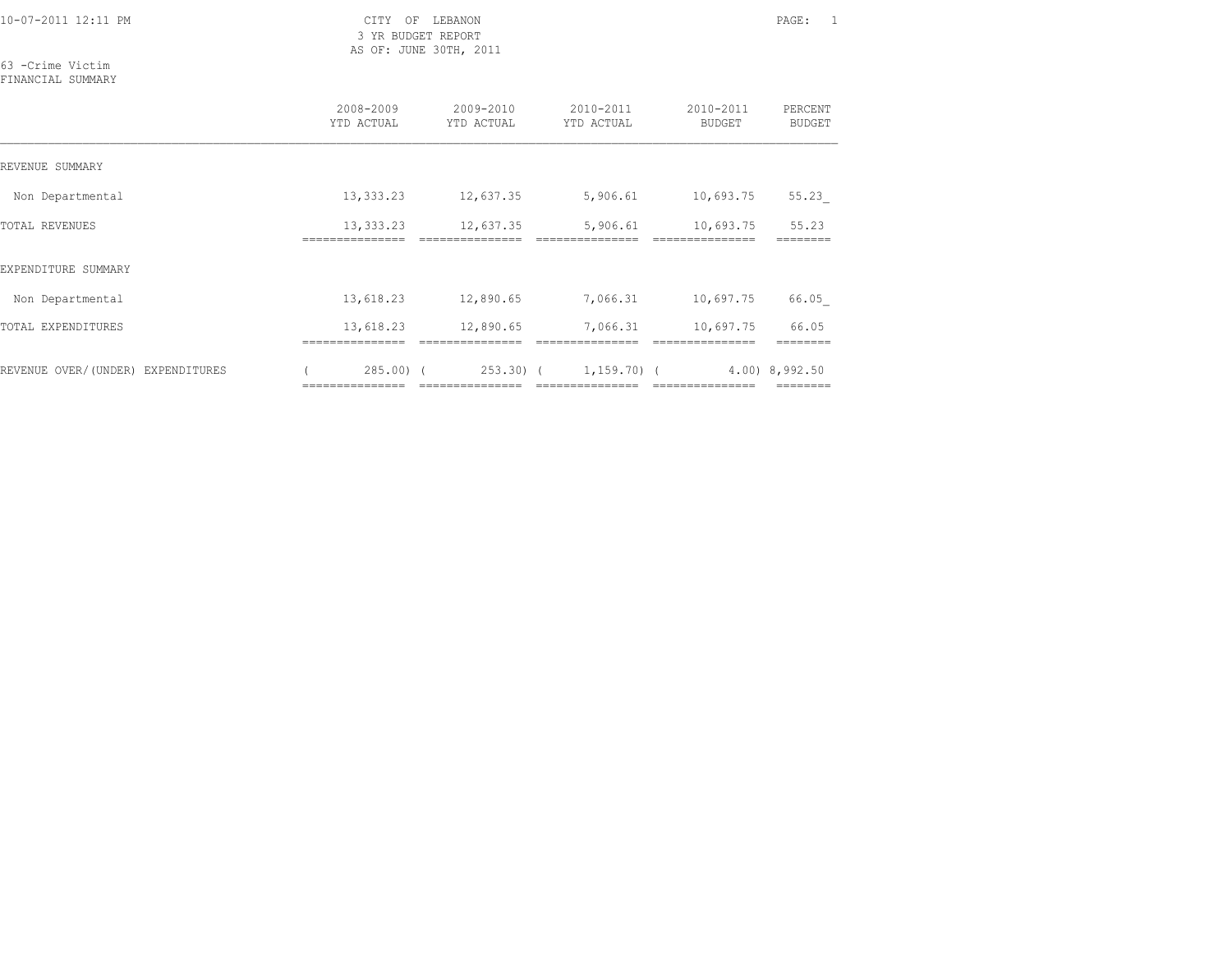10-07-2011 12:11 PM

CITY OF LEBANON
3 YR BUDGET REPORT
AS OF: JUNE 30TH, 2011

63 -Crime Victim
FINANCIAL SUMMARY

| | 2008-2009 YTD ACTUAL | 2009-2010 YTD ACTUAL | 2010-2011 YTD ACTUAL | 2010-2011 BUDGET | PERCENT BUDGET |
|---|---|---|---|---|---|
| REVENUE SUMMARY | | | | | |
| Non Departmental | 13,333.23 | 12,637.35 | 5,906.61 | 10,693.75 | 55.23_ |
| TOTAL REVENUES | 13,333.23 | 12,637.35 | 5,906.61 | 10,693.75 | 55.23 |
| EXPENDITURE SUMMARY | | | | | |
| Non Departmental | 13,618.23 | 12,890.65 | 7,066.31 | 10,697.75 | 66.05_ |
| TOTAL EXPENDITURES | 13,618.23 | 12,890.65 | 7,066.31 | 10,697.75 | 66.05 |
| REVENUE OVER/(UNDER) EXPENDITURES | ( 285.00) | ( 253.30) | ( 1,159.70) | ( 4.00) | 8,992.50 |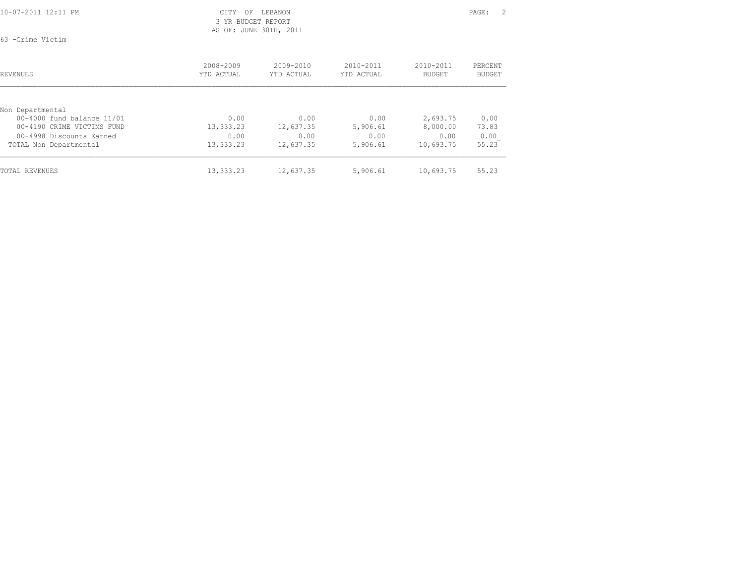CITY OF LEBANON
3 YR BUDGET REPORT
AS OF: JUNE 30TH, 2011

63 -Crime Victim

| REVENUES | 2008-2009 YTD ACTUAL | 2009-2010 YTD ACTUAL | 2010-2011 YTD ACTUAL | 2010-2011 BUDGET | PERCENT BUDGET |
|---|---|---|---|---|---|
| Non Departmental | | | | | |
| 00-4000 fund balance 11/01 | 0.00 | 0.00 | 0.00 | 2,693.75 | 0.00 |
| 00-4190 CRIME VICTIMS FUND | 13,333.23 | 12,637.35 | 5,906.61 | 8,000.00 | 73.83 |
| 00-4998 Discounts Earned | 0.00 | 0.00 | 0.00 | 0.00 | 0.00 |
| TOTAL Non Departmental | 13,333.23 | 12,637.35 | 5,906.61 | 10,693.75 | 55.23 |
| TOTAL REVENUES | 13,333.23 | 12,637.35 | 5,906.61 | 10,693.75 | 55.23 |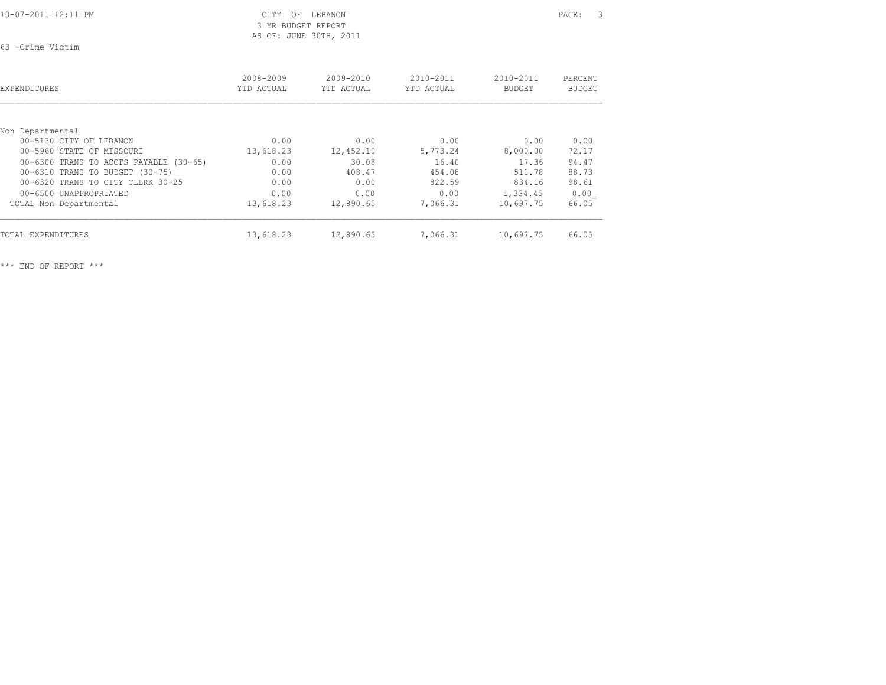10-07-2011 12:11 PM

# CITY OF LEBANON
## 3 YR BUDGET REPORT
AS OF: JUNE 30TH, 2011

63 -Crime Victim

| EXPENDITURES | 2008-2009 YTD ACTUAL | 2009-2010 YTD ACTUAL | 2010-2011 YTD ACTUAL | 2010-2011 BUDGET | PERCENT BUDGET |
|---|---|---|---|---|---|
| Non Departmental | | | | | |
| 00-5130 CITY OF LEBANON | 0.00 | 0.00 | 0.00 | 0.00 | 0.00 |
| 00-5960 STATE OF MISSOURI | 13,618.23 | 12,452.10 | 5,773.24 | 8,000.00 | 72.17 |
| 00-6300 TRANS TO ACCTS PAYABLE (30-65) | 0.00 | 30.08 | 16.40 | 17.36 | 94.47 |
| 00-6310 TRANS TO BUDGET (30-75) | 0.00 | 408.47 | 454.08 | 511.78 | 88.73 |
| 00-6320 TRANS TO CITY CLERK 30-25 | 0.00 | 0.00 | 822.59 | 834.16 | 98.61 |
| 00-6500 UNAPPROPRIATED | 0.00 | 0.00 | 0.00 | 1,334.45 | 0.00 |
| TOTAL Non Departmental | 13,618.23 | 12,890.65 | 7,066.31 | 10,697.75 | 66.05 |
| TOTAL EXPENDITURES | 13,618.23 | 12,890.65 | 7,066.31 | 10,697.75 | 66.05 |

*** END OF REPORT ***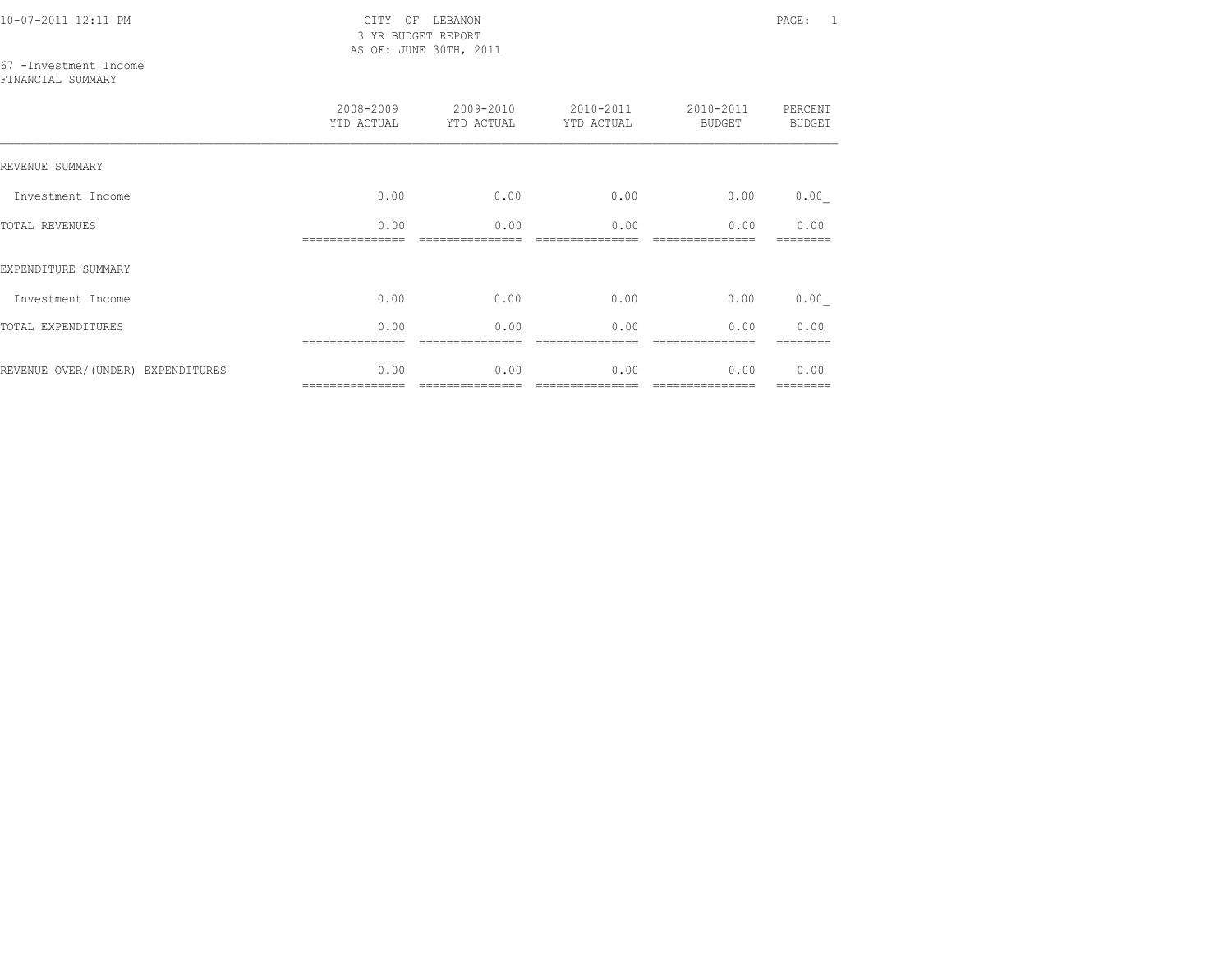CITY OF LEBANON
3 YR BUDGET REPORT
AS OF: JUNE 30TH, 2011

10-07-2011 12:11 PM

67 -Investment Income
FINANCIAL SUMMARY

| | 2008-2009 YTD ACTUAL | 2009-2010 YTD ACTUAL | 2010-2011 YTD ACTUAL | 2010-2011 BUDGET | PERCENT BUDGET |
|---|---|---|---|---|---|
| REVENUE SUMMARY | | | | | |
| Investment Income | 0.00 | 0.00 | 0.00 | 0.00 | 0.00 |
| TOTAL REVENUES | 0.00 | 0.00 | 0.00 | 0.00 | 0.00 |
| EXPENDITURE SUMMARY | | | | | |
| Investment Income | 0.00 | 0.00 | 0.00 | 0.00 | 0.00 |
| TOTAL EXPENDITURES | 0.00 | 0.00 | 0.00 | 0.00 | 0.00 |
| REVENUE OVER/(UNDER) EXPENDITURES | 0.00 | 0.00 | 0.00 | 0.00 | 0.00 |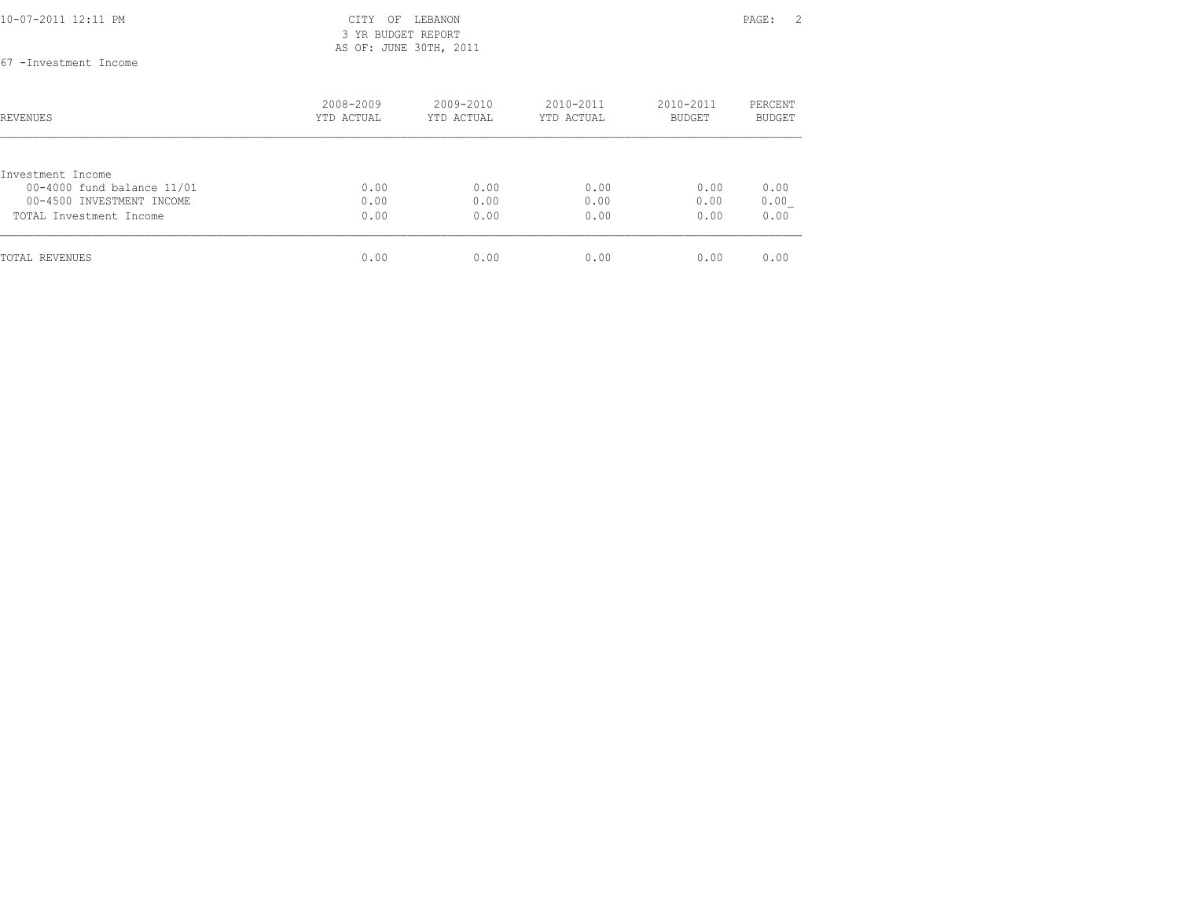CITY OF LEBANON
3 YR BUDGET REPORT
AS OF: JUNE 30TH, 2011

67 -Investment Income

| REVENUES | 2008-2009 YTD ACTUAL | 2009-2010 YTD ACTUAL | 2010-2011 YTD ACTUAL | 2010-2011 BUDGET | PERCENT BUDGET |
|---|---|---|---|---|---|
| Investment Income | | | | | |
| 00-4000 fund balance 11/01 | 0.00 | 0.00 | 0.00 | 0.00 | 0.00 |
| 00-4500 INVESTMENT INCOME | 0.00 | 0.00 | 0.00 | 0.00 | 0.00 |
| TOTAL Investment Income | 0.00 | 0.00 | 0.00 | 0.00 | 0.00 |
| TOTAL REVENUES | 0.00 | 0.00 | 0.00 | 0.00 | 0.00 |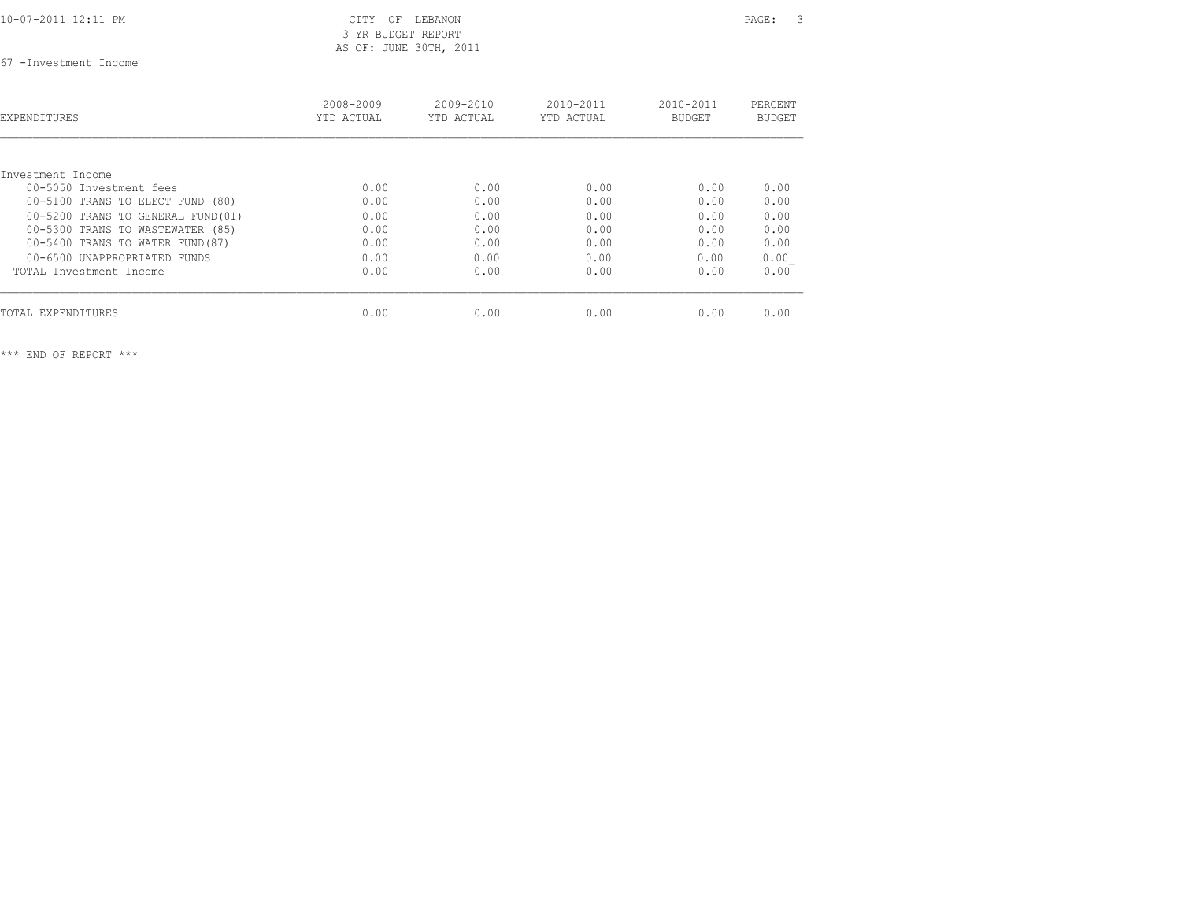CITY OF LEBANON
3 YR BUDGET REPORT
AS OF: JUNE 30TH, 2011

67 -Investment Income

| EXPENDITURES | 2008-2009 YTD ACTUAL | 2009-2010 YTD ACTUAL | 2010-2011 YTD ACTUAL | 2010-2011 BUDGET | PERCENT BUDGET |
|---|---|---|---|---|---|
| Investment Income | | | | | |
| 00-5050 Investment fees | 0.00 | 0.00 | 0.00 | 0.00 | 0.00 |
| 00-5100 TRANS TO ELECT FUND (80) | 0.00 | 0.00 | 0.00 | 0.00 | 0.00 |
| 00-5200 TRANS TO GENERAL FUND(01) | 0.00 | 0.00 | 0.00 | 0.00 | 0.00 |
| 00-5300 TRANS TO WASTEWATER (85) | 0.00 | 0.00 | 0.00 | 0.00 | 0.00 |
| 00-5400 TRANS TO WATER FUND(87) | 0.00 | 0.00 | 0.00 | 0.00 | 0.00 |
| 00-6500 UNAPPROPRIATED FUNDS | 0.00 | 0.00 | 0.00 | 0.00 | 0.00 |
| TOTAL Investment Income | 0.00 | 0.00 | 0.00 | 0.00 | 0.00 |
| TOTAL EXPENDITURES | 0.00 | 0.00 | 0.00 | 0.00 | 0.00 |

*** END OF REPORT ***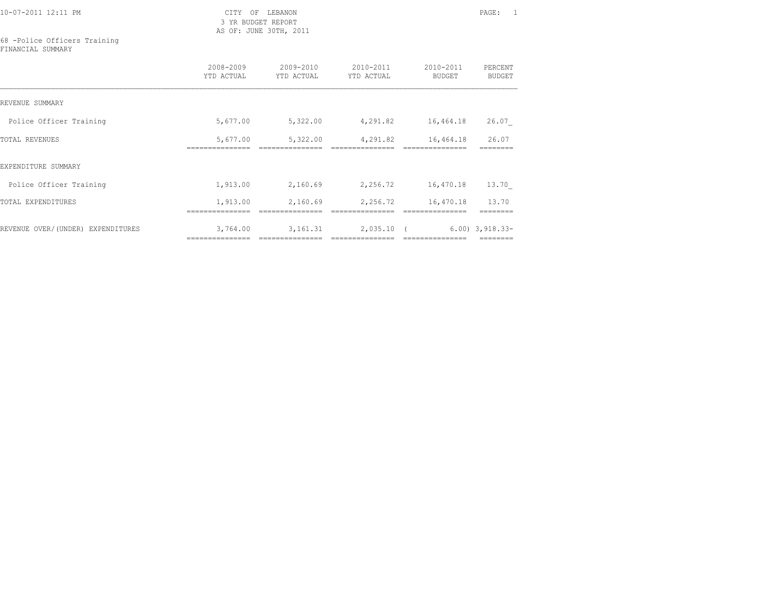CITY OF LEBANON
3 YR BUDGET REPORT
AS OF: JUNE 30TH, 2011

68 -Police Officers Training
FINANCIAL SUMMARY

| | 2008-2009 YTD ACTUAL | 2009-2010 YTD ACTUAL | 2010-2011 YTD ACTUAL | 2010-2011 BUDGET | PERCENT BUDGET |
|---|---|---|---|---|---|
| REVENUE SUMMARY | | | | | |
| Police Officer Training | 5,677.00 | 5,322.00 | 4,291.82 | 16,464.18 | 26.07_ |
| TOTAL REVENUES | 5,677.00 | 5,322.00 | 4,291.82 | 16,464.18 | 26.07 |
| EXPENDITURE SUMMARY | | | | | |
| Police Officer Training | 1,913.00 | 2,160.69 | 2,256.72 | 16,470.18 | 13.70_ |
| TOTAL EXPENDITURES | 1,913.00 | 2,160.69 | 2,256.72 | 16,470.18 | 13.70 |
| REVENUE OVER/(UNDER) EXPENDITURES | 3,764.00 | 3,161.31 | 2,035.10 | ( 6.00) | 3,918.33- |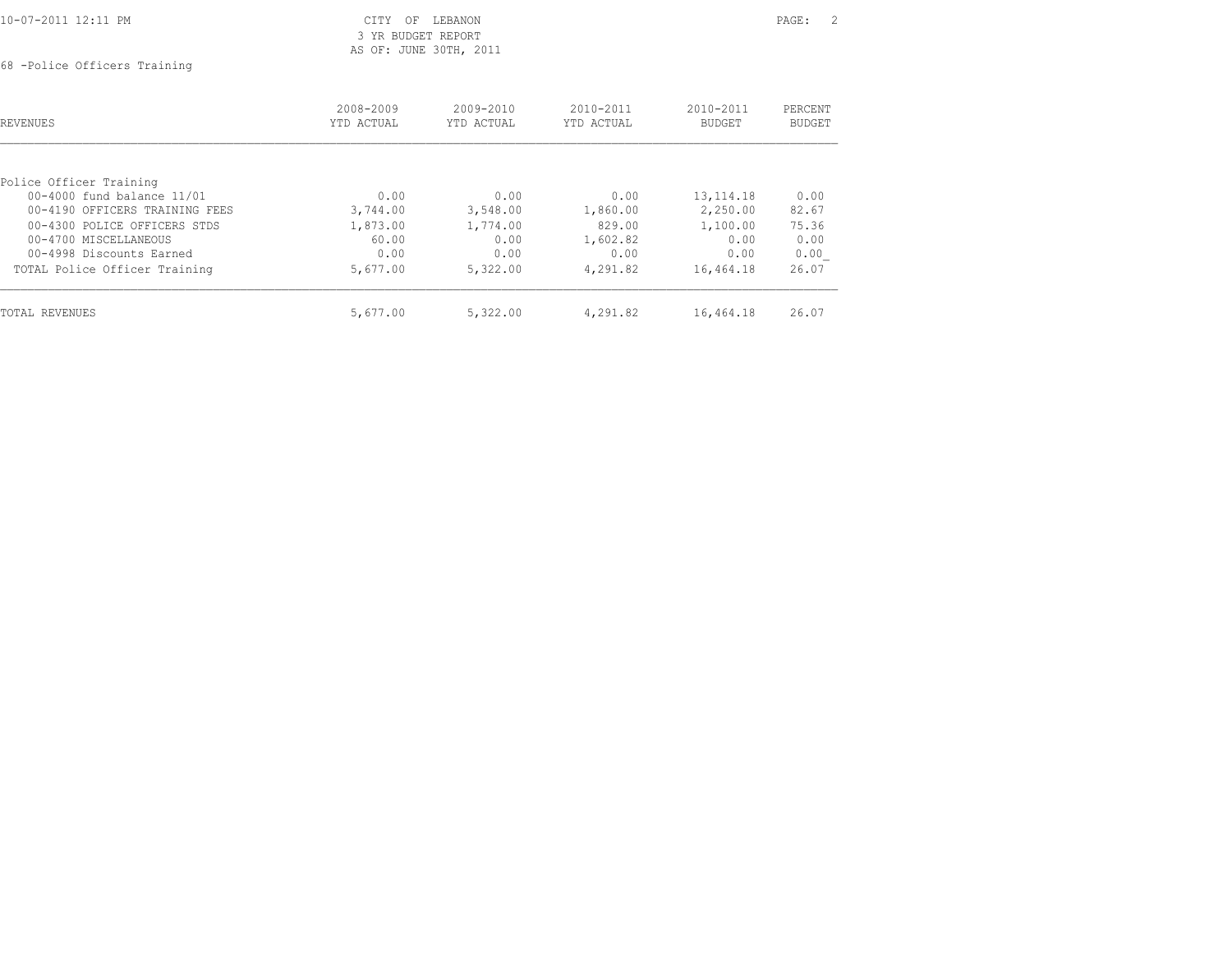CITY OF LEBANON
3 YR BUDGET REPORT
AS OF: JUNE 30TH, 2011

68 -Police Officers Training

| REVENUES | 2008-2009 YTD ACTUAL | 2009-2010 YTD ACTUAL | 2010-2011 YTD ACTUAL | 2010-2011 BUDGET | PERCENT BUDGET |
|---|---|---|---|---|---|
| Police Officer Training | | | | | |
| 00-4000 fund balance 11/01 | 0.00 | 0.00 | 0.00 | 13,114.18 | 0.00 |
| 00-4190 OFFICERS TRAINING FEES | 3,744.00 | 3,548.00 | 1,860.00 | 2,250.00 | 82.67 |
| 00-4300 POLICE OFFICERS STDS | 1,873.00 | 1,774.00 | 829.00 | 1,100.00 | 75.36 |
| 00-4700 MISCELLANEOUS | 60.00 | 0.00 | 1,602.82 | 0.00 | 0.00 |
| 00-4998 Discounts Earned | 0.00 | 0.00 | 0.00 | 0.00 | 0.00 |
| TOTAL Police Officer Training | 5,677.00 | 5,322.00 | 4,291.82 | 16,464.18 | 26.07 |
| TOTAL REVENUES | 5,677.00 | 5,322.00 | 4,291.82 | 16,464.18 | 26.07 |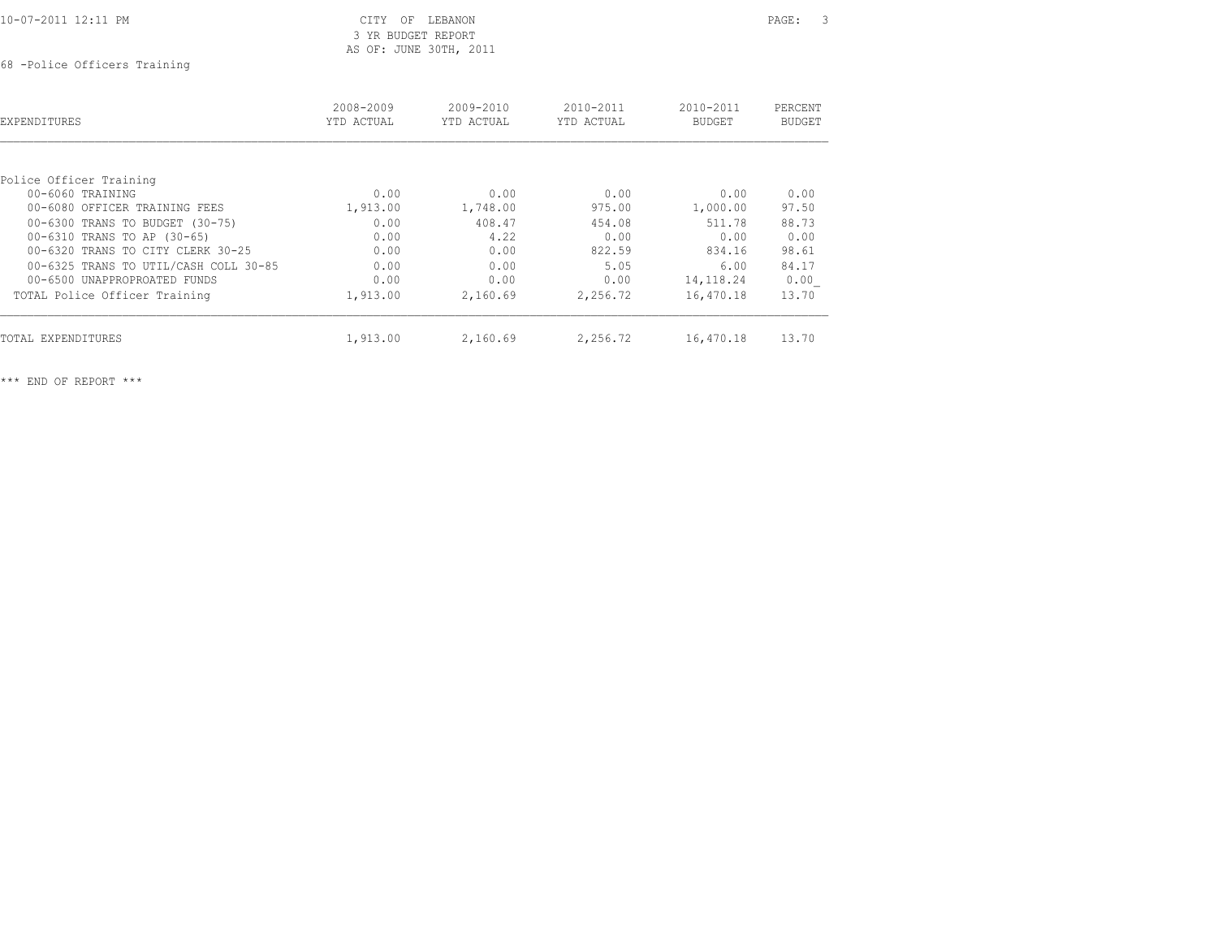CITY OF LEBANON
3 YR BUDGET REPORT
AS OF: JUNE 30TH, 2011

68 -Police Officers Training

| EXPENDITURES | 2008-2009 YTD ACTUAL | 2009-2010 YTD ACTUAL | 2010-2011 YTD ACTUAL | 2010-2011 BUDGET | PERCENT BUDGET |
|---|---|---|---|---|---|
| Police Officer Training | | | | | |
| 00-6060 TRAINING | 0.00 | 0.00 | 0.00 | 0.00 | 0.00 |
| 00-6080 OFFICER TRAINING FEES | 1,913.00 | 1,748.00 | 975.00 | 1,000.00 | 97.50 |
| 00-6300 TRANS TO BUDGET (30-75) | 0.00 | 408.47 | 454.08 | 511.78 | 88.73 |
| 00-6310 TRANS TO AP (30-65) | 0.00 | 4.22 | 0.00 | 0.00 | 0.00 |
| 00-6320 TRANS TO CITY CLERK 30-25 | 0.00 | 0.00 | 822.59 | 834.16 | 98.61 |
| 00-6325 TRANS TO UTIL/CASH COLL 30-85 | 0.00 | 0.00 | 5.05 | 6.00 | 84.17 |
| 00-6500 UNAPPROPROATED FUNDS | 0.00 | 0.00 | 0.00 | 14,118.24 | 0.00 |
| TOTAL Police Officer Training | 1,913.00 | 2,160.69 | 2,256.72 | 16,470.18 | 13.70 |
| TOTAL EXPENDITURES | 1,913.00 | 2,160.69 | 2,256.72 | 16,470.18 | 13.70 |

*** END OF REPORT ***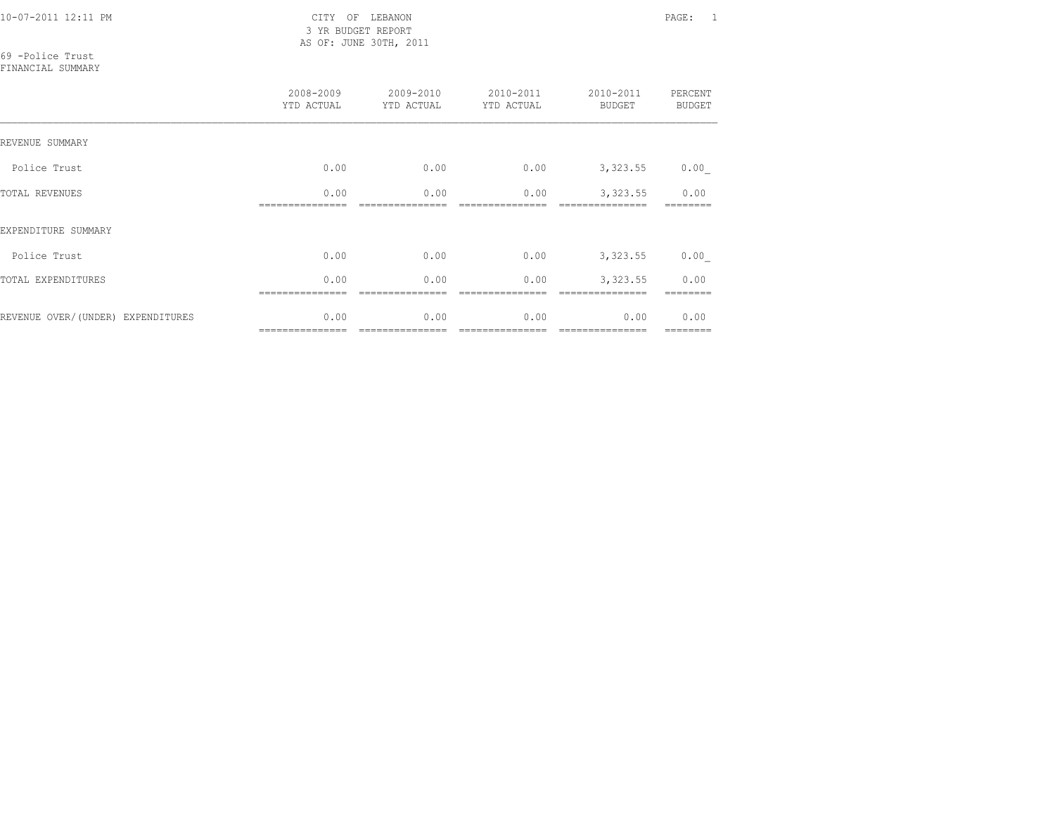CITY OF LEBANON
3 YR BUDGET REPORT
AS OF: JUNE 30TH, 2011

69 -Police Trust
FINANCIAL SUMMARY

| | 2008-2009 YTD ACTUAL | 2009-2010 YTD ACTUAL | 2010-2011 YTD ACTUAL | 2010-2011 BUDGET | PERCENT BUDGET |
|---|---|---|---|---|---|
| REVENUE SUMMARY | | | | | |
| Police Trust | 0.00 | 0.00 | 0.00 | 3,323.55 | 0.00 |
| TOTAL REVENUES | 0.00 | 0.00 | 0.00 | 3,323.55 | 0.00 |
| EXPENDITURE SUMMARY | | | | | |
| Police Trust | 0.00 | 0.00 | 0.00 | 3,323.55 | 0.00 |
| TOTAL EXPENDITURES | 0.00 | 0.00 | 0.00 | 3,323.55 | 0.00 |
| REVENUE OVER/(UNDER) EXPENDITURES | 0.00 | 0.00 | 0.00 | 0.00 | 0.00 |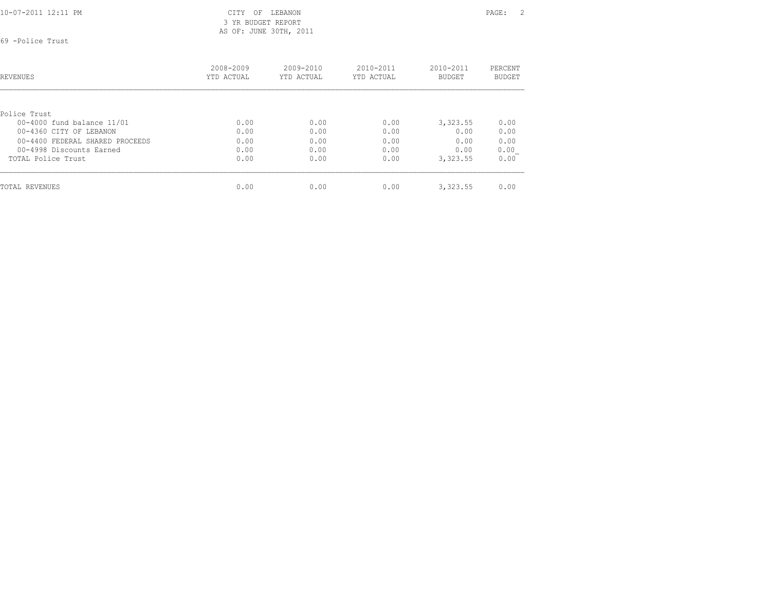CITY OF LEBANON
3 YR BUDGET REPORT
AS OF: JUNE 30TH, 2011

69 -Police Trust

| REVENUES | 2008-2009 YTD ACTUAL | 2009-2010 YTD ACTUAL | 2010-2011 YTD ACTUAL | 2010-2011 BUDGET | PERCENT BUDGET |
|---|---|---|---|---|---|
| Police Trust | | | | | |
| 00-4000 fund balance 11/01 | 0.00 | 0.00 | 0.00 | 3,323.55 | 0.00 |
| 00-4360 CITY OF LEBANON | 0.00 | 0.00 | 0.00 | 0.00 | 0.00 |
| 00-4400 FEDERAL SHARED PROCEEDS | 0.00 | 0.00 | 0.00 | 0.00 | 0.00 |
| 00-4998 Discounts Earned | 0.00 | 0.00 | 0.00 | 0.00 | 0.00 |
| TOTAL Police Trust | 0.00 | 0.00 | 0.00 | 3,323.55 | 0.00 |
| TOTAL REVENUES | 0.00 | 0.00 | 0.00 | 3,323.55 | 0.00 |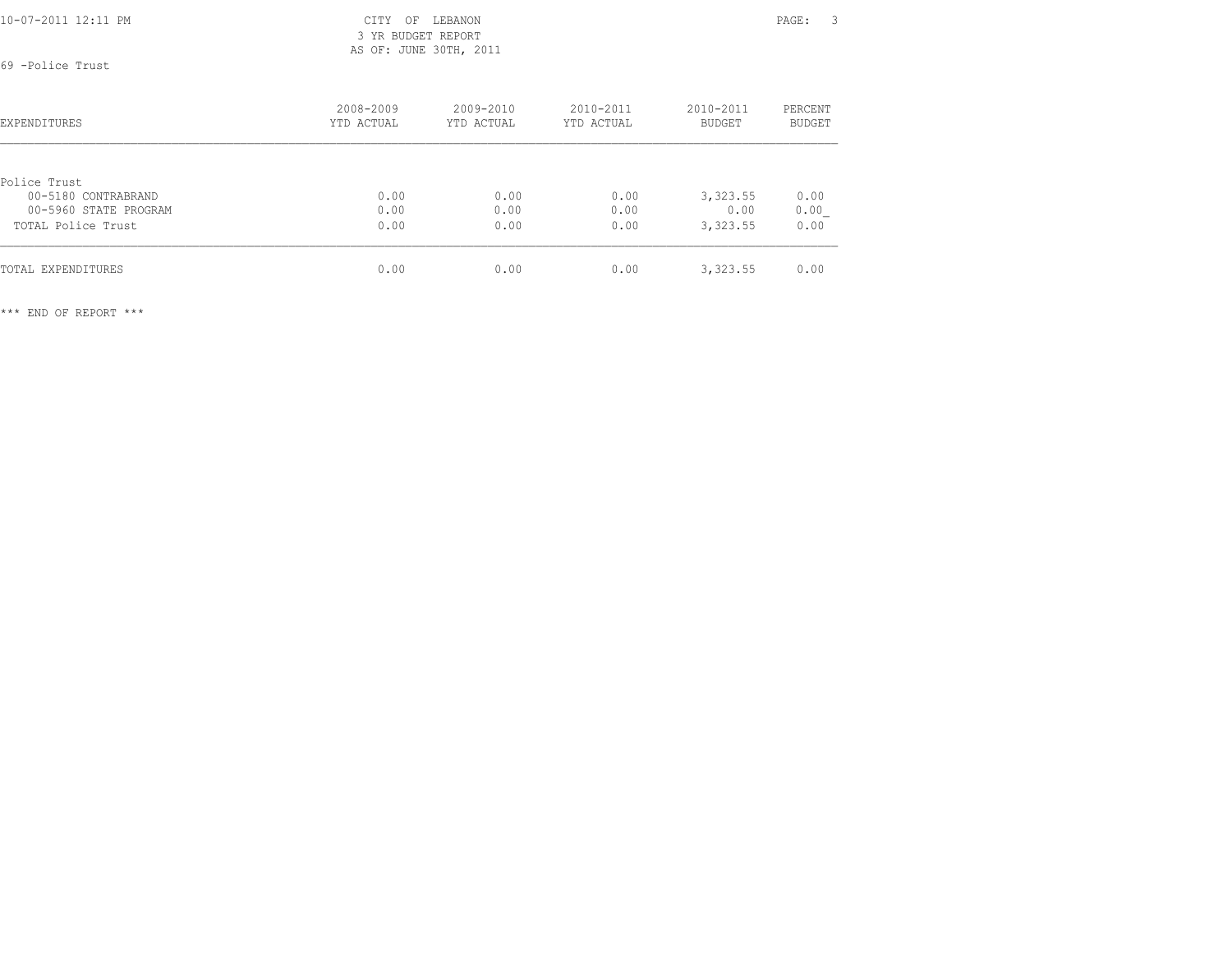CITY OF LEBANON
3 YR BUDGET REPORT
AS OF: JUNE 30TH, 2011

69 -Police Trust

| EXPENDITURES | 2008-2009 YTD ACTUAL | 2009-2010 YTD ACTUAL | 2010-2011 YTD ACTUAL | 2010-2011 BUDGET | PERCENT BUDGET |
|---|---|---|---|---|---|
| Police Trust | | | | | |
| 00-5180 CONTRABRAND | 0.00 | 0.00 | 0.00 | 3,323.55 | 0.00 |
| 00-5960 STATE PROGRAM | 0.00 | 0.00 | 0.00 | 0.00 | 0.00 |
| TOTAL Police Trust | 0.00 | 0.00 | 0.00 | 3,323.55 | 0.00 |
| TOTAL EXPENDITURES | 0.00 | 0.00 | 0.00 | 3,323.55 | 0.00 |

*** END OF REPORT ***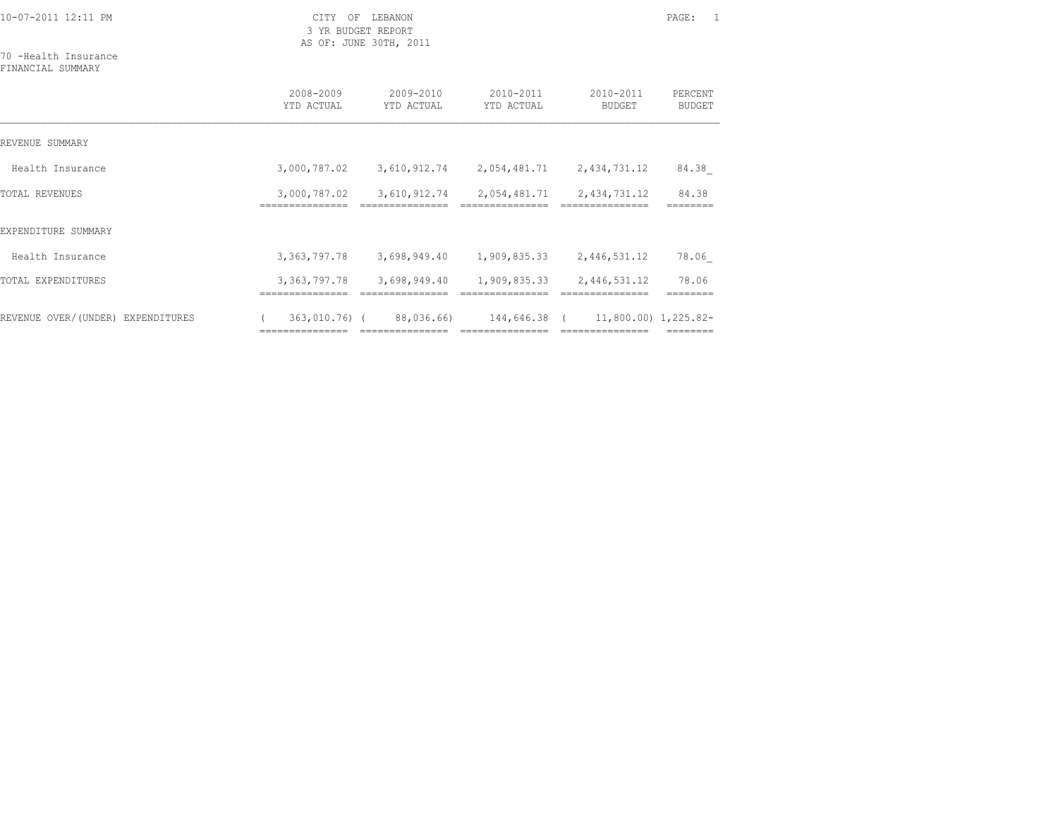10-07-2011 12:11 PM

CITY OF LEBANON
3 YR BUDGET REPORT
AS OF: JUNE 30TH, 2011

70 -Health Insurance
FINANCIAL SUMMARY

| | 2008-2009 YTD ACTUAL | 2009-2010 YTD ACTUAL | 2010-2011 YTD ACTUAL | 2010-2011 BUDGET | PERCENT BUDGET |
|---|---|---|---|---|---|
| REVENUE SUMMARY | | | | | |
| Health Insurance | 3,000,787.02 | 3,610,912.74 | 2,054,481.71 | 2,434,731.12 | 84.38 |
| TOTAL REVENUES | 3,000,787.02 | 3,610,912.74 | 2,054,481.71 | 2,434,731.12 | 84.38 |
| EXPENDITURE SUMMARY | | | | | |
| Health Insurance | 3,363,797.78 | 3,698,949.40 | 1,909,835.33 | 2,446,531.12 | 78.06 |
| TOTAL EXPENDITURES | 3,363,797.78 | 3,698,949.40 | 1,909,835.33 | 2,446,531.12 | 78.06 |
| REVENUE OVER/(UNDER) EXPENDITURES | ( 363,010.76) | ( 88,036.66) | 144,646.38 | ( 11,800.00) | 1,225.82- |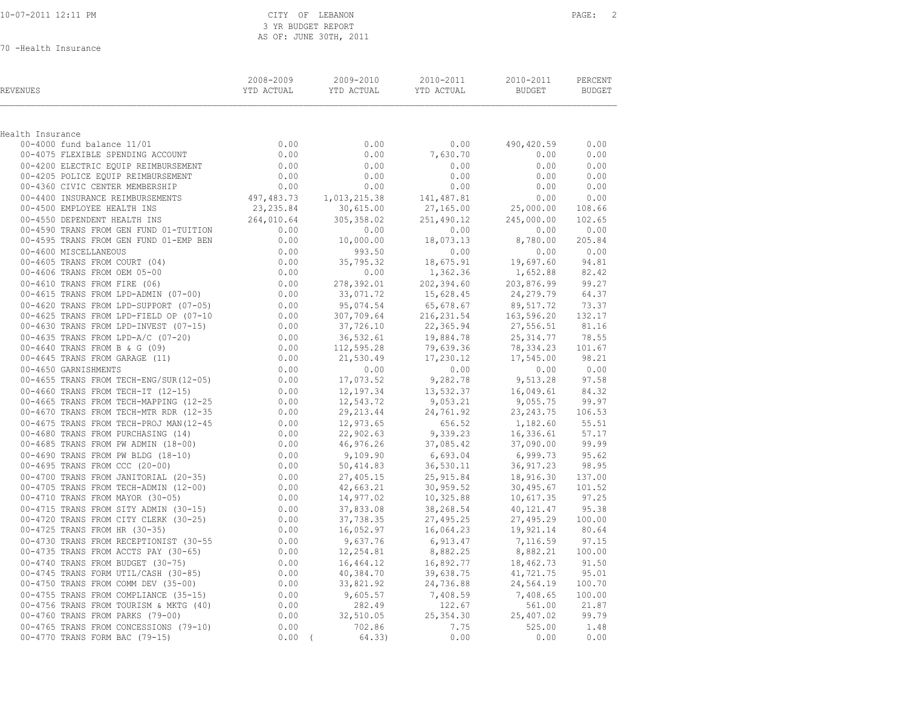CITY OF LEBANON
3 YR BUDGET REPORT
AS OF: JUNE 30TH, 2011

70 -Health Insurance

| REVENUES | 2008-2009 YTD ACTUAL | 2009-2010 YTD ACTUAL | 2010-2011 YTD ACTUAL | 2010-2011 BUDGET | PERCENT BUDGET |
|---|---|---|---|---|---|
| Health Insurance | | | | | |
| 00-4000 fund balance 11/01 | 0.00 | 0.00 | 0.00 | 490,420.59 | 0.00 |
| 00-4075 FLEXIBLE SPENDING ACCOUNT | 0.00 | 0.00 | 7,630.70 | 0.00 | 0.00 |
| 00-4200 ELECTRIC EQUIP REIMBURSEMENT | 0.00 | 0.00 | 0.00 | 0.00 | 0.00 |
| 00-4205 POLICE EQUIP REIMBURSEMENT | 0.00 | 0.00 | 0.00 | 0.00 | 0.00 |
| 00-4360 CIVIC CENTER MEMBERSHIP | 0.00 | 0.00 | 0.00 | 0.00 | 0.00 |
| 00-4400 INSURANCE REIMBURSEMENTS | 497,483.73 | 1,013,215.38 | 141,487.81 | 0.00 | 0.00 |
| 00-4500 EMPLOYEE HEALTH INS | 23,235.84 | 30,615.00 | 27,165.00 | 25,000.00 | 108.66 |
| 00-4550 DEPENDENT HEALTH INS | 264,010.64 | 305,358.02 | 251,490.12 | 245,000.00 | 102.65 |
| 00-4590 TRANS FROM GEN FUND 01-TUITION | 0.00 | 0.00 | 0.00 | 0.00 | 0.00 |
| 00-4595 TRANS FROM GEN FUND 01-EMP BEN | 0.00 | 10,000.00 | 18,073.13 | 8,780.00 | 205.84 |
| 00-4600 MISCELLANEOUS | 0.00 | 993.50 | 0.00 | 0.00 | 0.00 |
| 00-4605 TRANS FROM COURT (04) | 0.00 | 35,795.32 | 18,675.91 | 19,697.60 | 94.81 |
| 00-4606 TRANS FROM OEM 05-00 | 0.00 | 0.00 | 1,362.36 | 1,652.88 | 82.42 |
| 00-4610 TRANS FROM FIRE (06) | 0.00 | 278,392.01 | 202,394.60 | 203,876.99 | 99.27 |
| 00-4615 TRANS FROM LPD-ADMIN (07-00) | 0.00 | 33,071.72 | 15,628.45 | 24,279.79 | 64.37 |
| 00-4620 TRANS FROM LPD-SUPPORT (07-05) | 0.00 | 95,074.54 | 65,678.67 | 89,517.72 | 73.37 |
| 00-4625 TRANS FROM LPD-FIELD OP (07-10 | 0.00 | 307,709.64 | 216,231.54 | 163,596.20 | 132.17 |
| 00-4630 TRANS FROM LPD-INVEST (07-15) | 0.00 | 37,726.10 | 22,365.94 | 27,556.51 | 81.16 |
| 00-4635 TRANS FROM LPD-A/C (07-20) | 0.00 | 36,532.61 | 19,884.78 | 25,314.77 | 78.55 |
| 00-4640 TRANS FROM B & G (09) | 0.00 | 112,595.28 | 79,639.36 | 78,334.23 | 101.67 |
| 00-4645 TRANS FROM GARAGE (11) | 0.00 | 21,530.49 | 17,230.12 | 17,545.00 | 98.21 |
| 00-4650 GARNISHMENTS | 0.00 | 0.00 | 0.00 | 0.00 | 0.00 |
| 00-4655 TRANS FROM TECH-ENG/SUR(12-05) | 0.00 | 17,073.52 | 9,282.78 | 9,513.28 | 97.58 |
| 00-4660 TRANS FROM TECH-IT (12-15) | 0.00 | 12,197.34 | 13,532.37 | 16,049.61 | 84.32 |
| 00-4665 TRANS FROM TECH-MAPPING (12-25 | 0.00 | 12,543.72 | 9,053.21 | 9,055.75 | 99.97 |
| 00-4670 TRANS FROM TECH-MTR RDR (12-35 | 0.00 | 29,213.44 | 24,761.92 | 23,243.75 | 106.53 |
| 00-4675 TRANS FROM TECH-PROJ MAN(12-45 | 0.00 | 12,973.65 | 656.52 | 1,182.60 | 55.51 |
| 00-4680 TRANS FROM PURCHASING (14) | 0.00 | 22,902.63 | 9,339.23 | 16,336.61 | 57.17 |
| 00-4685 TRANS FROM PW ADMIN (18-00) | 0.00 | 46,976.26 | 37,085.42 | 37,090.00 | 99.99 |
| 00-4690 TRANS FROM PW BLDG (18-10) | 0.00 | 9,109.90 | 6,693.04 | 6,999.73 | 95.62 |
| 00-4695 TRANS FROM CCC (20-00) | 0.00 | 50,414.83 | 36,530.11 | 36,917.23 | 98.95 |
| 00-4700 TRANS FROM JANITORIAL (20-35) | 0.00 | 27,405.15 | 25,915.84 | 18,916.30 | 137.00 |
| 00-4705 TRANS FROM TECH-ADMIN (12-00) | 0.00 | 42,663.21 | 30,959.52 | 30,495.67 | 101.52 |
| 00-4710 TRANS FROM MAYOR (30-05) | 0.00 | 14,977.02 | 10,325.88 | 10,617.35 | 97.25 |
| 00-4715 TRANS FROM SITY ADMIN (30-15) | 0.00 | 37,833.08 | 38,268.54 | 40,121.47 | 95.38 |
| 00-4720 TRANS FROM CITY CLERK (30-25) | 0.00 | 37,738.35 | 27,495.25 | 27,495.29 | 100.00 |
| 00-4725 TRANS FROM HR (30-35) | 0.00 | 16,052.97 | 16,064.23 | 19,921.14 | 80.64 |
| 00-4730 TRANS FROM RECEPTIONIST (30-55 | 0.00 | 9,637.76 | 6,913.47 | 7,116.59 | 97.15 |
| 00-4735 TRANS FROM ACCTS PAY (30-65) | 0.00 | 12,254.81 | 8,882.25 | 8,882.21 | 100.00 |
| 00-4740 TRANS FROM BUDGET (30-75) | 0.00 | 16,464.12 | 16,892.77 | 18,462.73 | 91.50 |
| 00-4745 TRANS FORM UTIL/CASH (30-85) | 0.00 | 40,384.70 | 39,638.75 | 41,721.75 | 95.01 |
| 00-4750 TRANS FROM COMM DEV (35-00) | 0.00 | 33,821.92 | 24,736.88 | 24,564.19 | 100.70 |
| 00-4755 TRANS FROM COMPLIANCE (35-15) | 0.00 | 9,605.57 | 7,408.59 | 7,408.65 | 100.00 |
| 00-4756 TRANS FROM TOURISM & MKTG (40) | 0.00 | 282.49 | 122.67 | 561.00 | 21.87 |
| 00-4760 TRANS FROM PARKS (79-00) | 0.00 | 32,510.05 | 25,354.30 | 25,407.02 | 99.79 |
| 00-4765 TRANS FROM CONCESSIONS (79-10) | 0.00 | 702.86 | 7.75 | 525.00 | 1.48 |
| 00-4770 TRANS FORM BAC (79-15) | 0.00 | ( 64.33) | 0.00 | 0.00 | 0.00 |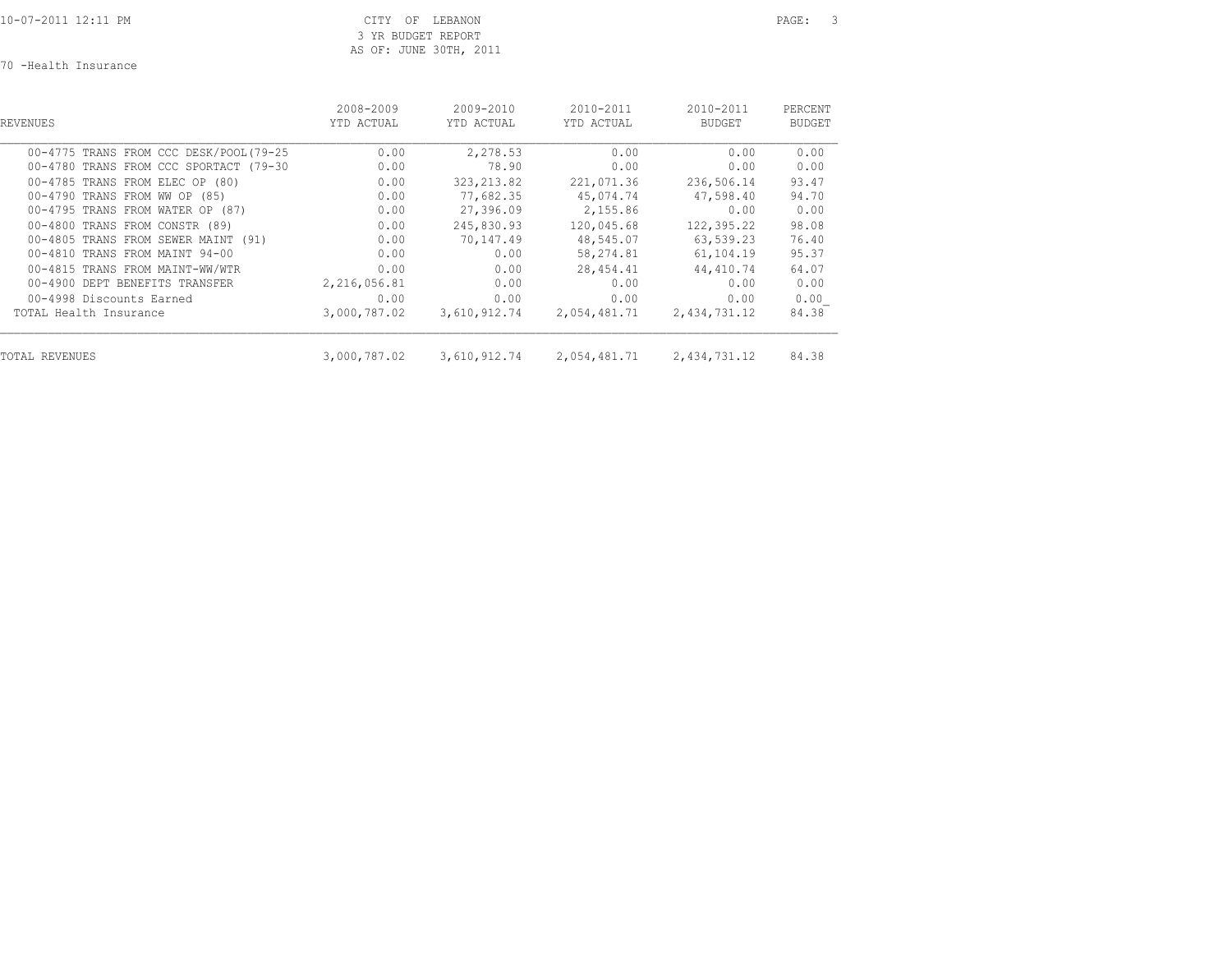CITY OF LEBANON
3 YR BUDGET REPORT
AS OF: JUNE 30TH, 2011

70 -Health Insurance

| REVENUES | 2008-2009 YTD ACTUAL | 2009-2010 YTD ACTUAL | 2010-2011 YTD ACTUAL | 2010-2011 BUDGET | PERCENT BUDGET |
|---|---|---|---|---|---|
| 00-4775 TRANS FROM CCC DESK/POOL(79-25 | 0.00 | 2,278.53 | 0.00 | 0.00 | 0.00 |
| 00-4780 TRANS FROM CCC SPORTACT (79-30 | 0.00 | 78.90 | 0.00 | 0.00 | 0.00 |
| 00-4785 TRANS FROM ELEC OP (80) | 0.00 | 323,213.82 | 221,071.36 | 236,506.14 | 93.47 |
| 00-4790 TRANS FROM WW OP (85) | 0.00 | 77,682.35 | 45,074.74 | 47,598.40 | 94.70 |
| 00-4795 TRANS FROM WATER OP (87) | 0.00 | 27,396.09 | 2,155.86 | 0.00 | 0.00 |
| 00-4800 TRANS FROM CONSTR (89) | 0.00 | 245,830.93 | 120,045.68 | 122,395.22 | 98.08 |
| 00-4805 TRANS FROM SEWER MAINT (91) | 0.00 | 70,147.49 | 48,545.07 | 63,539.23 | 76.40 |
| 00-4810 TRANS FROM MAINT 94-00 | 0.00 | 0.00 | 58,274.81 | 61,104.19 | 95.37 |
| 00-4815 TRANS FROM MAINT-WW/WTR | 0.00 | 0.00 | 28,454.41 | 44,410.74 | 64.07 |
| 00-4900 DEPT BENEFITS TRANSFER | 2,216,056.81 | 0.00 | 0.00 | 0.00 | 0.00 |
| 00-4998 Discounts Earned | 0.00 | 0.00 | 0.00 | 0.00 | 0.00 |
| TOTAL Health Insurance | 3,000,787.02 | 3,610,912.74 | 2,054,481.71 | 2,434,731.12 | 84.38 |
| TOTAL REVENUES | 3,000,787.02 | 3,610,912.74 | 2,054,481.71 | 2,434,731.12 | 84.38 |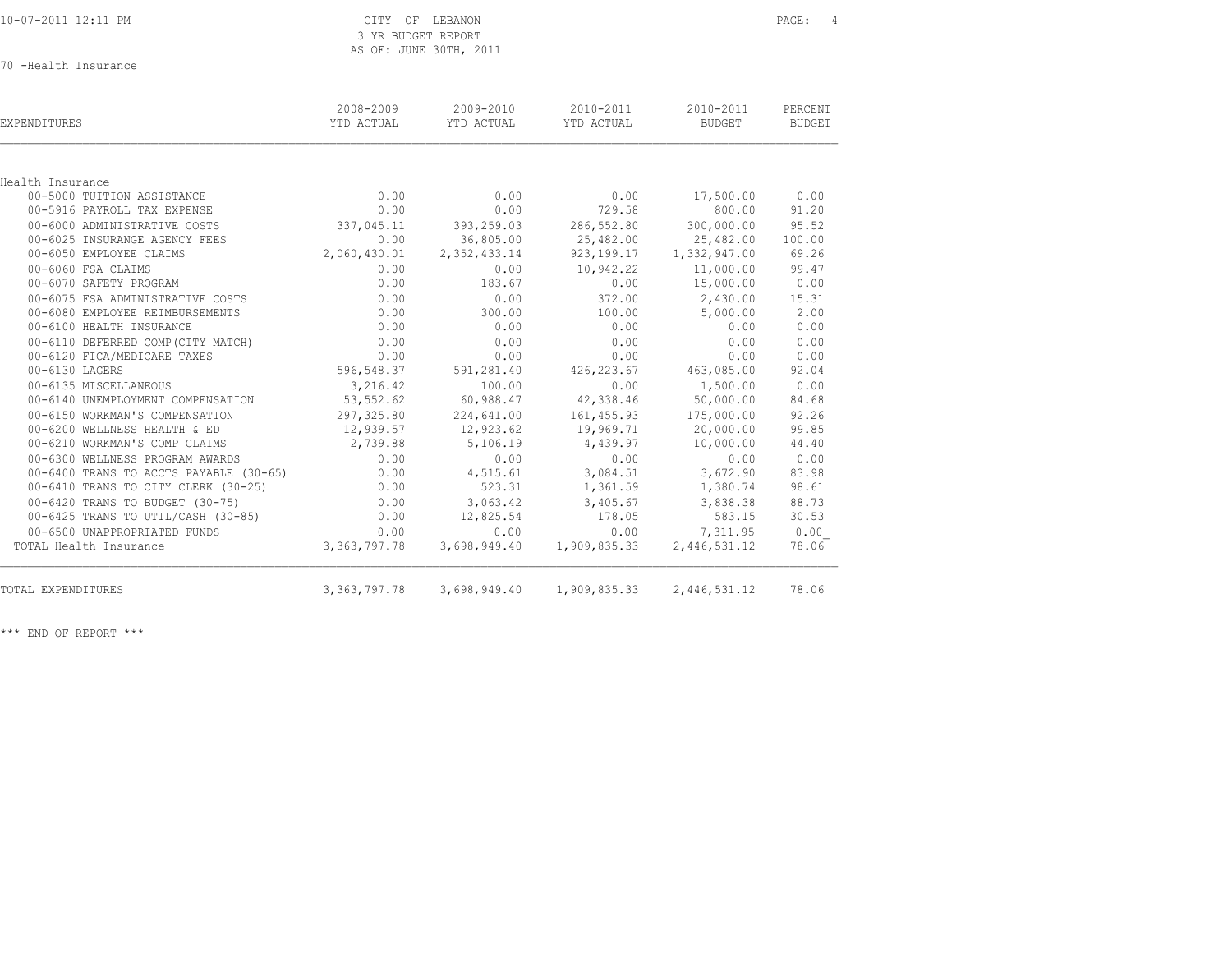CITY OF LEBANON
3 YR BUDGET REPORT
AS OF: JUNE 30TH, 2011

70 -Health Insurance

| EXPENDITURES | 2008-2009 YTD ACTUAL | 2009-2010 YTD ACTUAL | 2010-2011 YTD ACTUAL | 2010-2011 BUDGET | PERCENT BUDGET |
|---|---|---|---|---|---|
| **Health Insurance** | | | | | |
| 00-5000 TUITION ASSISTANCE | 0.00 | 0.00 | 0.00 | 17,500.00 | 0.00 |
| 00-5916 PAYROLL TAX EXPENSE | 0.00 | 0.00 | 729.58 | 800.00 | 91.20 |
| 00-6000 ADMINISTRATIVE COSTS | 337,045.11 | 393,259.03 | 286,552.80 | 300,000.00 | 95.52 |
| 00-6025 INSURANGE AGENCY FEES | 0.00 | 36,805.00 | 25,482.00 | 25,482.00 | 100.00 |
| 00-6050 EMPLOYEE CLAIMS | 2,060,430.01 | 2,352,433.14 | 923,199.17 | 1,332,947.00 | 69.26 |
| 00-6060 FSA CLAIMS | 0.00 | 0.00 | 10,942.22 | 11,000.00 | 99.47 |
| 00-6070 SAFETY PROGRAM | 0.00 | 183.67 | 0.00 | 15,000.00 | 0.00 |
| 00-6075 FSA ADMINISTRATIVE COSTS | 0.00 | 0.00 | 372.00 | 2,430.00 | 15.31 |
| 00-6080 EMPLOYEE REIMBURSEMENTS | 0.00 | 300.00 | 100.00 | 5,000.00 | 2.00 |
| 00-6100 HEALTH INSURANCE | 0.00 | 0.00 | 0.00 | 0.00 | 0.00 |
| 00-6110 DEFERRED COMP(CITY MATCH) | 0.00 | 0.00 | 0.00 | 0.00 | 0.00 |
| 00-6120 FICA/MEDICARE TAXES | 0.00 | 0.00 | 0.00 | 0.00 | 0.00 |
| 00-6130 LAGERS | 596,548.37 | 591,281.40 | 426,223.67 | 463,085.00 | 92.04 |
| 00-6135 MISCELLANEOUS | 3,216.42 | 100.00 | 0.00 | 1,500.00 | 0.00 |
| 00-6140 UNEMPLOYMENT COMPENSATION | 53,552.62 | 60,988.47 | 42,338.46 | 50,000.00 | 84.68 |
| 00-6150 WORKMAN'S COMPENSATION | 297,325.80 | 224,641.00 | 161,455.93 | 175,000.00 | 92.26 |
| 00-6200 WELLNESS HEALTH & ED | 12,939.57 | 12,923.62 | 19,969.71 | 20,000.00 | 99.85 |
| 00-6210 WORKMAN'S COMP CLAIMS | 2,739.88 | 5,106.19 | 4,439.97 | 10,000.00 | 44.40 |
| 00-6300 WELLNESS PROGRAM AWARDS | 0.00 | 0.00 | 0.00 | 0.00 | 0.00 |
| 00-6400 TRANS TO ACCTS PAYABLE (30-65) | 0.00 | 4,515.61 | 3,084.51 | 3,672.90 | 83.98 |
| 00-6410 TRANS TO CITY CLERK (30-25) | 0.00 | 523.31 | 1,361.59 | 1,380.74 | 98.61 |
| 00-6420 TRANS TO BUDGET (30-75) | 0.00 | 3,063.42 | 3,405.67 | 3,838.38 | 88.73 |
| 00-6425 TRANS TO UTIL/CASH (30-85) | 0.00 | 12,825.54 | 178.05 | 583.15 | 30.53 |
| 00-6500 UNAPPROPRIATED FUNDS | 0.00 | 0.00 | 0.00 | 7,311.95 | 0.00 |
| TOTAL Health Insurance | 3,363,797.78 | 3,698,949.40 | 1,909,835.33 | 2,446,531.12 | 78.06 |
| TOTAL EXPENDITURES | 3,363,797.78 | 3,698,949.40 | 1,909,835.33 | 2,446,531.12 | 78.06 |

*** END OF REPORT ***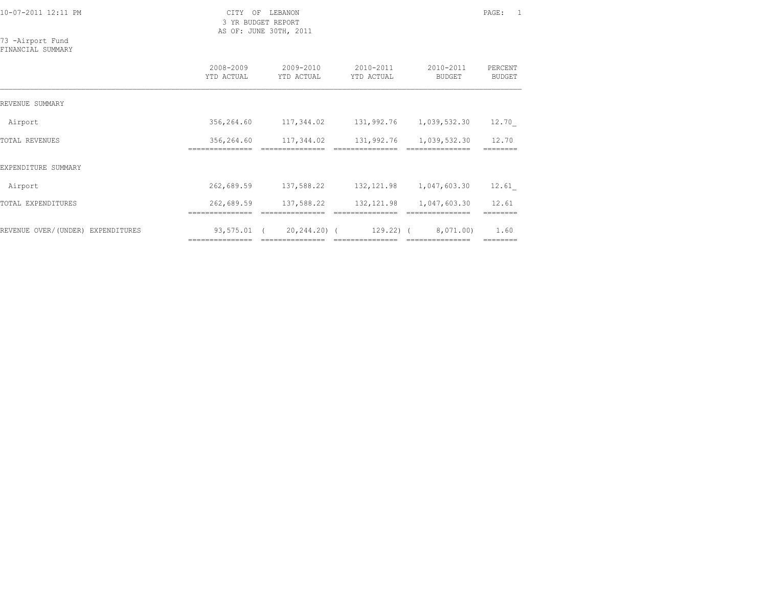CITY OF LEBANON
3 YR BUDGET REPORT
AS OF: JUNE 30TH, 2011

73 -Airport Fund
FINANCIAL SUMMARY

| | 2008-2009 YTD ACTUAL | 2009-2010 YTD ACTUAL | 2010-2011 YTD ACTUAL | 2010-2011 BUDGET | PERCENT BUDGET |
|---|---|---|---|---|---|
| REVENUE SUMMARY | | | | | |
| Airport | 356,264.60 | 117,344.02 | 131,992.76 | 1,039,532.30 | 12.70 |
| TOTAL REVENUES | 356,264.60 | 117,344.02 | 131,992.76 | 1,039,532.30 | 12.70 |
| EXPENDITURE SUMMARY | | | | | |
| Airport | 262,689.59 | 137,588.22 | 132,121.98 | 1,047,603.30 | 12.61 |
| TOTAL EXPENDITURES | 262,689.59 | 137,588.22 | 132,121.98 | 1,047,603.30 | 12.61 |
| REVENUE OVER/(UNDER) EXPENDITURES | 93,575.01 | ( 20,244.20) | ( 129.22) | ( 8,071.00) | 1.60 |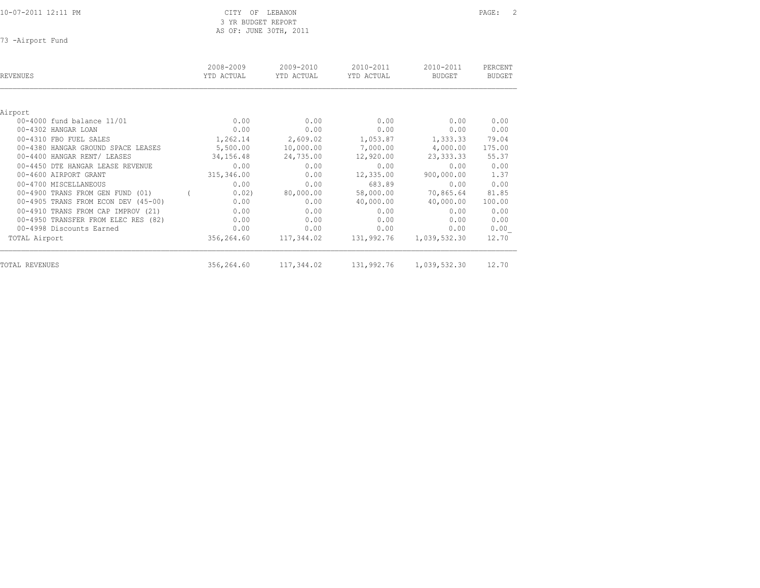10-07-2011 12:11 PM CITY OF LEBANON

3 YR BUDGET REPORT

AS OF: JUNE 30TH, 2011

73 -Airport Fund

| REVENUES | 2008-2009 YTD ACTUAL | 2009-2010 YTD ACTUAL | 2010-2011 YTD ACTUAL | 2010-2011 BUDGET | PERCENT BUDGET |
|---|---|---|---|---|---|
| Airport | | | | | |
| 00-4000 fund balance 11/01 | 0.00 | 0.00 | 0.00 | 0.00 | 0.00 |
| 00-4302 HANGAR LOAN | 0.00 | 0.00 | 0.00 | 0.00 | 0.00 |
| 00-4310 FBO FUEL SALES | 1,262.14 | 2,609.02 | 1,053.87 | 1,333.33 | 79.04 |
| 00-4380 HANGAR GROUND SPACE LEASES | 5,500.00 | 10,000.00 | 7,000.00 | 4,000.00 | 175.00 |
| 00-4400 HANGAR RENT/ LEASES | 34,156.48 | 24,735.00 | 12,920.00 | 23,333.33 | 55.37 |
| 00-4450 DTE HANGAR LEASE REVENUE | 0.00 | 0.00 | 0.00 | 0.00 | 0.00 |
| 00-4600 AIRPORT GRANT | 315,346.00 | 0.00 | 12,335.00 | 900,000.00 | 1.37 |
| 00-4700 MISCELLANEOUS | 0.00 | 0.00 | 683.89 | 0.00 | 0.00 |
| 00-4900 TRANS FROM GEN FUND (01) | ( 0.02) | 80,000.00 | 58,000.00 | 70,865.64 | 81.85 |
| 00-4905 TRANS FROM ECON DEV (45-00) | 0.00 | 0.00 | 40,000.00 | 40,000.00 | 100.00 |
| 00-4910 TRANS FROM CAP IMPROV (21) | 0.00 | 0.00 | 0.00 | 0.00 | 0.00 |
| 00-4950 TRANSFER FROM ELEC RES (82) | 0.00 | 0.00 | 0.00 | 0.00 | 0.00 |
| 00-4998 Discounts Earned | 0.00 | 0.00 | 0.00 | 0.00 | 0.00 |
| TOTAL Airport | 356,264.60 | 117,344.02 | 131,992.76 | 1,039,532.30 | 12.70 |
| TOTAL REVENUES | 356,264.60 | 117,344.02 | 131,992.76 | 1,039,532.30 | 12.70 |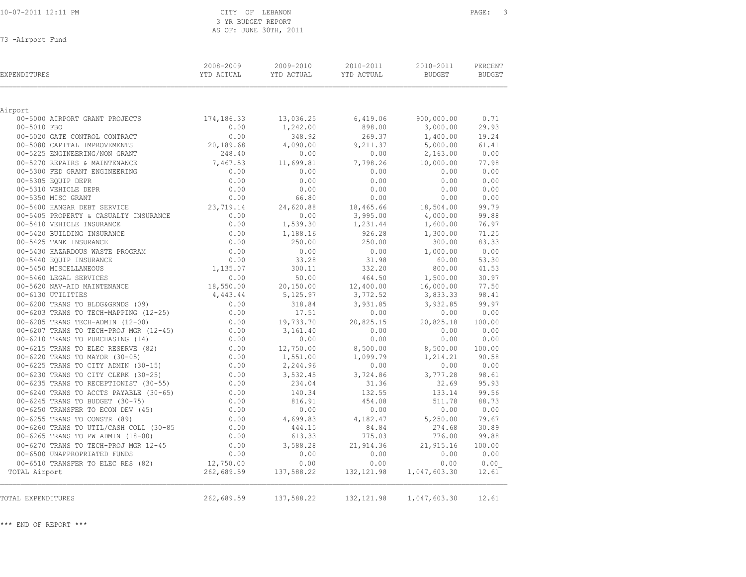CITY OF LEBANON
3 YR BUDGET REPORT
AS OF: JUNE 30TH, 2011

73 -Airport Fund

| EXPENDITURES | 2008-2009 YTD ACTUAL | 2009-2010 YTD ACTUAL | 2010-2011 YTD ACTUAL | 2010-2011 BUDGET | PERCENT BUDGET |
|---|---|---|---|---|---|
| **Airport** | | | | | |
| 00-5000 AIRPORT GRANT PROJECTS | 174,186.33 | 13,036.25 | 6,419.06 | 900,000.00 | 0.71 |
| 00-5010 FBO | 0.00 | 1,242.00 | 898.00 | 3,000.00 | 29.93 |
| 00-5020 GATE CONTROL CONTRACT | 0.00 | 348.92 | 269.37 | 1,400.00 | 19.24 |
| 00-5080 CAPITAL IMPROVEMENTS | 20,189.68 | 4,090.00 | 9,211.37 | 15,000.00 | 61.41 |
| 00-5225 ENGINEERING/NON GRANT | 248.40 | 0.00 | 0.00 | 2,163.00 | 0.00 |
| 00-5270 REPAIRS & MAINTENANCE | 7,467.53 | 11,699.81 | 7,798.26 | 10,000.00 | 77.98 |
| 00-5300 FED GRANT ENGINEERING | 0.00 | 0.00 | 0.00 | 0.00 | 0.00 |
| 00-5305 EQUIP DEPR | 0.00 | 0.00 | 0.00 | 0.00 | 0.00 |
| 00-5310 VEHICLE DEPR | 0.00 | 0.00 | 0.00 | 0.00 | 0.00 |
| 00-5350 MISC GRANT | 0.00 | 66.80 | 0.00 | 0.00 | 0.00 |
| 00-5400 HANGAR DEBT SERVICE | 23,719.14 | 24,620.88 | 18,465.66 | 18,504.00 | 99.79 |
| 00-5405 PROPERTY & CASUALTY INSURANCE | 0.00 | 0.00 | 3,995.00 | 4,000.00 | 99.88 |
| 00-5410 VEHICLE INSURANCE | 0.00 | 1,539.30 | 1,231.44 | 1,600.00 | 76.97 |
| 00-5420 BUILDING INSURANCE | 0.00 | 1,188.16 | 926.28 | 1,300.00 | 71.25 |
| 00-5425 TANK INSURANCE | 0.00 | 250.00 | 250.00 | 300.00 | 83.33 |
| 00-5430 HAZARDOUS WASTE PROGRAM | 0.00 | 0.00 | 0.00 | 1,000.00 | 0.00 |
| 00-5440 EQUIP INSURANCE | 0.00 | 33.28 | 31.98 | 60.00 | 53.30 |
| 00-5450 MISCELLANEOUS | 1,135.07 | 300.11 | 332.20 | 800.00 | 41.53 |
| 00-5460 LEGAL SERVICES | 0.00 | 50.00 | 464.50 | 1,500.00 | 30.97 |
| 00-5620 NAV-AID MAINTENANCE | 18,550.00 | 20,150.00 | 12,400.00 | 16,000.00 | 77.50 |
| 00-6130 UTILITIES | 4,443.44 | 5,125.97 | 3,772.52 | 3,833.33 | 98.41 |
| 00-6200 TRANS TO BLDG&GRNDS (09) | 0.00 | 318.84 | 3,931.85 | 3,932.85 | 99.97 |
| 00-6203 TRANS TO TECH-MAPPING (12-25) | 0.00 | 17.51 | 0.00 | 0.00 | 0.00 |
| 00-6205 TRANS TECH-ADMIN (12-00) | 0.00 | 19,733.70 | 20,825.15 | 20,825.18 | 100.00 |
| 00-6207 TRANS TO TECH-PROJ MGR (12-45) | 0.00 | 3,161.40 | 0.00 | 0.00 | 0.00 |
| 00-6210 TRANS TO PURCHASING (14) | 0.00 | 0.00 | 0.00 | 0.00 | 0.00 |
| 00-6215 TRANS TO ELEC RESERVE (82) | 0.00 | 12,750.00 | 8,500.00 | 8,500.00 | 100.00 |
| 00-6220 TRANS TO MAYOR (30-05) | 0.00 | 1,551.00 | 1,099.79 | 1,214.21 | 90.58 |
| 00-6225 TRANS TO CITY ADMIN (30-15) | 0.00 | 2,244.96 | 0.00 | 0.00 | 0.00 |
| 00-6230 TRANS TO CITY CLERK (30-25) | 0.00 | 3,532.45 | 3,724.86 | 3,777.28 | 98.61 |
| 00-6235 TRANS TO RECEPTIONIST (30-55) | 0.00 | 234.04 | 31.36 | 32.69 | 95.93 |
| 00-6240 TRANS TO ACCTS PAYABLE (30-65) | 0.00 | 140.34 | 132.55 | 133.14 | 99.56 |
| 00-6245 TRANS TO BUDGET (30-75) | 0.00 | 816.91 | 454.08 | 511.78 | 88.73 |
| 00-6250 TRANSFER TO ECON DEV (45) | 0.00 | 0.00 | 0.00 | 0.00 | 0.00 |
| 00-6255 TRANS TO CONSTR (89) | 0.00 | 4,699.83 | 4,182.47 | 5,250.00 | 79.67 |
| 00-6260 TRANS TO UTIL/CASH COLL (30-85 | 0.00 | 444.15 | 84.84 | 274.68 | 30.89 |
| 00-6265 TRANS TO PW ADMIN (18-00) | 0.00 | 613.33 | 775.03 | 776.00 | 99.88 |
| 00-6270 TRANS TO TECH-PROJ MGR 12-45 | 0.00 | 3,588.28 | 21,914.36 | 21,915.16 | 100.00 |
| 00-6500 UNAPPROPRIATED FUNDS | 0.00 | 0.00 | 0.00 | 0.00 | 0.00 |
| 00-6510 TRANSFER TO ELEC RES (82) | 12,750.00 | 0.00 | 0.00 | 0.00 | 0.00 |
| TOTAL Airport | 262,689.59 | 137,588.22 | 132,121.98 | 1,047,603.30 | 12.61 |
| TOTAL EXPENDITURES | 262,689.59 | 137,588.22 | 132,121.98 | 1,047,603.30 | 12.61 |

*** END OF REPORT ***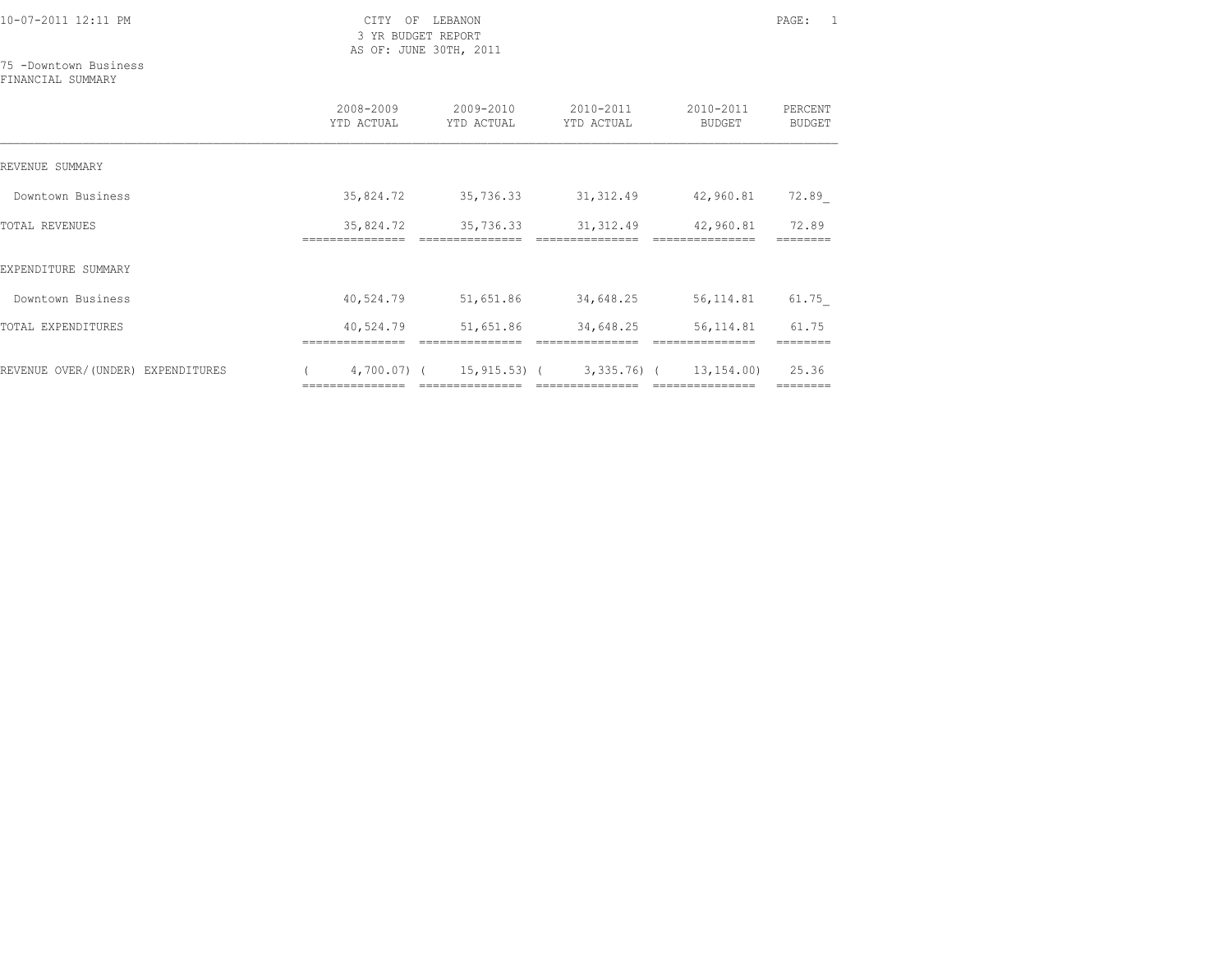10-07-2011 12:11 PM

CITY OF LEBANON
3 YR BUDGET REPORT
AS OF: JUNE 30TH, 2011

75 -Downtown Business
FINANCIAL SUMMARY

| | 2008-2009 YTD ACTUAL | 2009-2010 YTD ACTUAL | 2010-2011 YTD ACTUAL | 2010-2011 BUDGET | PERCENT BUDGET |
|---|---|---|---|---|---|
| REVENUE SUMMARY | | | | | |
| Downtown Business | 35,824.72 | 35,736.33 | 31,312.49 | 42,960.81 | 72.89 |
| TOTAL REVENUES | 35,824.72 | 35,736.33 | 31,312.49 | 42,960.81 | 72.89 |
| EXPENDITURE SUMMARY | | | | | |
| Downtown Business | 40,524.79 | 51,651.86 | 34,648.25 | 56,114.81 | 61.75 |
| TOTAL EXPENDITURES | 40,524.79 | 51,651.86 | 34,648.25 | 56,114.81 | 61.75 |
| REVENUE OVER/(UNDER) EXPENDITURES | ( 4,700.07) | ( 15,915.53) | ( 3,335.76) | ( 13,154.00) | 25.36 |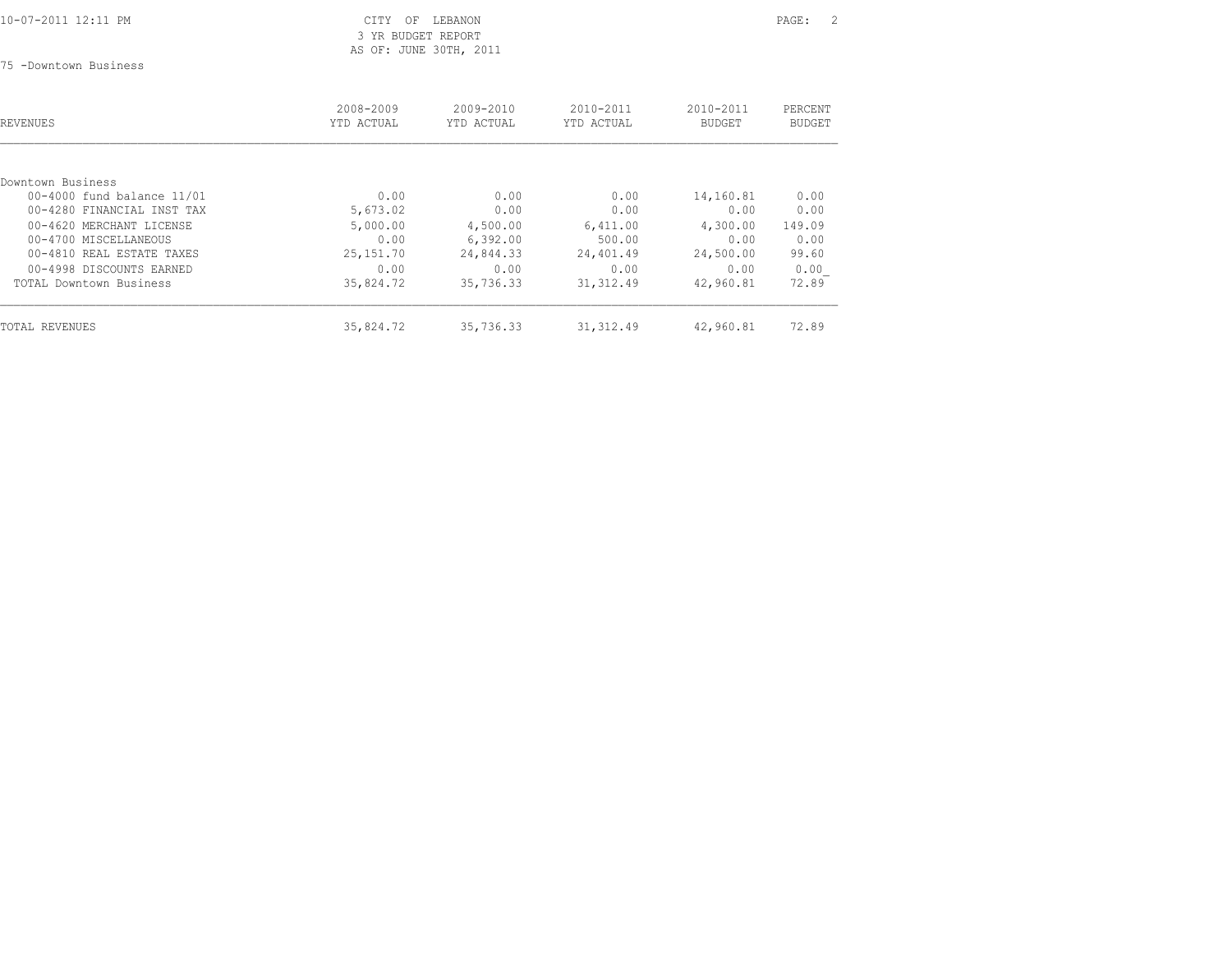CITY OF LEBANON
3 YR BUDGET REPORT
AS OF: JUNE 30TH, 2011

75 -Downtown Business

| REVENUES | 2008-2009 YTD ACTUAL | 2009-2010 YTD ACTUAL | 2010-2011 YTD ACTUAL | 2010-2011 BUDGET | PERCENT BUDGET |
|---|---|---|---|---|---|
| Downtown Business | | | | | |
| 00-4000 fund balance 11/01 | 0.00 | 0.00 | 0.00 | 14,160.81 | 0.00 |
| 00-4280 FINANCIAL INST TAX | 5,673.02 | 0.00 | 0.00 | 0.00 | 0.00 |
| 00-4620 MERCHANT LICENSE | 5,000.00 | 4,500.00 | 6,411.00 | 4,300.00 | 149.09 |
| 00-4700 MISCELLANEOUS | 0.00 | 6,392.00 | 500.00 | 0.00 | 0.00 |
| 00-4810 REAL ESTATE TAXES | 25,151.70 | 24,844.33 | 24,401.49 | 24,500.00 | 99.60 |
| 00-4998 DISCOUNTS EARNED | 0.00 | 0.00 | 0.00 | 0.00 | 0.00 |
| TOTAL Downtown Business | 35,824.72 | 35,736.33 | 31,312.49 | 42,960.81 | 72.89 |
| TOTAL REVENUES | 35,824.72 | 35,736.33 | 31,312.49 | 42,960.81 | 72.89 |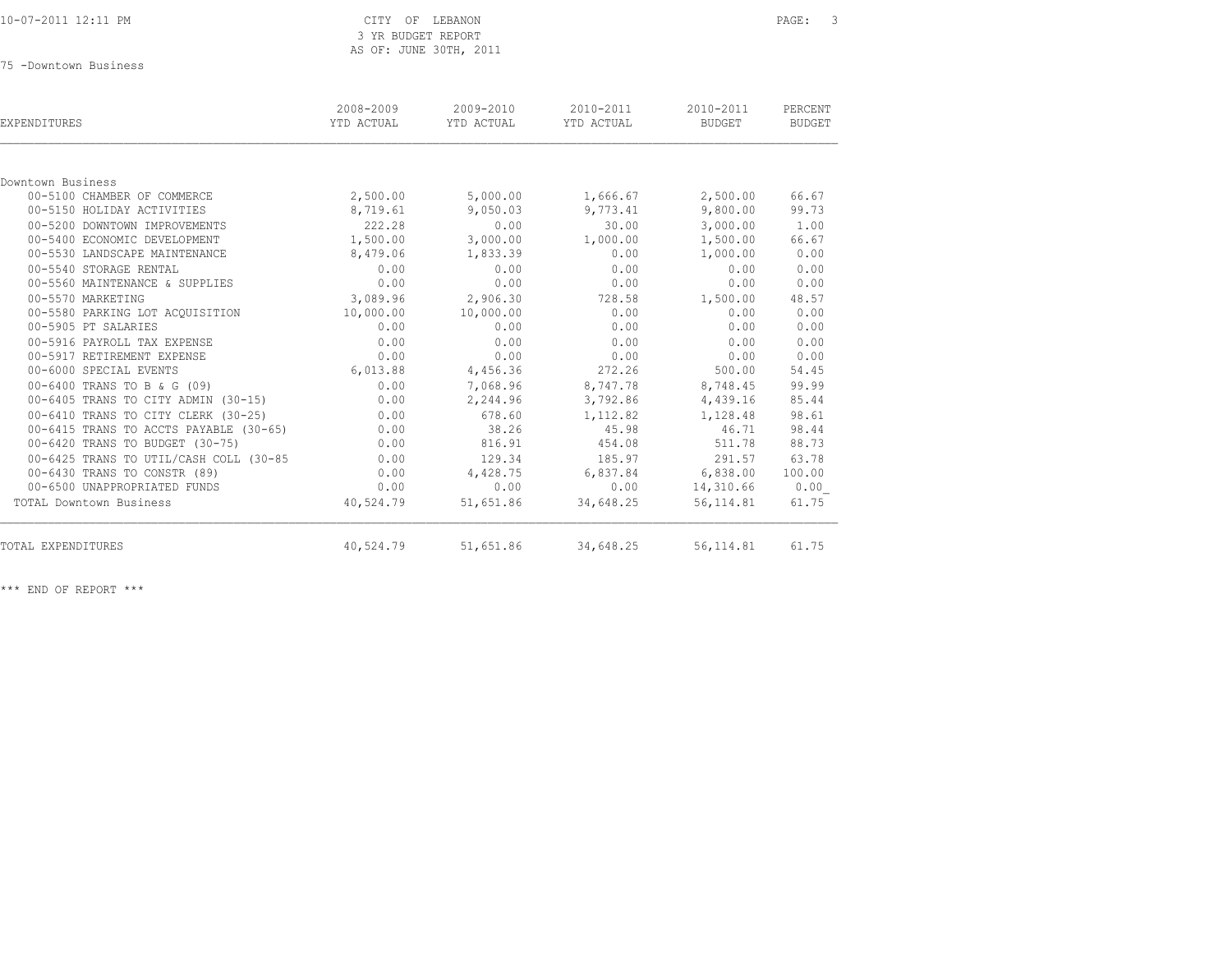CITY OF LEBANON
3 YR BUDGET REPORT
AS OF: JUNE 30TH, 2011

75 -Downtown Business

| EXPENDITURES | 2008-2009 YTD ACTUAL | 2009-2010 YTD ACTUAL | 2010-2011 YTD ACTUAL | 2010-2011 BUDGET | PERCENT BUDGET |
|---|---|---|---|---|---|
| Downtown Business | | | | | |
| 00-5100 CHAMBER OF COMMERCE | 2,500.00 | 5,000.00 | 1,666.67 | 2,500.00 | 66.67 |
| 00-5150 HOLIDAY ACTIVITIES | 8,719.61 | 9,050.03 | 9,773.41 | 9,800.00 | 99.73 |
| 00-5200 DOWNTOWN IMPROVEMENTS | 222.28 | 0.00 | 30.00 | 3,000.00 | 1.00 |
| 00-5400 ECONOMIC DEVELOPMENT | 1,500.00 | 3,000.00 | 1,000.00 | 1,500.00 | 66.67 |
| 00-5530 LANDSCAPE MAINTENANCE | 8,479.06 | 1,833.39 | 0.00 | 1,000.00 | 0.00 |
| 00-5540 STORAGE RENTAL | 0.00 | 0.00 | 0.00 | 0.00 | 0.00 |
| 00-5560 MAINTENANCE & SUPPLIES | 0.00 | 0.00 | 0.00 | 0.00 | 0.00 |
| 00-5570 MARKETING | 3,089.96 | 2,906.30 | 728.58 | 1,500.00 | 48.57 |
| 00-5580 PARKING LOT ACQUISITION | 10,000.00 | 10,000.00 | 0.00 | 0.00 | 0.00 |
| 00-5905 PT SALARIES | 0.00 | 0.00 | 0.00 | 0.00 | 0.00 |
| 00-5916 PAYROLL TAX EXPENSE | 0.00 | 0.00 | 0.00 | 0.00 | 0.00 |
| 00-5917 RETIREMENT EXPENSE | 0.00 | 0.00 | 0.00 | 0.00 | 0.00 |
| 00-6000 SPECIAL EVENTS | 6,013.88 | 4,456.36 | 272.26 | 500.00 | 54.45 |
| 00-6400 TRANS TO B & G (09) | 0.00 | 7,068.96 | 8,747.78 | 8,748.45 | 99.99 |
| 00-6405 TRANS TO CITY ADMIN (30-15) | 0.00 | 2,244.96 | 3,792.86 | 4,439.16 | 85.44 |
| 00-6410 TRANS TO CITY CLERK (30-25) | 0.00 | 678.60 | 1,112.82 | 1,128.48 | 98.61 |
| 00-6415 TRANS TO ACCTS PAYABLE (30-65) | 0.00 | 38.26 | 45.98 | 46.71 | 98.44 |
| 00-6420 TRANS TO BUDGET (30-75) | 0.00 | 816.91 | 454.08 | 511.78 | 88.73 |
| 00-6425 TRANS TO UTIL/CASH COLL (30-85 | 0.00 | 129.34 | 185.97 | 291.57 | 63.78 |
| 00-6430 TRANS TO CONSTR (89) | 0.00 | 4,428.75 | 6,837.84 | 6,838.00 | 100.00 |
| 00-6500 UNAPPROPRIATED FUNDS | 0.00 | 0.00 | 0.00 | 14,310.66 | 0.00 |
| TOTAL Downtown Business | 40,524.79 | 51,651.86 | 34,648.25 | 56,114.81 | 61.75 |
| TOTAL EXPENDITURES | 40,524.79 | 51,651.86 | 34,648.25 | 56,114.81 | 61.75 |

*** END OF REPORT ***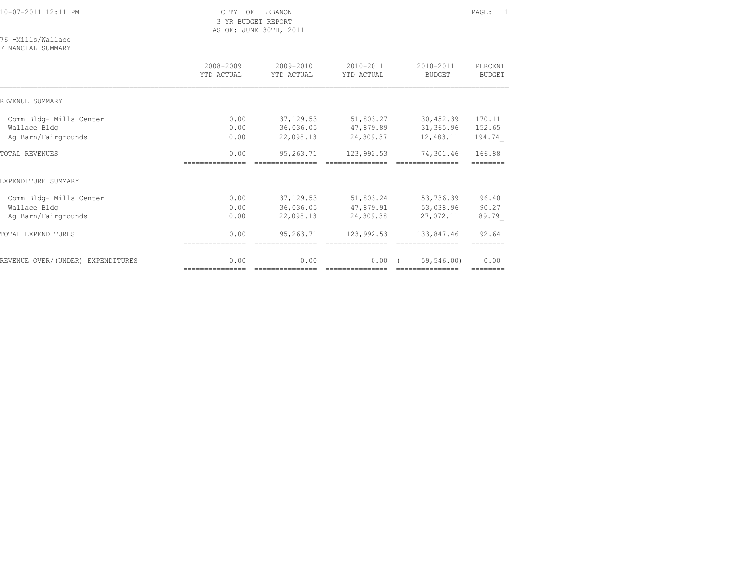CITY OF LEBANON
3 YR BUDGET REPORT
AS OF: JUNE 30TH, 2011

10-07-2011 12:11 PM

76 -Mills/Wallace
FINANCIAL SUMMARY

| | 2008-2009 YTD ACTUAL | 2009-2010 YTD ACTUAL | 2010-2011 YTD ACTUAL | 2010-2011 BUDGET | PERCENT BUDGET |
|---|---|---|---|---|---|
| REVENUE SUMMARY | | | | | |
| Comm Bldg- Mills Center | 0.00 | 37,129.53 | 51,803.27 | 30,452.39 | 170.11 |
| Wallace Bldg | 0.00 | 36,036.05 | 47,879.89 | 31,365.96 | 152.65 |
| Ag Barn/Fairgrounds | 0.00 | 22,098.13 | 24,309.37 | 12,483.11 | 194.74 |
| TOTAL REVENUES | 0.00 | 95,263.71 | 123,992.53 | 74,301.46 | 166.88 |
| EXPENDITURE SUMMARY | | | | | |
| Comm Bldg- Mills Center | 0.00 | 37,129.53 | 51,803.24 | 53,736.39 | 96.40 |
| Wallace Bldg | 0.00 | 36,036.05 | 47,879.91 | 53,038.96 | 90.27 |
| Ag Barn/Fairgrounds | 0.00 | 22,098.13 | 24,309.38 | 27,072.11 | 89.79 |
| TOTAL EXPENDITURES | 0.00 | 95,263.71 | 123,992.53 | 133,847.46 | 92.64 |
| REVENUE OVER/(UNDER) EXPENDITURES | 0.00 | 0.00 | 0.00 | ( 59,546.00) | 0.00 |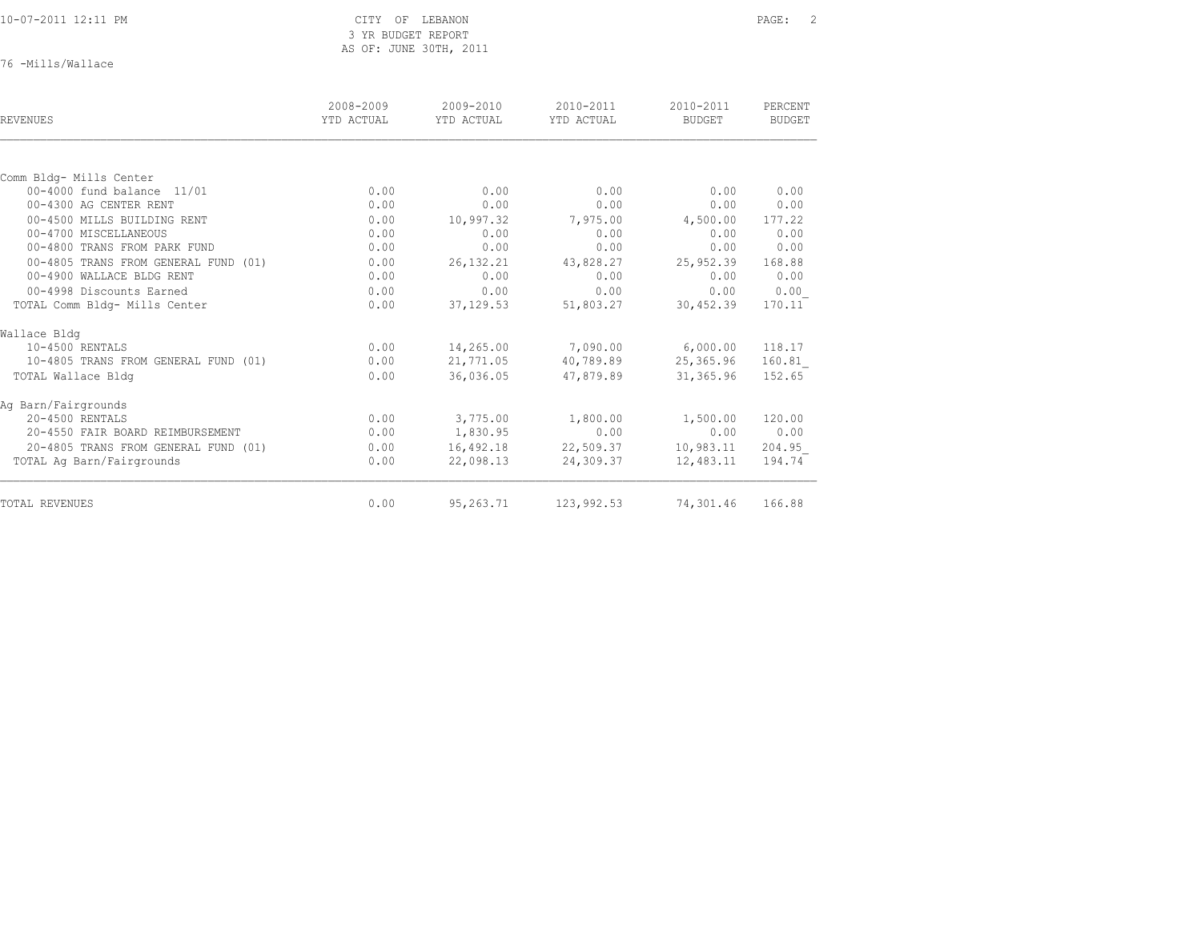# CITY OF LEBANON
## 3 YR BUDGET REPORT
### AS OF: JUNE 30TH, 2011

76 -Mills/Wallace

| REVENUES | 2008-2009 YTD ACTUAL | 2009-2010 YTD ACTUAL | 2010-2011 YTD ACTUAL | 2010-2011 BUDGET | PERCENT BUDGET |
|---|---|---|---|---|---|
| **Comm Bldg- Mills Center** | | | | | |
| 00-4000 fund balance 11/01 | 0.00 | 0.00 | 0.00 | 0.00 | 0.00 |
| 00-4300 AG CENTER RENT | 0.00 | 0.00 | 0.00 | 0.00 | 0.00 |
| 00-4500 MILLS BUILDING RENT | 0.00 | 10,997.32 | 7,975.00 | 4,500.00 | 177.22 |
| 00-4700 MISCELLANEOUS | 0.00 | 0.00 | 0.00 | 0.00 | 0.00 |
| 00-4800 TRANS FROM PARK FUND | 0.00 | 0.00 | 0.00 | 0.00 | 0.00 |
| 00-4805 TRANS FROM GENERAL FUND (01) | 0.00 | 26,132.21 | 43,828.27 | 25,952.39 | 168.88 |
| 00-4900 WALLACE BLDG RENT | 0.00 | 0.00 | 0.00 | 0.00 | 0.00 |
| 00-4998 Discounts Earned | 0.00 | 0.00 | 0.00 | 0.00 | 0.00 |
| TOTAL Comm Bldg- Mills Center | 0.00 | 37,129.53 | 51,803.27 | 30,452.39 | 170.11 |
| **Wallace Bldg** | | | | | |
| 10-4500 RENTALS | 0.00 | 14,265.00 | 7,090.00 | 6,000.00 | 118.17 |
| 10-4805 TRANS FROM GENERAL FUND (01) | 0.00 | 21,771.05 | 40,789.89 | 25,365.96 | 160.81 |
| TOTAL Wallace Bldg | 0.00 | 36,036.05 | 47,879.89 | 31,365.96 | 152.65 |
| **Ag Barn/Fairgrounds** | | | | | |
| 20-4500 RENTALS | 0.00 | 3,775.00 | 1,800.00 | 1,500.00 | 120.00 |
| 20-4550 FAIR BOARD REIMBURSEMENT | 0.00 | 1,830.95 | 0.00 | 0.00 | 0.00 |
| 20-4805 TRANS FROM GENERAL FUND (01) | 0.00 | 16,492.18 | 22,509.37 | 10,983.11 | 204.95 |
| TOTAL Ag Barn/Fairgrounds | 0.00 | 22,098.13 | 24,309.37 | 12,483.11 | 194.74 |
| TOTAL REVENUES | 0.00 | 95,263.71 | 123,992.53 | 74,301.46 | 166.88 |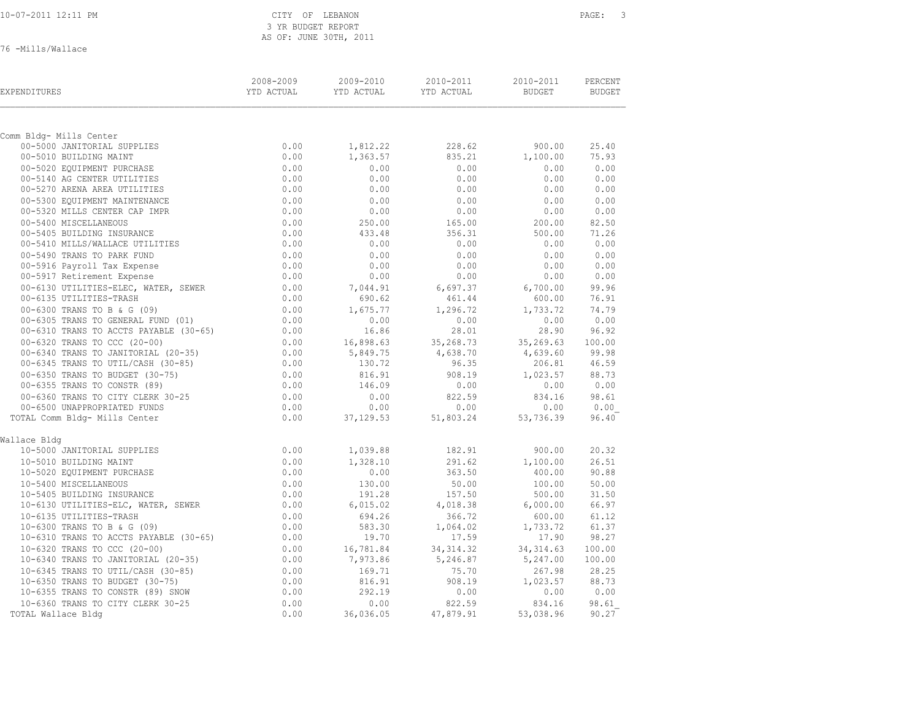CITY OF LEBANON
3 YR BUDGET REPORT
AS OF: JUNE 30TH, 2011

76 -Mills/Wallace

| EXPENDITURES | 2008-2009 YTD ACTUAL | 2009-2010 YTD ACTUAL | 2010-2011 YTD ACTUAL | 2010-2011 BUDGET | PERCENT BUDGET |
|---|---|---|---|---|---|
| **Comm Bldg- Mills Center** | | | | | |
| 00-5000 JANITORIAL SUPPLIES | 0.00 | 1,812.22 | 228.62 | 900.00 | 25.40 |
| 00-5010 BUILDING MAINT | 0.00 | 1,363.57 | 835.21 | 1,100.00 | 75.93 |
| 00-5020 EQUIPMENT PURCHASE | 0.00 | 0.00 | 0.00 | 0.00 | 0.00 |
| 00-5140 AG CENTER UTILITIES | 0.00 | 0.00 | 0.00 | 0.00 | 0.00 |
| 00-5270 ARENA AREA UTILITIES | 0.00 | 0.00 | 0.00 | 0.00 | 0.00 |
| 00-5300 EQUIPMENT MAINTENANCE | 0.00 | 0.00 | 0.00 | 0.00 | 0.00 |
| 00-5320 MILLS CENTER CAP IMPR | 0.00 | 0.00 | 0.00 | 0.00 | 0.00 |
| 00-5400 MISCELLANEOUS | 0.00 | 250.00 | 165.00 | 200.00 | 82.50 |
| 00-5405 BUILDING INSURANCE | 0.00 | 433.48 | 356.31 | 500.00 | 71.26 |
| 00-5410 MILLS/WALLACE UTILITIES | 0.00 | 0.00 | 0.00 | 0.00 | 0.00 |
| 00-5490 TRANS TO PARK FUND | 0.00 | 0.00 | 0.00 | 0.00 | 0.00 |
| 00-5916 Payroll Tax Expense | 0.00 | 0.00 | 0.00 | 0.00 | 0.00 |
| 00-5917 Retirement Expense | 0.00 | 0.00 | 0.00 | 0.00 | 0.00 |
| 00-6130 UTILITIES-ELEC, WATER, SEWER | 0.00 | 7,044.91 | 6,697.37 | 6,700.00 | 99.96 |
| 00-6135 UTILITIES-TRASH | 0.00 | 690.62 | 461.44 | 600.00 | 76.91 |
| 00-6300 TRANS TO B & G (09) | 0.00 | 1,675.77 | 1,296.72 | 1,733.72 | 74.79 |
| 00-6305 TRANS TO GENERAL FUND (01) | 0.00 | 0.00 | 0.00 | 0.00 | 0.00 |
| 00-6310 TRANS TO ACCTS PAYABLE (30-65) | 0.00 | 16.86 | 28.01 | 28.90 | 96.92 |
| 00-6320 TRANS TO CCC (20-00) | 0.00 | 16,898.63 | 35,268.73 | 35,269.63 | 100.00 |
| 00-6340 TRANS TO JANITORIAL (20-35) | 0.00 | 5,849.75 | 4,638.70 | 4,639.60 | 99.98 |
| 00-6345 TRANS TO UTIL/CASH (30-85) | 0.00 | 130.72 | 96.35 | 206.81 | 46.59 |
| 00-6350 TRANS TO BUDGET (30-75) | 0.00 | 816.91 | 908.19 | 1,023.57 | 88.73 |
| 00-6355 TRANS TO CONSTR (89) | 0.00 | 146.09 | 0.00 | 0.00 | 0.00 |
| 00-6360 TRANS TO CITY CLERK 30-25 | 0.00 | 0.00 | 822.59 | 834.16 | 98.61 |
| 00-6500 UNAPPROPRIATED FUNDS | 0.00 | 0.00 | 0.00 | 0.00 | 0.00 |
| TOTAL Comm Bldg- Mills Center | 0.00 | 37,129.53 | 51,803.24 | 53,736.39 | 96.40 |
| **Wallace Bldg** | | | | | |
| 10-5000 JANITORIAL SUPPLIES | 0.00 | 1,039.88 | 182.91 | 900.00 | 20.32 |
| 10-5010 BUILDING MAINT | 0.00 | 1,328.10 | 291.62 | 1,100.00 | 26.51 |
| 10-5020 EQUIPMENT PURCHASE | 0.00 | 0.00 | 363.50 | 400.00 | 90.88 |
| 10-5400 MISCELLANEOUS | 0.00 | 130.00 | 50.00 | 100.00 | 50.00 |
| 10-5405 BUILDING INSURANCE | 0.00 | 191.28 | 157.50 | 500.00 | 31.50 |
| 10-6130 UTILITIES-ELC, WATER, SEWER | 0.00 | 6,015.02 | 4,018.38 | 6,000.00 | 66.97 |
| 10-6135 UTILITIES-TRASH | 0.00 | 694.26 | 366.72 | 600.00 | 61.12 |
| 10-6300 TRANS TO B & G (09) | 0.00 | 583.30 | 1,064.02 | 1,733.72 | 61.37 |
| 10-6310 TRANS TO ACCTS PAYABLE (30-65) | 0.00 | 19.70 | 17.59 | 17.90 | 98.27 |
| 10-6320 TRANS TO CCC (20-00) | 0.00 | 16,781.84 | 34,314.32 | 34,314.63 | 100.00 |
| 10-6340 TRANS TO JANITORIAL (20-35) | 0.00 | 7,973.86 | 5,246.87 | 5,247.00 | 100.00 |
| 10-6345 TRANS TO UTIL/CASH (30-85) | 0.00 | 169.71 | 75.70 | 267.98 | 28.25 |
| 10-6350 TRANS TO BUDGET (30-75) | 0.00 | 816.91 | 908.19 | 1,023.57 | 88.73 |
| 10-6355 TRANS TO CONSTR (89) SNOW | 0.00 | 292.19 | 0.00 | 0.00 | 0.00 |
| 10-6360 TRANS TO CITY CLERK 30-25 | 0.00 | 0.00 | 822.59 | 834.16 | 98.61 |
| TOTAL Wallace Bldg | 0.00 | 36,036.05 | 47,879.91 | 53,038.96 | 90.27 |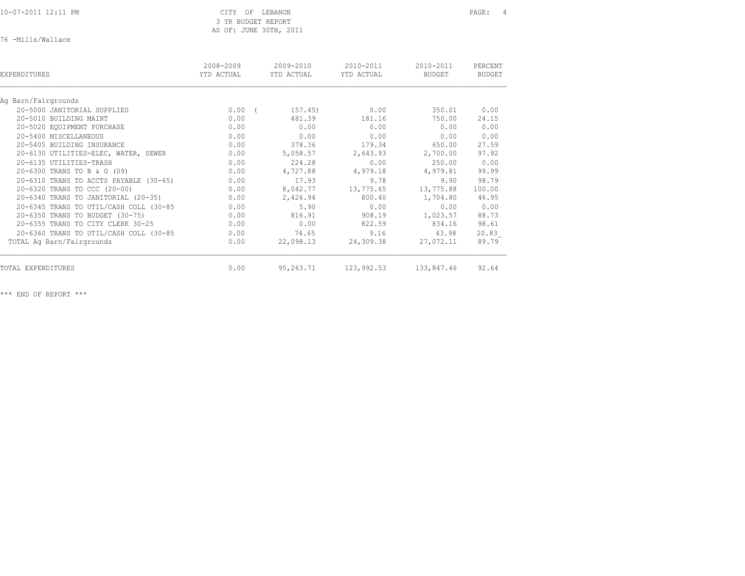CITY OF LEBANON
3 YR BUDGET REPORT
AS OF: JUNE 30TH, 2011

76 -Mills/Wallace

| EXPENDITURES | 2008-2009 YTD ACTUAL | 2009-2010 YTD ACTUAL | 2010-2011 YTD ACTUAL | 2010-2011 BUDGET | PERCENT BUDGET |
|---|---|---|---|---|---|
| Ag Barn/Fairgrounds | | | | | |
| 20-5000 JANITORIAL SUPPLIES | 0.00 | ( 157.45) | 0.00 | 350.01 | 0.00 |
| 20-5010 BUILDING MAINT | 0.00 | 481.39 | 181.16 | 750.00 | 24.15 |
| 20-5020 EQUIPMENT PURCHASE | 0.00 | 0.00 | 0.00 | 0.00 | 0.00 |
| 20-5400 MISCELLANEOUS | 0.00 | 0.00 | 0.00 | 0.00 | 0.00 |
| 20-5405 BUILDING INSURANCE | 0.00 | 378.36 | 179.34 | 650.00 | 27.59 |
| 20-6130 UTILITIES-ELEC, WATER, SEWER | 0.00 | 5,058.57 | 2,643.93 | 2,700.00 | 97.92 |
| 20-6135 UTILITIES-TRASH | 0.00 | 224.28 | 0.00 | 250.00 | 0.00 |
| 20-6300 TRANS TO B & G (09) | 0.00 | 4,727.88 | 4,979.18 | 4,979.81 | 99.99 |
| 20-6310 TRANS TO ACCTS PAYABLE (30-65) | 0.00 | 17.93 | 9.78 | 9.90 | 98.79 |
| 20-6320 TRANS TO CCC (20-00) | 0.00 | 8,042.77 | 13,775.65 | 13,775.88 | 100.00 |
| 20-6340 TRANS TO JANITORIAL (20-35) | 0.00 | 2,426.94 | 800.40 | 1,704.80 | 46.95 |
| 20-6345 TRANS TO UTIL/CASH COLL (30-85 | 0.00 | 5.90 | 0.00 | 0.00 | 0.00 |
| 20-6350 TRANS TO BUDGET (30-75) | 0.00 | 816.91 | 908.19 | 1,023.57 | 88.73 |
| 20-6355 TRANS TO CITY CLERK 30-25 | 0.00 | 0.00 | 822.59 | 834.16 | 98.61 |
| 20-6360 TRANS TO UTIL/CASH COLL (30-85 | 0.00 | 74.65 | 9.16 | 43.98 | 20.83 |
| TOTAL Ag Barn/Fairgrounds | 0.00 | 22,098.13 | 24,309.38 | 27,072.11 | 89.79 |
| TOTAL EXPENDITURES | 0.00 | 95,263.71 | 123,992.53 | 133,847.46 | 92.64 |

*** END OF REPORT ***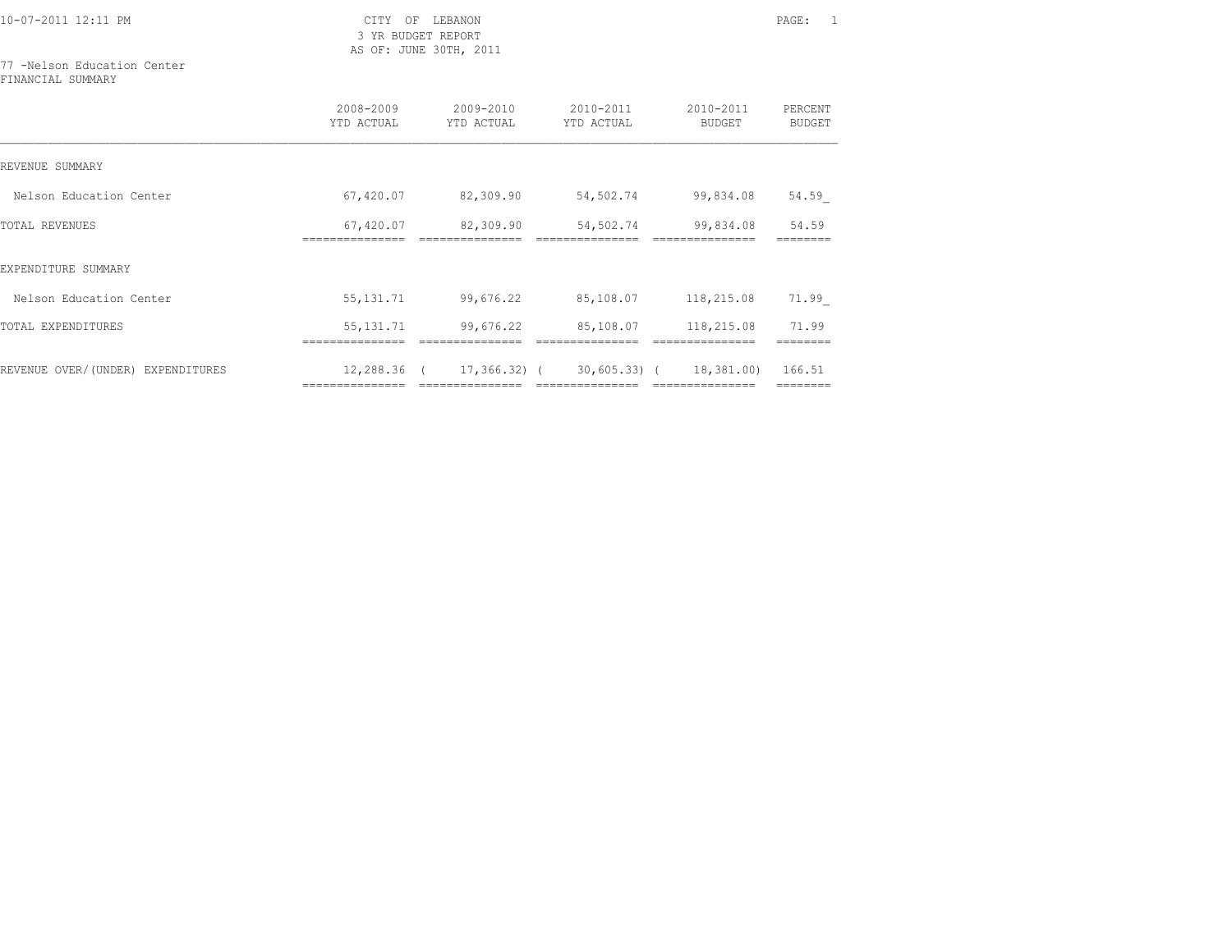CITY OF LEBANON
3 YR BUDGET REPORT
AS OF: JUNE 30TH, 2011

77 -Nelson Education Center
FINANCIAL SUMMARY

| | 2008-2009 YTD ACTUAL | 2009-2010 YTD ACTUAL | 2010-2011 YTD ACTUAL | 2010-2011 BUDGET | PERCENT BUDGET |
|---|---|---|---|---|---|
| REVENUE SUMMARY | | | | | |
| Nelson Education Center | 67,420.07 | 82,309.90 | 54,502.74 | 99,834.08 | 54.59 |
| TOTAL REVENUES | 67,420.07 | 82,309.90 | 54,502.74 | 99,834.08 | 54.59 |
| EXPENDITURE SUMMARY | | | | | |
| Nelson Education Center | 55,131.71 | 99,676.22 | 85,108.07 | 118,215.08 | 71.99 |
| TOTAL EXPENDITURES | 55,131.71 | 99,676.22 | 85,108.07 | 118,215.08 | 71.99 |
| REVENUE OVER/(UNDER) EXPENDITURES | 12,288.36 | ( 17,366.32) | ( 30,605.33) | ( 18,381.00) | 166.51 |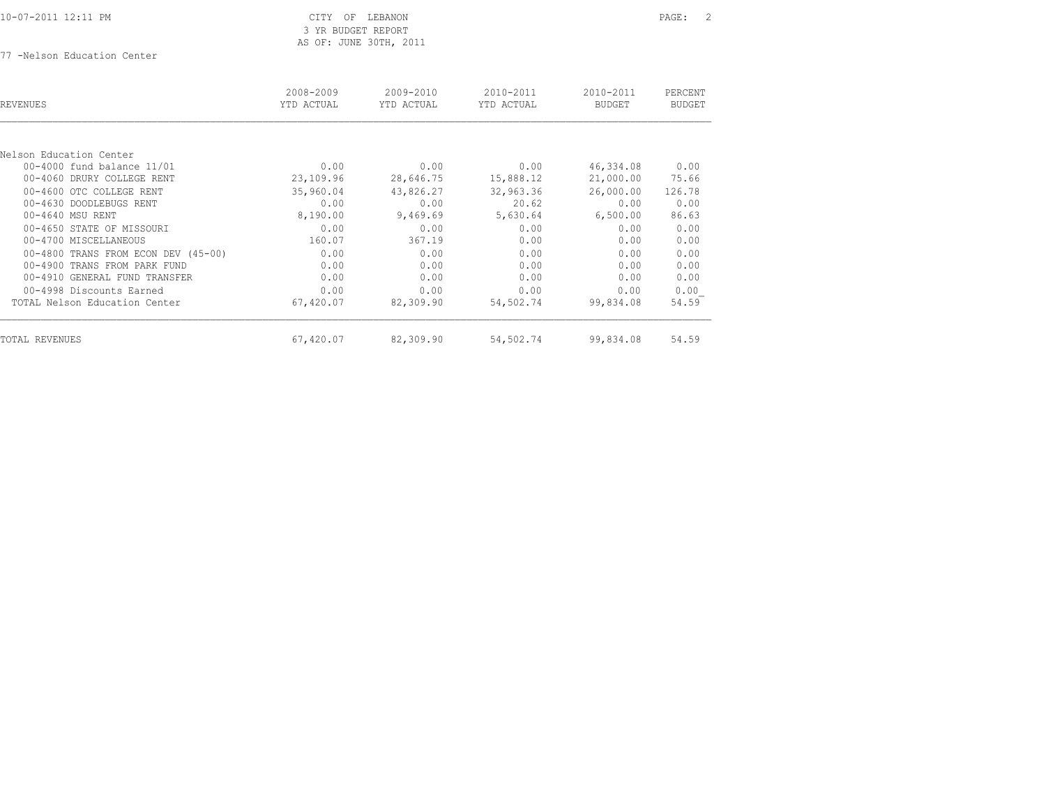CITY OF LEBANON
3 YR BUDGET REPORT
AS OF: JUNE 30TH, 2011

77 -Nelson Education Center

| REVENUES | 2008-2009 YTD ACTUAL | 2009-2010 YTD ACTUAL | 2010-2011 YTD ACTUAL | 2010-2011 BUDGET | PERCENT BUDGET |
|---|---|---|---|---|---|
| Nelson Education Center | | | | | |
| 00-4000 fund balance 11/01 | 0.00 | 0.00 | 0.00 | 46,334.08 | 0.00 |
| 00-4060 DRURY COLLEGE RENT | 23,109.96 | 28,646.75 | 15,888.12 | 21,000.00 | 75.66 |
| 00-4600 OTC COLLEGE RENT | 35,960.04 | 43,826.27 | 32,963.36 | 26,000.00 | 126.78 |
| 00-4630 DOODLEBUGS RENT | 0.00 | 0.00 | 20.62 | 0.00 | 0.00 |
| 00-4640 MSU RENT | 8,190.00 | 9,469.69 | 5,630.64 | 6,500.00 | 86.63 |
| 00-4650 STATE OF MISSOURI | 0.00 | 0.00 | 0.00 | 0.00 | 0.00 |
| 00-4700 MISCELLANEOUS | 160.07 | 367.19 | 0.00 | 0.00 | 0.00 |
| 00-4800 TRANS FROM ECON DEV (45-00) | 0.00 | 0.00 | 0.00 | 0.00 | 0.00 |
| 00-4900 TRANS FROM PARK FUND | 0.00 | 0.00 | 0.00 | 0.00 | 0.00 |
| 00-4910 GENERAL FUND TRANSFER | 0.00 | 0.00 | 0.00 | 0.00 | 0.00 |
| 00-4998 Discounts Earned | 0.00 | 0.00 | 0.00 | 0.00 | 0.00 |
| TOTAL Nelson Education Center | 67,420.07 | 82,309.90 | 54,502.74 | 99,834.08 | 54.59 |
| TOTAL REVENUES | 67,420.07 | 82,309.90 | 54,502.74 | 99,834.08 | 54.59 |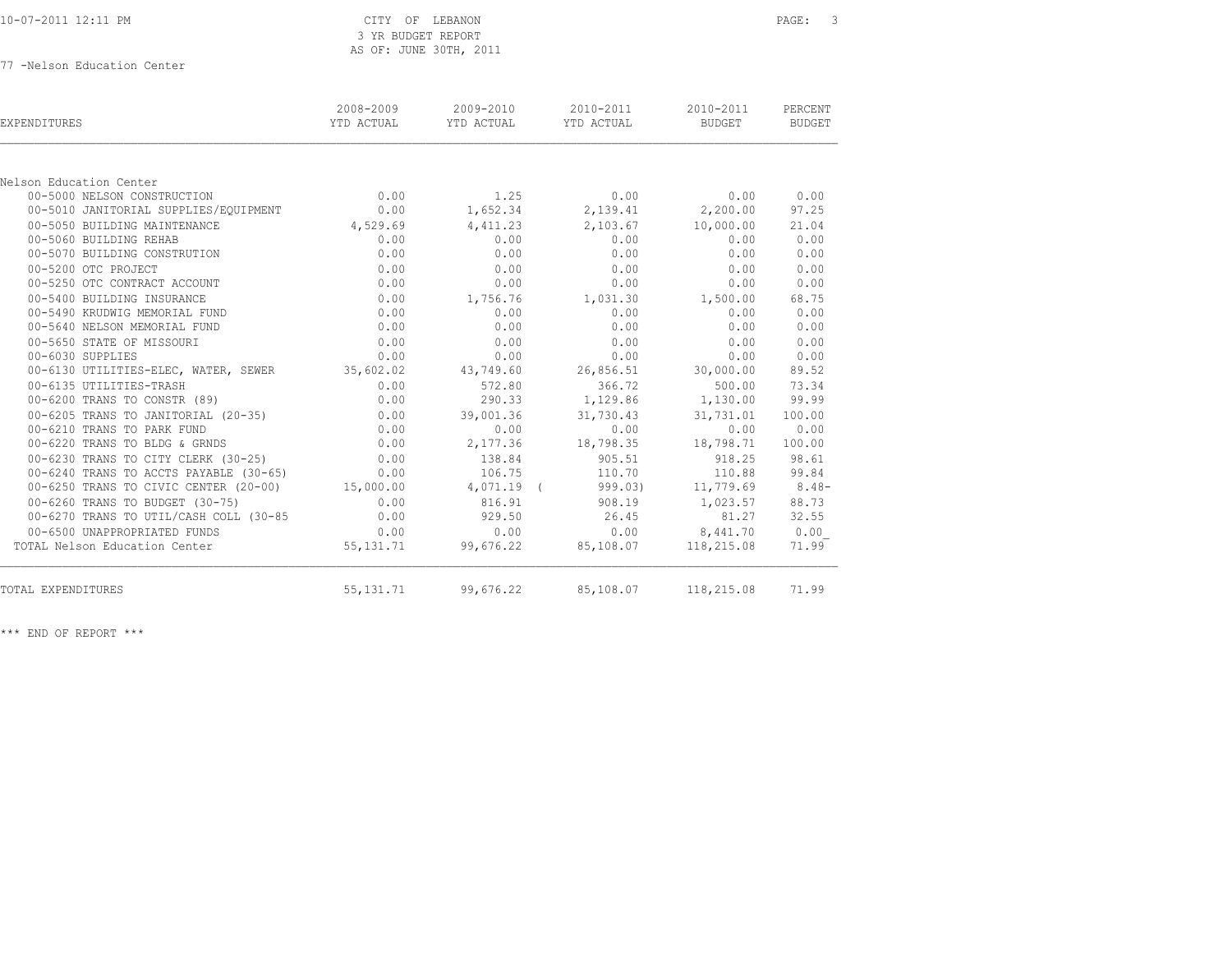10-07-2011 12:11 PM

CITY OF LEBANON
3 YR BUDGET REPORT
AS OF: JUNE 30TH, 2011

77 -Nelson Education Center

| EXPENDITURES | 2008-2009 YTD ACTUAL | 2009-2010 YTD ACTUAL | 2010-2011 YTD ACTUAL | 2010-2011 BUDGET | PERCENT BUDGET |
|---|---|---|---|---|---|
| Nelson Education Center | | | | | |
| 00-5000 NELSON CONSTRUCTION | 0.00 | 1.25 | 0.00 | 0.00 | 0.00 |
| 00-5010 JANITORIAL SUPPLIES/EQUIPMENT | 0.00 | 1,652.34 | 2,139.41 | 2,200.00 | 97.25 |
| 00-5050 BUILDING MAINTENANCE | 4,529.69 | 4,411.23 | 2,103.67 | 10,000.00 | 21.04 |
| 00-5060 BUILDING REHAB | 0.00 | 0.00 | 0.00 | 0.00 | 0.00 |
| 00-5070 BUILDING CONSTRUTION | 0.00 | 0.00 | 0.00 | 0.00 | 0.00 |
| 00-5200 OTC PROJECT | 0.00 | 0.00 | 0.00 | 0.00 | 0.00 |
| 00-5250 OTC CONTRACT ACCOUNT | 0.00 | 0.00 | 0.00 | 0.00 | 0.00 |
| 00-5400 BUILDING INSURANCE | 0.00 | 1,756.76 | 1,031.30 | 1,500.00 | 68.75 |
| 00-5490 KRUDWIG MEMORIAL FUND | 0.00 | 0.00 | 0.00 | 0.00 | 0.00 |
| 00-5640 NELSON MEMORIAL FUND | 0.00 | 0.00 | 0.00 | 0.00 | 0.00 |
| 00-5650 STATE OF MISSOURI | 0.00 | 0.00 | 0.00 | 0.00 | 0.00 |
| 00-6030 SUPPLIES | 0.00 | 0.00 | 0.00 | 0.00 | 0.00 |
| 00-6130 UTILITIES-ELEC, WATER, SEWER | 35,602.02 | 43,749.60 | 26,856.51 | 30,000.00 | 89.52 |
| 00-6135 UTILITIES-TRASH | 0.00 | 572.80 | 366.72 | 500.00 | 73.34 |
| 00-6200 TRANS TO CONSTR (89) | 0.00 | 290.33 | 1,129.86 | 1,130.00 | 99.99 |
| 00-6205 TRANS TO JANITORIAL (20-35) | 0.00 | 39,001.36 | 31,730.43 | 31,731.01 | 100.00 |
| 00-6210 TRANS TO PARK FUND | 0.00 | 0.00 | 0.00 | 0.00 | 0.00 |
| 00-6220 TRANS TO BLDG & GRNDS | 0.00 | 2,177.36 | 18,798.35 | 18,798.71 | 100.00 |
| 00-6230 TRANS TO CITY CLERK (30-25) | 0.00 | 138.84 | 905.51 | 918.25 | 98.61 |
| 00-6240 TRANS TO ACCTS PAYABLE (30-65) | 0.00 | 106.75 | 110.70 | 110.88 | 99.84 |
| 00-6250 TRANS TO CIVIC CENTER (20-00) | 15,000.00 | 4,071.19 | ( 999.03) | 11,779.69 | 8.48- |
| 00-6260 TRANS TO BUDGET (30-75) | 0.00 | 816.91 | 908.19 | 1,023.57 | 88.73 |
| 00-6270 TRANS TO UTIL/CASH COLL (30-85 | 0.00 | 929.50 | 26.45 | 81.27 | 32.55 |
| 00-6500 UNAPPROPRIATED FUNDS | 0.00 | 0.00 | 0.00 | 8,441.70 | 0.00 |
| TOTAL Nelson Education Center | 55,131.71 | 99,676.22 | 85,108.07 | 118,215.08 | 71.99 |
| TOTAL EXPENDITURES | 55,131.71 | 99,676.22 | 85,108.07 | 118,215.08 | 71.99 |

\*\*\* END OF REPORT \*\*\*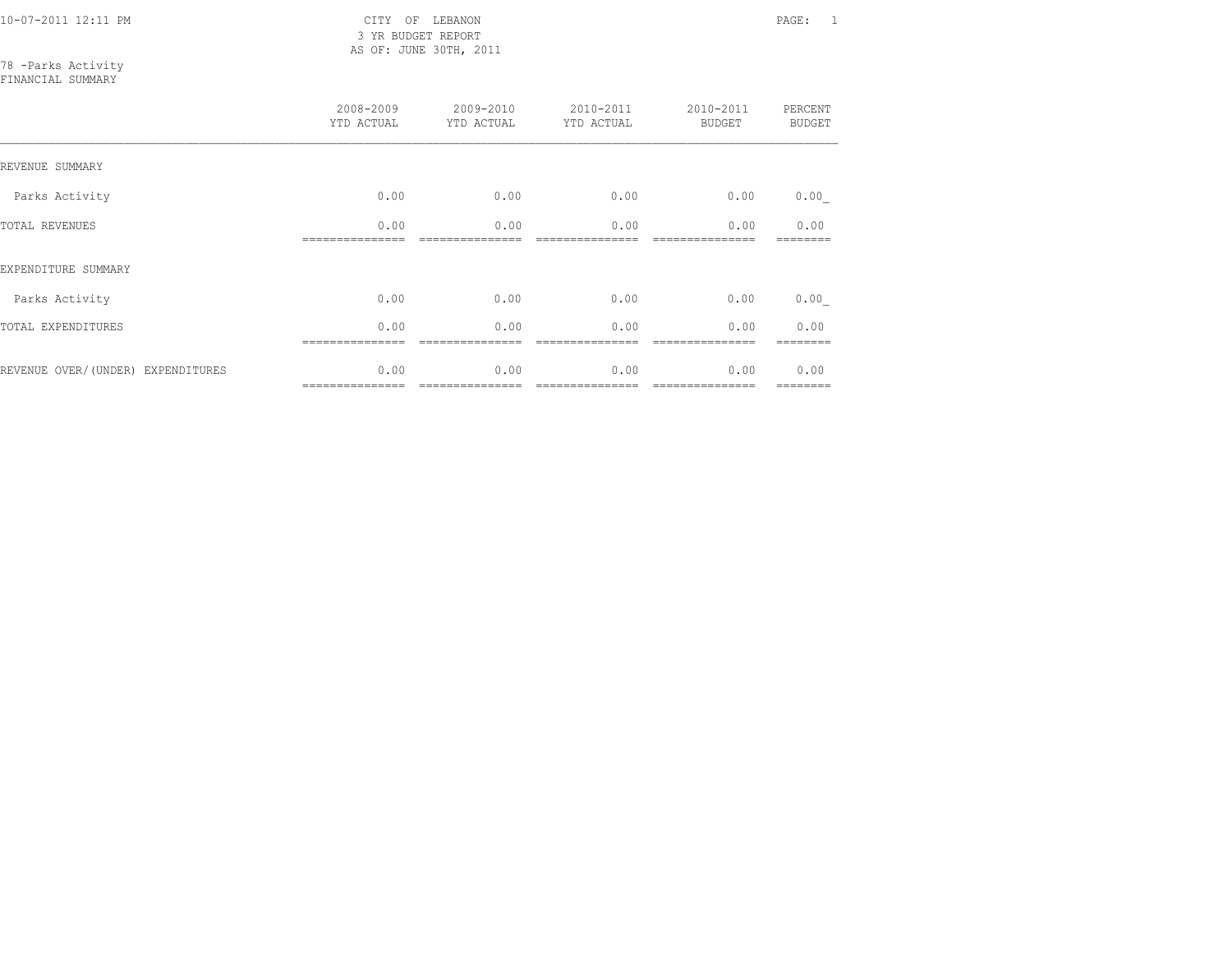10-07-2011 12:11 PM

CITY OF LEBANON
3 YR BUDGET REPORT
AS OF: JUNE 30TH, 2011

78 -Parks Activity
FINANCIAL SUMMARY

| | 2008-2009 YTD ACTUAL | 2009-2010 YTD ACTUAL | 2010-2011 YTD ACTUAL | 2010-2011 BUDGET | PERCENT BUDGET |
|---|---|---|---|---|---|
| REVENUE SUMMARY | | | | | |
| Parks Activity | 0.00 | 0.00 | 0.00 | 0.00 | 0.00 |
| TOTAL REVENUES | 0.00 | 0.00 | 0.00 | 0.00 | 0.00 |
| EXPENDITURE SUMMARY | | | | | |
| Parks Activity | 0.00 | 0.00 | 0.00 | 0.00 | 0.00 |
| TOTAL EXPENDITURES | 0.00 | 0.00 | 0.00 | 0.00 | 0.00 |
| REVENUE OVER/(UNDER) EXPENDITURES | 0.00 | 0.00 | 0.00 | 0.00 | 0.00 |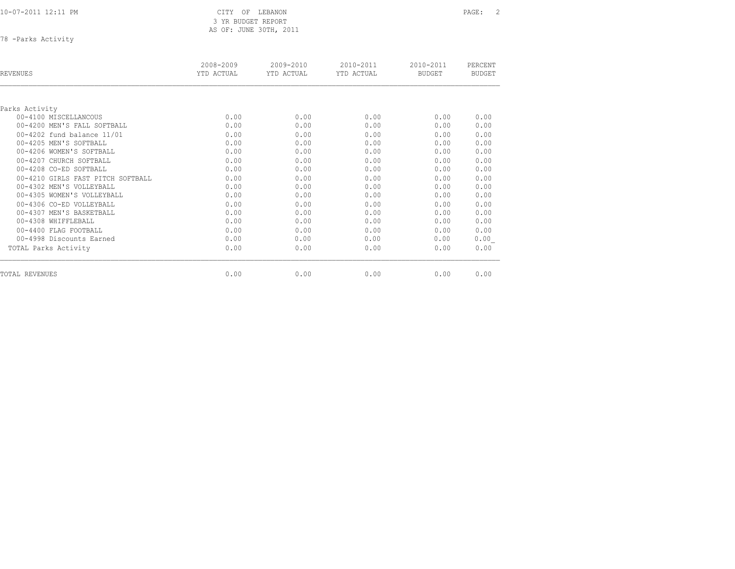CITY OF LEBANON
3 YR BUDGET REPORT
AS OF: JUNE 30TH, 2011

78 -Parks Activity

| REVENUES | 2008-2009 YTD ACTUAL | 2009-2010 YTD ACTUAL | 2010-2011 YTD ACTUAL | 2010-2011 BUDGET | PERCENT BUDGET |
|---|---|---|---|---|---|
| Parks Activity | | | | | |
| 00-4100 MISCELLANCOUS | 0.00 | 0.00 | 0.00 | 0.00 | 0.00 |
| 00-4200 MEN'S FALL SOFTBALL | 0.00 | 0.00 | 0.00 | 0.00 | 0.00 |
| 00-4202 fund balance 11/01 | 0.00 | 0.00 | 0.00 | 0.00 | 0.00 |
| 00-4205 MEN'S SOFTBALL | 0.00 | 0.00 | 0.00 | 0.00 | 0.00 |
| 00-4206 WOMEN'S SOFTBALL | 0.00 | 0.00 | 0.00 | 0.00 | 0.00 |
| 00-4207 CHURCH SOFTBALL | 0.00 | 0.00 | 0.00 | 0.00 | 0.00 |
| 00-4208 CO-ED SOFTBALL | 0.00 | 0.00 | 0.00 | 0.00 | 0.00 |
| 00-4210 GIRLS FAST PITCH SOFTBALL | 0.00 | 0.00 | 0.00 | 0.00 | 0.00 |
| 00-4302 MEN'S VOLLEYBALL | 0.00 | 0.00 | 0.00 | 0.00 | 0.00 |
| 00-4305 WOMEN'S VOLLEYBALL | 0.00 | 0.00 | 0.00 | 0.00 | 0.00 |
| 00-4306 CO-ED VOLLEYBALL | 0.00 | 0.00 | 0.00 | 0.00 | 0.00 |
| 00-4307 MEN'S BASKETBALL | 0.00 | 0.00 | 0.00 | 0.00 | 0.00 |
| 00-4308 WHIFFLEBALL | 0.00 | 0.00 | 0.00 | 0.00 | 0.00 |
| 00-4400 FLAG FOOTBALL | 0.00 | 0.00 | 0.00 | 0.00 | 0.00 |
| 00-4998 Discounts Earned | 0.00 | 0.00 | 0.00 | 0.00 | 0.00 |
| TOTAL Parks Activity | 0.00 | 0.00 | 0.00 | 0.00 | 0.00 |
| TOTAL REVENUES | 0.00 | 0.00 | 0.00 | 0.00 | 0.00 |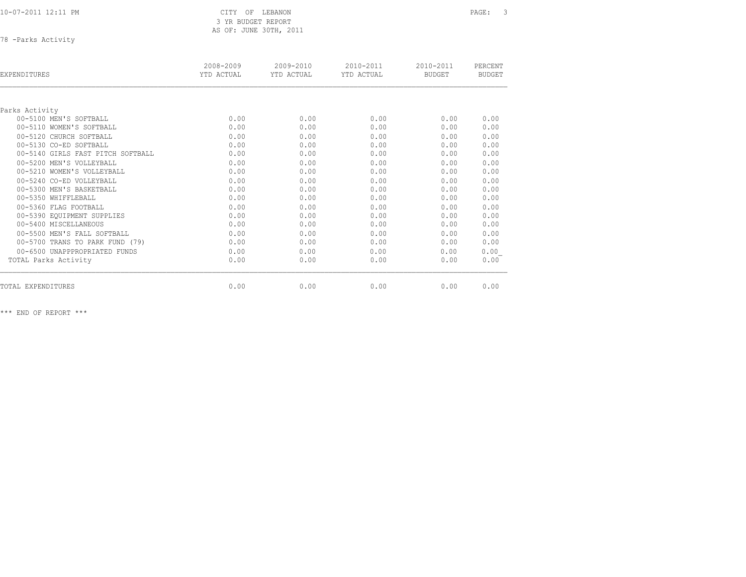CITY OF LEBANON
3 YR BUDGET REPORT
AS OF: JUNE 30TH, 2011

78 -Parks Activity

| EXPENDITURES | 2008-2009 YTD ACTUAL | 2009-2010 YTD ACTUAL | 2010-2011 YTD ACTUAL | 2010-2011 BUDGET | PERCENT BUDGET |
|---|---|---|---|---|---|
| Parks Activity | | | | | |
| 00-5100 MEN'S SOFTBALL | 0.00 | 0.00 | 0.00 | 0.00 | 0.00 |
| 00-5110 WOMEN'S SOFTBALL | 0.00 | 0.00 | 0.00 | 0.00 | 0.00 |
| 00-5120 CHURCH SOFTBALL | 0.00 | 0.00 | 0.00 | 0.00 | 0.00 |
| 00-5130 CO-ED SOFTBALL | 0.00 | 0.00 | 0.00 | 0.00 | 0.00 |
| 00-5140 GIRLS FAST PITCH SOFTBALL | 0.00 | 0.00 | 0.00 | 0.00 | 0.00 |
| 00-5200 MEN'S VOLLEYBALL | 0.00 | 0.00 | 0.00 | 0.00 | 0.00 |
| 00-5210 WOMEN'S VOLLEYBALL | 0.00 | 0.00 | 0.00 | 0.00 | 0.00 |
| 00-5240 CO-ED VOLLEYBALL | 0.00 | 0.00 | 0.00 | 0.00 | 0.00 |
| 00-5300 MEN'S BASKETBALL | 0.00 | 0.00 | 0.00 | 0.00 | 0.00 |
| 00-5350 WHIFFLEBALL | 0.00 | 0.00 | 0.00 | 0.00 | 0.00 |
| 00-5360 FLAG FOOTBALL | 0.00 | 0.00 | 0.00 | 0.00 | 0.00 |
| 00-5390 EQUIPMENT SUPPLIES | 0.00 | 0.00 | 0.00 | 0.00 | 0.00 |
| 00-5400 MISCELLANEOUS | 0.00 | 0.00 | 0.00 | 0.00 | 0.00 |
| 00-5500 MEN'S FALL SOFTBALL | 0.00 | 0.00 | 0.00 | 0.00 | 0.00 |
| 00-5700 TRANS TO PARK FUND (79) | 0.00 | 0.00 | 0.00 | 0.00 | 0.00 |
| 00-6500 UNAPPPROPRIATED FUNDS | 0.00 | 0.00 | 0.00 | 0.00 | 0.00 |
| TOTAL Parks Activity | 0.00 | 0.00 | 0.00 | 0.00 | 0.00 |
| TOTAL EXPENDITURES | 0.00 | 0.00 | 0.00 | 0.00 | 0.00 |

*** END OF REPORT ***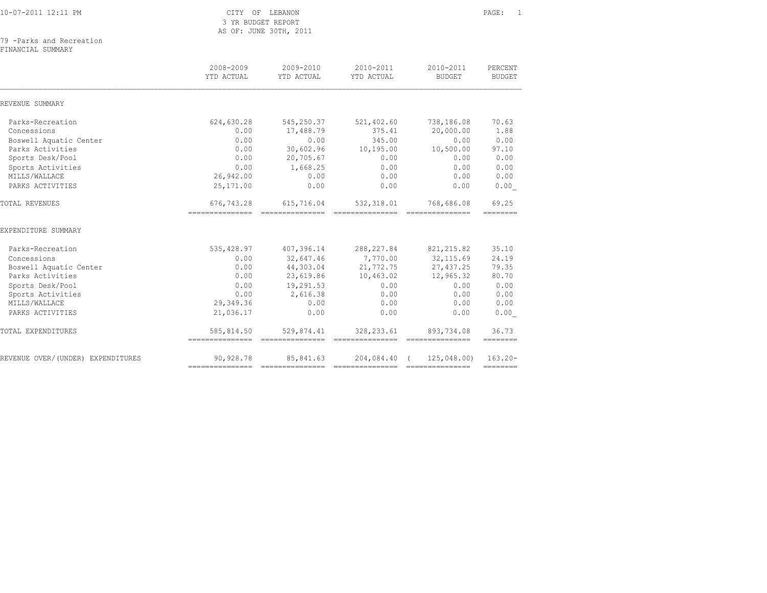10-07-2011 12:11 PM

CITY OF LEBANON
3 YR BUDGET REPORT
AS OF: JUNE 30TH, 2011

79 -Parks and Recreation
FINANCIAL SUMMARY

| | 2008-2009 YTD ACTUAL | 2009-2010 YTD ACTUAL | 2010-2011 YTD ACTUAL | 2010-2011 BUDGET | PERCENT BUDGET |
|---|---|---|---|---|---|
| **REVENUE SUMMARY** | | | | | |
| Parks-Recreation | 624,630.28 | 545,250.37 | 521,402.60 | 738,186.08 | 70.63 |
| Concessions | 0.00 | 17,488.79 | 375.41 | 20,000.00 | 1.88 |
| Boswell Aquatic Center | 0.00 | 0.00 | 345.00 | 0.00 | 0.00 |
| Parks Activities | 0.00 | 30,602.96 | 10,195.00 | 10,500.00 | 97.10 |
| Sports Desk/Pool | 0.00 | 20,705.67 | 0.00 | 0.00 | 0.00 |
| Sports Activities | 0.00 | 1,668.25 | 0.00 | 0.00 | 0.00 |
| MILLS/WALLACE | 26,942.00 | 0.00 | 0.00 | 0.00 | 0.00 |
| PARKS ACTIVITIES | 25,171.00 | 0.00 | 0.00 | 0.00 | 0.00 |
| TOTAL REVENUES | 676,743.28 | 615,716.04 | 532,318.01 | 768,686.08 | 69.25 |
| **EXPENDITURE SUMMARY** | | | | | |
| Parks-Recreation | 535,428.97 | 407,396.14 | 288,227.84 | 821,215.82 | 35.10 |
| Concessions | 0.00 | 32,647.46 | 7,770.00 | 32,115.69 | 24.19 |
| Boswell Aquatic Center | 0.00 | 44,303.04 | 21,772.75 | 27,437.25 | 79.35 |
| Parks Activities | 0.00 | 23,619.86 | 10,463.02 | 12,965.32 | 80.70 |
| Sports Desk/Pool | 0.00 | 19,291.53 | 0.00 | 0.00 | 0.00 |
| Sports Activities | 0.00 | 2,616.38 | 0.00 | 0.00 | 0.00 |
| MILLS/WALLACE | 29,349.36 | 0.00 | 0.00 | 0.00 | 0.00 |
| PARKS ACTIVITIES | 21,036.17 | 0.00 | 0.00 | 0.00 | 0.00 |
| TOTAL EXPENDITURES | 585,814.50 | 529,874.41 | 328,233.61 | 893,734.08 | 36.73 |
| REVENUE OVER/(UNDER) EXPENDITURES | 90,928.78 | 85,841.63 | 204,084.40 | ( 125,048.00) | 163.20- |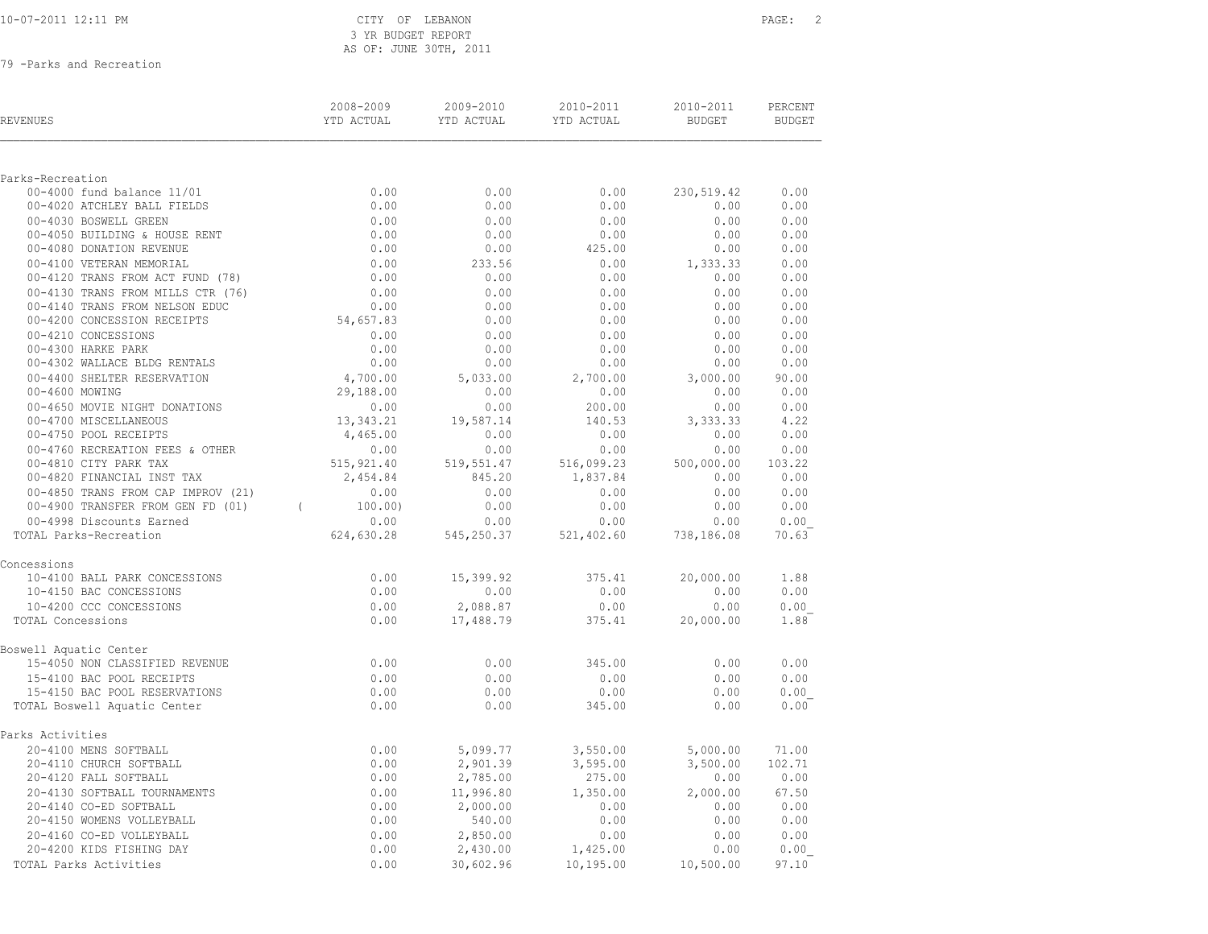CITY OF LEBANON
3 YR BUDGET REPORT
AS OF: JUNE 30TH, 2011

79 -Parks and Recreation

| REVENUES | 2008-2009 YTD ACTUAL | 2009-2010 YTD ACTUAL | 2010-2011 YTD ACTUAL | 2010-2011 BUDGET | PERCENT BUDGET |
|---|---|---|---|---|---|
| **Parks-Recreation** | | | | | |
| 00-4000 fund balance 11/01 | 0.00 | 0.00 | 0.00 | 230,519.42 | 0.00 |
| 00-4020 ATCHLEY BALL FIELDS | 0.00 | 0.00 | 0.00 | 0.00 | 0.00 |
| 00-4030 BOSWELL GREEN | 0.00 | 0.00 | 0.00 | 0.00 | 0.00 |
| 00-4050 BUILDING & HOUSE RENT | 0.00 | 0.00 | 0.00 | 0.00 | 0.00 |
| 00-4080 DONATION REVENUE | 0.00 | 0.00 | 425.00 | 0.00 | 0.00 |
| 00-4100 VETERAN MEMORIAL | 0.00 | 233.56 | 0.00 | 1,333.33 | 0.00 |
| 00-4120 TRANS FROM ACT FUND (78) | 0.00 | 0.00 | 0.00 | 0.00 | 0.00 |
| 00-4130 TRANS FROM MILLS CTR (76) | 0.00 | 0.00 | 0.00 | 0.00 | 0.00 |
| 00-4140 TRANS FROM NELSON EDUC | 0.00 | 0.00 | 0.00 | 0.00 | 0.00 |
| 00-4200 CONCESSION RECEIPTS | 54,657.83 | 0.00 | 0.00 | 0.00 | 0.00 |
| 00-4210 CONCESSIONS | 0.00 | 0.00 | 0.00 | 0.00 | 0.00 |
| 00-4300 HARKE PARK | 0.00 | 0.00 | 0.00 | 0.00 | 0.00 |
| 00-4302 WALLACE BLDG RENTALS | 0.00 | 0.00 | 0.00 | 0.00 | 0.00 |
| 00-4400 SHELTER RESERVATION | 4,700.00 | 5,033.00 | 2,700.00 | 3,000.00 | 90.00 |
| 00-4600 MOWING | 29,188.00 | 0.00 | 0.00 | 0.00 | 0.00 |
| 00-4650 MOVIE NIGHT DONATIONS | 0.00 | 0.00 | 200.00 | 0.00 | 0.00 |
| 00-4700 MISCELLANEOUS | 13,343.21 | 19,587.14 | 140.53 | 3,333.33 | 4.22 |
| 00-4750 POOL RECEIPTS | 4,465.00 | 0.00 | 0.00 | 0.00 | 0.00 |
| 00-4760 RECREATION FEES & OTHER | 0.00 | 0.00 | 0.00 | 0.00 | 0.00 |
| 00-4810 CITY PARK TAX | 515,921.40 | 519,551.47 | 516,099.23 | 500,000.00 | 103.22 |
| 00-4820 FINANCIAL INST TAX | 2,454.84 | 845.20 | 1,837.84 | 0.00 | 0.00 |
| 00-4850 TRANS FROM CAP IMPROV (21) | 0.00 | 0.00 | 0.00 | 0.00 | 0.00 |
| 00-4900 TRANSFER FROM GEN FD (01) | ( 100.00) | 0.00 | 0.00 | 0.00 | 0.00 |
| 00-4998 Discounts Earned | 0.00 | 0.00 | 0.00 | 0.00 | 0.00 |
| TOTAL Parks-Recreation | 624,630.28 | 545,250.37 | 521,402.60 | 738,186.08 | 70.63 |
| **Concessions** | | | | | |
| 10-4100 BALL PARK CONCESSIONS | 0.00 | 15,399.92 | 375.41 | 20,000.00 | 1.88 |
| 10-4150 BAC CONCESSIONS | 0.00 | 0.00 | 0.00 | 0.00 | 0.00 |
| 10-4200 CCC CONCESSIONS | 0.00 | 2,088.87 | 0.00 | 0.00 | 0.00 |
| TOTAL Concessions | 0.00 | 17,488.79 | 375.41 | 20,000.00 | 1.88 |
| **Boswell Aquatic Center** | | | | | |
| 15-4050 NON CLASSIFIED REVENUE | 0.00 | 0.00 | 345.00 | 0.00 | 0.00 |
| 15-4100 BAC POOL RECEIPTS | 0.00 | 0.00 | 0.00 | 0.00 | 0.00 |
| 15-4150 BAC POOL RESERVATIONS | 0.00 | 0.00 | 0.00 | 0.00 | 0.00 |
| TOTAL Boswell Aquatic Center | 0.00 | 0.00 | 345.00 | 0.00 | 0.00 |
| **Parks Activities** | | | | | |
| 20-4100 MENS SOFTBALL | 0.00 | 5,099.77 | 3,550.00 | 5,000.00 | 71.00 |
| 20-4110 CHURCH SOFTBALL | 0.00 | 2,901.39 | 3,595.00 | 3,500.00 | 102.71 |
| 20-4120 FALL SOFTBALL | 0.00 | 2,785.00 | 275.00 | 0.00 | 0.00 |
| 20-4130 SOFTBALL TOURNAMENTS | 0.00 | 11,996.80 | 1,350.00 | 2,000.00 | 67.50 |
| 20-4140 CO-ED SOFTBALL | 0.00 | 2,000.00 | 0.00 | 0.00 | 0.00 |
| 20-4150 WOMENS VOLLEYBALL | 0.00 | 540.00 | 0.00 | 0.00 | 0.00 |
| 20-4160 CO-ED VOLLEYBALL | 0.00 | 2,850.00 | 0.00 | 0.00 | 0.00 |
| 20-4200 KIDS FISHING DAY | 0.00 | 2,430.00 | 1,425.00 | 0.00 | 0.00 |
| TOTAL Parks Activities | 0.00 | 30,602.96 | 10,195.00 | 10,500.00 | 97.10 |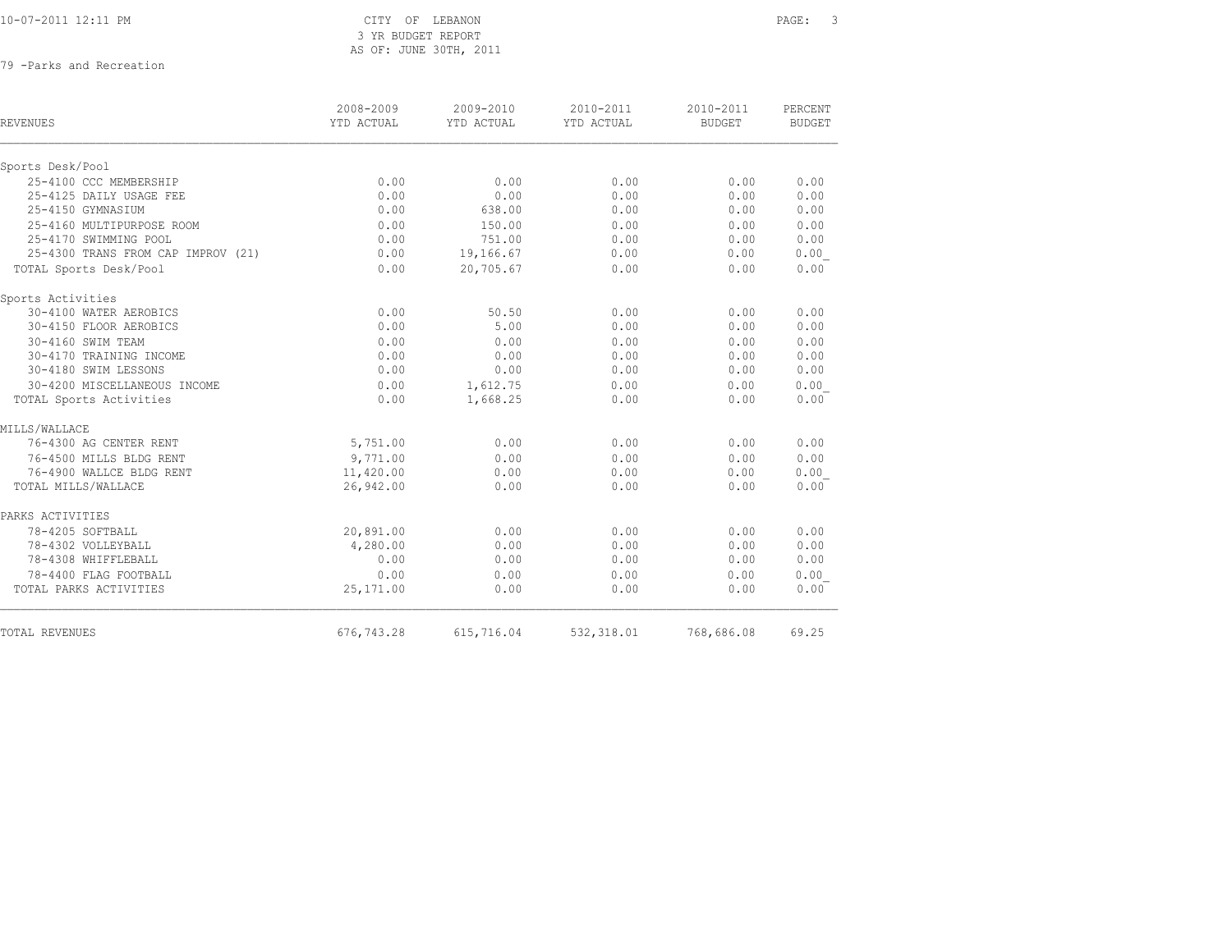CITY OF LEBANON
3 YR BUDGET REPORT
AS OF: JUNE 30TH, 2011

79 -Parks and Recreation

| REVENUES | 2008-2009 YTD ACTUAL | 2009-2010 YTD ACTUAL | 2010-2011 YTD ACTUAL | 2010-2011 BUDGET | PERCENT BUDGET |
|---|---|---|---|---|---|
| Sports Desk/Pool | | | | | |
| 25-4100 CCC MEMBERSHIP | 0.00 | 0.00 | 0.00 | 0.00 | 0.00 |
| 25-4125 DAILY USAGE FEE | 0.00 | 0.00 | 0.00 | 0.00 | 0.00 |
| 25-4150 GYMNASIUM | 0.00 | 638.00 | 0.00 | 0.00 | 0.00 |
| 25-4160 MULTIPURPOSE ROOM | 0.00 | 150.00 | 0.00 | 0.00 | 0.00 |
| 25-4170 SWIMMING POOL | 0.00 | 751.00 | 0.00 | 0.00 | 0.00 |
| 25-4300 TRANS FROM CAP IMPROV (21) | 0.00 | 19,166.67 | 0.00 | 0.00 | 0.00 |
| TOTAL Sports Desk/Pool | 0.00 | 20,705.67 | 0.00 | 0.00 | 0.00 |
| Sports Activities | | | | | |
| 30-4100 WATER AEROBICS | 0.00 | 50.50 | 0.00 | 0.00 | 0.00 |
| 30-4150 FLOOR AEROBICS | 0.00 | 5.00 | 0.00 | 0.00 | 0.00 |
| 30-4160 SWIM TEAM | 0.00 | 0.00 | 0.00 | 0.00 | 0.00 |
| 30-4170 TRAINING INCOME | 0.00 | 0.00 | 0.00 | 0.00 | 0.00 |
| 30-4180 SWIM LESSONS | 0.00 | 0.00 | 0.00 | 0.00 | 0.00 |
| 30-4200 MISCELLANEOUS INCOME | 0.00 | 1,612.75 | 0.00 | 0.00 | 0.00 |
| TOTAL Sports Activities | 0.00 | 1,668.25 | 0.00 | 0.00 | 0.00 |
| MILLS/WALLACE | | | | | |
| 76-4300 AG CENTER RENT | 5,751.00 | 0.00 | 0.00 | 0.00 | 0.00 |
| 76-4500 MILLS BLDG RENT | 9,771.00 | 0.00 | 0.00 | 0.00 | 0.00 |
| 76-4900 WALLCE BLDG RENT | 11,420.00 | 0.00 | 0.00 | 0.00 | 0.00 |
| TOTAL MILLS/WALLACE | 26,942.00 | 0.00 | 0.00 | 0.00 | 0.00 |
| PARKS ACTIVITIES | | | | | |
| 78-4205 SOFTBALL | 20,891.00 | 0.00 | 0.00 | 0.00 | 0.00 |
| 78-4302 VOLLEYBALL | 4,280.00 | 0.00 | 0.00 | 0.00 | 0.00 |
| 78-4308 WHIFFLEBALL | 0.00 | 0.00 | 0.00 | 0.00 | 0.00 |
| 78-4400 FLAG FOOTBALL | 0.00 | 0.00 | 0.00 | 0.00 | 0.00 |
| TOTAL PARKS ACTIVITIES | 25,171.00 | 0.00 | 0.00 | 0.00 | 0.00 |
| TOTAL REVENUES | 676,743.28 | 615,716.04 | 532,318.01 | 768,686.08 | 69.25 |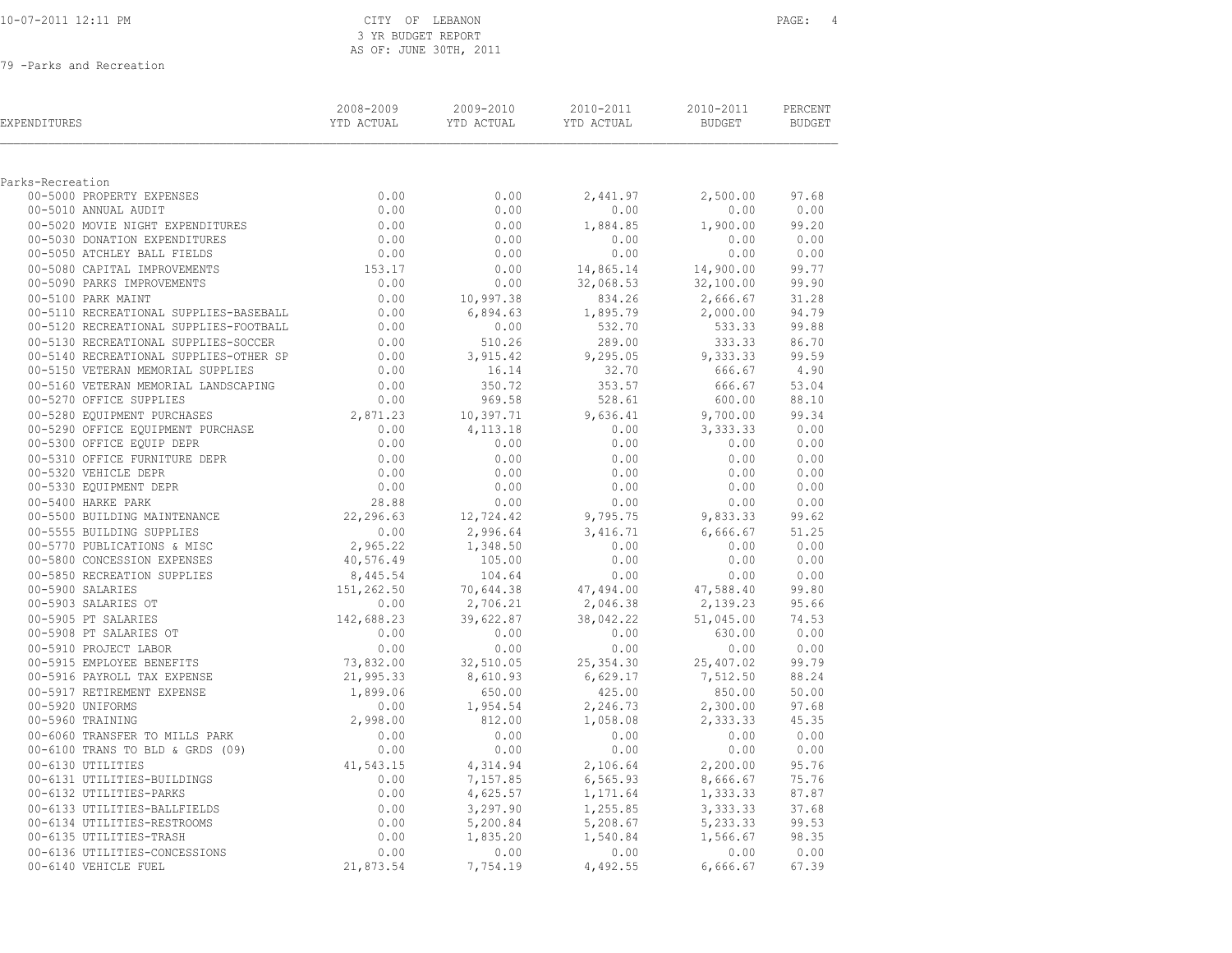10-07-2011 12:11 PM

CITY OF LEBANON
3 YR BUDGET REPORT
AS OF: JUNE 30TH, 2011

79 -Parks and Recreation

| EXPENDITURES | 2008-2009 YTD ACTUAL | 2009-2010 YTD ACTUAL | 2010-2011 YTD ACTUAL | 2010-2011 BUDGET | PERCENT BUDGET |
|---|---|---|---|---|---|
| Parks-Recreation | | | | | |
| 00-5000 PROPERTY EXPENSES | 0.00 | 0.00 | 2,441.97 | 2,500.00 | 97.68 |
| 00-5010 ANNUAL AUDIT | 0.00 | 0.00 | 0.00 | 0.00 | 0.00 |
| 00-5020 MOVIE NIGHT EXPENDITURES | 0.00 | 0.00 | 1,884.85 | 1,900.00 | 99.20 |
| 00-5030 DONATION EXPENDITURES | 0.00 | 0.00 | 0.00 | 0.00 | 0.00 |
| 00-5050 ATCHLEY BALL FIELDS | 0.00 | 0.00 | 0.00 | 0.00 | 0.00 |
| 00-5080 CAPITAL IMPROVEMENTS | 153.17 | 0.00 | 14,865.14 | 14,900.00 | 99.77 |
| 00-5090 PARKS IMPROVEMENTS | 0.00 | 0.00 | 32,068.53 | 32,100.00 | 99.90 |
| 00-5100 PARK MAINT | 0.00 | 10,997.38 | 834.26 | 2,666.67 | 31.28 |
| 00-5110 RECREATIONAL SUPPLIES-BASEBALL | 0.00 | 6,894.63 | 1,895.79 | 2,000.00 | 94.79 |
| 00-5120 RECREATIONAL SUPPLIES-FOOTBALL | 0.00 | 0.00 | 532.70 | 533.33 | 99.88 |
| 00-5130 RECREATIONAL SUPPLIES-SOCCER | 0.00 | 510.26 | 289.00 | 333.33 | 86.70 |
| 00-5140 RECREATIONAL SUPPLIES-OTHER SP | 0.00 | 3,915.42 | 9,295.05 | 9,333.33 | 99.59 |
| 00-5150 VETERAN MEMORIAL SUPPLIES | 0.00 | 16.14 | 32.70 | 666.67 | 4.90 |
| 00-5160 VETERAN MEMORIAL LANDSCAPING | 0.00 | 350.72 | 353.57 | 666.67 | 53.04 |
| 00-5270 OFFICE SUPPLIES | 0.00 | 969.58 | 528.61 | 600.00 | 88.10 |
| 00-5280 EQUIPMENT PURCHASES | 2,871.23 | 10,397.71 | 9,636.41 | 9,700.00 | 99.34 |
| 00-5290 OFFICE EQUIPMENT PURCHASE | 0.00 | 4,113.18 | 0.00 | 3,333.33 | 0.00 |
| 00-5300 OFFICE EQUIP DEPR | 0.00 | 0.00 | 0.00 | 0.00 | 0.00 |
| 00-5310 OFFICE FURNITURE DEPR | 0.00 | 0.00 | 0.00 | 0.00 | 0.00 |
| 00-5320 VEHICLE DEPR | 0.00 | 0.00 | 0.00 | 0.00 | 0.00 |
| 00-5330 EQUIPMENT DEPR | 0.00 | 0.00 | 0.00 | 0.00 | 0.00 |
| 00-5400 HARKE PARK | 28.88 | 0.00 | 0.00 | 0.00 | 0.00 |
| 00-5500 BUILDING MAINTENANCE | 22,296.63 | 12,724.42 | 9,795.75 | 9,833.33 | 99.62 |
| 00-5555 BUILDING SUPPLIES | 0.00 | 2,996.64 | 3,416.71 | 6,666.67 | 51.25 |
| 00-5770 PUBLICATIONS & MISC | 2,965.22 | 1,348.50 | 0.00 | 0.00 | 0.00 |
| 00-5800 CONCESSION EXPENSES | 40,576.49 | 105.00 | 0.00 | 0.00 | 0.00 |
| 00-5850 RECREATION SUPPLIES | 8,445.54 | 104.64 | 0.00 | 0.00 | 0.00 |
| 00-5900 SALARIES | 151,262.50 | 70,644.38 | 47,494.00 | 47,588.40 | 99.80 |
| 00-5903 SALARIES OT | 0.00 | 2,706.21 | 2,046.38 | 2,139.23 | 95.66 |
| 00-5905 PT SALARIES | 142,688.23 | 39,622.87 | 38,042.22 | 51,045.00 | 74.53 |
| 00-5908 PT SALARIES OT | 0.00 | 0.00 | 0.00 | 630.00 | 0.00 |
| 00-5910 PROJECT LABOR | 0.00 | 0.00 | 0.00 | 0.00 | 0.00 |
| 00-5915 EMPLOYEE BENEFITS | 73,832.00 | 32,510.05 | 25,354.30 | 25,407.02 | 99.79 |
| 00-5916 PAYROLL TAX EXPENSE | 21,995.33 | 8,610.93 | 6,629.17 | 7,512.50 | 88.24 |
| 00-5917 RETIREMENT EXPENSE | 1,899.06 | 650.00 | 425.00 | 850.00 | 50.00 |
| 00-5920 UNIFORMS | 0.00 | 1,954.54 | 2,246.73 | 2,300.00 | 97.68 |
| 00-5960 TRAINING | 2,998.00 | 812.00 | 1,058.08 | 2,333.33 | 45.35 |
| 00-6060 TRANSFER TO MILLS PARK | 0.00 | 0.00 | 0.00 | 0.00 | 0.00 |
| 00-6100 TRANS TO BLD & GRDS (09) | 0.00 | 0.00 | 0.00 | 0.00 | 0.00 |
| 00-6130 UTILITIES | 41,543.15 | 4,314.94 | 2,106.64 | 2,200.00 | 95.76 |
| 00-6131 UTILITIES-BUILDINGS | 0.00 | 7,157.85 | 6,565.93 | 8,666.67 | 75.76 |
| 00-6132 UTILITIES-PARKS | 0.00 | 4,625.57 | 1,171.64 | 1,333.33 | 87.87 |
| 00-6133 UTILITIES-BALLFIELDS | 0.00 | 3,297.90 | 1,255.85 | 3,333.33 | 37.68 |
| 00-6134 UTILITIES-RESTROOMS | 0.00 | 5,200.84 | 5,208.67 | 5,233.33 | 99.53 |
| 00-6135 UTILITIES-TRASH | 0.00 | 1,835.20 | 1,540.84 | 1,566.67 | 98.35 |
| 00-6136 UTILITIES-CONCESSIONS | 0.00 | 0.00 | 0.00 | 0.00 | 0.00 |
| 00-6140 VEHICLE FUEL | 21,873.54 | 7,754.19 | 4,492.55 | 6,666.67 | 67.39 |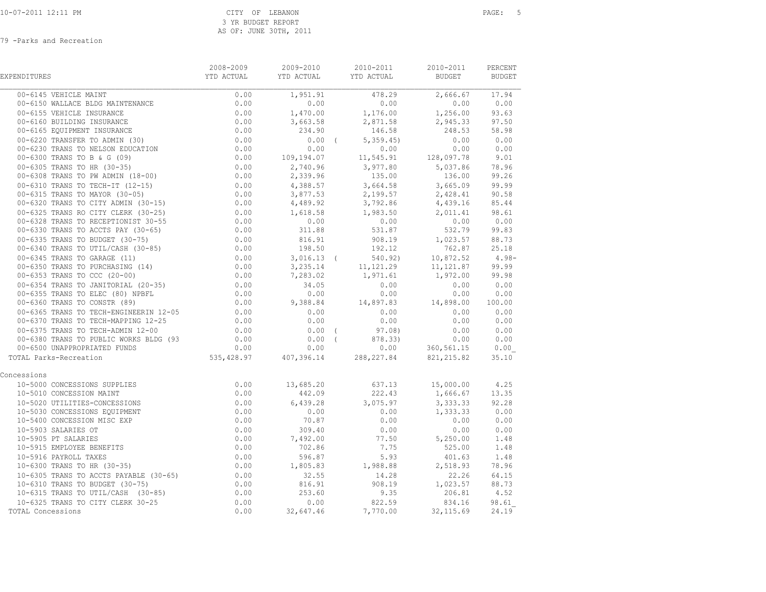CITY OF LEBANON
3 YR BUDGET REPORT
AS OF: JUNE 30TH, 2011

79 -Parks and Recreation

| EXPENDITURES | 2008-2009 YTD ACTUAL | 2009-2010 YTD ACTUAL | 2010-2011 YTD ACTUAL | 2010-2011 BUDGET | PERCENT BUDGET |
|---|---|---|---|---|---|
| 00-6145 VEHICLE MAINT | 0.00 | 1,951.91 | 478.29 | 2,666.67 | 17.94 |
| 00-6150 WALLACE BLDG MAINTENANCE | 0.00 | 0.00 | 0.00 | 0.00 | 0.00 |
| 00-6155 VEHICLE INSURANCE | 0.00 | 1,470.00 | 1,176.00 | 1,256.00 | 93.63 |
| 00-6160 BUILDING INSURANCE | 0.00 | 3,663.58 | 2,871.58 | 2,945.33 | 97.50 |
| 00-6165 EQUIPMENT INSURANCE | 0.00 | 234.90 | 146.58 | 248.53 | 58.98 |
| 00-6220 TRANSFER TO ADMIN (30) | 0.00 | 0.00 | ( 5,359.45) | 0.00 | 0.00 |
| 00-6230 TRANS TO NELSON EDUCATION | 0.00 | 0.00 | 0.00 | 0.00 | 0.00 |
| 00-6300 TRANS TO B & G (09) | 0.00 | 109,194.07 | 11,545.91 | 128,097.78 | 9.01 |
| 00-6305 TRANS TO HR (30-35) | 0.00 | 2,740.96 | 3,977.80 | 5,037.86 | 78.96 |
| 00-6308 TRANS TO PW ADMIN (18-00) | 0.00 | 2,339.96 | 135.00 | 136.00 | 99.26 |
| 00-6310 TRANS TO TECH-IT (12-15) | 0.00 | 4,388.57 | 3,664.58 | 3,665.09 | 99.99 |
| 00-6315 TRANS TO MAYOR (30-05) | 0.00 | 3,877.53 | 2,199.57 | 2,428.41 | 90.58 |
| 00-6320 TRANS TO CITY ADMIN (30-15) | 0.00 | 4,489.92 | 3,792.86 | 4,439.16 | 85.44 |
| 00-6325 TRANS RO CITY CLERK (30-25) | 0.00 | 1,618.58 | 1,983.50 | 2,011.41 | 98.61 |
| 00-6328 TRANS TO RECEPTIONIST 30-55 | 0.00 | 0.00 | 0.00 | 0.00 | 0.00 |
| 00-6330 TRANS TO ACCTS PAY (30-65) | 0.00 | 311.88 | 531.87 | 532.79 | 99.83 |
| 00-6335 TRANS TO BUDGET (30-75) | 0.00 | 816.91 | 908.19 | 1,023.57 | 88.73 |
| 00-6340 TRANS TO UTIL/CASH (30-85) | 0.00 | 198.50 | 192.12 | 762.87 | 25.18 |
| 00-6345 TRANS TO GARAGE (11) | 0.00 | 3,016.13 | ( 540.92) | 10,872.52 | 4.98- |
| 00-6350 TRANS TO PURCHASING (14) | 0.00 | 3,235.14 | 11,121.29 | 11,121.87 | 99.99 |
| 00-6353 TRANS TO CCC (20-00) | 0.00 | 7,283.02 | 1,971.61 | 1,972.00 | 99.98 |
| 00-6354 TRANS TO JANITORIAL (20-35) | 0.00 | 34.05 | 0.00 | 0.00 | 0.00 |
| 00-6355 TRANS TO ELEC (80) NPBFL | 0.00 | 0.00 | 0.00 | 0.00 | 0.00 |
| 00-6360 TRANS TO CONSTR (89) | 0.00 | 9,388.84 | 14,897.83 | 14,898.00 | 100.00 |
| 00-6365 TRANS TO TECH-ENGINEERIN 12-05 | 0.00 | 0.00 | 0.00 | 0.00 | 0.00 |
| 00-6370 TRANS TO TECH-MAPPING 12-25 | 0.00 | 0.00 | 0.00 | 0.00 | 0.00 |
| 00-6375 TRANS TO TECH-ADMIN 12-00 | 0.00 | 0.00 | ( 97.08) | 0.00 | 0.00 |
| 00-6380 TRANS TO PUBLIC WORKS BLDG (93 | 0.00 | 0.00 | ( 878.33) | 0.00 | 0.00 |
| 00-6500 UNAPPROPRIATED FUNDS | 0.00 | 0.00 | 0.00 | 360,561.15 | 0.00 |
| TOTAL Parks-Recreation | 535,428.97 | 407,396.14 | 288,227.84 | 821,215.82 | 35.10 |
| **Concessions** | | | | | |
| 10-5000 CONCESSIONS SUPPLIES | 0.00 | 13,685.20 | 637.13 | 15,000.00 | 4.25 |
| 10-5010 CONCESSION MAINT | 0.00 | 442.09 | 222.43 | 1,666.67 | 13.35 |
| 10-5020 UTILITIES-CONCESSIONS | 0.00 | 6,439.28 | 3,075.97 | 3,333.33 | 92.28 |
| 10-5030 CONCESSIONS EQUIPMENT | 0.00 | 0.00 | 0.00 | 1,333.33 | 0.00 |
| 10-5400 CONCESSION MISC EXP | 0.00 | 70.87 | 0.00 | 0.00 | 0.00 |
| 10-5903 SALARIES OT | 0.00 | 309.40 | 0.00 | 0.00 | 0.00 |
| 10-5905 PT SALARIES | 0.00 | 7,492.00 | 77.50 | 5,250.00 | 1.48 |
| 10-5915 EMPLOYEE BENEFITS | 0.00 | 702.86 | 7.75 | 525.00 | 1.48 |
| 10-5916 PAYROLL TAXES | 0.00 | 596.87 | 5.93 | 401.63 | 1.48 |
| 10-6300 TRANS TO HR (30-35) | 0.00 | 1,805.83 | 1,988.88 | 2,518.93 | 78.96 |
| 10-6305 TRANS TO ACCTS PAYABLE (30-65) | 0.00 | 32.55 | 14.28 | 22.26 | 64.15 |
| 10-6310 TRANS TO BUDGET (30-75) | 0.00 | 816.91 | 908.19 | 1,023.57 | 88.73 |
| 10-6315 TRANS TO UTIL/CASH (30-85) | 0.00 | 253.60 | 9.35 | 206.81 | 4.52 |
| 10-6325 TRANS TO CITY CLERK 30-25 | 0.00 | 0.00 | 822.59 | 834.16 | 98.61 |
| TOTAL Concessions | 0.00 | 32,647.46 | 7,770.00 | 32,115.69 | 24.19 |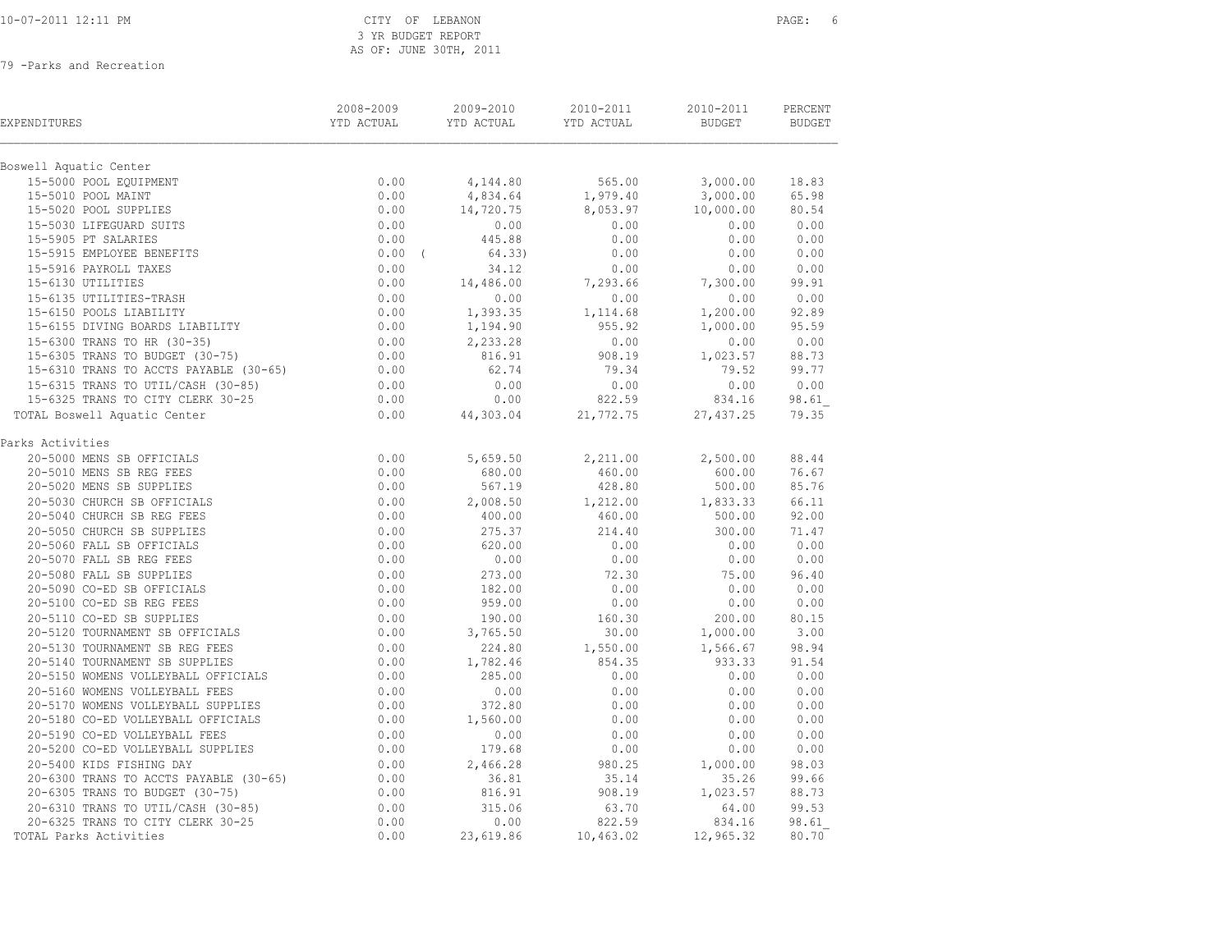CITY OF LEBANON
3 YR BUDGET REPORT
AS OF: JUNE 30TH, 2011

79 -Parks and Recreation

| EXPENDITURES | 2008-2009 YTD ACTUAL | 2009-2010 YTD ACTUAL | 2010-2011 YTD ACTUAL | 2010-2011 BUDGET | PERCENT BUDGET |
|---|---|---|---|---|---|
| **Boswell Aquatic Center** | | | | | |
| 15-5000 POOL EQUIPMENT | 0.00 | 4,144.80 | 565.00 | 3,000.00 | 18.83 |
| 15-5010 POOL MAINT | 0.00 | 4,834.64 | 1,979.40 | 3,000.00 | 65.98 |
| 15-5020 POOL SUPPLIES | 0.00 | 14,720.75 | 8,053.97 | 10,000.00 | 80.54 |
| 15-5030 LIFEGUARD SUITS | 0.00 | 0.00 | 0.00 | 0.00 | 0.00 |
| 15-5905 PT SALARIES | 0.00 | 445.88 | 0.00 | 0.00 | 0.00 |
| 15-5915 EMPLOYEE BENEFITS | 0.00 | ( 64.33) | 0.00 | 0.00 | 0.00 |
| 15-5916 PAYROLL TAXES | 0.00 | 34.12 | 0.00 | 0.00 | 0.00 |
| 15-6130 UTILITIES | 0.00 | 14,486.00 | 7,293.66 | 7,300.00 | 99.91 |
| 15-6135 UTILITIES-TRASH | 0.00 | 0.00 | 0.00 | 0.00 | 0.00 |
| 15-6150 POOLS LIABILITY | 0.00 | 1,393.35 | 1,114.68 | 1,200.00 | 92.89 |
| 15-6155 DIVING BOARDS LIABILITY | 0.00 | 1,194.90 | 955.92 | 1,000.00 | 95.59 |
| 15-6300 TRANS TO HR (30-35) | 0.00 | 2,233.28 | 0.00 | 0.00 | 0.00 |
| 15-6305 TRANS TO BUDGET (30-75) | 0.00 | 816.91 | 908.19 | 1,023.57 | 88.73 |
| 15-6310 TRANS TO ACCTS PAYABLE (30-65) | 0.00 | 62.74 | 79.34 | 79.52 | 99.77 |
| 15-6315 TRANS TO UTIL/CASH (30-85) | 0.00 | 0.00 | 0.00 | 0.00 | 0.00 |
| 15-6325 TRANS TO CITY CLERK 30-25 | 0.00 | 0.00 | 822.59 | 834.16 | 98.61 |
| TOTAL Boswell Aquatic Center | 0.00 | 44,303.04 | 21,772.75 | 27,437.25 | 79.35 |
| **Parks Activities** | | | | | |
| 20-5000 MENS SB OFFICIALS | 0.00 | 5,659.50 | 2,211.00 | 2,500.00 | 88.44 |
| 20-5010 MENS SB REG FEES | 0.00 | 680.00 | 460.00 | 600.00 | 76.67 |
| 20-5020 MENS SB SUPPLIES | 0.00 | 567.19 | 428.80 | 500.00 | 85.76 |
| 20-5030 CHURCH SB OFFICIALS | 0.00 | 2,008.50 | 1,212.00 | 1,833.33 | 66.11 |
| 20-5040 CHURCH SB REG FEES | 0.00 | 400.00 | 460.00 | 500.00 | 92.00 |
| 20-5050 CHURCH SB SUPPLIES | 0.00 | 275.37 | 214.40 | 300.00 | 71.47 |
| 20-5060 FALL SB OFFICIALS | 0.00 | 620.00 | 0.00 | 0.00 | 0.00 |
| 20-5070 FALL SB REG FEES | 0.00 | 0.00 | 0.00 | 0.00 | 0.00 |
| 20-5080 FALL SB SUPPLIES | 0.00 | 273.00 | 72.30 | 75.00 | 96.40 |
| 20-5090 CO-ED SB OFFICIALS | 0.00 | 182.00 | 0.00 | 0.00 | 0.00 |
| 20-5100 CO-ED SB REG FEES | 0.00 | 959.00 | 0.00 | 0.00 | 0.00 |
| 20-5110 CO-ED SB SUPPLIES | 0.00 | 190.00 | 160.30 | 200.00 | 80.15 |
| 20-5120 TOURNAMENT SB OFFICIALS | 0.00 | 3,765.50 | 30.00 | 1,000.00 | 3.00 |
| 20-5130 TOURNAMENT SB REG FEES | 0.00 | 224.80 | 1,550.00 | 1,566.67 | 98.94 |
| 20-5140 TOURNAMENT SB SUPPLIES | 0.00 | 1,782.46 | 854.35 | 933.33 | 91.54 |
| 20-5150 WOMENS VOLLEYBALL OFFICIALS | 0.00 | 285.00 | 0.00 | 0.00 | 0.00 |
| 20-5160 WOMENS VOLLEYBALL FEES | 0.00 | 0.00 | 0.00 | 0.00 | 0.00 |
| 20-5170 WOMENS VOLLEYBALL SUPPLIES | 0.00 | 372.80 | 0.00 | 0.00 | 0.00 |
| 20-5180 CO-ED VOLLEYBALL OFFICIALS | 0.00 | 1,560.00 | 0.00 | 0.00 | 0.00 |
| 20-5190 CO-ED VOLLEYBALL FEES | 0.00 | 0.00 | 0.00 | 0.00 | 0.00 |
| 20-5200 CO-ED VOLLEYBALL SUPPLIES | 0.00 | 179.68 | 0.00 | 0.00 | 0.00 |
| 20-5400 KIDS FISHING DAY | 0.00 | 2,466.28 | 980.25 | 1,000.00 | 98.03 |
| 20-6300 TRANS TO ACCTS PAYABLE (30-65) | 0.00 | 36.81 | 35.14 | 35.26 | 99.66 |
| 20-6305 TRANS TO BUDGET (30-75) | 0.00 | 816.91 | 908.19 | 1,023.57 | 88.73 |
| 20-6310 TRANS TO UTIL/CASH (30-85) | 0.00 | 315.06 | 63.70 | 64.00 | 99.53 |
| 20-6325 TRANS TO CITY CLERK 30-25 | 0.00 | 0.00 | 822.59 | 834.16 | 98.61 |
| TOTAL Parks Activities | 0.00 | 23,619.86 | 10,463.02 | 12,965.32 | 80.70 |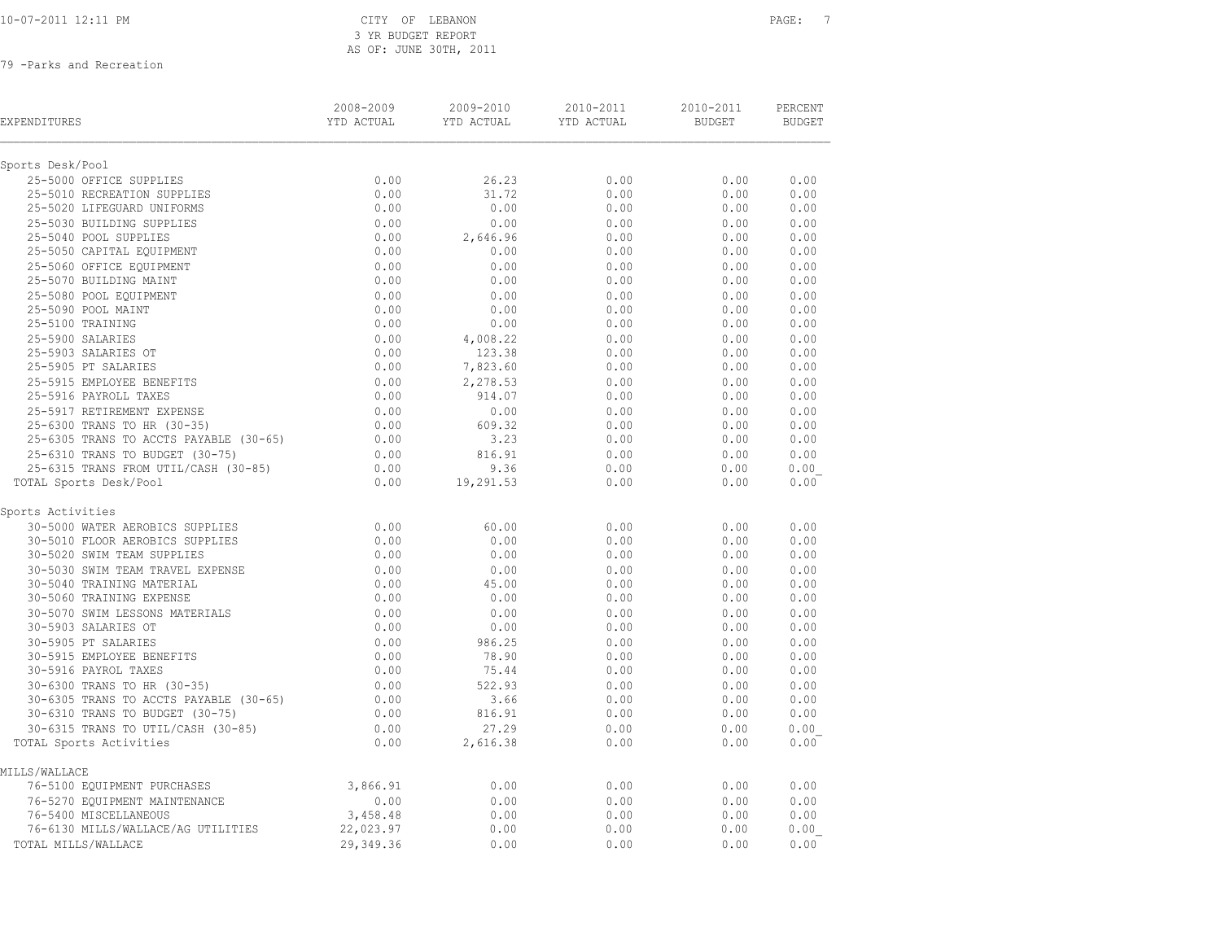CITY OF LEBANON
3 YR BUDGET REPORT
AS OF: JUNE 30TH, 2011

79 -Parks and Recreation

| EXPENDITURES | 2008-2009 YTD ACTUAL | 2009-2010 YTD ACTUAL | 2010-2011 YTD ACTUAL | 2010-2011 BUDGET | PERCENT BUDGET |
|---|---|---|---|---|---|
| **Sports Desk/Pool** | | | | | |
| 25-5000 OFFICE SUPPLIES | 0.00 | 26.23 | 0.00 | 0.00 | 0.00 |
| 25-5010 RECREATION SUPPLIES | 0.00 | 31.72 | 0.00 | 0.00 | 0.00 |
| 25-5020 LIFEGUARD UNIFORMS | 0.00 | 0.00 | 0.00 | 0.00 | 0.00 |
| 25-5030 BUILDING SUPPLIES | 0.00 | 0.00 | 0.00 | 0.00 | 0.00 |
| 25-5040 POOL SUPPLIES | 0.00 | 2,646.96 | 0.00 | 0.00 | 0.00 |
| 25-5050 CAPITAL EQUIPMENT | 0.00 | 0.00 | 0.00 | 0.00 | 0.00 |
| 25-5060 OFFICE EQUIPMENT | 0.00 | 0.00 | 0.00 | 0.00 | 0.00 |
| 25-5070 BUILDING MAINT | 0.00 | 0.00 | 0.00 | 0.00 | 0.00 |
| 25-5080 POOL EQUIPMENT | 0.00 | 0.00 | 0.00 | 0.00 | 0.00 |
| 25-5090 POOL MAINT | 0.00 | 0.00 | 0.00 | 0.00 | 0.00 |
| 25-5100 TRAINING | 0.00 | 0.00 | 0.00 | 0.00 | 0.00 |
| 25-5900 SALARIES | 0.00 | 4,008.22 | 0.00 | 0.00 | 0.00 |
| 25-5903 SALARIES OT | 0.00 | 123.38 | 0.00 | 0.00 | 0.00 |
| 25-5905 PT SALARIES | 0.00 | 7,823.60 | 0.00 | 0.00 | 0.00 |
| 25-5915 EMPLOYEE BENEFITS | 0.00 | 2,278.53 | 0.00 | 0.00 | 0.00 |
| 25-5916 PAYROLL TAXES | 0.00 | 914.07 | 0.00 | 0.00 | 0.00 |
| 25-5917 RETIREMENT EXPENSE | 0.00 | 0.00 | 0.00 | 0.00 | 0.00 |
| 25-6300 TRANS TO HR (30-35) | 0.00 | 609.32 | 0.00 | 0.00 | 0.00 |
| 25-6305 TRANS TO ACCTS PAYABLE (30-65) | 0.00 | 3.23 | 0.00 | 0.00 | 0.00 |
| 25-6310 TRANS TO BUDGET (30-75) | 0.00 | 816.91 | 0.00 | 0.00 | 0.00 |
| 25-6315 TRANS FROM UTIL/CASH (30-85) | 0.00 | 9.36 | 0.00 | 0.00 | 0.00 |
| TOTAL Sports Desk/Pool | 0.00 | 19,291.53 | 0.00 | 0.00 | 0.00 |
| **Sports Activities** | | | | | |
| 30-5000 WATER AEROBICS SUPPLIES | 0.00 | 60.00 | 0.00 | 0.00 | 0.00 |
| 30-5010 FLOOR AEROBICS SUPPLIES | 0.00 | 0.00 | 0.00 | 0.00 | 0.00 |
| 30-5020 SWIM TEAM SUPPLIES | 0.00 | 0.00 | 0.00 | 0.00 | 0.00 |
| 30-5030 SWIM TEAM TRAVEL EXPENSE | 0.00 | 0.00 | 0.00 | 0.00 | 0.00 |
| 30-5040 TRAINING MATERIAL | 0.00 | 45.00 | 0.00 | 0.00 | 0.00 |
| 30-5060 TRAINING EXPENSE | 0.00 | 0.00 | 0.00 | 0.00 | 0.00 |
| 30-5070 SWIM LESSONS MATERIALS | 0.00 | 0.00 | 0.00 | 0.00 | 0.00 |
| 30-5903 SALARIES OT | 0.00 | 0.00 | 0.00 | 0.00 | 0.00 |
| 30-5905 PT SALARIES | 0.00 | 986.25 | 0.00 | 0.00 | 0.00 |
| 30-5915 EMPLOYEE BENEFITS | 0.00 | 78.90 | 0.00 | 0.00 | 0.00 |
| 30-5916 PAYROL TAXES | 0.00 | 75.44 | 0.00 | 0.00 | 0.00 |
| 30-6300 TRANS TO HR (30-35) | 0.00 | 522.93 | 0.00 | 0.00 | 0.00 |
| 30-6305 TRANS TO ACCTS PAYABLE (30-65) | 0.00 | 3.66 | 0.00 | 0.00 | 0.00 |
| 30-6310 TRANS TO BUDGET (30-75) | 0.00 | 816.91 | 0.00 | 0.00 | 0.00 |
| 30-6315 TRANS TO UTIL/CASH (30-85) | 0.00 | 27.29 | 0.00 | 0.00 | 0.00 |
| TOTAL Sports Activities | 0.00 | 2,616.38 | 0.00 | 0.00 | 0.00 |
| **MILLS/WALLACE** | | | | | |
| 76-5100 EQUIPMENT PURCHASES | 3,866.91 | 0.00 | 0.00 | 0.00 | 0.00 |
| 76-5270 EQUIPMENT MAINTENANCE | 0.00 | 0.00 | 0.00 | 0.00 | 0.00 |
| 76-5400 MISCELLANEOUS | 3,458.48 | 0.00 | 0.00 | 0.00 | 0.00 |
| 76-6130 MILLS/WALLACE/AG UTILITIES | 22,023.97 | 0.00 | 0.00 | 0.00 | 0.00 |
| TOTAL MILLS/WALLACE | 29,349.36 | 0.00 | 0.00 | 0.00 | 0.00 |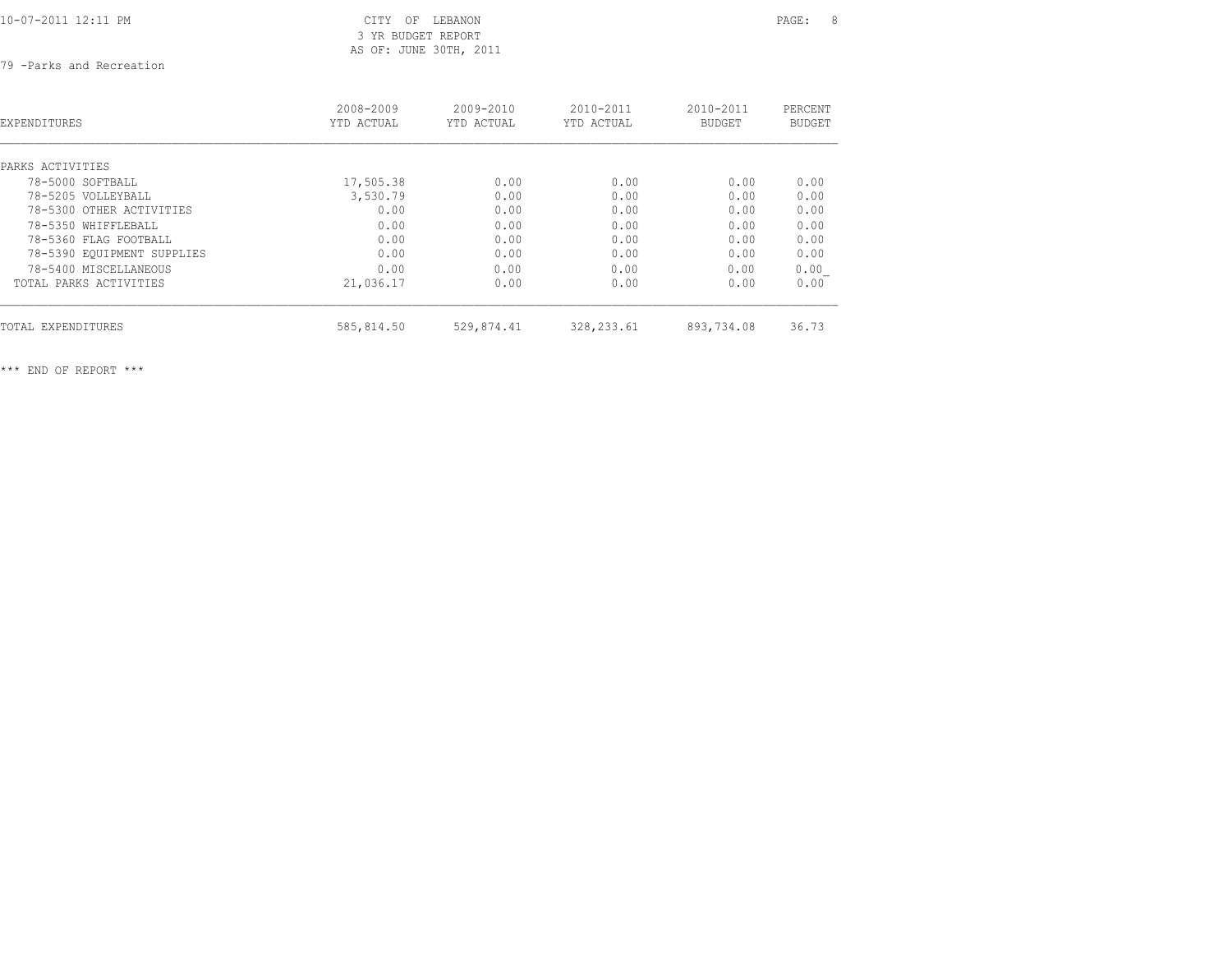CITY OF LEBANON
3 YR BUDGET REPORT
AS OF: JUNE 30TH, 2011

79 -Parks and Recreation

| EXPENDITURES | 2008-2009 YTD ACTUAL | 2009-2010 YTD ACTUAL | 2010-2011 YTD ACTUAL | 2010-2011 BUDGET | PERCENT BUDGET |
|---|---|---|---|---|---|
| PARKS ACTIVITIES | | | | | |
| 78-5000 SOFTBALL | 17,505.38 | 0.00 | 0.00 | 0.00 | 0.00 |
| 78-5205 VOLLEYBALL | 3,530.79 | 0.00 | 0.00 | 0.00 | 0.00 |
| 78-5300 OTHER ACTIVITIES | 0.00 | 0.00 | 0.00 | 0.00 | 0.00 |
| 78-5350 WHIFFLEBALL | 0.00 | 0.00 | 0.00 | 0.00 | 0.00 |
| 78-5360 FLAG FOOTBALL | 0.00 | 0.00 | 0.00 | 0.00 | 0.00 |
| 78-5390 EQUIPMENT SUPPLIES | 0.00 | 0.00 | 0.00 | 0.00 | 0.00 |
| 78-5400 MISCELLANEOUS | 0.00 | 0.00 | 0.00 | 0.00 | 0.00 |
| TOTAL PARKS ACTIVITIES | 21,036.17 | 0.00 | 0.00 | 0.00 | 0.00 |
| TOTAL EXPENDITURES | 585,814.50 | 529,874.41 | 328,233.61 | 893,734.08 | 36.73 |

*** END OF REPORT ***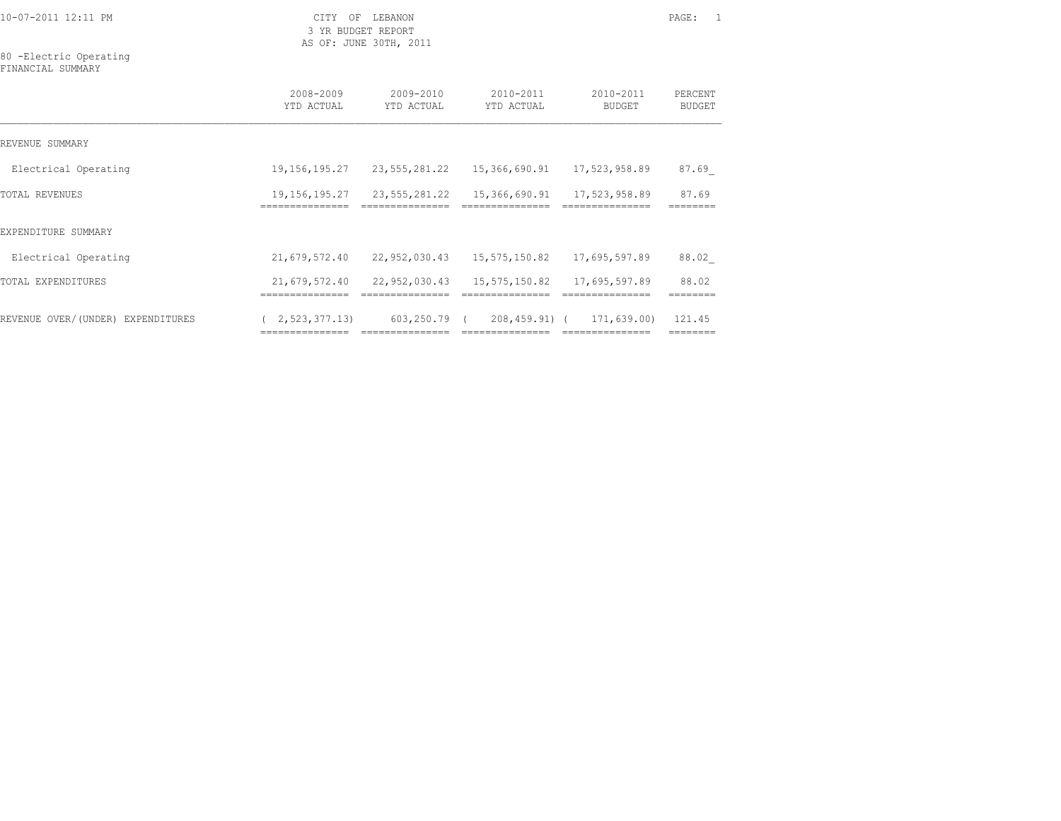10-07-2011 12:11 PM

CITY OF LEBANON
3 YR BUDGET REPORT
AS OF: JUNE 30TH, 2011

80 -Electric Operating
FINANCIAL SUMMARY

| | 2008-2009 YTD ACTUAL | 2009-2010 YTD ACTUAL | 2010-2011 YTD ACTUAL | 2010-2011 BUDGET | PERCENT BUDGET |
|---|---|---|---|---|---|
| REVENUE SUMMARY | | | | | |
| Electrical Operating | 19,156,195.27 | 23,555,281.22 | 15,366,690.91 | 17,523,958.89 | 87.69_ |
| TOTAL REVENUES | 19,156,195.27 | 23,555,281.22 | 15,366,690.91 | 17,523,958.89 | 87.69 |
| EXPENDITURE SUMMARY | | | | | |
| Electrical Operating | 21,679,572.40 | 22,952,030.43 | 15,575,150.82 | 17,695,597.89 | 88.02_ |
| TOTAL EXPENDITURES | 21,679,572.40 | 22,952,030.43 | 15,575,150.82 | 17,695,597.89 | 88.02 |
| REVENUE OVER/(UNDER) EXPENDITURES | ( 2,523,377.13) | 603,250.79 | ( 208,459.91) | ( 171,639.00) | 121.45 |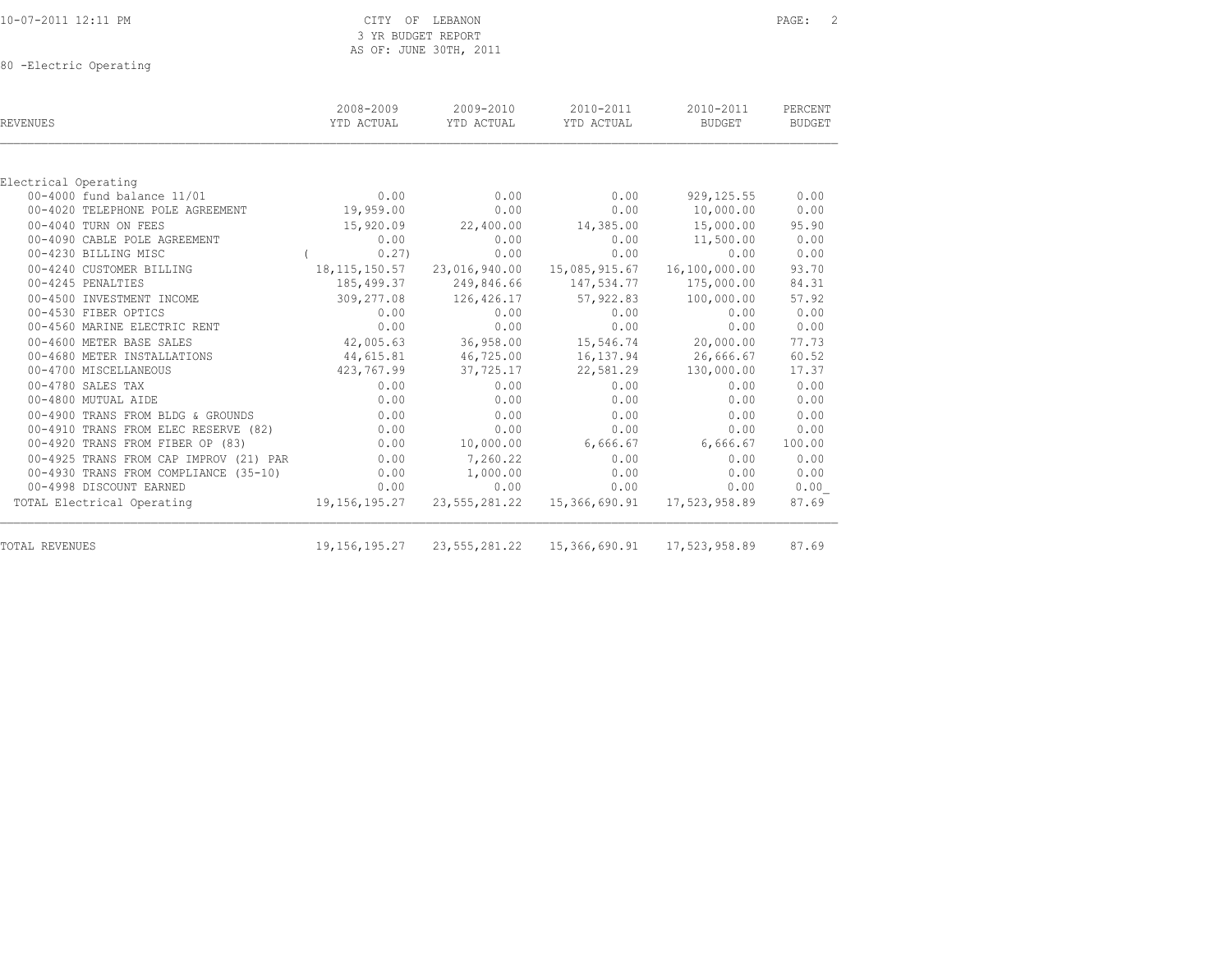CITY OF LEBANON
3 YR BUDGET REPORT
AS OF: JUNE 30TH, 2011

80 -Electric Operating

| REVENUES | 2008-2009 YTD ACTUAL | 2009-2010 YTD ACTUAL | 2010-2011 YTD ACTUAL | 2010-2011 BUDGET | PERCENT BUDGET |
|---|---|---|---|---|---|
| Electrical Operating | | | | | |
| 00-4000 fund balance 11/01 | 0.00 | 0.00 | 0.00 | 929,125.55 | 0.00 |
| 00-4020 TELEPHONE POLE AGREEMENT | 19,959.00 | 0.00 | 0.00 | 10,000.00 | 0.00 |
| 00-4040 TURN ON FEES | 15,920.09 | 22,400.00 | 14,385.00 | 15,000.00 | 95.90 |
| 00-4090 CABLE POLE AGREEMENT | 0.00 | 0.00 | 0.00 | 11,500.00 | 0.00 |
| 00-4230 BILLING MISC | ( 0.27) | 0.00 | 0.00 | 0.00 | 0.00 |
| 00-4240 CUSTOMER BILLING | 18,115,150.57 | 23,016,940.00 | 15,085,915.67 | 16,100,000.00 | 93.70 |
| 00-4245 PENALTIES | 185,499.37 | 249,846.66 | 147,534.77 | 175,000.00 | 84.31 |
| 00-4500 INVESTMENT INCOME | 309,277.08 | 126,426.17 | 57,922.83 | 100,000.00 | 57.92 |
| 00-4530 FIBER OPTICS | 0.00 | 0.00 | 0.00 | 0.00 | 0.00 |
| 00-4560 MARINE ELECTRIC RENT | 0.00 | 0.00 | 0.00 | 0.00 | 0.00 |
| 00-4600 METER BASE SALES | 42,005.63 | 36,958.00 | 15,546.74 | 20,000.00 | 77.73 |
| 00-4680 METER INSTALLATIONS | 44,615.81 | 46,725.00 | 16,137.94 | 26,666.67 | 60.52 |
| 00-4700 MISCELLANEOUS | 423,767.99 | 37,725.17 | 22,581.29 | 130,000.00 | 17.37 |
| 00-4780 SALES TAX | 0.00 | 0.00 | 0.00 | 0.00 | 0.00 |
| 00-4800 MUTUAL AIDE | 0.00 | 0.00 | 0.00 | 0.00 | 0.00 |
| 00-4900 TRANS FROM BLDG & GROUNDS | 0.00 | 0.00 | 0.00 | 0.00 | 0.00 |
| 00-4910 TRANS FROM ELEC RESERVE (82) | 0.00 | 0.00 | 0.00 | 0.00 | 0.00 |
| 00-4920 TRANS FROM FIBER OP (83) | 0.00 | 10,000.00 | 6,666.67 | 6,666.67 | 100.00 |
| 00-4925 TRANS FROM CAP IMPROV (21) PAR | 0.00 | 7,260.22 | 0.00 | 0.00 | 0.00 |
| 00-4930 TRANS FROM COMPLIANCE (35-10) | 0.00 | 1,000.00 | 0.00 | 0.00 | 0.00 |
| 00-4998 DISCOUNT EARNED | 0.00 | 0.00 | 0.00 | 0.00 | 0.00 |
| TOTAL Electrical Operating | 19,156,195.27 | 23,555,281.22 | 15,366,690.91 | 17,523,958.89 | 87.69 |
| TOTAL REVENUES | 19,156,195.27 | 23,555,281.22 | 15,366,690.91 | 17,523,958.89 | 87.69 |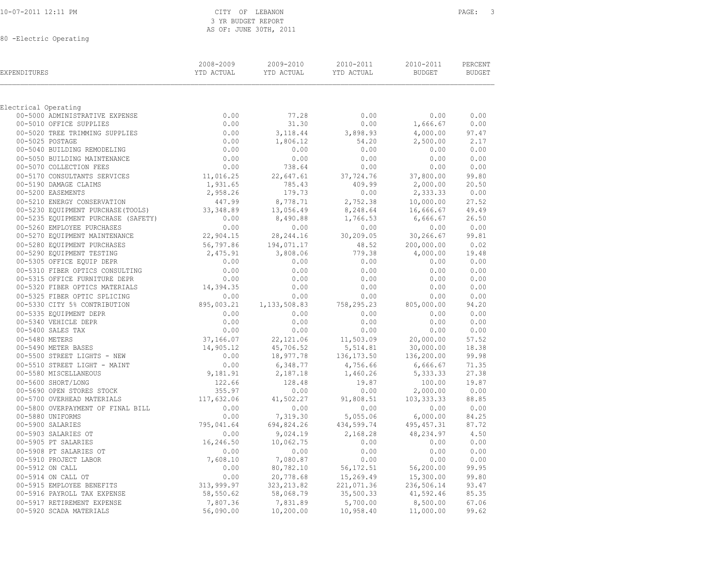CITY OF LEBANON
3 YR BUDGET REPORT
AS OF: JUNE 30TH, 2011

80 -Electric Operating

| EXPENDITURES | 2008-2009 YTD ACTUAL | 2009-2010 YTD ACTUAL | 2010-2011 YTD ACTUAL | 2010-2011 BUDGET | PERCENT BUDGET |
|---|---|---|---|---|---|
| **Electrical Operating** | | | | | |
| 00-5000 ADMINISTRATIVE EXPENSE | 0.00 | 77.28 | 0.00 | 0.00 | 0.00 |
| 00-5010 OFFICE SUPPLIES | 0.00 | 31.30 | 0.00 | 1,666.67 | 0.00 |
| 00-5020 TREE TRIMMING SUPPLIES | 0.00 | 3,118.44 | 3,898.93 | 4,000.00 | 97.47 |
| 00-5025 POSTAGE | 0.00 | 1,806.12 | 54.20 | 2,500.00 | 2.17 |
| 00-5040 BUILDING REMODELING | 0.00 | 0.00 | 0.00 | 0.00 | 0.00 |
| 00-5050 BUILDING MAINTENANCE | 0.00 | 0.00 | 0.00 | 0.00 | 0.00 |
| 00-5070 COLLECTION FEES | 0.00 | 738.64 | 0.00 | 0.00 | 0.00 |
| 00-5170 CONSULTANTS SERVICES | 11,016.25 | 22,647.61 | 37,724.76 | 37,800.00 | 99.80 |
| 00-5190 DAMAGE CLAIMS | 1,931.65 | 785.43 | 409.99 | 2,000.00 | 20.50 |
| 00-5200 EASEMENTS | 2,958.26 | 179.73 | 0.00 | 2,333.33 | 0.00 |
| 00-5210 ENERGY CONSERVATION | 447.99 | 8,778.71 | 2,752.38 | 10,000.00 | 27.52 |
| 00-5230 EQUIPMENT PURCHASE(TOOLS) | 33,348.89 | 13,056.49 | 8,248.64 | 16,666.67 | 49.49 |
| 00-5235 EQUIPMENT PURCHASE (SAFETY) | 0.00 | 8,490.88 | 1,766.53 | 6,666.67 | 26.50 |
| 00-5260 EMPLOYEE PURCHASES | 0.00 | 0.00 | 0.00 | 0.00 | 0.00 |
| 00-5270 EQUIPMENT MAINTENANCE | 22,904.15 | 28,244.16 | 30,209.05 | 30,266.67 | 99.81 |
| 00-5280 EQUIPMENT PURCHASES | 56,797.86 | 194,071.17 | 48.52 | 200,000.00 | 0.02 |
| 00-5290 EQUIPMENT TESTING | 2,475.91 | 3,808.06 | 779.38 | 4,000.00 | 19.48 |
| 00-5305 OFFICE EQUIP DEPR | 0.00 | 0.00 | 0.00 | 0.00 | 0.00 |
| 00-5310 FIBER OPTICS CONSULTING | 0.00 | 0.00 | 0.00 | 0.00 | 0.00 |
| 00-5315 OFFICE FURNITURE DEPR | 0.00 | 0.00 | 0.00 | 0.00 | 0.00 |
| 00-5320 FIBER OPTICS MATERIALS | 14,394.35 | 0.00 | 0.00 | 0.00 | 0.00 |
| 00-5325 FIBER OPTIC SPLICING | 0.00 | 0.00 | 0.00 | 0.00 | 0.00 |
| 00-5330 CITY 5% CONTRIBUTION | 895,003.21 | 1,133,508.83 | 758,295.23 | 805,000.00 | 94.20 |
| 00-5335 EQUIPMENT DEPR | 0.00 | 0.00 | 0.00 | 0.00 | 0.00 |
| 00-5340 VEHICLE DEPR | 0.00 | 0.00 | 0.00 | 0.00 | 0.00 |
| 00-5400 SALES TAX | 0.00 | 0.00 | 0.00 | 0.00 | 0.00 |
| 00-5480 METERS | 37,166.07 | 22,121.06 | 11,503.09 | 20,000.00 | 57.52 |
| 00-5490 METER BASES | 14,905.12 | 45,706.52 | 5,514.81 | 30,000.00 | 18.38 |
| 00-5500 STREET LIGHTS - NEW | 0.00 | 18,977.78 | 136,173.50 | 136,200.00 | 99.98 |
| 00-5510 STREET LIGHT - MAINT | 0.00 | 6,348.77 | 4,756.66 | 6,666.67 | 71.35 |
| 00-5580 MISCELLANEOUS | 9,181.91 | 2,187.18 | 1,460.26 | 5,333.33 | 27.38 |
| 00-5600 SHORT/LONG | 122.66 | 128.48 | 19.87 | 100.00 | 19.87 |
| 00-5690 OPEN STORES STOCK | 355.97 | 0.00 | 0.00 | 2,000.00 | 0.00 |
| 00-5700 OVERHEAD MATERIALS | 117,632.06 | 41,502.27 | 91,808.51 | 103,333.33 | 88.85 |
| 00-5800 OVERPAYMENT OF FINAL BILL | 0.00 | 0.00 | 0.00 | 0.00 | 0.00 |
| 00-5880 UNIFORMS | 0.00 | 7,319.30 | 5,055.06 | 6,000.00 | 84.25 |
| 00-5900 SALARIES | 795,041.64 | 694,824.26 | 434,599.74 | 495,457.31 | 87.72 |
| 00-5903 SALARIES OT | 0.00 | 9,024.19 | 2,168.28 | 48,234.97 | 4.50 |
| 00-5905 PT SALARIES | 16,246.50 | 10,062.75 | 0.00 | 0.00 | 0.00 |
| 00-5908 PT SALARIES OT | 0.00 | 0.00 | 0.00 | 0.00 | 0.00 |
| 00-5910 PROJECT LABOR | 7,608.10 | 7,080.87 | 0.00 | 0.00 | 0.00 |
| 00-5912 ON CALL | 0.00 | 80,782.10 | 56,172.51 | 56,200.00 | 99.95 |
| 00-5914 ON CALL OT | 0.00 | 20,778.68 | 15,269.49 | 15,300.00 | 99.80 |
| 00-5915 EMPLOYEE BENEFITS | 313,999.97 | 323,213.82 | 221,071.36 | 236,506.14 | 93.47 |
| 00-5916 PAYROLL TAX EXPENSE | 58,550.62 | 58,068.79 | 35,500.33 | 41,592.46 | 85.35 |
| 00-5917 RETIREMENT EXPENSE | 7,807.36 | 7,831.89 | 5,700.00 | 8,500.00 | 67.06 |
| 00-5920 SCADA MATERIALS | 56,090.00 | 10,200.00 | 10,958.40 | 11,000.00 | 99.62 |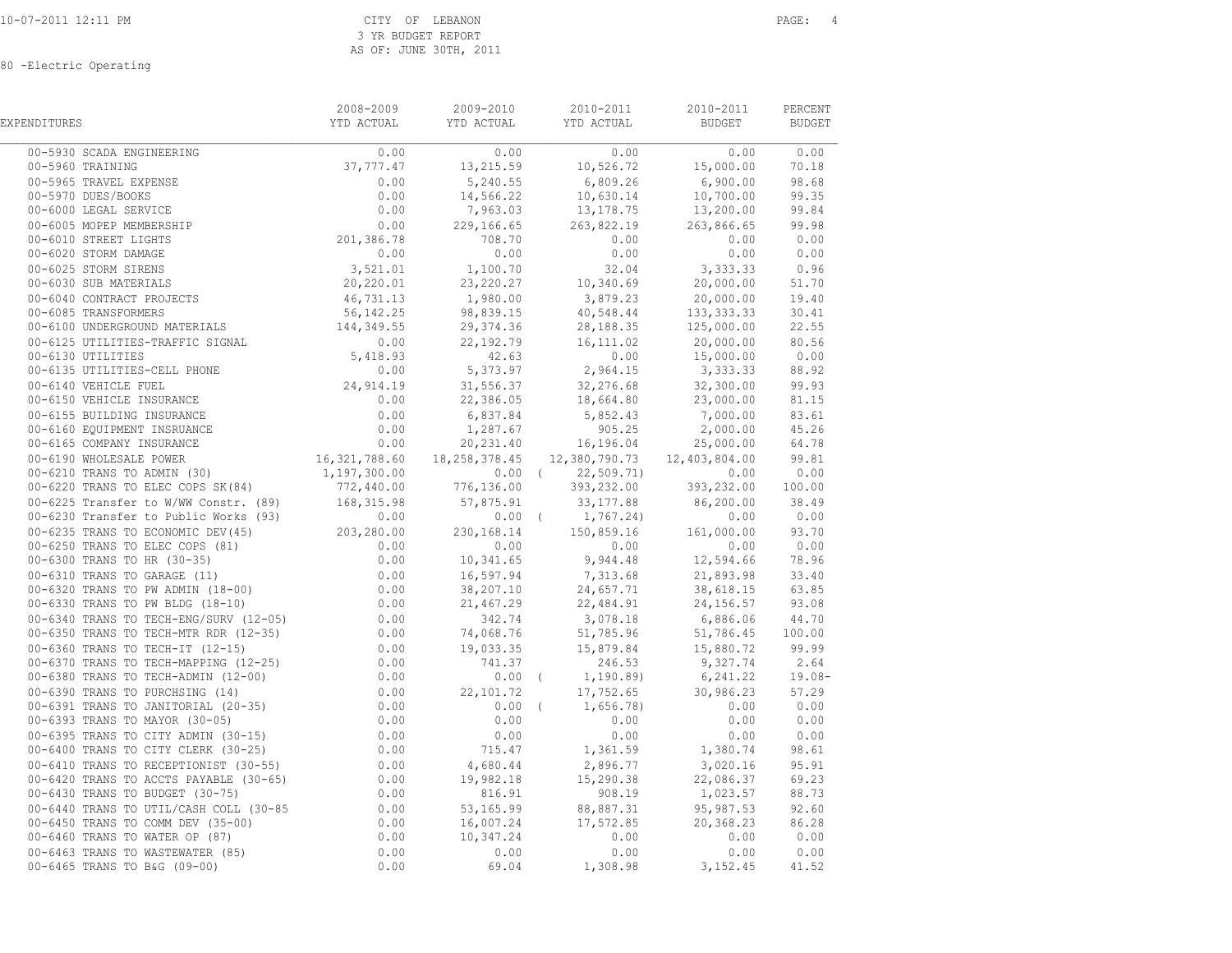CITY OF LEBANON
3 YR BUDGET REPORT
AS OF: JUNE 30TH, 2011

80 -Electric Operating

| EXPENDITURES | 2008-2009 YTD ACTUAL | 2009-2010 YTD ACTUAL | 2010-2011 YTD ACTUAL | 2010-2011 BUDGET | PERCENT BUDGET |
|---|---|---|---|---|---|
| 00-5930 SCADA ENGINEERING | 0.00 | 0.00 | 0.00 | 0.00 | 0.00 |
| 00-5960 TRAINING | 37,777.47 | 13,215.59 | 10,526.72 | 15,000.00 | 70.18 |
| 00-5965 TRAVEL EXPENSE | 0.00 | 5,240.55 | 6,809.26 | 6,900.00 | 98.68 |
| 00-5970 DUES/BOOKS | 0.00 | 14,566.22 | 10,630.14 | 10,700.00 | 99.35 |
| 00-6000 LEGAL SERVICE | 0.00 | 7,963.03 | 13,178.75 | 13,200.00 | 99.84 |
| 00-6005 MOPEP MEMBERSHIP | 0.00 | 229,166.65 | 263,822.19 | 263,866.65 | 99.98 |
| 00-6010 STREET LIGHTS | 201,386.78 | 708.70 | 0.00 | 0.00 | 0.00 |
| 00-6020 STORM DAMAGE | 0.00 | 0.00 | 0.00 | 0.00 | 0.00 |
| 00-6025 STORM SIRENS | 3,521.01 | 1,100.70 | 32.04 | 3,333.33 | 0.96 |
| 00-6030 SUB MATERIALS | 20,220.01 | 23,220.27 | 10,340.69 | 20,000.00 | 51.70 |
| 00-6040 CONTRACT PROJECTS | 46,731.13 | 1,980.00 | 3,879.23 | 20,000.00 | 19.40 |
| 00-6085 TRANSFORMERS | 56,142.25 | 98,839.15 | 40,548.44 | 133,333.33 | 30.41 |
| 00-6100 UNDERGROUND MATERIALS | 144,349.55 | 29,374.36 | 28,188.35 | 125,000.00 | 22.55 |
| 00-6125 UTILITIES-TRAFFIC SIGNAL | 0.00 | 22,192.79 | 16,111.02 | 20,000.00 | 80.56 |
| 00-6130 UTILITIES | 5,418.93 | 42.63 | 0.00 | 15,000.00 | 0.00 |
| 00-6135 UTILITIES-CELL PHONE | 0.00 | 5,373.97 | 2,964.15 | 3,333.33 | 88.92 |
| 00-6140 VEHICLE FUEL | 24,914.19 | 31,556.37 | 32,276.68 | 32,300.00 | 99.93 |
| 00-6150 VEHICLE INSURANCE | 0.00 | 22,386.05 | 18,664.80 | 23,000.00 | 81.15 |
| 00-6155 BUILDING INSURANCE | 0.00 | 6,837.84 | 5,852.43 | 7,000.00 | 83.61 |
| 00-6160 EQUIPMENT INSRUANCE | 0.00 | 1,287.67 | 905.25 | 2,000.00 | 45.26 |
| 00-6165 COMPANY INSURANCE | 0.00 | 20,231.40 | 16,196.04 | 25,000.00 | 64.78 |
| 00-6190 WHOLESALE POWER | 16,321,788.60 | 18,258,378.45 | 12,380,790.73 | 12,403,804.00 | 99.81 |
| 00-6210 TRANS TO ADMIN (30) | 1,197,300.00 | 0.00 | ( 22,509.71) | 0.00 | 0.00 |
| 00-6220 TRANS TO ELEC COPS SK(84) | 772,440.00 | 776,136.00 | 393,232.00 | 393,232.00 | 100.00 |
| 00-6225 Transfer to W/WW Constr. (89) | 168,315.98 | 57,875.91 | 33,177.88 | 86,200.00 | 38.49 |
| 00-6230 Transfer to Public Works (93) | 0.00 | 0.00 | ( 1,767.24) | 0.00 | 0.00 |
| 00-6235 TRANS TO ECONOMIC DEV(45) | 203,280.00 | 230,168.14 | 150,859.16 | 161,000.00 | 93.70 |
| 00-6250 TRANS TO ELEC COPS (81) | 0.00 | 0.00 | 0.00 | 0.00 | 0.00 |
| 00-6300 TRANS TO HR (30-35) | 0.00 | 10,341.65 | 9,944.48 | 12,594.66 | 78.96 |
| 00-6310 TRANS TO GARAGE (11) | 0.00 | 16,597.94 | 7,313.68 | 21,893.98 | 33.40 |
| 00-6320 TRANS TO PW ADMIN (18-00) | 0.00 | 38,207.10 | 24,657.71 | 38,618.15 | 63.85 |
| 00-6330 TRANS TO PW BLDG (18-10) | 0.00 | 21,467.29 | 22,484.91 | 24,156.57 | 93.08 |
| 00-6340 TRANS TO TECH-ENG/SURV (12-05) | 0.00 | 342.74 | 3,078.18 | 6,886.06 | 44.70 |
| 00-6350 TRANS TO TECH-MTR RDR (12-35) | 0.00 | 74,068.76 | 51,785.96 | 51,786.45 | 100.00 |
| 00-6360 TRANS TO TECH-IT (12-15) | 0.00 | 19,033.35 | 15,879.84 | 15,880.72 | 99.99 |
| 00-6370 TRANS TO TECH-MAPPING (12-25) | 0.00 | 741.37 | 246.53 | 9,327.74 | 2.64 |
| 00-6380 TRANS TO TECH-ADMIN (12-00) | 0.00 | 0.00 | ( 1,190.89) | 6,241.22 | 19.08- |
| 00-6390 TRANS TO PURCHSING (14) | 0.00 | 22,101.72 | 17,752.65 | 30,986.23 | 57.29 |
| 00-6391 TRANS TO JANITORIAL (20-35) | 0.00 | 0.00 | ( 1,656.78) | 0.00 | 0.00 |
| 00-6393 TRANS TO MAYOR (30-05) | 0.00 | 0.00 | 0.00 | 0.00 | 0.00 |
| 00-6395 TRANS TO CITY ADMIN (30-15) | 0.00 | 0.00 | 0.00 | 0.00 | 0.00 |
| 00-6400 TRANS TO CITY CLERK (30-25) | 0.00 | 715.47 | 1,361.59 | 1,380.74 | 98.61 |
| 00-6410 TRANS TO RECEPTIONIST (30-55) | 0.00 | 4,680.44 | 2,896.77 | 3,020.16 | 95.91 |
| 00-6420 TRANS TO ACCTS PAYABLE (30-65) | 0.00 | 19,982.18 | 15,290.38 | 22,086.37 | 69.23 |
| 00-6430 TRANS TO BUDGET (30-75) | 0.00 | 816.91 | 908.19 | 1,023.57 | 88.73 |
| 00-6440 TRANS TO UTIL/CASH COLL (30-85 | 0.00 | 53,165.99 | 88,887.31 | 95,987.53 | 92.60 |
| 00-6450 TRANS TO COMM DEV (35-00) | 0.00 | 16,007.24 | 17,572.85 | 20,368.23 | 86.28 |
| 00-6460 TRANS TO WATER OP (87) | 0.00 | 10,347.24 | 0.00 | 0.00 | 0.00 |
| 00-6463 TRANS TO WASTEWATER (85) | 0.00 | 0.00 | 0.00 | 0.00 | 0.00 |
| 00-6465 TRANS TO B&G (09-00) | 0.00 | 69.04 | 1,308.98 | 3,152.45 | 41.52 |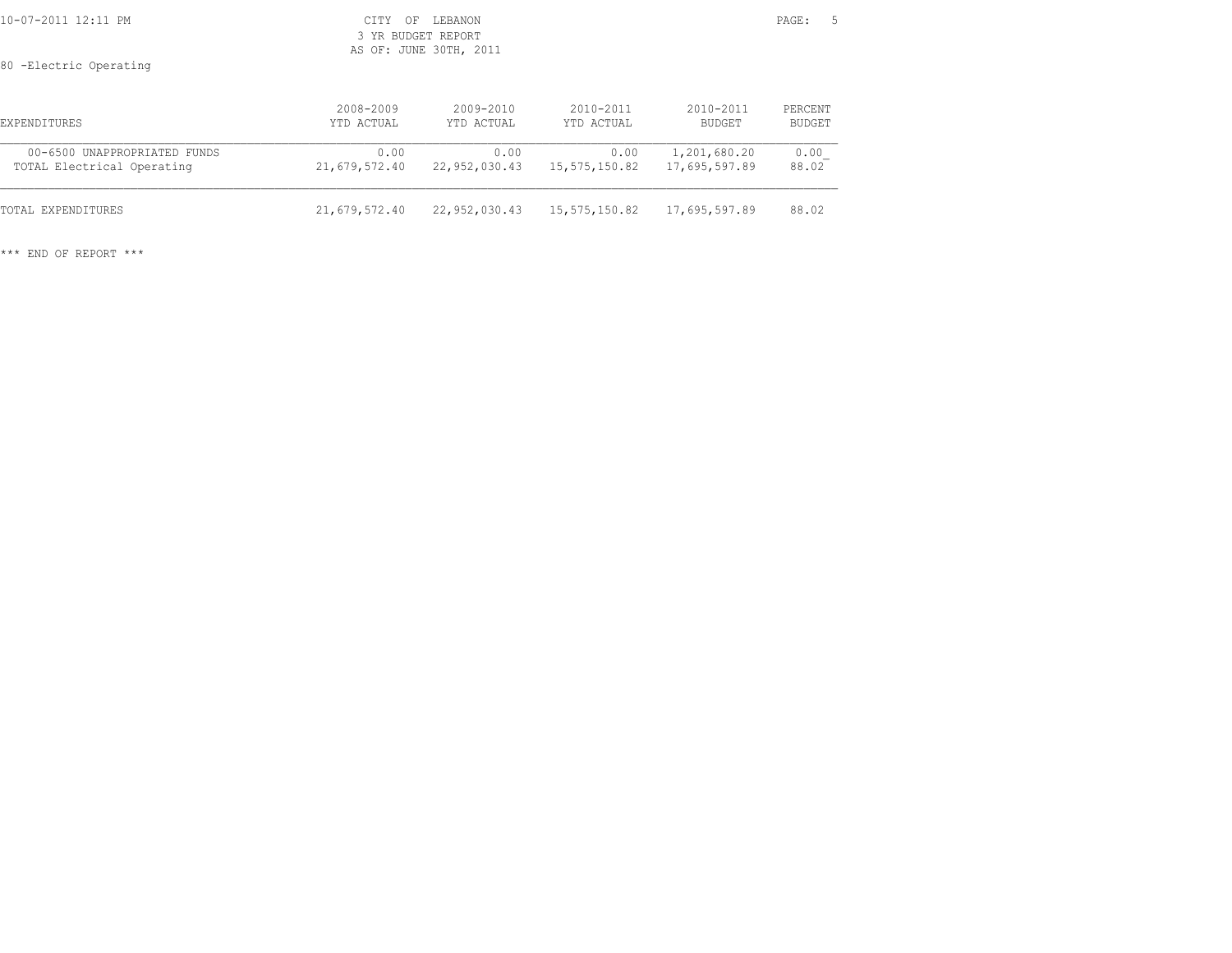CITY OF LEBANON
3 YR BUDGET REPORT
AS OF: JUNE 30TH, 2011

80 -Electric Operating

| EXPENDITURES | 2008-2009 YTD ACTUAL | 2009-2010 YTD ACTUAL | 2010-2011 YTD ACTUAL | 2010-2011 BUDGET | PERCENT BUDGET |
|---|---|---|---|---|---|
| 00-6500 UNAPPROPRIATED FUNDS | 0.00 | 0.00 | 0.00 | 1,201,680.20 | 0.00 |
| TOTAL Electrical Operating | 21,679,572.40 | 22,952,030.43 | 15,575,150.82 | 17,695,597.89 | 88.02 |
| TOTAL EXPENDITURES | 21,679,572.40 | 22,952,030.43 | 15,575,150.82 | 17,695,597.89 | 88.02 |

*** END OF REPORT ***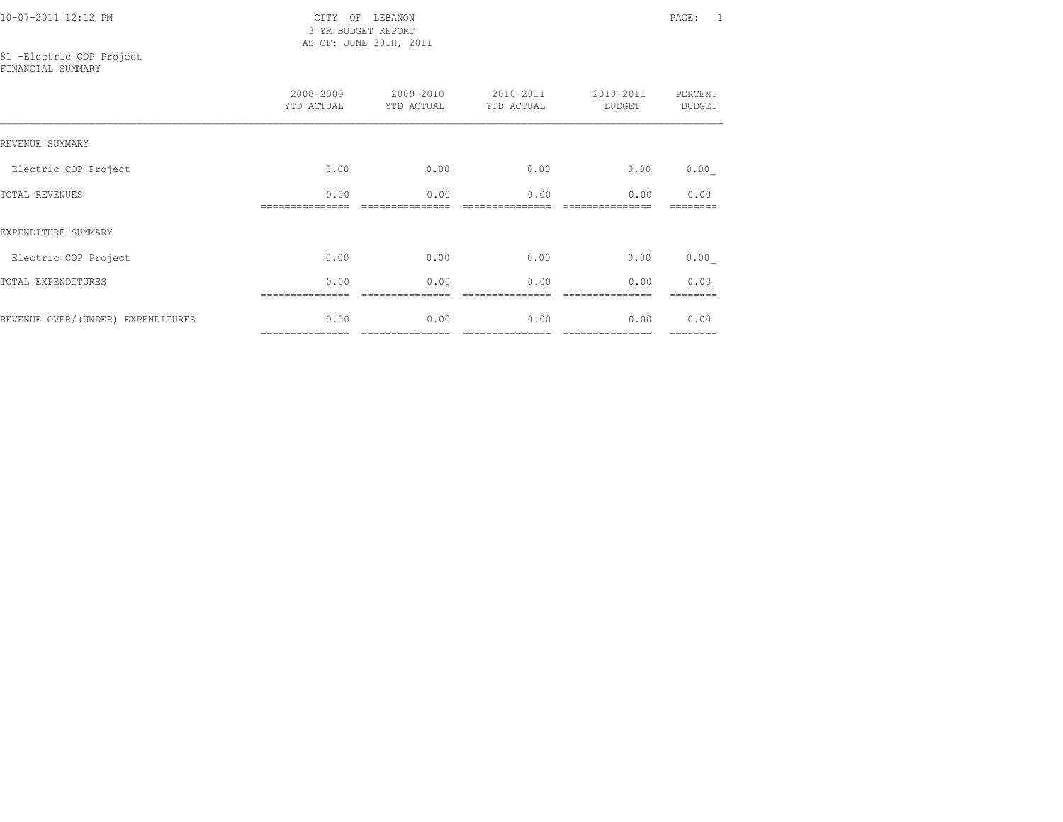CITY OF LEBANON
3 YR BUDGET REPORT
AS OF: JUNE 30TH, 2011

81 -Electric COP Project
FINANCIAL SUMMARY

| | 2008-2009 YTD ACTUAL | 2009-2010 YTD ACTUAL | 2010-2011 YTD ACTUAL | 2010-2011 BUDGET | PERCENT BUDGET |
|---|---|---|---|---|---|
| REVENUE SUMMARY | | | | | |
| Electric COP Project | 0.00 | 0.00 | 0.00 | 0.00 | 0.00_ |
| TOTAL REVENUES | 0.00 | 0.00 | 0.00 | 0.00 | 0.00 |
| EXPENDITURE SUMMARY | | | | | |
| Electric COP Project | 0.00 | 0.00 | 0.00 | 0.00 | 0.00_ |
| TOTAL EXPENDITURES | 0.00 | 0.00 | 0.00 | 0.00 | 0.00 |
| REVENUE OVER/(UNDER) EXPENDITURES | 0.00 | 0.00 | 0.00 | 0.00 | 0.00 |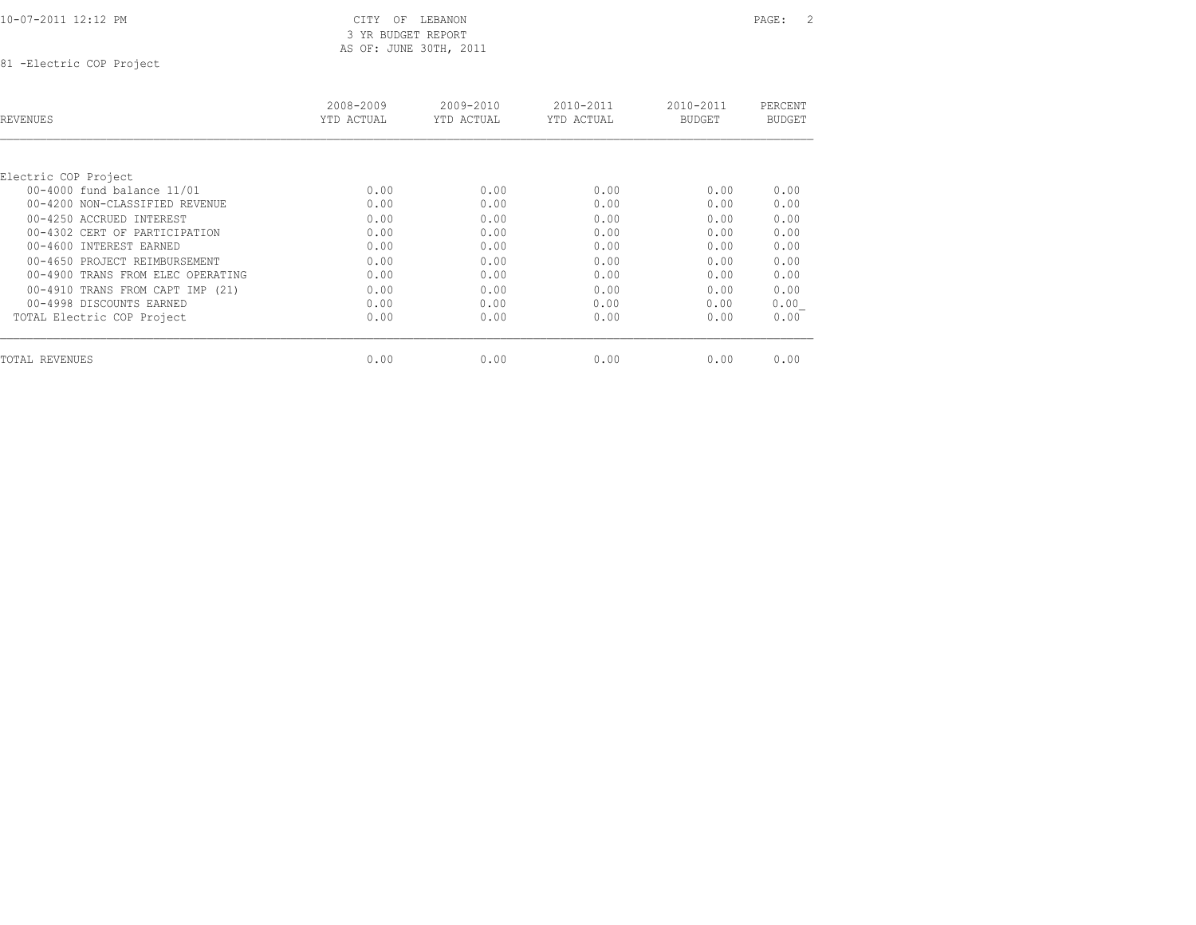CITY OF LEBANON
3 YR BUDGET REPORT
AS OF: JUNE 30TH, 2011

81 -Electric COP Project

| REVENUES | 2008-2009 YTD ACTUAL | 2009-2010 YTD ACTUAL | 2010-2011 YTD ACTUAL | 2010-2011 BUDGET | PERCENT BUDGET |
|---|---|---|---|---|---|
| Electric COP Project | | | | | |
| 00-4000 fund balance 11/01 | 0.00 | 0.00 | 0.00 | 0.00 | 0.00 |
| 00-4200 NON-CLASSIFIED REVENUE | 0.00 | 0.00 | 0.00 | 0.00 | 0.00 |
| 00-4250 ACCRUED INTEREST | 0.00 | 0.00 | 0.00 | 0.00 | 0.00 |
| 00-4302 CERT OF PARTICIPATION | 0.00 | 0.00 | 0.00 | 0.00 | 0.00 |
| 00-4600 INTEREST EARNED | 0.00 | 0.00 | 0.00 | 0.00 | 0.00 |
| 00-4650 PROJECT REIMBURSEMENT | 0.00 | 0.00 | 0.00 | 0.00 | 0.00 |
| 00-4900 TRANS FROM ELEC OPERATING | 0.00 | 0.00 | 0.00 | 0.00 | 0.00 |
| 00-4910 TRANS FROM CAPT IMP (21) | 0.00 | 0.00 | 0.00 | 0.00 | 0.00 |
| 00-4998 DISCOUNTS EARNED | 0.00 | 0.00 | 0.00 | 0.00 | 0.00 |
| TOTAL Electric COP Project | 0.00 | 0.00 | 0.00 | 0.00 | 0.00 |
| TOTAL REVENUES | 0.00 | 0.00 | 0.00 | 0.00 | 0.00 |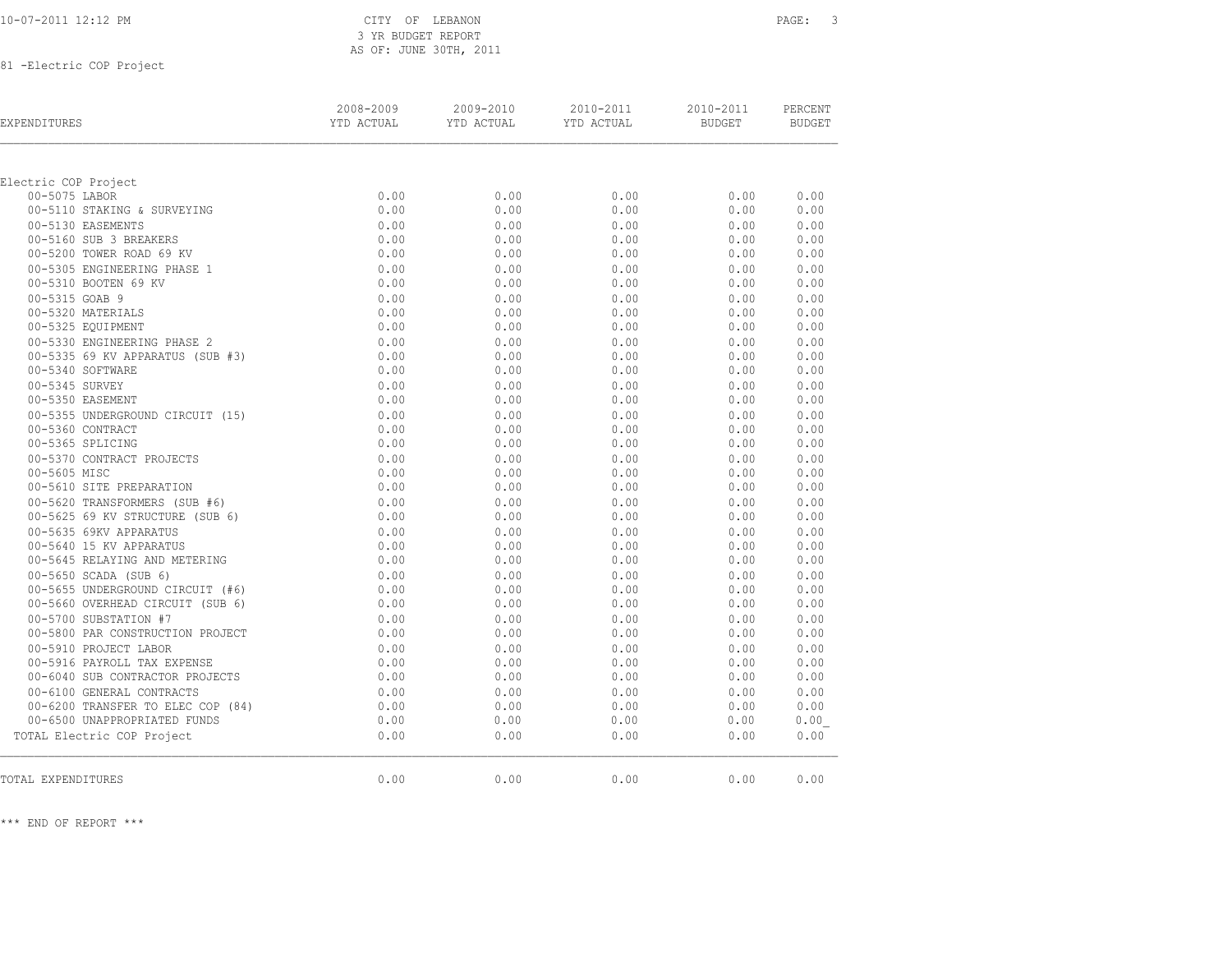CITY OF LEBANON
3 YR BUDGET REPORT
AS OF: JUNE 30TH, 2011

81 -Electric COP Project

| EXPENDITURES | 2008-2009 YTD ACTUAL | 2009-2010 YTD ACTUAL | 2010-2011 YTD ACTUAL | 2010-2011 BUDGET | PERCENT BUDGET |
|---|---|---|---|---|---|
| Electric COP Project | | | | | |
| 00-5075 LABOR | 0.00 | 0.00 | 0.00 | 0.00 | 0.00 |
| 00-5110 STAKING & SURVEYING | 0.00 | 0.00 | 0.00 | 0.00 | 0.00 |
| 00-5130 EASEMENTS | 0.00 | 0.00 | 0.00 | 0.00 | 0.00 |
| 00-5160 SUB 3 BREAKERS | 0.00 | 0.00 | 0.00 | 0.00 | 0.00 |
| 00-5200 TOWER ROAD 69 KV | 0.00 | 0.00 | 0.00 | 0.00 | 0.00 |
| 00-5305 ENGINEERING PHASE 1 | 0.00 | 0.00 | 0.00 | 0.00 | 0.00 |
| 00-5310 BOOTEN 69 KV | 0.00 | 0.00 | 0.00 | 0.00 | 0.00 |
| 00-5315 GOAB 9 | 0.00 | 0.00 | 0.00 | 0.00 | 0.00 |
| 00-5320 MATERIALS | 0.00 | 0.00 | 0.00 | 0.00 | 0.00 |
| 00-5325 EQUIPMENT | 0.00 | 0.00 | 0.00 | 0.00 | 0.00 |
| 00-5330 ENGINEERING PHASE 2 | 0.00 | 0.00 | 0.00 | 0.00 | 0.00 |
| 00-5335 69 KV APPARATUS (SUB #3) | 0.00 | 0.00 | 0.00 | 0.00 | 0.00 |
| 00-5340 SOFTWARE | 0.00 | 0.00 | 0.00 | 0.00 | 0.00 |
| 00-5345 SURVEY | 0.00 | 0.00 | 0.00 | 0.00 | 0.00 |
| 00-5350 EASEMENT | 0.00 | 0.00 | 0.00 | 0.00 | 0.00 |
| 00-5355 UNDERGROUND CIRCUIT (15) | 0.00 | 0.00 | 0.00 | 0.00 | 0.00 |
| 00-5360 CONTRACT | 0.00 | 0.00 | 0.00 | 0.00 | 0.00 |
| 00-5365 SPLICING | 0.00 | 0.00 | 0.00 | 0.00 | 0.00 |
| 00-5370 CONTRACT PROJECTS | 0.00 | 0.00 | 0.00 | 0.00 | 0.00 |
| 00-5605 MISC | 0.00 | 0.00 | 0.00 | 0.00 | 0.00 |
| 00-5610 SITE PREPARATION | 0.00 | 0.00 | 0.00 | 0.00 | 0.00 |
| 00-5620 TRANSFORMERS (SUB #6) | 0.00 | 0.00 | 0.00 | 0.00 | 0.00 |
| 00-5625 69 KV STRUCTURE (SUB 6) | 0.00 | 0.00 | 0.00 | 0.00 | 0.00 |
| 00-5635 69KV APPARATUS | 0.00 | 0.00 | 0.00 | 0.00 | 0.00 |
| 00-5640 15 KV APPARATUS | 0.00 | 0.00 | 0.00 | 0.00 | 0.00 |
| 00-5645 RELAYING AND METERING | 0.00 | 0.00 | 0.00 | 0.00 | 0.00 |
| 00-5650 SCADA (SUB 6) | 0.00 | 0.00 | 0.00 | 0.00 | 0.00 |
| 00-5655 UNDERGROUND CIRCUIT (#6) | 0.00 | 0.00 | 0.00 | 0.00 | 0.00 |
| 00-5660 OVERHEAD CIRCUIT (SUB 6) | 0.00 | 0.00 | 0.00 | 0.00 | 0.00 |
| 00-5700 SUBSTATION #7 | 0.00 | 0.00 | 0.00 | 0.00 | 0.00 |
| 00-5800 PAR CONSTRUCTION PROJECT | 0.00 | 0.00 | 0.00 | 0.00 | 0.00 |
| 00-5910 PROJECT LABOR | 0.00 | 0.00 | 0.00 | 0.00 | 0.00 |
| 00-5916 PAYROLL TAX EXPENSE | 0.00 | 0.00 | 0.00 | 0.00 | 0.00 |
| 00-6040 SUB CONTRACTOR PROJECTS | 0.00 | 0.00 | 0.00 | 0.00 | 0.00 |
| 00-6100 GENERAL CONTRACTS | 0.00 | 0.00 | 0.00 | 0.00 | 0.00 |
| 00-6200 TRANSFER TO ELEC COP (84) | 0.00 | 0.00 | 0.00 | 0.00 | 0.00 |
| 00-6500 UNAPPROPRIATED FUNDS | 0.00 | 0.00 | 0.00 | 0.00 | 0.00 |
| TOTAL Electric COP Project | 0.00 | 0.00 | 0.00 | 0.00 | 0.00 |
| TOTAL EXPENDITURES | 0.00 | 0.00 | 0.00 | 0.00 | 0.00 |

*** END OF REPORT ***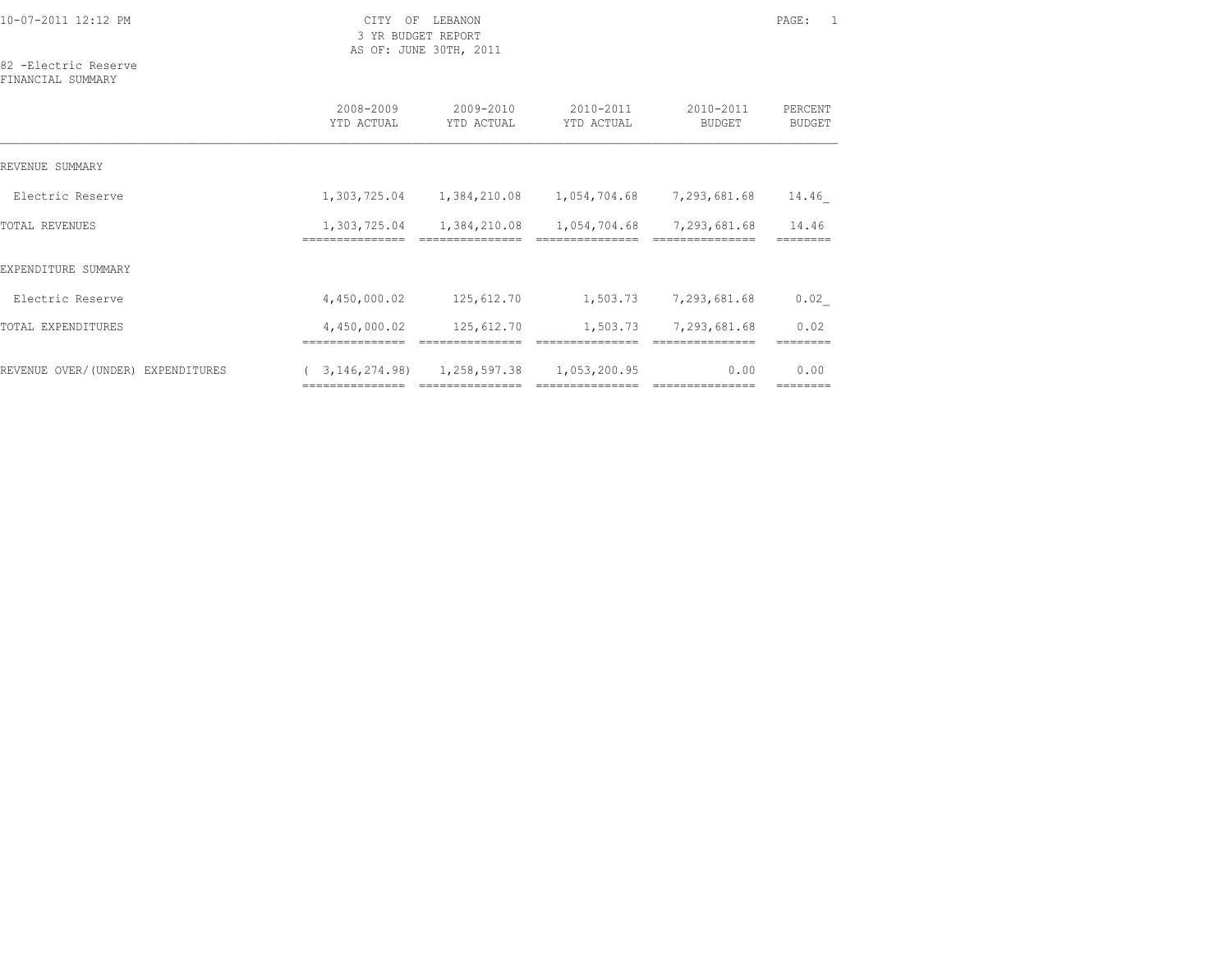10-07-2011 12:12 PM

CITY OF LEBANON
3 YR BUDGET REPORT
AS OF: JUNE 30TH, 2011

82 -Electric Reserve
FINANCIAL SUMMARY

| | 2008-2009 YTD ACTUAL | 2009-2010 YTD ACTUAL | 2010-2011 YTD ACTUAL | 2010-2011 BUDGET | PERCENT BUDGET |
|---|---|---|---|---|---|
| REVENUE SUMMARY | | | | | |
| Electric Reserve | 1,303,725.04 | 1,384,210.08 | 1,054,704.68 | 7,293,681.68 | 14.46_ |
| TOTAL REVENUES | 1,303,725.04 | 1,384,210.08 | 1,054,704.68 | 7,293,681.68 | 14.46 |
| EXPENDITURE SUMMARY | | | | | |
| Electric Reserve | 4,450,000.02 | 125,612.70 | 1,503.73 | 7,293,681.68 | 0.02_ |
| TOTAL EXPENDITURES | 4,450,000.02 | 125,612.70 | 1,503.73 | 7,293,681.68 | 0.02 |
| REVENUE OVER/(UNDER) EXPENDITURES | ( 3,146,274.98) | 1,258,597.38 | 1,053,200.95 | 0.00 | 0.00 |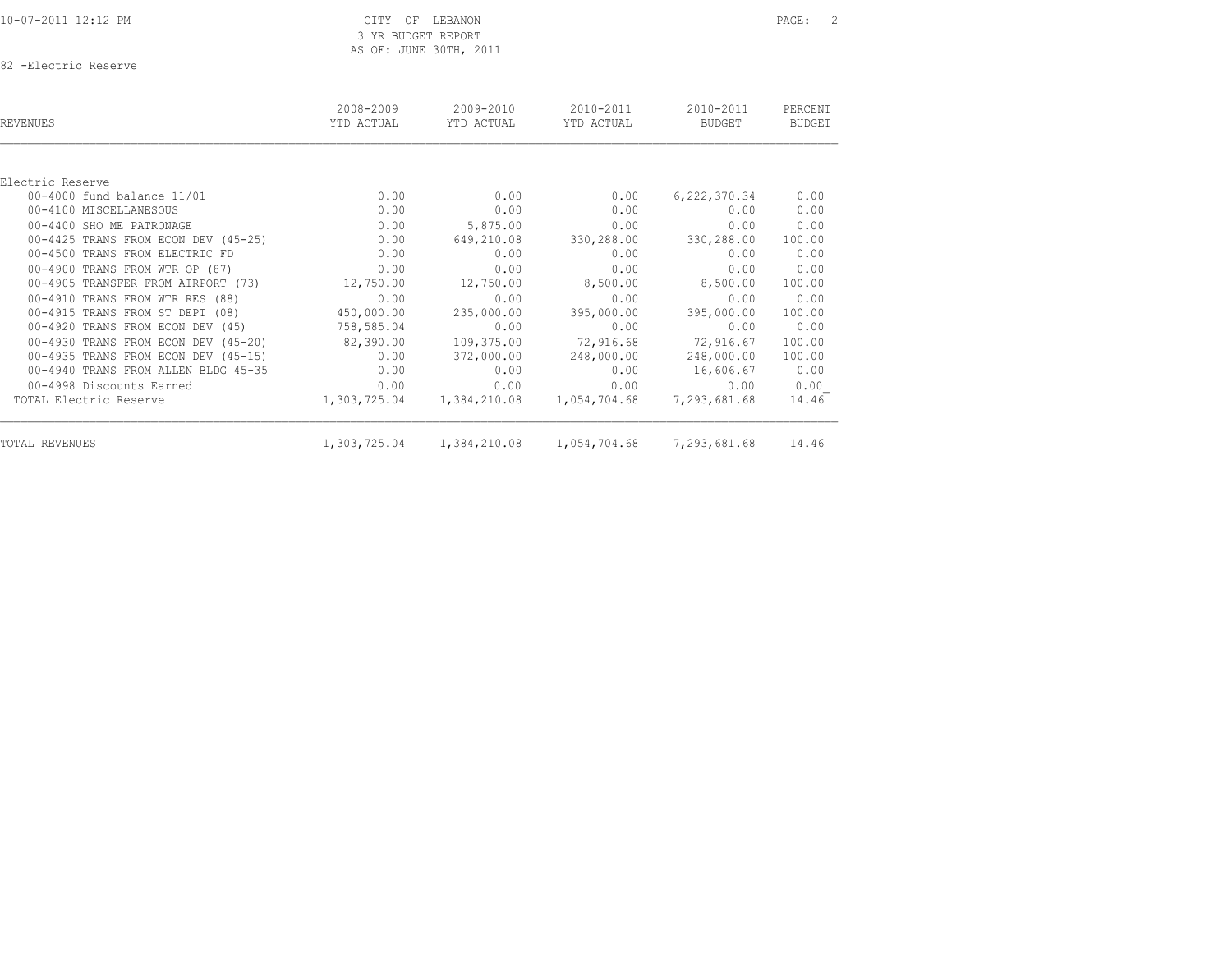CITY OF LEBANON
3 YR BUDGET REPORT
AS OF: JUNE 30TH, 2011

82 -Electric Reserve

| REVENUES | 2008-2009 YTD ACTUAL | 2009-2010 YTD ACTUAL | 2010-2011 YTD ACTUAL | 2010-2011 BUDGET | PERCENT BUDGET |
|---|---|---|---|---|---|
| Electric Reserve | | | | | |
| 00-4000 fund balance 11/01 | 0.00 | 0.00 | 0.00 | 6,222,370.34 | 0.00 |
| 00-4100 MISCELLANESOUS | 0.00 | 0.00 | 0.00 | 0.00 | 0.00 |
| 00-4400 SHO ME PATRONAGE | 0.00 | 5,875.00 | 0.00 | 0.00 | 0.00 |
| 00-4425 TRANS FROM ECON DEV (45-25) | 0.00 | 649,210.08 | 330,288.00 | 330,288.00 | 100.00 |
| 00-4500 TRANS FROM ELECTRIC FD | 0.00 | 0.00 | 0.00 | 0.00 | 0.00 |
| 00-4900 TRANS FROM WTR OP (87) | 0.00 | 0.00 | 0.00 | 0.00 | 0.00 |
| 00-4905 TRANSFER FROM AIRPORT (73) | 12,750.00 | 12,750.00 | 8,500.00 | 8,500.00 | 100.00 |
| 00-4910 TRANS FROM WTR RES (88) | 0.00 | 0.00 | 0.00 | 0.00 | 0.00 |
| 00-4915 TRANS FROM ST DEPT (08) | 450,000.00 | 235,000.00 | 395,000.00 | 395,000.00 | 100.00 |
| 00-4920 TRANS FROM ECON DEV (45) | 758,585.04 | 0.00 | 0.00 | 0.00 | 0.00 |
| 00-4930 TRANS FROM ECON DEV (45-20) | 82,390.00 | 109,375.00 | 72,916.68 | 72,916.67 | 100.00 |
| 00-4935 TRANS FROM ECON DEV (45-15) | 0.00 | 372,000.00 | 248,000.00 | 248,000.00 | 100.00 |
| 00-4940 TRANS FROM ALLEN BLDG 45-35 | 0.00 | 0.00 | 0.00 | 16,606.67 | 0.00 |
| 00-4998 Discounts Earned | 0.00 | 0.00 | 0.00 | 0.00 | 0.00 |
| TOTAL Electric Reserve | 1,303,725.04 | 1,384,210.08 | 1,054,704.68 | 7,293,681.68 | 14.46 |
| TOTAL REVENUES | 1,303,725.04 | 1,384,210.08 | 1,054,704.68 | 7,293,681.68 | 14.46 |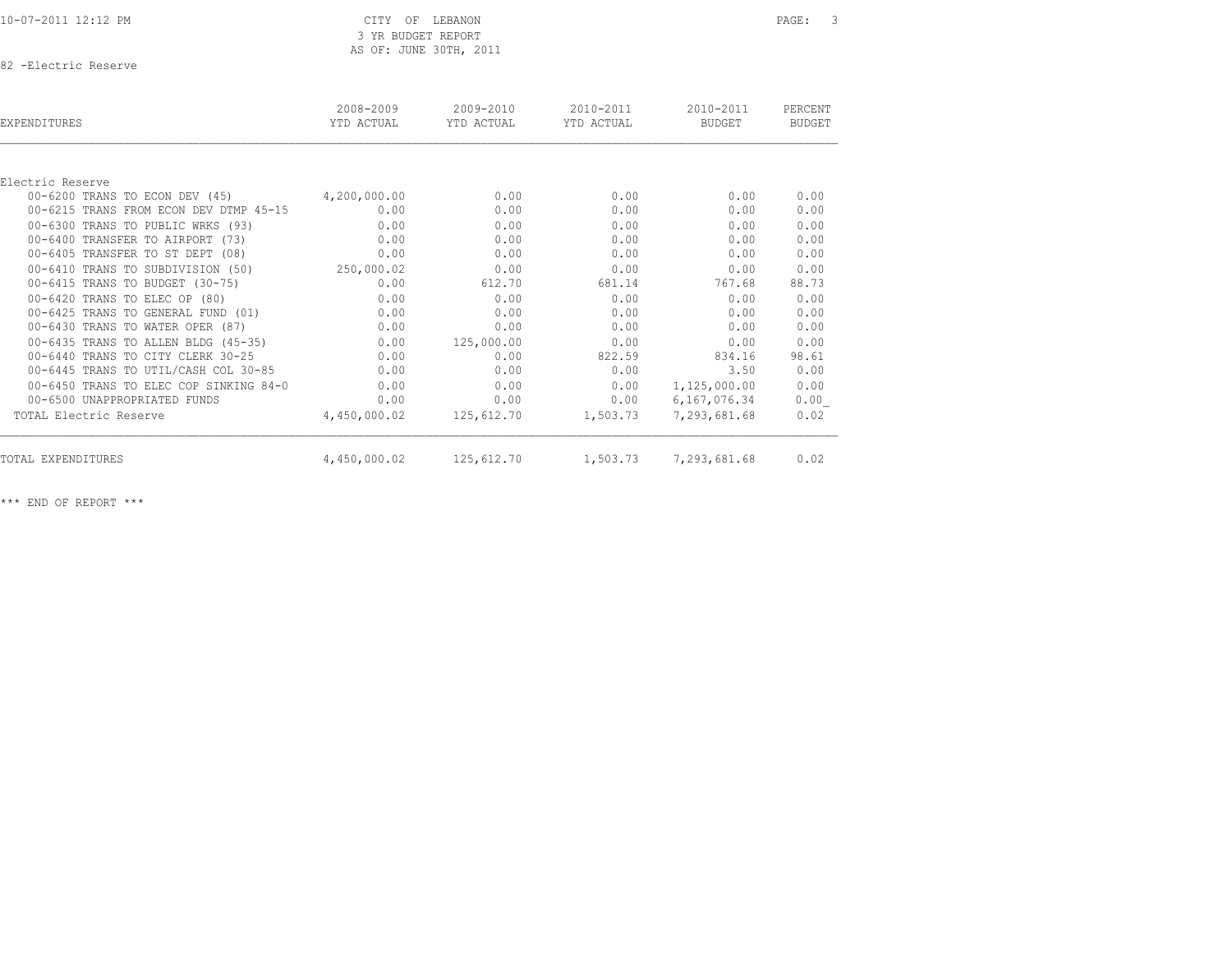CITY OF LEBANON
3 YR BUDGET REPORT
AS OF: JUNE 30TH, 2011

82 -Electric Reserve

| EXPENDITURES | 2008-2009 YTD ACTUAL | 2009-2010 YTD ACTUAL | 2010-2011 YTD ACTUAL | 2010-2011 BUDGET | PERCENT BUDGET |
|---|---|---|---|---|---|
| Electric Reserve | | | | | |
| 00-6200 TRANS TO ECON DEV (45) | 4,200,000.00 | 0.00 | 0.00 | 0.00 | 0.00 |
| 00-6215 TRANS FROM ECON DEV DTMP 45-15 | 0.00 | 0.00 | 0.00 | 0.00 | 0.00 |
| 00-6300 TRANS TO PUBLIC WRKS (93) | 0.00 | 0.00 | 0.00 | 0.00 | 0.00 |
| 00-6400 TRANSFER TO AIRPORT (73) | 0.00 | 0.00 | 0.00 | 0.00 | 0.00 |
| 00-6405 TRANSFER TO ST DEPT (08) | 0.00 | 0.00 | 0.00 | 0.00 | 0.00 |
| 00-6410 TRANS TO SUBDIVISION (50) | 250,000.02 | 0.00 | 0.00 | 0.00 | 0.00 |
| 00-6415 TRANS TO BUDGET (30-75) | 0.00 | 612.70 | 681.14 | 767.68 | 88.73 |
| 00-6420 TRANS TO ELEC OP (80) | 0.00 | 0.00 | 0.00 | 0.00 | 0.00 |
| 00-6425 TRANS TO GENERAL FUND (01) | 0.00 | 0.00 | 0.00 | 0.00 | 0.00 |
| 00-6430 TRANS TO WATER OPER (87) | 0.00 | 0.00 | 0.00 | 0.00 | 0.00 |
| 00-6435 TRANS TO ALLEN BLDG (45-35) | 0.00 | 125,000.00 | 0.00 | 0.00 | 0.00 |
| 00-6440 TRANS TO CITY CLERK 30-25 | 0.00 | 0.00 | 822.59 | 834.16 | 98.61 |
| 00-6445 TRANS TO UTIL/CASH COL 30-85 | 0.00 | 0.00 | 0.00 | 3.50 | 0.00 |
| 00-6450 TRANS TO ELEC COP SINKING 84-0 | 0.00 | 0.00 | 0.00 | 1,125,000.00 | 0.00 |
| 00-6500 UNAPPROPRIATED FUNDS | 0.00 | 0.00 | 0.00 | 6,167,076.34 | 0.00 |
| TOTAL Electric Reserve | 4,450,000.02 | 125,612.70 | 1,503.73 | 7,293,681.68 | 0.02 |
| TOTAL EXPENDITURES | 4,450,000.02 | 125,612.70 | 1,503.73 | 7,293,681.68 | 0.02 |

*** END OF REPORT ***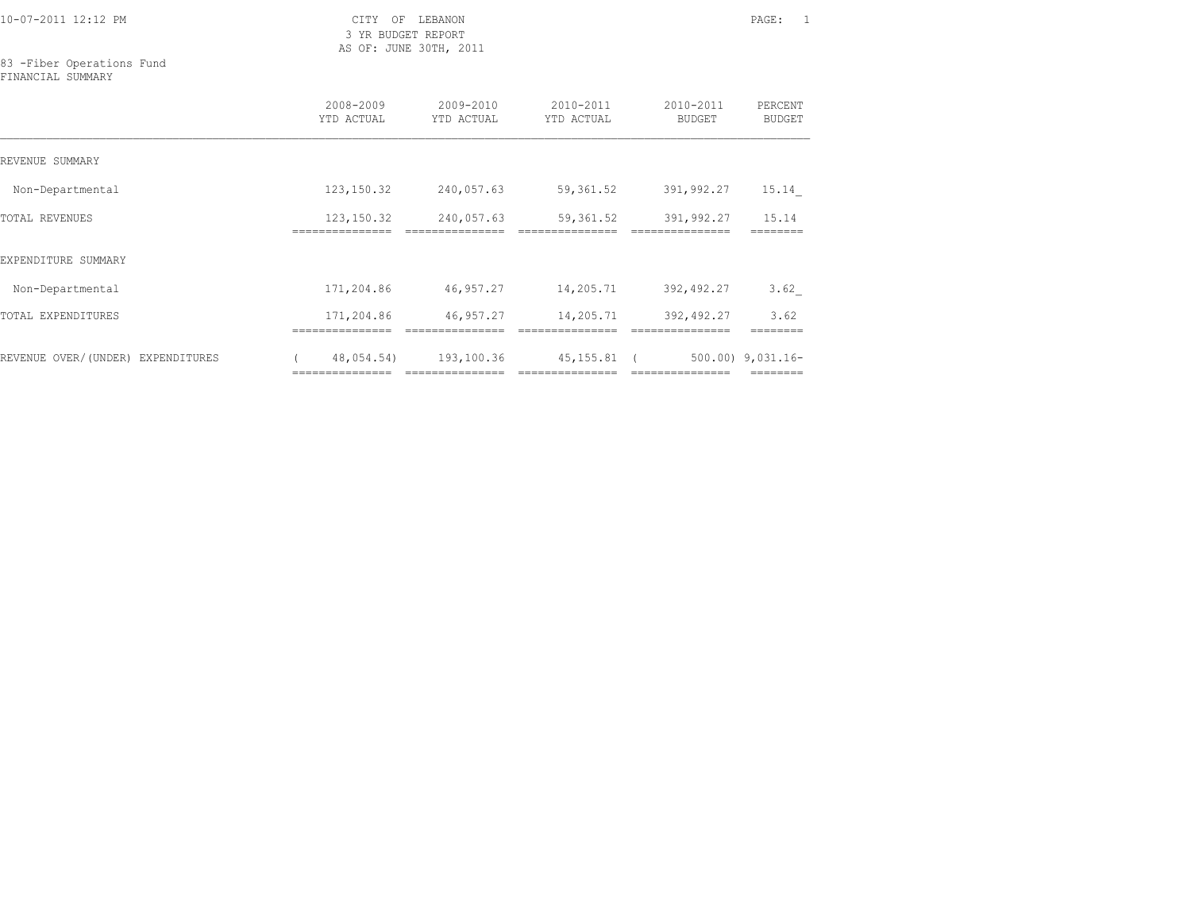10-07-2011 12:12 PM

CITY OF LEBANON
3 YR BUDGET REPORT
AS OF: JUNE 30TH, 2011

83 -Fiber Operations Fund
FINANCIAL SUMMARY

| | 2008-2009 YTD ACTUAL | 2009-2010 YTD ACTUAL | 2010-2011 YTD ACTUAL | 2010-2011 BUDGET | PERCENT BUDGET |
|---|---|---|---|---|---|
| REVENUE SUMMARY | | | | | |
| Non-Departmental | 123,150.32 | 240,057.63 | 59,361.52 | 391,992.27 | 15.14 |
| TOTAL REVENUES | 123,150.32 | 240,057.63 | 59,361.52 | 391,992.27 | 15.14 |
| EXPENDITURE SUMMARY | | | | | |
| Non-Departmental | 171,204.86 | 46,957.27 | 14,205.71 | 392,492.27 | 3.62 |
| TOTAL EXPENDITURES | 171,204.86 | 46,957.27 | 14,205.71 | 392,492.27 | 3.62 |
| REVENUE OVER/(UNDER) EXPENDITURES | ( 48,054.54) | 193,100.36 | 45,155.81 | ( 500.00) | 9,031.16- |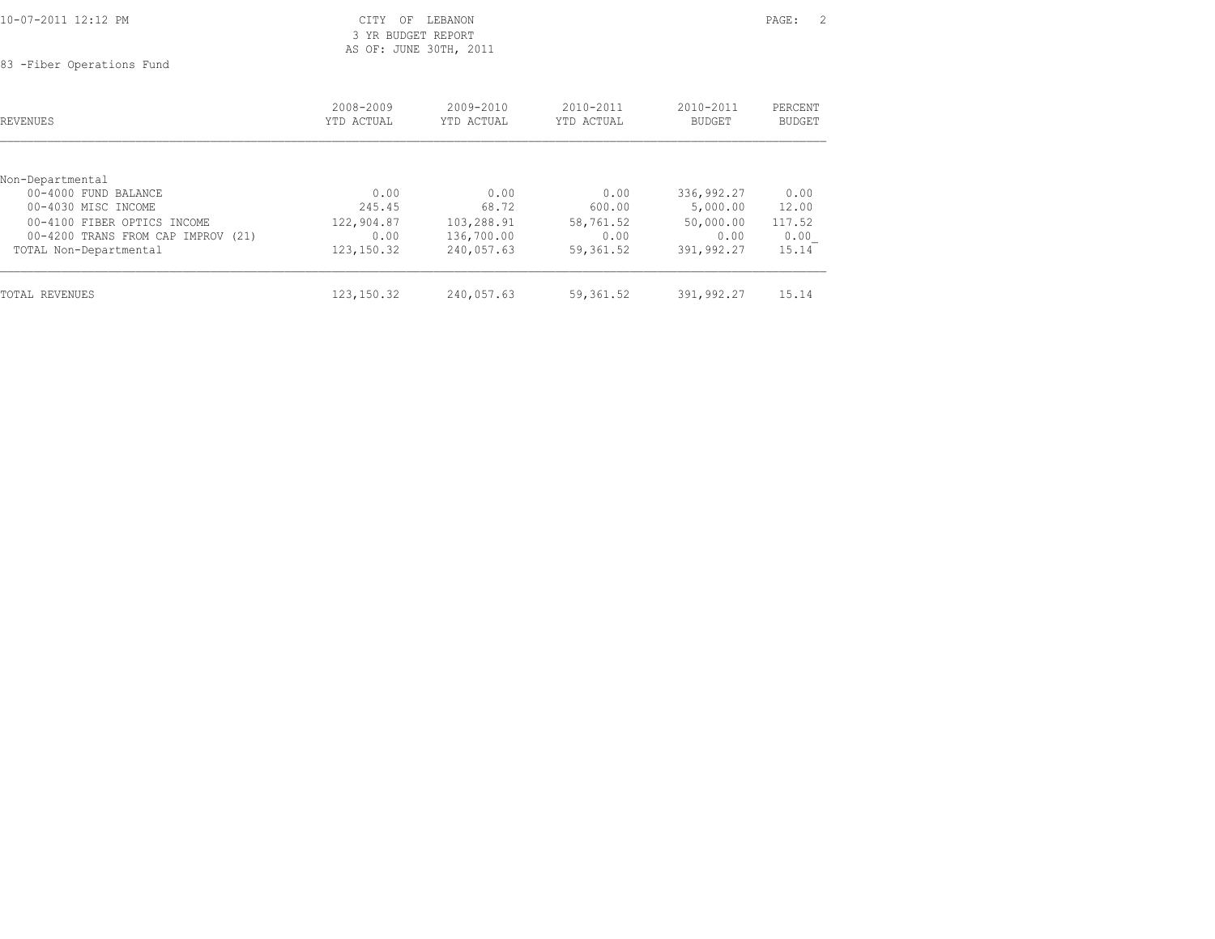CITY OF LEBANON
3 YR BUDGET REPORT
AS OF: JUNE 30TH, 2011

83 -Fiber Operations Fund

| REVENUES | 2008-2009 YTD ACTUAL | 2009-2010 YTD ACTUAL | 2010-2011 YTD ACTUAL | 2010-2011 BUDGET | PERCENT BUDGET |
|---|---|---|---|---|---|
| Non-Departmental | | | | | |
| 00-4000 FUND BALANCE | 0.00 | 0.00 | 0.00 | 336,992.27 | 0.00 |
| 00-4030 MISC INCOME | 245.45 | 68.72 | 600.00 | 5,000.00 | 12.00 |
| 00-4100 FIBER OPTICS INCOME | 122,904.87 | 103,288.91 | 58,761.52 | 50,000.00 | 117.52 |
| 00-4200 TRANS FROM CAP IMPROV (21) | 0.00 | 136,700.00 | 0.00 | 0.00 | 0.00 |
| TOTAL Non-Departmental | 123,150.32 | 240,057.63 | 59,361.52 | 391,992.27 | 15.14 |
| TOTAL REVENUES | 123,150.32 | 240,057.63 | 59,361.52 | 391,992.27 | 15.14 |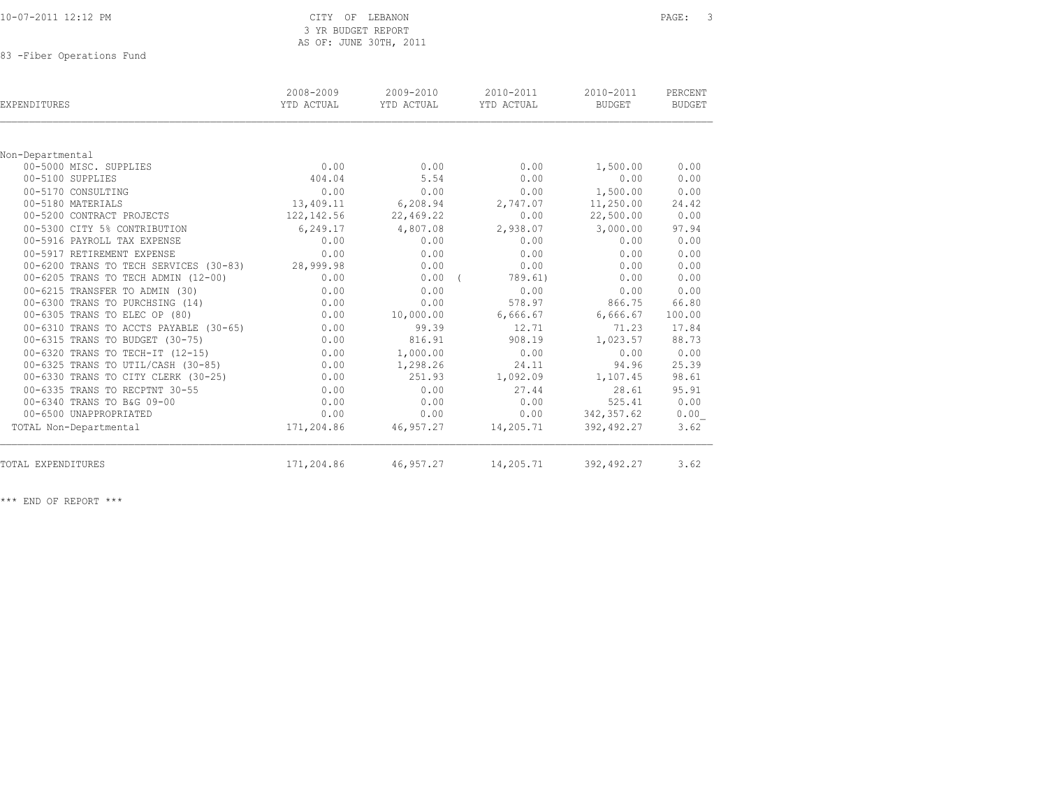CITY OF LEBANON
3 YR BUDGET REPORT
AS OF: JUNE 30TH, 2011

83 -Fiber Operations Fund

| EXPENDITURES | 2008-2009 YTD ACTUAL | 2009-2010 YTD ACTUAL | 2010-2011 YTD ACTUAL | 2010-2011 BUDGET | PERCENT BUDGET |
|---|---|---|---|---|---|
| Non-Departmental | | | | | |
| 00-5000 MISC. SUPPLIES | 0.00 | 0.00 | 0.00 | 1,500.00 | 0.00 |
| 00-5100 SUPPLIES | 404.04 | 5.54 | 0.00 | 0.00 | 0.00 |
| 00-5170 CONSULTING | 0.00 | 0.00 | 0.00 | 1,500.00 | 0.00 |
| 00-5180 MATERIALS | 13,409.11 | 6,208.94 | 2,747.07 | 11,250.00 | 24.42 |
| 00-5200 CONTRACT PROJECTS | 122,142.56 | 22,469.22 | 0.00 | 22,500.00 | 0.00 |
| 00-5300 CITY 5% CONTRIBUTION | 6,249.17 | 4,807.08 | 2,938.07 | 3,000.00 | 97.94 |
| 00-5916 PAYROLL TAX EXPENSE | 0.00 | 0.00 | 0.00 | 0.00 | 0.00 |
| 00-5917 RETIREMENT EXPENSE | 0.00 | 0.00 | 0.00 | 0.00 | 0.00 |
| 00-6200 TRANS TO TECH SERVICES (30-83) | 28,999.98 | 0.00 | 0.00 | 0.00 | 0.00 |
| 00-6205 TRANS TO TECH ADMIN (12-00) | 0.00 | 0.00 | ( 789.61) | 0.00 | 0.00 |
| 00-6215 TRANSFER TO ADMIN (30) | 0.00 | 0.00 | 0.00 | 0.00 | 0.00 |
| 00-6300 TRANS TO PURCHSING (14) | 0.00 | 0.00 | 578.97 | 866.75 | 66.80 |
| 00-6305 TRANS TO ELEC OP (80) | 0.00 | 10,000.00 | 6,666.67 | 6,666.67 | 100.00 |
| 00-6310 TRANS TO ACCTS PAYABLE (30-65) | 0.00 | 99.39 | 12.71 | 71.23 | 17.84 |
| 00-6315 TRANS TO BUDGET (30-75) | 0.00 | 816.91 | 908.19 | 1,023.57 | 88.73 |
| 00-6320 TRANS TO TECH-IT (12-15) | 0.00 | 1,000.00 | 0.00 | 0.00 | 0.00 |
| 00-6325 TRANS TO UTIL/CASH (30-85) | 0.00 | 1,298.26 | 24.11 | 94.96 | 25.39 |
| 00-6330 TRANS TO CITY CLERK (30-25) | 0.00 | 251.93 | 1,092.09 | 1,107.45 | 98.61 |
| 00-6335 TRANS TO RECPTNT 30-55 | 0.00 | 0.00 | 27.44 | 28.61 | 95.91 |
| 00-6340 TRANS TO B&G 09-00 | 0.00 | 0.00 | 0.00 | 525.41 | 0.00 |
| 00-6500 UNAPPROPRIATED | 0.00 | 0.00 | 0.00 | 342,357.62 | 0.00 |
| TOTAL Non-Departmental | 171,204.86 | 46,957.27 | 14,205.71 | 392,492.27 | 3.62 |
| TOTAL EXPENDITURES | 171,204.86 | 46,957.27 | 14,205.71 | 392,492.27 | 3.62 |

*** END OF REPORT ***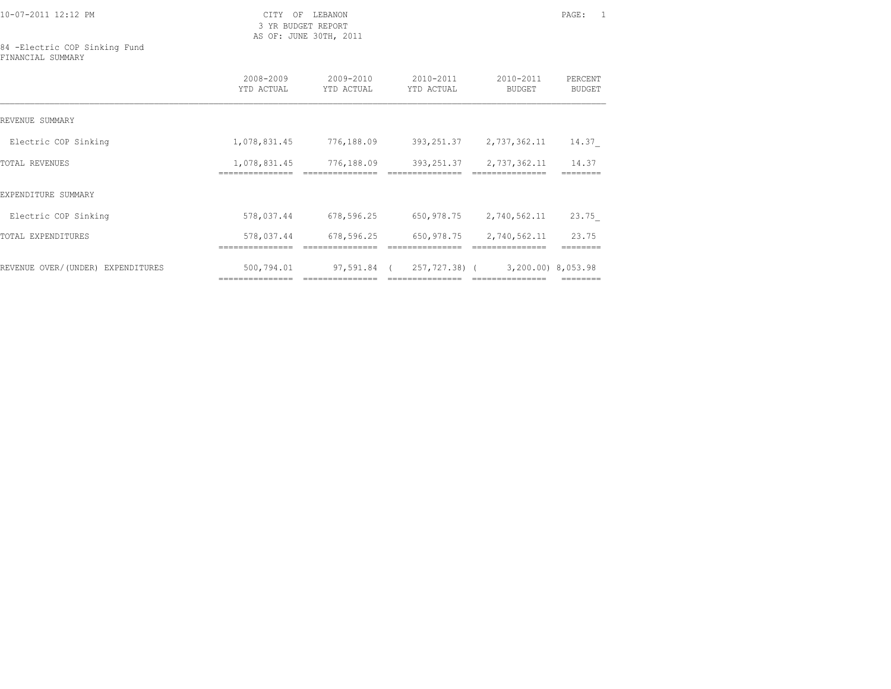CITY OF LEBANON
3 YR BUDGET REPORT
AS OF: JUNE 30TH, 2011

84 -Electric COP Sinking Fund
FINANCIAL SUMMARY

| | 2008-2009 YTD ACTUAL | 2009-2010 YTD ACTUAL | 2010-2011 YTD ACTUAL | 2010-2011 BUDGET | PERCENT BUDGET |
|---|---|---|---|---|---|
| REVENUE SUMMARY | | | | | |
| Electric COP Sinking | 1,078,831.45 | 776,188.09 | 393,251.37 | 2,737,362.11 | 14.37_ |
| TOTAL REVENUES | 1,078,831.45 | 776,188.09 | 393,251.37 | 2,737,362.11 | 14.37 |
| EXPENDITURE SUMMARY | | | | | |
| Electric COP Sinking | 578,037.44 | 678,596.25 | 650,978.75 | 2,740,562.11 | 23.75_ |
| TOTAL EXPENDITURES | 578,037.44 | 678,596.25 | 650,978.75 | 2,740,562.11 | 23.75 |
| REVENUE OVER/(UNDER) EXPENDITURES | 500,794.01 | 97,591.84 | ( 257,727.38) | ( 3,200.00) | 8,053.98 |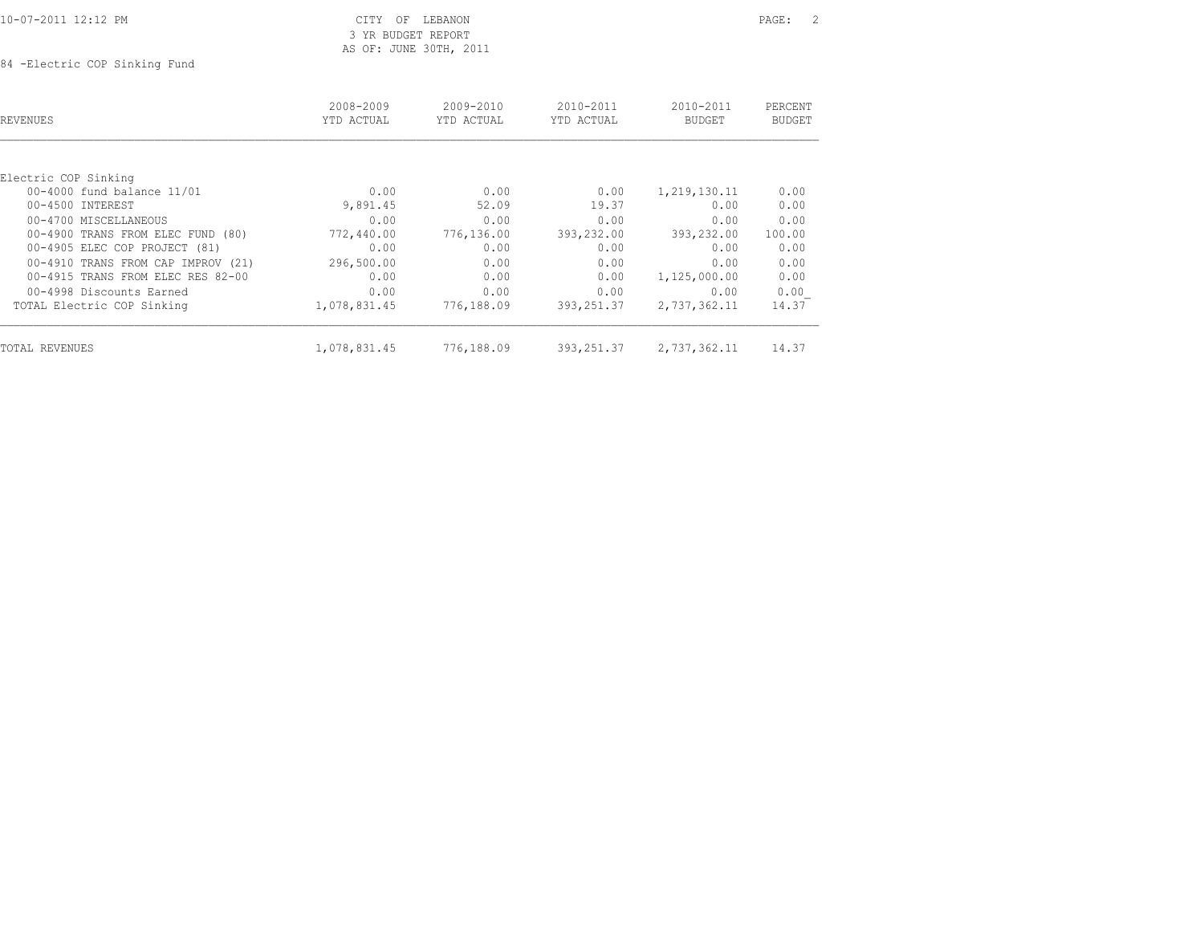CITY OF LEBANON
3 YR BUDGET REPORT
AS OF: JUNE 30TH, 2011

84 -Electric COP Sinking Fund

| REVENUES | 2008-2009 YTD ACTUAL | 2009-2010 YTD ACTUAL | 2010-2011 YTD ACTUAL | 2010-2011 BUDGET | PERCENT BUDGET |
|---|---|---|---|---|---|
| Electric COP Sinking | | | | | |
| 00-4000 fund balance 11/01 | 0.00 | 0.00 | 0.00 | 1,219,130.11 | 0.00 |
| 00-4500 INTEREST | 9,891.45 | 52.09 | 19.37 | 0.00 | 0.00 |
| 00-4700 MISCELLANEOUS | 0.00 | 0.00 | 0.00 | 0.00 | 0.00 |
| 00-4900 TRANS FROM ELEC FUND (80) | 772,440.00 | 776,136.00 | 393,232.00 | 393,232.00 | 100.00 |
| 00-4905 ELEC COP PROJECT (81) | 0.00 | 0.00 | 0.00 | 0.00 | 0.00 |
| 00-4910 TRANS FROM CAP IMPROV (21) | 296,500.00 | 0.00 | 0.00 | 0.00 | 0.00 |
| 00-4915 TRANS FROM ELEC RES 82-00 | 0.00 | 0.00 | 0.00 | 1,125,000.00 | 0.00 |
| 00-4998 Discounts Earned | 0.00 | 0.00 | 0.00 | 0.00 | 0.00 |
| TOTAL Electric COP Sinking | 1,078,831.45 | 776,188.09 | 393,251.37 | 2,737,362.11 | 14.37 |
| TOTAL REVENUES | 1,078,831.45 | 776,188.09 | 393,251.37 | 2,737,362.11 | 14.37 |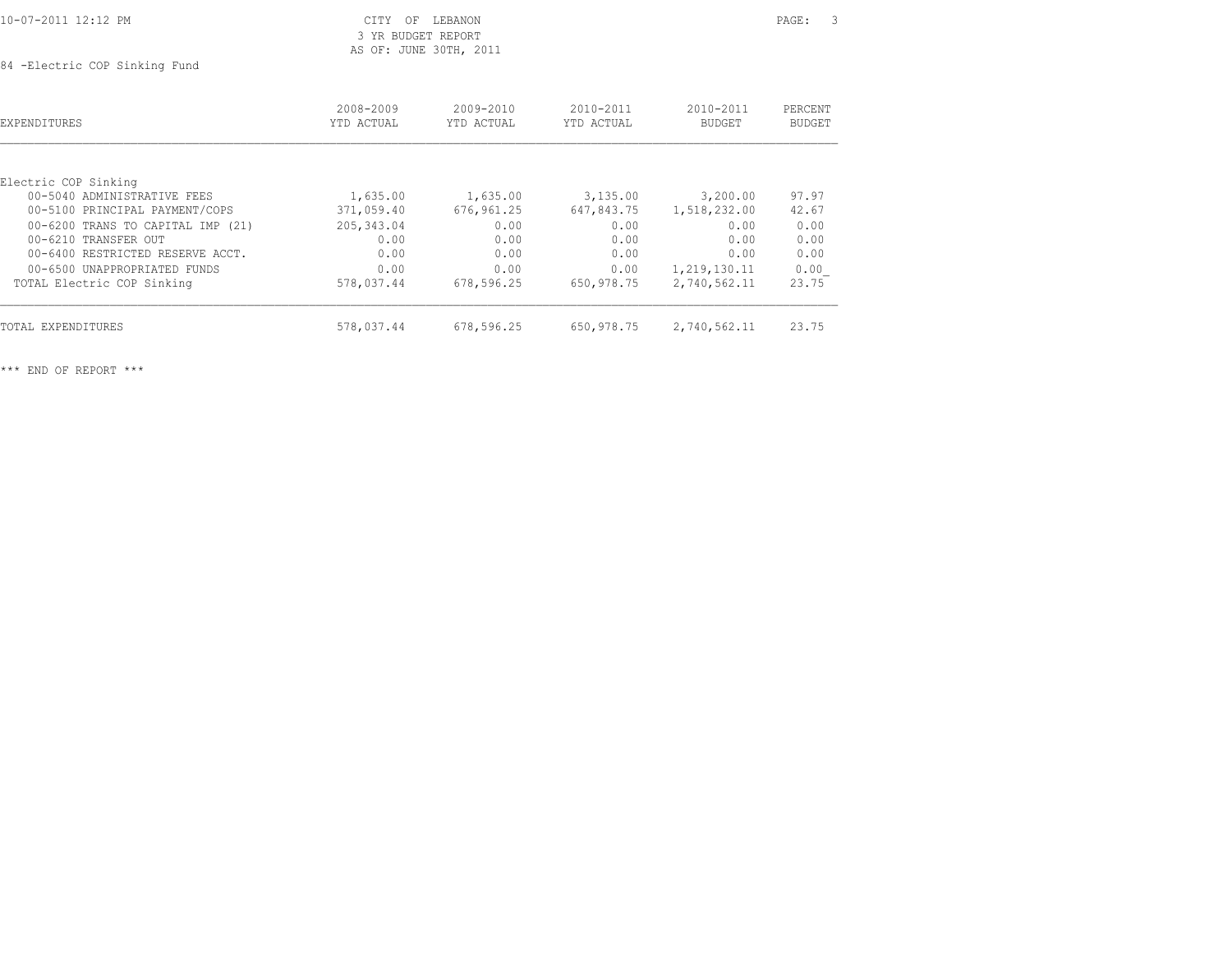CITY OF LEBANON
3 YR BUDGET REPORT
AS OF: JUNE 30TH, 2011

84 -Electric COP Sinking Fund

| EXPENDITURES | 2008-2009 YTD ACTUAL | 2009-2010 YTD ACTUAL | 2010-2011 YTD ACTUAL | 2010-2011 BUDGET | PERCENT BUDGET |
|---|---|---|---|---|---|
| Electric COP Sinking | | | | | |
| 00-5040 ADMINISTRATIVE FEES | 1,635.00 | 1,635.00 | 3,135.00 | 3,200.00 | 97.97 |
| 00-5100 PRINCIPAL PAYMENT/COPS | 371,059.40 | 676,961.25 | 647,843.75 | 1,518,232.00 | 42.67 |
| 00-6200 TRANS TO CAPITAL IMP (21) | 205,343.04 | 0.00 | 0.00 | 0.00 | 0.00 |
| 00-6210 TRANSFER OUT | 0.00 | 0.00 | 0.00 | 0.00 | 0.00 |
| 00-6400 RESTRICTED RESERVE ACCT. | 0.00 | 0.00 | 0.00 | 0.00 | 0.00 |
| 00-6500 UNAPPROPRIATED FUNDS | 0.00 | 0.00 | 0.00 | 1,219,130.11 | 0.00 |
| TOTAL Electric COP Sinking | 578,037.44 | 678,596.25 | 650,978.75 | 2,740,562.11 | 23.75 |
| TOTAL EXPENDITURES | 578,037.44 | 678,596.25 | 650,978.75 | 2,740,562.11 | 23.75 |

*** END OF REPORT ***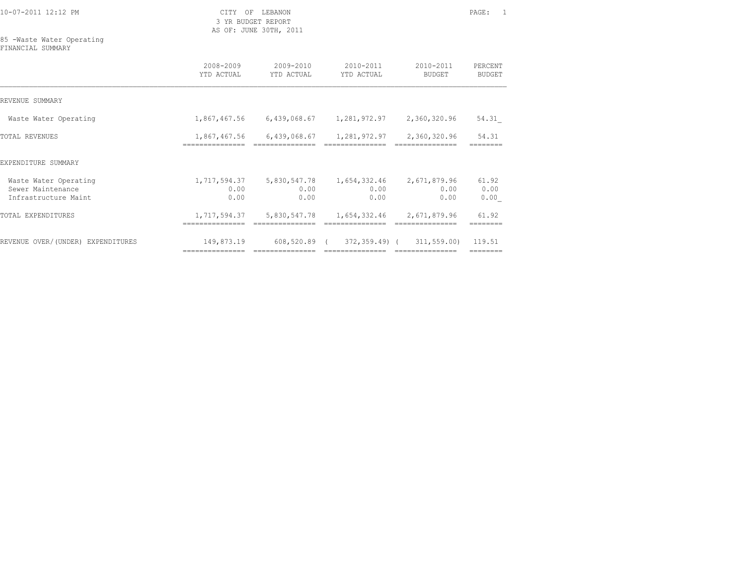CITY OF LEBANON
3 YR BUDGET REPORT
AS OF: JUNE 30TH, 2011

85 -Waste Water Operating
FINANCIAL SUMMARY

| | 2008-2009 YTD ACTUAL | 2009-2010 YTD ACTUAL | 2010-2011 YTD ACTUAL | 2010-2011 BUDGET | PERCENT BUDGET |
|---|---|---|---|---|---|
| REVENUE SUMMARY | | | | | |
| Waste Water Operating | 1,867,467.56 | 6,439,068.67 | 1,281,972.97 | 2,360,320.96 | 54.31 |
| TOTAL REVENUES | 1,867,467.56 | 6,439,068.67 | 1,281,972.97 | 2,360,320.96 | 54.31 |
| EXPENDITURE SUMMARY | | | | | |
| Waste Water Operating | 1,717,594.37 | 5,830,547.78 | 1,654,332.46 | 2,671,879.96 | 61.92 |
| Sewer Maintenance | 0.00 | 0.00 | 0.00 | 0.00 | 0.00 |
| Infrastructure Maint | 0.00 | 0.00 | 0.00 | 0.00 | 0.00 |
| TOTAL EXPENDITURES | 1,717,594.37 | 5,830,547.78 | 1,654,332.46 | 2,671,879.96 | 61.92 |
| REVENUE OVER/(UNDER) EXPENDITURES | 149,873.19 | 608,520.89 | ( 372,359.49) | ( 311,559.00) | 119.51 |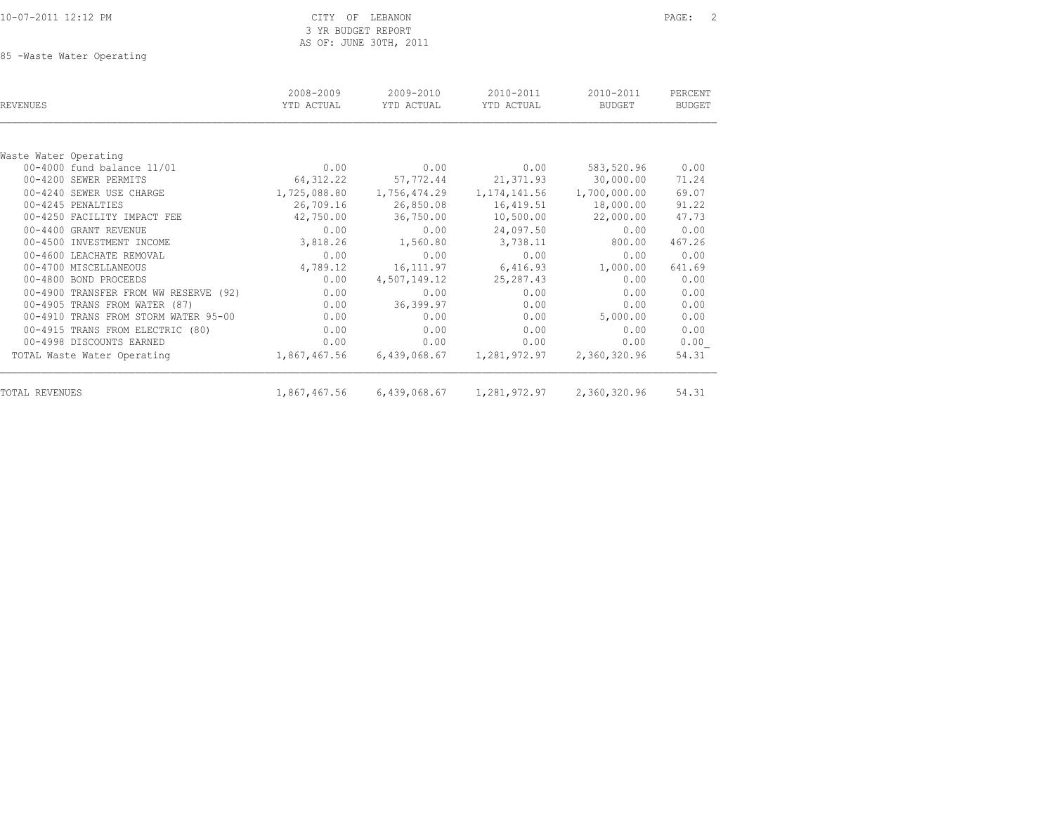CITY OF LEBANON
3 YR BUDGET REPORT
AS OF: JUNE 30TH, 2011

85 -Waste Water Operating

| REVENUES | 2008-2009 YTD ACTUAL | 2009-2010 YTD ACTUAL | 2010-2011 YTD ACTUAL | 2010-2011 BUDGET | PERCENT BUDGET |
|---|---|---|---|---|---|
| Waste Water Operating | | | | | |
| 00-4000 fund balance 11/01 | 0.00 | 0.00 | 0.00 | 583,520.96 | 0.00 |
| 00-4200 SEWER PERMITS | 64,312.22 | 57,772.44 | 21,371.93 | 30,000.00 | 71.24 |
| 00-4240 SEWER USE CHARGE | 1,725,088.80 | 1,756,474.29 | 1,174,141.56 | 1,700,000.00 | 69.07 |
| 00-4245 PENALTIES | 26,709.16 | 26,850.08 | 16,419.51 | 18,000.00 | 91.22 |
| 00-4250 FACILITY IMPACT FEE | 42,750.00 | 36,750.00 | 10,500.00 | 22,000.00 | 47.73 |
| 00-4400 GRANT REVENUE | 0.00 | 0.00 | 24,097.50 | 0.00 | 0.00 |
| 00-4500 INVESTMENT INCOME | 3,818.26 | 1,560.80 | 3,738.11 | 800.00 | 467.26 |
| 00-4600 LEACHATE REMOVAL | 0.00 | 0.00 | 0.00 | 0.00 | 0.00 |
| 00-4700 MISCELLANEOUS | 4,789.12 | 16,111.97 | 6,416.93 | 1,000.00 | 641.69 |
| 00-4800 BOND PROCEEDS | 0.00 | 4,507,149.12 | 25,287.43 | 0.00 | 0.00 |
| 00-4900 TRANSFER FROM WW RESERVE (92) | 0.00 | 0.00 | 0.00 | 0.00 | 0.00 |
| 00-4905 TRANS FROM WATER (87) | 0.00 | 36,399.97 | 0.00 | 0.00 | 0.00 |
| 00-4910 TRANS FROM STORM WATER 95-00 | 0.00 | 0.00 | 0.00 | 5,000.00 | 0.00 |
| 00-4915 TRANS FROM ELECTRIC (80) | 0.00 | 0.00 | 0.00 | 0.00 | 0.00 |
| 00-4998 DISCOUNTS EARNED | 0.00 | 0.00 | 0.00 | 0.00 | 0.00 |
| TOTAL Waste Water Operating | 1,867,467.56 | 6,439,068.67 | 1,281,972.97 | 2,360,320.96 | 54.31 |
| TOTAL REVENUES | 1,867,467.56 | 6,439,068.67 | 1,281,972.97 | 2,360,320.96 | 54.31 |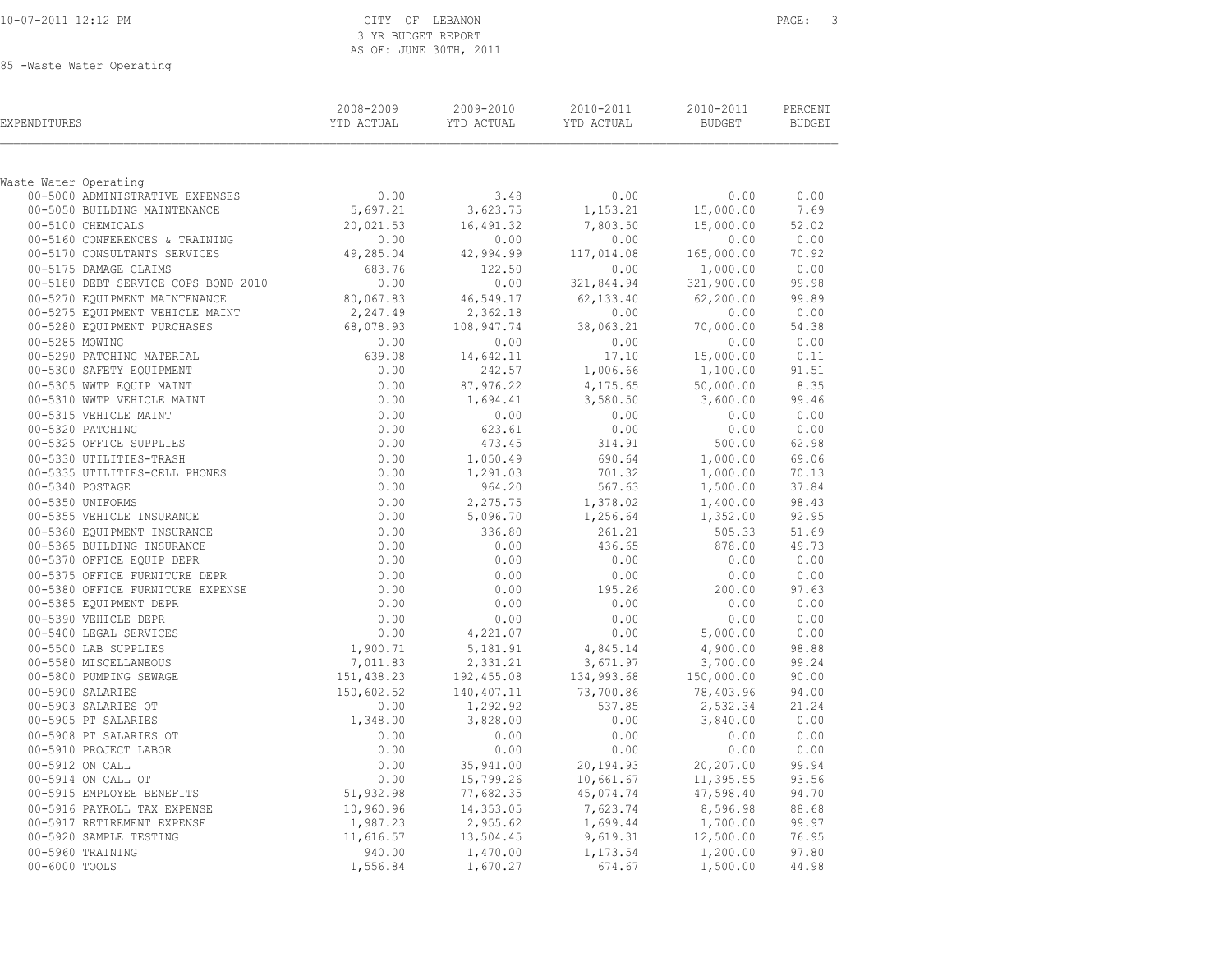CITY OF LEBANON
3 YR BUDGET REPORT
AS OF: JUNE 30TH, 2011

85 -Waste Water Operating

| EXPENDITURES | 2008-2009 YTD ACTUAL | 2009-2010 YTD ACTUAL | 2010-2011 YTD ACTUAL | 2010-2011 BUDGET | PERCENT BUDGET |
|---|---|---|---|---|---|
| **Waste Water Operating** | | | | | |
| 00-5000 ADMINISTRATIVE EXPENSES | 0.00 | 3.48 | 0.00 | 0.00 | 0.00 |
| 00-5050 BUILDING MAINTENANCE | 5,697.21 | 3,623.75 | 1,153.21 | 15,000.00 | 7.69 |
| 00-5100 CHEMICALS | 20,021.53 | 16,491.32 | 7,803.50 | 15,000.00 | 52.02 |
| 00-5160 CONFERENCES & TRAINING | 0.00 | 0.00 | 0.00 | 0.00 | 0.00 |
| 00-5170 CONSULTANTS SERVICES | 49,285.04 | 42,994.99 | 117,014.08 | 165,000.00 | 70.92 |
| 00-5175 DAMAGE CLAIMS | 683.76 | 122.50 | 0.00 | 1,000.00 | 0.00 |
| 00-5180 DEBT SERVICE COPS BOND 2010 | 0.00 | 0.00 | 321,844.94 | 321,900.00 | 99.98 |
| 00-5270 EQUIPMENT MAINTENANCE | 80,067.83 | 46,549.17 | 62,133.40 | 62,200.00 | 99.89 |
| 00-5275 EQUIPMENT VEHICLE MAINT | 2,247.49 | 2,362.18 | 0.00 | 0.00 | 0.00 |
| 00-5280 EQUIPMENT PURCHASES | 68,078.93 | 108,947.74 | 38,063.21 | 70,000.00 | 54.38 |
| 00-5285 MOWING | 0.00 | 0.00 | 0.00 | 0.00 | 0.00 |
| 00-5290 PATCHING MATERIAL | 639.08 | 14,642.11 | 17.10 | 15,000.00 | 0.11 |
| 00-5300 SAFETY EQUIPMENT | 0.00 | 242.57 | 1,006.66 | 1,100.00 | 91.51 |
| 00-5305 WWTP EQUIP MAINT | 0.00 | 87,976.22 | 4,175.65 | 50,000.00 | 8.35 |
| 00-5310 WWTP VEHICLE MAINT | 0.00 | 1,694.41 | 3,580.50 | 3,600.00 | 99.46 |
| 00-5315 VEHICLE MAINT | 0.00 | 0.00 | 0.00 | 0.00 | 0.00 |
| 00-5320 PATCHING | 0.00 | 623.61 | 0.00 | 0.00 | 0.00 |
| 00-5325 OFFICE SUPPLIES | 0.00 | 473.45 | 314.91 | 500.00 | 62.98 |
| 00-5330 UTILITIES-TRASH | 0.00 | 1,050.49 | 690.64 | 1,000.00 | 69.06 |
| 00-5335 UTILITIES-CELL PHONES | 0.00 | 1,291.03 | 701.32 | 1,000.00 | 70.13 |
| 00-5340 POSTAGE | 0.00 | 964.20 | 567.63 | 1,500.00 | 37.84 |
| 00-5350 UNIFORMS | 0.00 | 2,275.75 | 1,378.02 | 1,400.00 | 98.43 |
| 00-5355 VEHICLE INSURANCE | 0.00 | 5,096.70 | 1,256.64 | 1,352.00 | 92.95 |
| 00-5360 EQUIPMENT INSURANCE | 0.00 | 336.80 | 261.21 | 505.33 | 51.69 |
| 00-5365 BUILDING INSURANCE | 0.00 | 0.00 | 436.65 | 878.00 | 49.73 |
| 00-5370 OFFICE EQUIP DEPR | 0.00 | 0.00 | 0.00 | 0.00 | 0.00 |
| 00-5375 OFFICE FURNITURE DEPR | 0.00 | 0.00 | 0.00 | 0.00 | 0.00 |
| 00-5380 OFFICE FURNITURE EXPENSE | 0.00 | 0.00 | 195.26 | 200.00 | 97.63 |
| 00-5385 EQUIPMENT DEPR | 0.00 | 0.00 | 0.00 | 0.00 | 0.00 |
| 00-5390 VEHICLE DEPR | 0.00 | 0.00 | 0.00 | 0.00 | 0.00 |
| 00-5400 LEGAL SERVICES | 0.00 | 4,221.07 | 0.00 | 5,000.00 | 0.00 |
| 00-5500 LAB SUPPLIES | 1,900.71 | 5,181.91 | 4,845.14 | 4,900.00 | 98.88 |
| 00-5580 MISCELLANEOUS | 7,011.83 | 2,331.21 | 3,671.97 | 3,700.00 | 99.24 |
| 00-5800 PUMPING SEWAGE | 151,438.23 | 192,455.08 | 134,993.68 | 150,000.00 | 90.00 |
| 00-5900 SALARIES | 150,602.52 | 140,407.11 | 73,700.86 | 78,403.96 | 94.00 |
| 00-5903 SALARIES OT | 0.00 | 1,292.92 | 537.85 | 2,532.34 | 21.24 |
| 00-5905 PT SALARIES | 1,348.00 | 3,828.00 | 0.00 | 3,840.00 | 0.00 |
| 00-5908 PT SALARIES OT | 0.00 | 0.00 | 0.00 | 0.00 | 0.00 |
| 00-5910 PROJECT LABOR | 0.00 | 0.00 | 0.00 | 0.00 | 0.00 |
| 00-5912 ON CALL | 0.00 | 35,941.00 | 20,194.93 | 20,207.00 | 99.94 |
| 00-5914 ON CALL OT | 0.00 | 15,799.26 | 10,661.67 | 11,395.55 | 93.56 |
| 00-5915 EMPLOYEE BENEFITS | 51,932.98 | 77,682.35 | 45,074.74 | 47,598.40 | 94.70 |
| 00-5916 PAYROLL TAX EXPENSE | 10,960.96 | 14,353.05 | 7,623.74 | 8,596.98 | 88.68 |
| 00-5917 RETIREMENT EXPENSE | 1,987.23 | 2,955.62 | 1,699.44 | 1,700.00 | 99.97 |
| 00-5920 SAMPLE TESTING | 11,616.57 | 13,504.45 | 9,619.31 | 12,500.00 | 76.95 |
| 00-5960 TRAINING | 940.00 | 1,470.00 | 1,173.54 | 1,200.00 | 97.80 |
| 00-6000 TOOLS | 1,556.84 | 1,670.27 | 674.67 | 1,500.00 | 44.98 |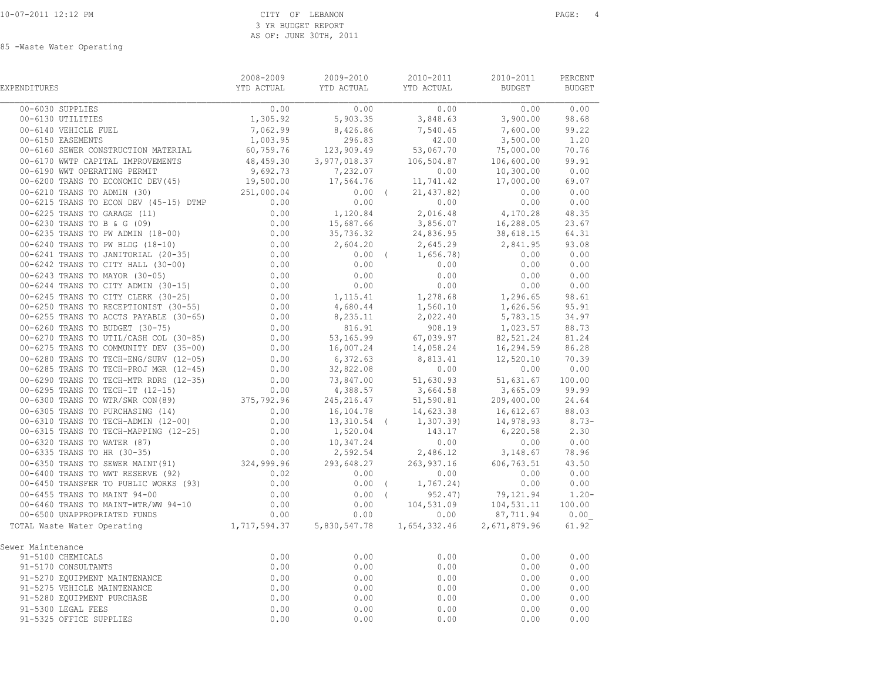CITY OF LEBANON
3 YR BUDGET REPORT
AS OF: JUNE 30TH, 2011

85 -Waste Water Operating

| EXPENDITURES | 2008-2009 YTD ACTUAL | 2009-2010 YTD ACTUAL | 2010-2011 YTD ACTUAL | 2010-2011 BUDGET | PERCENT BUDGET |
|---|---|---|---|---|---|
| 00-6030 SUPPLIES | 0.00 | 0.00 | 0.00 | 0.00 | 0.00 |
| 00-6130 UTILITIES | 1,305.92 | 5,903.35 | 3,848.63 | 3,900.00 | 98.68 |
| 00-6140 VEHICLE FUEL | 7,062.99 | 8,426.86 | 7,540.45 | 7,600.00 | 99.22 |
| 00-6150 EASEMENTS | 1,003.95 | 296.83 | 42.00 | 3,500.00 | 1.20 |
| 00-6160 SEWER CONSTRUCTION MATERIAL | 60,759.76 | 123,909.49 | 53,067.70 | 75,000.00 | 70.76 |
| 00-6170 WWTP CAPITAL IMPROVEMENTS | 48,459.30 | 3,977,018.37 | 106,504.87 | 106,600.00 | 99.91 |
| 00-6190 WWT OPERATING PERMIT | 9,692.73 | 7,232.07 | 0.00 | 10,300.00 | 0.00 |
| 00-6200 TRANS TO ECONOMIC DEV(45) | 19,500.00 | 17,564.76 | 11,741.42 | 17,000.00 | 69.07 |
| 00-6210 TRANS TO ADMIN (30) | 251,000.04 | 0.00 | ( 21,437.82) | 0.00 | 0.00 |
| 00-6215 TRANS TO ECON DEV (45-15) DTMP | 0.00 | 0.00 | 0.00 | 0.00 | 0.00 |
| 00-6225 TRANS TO GARAGE (11) | 0.00 | 1,120.84 | 2,016.48 | 4,170.28 | 48.35 |
| 00-6230 TRANS TO B & G (09) | 0.00 | 15,687.66 | 3,856.07 | 16,288.05 | 23.67 |
| 00-6235 TRANS TO PW ADMIN (18-00) | 0.00 | 35,736.32 | 24,836.95 | 38,618.15 | 64.31 |
| 00-6240 TRANS TO PW BLDG (18-10) | 0.00 | 2,604.20 | 2,645.29 | 2,841.95 | 93.08 |
| 00-6241 TRANS TO JANITORIAL (20-35) | 0.00 | 0.00 | ( 1,656.78) | 0.00 | 0.00 |
| 00-6242 TRANS TO CITY HALL (30-00) | 0.00 | 0.00 | 0.00 | 0.00 | 0.00 |
| 00-6243 TRANS TO MAYOR (30-05) | 0.00 | 0.00 | 0.00 | 0.00 | 0.00 |
| 00-6244 TRANS TO CITY ADMIN (30-15) | 0.00 | 0.00 | 0.00 | 0.00 | 0.00 |
| 00-6245 TRANS TO CITY CLERK (30-25) | 0.00 | 1,115.41 | 1,278.68 | 1,296.65 | 98.61 |
| 00-6250 TRANS TO RECEPTIONIST (30-55) | 0.00 | 4,680.44 | 1,560.10 | 1,626.56 | 95.91 |
| 00-6255 TRANS TO ACCTS PAYABLE (30-65) | 0.00 | 8,235.11 | 2,022.40 | 5,783.15 | 34.97 |
| 00-6260 TRANS TO BUDGET (30-75) | 0.00 | 816.91 | 908.19 | 1,023.57 | 88.73 |
| 00-6270 TRANS TO UTIL/CASH COL (30-85) | 0.00 | 53,165.99 | 67,039.97 | 82,521.24 | 81.24 |
| 00-6275 TRANS TO COMMUNITY DEV (35-00) | 0.00 | 16,007.24 | 14,058.24 | 16,294.59 | 86.28 |
| 00-6280 TRANS TO TECH-ENG/SURV (12-05) | 0.00 | 6,372.63 | 8,813.41 | 12,520.10 | 70.39 |
| 00-6285 TRANS TO TECH-PROJ MGR (12-45) | 0.00 | 32,822.08 | 0.00 | 0.00 | 0.00 |
| 00-6290 TRANS TO TECH-MTR RDRS (12-35) | 0.00 | 73,847.00 | 51,630.93 | 51,631.67 | 100.00 |
| 00-6295 TRANS TO TECH-IT (12-15) | 0.00 | 4,388.57 | 3,664.58 | 3,665.09 | 99.99 |
| 00-6300 TRANS TO WTR/SWR CON(89) | 375,792.96 | 245,216.47 | 51,590.81 | 209,400.00 | 24.64 |
| 00-6305 TRANS TO PURCHASING (14) | 0.00 | 16,104.78 | 14,623.38 | 16,612.67 | 88.03 |
| 00-6310 TRANS TO TECH-ADMIN (12-00) | 0.00 | 13,310.54 | ( 1,307.39) | 14,978.93 | 8.73- |
| 00-6315 TRANS TO TECH-MAPPING (12-25) | 0.00 | 1,520.04 | 143.17 | 6,220.58 | 2.30 |
| 00-6320 TRANS TO WATER (87) | 0.00 | 10,347.24 | 0.00 | 0.00 | 0.00 |
| 00-6335 TRANS TO HR (30-35) | 0.00 | 2,592.54 | 2,486.12 | 3,148.67 | 78.96 |
| 00-6350 TRANS TO SEWER MAINT(91) | 324,999.96 | 293,648.27 | 263,937.16 | 606,763.51 | 43.50 |
| 00-6400 TRANS TO WWT RESERVE (92) | 0.02 | 0.00 | 0.00 | 0.00 | 0.00 |
| 00-6450 TRANSFER TO PUBLIC WORKS (93) | 0.00 | 0.00 | ( 1,767.24) | 0.00 | 0.00 |
| 00-6455 TRANS TO MAINT 94-00 | 0.00 | 0.00 | ( 952.47) | 79,121.94 | 1.20- |
| 00-6460 TRANS TO MAINT-WTR/WW 94-10 | 0.00 | 0.00 | 104,531.09 | 104,531.11 | 100.00 |
| 00-6500 UNAPPROPRIATED FUNDS | 0.00 | 0.00 | 0.00 | 87,711.94 | 0.00 |
| TOTAL Waste Water Operating | 1,717,594.37 | 5,830,547.78 | 1,654,332.46 | 2,671,879.96 | 61.92 |
| **Sewer Maintenance** | | | | | |
| 91-5100 CHEMICALS | 0.00 | 0.00 | 0.00 | 0.00 | 0.00 |
| 91-5170 CONSULTANTS | 0.00 | 0.00 | 0.00 | 0.00 | 0.00 |
| 91-5270 EQUIPMENT MAINTENANCE | 0.00 | 0.00 | 0.00 | 0.00 | 0.00 |
| 91-5275 VEHICLE MAINTENANCE | 0.00 | 0.00 | 0.00 | 0.00 | 0.00 |
| 91-5280 EQUIPMENT PURCHASE | 0.00 | 0.00 | 0.00 | 0.00 | 0.00 |
| 91-5300 LEGAL FEES | 0.00 | 0.00 | 0.00 | 0.00 | 0.00 |
| 91-5325 OFFICE SUPPLIES | 0.00 | 0.00 | 0.00 | 0.00 | 0.00 |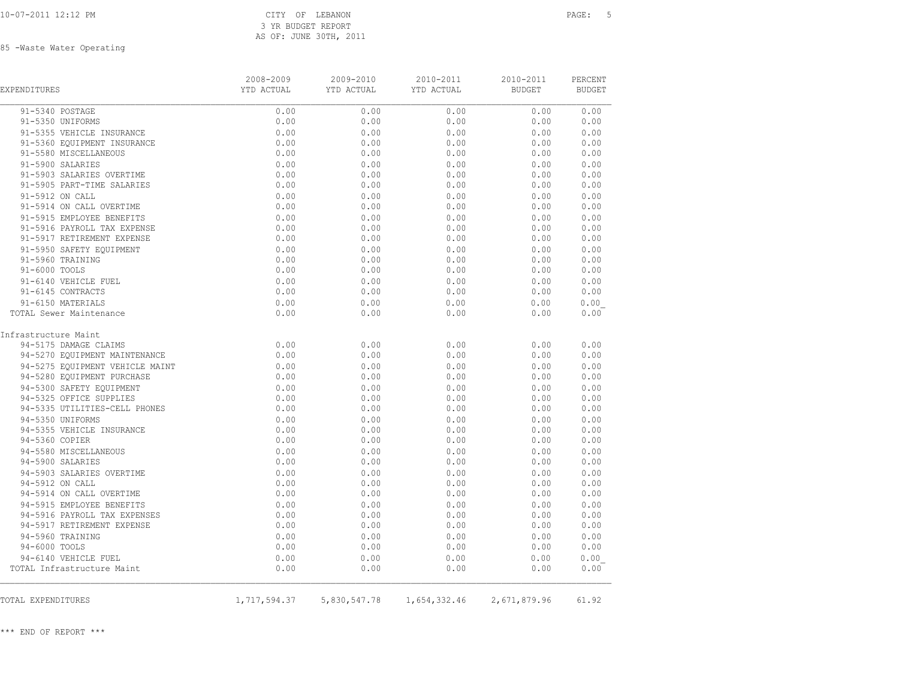CITY OF LEBANON
3 YR BUDGET REPORT
AS OF: JUNE 30TH, 2011

85 -Waste Water Operating

| EXPENDITURES | 2008-2009 YTD ACTUAL | 2009-2010 YTD ACTUAL | 2010-2011 YTD ACTUAL | 2010-2011 BUDGET | PERCENT BUDGET |
|---|---|---|---|---|---|
| 91-5340 POSTAGE | 0.00 | 0.00 | 0.00 | 0.00 | 0.00 |
| 91-5350 UNIFORMS | 0.00 | 0.00 | 0.00 | 0.00 | 0.00 |
| 91-5355 VEHICLE INSURANCE | 0.00 | 0.00 | 0.00 | 0.00 | 0.00 |
| 91-5360 EQUIPMENT INSURANCE | 0.00 | 0.00 | 0.00 | 0.00 | 0.00 |
| 91-5580 MISCELLANEOUS | 0.00 | 0.00 | 0.00 | 0.00 | 0.00 |
| 91-5900 SALARIES | 0.00 | 0.00 | 0.00 | 0.00 | 0.00 |
| 91-5903 SALARIES OVERTIME | 0.00 | 0.00 | 0.00 | 0.00 | 0.00 |
| 91-5905 PART-TIME SALARIES | 0.00 | 0.00 | 0.00 | 0.00 | 0.00 |
| 91-5912 ON CALL | 0.00 | 0.00 | 0.00 | 0.00 | 0.00 |
| 91-5914 ON CALL OVERTIME | 0.00 | 0.00 | 0.00 | 0.00 | 0.00 |
| 91-5915 EMPLOYEE BENEFITS | 0.00 | 0.00 | 0.00 | 0.00 | 0.00 |
| 91-5916 PAYROLL TAX EXPENSE | 0.00 | 0.00 | 0.00 | 0.00 | 0.00 |
| 91-5917 RETIREMENT EXPENSE | 0.00 | 0.00 | 0.00 | 0.00 | 0.00 |
| 91-5950 SAFETY EQUIPMENT | 0.00 | 0.00 | 0.00 | 0.00 | 0.00 |
| 91-5960 TRAINING | 0.00 | 0.00 | 0.00 | 0.00 | 0.00 |
| 91-6000 TOOLS | 0.00 | 0.00 | 0.00 | 0.00 | 0.00 |
| 91-6140 VEHICLE FUEL | 0.00 | 0.00 | 0.00 | 0.00 | 0.00 |
| 91-6145 CONTRACTS | 0.00 | 0.00 | 0.00 | 0.00 | 0.00 |
| 91-6150 MATERIALS | 0.00 | 0.00 | 0.00 | 0.00 | 0.00 |
| TOTAL Sewer Maintenance | 0.00 | 0.00 | 0.00 | 0.00 | 0.00 |
| **Infrastructure Maint** | | | | | |
| 94-5175 DAMAGE CLAIMS | 0.00 | 0.00 | 0.00 | 0.00 | 0.00 |
| 94-5270 EQUIPMENT MAINTENANCE | 0.00 | 0.00 | 0.00 | 0.00 | 0.00 |
| 94-5275 EQUIPMENT VEHICLE MAINT | 0.00 | 0.00 | 0.00 | 0.00 | 0.00 |
| 94-5280 EQUIPMENT PURCHASE | 0.00 | 0.00 | 0.00 | 0.00 | 0.00 |
| 94-5300 SAFETY EQUIPMENT | 0.00 | 0.00 | 0.00 | 0.00 | 0.00 |
| 94-5325 OFFICE SUPPLIES | 0.00 | 0.00 | 0.00 | 0.00 | 0.00 |
| 94-5335 UTILITIES-CELL PHONES | 0.00 | 0.00 | 0.00 | 0.00 | 0.00 |
| 94-5350 UNIFORMS | 0.00 | 0.00 | 0.00 | 0.00 | 0.00 |
| 94-5355 VEHICLE INSURANCE | 0.00 | 0.00 | 0.00 | 0.00 | 0.00 |
| 94-5360 COPIER | 0.00 | 0.00 | 0.00 | 0.00 | 0.00 |
| 94-5580 MISCELLANEOUS | 0.00 | 0.00 | 0.00 | 0.00 | 0.00 |
| 94-5900 SALARIES | 0.00 | 0.00 | 0.00 | 0.00 | 0.00 |
| 94-5903 SALARIES OVERTIME | 0.00 | 0.00 | 0.00 | 0.00 | 0.00 |
| 94-5912 ON CALL | 0.00 | 0.00 | 0.00 | 0.00 | 0.00 |
| 94-5914 ON CALL OVERTIME | 0.00 | 0.00 | 0.00 | 0.00 | 0.00 |
| 94-5915 EMPLOYEE BENEFITS | 0.00 | 0.00 | 0.00 | 0.00 | 0.00 |
| 94-5916 PAYROLL TAX EXPENSES | 0.00 | 0.00 | 0.00 | 0.00 | 0.00 |
| 94-5917 RETIREMENT EXPENSE | 0.00 | 0.00 | 0.00 | 0.00 | 0.00 |
| 94-5960 TRAINING | 0.00 | 0.00 | 0.00 | 0.00 | 0.00 |
| 94-6000 TOOLS | 0.00 | 0.00 | 0.00 | 0.00 | 0.00 |
| 94-6140 VEHICLE FUEL | 0.00 | 0.00 | 0.00 | 0.00 | 0.00 |
| TOTAL Infrastructure Maint | 0.00 | 0.00 | 0.00 | 0.00 | 0.00 |
| TOTAL EXPENDITURES | 1,717,594.37 | 5,830,547.78 | 1,654,332.46 | 2,671,879.96 | 61.92 |

*** END OF REPORT ***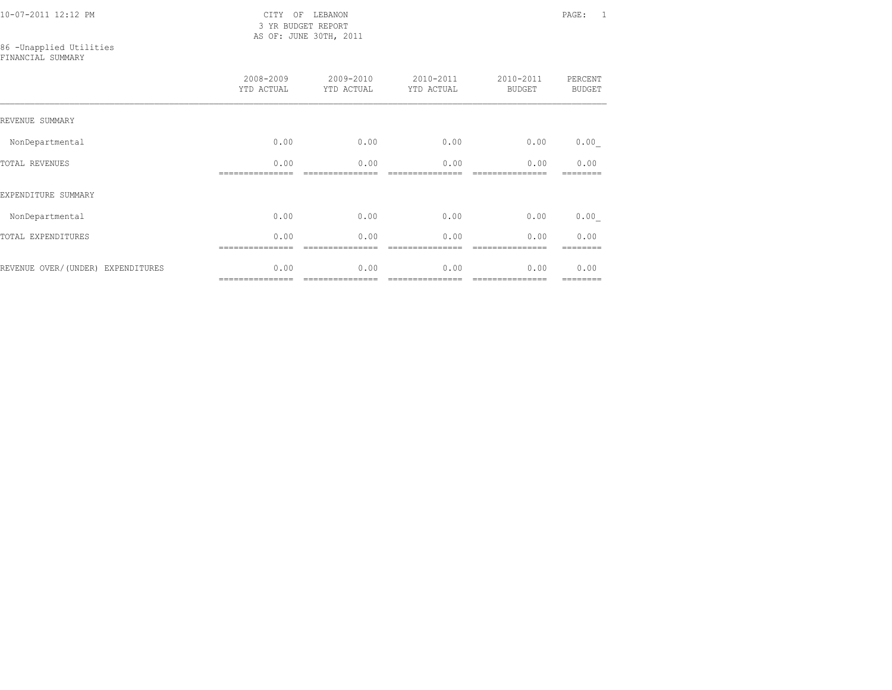CITY OF LEBANON
3 YR BUDGET REPORT
AS OF: JUNE 30TH, 2011

86 -Unapplied Utilities
FINANCIAL SUMMARY

| | 2008-2009 YTD ACTUAL | 2009-2010 YTD ACTUAL | 2010-2011 YTD ACTUAL | 2010-2011 BUDGET | PERCENT BUDGET |
|---|---|---|---|---|---|
| REVENUE SUMMARY | | | | | |
| NonDepartmental | 0.00 | 0.00 | 0.00 | 0.00 | 0.00 |
| TOTAL REVENUES | 0.00 | 0.00 | 0.00 | 0.00 | 0.00 |
| EXPENDITURE SUMMARY | | | | | |
| NonDepartmental | 0.00 | 0.00 | 0.00 | 0.00 | 0.00 |
| TOTAL EXPENDITURES | 0.00 | 0.00 | 0.00 | 0.00 | 0.00 |
| REVENUE OVER/(UNDER) EXPENDITURES | 0.00 | 0.00 | 0.00 | 0.00 | 0.00 |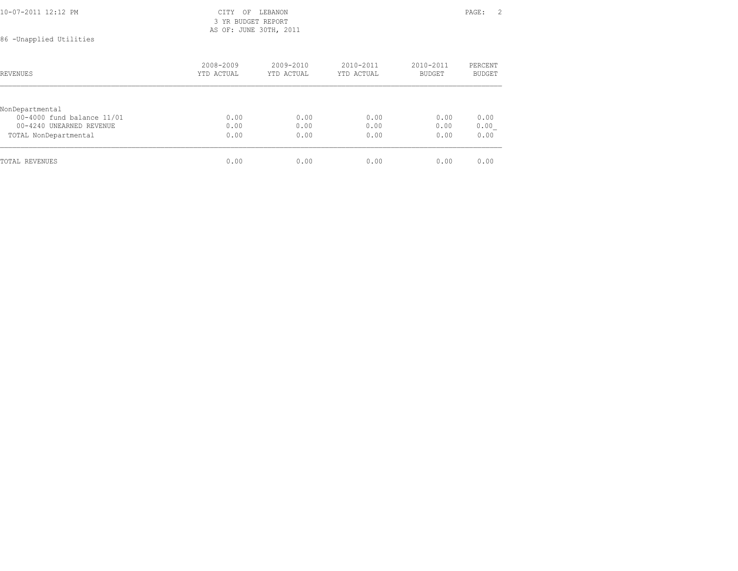CITY OF LEBANON
3 YR BUDGET REPORT
AS OF: JUNE 30TH, 2011

86 -Unapplied Utilities

| REVENUES | 2008-2009 YTD ACTUAL | 2009-2010 YTD ACTUAL | 2010-2011 YTD ACTUAL | 2010-2011 BUDGET | PERCENT BUDGET |
|---|---|---|---|---|---|
| NonDepartmental | | | | | |
| 00-4000 fund balance 11/01 | 0.00 | 0.00 | 0.00 | 0.00 | 0.00 |
| 00-4240 UNEARNED REVENUE | 0.00 | 0.00 | 0.00 | 0.00 | 0.00 |
| TOTAL NonDepartmental | 0.00 | 0.00 | 0.00 | 0.00 | 0.00 |
| TOTAL REVENUES | 0.00 | 0.00 | 0.00 | 0.00 | 0.00 |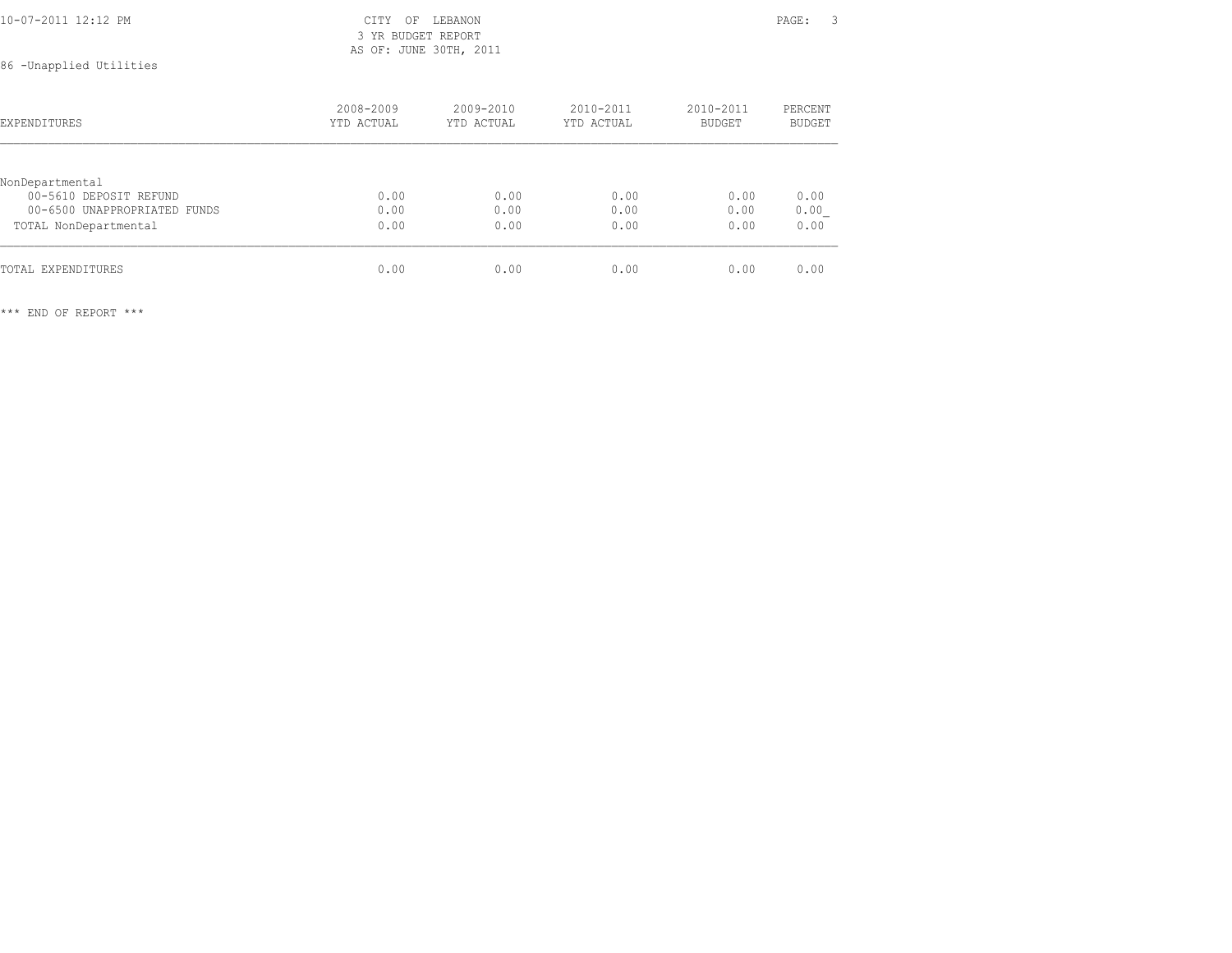CITY OF LEBANON
3 YR BUDGET REPORT
AS OF: JUNE 30TH, 2011

10-07-2011 12:12 PM

86 -Unapplied Utilities

| EXPENDITURES | 2008-2009 YTD ACTUAL | 2009-2010 YTD ACTUAL | 2010-2011 YTD ACTUAL | 2010-2011 BUDGET | PERCENT BUDGET |
|---|---|---|---|---|---|
| NonDepartmental | | | | | |
| 00-5610 DEPOSIT REFUND | 0.00 | 0.00 | 0.00 | 0.00 | 0.00 |
| 00-6500 UNAPPROPRIATED FUNDS | 0.00 | 0.00 | 0.00 | 0.00 | 0.00 |
| TOTAL NonDepartmental | 0.00 | 0.00 | 0.00 | 0.00 | 0.00 |
| TOTAL EXPENDITURES | 0.00 | 0.00 | 0.00 | 0.00 | 0.00 |

*** END OF REPORT ***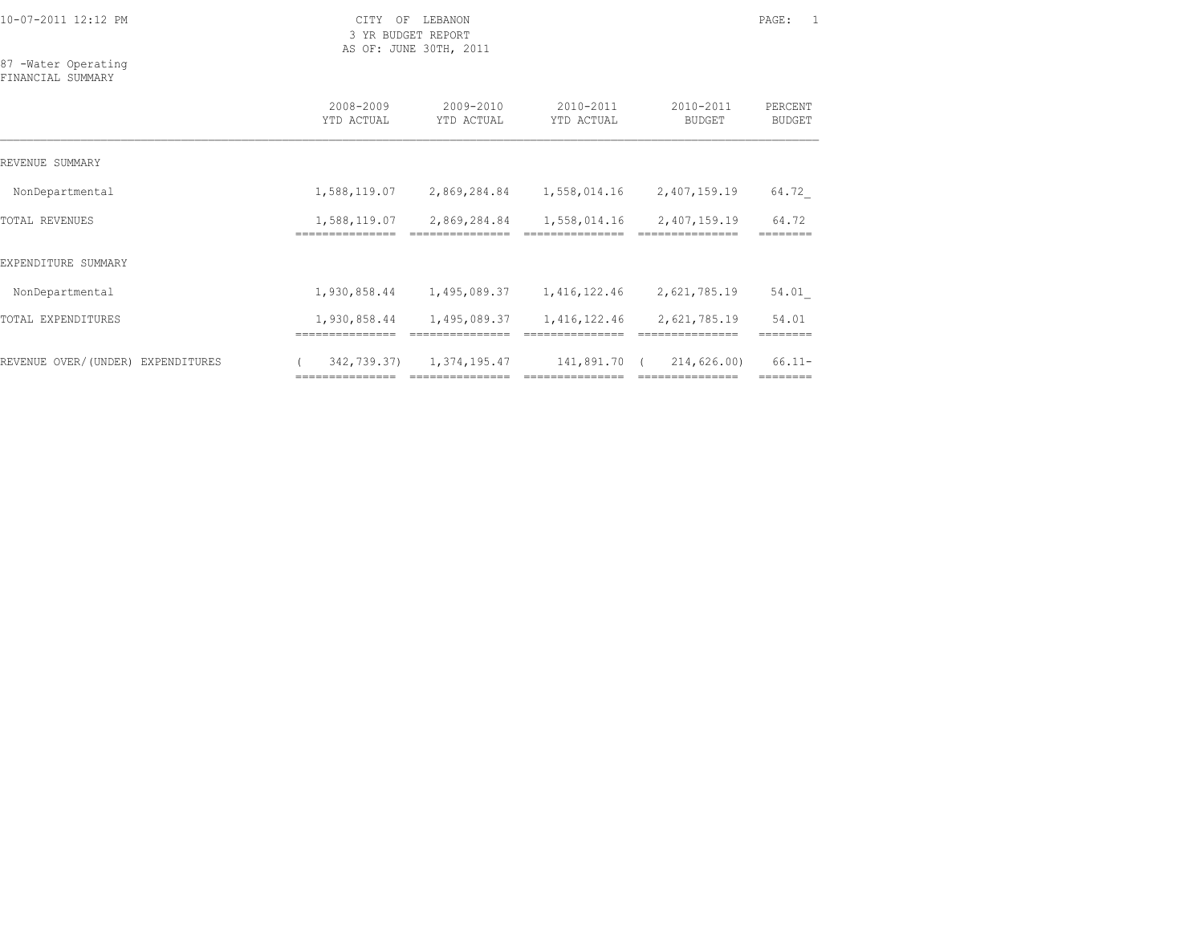10-07-2011 12:12 PM

CITY OF LEBANON
3 YR BUDGET REPORT
AS OF: JUNE 30TH, 2011

87 -Water Operating
FINANCIAL SUMMARY

| | 2008-2009 YTD ACTUAL | 2009-2010 YTD ACTUAL | 2010-2011 YTD ACTUAL | 2010-2011 BUDGET | PERCENT BUDGET |
|---|---|---|---|---|---|
| REVENUE SUMMARY | | | | | |
| NonDepartmental | 1,588,119.07 | 2,869,284.84 | 1,558,014.16 | 2,407,159.19 | 64.72_ |
| TOTAL REVENUES | 1,588,119.07 | 2,869,284.84 | 1,558,014.16 | 2,407,159.19 | 64.72 |
| EXPENDITURE SUMMARY | | | | | |
| NonDepartmental | 1,930,858.44 | 1,495,089.37 | 1,416,122.46 | 2,621,785.19 | 54.01_ |
| TOTAL EXPENDITURES | 1,930,858.44 | 1,495,089.37 | 1,416,122.46 | 2,621,785.19 | 54.01 |
| REVENUE OVER/(UNDER) EXPENDITURES | ( 342,739.37) | 1,374,195.47 | 141,891.70 | ( 214,626.00) | 66.11- |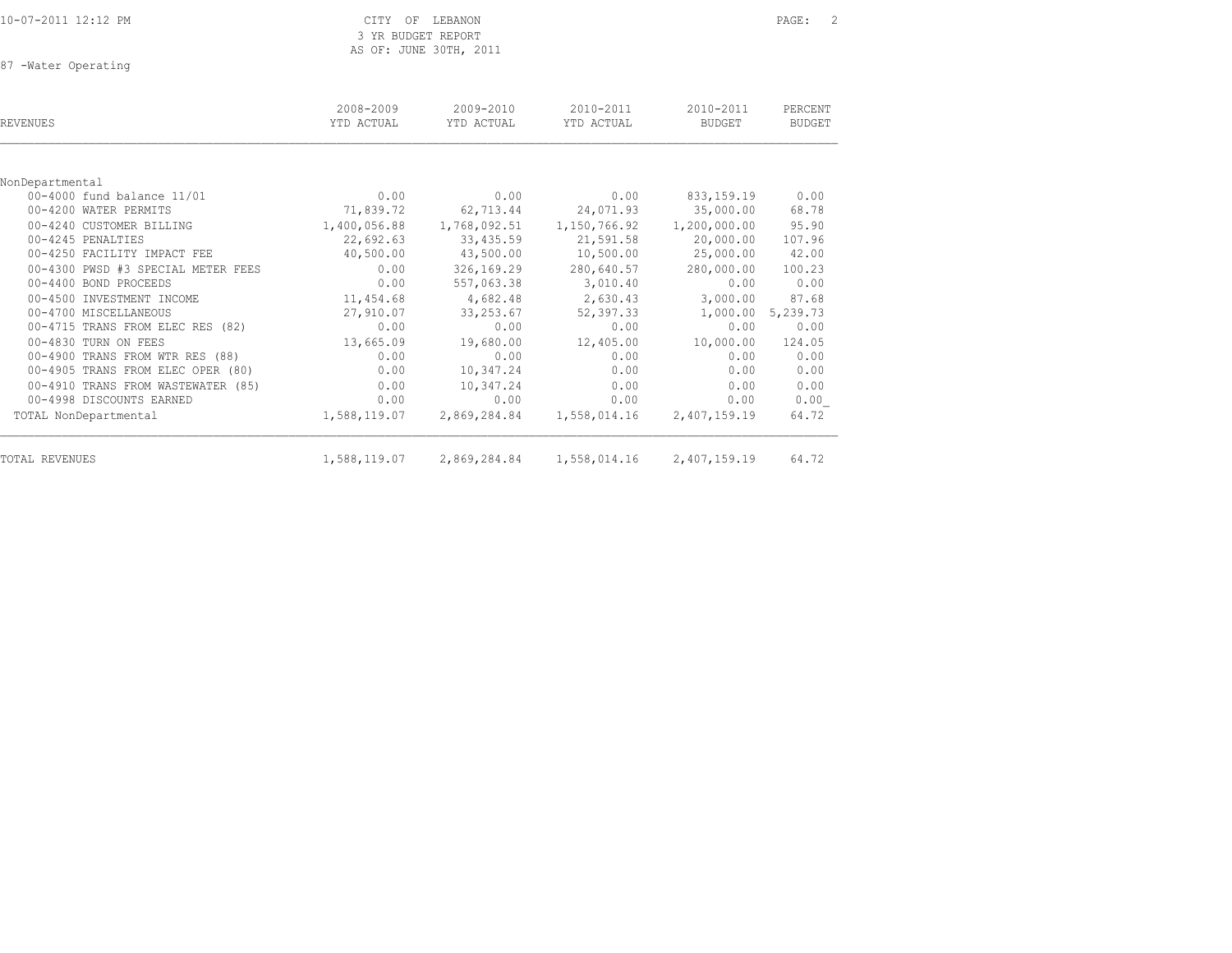CITY OF LEBANON
3 YR BUDGET REPORT
AS OF: JUNE 30TH, 2011

87 -Water Operating

| REVENUES | 2008-2009 YTD ACTUAL | 2009-2010 YTD ACTUAL | 2010-2011 YTD ACTUAL | 2010-2011 BUDGET | PERCENT BUDGET |
|---|---|---|---|---|---|
| NonDepartmental | | | | | |
| 00-4000 fund balance 11/01 | 0.00 | 0.00 | 0.00 | 833,159.19 | 0.00 |
| 00-4200 WATER PERMITS | 71,839.72 | 62,713.44 | 24,071.93 | 35,000.00 | 68.78 |
| 00-4240 CUSTOMER BILLING | 1,400,056.88 | 1,768,092.51 | 1,150,766.92 | 1,200,000.00 | 95.90 |
| 00-4245 PENALTIES | 22,692.63 | 33,435.59 | 21,591.58 | 20,000.00 | 107.96 |
| 00-4250 FACILITY IMPACT FEE | 40,500.00 | 43,500.00 | 10,500.00 | 25,000.00 | 42.00 |
| 00-4300 PWSD #3 SPECIAL METER FEES | 0.00 | 326,169.29 | 280,640.57 | 280,000.00 | 100.23 |
| 00-4400 BOND PROCEEDS | 0.00 | 557,063.38 | 3,010.40 | 0.00 | 0.00 |
| 00-4500 INVESTMENT INCOME | 11,454.68 | 4,682.48 | 2,630.43 | 3,000.00 | 87.68 |
| 00-4700 MISCELLANEOUS | 27,910.07 | 33,253.67 | 52,397.33 | 1,000.00 | 5,239.73 |
| 00-4715 TRANS FROM ELEC RES (82) | 0.00 | 0.00 | 0.00 | 0.00 | 0.00 |
| 00-4830 TURN ON FEES | 13,665.09 | 19,680.00 | 12,405.00 | 10,000.00 | 124.05 |
| 00-4900 TRANS FROM WTR RES (88) | 0.00 | 0.00 | 0.00 | 0.00 | 0.00 |
| 00-4905 TRANS FROM ELEC OPER (80) | 0.00 | 10,347.24 | 0.00 | 0.00 | 0.00 |
| 00-4910 TRANS FROM WASTEWATER (85) | 0.00 | 10,347.24 | 0.00 | 0.00 | 0.00 |
| 00-4998 DISCOUNTS EARNED | 0.00 | 0.00 | 0.00 | 0.00 | 0.00 |
| TOTAL NonDepartmental | 1,588,119.07 | 2,869,284.84 | 1,558,014.16 | 2,407,159.19 | 64.72 |
| TOTAL REVENUES | 1,588,119.07 | 2,869,284.84 | 1,558,014.16 | 2,407,159.19 | 64.72 |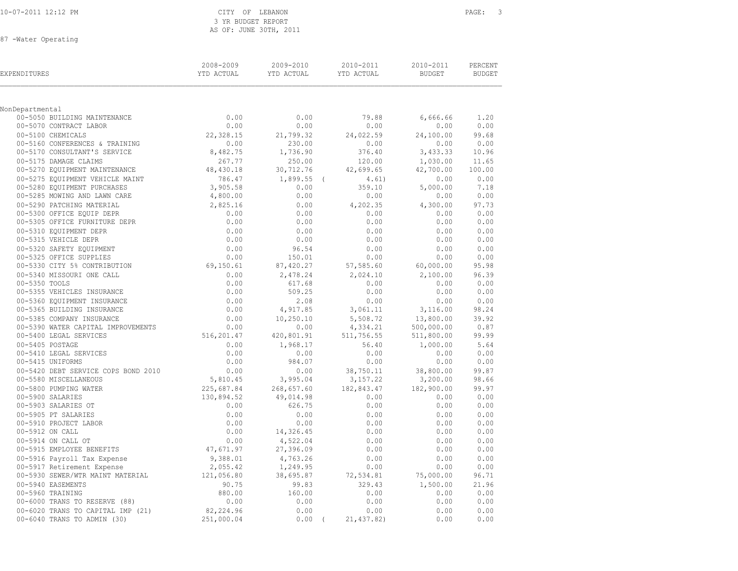CITY OF LEBANON
3 YR BUDGET REPORT
AS OF: JUNE 30TH, 2011

87 -Water Operating

| EXPENDITURES | 2008-2009 YTD ACTUAL | 2009-2010 YTD ACTUAL | 2010-2011 YTD ACTUAL | 2010-2011 BUDGET | PERCENT BUDGET |
|---|---|---|---|---|---|
| NonDepartmental | | | | | |
| 00-5050 BUILDING MAINTENANCE | 0.00 | 0.00 | 79.88 | 6,666.66 | 1.20 |
| 00-5070 CONTRACT LABOR | 0.00 | 0.00 | 0.00 | 0.00 | 0.00 |
| 00-5100 CHEMICALS | 22,328.15 | 21,799.32 | 24,022.59 | 24,100.00 | 99.68 |
| 00-5160 CONFERENCES & TRAINING | 0.00 | 230.00 | 0.00 | 0.00 | 0.00 |
| 00-5170 CONSULTANT'S SERVICE | 8,482.75 | 1,736.90 | 376.40 | 3,433.33 | 10.96 |
| 00-5175 DAMAGE CLAIMS | 267.77 | 250.00 | 120.00 | 1,030.00 | 11.65 |
| 00-5270 EQUIPMENT MAINTENANCE | 48,430.18 | 30,712.76 | 42,699.65 | 42,700.00 | 100.00 |
| 00-5275 EQUIPMENT VEHICLE MAINT | 786.47 | 1,899.55 | ( 4.61) | 0.00 | 0.00 |
| 00-5280 EQUIPMENT PURCHASES | 3,905.58 | 0.00 | 359.10 | 5,000.00 | 7.18 |
| 00-5285 MOWING AND LAWN CARE | 4,800.00 | 0.00 | 0.00 | 0.00 | 0.00 |
| 00-5290 PATCHING MATERIAL | 2,825.16 | 0.00 | 4,202.35 | 4,300.00 | 97.73 |
| 00-5300 OFFICE EQUIP DEPR | 0.00 | 0.00 | 0.00 | 0.00 | 0.00 |
| 00-5305 OFFICE FURNITURE DEPR | 0.00 | 0.00 | 0.00 | 0.00 | 0.00 |
| 00-5310 EQUIPMENT DEPR | 0.00 | 0.00 | 0.00 | 0.00 | 0.00 |
| 00-5315 VEHICLE DEPR | 0.00 | 0.00 | 0.00 | 0.00 | 0.00 |
| 00-5320 SAFETY EQUIPMENT | 0.00 | 96.54 | 0.00 | 0.00 | 0.00 |
| 00-5325 OFFICE SUPPLIES | 0.00 | 150.01 | 0.00 | 0.00 | 0.00 |
| 00-5330 CITY 5% CONTRIBUTION | 69,150.61 | 87,420.27 | 57,585.60 | 60,000.00 | 95.98 |
| 00-5340 MISSOURI ONE CALL | 0.00 | 2,478.24 | 2,024.10 | 2,100.00 | 96.39 |
| 00-5350 TOOLS | 0.00 | 617.68 | 0.00 | 0.00 | 0.00 |
| 00-5355 VEHICLES INSURANCE | 0.00 | 509.25 | 0.00 | 0.00 | 0.00 |
| 00-5360 EQUIPMENT INSURANCE | 0.00 | 2.08 | 0.00 | 0.00 | 0.00 |
| 00-5365 BUILDING INSURANCE | 0.00 | 4,917.85 | 3,061.11 | 3,116.00 | 98.24 |
| 00-5385 COMPANY INSURANCE | 0.00 | 10,250.10 | 5,508.72 | 13,800.00 | 39.92 |
| 00-5390 WATER CAPITAL IMPROVEMENTS | 0.00 | 0.00 | 4,334.21 | 500,000.00 | 0.87 |
| 00-5400 LEGAL SERVICES | 516,201.47 | 420,801.91 | 511,756.55 | 511,800.00 | 99.99 |
| 00-5405 POSTAGE | 0.00 | 1,968.17 | 56.40 | 1,000.00 | 5.64 |
| 00-5410 LEGAL SERVICES | 0.00 | 0.00 | 0.00 | 0.00 | 0.00 |
| 00-5415 UNIFORMS | 0.00 | 984.07 | 0.00 | 0.00 | 0.00 |
| 00-5420 DEBT SERVICE COPS BOND 2010 | 0.00 | 0.00 | 38,750.11 | 38,800.00 | 99.87 |
| 00-5580 MISCELLANEOUS | 5,810.45 | 3,995.04 | 3,157.22 | 3,200.00 | 98.66 |
| 00-5800 PUMPING WATER | 225,687.84 | 268,657.60 | 182,843.47 | 182,900.00 | 99.97 |
| 00-5900 SALARIES | 130,894.52 | 49,014.98 | 0.00 | 0.00 | 0.00 |
| 00-5903 SALARIES OT | 0.00 | 626.75 | 0.00 | 0.00 | 0.00 |
| 00-5905 PT SALARIES | 0.00 | 0.00 | 0.00 | 0.00 | 0.00 |
| 00-5910 PROJECT LABOR | 0.00 | 0.00 | 0.00 | 0.00 | 0.00 |
| 00-5912 ON CALL | 0.00 | 14,326.45 | 0.00 | 0.00 | 0.00 |
| 00-5914 ON CALL OT | 0.00 | 4,522.04 | 0.00 | 0.00 | 0.00 |
| 00-5915 EMPLOYEE BENEFITS | 47,671.97 | 27,396.09 | 0.00 | 0.00 | 0.00 |
| 00-5916 Payroll Tax Expense | 9,388.01 | 4,763.26 | 0.00 | 0.00 | 0.00 |
| 00-5917 Retirement Expense | 2,055.42 | 1,249.95 | 0.00 | 0.00 | 0.00 |
| 00-5930 SEWER/WTR MAINT MATERIAL | 121,056.80 | 38,695.87 | 72,534.81 | 75,000.00 | 96.71 |
| 00-5940 EASEMENTS | 90.75 | 99.83 | 329.43 | 1,500.00 | 21.96 |
| 00-5960 TRAINING | 880.00 | 160.00 | 0.00 | 0.00 | 0.00 |
| 00-6000 TRANS TO RESERVE (88) | 0.00 | 0.00 | 0.00 | 0.00 | 0.00 |
| 00-6020 TRANS TO CAPITAL IMP (21) | 82,224.96 | 0.00 | 0.00 | 0.00 | 0.00 |
| 00-6040 TRANS TO ADMIN (30) | 251,000.04 | 0.00 | ( 21,437.82) | 0.00 | 0.00 |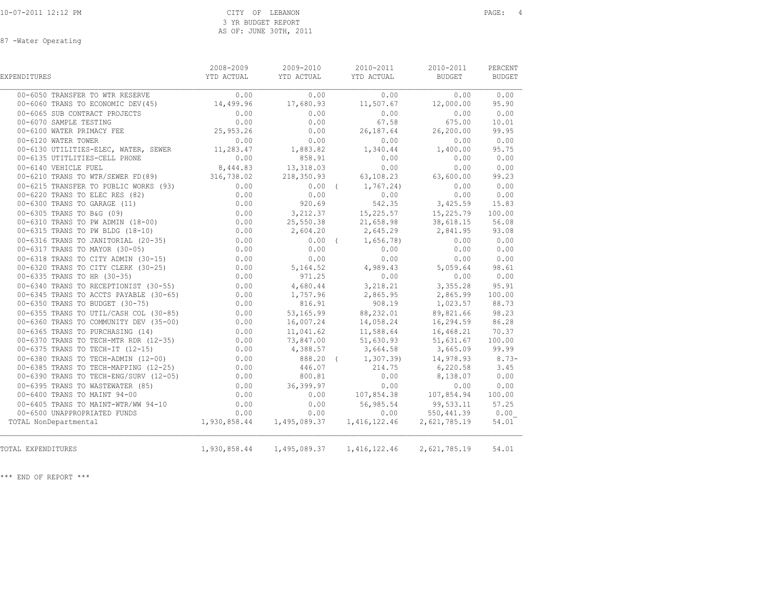CITY OF LEBANON
3 YR BUDGET REPORT
AS OF: JUNE 30TH, 2011

87 -Water Operating

| EXPENDITURES | 2008-2009 YTD ACTUAL | 2009-2010 YTD ACTUAL | 2010-2011 YTD ACTUAL | 2010-2011 BUDGET | PERCENT BUDGET |
|---|---|---|---|---|---|
| 00-6050 TRANSFER TO WTR RESERVE | 0.00 | 0.00 | 0.00 | 0.00 | 0.00 |
| 00-6060 TRANS TO ECONOMIC DEV(45) | 14,499.96 | 17,680.93 | 11,507.67 | 12,000.00 | 95.90 |
| 00-6065 SUB CONTRACT PROJECTS | 0.00 | 0.00 | 0.00 | 0.00 | 0.00 |
| 00-6070 SAMPLE TESTING | 0.00 | 0.00 | 67.58 | 675.00 | 10.01 |
| 00-6100 WATER PRIMACY FEE | 25,953.26 | 0.00 | 26,187.64 | 26,200.00 | 99.95 |
| 00-6120 WATER TOWER | 0.00 | 0.00 | 0.00 | 0.00 | 0.00 |
| 00-6130 UTILITIES-ELEC, WATER, SEWER | 11,283.47 | 1,883.82 | 1,340.44 | 1,400.00 | 95.75 |
| 00-6135 UTITLITIES-CELL PHONE | 0.00 | 858.91 | 0.00 | 0.00 | 0.00 |
| 00-6140 VEHICLE FUEL | 8,444.83 | 13,318.03 | 0.00 | 0.00 | 0.00 |
| 00-6210 TRANS TO WTR/SEWER FD(89) | 316,738.02 | 218,350.93 | 63,108.23 | 63,600.00 | 99.23 |
| 00-6215 TRANSFER TO PUBLIC WORKS (93) | 0.00 | 0.00 | ( 1,767.24) | 0.00 | 0.00 |
| 00-6220 TRANS TO ELEC RES (82) | 0.00 | 0.00 | 0.00 | 0.00 | 0.00 |
| 00-6300 TRANS TO GARAGE (11) | 0.00 | 920.69 | 542.35 | 3,425.59 | 15.83 |
| 00-6305 TRANS TO B&G (09) | 0.00 | 3,212.37 | 15,225.57 | 15,225.79 | 100.00 |
| 00-6310 TRANS TO PW ADMIN (18-00) | 0.00 | 25,550.38 | 21,658.98 | 38,618.15 | 56.08 |
| 00-6315 TRANS TO PW BLDG (18-10) | 0.00 | 2,604.20 | 2,645.29 | 2,841.95 | 93.08 |
| 00-6316 TRANS TO JANITORIAL (20-35) | 0.00 | 0.00 | ( 1,656.78) | 0.00 | 0.00 |
| 00-6317 TRANS TO MAYOR (30-05) | 0.00 | 0.00 | 0.00 | 0.00 | 0.00 |
| 00-6318 TRANS TO CITY ADMIN (30-15) | 0.00 | 0.00 | 0.00 | 0.00 | 0.00 |
| 00-6320 TRANS TO CITY CLERK (30-25) | 0.00 | 5,164.52 | 4,989.43 | 5,059.64 | 98.61 |
| 00-6335 TRANS TO HR (30-35) | 0.00 | 971.25 | 0.00 | 0.00 | 0.00 |
| 00-6340 TRANS TO RECEPTIONIST (30-55) | 0.00 | 4,680.44 | 3,218.21 | 3,355.28 | 95.91 |
| 00-6345 TRANS TO ACCTS PAYABLE (30-65) | 0.00 | 1,757.96 | 2,865.95 | 2,865.99 | 100.00 |
| 00-6350 TRANS TO BUDGET (30-75) | 0.00 | 816.91 | 908.19 | 1,023.57 | 88.73 |
| 00-6355 TRANS TO UTIL/CASH COL (30-85) | 0.00 | 53,165.99 | 88,232.01 | 89,821.66 | 98.23 |
| 00-6360 TRANS TO COMMUNITY DEV (35-00) | 0.00 | 16,007.24 | 14,058.24 | 16,294.59 | 86.28 |
| 00-6365 TRANS TO PURCHASING (14) | 0.00 | 11,041.62 | 11,588.64 | 16,468.21 | 70.37 |
| 00-6370 TRANS TO TECH-MTR RDR (12-35) | 0.00 | 73,847.00 | 51,630.93 | 51,631.67 | 100.00 |
| 00-6375 TRANS TO TECH-IT (12-15) | 0.00 | 4,388.57 | 3,664.58 | 3,665.09 | 99.99 |
| 00-6380 TRANS TO TECH-ADMIN (12-00) | 0.00 | 888.20 | ( 1,307.39) | 14,978.93 | 8.73- |
| 00-6385 TRANS TO TECH-MAPPING (12-25) | 0.00 | 446.07 | 214.75 | 6,220.58 | 3.45 |
| 00-6390 TRANS TO TECH-ENG/SURV (12-05) | 0.00 | 800.81 | 0.00 | 8,138.07 | 0.00 |
| 00-6395 TRANS TO WASTEWATER (85) | 0.00 | 36,399.97 | 0.00 | 0.00 | 0.00 |
| 00-6400 TRANS TO MAINT 94-00 | 0.00 | 0.00 | 107,854.38 | 107,854.94 | 100.00 |
| 00-6405 TRANS TO MAINT-WTR/WW 94-10 | 0.00 | 0.00 | 56,985.54 | 99,533.11 | 57.25 |
| 00-6500 UNAPPROPRIATED FUNDS | 0.00 | 0.00 | 0.00 | 550,441.39 | 0.00 |
| TOTAL NonDepartmental | 1,930,858.44 | 1,495,089.37 | 1,416,122.46 | 2,621,785.19 | 54.01 |
| TOTAL EXPENDITURES | 1,930,858.44 | 1,495,089.37 | 1,416,122.46 | 2,621,785.19 | 54.01 |

*** END OF REPORT ***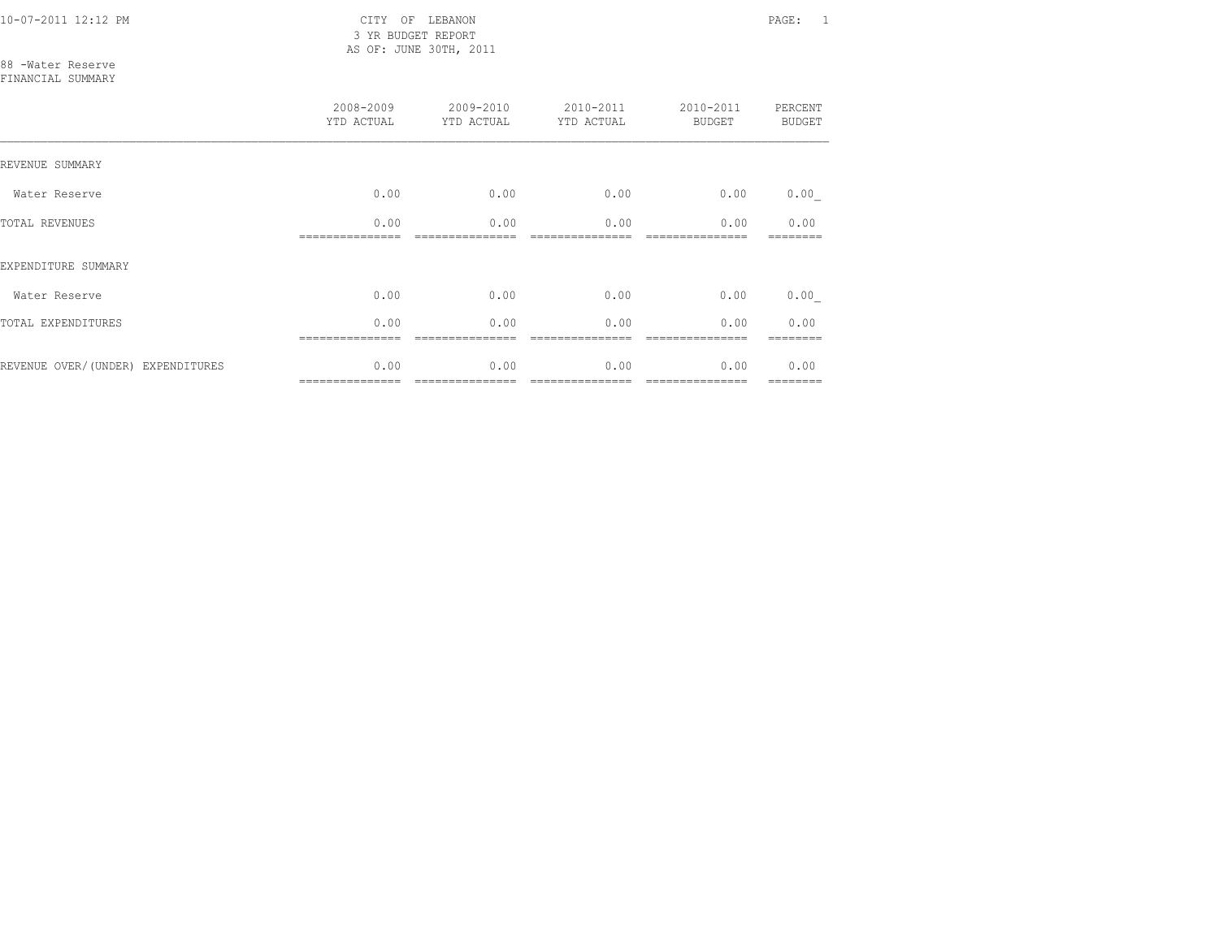CITY OF LEBANON
3 YR BUDGET REPORT
AS OF: JUNE 30TH, 2011

88 -Water Reserve
FINANCIAL SUMMARY

| | 2008-2009 YTD ACTUAL | 2009-2010 YTD ACTUAL | 2010-2011 YTD ACTUAL | 2010-2011 BUDGET | PERCENT BUDGET |
|---|---|---|---|---|---|
| REVENUE SUMMARY | | | | | |
| Water Reserve | 0.00 | 0.00 | 0.00 | 0.00 | 0.00 |
| TOTAL REVENUES | 0.00 | 0.00 | 0.00 | 0.00 | 0.00 |
| EXPENDITURE SUMMARY | | | | | |
| Water Reserve | 0.00 | 0.00 | 0.00 | 0.00 | 0.00 |
| TOTAL EXPENDITURES | 0.00 | 0.00 | 0.00 | 0.00 | 0.00 |
| REVENUE OVER/(UNDER) EXPENDITURES | 0.00 | 0.00 | 0.00 | 0.00 | 0.00 |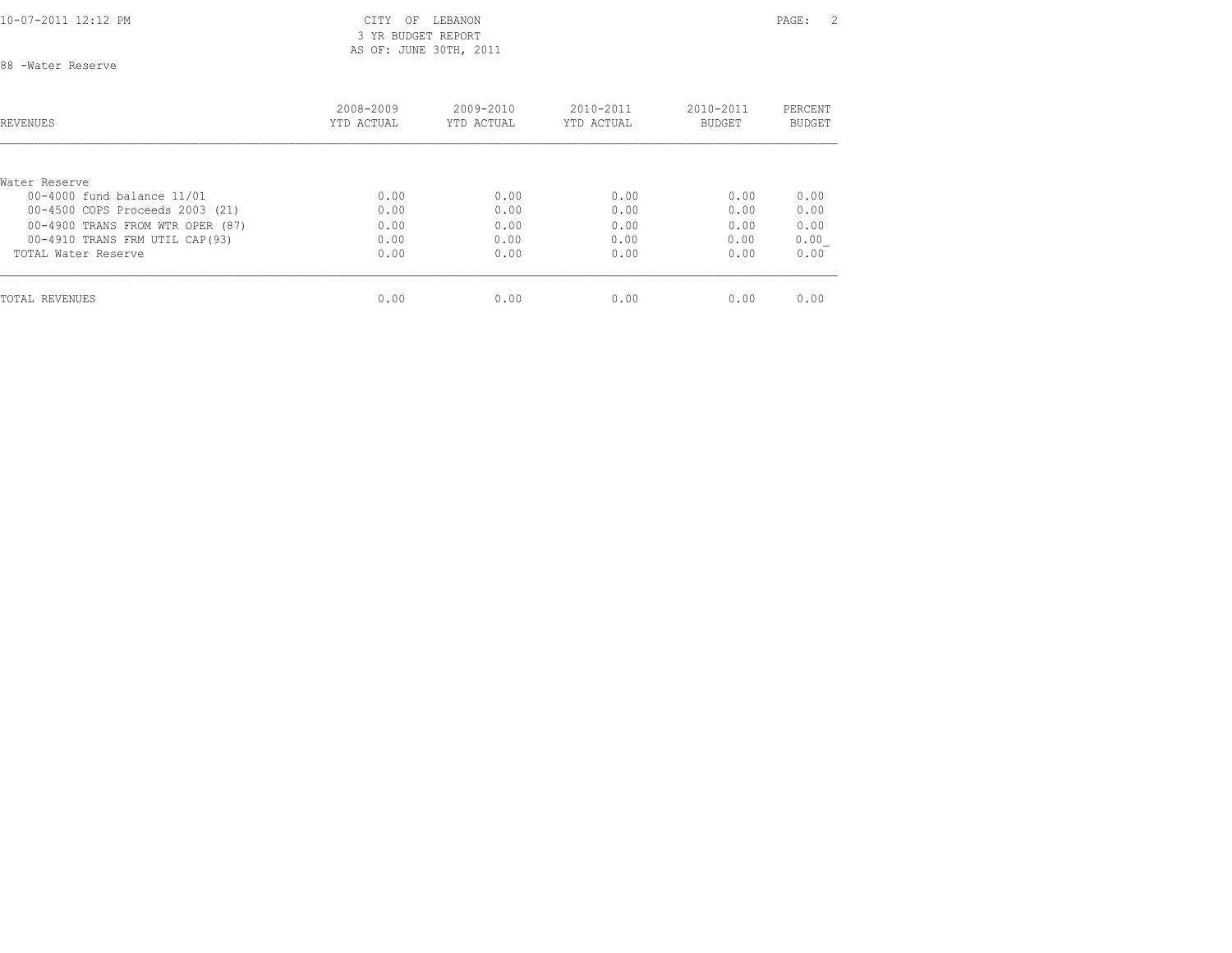CITY OF LEBANON
3 YR BUDGET REPORT
AS OF: JUNE 30TH, 2011

88 -Water Reserve

| REVENUES | 2008-2009 YTD ACTUAL | 2009-2010 YTD ACTUAL | 2010-2011 YTD ACTUAL | 2010-2011 BUDGET | PERCENT BUDGET |
|---|---|---|---|---|---|
| Water Reserve | | | | | |
| 00-4000 fund balance 11/01 | 0.00 | 0.00 | 0.00 | 0.00 | 0.00 |
| 00-4500 COPS Proceeds 2003 (21) | 0.00 | 0.00 | 0.00 | 0.00 | 0.00 |
| 00-4900 TRANS FROM WTR OPER (87) | 0.00 | 0.00 | 0.00 | 0.00 | 0.00 |
| 00-4910 TRANS FRM UTIL CAP(93) | 0.00 | 0.00 | 0.00 | 0.00 | 0.00 |
| TOTAL Water Reserve | 0.00 | 0.00 | 0.00 | 0.00 | 0.00 |
| TOTAL REVENUES | 0.00 | 0.00 | 0.00 | 0.00 | 0.00 |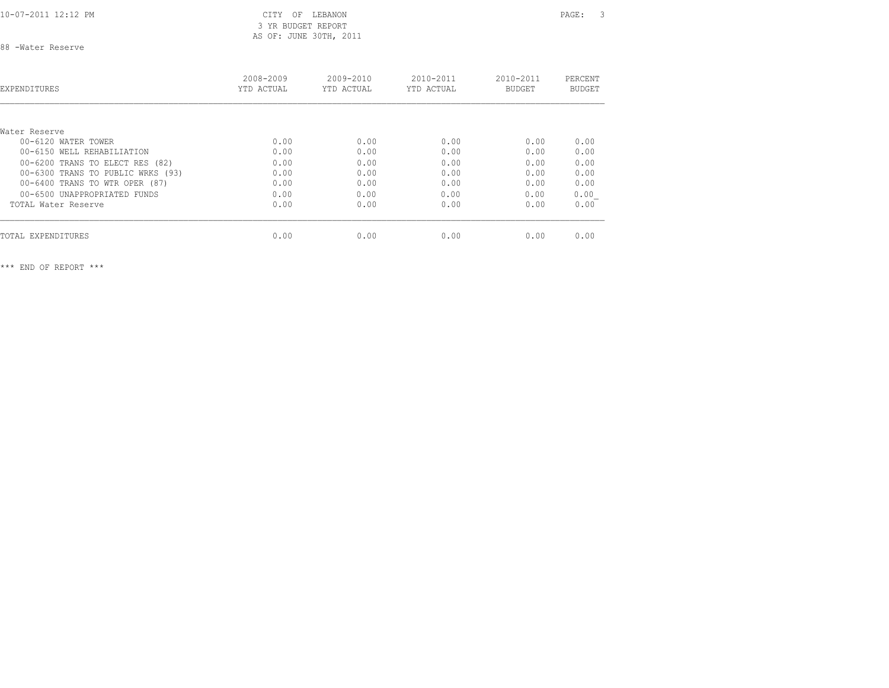CITY OF LEBANON
3 YR BUDGET REPORT
AS OF: JUNE 30TH, 2011

88 -Water Reserve

| EXPENDITURES | 2008-2009 YTD ACTUAL | 2009-2010 YTD ACTUAL | 2010-2011 YTD ACTUAL | 2010-2011 BUDGET | PERCENT BUDGET |
|---|---|---|---|---|---|
| Water Reserve | | | | | |
| 00-6120 WATER TOWER | 0.00 | 0.00 | 0.00 | 0.00 | 0.00 |
| 00-6150 WELL REHABILIATION | 0.00 | 0.00 | 0.00 | 0.00 | 0.00 |
| 00-6200 TRANS TO ELECT RES (82) | 0.00 | 0.00 | 0.00 | 0.00 | 0.00 |
| 00-6300 TRANS TO PUBLIC WRKS (93) | 0.00 | 0.00 | 0.00 | 0.00 | 0.00 |
| 00-6400 TRANS TO WTR OPER (87) | 0.00 | 0.00 | 0.00 | 0.00 | 0.00 |
| 00-6500 UNAPPROPRIATED FUNDS | 0.00 | 0.00 | 0.00 | 0.00 | 0.00 |
| TOTAL Water Reserve | 0.00 | 0.00 | 0.00 | 0.00 | 0.00 |
| TOTAL EXPENDITURES | 0.00 | 0.00 | 0.00 | 0.00 | 0.00 |

*** END OF REPORT ***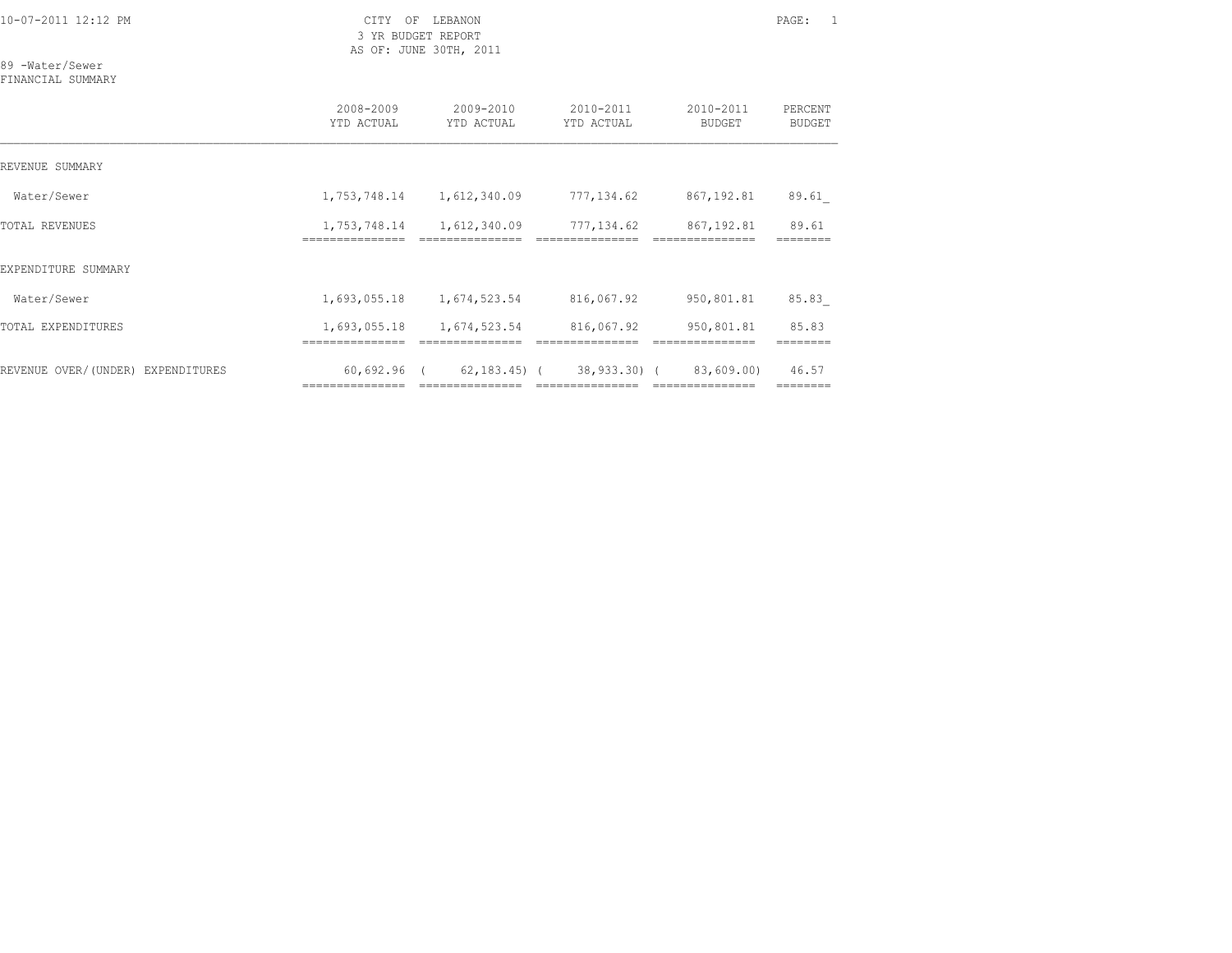CITY OF LEBANON
3 YR BUDGET REPORT
AS OF: JUNE 30TH, 2011

89 -Water/Sewer
FINANCIAL SUMMARY

| | 2008-2009 YTD ACTUAL | 2009-2010 YTD ACTUAL | 2010-2011 YTD ACTUAL | 2010-2011 BUDGET | PERCENT BUDGET |
|---|---|---|---|---|---|
| REVENUE SUMMARY | | | | | |
| Water/Sewer | 1,753,748.14 | 1,612,340.09 | 777,134.62 | 867,192.81 | 89.61_ |
| TOTAL REVENUES | 1,753,748.14 | 1,612,340.09 | 777,134.62 | 867,192.81 | 89.61 |
| EXPENDITURE SUMMARY | | | | | |
| Water/Sewer | 1,693,055.18 | 1,674,523.54 | 816,067.92 | 950,801.81 | 85.83_ |
| TOTAL EXPENDITURES | 1,693,055.18 | 1,674,523.54 | 816,067.92 | 950,801.81 | 85.83 |
| REVENUE OVER/(UNDER) EXPENDITURES | 60,692.96 | ( 62,183.45) | ( 38,933.30) | ( 83,609.00) | 46.57 |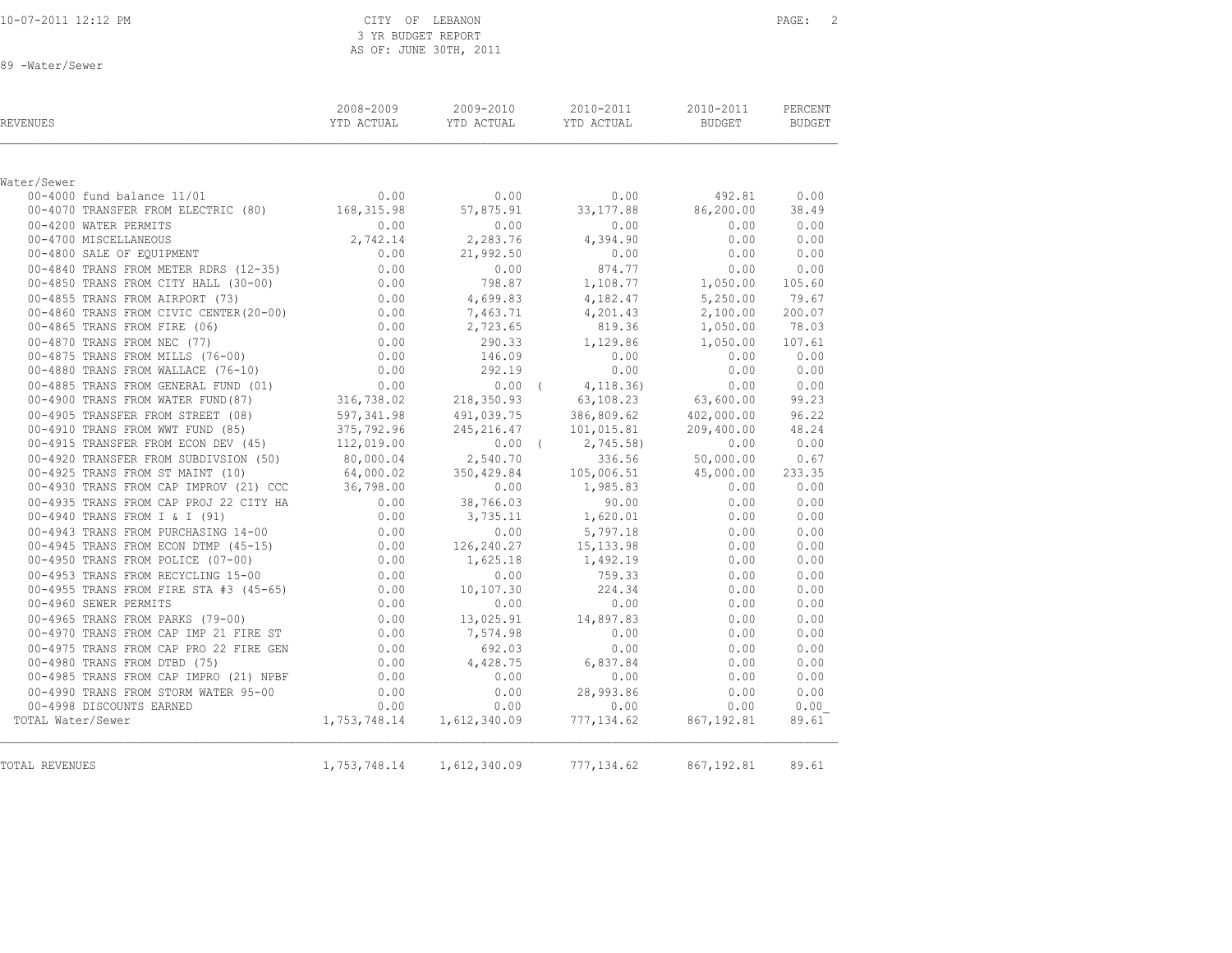CITY OF LEBANON
3 YR BUDGET REPORT
AS OF: JUNE 30TH, 2011

89 -Water/Sewer

| REVENUES | 2008-2009 YTD ACTUAL | 2009-2010 YTD ACTUAL | 2010-2011 YTD ACTUAL | 2010-2011 BUDGET | PERCENT BUDGET |
|---|---|---|---|---|---|
| Water/Sewer | | | | | |
| 00-4000 fund balance 11/01 | 0.00 | 0.00 | 0.00 | 492.81 | 0.00 |
| 00-4070 TRANSFER FROM ELECTRIC (80) | 168,315.98 | 57,875.91 | 33,177.88 | 86,200.00 | 38.49 |
| 00-4200 WATER PERMITS | 0.00 | 0.00 | 0.00 | 0.00 | 0.00 |
| 00-4700 MISCELLANEOUS | 2,742.14 | 2,283.76 | 4,394.90 | 0.00 | 0.00 |
| 00-4800 SALE OF EQUIPMENT | 0.00 | 21,992.50 | 0.00 | 0.00 | 0.00 |
| 00-4840 TRANS FROM METER RDRS (12-35) | 0.00 | 0.00 | 874.77 | 0.00 | 0.00 |
| 00-4850 TRANS FROM CITY HALL (30-00) | 0.00 | 798.87 | 1,108.77 | 1,050.00 | 105.60 |
| 00-4855 TRANS FROM AIRPORT (73) | 0.00 | 4,699.83 | 4,182.47 | 5,250.00 | 79.67 |
| 00-4860 TRANS FROM CIVIC CENTER(20-00) | 0.00 | 7,463.71 | 4,201.43 | 2,100.00 | 200.07 |
| 00-4865 TRANS FROM FIRE (06) | 0.00 | 2,723.65 | 819.36 | 1,050.00 | 78.03 |
| 00-4870 TRANS FROM NEC (77) | 0.00 | 290.33 | 1,129.86 | 1,050.00 | 107.61 |
| 00-4875 TRANS FROM MILLS (76-00) | 0.00 | 146.09 | 0.00 | 0.00 | 0.00 |
| 00-4880 TRANS FROM WALLACE (76-10) | 0.00 | 292.19 | 0.00 | 0.00 | 0.00 |
| 00-4885 TRANS FROM GENERAL FUND (01) | 0.00 | 0.00 | ( 4,118.36) | 0.00 | 0.00 |
| 00-4900 TRANS FROM WATER FUND(87) | 316,738.02 | 218,350.93 | 63,108.23 | 63,600.00 | 99.23 |
| 00-4905 TRANSFER FROM STREET (08) | 597,341.98 | 491,039.75 | 386,809.62 | 402,000.00 | 96.22 |
| 00-4910 TRANS FROM WWT FUND (85) | 375,792.96 | 245,216.47 | 101,015.81 | 209,400.00 | 48.24 |
| 00-4915 TRANSFER FROM ECON DEV (45) | 112,019.00 | 0.00 | ( 2,745.58) | 0.00 | 0.00 |
| 00-4920 TRANSFER FROM SUBDIVSION (50) | 80,000.04 | 2,540.70 | 336.56 | 50,000.00 | 0.67 |
| 00-4925 TRANS FROM ST MAINT (10) | 64,000.02 | 350,429.84 | 105,006.51 | 45,000.00 | 233.35 |
| 00-4930 TRANS FROM CAP IMPROV (21) CCC | 36,798.00 | 0.00 | 1,985.83 | 0.00 | 0.00 |
| 00-4935 TRANS FROM CAP PROJ 22 CITY HA | 0.00 | 38,766.03 | 90.00 | 0.00 | 0.00 |
| 00-4940 TRANS FROM I & I (91) | 0.00 | 3,735.11 | 1,620.01 | 0.00 | 0.00 |
| 00-4943 TRANS FROM PURCHASING 14-00 | 0.00 | 0.00 | 5,797.18 | 0.00 | 0.00 |
| 00-4945 TRANS FROM ECON DTMP (45-15) | 0.00 | 126,240.27 | 15,133.98 | 0.00 | 0.00 |
| 00-4950 TRANS FROM POLICE (07-00) | 0.00 | 1,625.18 | 1,492.19 | 0.00 | 0.00 |
| 00-4953 TRANS FROM RECYCLING 15-00 | 0.00 | 0.00 | 759.33 | 0.00 | 0.00 |
| 00-4955 TRANS FROM FIRE STA #3 (45-65) | 0.00 | 10,107.30 | 224.34 | 0.00 | 0.00 |
| 00-4960 SEWER PERMITS | 0.00 | 0.00 | 0.00 | 0.00 | 0.00 |
| 00-4965 TRANS FROM PARKS (79-00) | 0.00 | 13,025.91 | 14,897.83 | 0.00 | 0.00 |
| 00-4970 TRANS FROM CAP IMP 21 FIRE ST | 0.00 | 7,574.98 | 0.00 | 0.00 | 0.00 |
| 00-4975 TRANS FROM CAP PRO 22 FIRE GEN | 0.00 | 692.03 | 0.00 | 0.00 | 0.00 |
| 00-4980 TRANS FROM DTBD (75) | 0.00 | 4,428.75 | 6,837.84 | 0.00 | 0.00 |
| 00-4985 TRANS FROM CAP IMPRO (21) NPBF | 0.00 | 0.00 | 0.00 | 0.00 | 0.00 |
| 00-4990 TRANS FROM STORM WATER 95-00 | 0.00 | 0.00 | 28,993.86 | 0.00 | 0.00 |
| 00-4998 DISCOUNTS EARNED | 0.00 | 0.00 | 0.00 | 0.00 | 0.00 |
| TOTAL Water/Sewer | 1,753,748.14 | 1,612,340.09 | 777,134.62 | 867,192.81 | 89.61 |
| TOTAL REVENUES | 1,753,748.14 | 1,612,340.09 | 777,134.62 | 867,192.81 | 89.61 |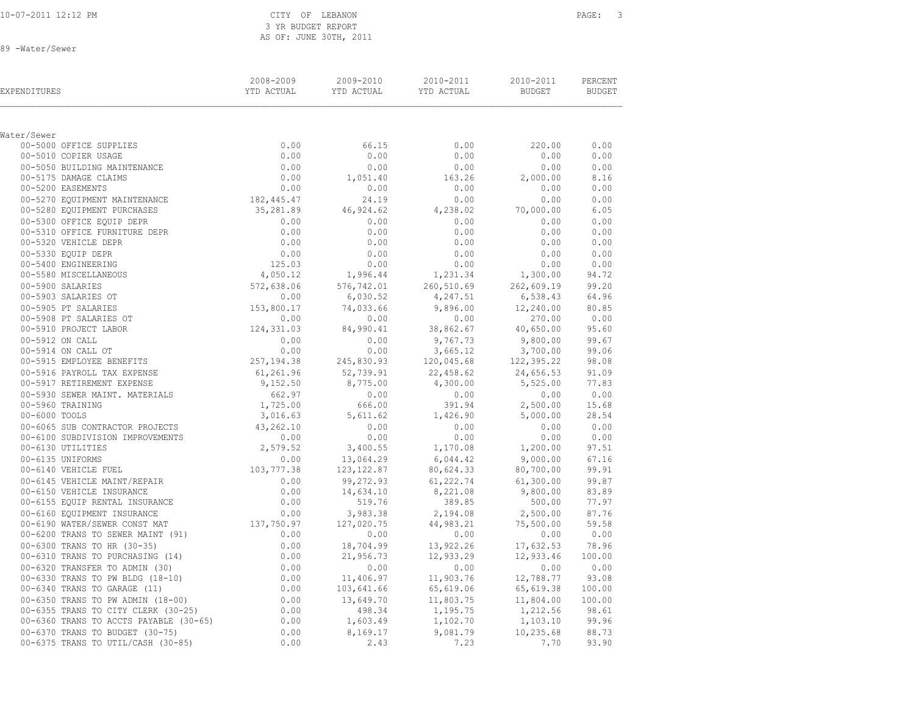# CITY OF LEBANON
## 3 YR BUDGET REPORT
### AS OF: JUNE 30TH, 2011

10-07-2011 12:12 PM

89 -Water/Sewer

| EXPENDITURES | 2008-2009 YTD ACTUAL | 2009-2010 YTD ACTUAL | 2010-2011 YTD ACTUAL | 2010-2011 BUDGET | PERCENT BUDGET |
|---|---|---|---|---|---|
| **Water/Sewer** | | | | | |
| 00-5000 OFFICE SUPPLIES | 0.00 | 66.15 | 0.00 | 220.00 | 0.00 |
| 00-5010 COPIER USAGE | 0.00 | 0.00 | 0.00 | 0.00 | 0.00 |
| 00-5050 BUILDING MAINTENANCE | 0.00 | 0.00 | 0.00 | 0.00 | 0.00 |
| 00-5175 DAMAGE CLAIMS | 0.00 | 1,051.40 | 163.26 | 2,000.00 | 8.16 |
| 00-5200 EASEMENTS | 0.00 | 0.00 | 0.00 | 0.00 | 0.00 |
| 00-5270 EQUIPMENT MAINTENANCE | 182,445.47 | 24.19 | 0.00 | 0.00 | 0.00 |
| 00-5280 EQUIPMENT PURCHASES | 35,281.89 | 46,924.62 | 4,238.02 | 70,000.00 | 6.05 |
| 00-5300 OFFICE EQUIP DEPR | 0.00 | 0.00 | 0.00 | 0.00 | 0.00 |
| 00-5310 OFFICE FURNITURE DEPR | 0.00 | 0.00 | 0.00 | 0.00 | 0.00 |
| 00-5320 VEHICLE DEPR | 0.00 | 0.00 | 0.00 | 0.00 | 0.00 |
| 00-5330 EQUIP DEPR | 0.00 | 0.00 | 0.00 | 0.00 | 0.00 |
| 00-5400 ENGINEERING | 125.03 | 0.00 | 0.00 | 0.00 | 0.00 |
| 00-5580 MISCELLANEOUS | 4,050.12 | 1,996.44 | 1,231.34 | 1,300.00 | 94.72 |
| 00-5900 SALARIES | 572,638.06 | 576,742.01 | 260,510.69 | 262,609.19 | 99.20 |
| 00-5903 SALARIES OT | 0.00 | 6,030.52 | 4,247.51 | 6,538.43 | 64.96 |
| 00-5905 PT SALARIES | 153,800.17 | 74,033.66 | 9,896.00 | 12,240.00 | 80.85 |
| 00-5908 PT SALARIES OT | 0.00 | 0.00 | 0.00 | 270.00 | 0.00 |
| 00-5910 PROJECT LABOR | 124,331.03 | 84,990.41 | 38,862.67 | 40,650.00 | 95.60 |
| 00-5912 ON CALL | 0.00 | 0.00 | 9,767.73 | 9,800.00 | 99.67 |
| 00-5914 ON CALL OT | 0.00 | 0.00 | 3,665.12 | 3,700.00 | 99.06 |
| 00-5915 EMPLOYEE BENEFITS | 257,194.38 | 245,830.93 | 120,045.68 | 122,395.22 | 98.08 |
| 00-5916 PAYROLL TAX EXPENSE | 61,261.96 | 52,739.91 | 22,458.62 | 24,656.53 | 91.09 |
| 00-5917 RETIREMENT EXPENSE | 9,152.50 | 8,775.00 | 4,300.00 | 5,525.00 | 77.83 |
| 00-5930 SEWER MAINT. MATERIALS | 662.97 | 0.00 | 0.00 | 0.00 | 0.00 |
| 00-5960 TRAINING | 1,725.00 | 666.00 | 391.94 | 2,500.00 | 15.68 |
| 00-6000 TOOLS | 3,016.63 | 5,611.62 | 1,426.90 | 5,000.00 | 28.54 |
| 00-6065 SUB CONTRACTOR PROJECTS | 43,262.10 | 0.00 | 0.00 | 0.00 | 0.00 |
| 00-6100 SUBDIVISION IMPROVEMENTS | 0.00 | 0.00 | 0.00 | 0.00 | 0.00 |
| 00-6130 UTILITIES | 2,579.52 | 3,400.55 | 1,170.08 | 1,200.00 | 97.51 |
| 00-6135 UNIFORMS | 0.00 | 13,064.29 | 6,044.42 | 9,000.00 | 67.16 |
| 00-6140 VEHICLE FUEL | 103,777.38 | 123,122.87 | 80,624.33 | 80,700.00 | 99.91 |
| 00-6145 VEHICLE MAINT/REPAIR | 0.00 | 99,272.93 | 61,222.74 | 61,300.00 | 99.87 |
| 00-6150 VEHICLE INSURANCE | 0.00 | 14,634.10 | 8,221.08 | 9,800.00 | 83.89 |
| 00-6155 EQUIP RENTAL INSURANCE | 0.00 | 519.76 | 389.85 | 500.00 | 77.97 |
| 00-6160 EQUIPMENT INSURANCE | 0.00 | 3,983.38 | 2,194.08 | 2,500.00 | 87.76 |
| 00-6190 WATER/SEWER CONST MAT | 137,750.97 | 127,020.75 | 44,983.21 | 75,500.00 | 59.58 |
| 00-6200 TRANS TO SEWER MAINT (91) | 0.00 | 0.00 | 0.00 | 0.00 | 0.00 |
| 00-6300 TRANS TO HR (30-35) | 0.00 | 18,704.99 | 13,922.26 | 17,632.53 | 78.96 |
| 00-6310 TRANS TO PURCHASING (14) | 0.00 | 21,956.73 | 12,933.29 | 12,933.46 | 100.00 |
| 00-6320 TRANSFER TO ADMIN (30) | 0.00 | 0.00 | 0.00 | 0.00 | 0.00 |
| 00-6330 TRANS TO PW BLDG (18-10) | 0.00 | 11,406.97 | 11,903.76 | 12,788.77 | 93.08 |
| 00-6340 TRANS TO GARAGE (11) | 0.00 | 103,641.66 | 65,619.06 | 65,619.38 | 100.00 |
| 00-6350 TRANS TO PW ADMIN (18-00) | 0.00 | 13,649.70 | 11,803.75 | 11,804.00 | 100.00 |
| 00-6355 TRANS TO CITY CLERK (30-25) | 0.00 | 498.34 | 1,195.75 | 1,212.56 | 98.61 |
| 00-6360 TRANS TO ACCTS PAYABLE (30-65) | 0.00 | 1,603.49 | 1,102.70 | 1,103.10 | 99.96 |
| 00-6370 TRANS TO BUDGET (30-75) | 0.00 | 8,169.17 | 9,081.79 | 10,235.68 | 88.73 |
| 00-6375 TRANS TO UTIL/CASH (30-85) | 0.00 | 2.43 | 7.23 | 7.70 | 93.90 |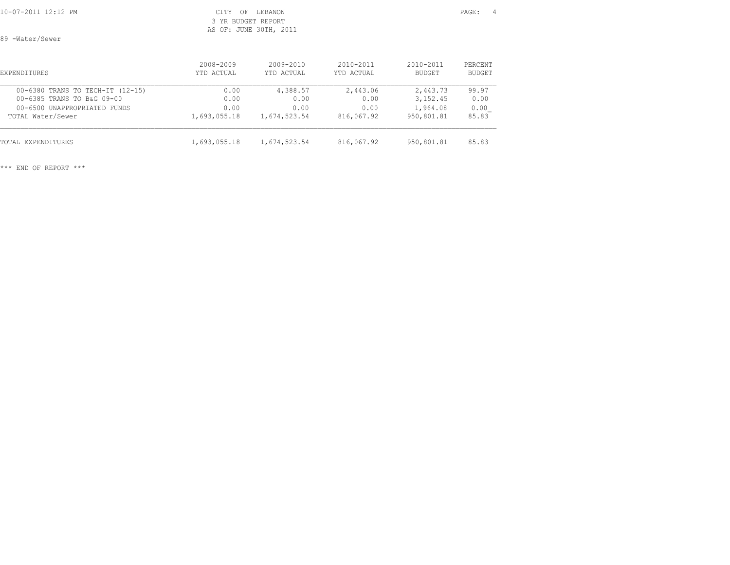CITY OF LEBANON
3 YR BUDGET REPORT
AS OF: JUNE 30TH, 2011

89 -Water/Sewer

| EXPENDITURES | 2008-2009 YTD ACTUAL | 2009-2010 YTD ACTUAL | 2010-2011 YTD ACTUAL | 2010-2011 BUDGET | PERCENT BUDGET |
|---|---|---|---|---|---|
| 00-6380 TRANS TO TECH-IT (12-15) | 0.00 | 4,388.57 | 2,443.06 | 2,443.73 | 99.97 |
| 00-6385 TRANS TO B&G 09-00 | 0.00 | 0.00 | 0.00 | 3,152.45 | 0.00 |
| 00-6500 UNAPPROPRIATED FUNDS | 0.00 | 0.00 | 0.00 | 1,964.08 | 0.00 |
| TOTAL Water/Sewer | 1,693,055.18 | 1,674,523.54 | 816,067.92 | 950,801.81 | 85.83 |
| TOTAL EXPENDITURES | 1,693,055.18 | 1,674,523.54 | 816,067.92 | 950,801.81 | 85.83 |

*** END OF REPORT ***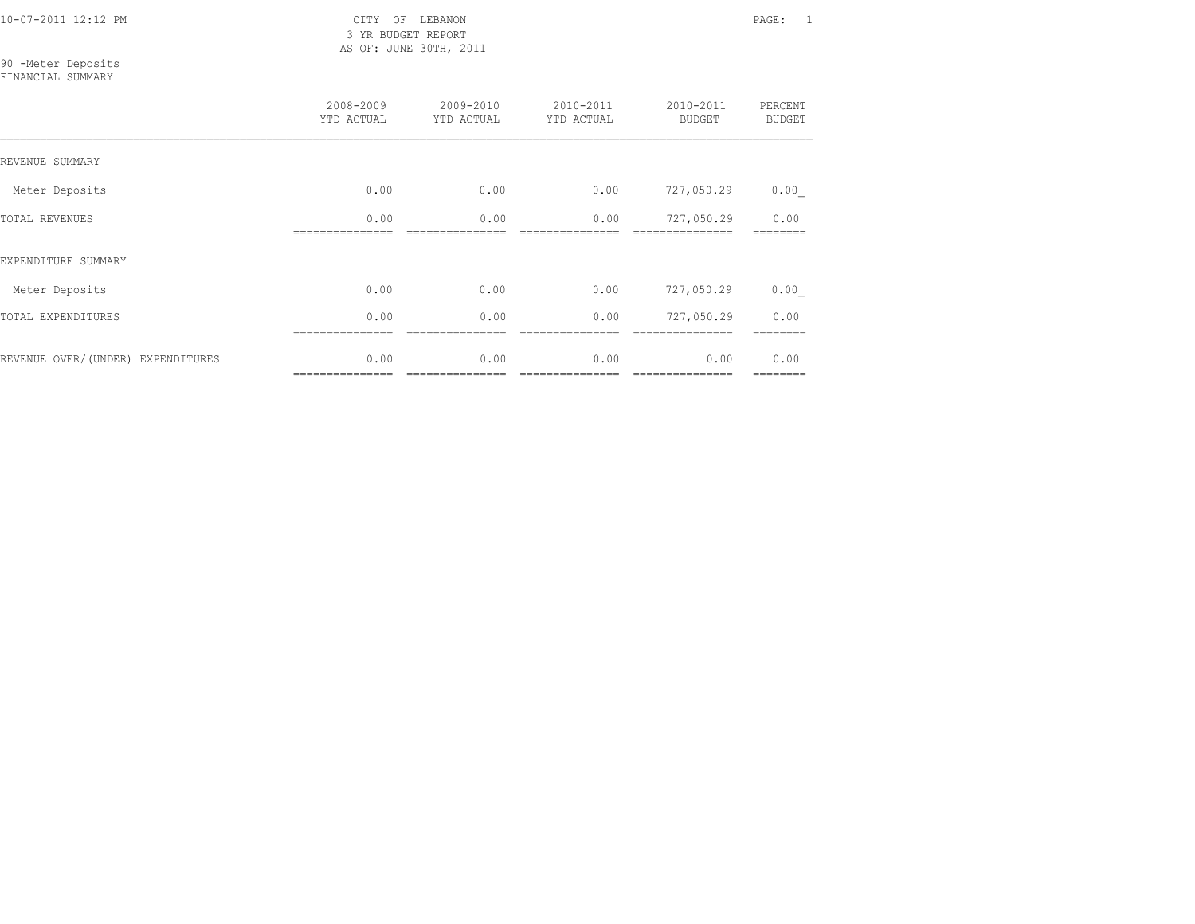CITY OF LEBANON
3 YR BUDGET REPORT
AS OF: JUNE 30TH, 2011

10-07-2011 12:12 PM

90 -Meter Deposits
FINANCIAL SUMMARY

| | 2008-2009 YTD ACTUAL | 2009-2010 YTD ACTUAL | 2010-2011 YTD ACTUAL | 2010-2011 BUDGET | PERCENT BUDGET |
|---|---|---|---|---|---|
| REVENUE SUMMARY | | | | | |
| Meter Deposits | 0.00 | 0.00 | 0.00 | 727,050.29 | 0.00 |
| TOTAL REVENUES | 0.00 | 0.00 | 0.00 | 727,050.29 | 0.00 |
| EXPENDITURE SUMMARY | | | | | |
| Meter Deposits | 0.00 | 0.00 | 0.00 | 727,050.29 | 0.00 |
| TOTAL EXPENDITURES | 0.00 | 0.00 | 0.00 | 727,050.29 | 0.00 |
| REVENUE OVER/(UNDER) EXPENDITURES | 0.00 | 0.00 | 0.00 | 0.00 | 0.00 |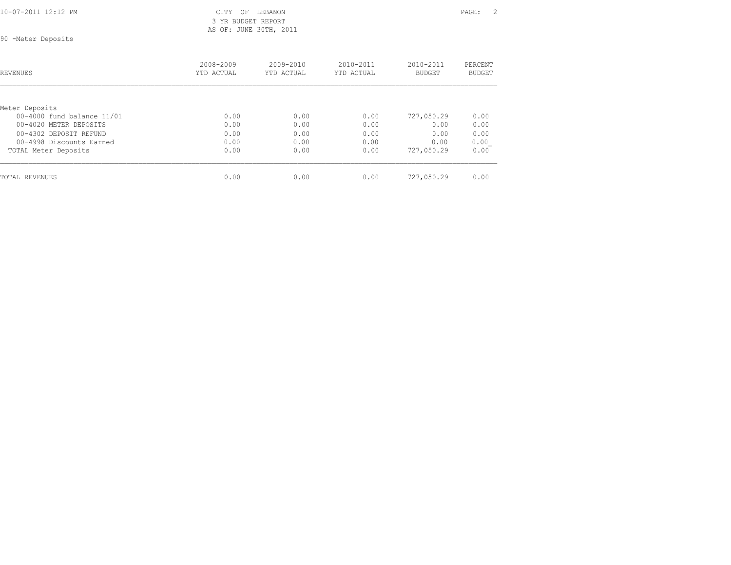CITY OF LEBANON
3 YR BUDGET REPORT
AS OF: JUNE 30TH, 2011

90 -Meter Deposits

| REVENUES | 2008-2009 YTD ACTUAL | 2009-2010 YTD ACTUAL | 2010-2011 YTD ACTUAL | 2010-2011 BUDGET | PERCENT BUDGET |
|---|---|---|---|---|---|
| Meter Deposits | | | | | |
| 00-4000 fund balance 11/01 | 0.00 | 0.00 | 0.00 | 727,050.29 | 0.00 |
| 00-4020 METER DEPOSITS | 0.00 | 0.00 | 0.00 | 0.00 | 0.00 |
| 00-4302 DEPOSIT REFUND | 0.00 | 0.00 | 0.00 | 0.00 | 0.00 |
| 00-4998 Discounts Earned | 0.00 | 0.00 | 0.00 | 0.00 | 0.00 |
| TOTAL Meter Deposits | 0.00 | 0.00 | 0.00 | 727,050.29 | 0.00 |
| TOTAL REVENUES | 0.00 | 0.00 | 0.00 | 727,050.29 | 0.00 |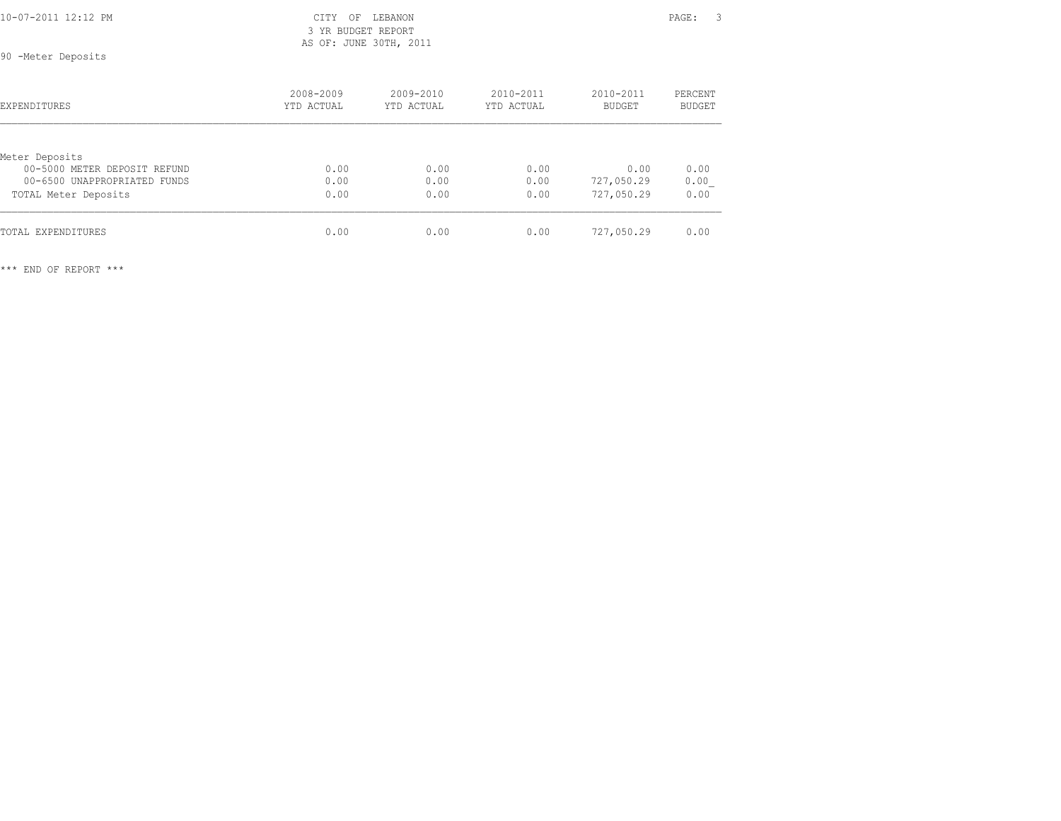CITY OF LEBANON
3 YR BUDGET REPORT
AS OF: JUNE 30TH, 2011

90 -Meter Deposits

| EXPENDITURES | 2008-2009 YTD ACTUAL | 2009-2010 YTD ACTUAL | 2010-2011 YTD ACTUAL | 2010-2011 BUDGET | PERCENT BUDGET |
|---|---|---|---|---|---|
| Meter Deposits | | | | | |
| 00-5000 METER DEPOSIT REFUND | 0.00 | 0.00 | 0.00 | 0.00 | 0.00 |
| 00-6500 UNAPPROPRIATED FUNDS | 0.00 | 0.00 | 0.00 | 727,050.29 | 0.00 |
| TOTAL Meter Deposits | 0.00 | 0.00 | 0.00 | 727,050.29 | 0.00 |
| TOTAL EXPENDITURES | 0.00 | 0.00 | 0.00 | 727,050.29 | 0.00 |

*** END OF REPORT ***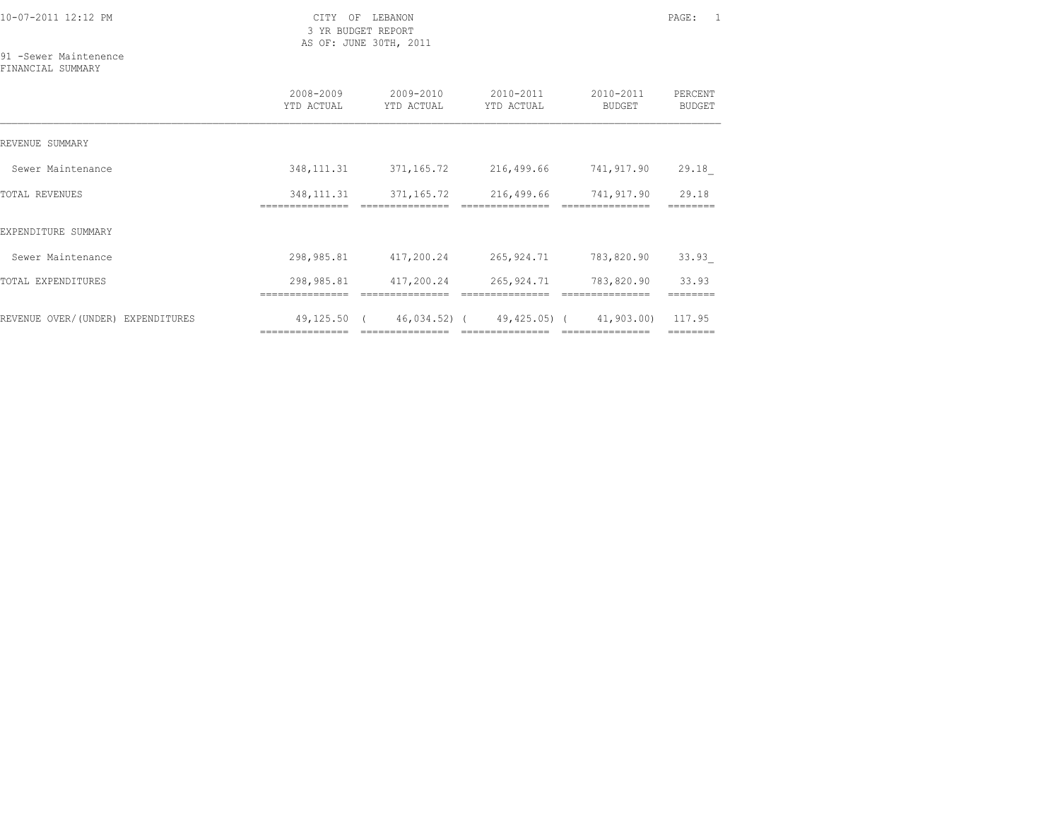10-07-2011 12:12 PM

CITY OF LEBANON
3 YR BUDGET REPORT
AS OF: JUNE 30TH, 2011

91 -Sewer Maintenence
FINANCIAL SUMMARY

| | 2008-2009 YTD ACTUAL | 2009-2010 YTD ACTUAL | 2010-2011 YTD ACTUAL | 2010-2011 BUDGET | PERCENT BUDGET |
|---|---|---|---|---|---|
| REVENUE SUMMARY | | | | | |
| Sewer Maintenance | 348,111.31 | 371,165.72 | 216,499.66 | 741,917.90 | 29.18_ |
| TOTAL REVENUES | 348,111.31 | 371,165.72 | 216,499.66 | 741,917.90 | 29.18 |
| EXPENDITURE SUMMARY | | | | | |
| Sewer Maintenance | 298,985.81 | 417,200.24 | 265,924.71 | 783,820.90 | 33.93_ |
| TOTAL EXPENDITURES | 298,985.81 | 417,200.24 | 265,924.71 | 783,820.90 | 33.93 |
| REVENUE OVER/(UNDER) EXPENDITURES | 49,125.50 | ( 46,034.52) | ( 49,425.05) | ( 41,903.00) | 117.95 |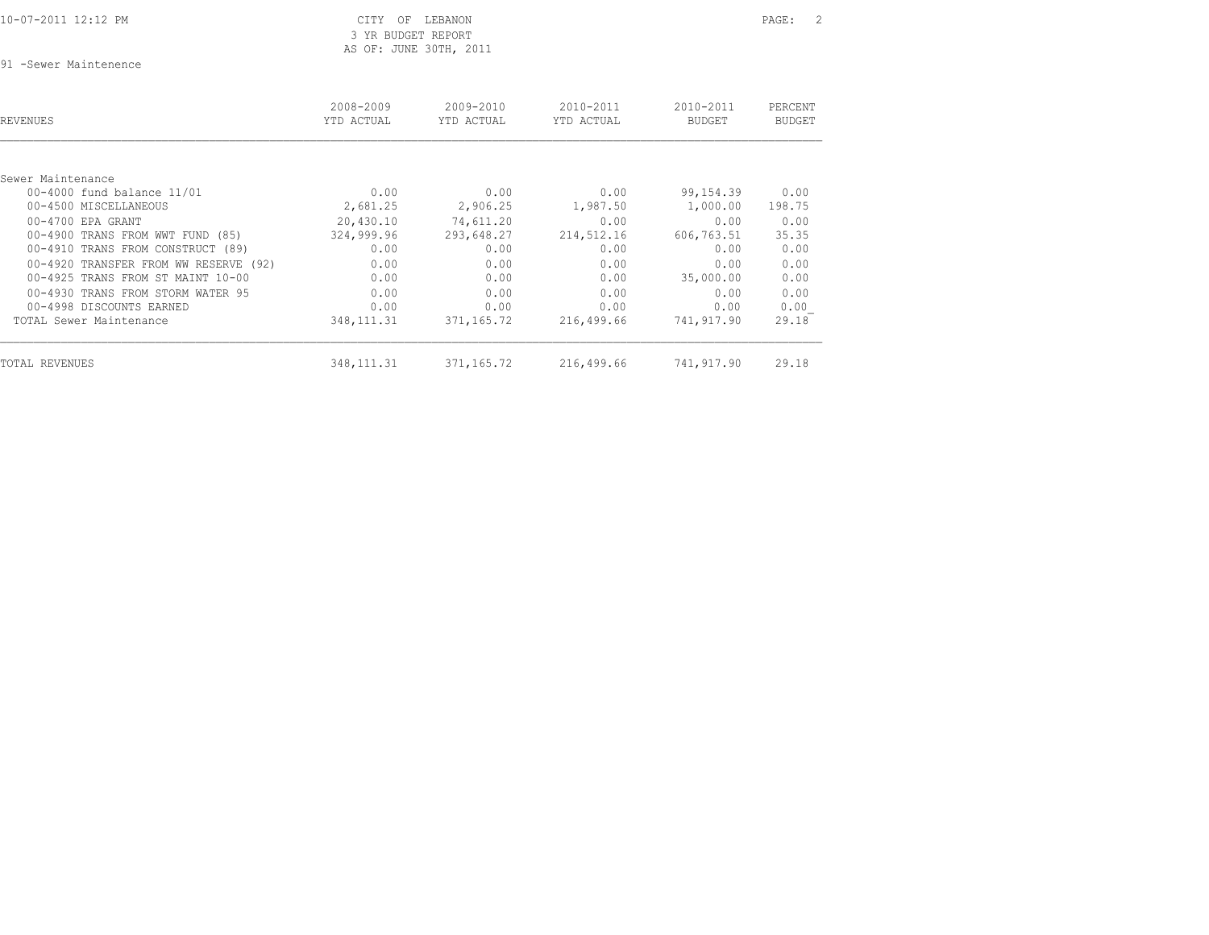CITY OF LEBANON
3 YR BUDGET REPORT
AS OF: JUNE 30TH, 2011

91 -Sewer Maintenence

| REVENUES | 2008-2009 YTD ACTUAL | 2009-2010 YTD ACTUAL | 2010-2011 YTD ACTUAL | 2010-2011 BUDGET | PERCENT BUDGET |
|---|---|---|---|---|---|
| Sewer Maintenance | | | | | |
| 00-4000 fund balance 11/01 | 0.00 | 0.00 | 0.00 | 99,154.39 | 0.00 |
| 00-4500 MISCELLANEOUS | 2,681.25 | 2,906.25 | 1,987.50 | 1,000.00 | 198.75 |
| 00-4700 EPA GRANT | 20,430.10 | 74,611.20 | 0.00 | 0.00 | 0.00 |
| 00-4900 TRANS FROM WWT FUND (85) | 324,999.96 | 293,648.27 | 214,512.16 | 606,763.51 | 35.35 |
| 00-4910 TRANS FROM CONSTRUCT (89) | 0.00 | 0.00 | 0.00 | 0.00 | 0.00 |
| 00-4920 TRANSFER FROM WW RESERVE (92) | 0.00 | 0.00 | 0.00 | 0.00 | 0.00 |
| 00-4925 TRANS FROM ST MAINT 10-00 | 0.00 | 0.00 | 0.00 | 35,000.00 | 0.00 |
| 00-4930 TRANS FROM STORM WATER 95 | 0.00 | 0.00 | 0.00 | 0.00 | 0.00 |
| 00-4998 DISCOUNTS EARNED | 0.00 | 0.00 | 0.00 | 0.00 | 0.00 |
| TOTAL Sewer Maintenance | 348,111.31 | 371,165.72 | 216,499.66 | 741,917.90 | 29.18 |
| TOTAL REVENUES | 348,111.31 | 371,165.72 | 216,499.66 | 741,917.90 | 29.18 |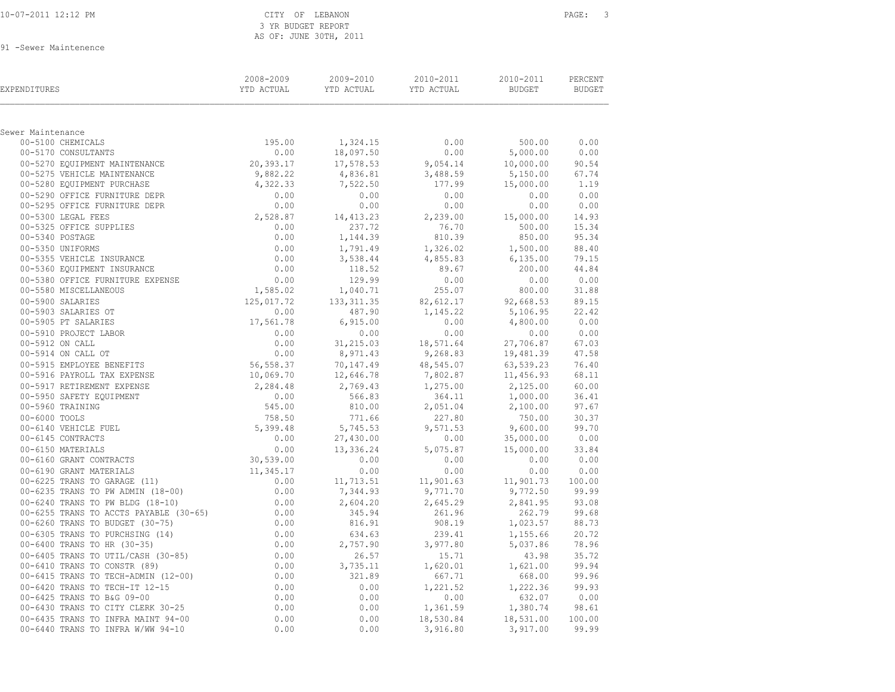CITY OF LEBANON
3 YR BUDGET REPORT
AS OF: JUNE 30TH, 2011

91 -Sewer Maintenence

| EXPENDITURES | 2008-2009 YTD ACTUAL | 2009-2010 YTD ACTUAL | 2010-2011 YTD ACTUAL | 2010-2011 BUDGET | PERCENT BUDGET |
|---|---|---|---|---|---|
| **Sewer Maintenance** | | | | | |
| 00-5100 CHEMICALS | 195.00 | 1,324.15 | 0.00 | 500.00 | 0.00 |
| 00-5170 CONSULTANTS | 0.00 | 18,097.50 | 0.00 | 5,000.00 | 0.00 |
| 00-5270 EQUIPMENT MAINTENANCE | 20,393.17 | 17,578.53 | 9,054.14 | 10,000.00 | 90.54 |
| 00-5275 VEHICLE MAINTENANCE | 9,882.22 | 4,836.81 | 3,488.59 | 5,150.00 | 67.74 |
| 00-5280 EQUIPMENT PURCHASE | 4,322.33 | 7,522.50 | 177.99 | 15,000.00 | 1.19 |
| 00-5290 OFFICE FURNITURE DEPR | 0.00 | 0.00 | 0.00 | 0.00 | 0.00 |
| 00-5295 OFFICE FURNITURE DEPR | 0.00 | 0.00 | 0.00 | 0.00 | 0.00 |
| 00-5300 LEGAL FEES | 2,528.87 | 14,413.23 | 2,239.00 | 15,000.00 | 14.93 |
| 00-5325 OFFICE SUPPLIES | 0.00 | 237.72 | 76.70 | 500.00 | 15.34 |
| 00-5340 POSTAGE | 0.00 | 1,144.39 | 810.39 | 850.00 | 95.34 |
| 00-5350 UNIFORMS | 0.00 | 1,791.49 | 1,326.02 | 1,500.00 | 88.40 |
| 00-5355 VEHICLE INSURANCE | 0.00 | 3,538.44 | 4,855.83 | 6,135.00 | 79.15 |
| 00-5360 EQUIPMENT INSURANCE | 0.00 | 118.52 | 89.67 | 200.00 | 44.84 |
| 00-5380 OFFICE FURNITURE EXPENSE | 0.00 | 129.99 | 0.00 | 0.00 | 0.00 |
| 00-5580 MISCELLANEOUS | 1,585.02 | 1,040.71 | 255.07 | 800.00 | 31.88 |
| 00-5900 SALARIES | 125,017.72 | 133,311.35 | 82,612.17 | 92,668.53 | 89.15 |
| 00-5903 SALARIES OT | 0.00 | 487.90 | 1,145.22 | 5,106.95 | 22.42 |
| 00-5905 PT SALARIES | 17,561.78 | 6,915.00 | 0.00 | 4,800.00 | 0.00 |
| 00-5910 PROJECT LABOR | 0.00 | 0.00 | 0.00 | 0.00 | 0.00 |
| 00-5912 ON CALL | 0.00 | 31,215.03 | 18,571.64 | 27,706.87 | 67.03 |
| 00-5914 ON CALL OT | 0.00 | 8,971.43 | 9,268.83 | 19,481.39 | 47.58 |
| 00-5915 EMPLOYEE BENEFITS | 56,558.37 | 70,147.49 | 48,545.07 | 63,539.23 | 76.40 |
| 00-5916 PAYROLL TAX EXPENSE | 10,069.70 | 12,646.78 | 7,802.87 | 11,456.93 | 68.11 |
| 00-5917 RETIREMENT EXPENSE | 2,284.48 | 2,769.43 | 1,275.00 | 2,125.00 | 60.00 |
| 00-5950 SAFETY EQUIPMENT | 0.00 | 566.83 | 364.11 | 1,000.00 | 36.41 |
| 00-5960 TRAINING | 545.00 | 810.00 | 2,051.04 | 2,100.00 | 97.67 |
| 00-6000 TOOLS | 758.50 | 771.66 | 227.80 | 750.00 | 30.37 |
| 00-6140 VEHICLE FUEL | 5,399.48 | 5,745.53 | 9,571.53 | 9,600.00 | 99.70 |
| 00-6145 CONTRACTS | 0.00 | 27,430.00 | 0.00 | 35,000.00 | 0.00 |
| 00-6150 MATERIALS | 0.00 | 13,336.24 | 5,075.87 | 15,000.00 | 33.84 |
| 00-6160 GRANT CONTRACTS | 30,539.00 | 0.00 | 0.00 | 0.00 | 0.00 |
| 00-6190 GRANT MATERIALS | 11,345.17 | 0.00 | 0.00 | 0.00 | 0.00 |
| 00-6225 TRANS TO GARAGE (11) | 0.00 | 11,713.51 | 11,901.63 | 11,901.73 | 100.00 |
| 00-6235 TRANS TO PW ADMIN (18-00) | 0.00 | 7,344.93 | 9,771.70 | 9,772.50 | 99.99 |
| 00-6240 TRANS TO PW BLDG (18-10) | 0.00 | 2,604.20 | 2,645.29 | 2,841.95 | 93.08 |
| 00-6255 TRANS TO ACCTS PAYABLE (30-65) | 0.00 | 345.94 | 261.96 | 262.79 | 99.68 |
| 00-6260 TRANS TO BUDGET (30-75) | 0.00 | 816.91 | 908.19 | 1,023.57 | 88.73 |
| 00-6305 TRANS TO PURCHSING (14) | 0.00 | 634.63 | 239.41 | 1,155.66 | 20.72 |
| 00-6400 TRANS TO HR (30-35) | 0.00 | 2,757.90 | 3,977.80 | 5,037.86 | 78.96 |
| 00-6405 TRANS TO UTIL/CASH (30-85) | 0.00 | 26.57 | 15.71 | 43.98 | 35.72 |
| 00-6410 TRANS TO CONSTR (89) | 0.00 | 3,735.11 | 1,620.01 | 1,621.00 | 99.94 |
| 00-6415 TRANS TO TECH-ADMIN (12-00) | 0.00 | 321.89 | 667.71 | 668.00 | 99.96 |
| 00-6420 TRANS TO TECH-IT 12-15 | 0.00 | 0.00 | 1,221.52 | 1,222.36 | 99.93 |
| 00-6425 TRANS TO B&G 09-00 | 0.00 | 0.00 | 0.00 | 632.07 | 0.00 |
| 00-6430 TRANS TO CITY CLERK 30-25 | 0.00 | 0.00 | 1,361.59 | 1,380.74 | 98.61 |
| 00-6435 TRANS TO INFRA MAINT 94-00 | 0.00 | 0.00 | 18,530.84 | 18,531.00 | 100.00 |
| 00-6440 TRANS TO INFRA W/WW 94-10 | 0.00 | 0.00 | 3,916.80 | 3,917.00 | 99.99 |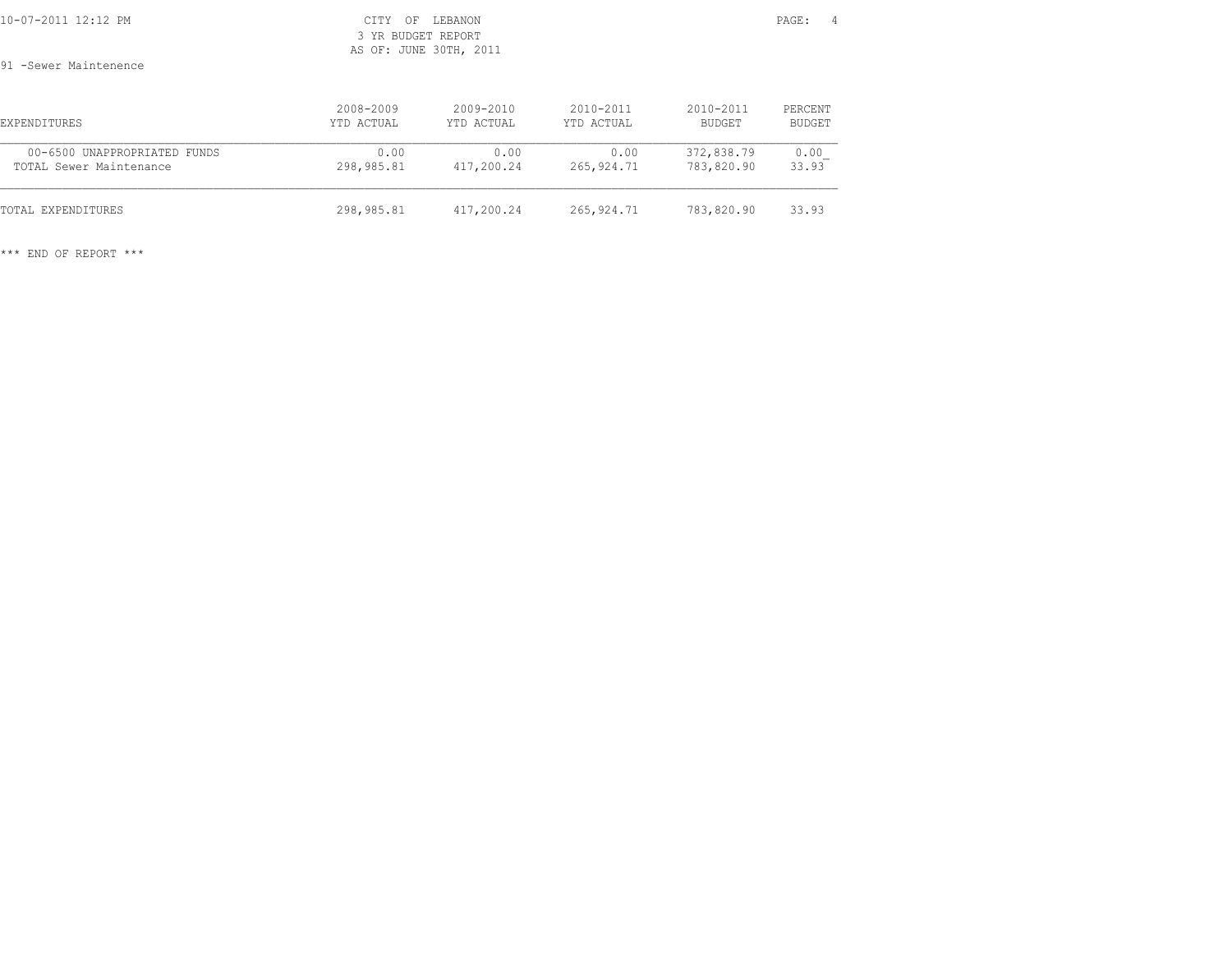CITY OF LEBANON
3 YR BUDGET REPORT
AS OF: JUNE 30TH, 2011

91 -Sewer Maintenence

| EXPENDITURES | 2008-2009 YTD ACTUAL | 2009-2010 YTD ACTUAL | 2010-2011 YTD ACTUAL | 2010-2011 BUDGET | PERCENT BUDGET |
|---|---|---|---|---|---|
| 00-6500 UNAPPROPRIATED FUNDS | 0.00 | 0.00 | 0.00 | 372,838.79 | 0.00 |
| TOTAL Sewer Maintenance | 298,985.81 | 417,200.24 | 265,924.71 | 783,820.90 | 33.93 |
| TOTAL EXPENDITURES | 298,985.81 | 417,200.24 | 265,924.71 | 783,820.90 | 33.93 |

*** END OF REPORT ***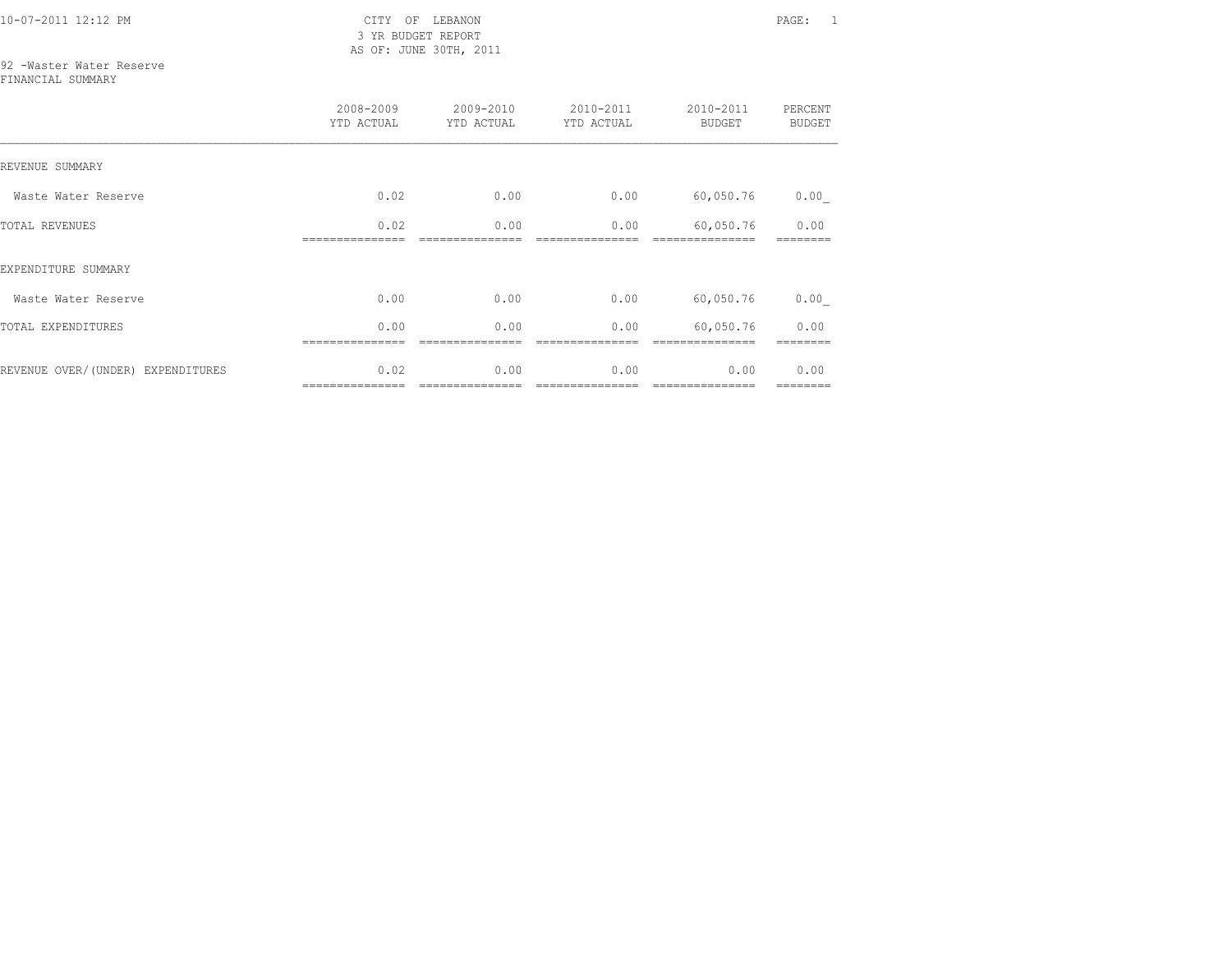CITY OF LEBANON
3 YR BUDGET REPORT
AS OF: JUNE 30TH, 2011

10-07-2011 12:12 PM

92 -Waster Water Reserve
FINANCIAL SUMMARY

| | 2008-2009 YTD ACTUAL | 2009-2010 YTD ACTUAL | 2010-2011 YTD ACTUAL | 2010-2011 BUDGET | PERCENT BUDGET |
|---|---|---|---|---|---|
| REVENUE SUMMARY | | | | | |
| Waste Water Reserve | 0.02 | 0.00 | 0.00 | 60,050.76 | 0.00 |
| TOTAL REVENUES | 0.02 | 0.00 | 0.00 | 60,050.76 | 0.00 |
| EXPENDITURE SUMMARY | | | | | |
| Waste Water Reserve | 0.00 | 0.00 | 0.00 | 60,050.76 | 0.00 |
| TOTAL EXPENDITURES | 0.00 | 0.00 | 0.00 | 60,050.76 | 0.00 |
| REVENUE OVER/(UNDER) EXPENDITURES | 0.02 | 0.00 | 0.00 | 0.00 | 0.00 |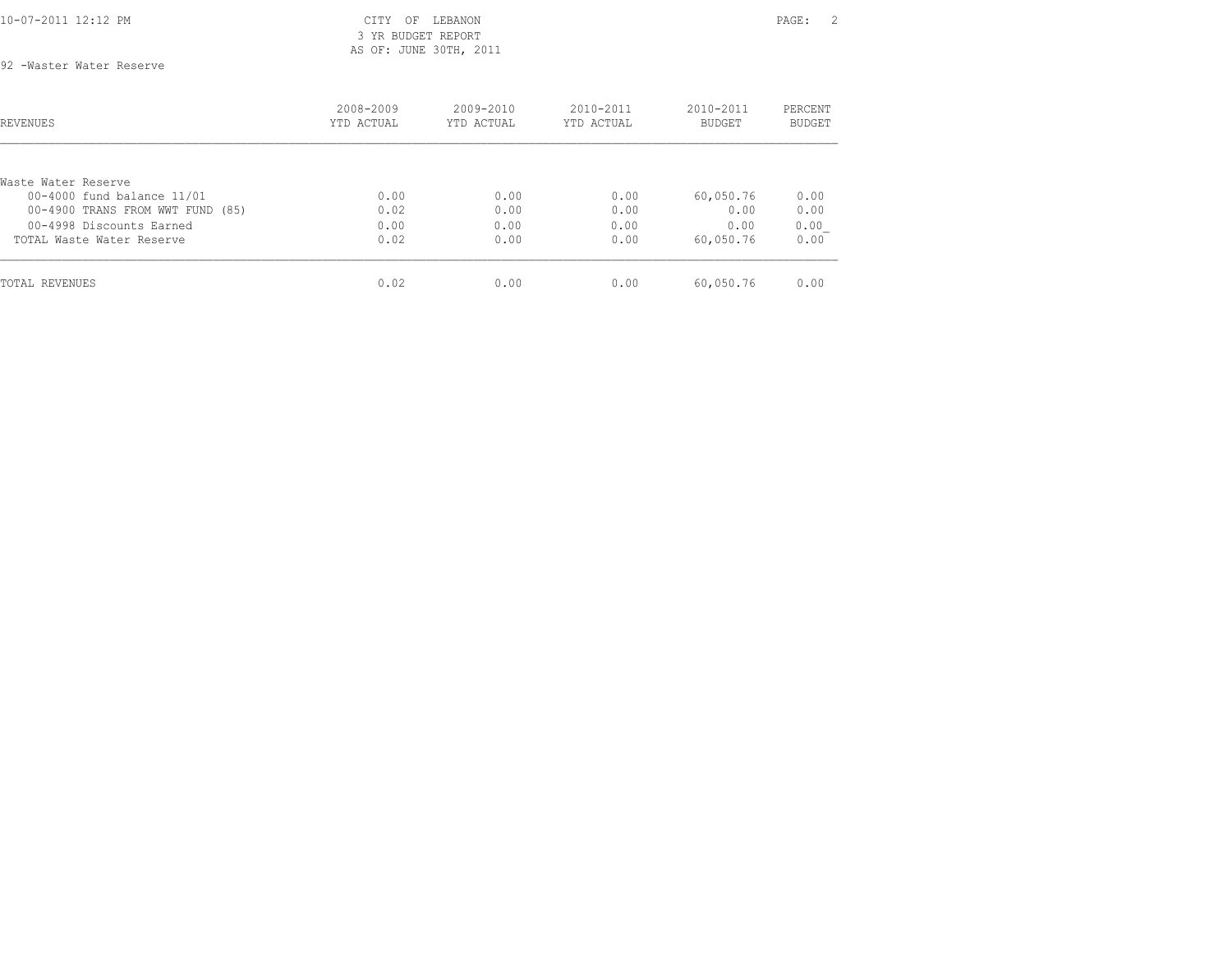CITY OF LEBANON
3 YR BUDGET REPORT
AS OF: JUNE 30TH, 2011

92 -Waster Water Reserve

| REVENUES | 2008-2009 YTD ACTUAL | 2009-2010 YTD ACTUAL | 2010-2011 YTD ACTUAL | 2010-2011 BUDGET | PERCENT BUDGET |
|---|---|---|---|---|---|
| Waste Water Reserve | | | | | |
| 00-4000 fund balance 11/01 | 0.00 | 0.00 | 0.00 | 60,050.76 | 0.00 |
| 00-4900 TRANS FROM WWT FUND (85) | 0.02 | 0.00 | 0.00 | 0.00 | 0.00 |
| 00-4998 Discounts Earned | 0.00 | 0.00 | 0.00 | 0.00 | 0.00 |
| TOTAL Waste Water Reserve | 0.02 | 0.00 | 0.00 | 60,050.76 | 0.00 |
| TOTAL REVENUES | 0.02 | 0.00 | 0.00 | 60,050.76 | 0.00 |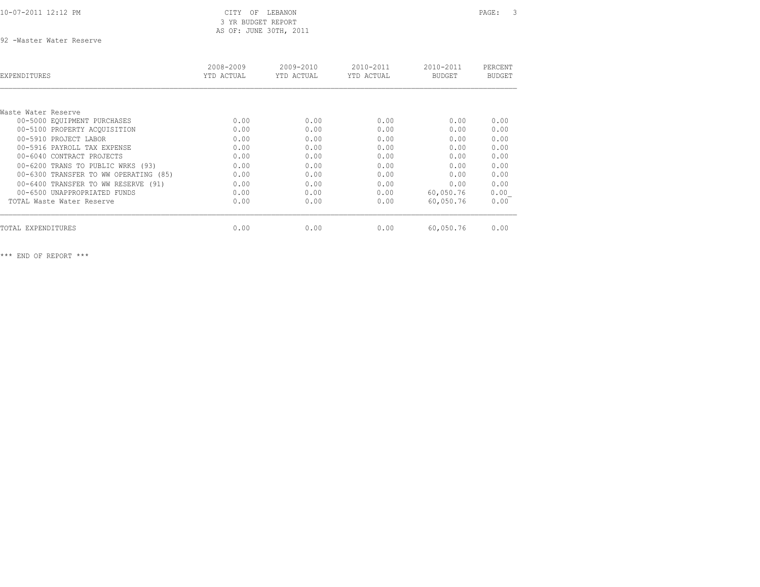CITY OF LEBANON
3 YR BUDGET REPORT
AS OF: JUNE 30TH, 2011

92 -Waster Water Reserve

| EXPENDITURES | 2008-2009 YTD ACTUAL | 2009-2010 YTD ACTUAL | 2010-2011 YTD ACTUAL | 2010-2011 BUDGET | PERCENT BUDGET |
|---|---|---|---|---|---|
| **Waste Water Reserve** | | | | | |
| 00-5000 EQUIPMENT PURCHASES | 0.00 | 0.00 | 0.00 | 0.00 | 0.00 |
| 00-5100 PROPERTY ACQUISITION | 0.00 | 0.00 | 0.00 | 0.00 | 0.00 |
| 00-5910 PROJECT LABOR | 0.00 | 0.00 | 0.00 | 0.00 | 0.00 |
| 00-5916 PAYROLL TAX EXPENSE | 0.00 | 0.00 | 0.00 | 0.00 | 0.00 |
| 00-6040 CONTRACT PROJECTS | 0.00 | 0.00 | 0.00 | 0.00 | 0.00 |
| 00-6200 TRANS TO PUBLIC WRKS (93) | 0.00 | 0.00 | 0.00 | 0.00 | 0.00 |
| 00-6300 TRANSFER TO WW OPERATING (85) | 0.00 | 0.00 | 0.00 | 0.00 | 0.00 |
| 00-6400 TRANSFER TO WW RESERVE (91) | 0.00 | 0.00 | 0.00 | 0.00 | 0.00 |
| 00-6500 UNAPPROPRIATED FUNDS | 0.00 | 0.00 | 0.00 | 60,050.76 | 0.00 |
| TOTAL Waste Water Reserve | 0.00 | 0.00 | 0.00 | 60,050.76 | 0.00 |
| TOTAL EXPENDITURES | 0.00 | 0.00 | 0.00 | 60,050.76 | 0.00 |

*** END OF REPORT ***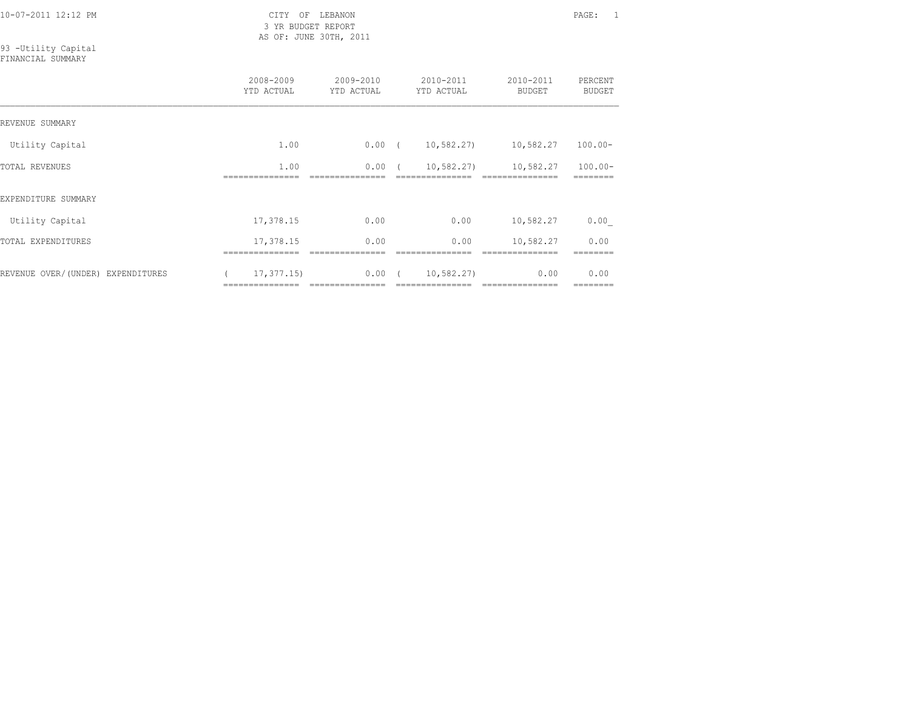CITY OF LEBANON
3 YR BUDGET REPORT
AS OF: JUNE 30TH, 2011

93 -Utility Capital
FINANCIAL SUMMARY

| | 2008-2009 YTD ACTUAL | 2009-2010 YTD ACTUAL | 2010-2011 YTD ACTUAL | 2010-2011 BUDGET | PERCENT BUDGET |
|---|---|---|---|---|---|
| REVENUE SUMMARY | | | | | |
| Utility Capital | 1.00 | 0.00 | ( 10,582.27) | 10,582.27 | 100.00- |
| TOTAL REVENUES | 1.00 | 0.00 | ( 10,582.27) | 10,582.27 | 100.00- |
| EXPENDITURE SUMMARY | | | | | |
| Utility Capital | 17,378.15 | 0.00 | 0.00 | 10,582.27 | 0.00 |
| TOTAL EXPENDITURES | 17,378.15 | 0.00 | 0.00 | 10,582.27 | 0.00 |
| REVENUE OVER/(UNDER) EXPENDITURES | ( 17,377.15) | 0.00 | ( 10,582.27) | 0.00 | 0.00 |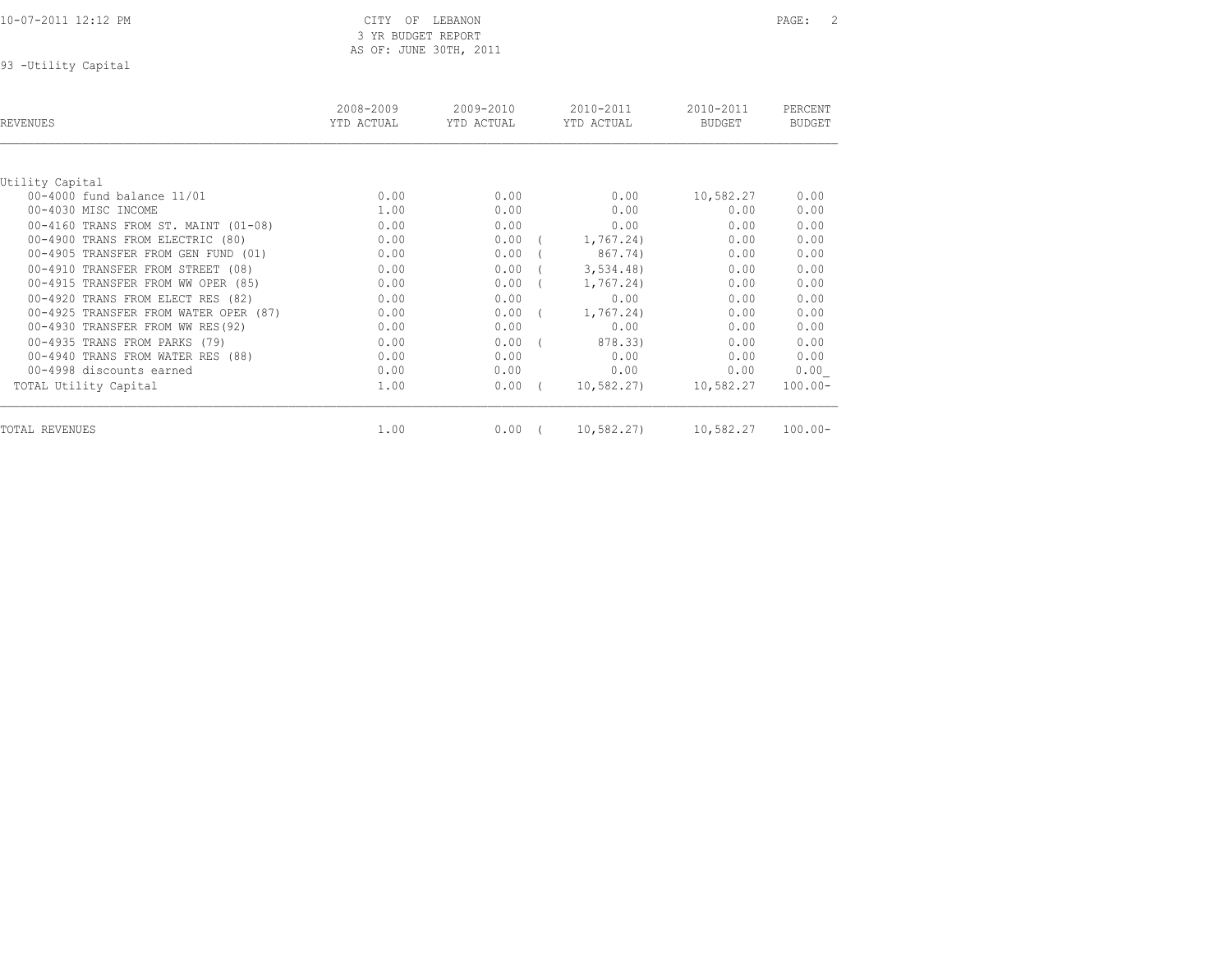CITY OF LEBANON
3 YR BUDGET REPORT
AS OF: JUNE 30TH, 2011

93 -Utility Capital

| REVENUES | 2008-2009 YTD ACTUAL | 2009-2010 YTD ACTUAL | 2010-2011 YTD ACTUAL | 2010-2011 BUDGET | PERCENT BUDGET |
|---|---|---|---|---|---|
| Utility Capital | | | | | |
| 00-4000 fund balance 11/01 | 0.00 | 0.00 | 0.00 | 10,582.27 | 0.00 |
| 00-4030 MISC INCOME | 1.00 | 0.00 | 0.00 | 0.00 | 0.00 |
| 00-4160 TRANS FROM ST. MAINT (01-08) | 0.00 | 0.00 | 0.00 | 0.00 | 0.00 |
| 00-4900 TRANS FROM ELECTRIC (80) | 0.00 | 0.00 | ( 1,767.24) | 0.00 | 0.00 |
| 00-4905 TRANSFER FROM GEN FUND (01) | 0.00 | 0.00 | ( 867.74) | 0.00 | 0.00 |
| 00-4910 TRANSFER FROM STREET (08) | 0.00 | 0.00 | ( 3,534.48) | 0.00 | 0.00 |
| 00-4915 TRANSFER FROM WW OPER (85) | 0.00 | 0.00 | ( 1,767.24) | 0.00 | 0.00 |
| 00-4920 TRANS FROM ELECT RES (82) | 0.00 | 0.00 | 0.00 | 0.00 | 0.00 |
| 00-4925 TRANSFER FROM WATER OPER (87) | 0.00 | 0.00 | ( 1,767.24) | 0.00 | 0.00 |
| 00-4930 TRANSFER FROM WW RES(92) | 0.00 | 0.00 | 0.00 | 0.00 | 0.00 |
| 00-4935 TRANS FROM PARKS (79) | 0.00 | 0.00 | ( 878.33) | 0.00 | 0.00 |
| 00-4940 TRANS FROM WATER RES (88) | 0.00 | 0.00 | 0.00 | 0.00 | 0.00 |
| 00-4998 discounts earned | 0.00 | 0.00 | 0.00 | 0.00 | 0.00 |
| TOTAL Utility Capital | 1.00 | 0.00 | ( 10,582.27) | 10,582.27 | 100.00- |
| TOTAL REVENUES | 1.00 | 0.00 | ( 10,582.27) | 10,582.27 | 100.00- |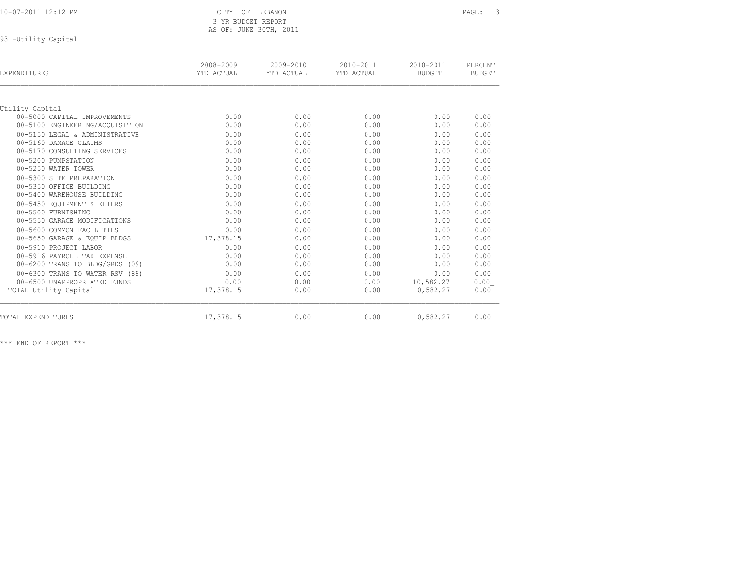CITY OF LEBANON
3 YR BUDGET REPORT
AS OF: JUNE 30TH, 2011

93 -Utility Capital

| EXPENDITURES | 2008-2009 YTD ACTUAL | 2009-2010 YTD ACTUAL | 2010-2011 YTD ACTUAL | 2010-2011 BUDGET | PERCENT BUDGET |
|---|---|---|---|---|---|
| Utility Capital | | | | | |
| 00-5000 CAPITAL IMPROVEMENTS | 0.00 | 0.00 | 0.00 | 0.00 | 0.00 |
| 00-5100 ENGINEERING/ACQUISITION | 0.00 | 0.00 | 0.00 | 0.00 | 0.00 |
| 00-5150 LEGAL & ADMINISTRATIVE | 0.00 | 0.00 | 0.00 | 0.00 | 0.00 |
| 00-5160 DAMAGE CLAIMS | 0.00 | 0.00 | 0.00 | 0.00 | 0.00 |
| 00-5170 CONSULTING SERVICES | 0.00 | 0.00 | 0.00 | 0.00 | 0.00 |
| 00-5200 PUMPSTATION | 0.00 | 0.00 | 0.00 | 0.00 | 0.00 |
| 00-5250 WATER TOWER | 0.00 | 0.00 | 0.00 | 0.00 | 0.00 |
| 00-5300 SITE PREPARATION | 0.00 | 0.00 | 0.00 | 0.00 | 0.00 |
| 00-5350 OFFICE BUILDING | 0.00 | 0.00 | 0.00 | 0.00 | 0.00 |
| 00-5400 WAREHOUSE BUILDING | 0.00 | 0.00 | 0.00 | 0.00 | 0.00 |
| 00-5450 EQUIPMENT SHELTERS | 0.00 | 0.00 | 0.00 | 0.00 | 0.00 |
| 00-5500 FURNISHING | 0.00 | 0.00 | 0.00 | 0.00 | 0.00 |
| 00-5550 GARAGE MODIFICATIONS | 0.00 | 0.00 | 0.00 | 0.00 | 0.00 |
| 00-5600 COMMON FACILITIES | 0.00 | 0.00 | 0.00 | 0.00 | 0.00 |
| 00-5650 GARAGE & EQUIP BLDGS | 17,378.15 | 0.00 | 0.00 | 0.00 | 0.00 |
| 00-5910 PROJECT LABOR | 0.00 | 0.00 | 0.00 | 0.00 | 0.00 |
| 00-5916 PAYROLL TAX EXPENSE | 0.00 | 0.00 | 0.00 | 0.00 | 0.00 |
| 00-6200 TRANS TO BLDG/GRDS (09) | 0.00 | 0.00 | 0.00 | 0.00 | 0.00 |
| 00-6300 TRANS TO WATER RSV (88) | 0.00 | 0.00 | 0.00 | 0.00 | 0.00 |
| 00-6500 UNAPPROPRIATED FUNDS | 0.00 | 0.00 | 0.00 | 10,582.27 | 0.00 |
| TOTAL Utility Capital | 17,378.15 | 0.00 | 0.00 | 10,582.27 | 0.00 |
| TOTAL EXPENDITURES | 17,378.15 | 0.00 | 0.00 | 10,582.27 | 0.00 |

*** END OF REPORT ***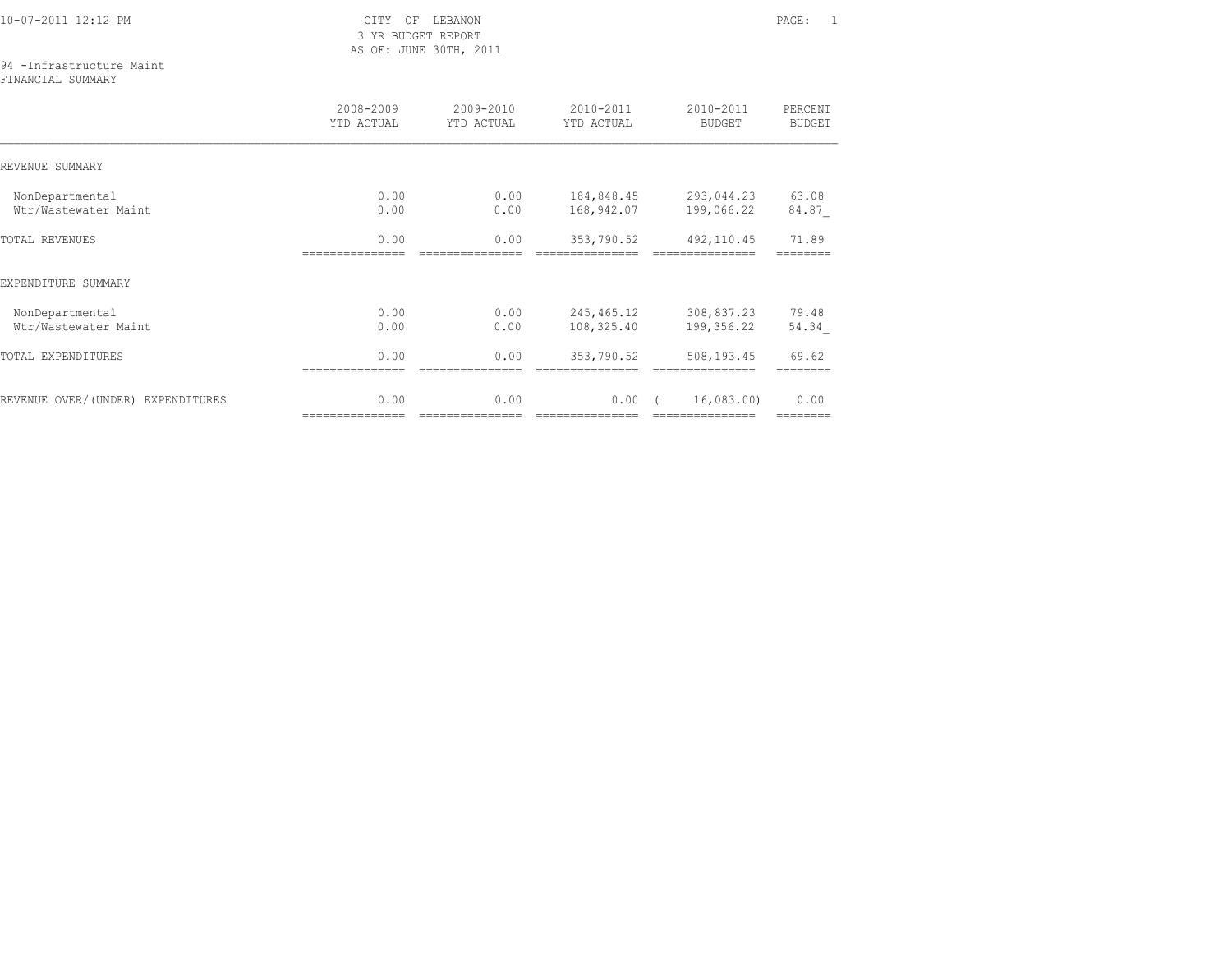CITY OF LEBANON
3 YR BUDGET REPORT
AS OF: JUNE 30TH, 2011

10-07-2011 12:12 PM

94 -Infrastructure Maint
FINANCIAL SUMMARY

| | 2008-2009 YTD ACTUAL | 2009-2010 YTD ACTUAL | 2010-2011 YTD ACTUAL | 2010-2011 BUDGET | PERCENT BUDGET |
|---|---|---|---|---|---|
| REVENUE SUMMARY | | | | | |
| NonDepartmental | 0.00 | 0.00 | 184,848.45 | 293,044.23 | 63.08 |
| Wtr/Wastewater Maint | 0.00 | 0.00 | 168,942.07 | 199,066.22 | 84.87 |
| TOTAL REVENUES | 0.00 | 0.00 | 353,790.52 | 492,110.45 | 71.89 |
| EXPENDITURE SUMMARY | | | | | |
| NonDepartmental | 0.00 | 0.00 | 245,465.12 | 308,837.23 | 79.48 |
| Wtr/Wastewater Maint | 0.00 | 0.00 | 108,325.40 | 199,356.22 | 54.34 |
| TOTAL EXPENDITURES | 0.00 | 0.00 | 353,790.52 | 508,193.45 | 69.62 |
| REVENUE OVER/(UNDER) EXPENDITURES | 0.00 | 0.00 | 0.00 | ( 16,083.00) | 0.00 |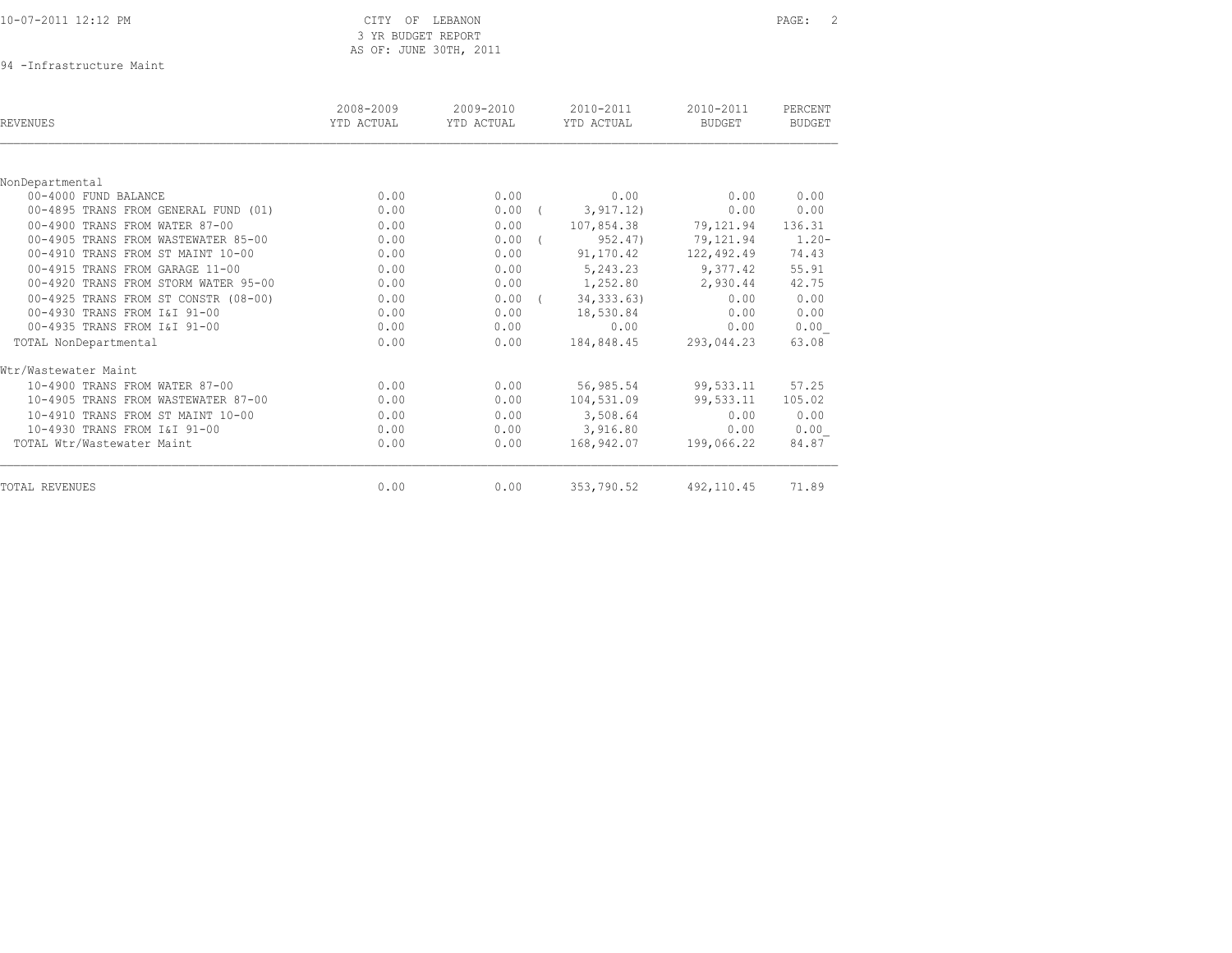CITY OF LEBANON
3 YR BUDGET REPORT
AS OF: JUNE 30TH, 2011

94 -Infrastructure Maint

| REVENUES | 2008-2009 YTD ACTUAL | 2009-2010 YTD ACTUAL | 2010-2011 YTD ACTUAL | 2010-2011 BUDGET | PERCENT BUDGET |
|---|---|---|---|---|---|
| NonDepartmental | | | | | |
| 00-4000 FUND BALANCE | 0.00 | 0.00 | 0.00 | 0.00 | 0.00 |
| 00-4895 TRANS FROM GENERAL FUND (01) | 0.00 | 0.00 | ( 3,917.12) | 0.00 | 0.00 |
| 00-4900 TRANS FROM WATER 87-00 | 0.00 | 0.00 | 107,854.38 | 79,121.94 | 136.31 |
| 00-4905 TRANS FROM WASTEWATER 85-00 | 0.00 | 0.00 | ( 952.47) | 79,121.94 | 1.20- |
| 00-4910 TRANS FROM ST MAINT 10-00 | 0.00 | 0.00 | 91,170.42 | 122,492.49 | 74.43 |
| 00-4915 TRANS FROM GARAGE 11-00 | 0.00 | 0.00 | 5,243.23 | 9,377.42 | 55.91 |
| 00-4920 TRANS FROM STORM WATER 95-00 | 0.00 | 0.00 | 1,252.80 | 2,930.44 | 42.75 |
| 00-4925 TRANS FROM ST CONSTR (08-00) | 0.00 | 0.00 | ( 34,333.63) | 0.00 | 0.00 |
| 00-4930 TRANS FROM I&I 91-00 | 0.00 | 0.00 | 18,530.84 | 0.00 | 0.00 |
| 00-4935 TRANS FROM I&I 91-00 | 0.00 | 0.00 | 0.00 | 0.00 | 0.00 |
| TOTAL NonDepartmental | 0.00 | 0.00 | 184,848.45 | 293,044.23 | 63.08 |
| Wtr/Wastewater Maint | | | | | |
| 10-4900 TRANS FROM WATER 87-00 | 0.00 | 0.00 | 56,985.54 | 99,533.11 | 57.25 |
| 10-4905 TRANS FROM WASTEWATER 87-00 | 0.00 | 0.00 | 104,531.09 | 99,533.11 | 105.02 |
| 10-4910 TRANS FROM ST MAINT 10-00 | 0.00 | 0.00 | 3,508.64 | 0.00 | 0.00 |
| 10-4930 TRANS FROM I&I 91-00 | 0.00 | 0.00 | 3,916.80 | 0.00 | 0.00 |
| TOTAL Wtr/Wastewater Maint | 0.00 | 0.00 | 168,942.07 | 199,066.22 | 84.87 |
| TOTAL REVENUES | 0.00 | 0.00 | 353,790.52 | 492,110.45 | 71.89 |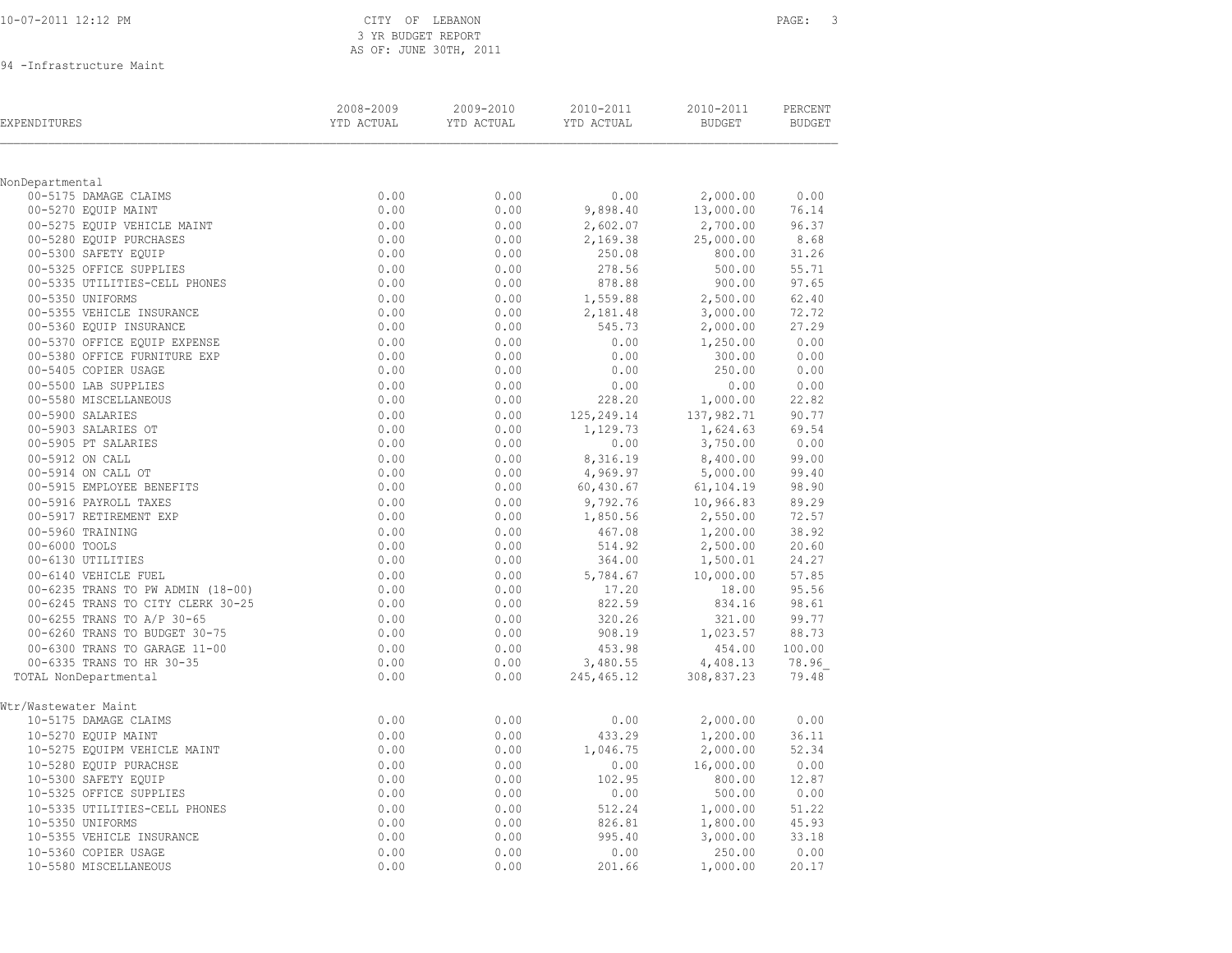CITY OF LEBANON
3 YR BUDGET REPORT
AS OF: JUNE 30TH, 2011

94 -Infrastructure Maint

| EXPENDITURES | 2008-2009 YTD ACTUAL | 2009-2010 YTD ACTUAL | 2010-2011 YTD ACTUAL | 2010-2011 BUDGET | PERCENT BUDGET |
|---|---|---|---|---|---|
| **NonDepartmental** | | | | | |
| 00-5175 DAMAGE CLAIMS | 0.00 | 0.00 | 0.00 | 2,000.00 | 0.00 |
| 00-5270 EQUIP MAINT | 0.00 | 0.00 | 9,898.40 | 13,000.00 | 76.14 |
| 00-5275 EQUIP VEHICLE MAINT | 0.00 | 0.00 | 2,602.07 | 2,700.00 | 96.37 |
| 00-5280 EQUIP PURCHASES | 0.00 | 0.00 | 2,169.38 | 25,000.00 | 8.68 |
| 00-5300 SAFETY EQUIP | 0.00 | 0.00 | 250.08 | 800.00 | 31.26 |
| 00-5325 OFFICE SUPPLIES | 0.00 | 0.00 | 278.56 | 500.00 | 55.71 |
| 00-5335 UTILITIES-CELL PHONES | 0.00 | 0.00 | 878.88 | 900.00 | 97.65 |
| 00-5350 UNIFORMS | 0.00 | 0.00 | 1,559.88 | 2,500.00 | 62.40 |
| 00-5355 VEHICLE INSURANCE | 0.00 | 0.00 | 2,181.48 | 3,000.00 | 72.72 |
| 00-5360 EQUIP INSURANCE | 0.00 | 0.00 | 545.73 | 2,000.00 | 27.29 |
| 00-5370 OFFICE EQUIP EXPENSE | 0.00 | 0.00 | 0.00 | 1,250.00 | 0.00 |
| 00-5380 OFFICE FURNITURE EXP | 0.00 | 0.00 | 0.00 | 300.00 | 0.00 |
| 00-5405 COPIER USAGE | 0.00 | 0.00 | 0.00 | 250.00 | 0.00 |
| 00-5500 LAB SUPPLIES | 0.00 | 0.00 | 0.00 | 0.00 | 0.00 |
| 00-5580 MISCELLANEOUS | 0.00 | 0.00 | 228.20 | 1,000.00 | 22.82 |
| 00-5900 SALARIES | 0.00 | 0.00 | 125,249.14 | 137,982.71 | 90.77 |
| 00-5903 SALARIES OT | 0.00 | 0.00 | 1,129.73 | 1,624.63 | 69.54 |
| 00-5905 PT SALARIES | 0.00 | 0.00 | 0.00 | 3,750.00 | 0.00 |
| 00-5912 ON CALL | 0.00 | 0.00 | 8,316.19 | 8,400.00 | 99.00 |
| 00-5914 ON CALL OT | 0.00 | 0.00 | 4,969.97 | 5,000.00 | 99.40 |
| 00-5915 EMPLOYEE BENEFITS | 0.00 | 0.00 | 60,430.67 | 61,104.19 | 98.90 |
| 00-5916 PAYROLL TAXES | 0.00 | 0.00 | 9,792.76 | 10,966.83 | 89.29 |
| 00-5917 RETIREMENT EXP | 0.00 | 0.00 | 1,850.56 | 2,550.00 | 72.57 |
| 00-5960 TRAINING | 0.00 | 0.00 | 467.08 | 1,200.00 | 38.92 |
| 00-6000 TOOLS | 0.00 | 0.00 | 514.92 | 2,500.00 | 20.60 |
| 00-6130 UTILITIES | 0.00 | 0.00 | 364.00 | 1,500.01 | 24.27 |
| 00-6140 VEHICLE FUEL | 0.00 | 0.00 | 5,784.67 | 10,000.00 | 57.85 |
| 00-6235 TRANS TO PW ADMIN (18-00) | 0.00 | 0.00 | 17.20 | 18.00 | 95.56 |
| 00-6245 TRANS TO CITY CLERK 30-25 | 0.00 | 0.00 | 822.59 | 834.16 | 98.61 |
| 00-6255 TRANS TO A/P 30-65 | 0.00 | 0.00 | 320.26 | 321.00 | 99.77 |
| 00-6260 TRANS TO BUDGET 30-75 | 0.00 | 0.00 | 908.19 | 1,023.57 | 88.73 |
| 00-6300 TRANS TO GARAGE 11-00 | 0.00 | 0.00 | 453.98 | 454.00 | 100.00 |
| 00-6335 TRANS TO HR 30-35 | 0.00 | 0.00 | 3,480.55 | 4,408.13 | 78.96 |
| TOTAL NonDepartmental | 0.00 | 0.00 | 245,465.12 | 308,837.23 | 79.48 |
| **Wtr/Wastewater Maint** | | | | | |
| 10-5175 DAMAGE CLAIMS | 0.00 | 0.00 | 0.00 | 2,000.00 | 0.00 |
| 10-5270 EQUIP MAINT | 0.00 | 0.00 | 433.29 | 1,200.00 | 36.11 |
| 10-5275 EQUIPM VEHICLE MAINT | 0.00 | 0.00 | 1,046.75 | 2,000.00 | 52.34 |
| 10-5280 EQUIP PURACHSE | 0.00 | 0.00 | 0.00 | 16,000.00 | 0.00 |
| 10-5300 SAFETY EQUIP | 0.00 | 0.00 | 102.95 | 800.00 | 12.87 |
| 10-5325 OFFICE SUPPLIES | 0.00 | 0.00 | 0.00 | 500.00 | 0.00 |
| 10-5335 UTILITIES-CELL PHONES | 0.00 | 0.00 | 512.24 | 1,000.00 | 51.22 |
| 10-5350 UNIFORMS | 0.00 | 0.00 | 826.81 | 1,800.00 | 45.93 |
| 10-5355 VEHICLE INSURANCE | 0.00 | 0.00 | 995.40 | 3,000.00 | 33.18 |
| 10-5360 COPIER USAGE | 0.00 | 0.00 | 0.00 | 250.00 | 0.00 |
| 10-5580 MISCELLANEOUS | 0.00 | 0.00 | 201.66 | 1,000.00 | 20.17 |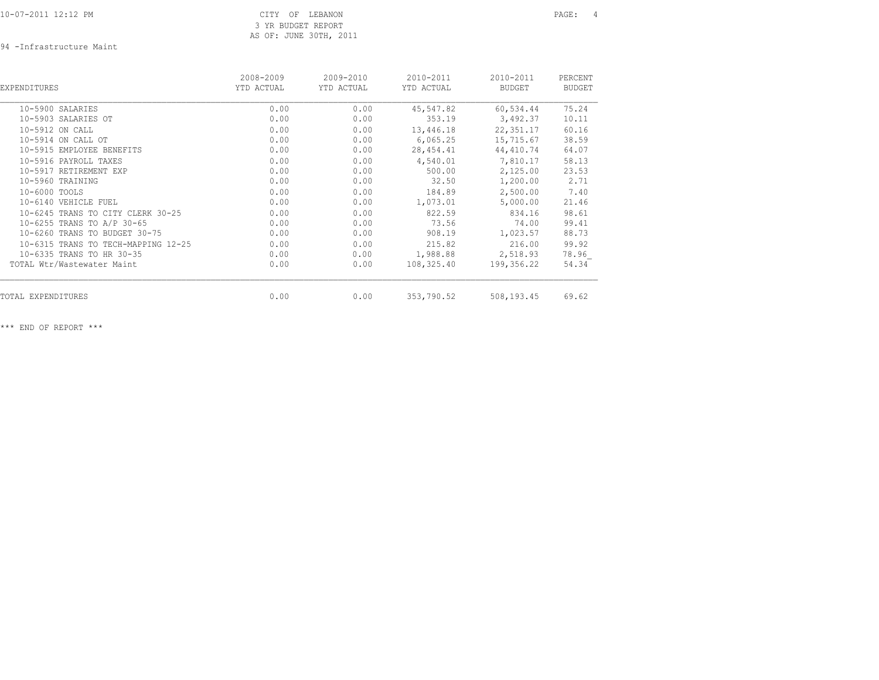CITY OF LEBANON
3 YR BUDGET REPORT
AS OF: JUNE 30TH, 2011

94 -Infrastructure Maint

| EXPENDITURES | 2008-2009 YTD ACTUAL | 2009-2010 YTD ACTUAL | 2010-2011 YTD ACTUAL | 2010-2011 BUDGET | PERCENT BUDGET |
|---|---|---|---|---|---|
| 10-5900 SALARIES | 0.00 | 0.00 | 45,547.82 | 60,534.44 | 75.24 |
| 10-5903 SALARIES OT | 0.00 | 0.00 | 353.19 | 3,492.37 | 10.11 |
| 10-5912 ON CALL | 0.00 | 0.00 | 13,446.18 | 22,351.17 | 60.16 |
| 10-5914 ON CALL OT | 0.00 | 0.00 | 6,065.25 | 15,715.67 | 38.59 |
| 10-5915 EMPLOYEE BENEFITS | 0.00 | 0.00 | 28,454.41 | 44,410.74 | 64.07 |
| 10-5916 PAYROLL TAXES | 0.00 | 0.00 | 4,540.01 | 7,810.17 | 58.13 |
| 10-5917 RETIREMENT EXP | 0.00 | 0.00 | 500.00 | 2,125.00 | 23.53 |
| 10-5960 TRAINING | 0.00 | 0.00 | 32.50 | 1,200.00 | 2.71 |
| 10-6000 TOOLS | 0.00 | 0.00 | 184.89 | 2,500.00 | 7.40 |
| 10-6140 VEHICLE FUEL | 0.00 | 0.00 | 1,073.01 | 5,000.00 | 21.46 |
| 10-6245 TRANS TO CITY CLERK 30-25 | 0.00 | 0.00 | 822.59 | 834.16 | 98.61 |
| 10-6255 TRANS TO A/P 30-65 | 0.00 | 0.00 | 73.56 | 74.00 | 99.41 |
| 10-6260 TRANS TO BUDGET 30-75 | 0.00 | 0.00 | 908.19 | 1,023.57 | 88.73 |
| 10-6315 TRANS TO TECH-MAPPING 12-25 | 0.00 | 0.00 | 215.82 | 216.00 | 99.92 |
| 10-6335 TRANS TO HR 30-35 | 0.00 | 0.00 | 1,988.88 | 2,518.93 | 78.96 |
| TOTAL Wtr/Wastewater Maint | 0.00 | 0.00 | 108,325.40 | 199,356.22 | 54.34 |
| TOTAL EXPENDITURES | 0.00 | 0.00 | 353,790.52 | 508,193.45 | 69.62 |

*** END OF REPORT ***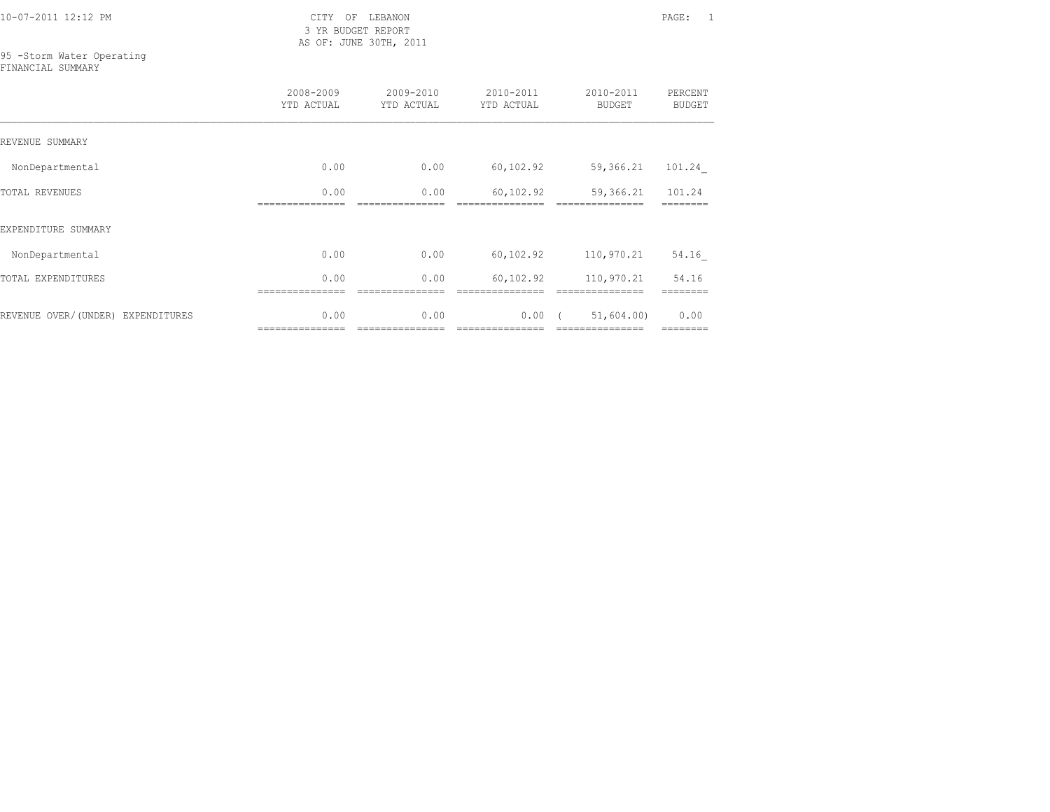CITY OF LEBANON
3 YR BUDGET REPORT
AS OF: JUNE 30TH, 2011

95 -Storm Water Operating
FINANCIAL SUMMARY

| | 2008-2009 YTD ACTUAL | 2009-2010 YTD ACTUAL | 2010-2011 YTD ACTUAL | 2010-2011 BUDGET | PERCENT BUDGET |
|---|---|---|---|---|---|
| REVENUE SUMMARY | | | | | |
| NonDepartmental | 0.00 | 0.00 | 60,102.92 | 59,366.21 | 101.24 |
| TOTAL REVENUES | 0.00 | 0.00 | 60,102.92 | 59,366.21 | 101.24 |
| EXPENDITURE SUMMARY | | | | | |
| NonDepartmental | 0.00 | 0.00 | 60,102.92 | 110,970.21 | 54.16 |
| TOTAL EXPENDITURES | 0.00 | 0.00 | 60,102.92 | 110,970.21 | 54.16 |
| REVENUE OVER/(UNDER) EXPENDITURES | 0.00 | 0.00 | 0.00 | ( 51,604.00) | 0.00 |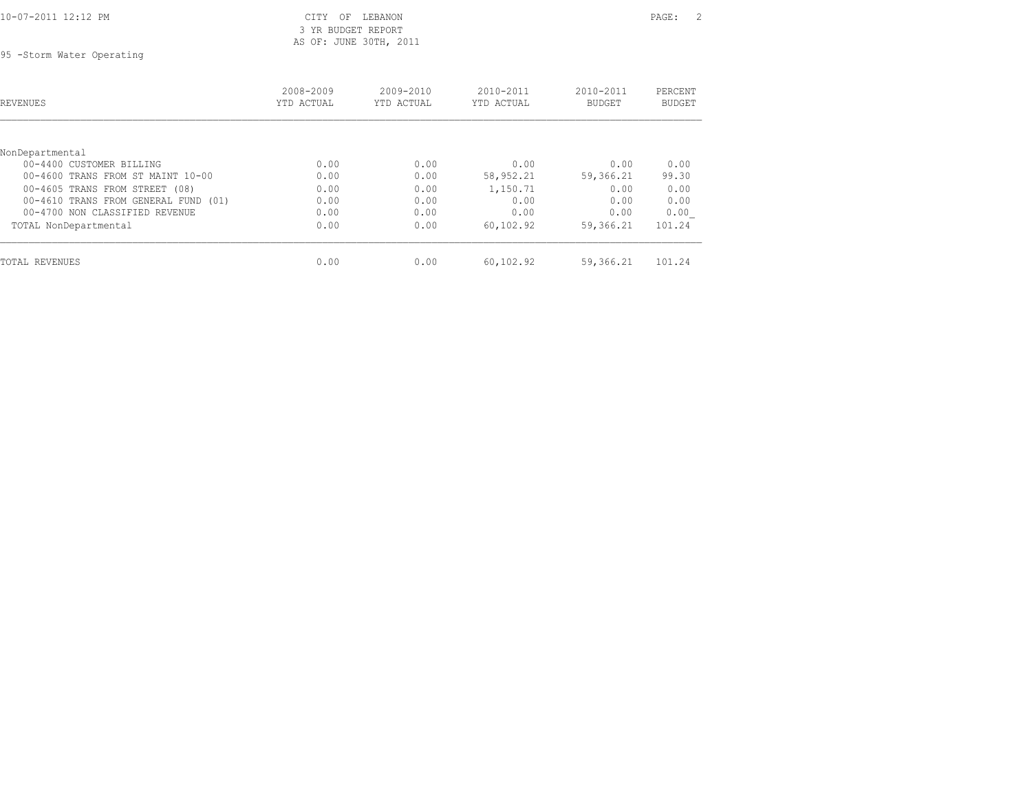CITY OF LEBANON
3 YR BUDGET REPORT
AS OF: JUNE 30TH, 2011

95 -Storm Water Operating

| REVENUES | 2008-2009 YTD ACTUAL | 2009-2010 YTD ACTUAL | 2010-2011 YTD ACTUAL | 2010-2011 BUDGET | PERCENT BUDGET |
|---|---|---|---|---|---|
| NonDepartmental | | | | | |
| 00-4400 CUSTOMER BILLING | 0.00 | 0.00 | 0.00 | 0.00 | 0.00 |
| 00-4600 TRANS FROM ST MAINT 10-00 | 0.00 | 0.00 | 58,952.21 | 59,366.21 | 99.30 |
| 00-4605 TRANS FROM STREET (08) | 0.00 | 0.00 | 1,150.71 | 0.00 | 0.00 |
| 00-4610 TRANS FROM GENERAL FUND (01) | 0.00 | 0.00 | 0.00 | 0.00 | 0.00 |
| 00-4700 NON CLASSIFIED REVENUE | 0.00 | 0.00 | 0.00 | 0.00 | 0.00 |
| TOTAL NonDepartmental | 0.00 | 0.00 | 60,102.92 | 59,366.21 | 101.24 |
| TOTAL REVENUES | 0.00 | 0.00 | 60,102.92 | 59,366.21 | 101.24 |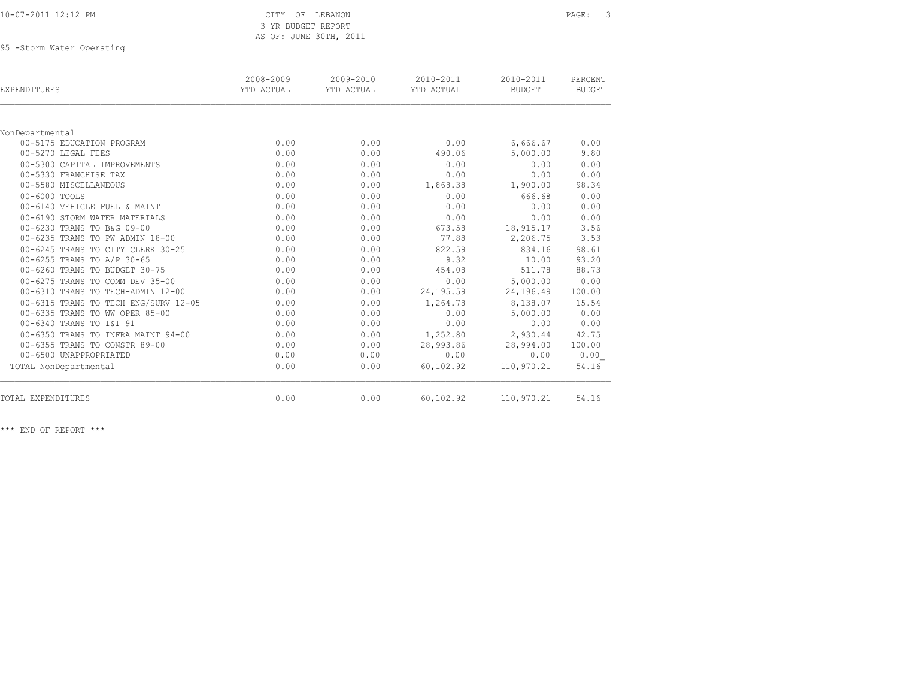# CITY OF LEBANON
## 3 YR BUDGET REPORT
### AS OF: JUNE 30TH, 2011

95 -Storm Water Operating

| EXPENDITURES | 2008-2009 YTD ACTUAL | 2009-2010 YTD ACTUAL | 2010-2011 YTD ACTUAL | 2010-2011 BUDGET | PERCENT BUDGET |
|---|---|---|---|---|---|
| NonDepartmental | | | | | |
| 00-5175 EDUCATION PROGRAM | 0.00 | 0.00 | 0.00 | 6,666.67 | 0.00 |
| 00-5270 LEGAL FEES | 0.00 | 0.00 | 490.06 | 5,000.00 | 9.80 |
| 00-5300 CAPITAL IMPROVEMENTS | 0.00 | 0.00 | 0.00 | 0.00 | 0.00 |
| 00-5330 FRANCHISE TAX | 0.00 | 0.00 | 0.00 | 0.00 | 0.00 |
| 00-5580 MISCELLANEOUS | 0.00 | 0.00 | 1,868.38 | 1,900.00 | 98.34 |
| 00-6000 TOOLS | 0.00 | 0.00 | 0.00 | 666.68 | 0.00 |
| 00-6140 VEHICLE FUEL & MAINT | 0.00 | 0.00 | 0.00 | 0.00 | 0.00 |
| 00-6190 STORM WATER MATERIALS | 0.00 | 0.00 | 0.00 | 0.00 | 0.00 |
| 00-6230 TRANS TO B&G 09-00 | 0.00 | 0.00 | 673.58 | 18,915.17 | 3.56 |
| 00-6235 TRANS TO PW ADMIN 18-00 | 0.00 | 0.00 | 77.88 | 2,206.75 | 3.53 |
| 00-6245 TRANS TO CITY CLERK 30-25 | 0.00 | 0.00 | 822.59 | 834.16 | 98.61 |
| 00-6255 TRANS TO A/P 30-65 | 0.00 | 0.00 | 9.32 | 10.00 | 93.20 |
| 00-6260 TRANS TO BUDGET 30-75 | 0.00 | 0.00 | 454.08 | 511.78 | 88.73 |
| 00-6275 TRANS TO COMM DEV 35-00 | 0.00 | 0.00 | 0.00 | 5,000.00 | 0.00 |
| 00-6310 TRANS TO TECH-ADMIN 12-00 | 0.00 | 0.00 | 24,195.59 | 24,196.49 | 100.00 |
| 00-6315 TRANS TO TECH ENG/SURV 12-05 | 0.00 | 0.00 | 1,264.78 | 8,138.07 | 15.54 |
| 00-6335 TRANS TO WW OPER 85-00 | 0.00 | 0.00 | 0.00 | 5,000.00 | 0.00 |
| 00-6340 TRANS TO I&I 91 | 0.00 | 0.00 | 0.00 | 0.00 | 0.00 |
| 00-6350 TRANS TO INFRA MAINT 94-00 | 0.00 | 0.00 | 1,252.80 | 2,930.44 | 42.75 |
| 00-6355 TRANS TO CONSTR 89-00 | 0.00 | 0.00 | 28,993.86 | 28,994.00 | 100.00 |
| 00-6500 UNAPPROPRIATED | 0.00 | 0.00 | 0.00 | 0.00 | 0.00 |
| TOTAL NonDepartmental | 0.00 | 0.00 | 60,102.92 | 110,970.21 | 54.16 |
| TOTAL EXPENDITURES | 0.00 | 0.00 | 60,102.92 | 110,970.21 | 54.16 |

*** END OF REPORT ***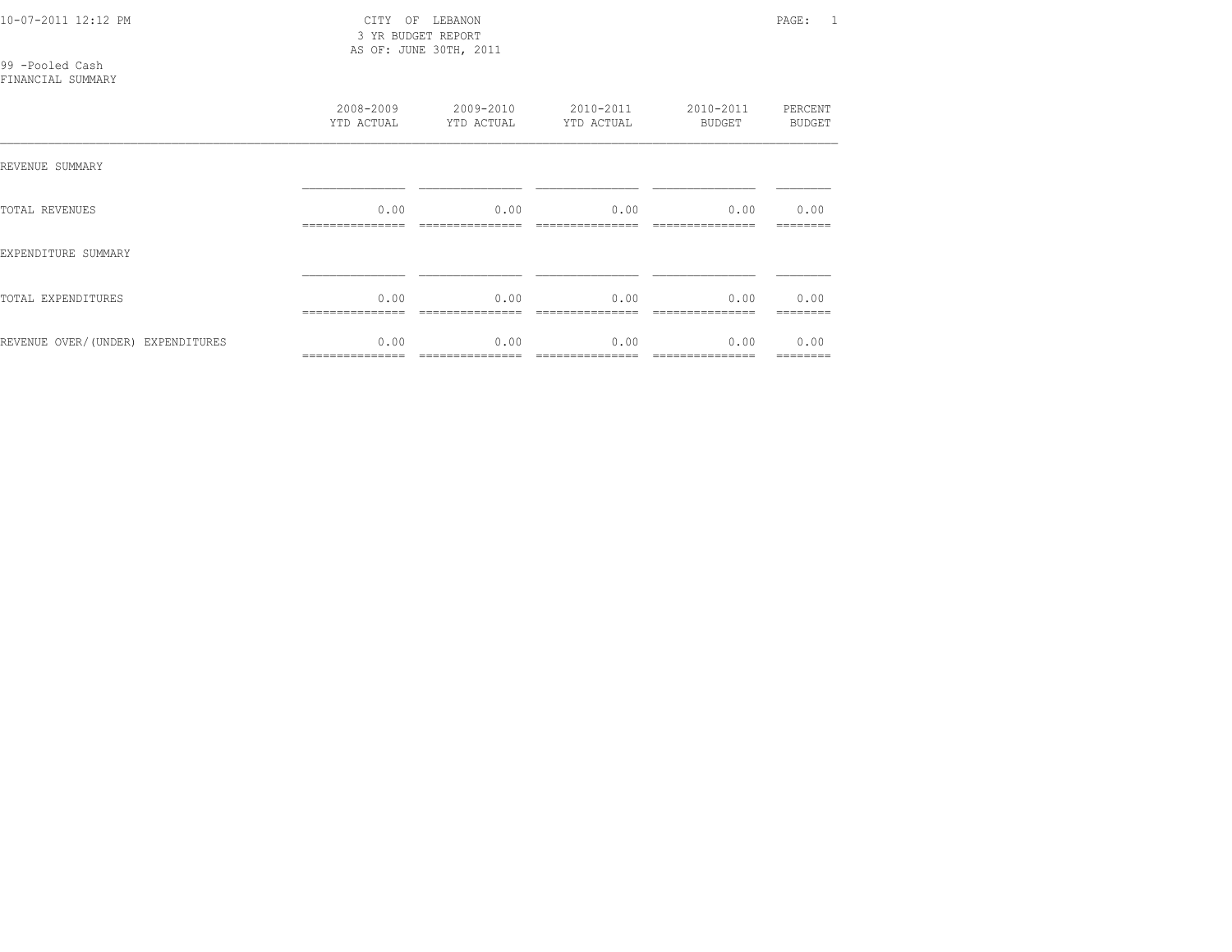CITY OF LEBANON
3 YR BUDGET REPORT
AS OF: JUNE 30TH, 2011

99 -Pooled Cash
FINANCIAL SUMMARY

| | 2008-2009 YTD ACTUAL | 2009-2010 YTD ACTUAL | 2010-2011 YTD ACTUAL | 2010-2011 BUDGET | PERCENT BUDGET |
|---|---|---|---|---|---|
| REVENUE SUMMARY | | | | | |
| TOTAL REVENUES | 0.00 | 0.00 | 0.00 | 0.00 | 0.00 |
| EXPENDITURE SUMMARY | | | | | |
| TOTAL EXPENDITURES | 0.00 | 0.00 | 0.00 | 0.00 | 0.00 |
| REVENUE OVER/(UNDER) EXPENDITURES | 0.00 | 0.00 | 0.00 | 0.00 | 0.00 |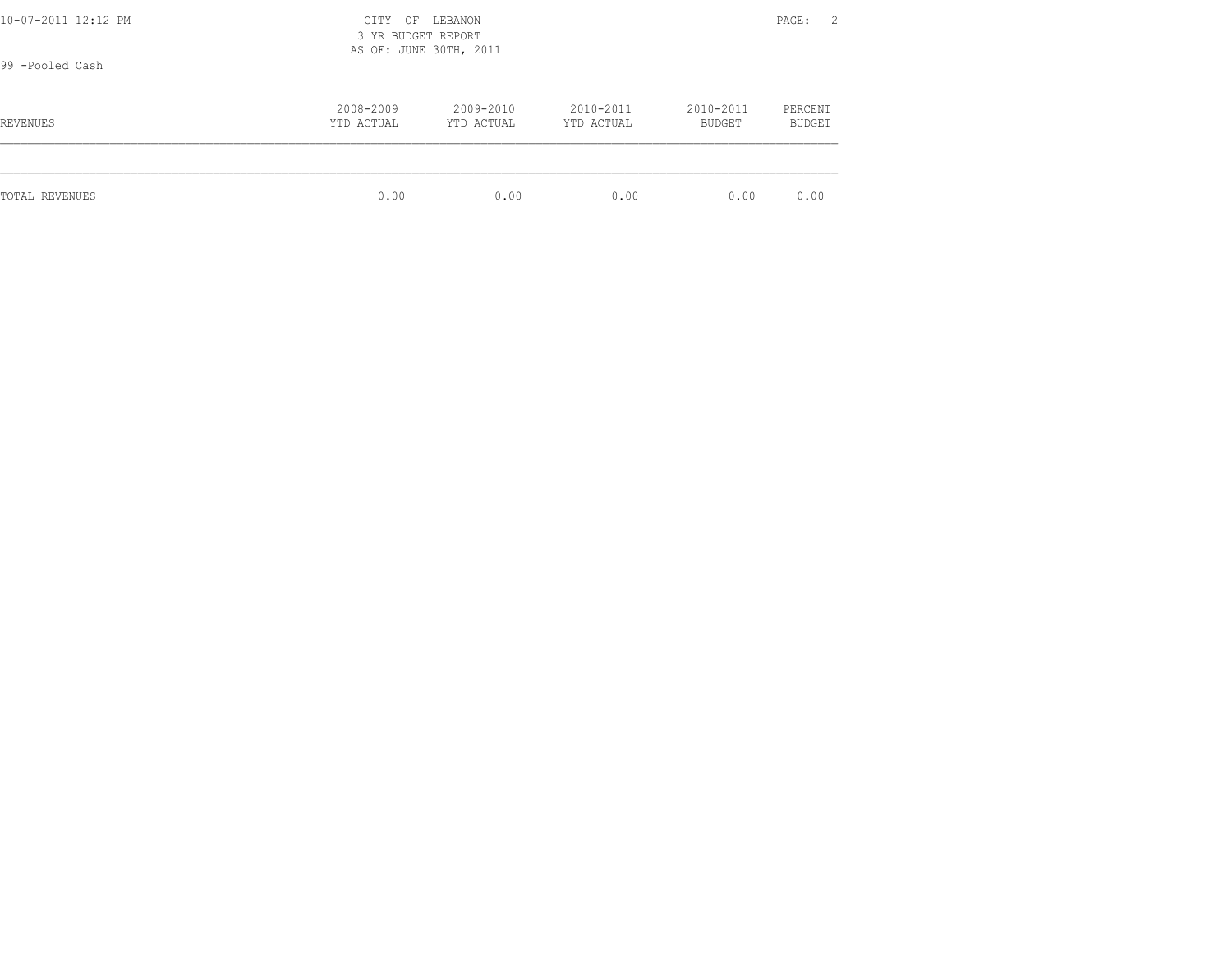CITY OF LEBANON
3 YR BUDGET REPORT
AS OF: JUNE 30TH, 2011

99 -Pooled Cash

| REVENUES | 2008-2009 YTD ACTUAL | 2009-2010 YTD ACTUAL | 2010-2011 YTD ACTUAL | 2010-2011 BUDGET | PERCENT BUDGET |
|---|---|---|---|---|---|
| TOTAL REVENUES | 0.00 | 0.00 | 0.00 | 0.00 | 0.00 |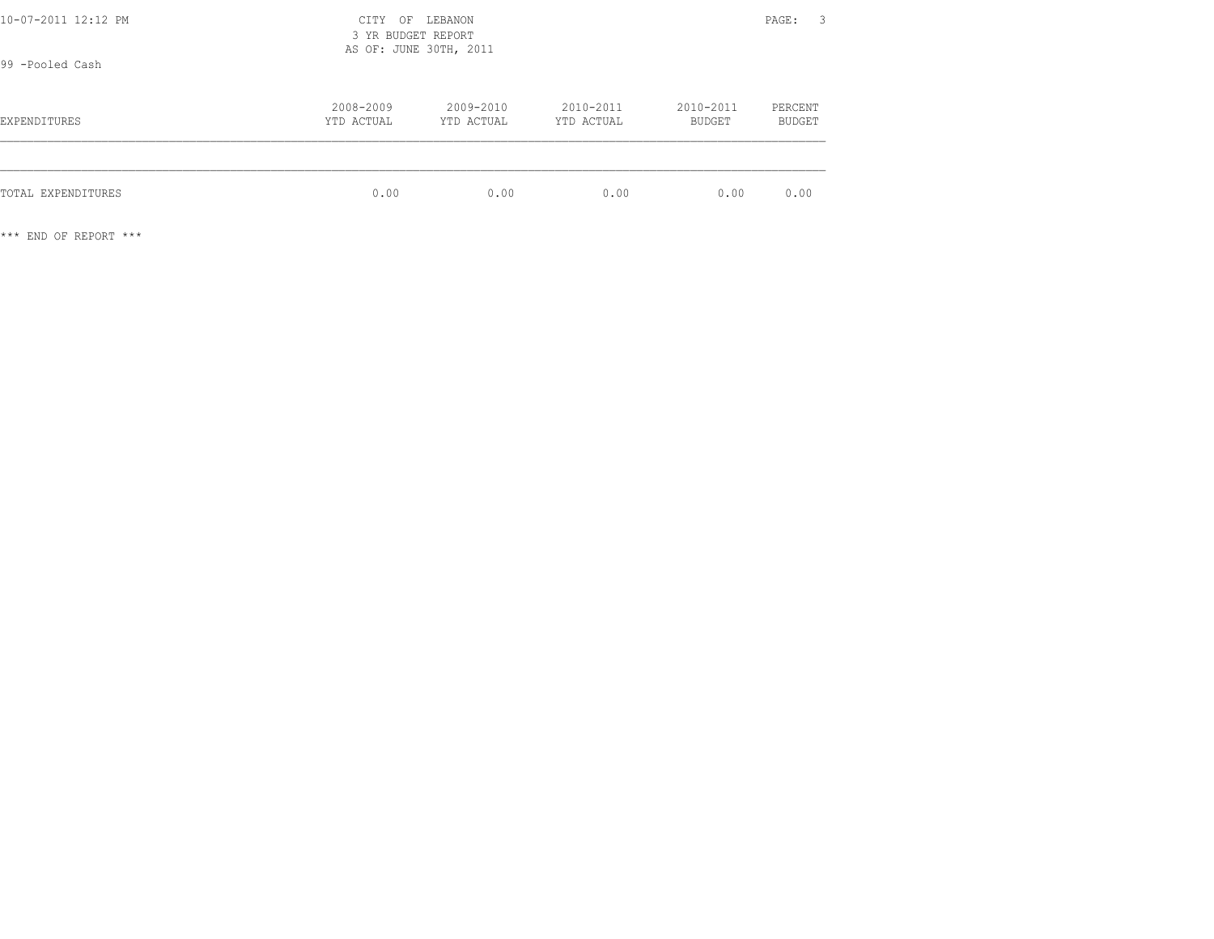# CITY OF LEBANON

3 YR BUDGET REPORT

AS OF: JUNE 30TH, 2011

99 -Pooled Cash

| EXPENDITURES | 2008-2009 YTD ACTUAL | 2009-2010 YTD ACTUAL | 2010-2011 YTD ACTUAL | 2010-2011 BUDGET | PERCENT BUDGET |
|---|---|---|---|---|---|
| TOTAL EXPENDITURES | 0.00 | 0.00 | 0.00 | 0.00 | 0.00 |

*** END OF REPORT ***